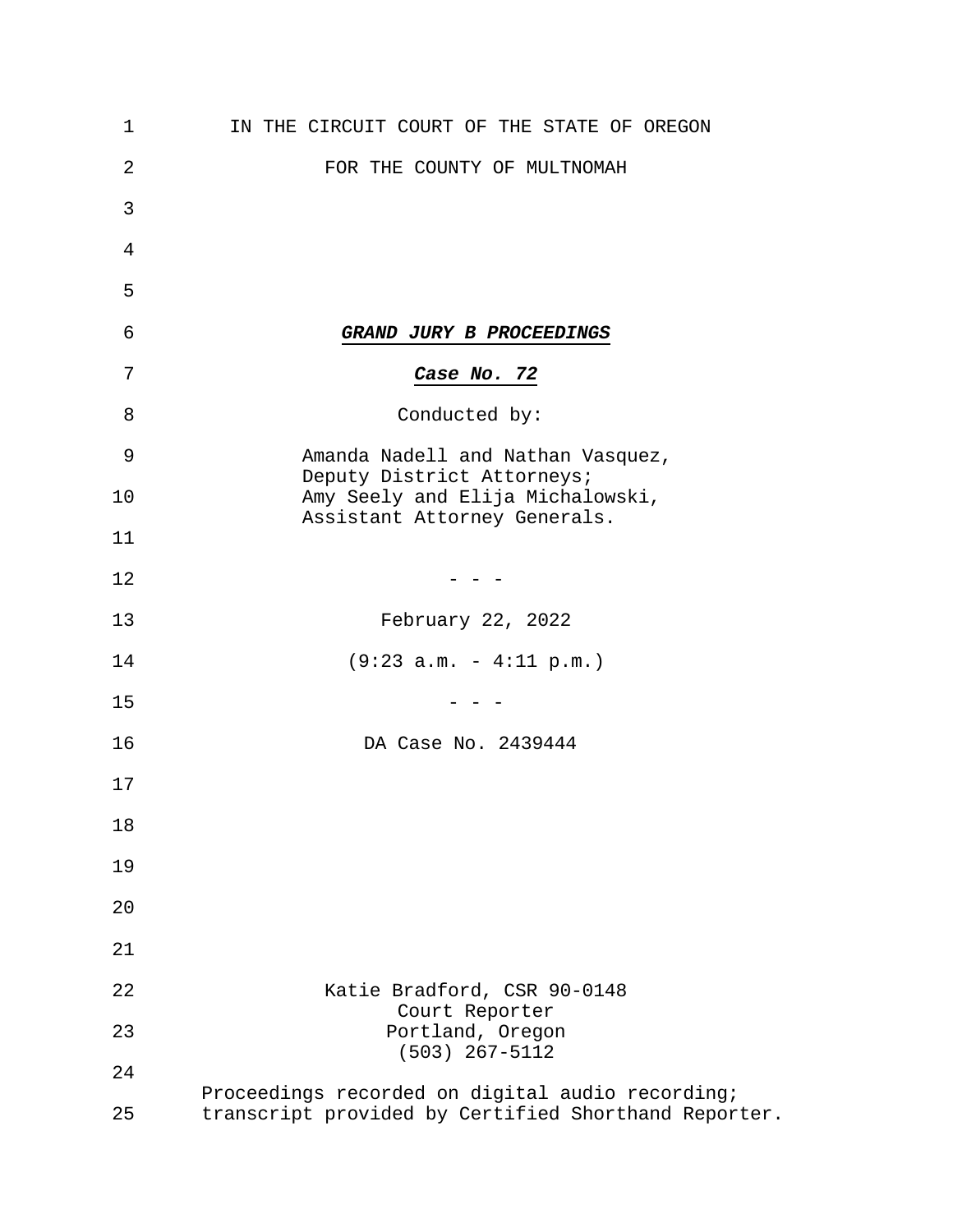IN THE CIRCUIT COURT OF THE STATE OF OREGON

FOR THE COUNTY OF MULTNOMAH

***GRAND JURY B PROCEEDINGS***

***Case No. 72***

Conducted by:

Amanda Nadell and Nathan Vasquez,
Deputy District Attorneys;
Amy Seely and Elija Michalowski,
Assistant Attorney Generals.

\- - -

February 22, 2022

(9:23 a.m. - 4:11 p.m.)

\- - -

DA Case No. 2439444

Katie Bradford, CSR 90-0148
Court Reporter
Portland, Oregon
(503) 267-5112

Proceedings recorded on digital audio recording;
transcript provided by Certified Shorthand Reporter.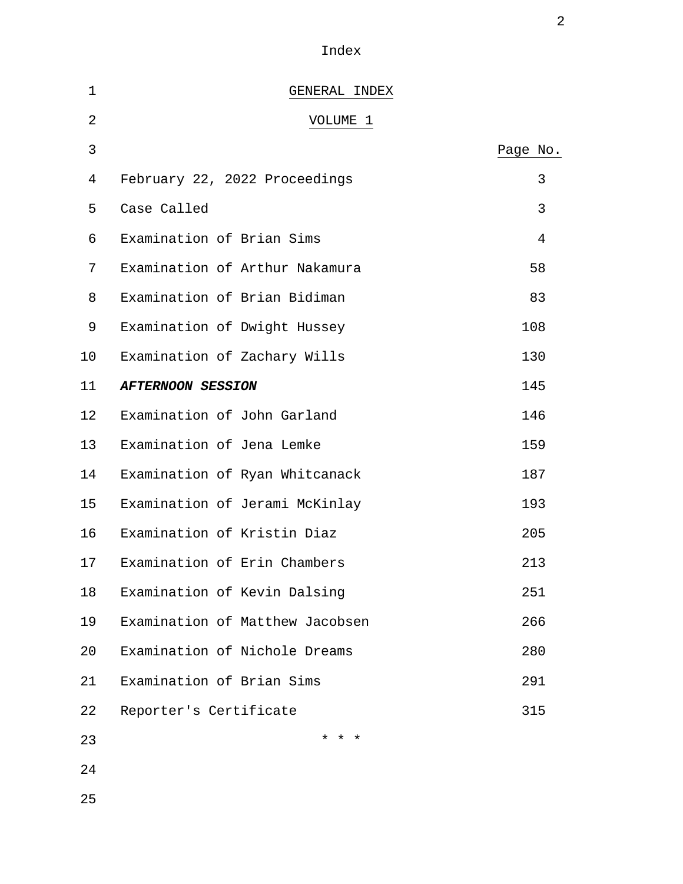Index

GENERAL INDEX

VOLUME 1

| | Page No. |
|---|---|
| February 22, 2022 Proceedings | 3 |
| Case Called | 3 |
| Examination of Brian Sims | 4 |
| Examination of Arthur Nakamura | 58 |
| Examination of Brian Bidiman | 83 |
| Examination of Dwight Hussey | 108 |
| Examination of Zachary Wills | 130 |
| ***AFTERNOON SESSION*** | 145 |
| Examination of John Garland | 146 |
| Examination of Jena Lemke | 159 |
| Examination of Ryan Whitcanack | 187 |
| Examination of Jerami McKinlay | 193 |
| Examination of Kristin Diaz | 205 |
| Examination of Erin Chambers | 213 |
| Examination of Kevin Dalsing | 251 |
| Examination of Matthew Jacobsen | 266 |
| Examination of Nichole Dreams | 280 |
| Examination of Brian Sims | 291 |
| Reporter's Certificate | 315 |

\* \* \*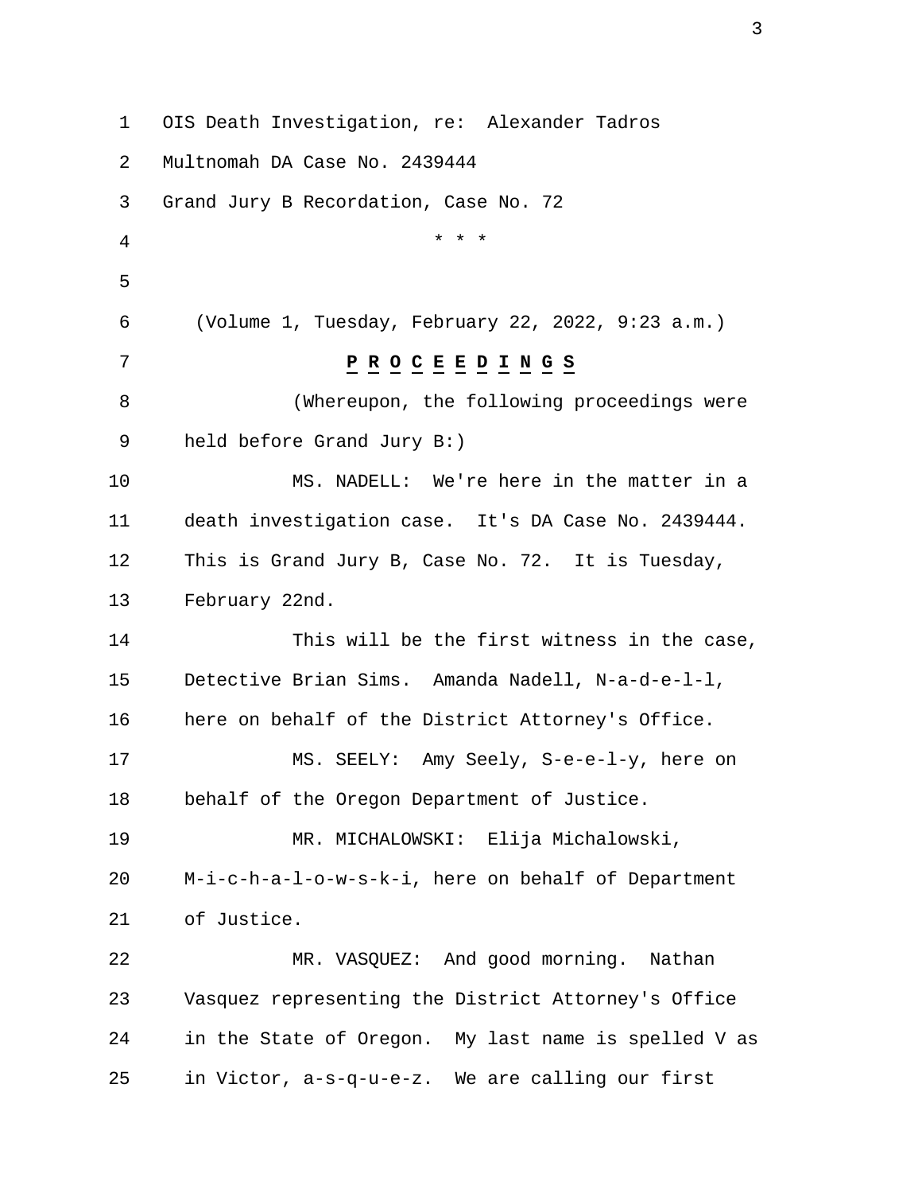OIS Death Investigation, re: Alexander Tadros
Multnomah DA Case No. 2439444
Grand Jury B Recordation, Case No. 72

\* \* \*

(Volume 1, Tuesday, February 22, 2022, 9:23 a.m.)

**P R O C E E D I N G S**

(Whereupon, the following proceedings were held before Grand Jury B:)

MS. NADELL: We're here in the matter in a death investigation case. It's DA Case No. 2439444. This is Grand Jury B, Case No. 72. It is Tuesday, February 22nd.

This will be the first witness in the case, Detective Brian Sims. Amanda Nadell, N-a-d-e-l-l, here on behalf of the District Attorney's Office.

MS. SEELY: Amy Seely, S-e-e-l-y, here on behalf of the Oregon Department of Justice.

MR. MICHALOWSKI: Elija Michalowski, M-i-c-h-a-l-o-w-s-k-i, here on behalf of Department of Justice.

MR. VASQUEZ: And good morning. Nathan Vasquez representing the District Attorney's Office in the State of Oregon. My last name is spelled V as in Victor, a-s-q-u-e-z. We are calling our first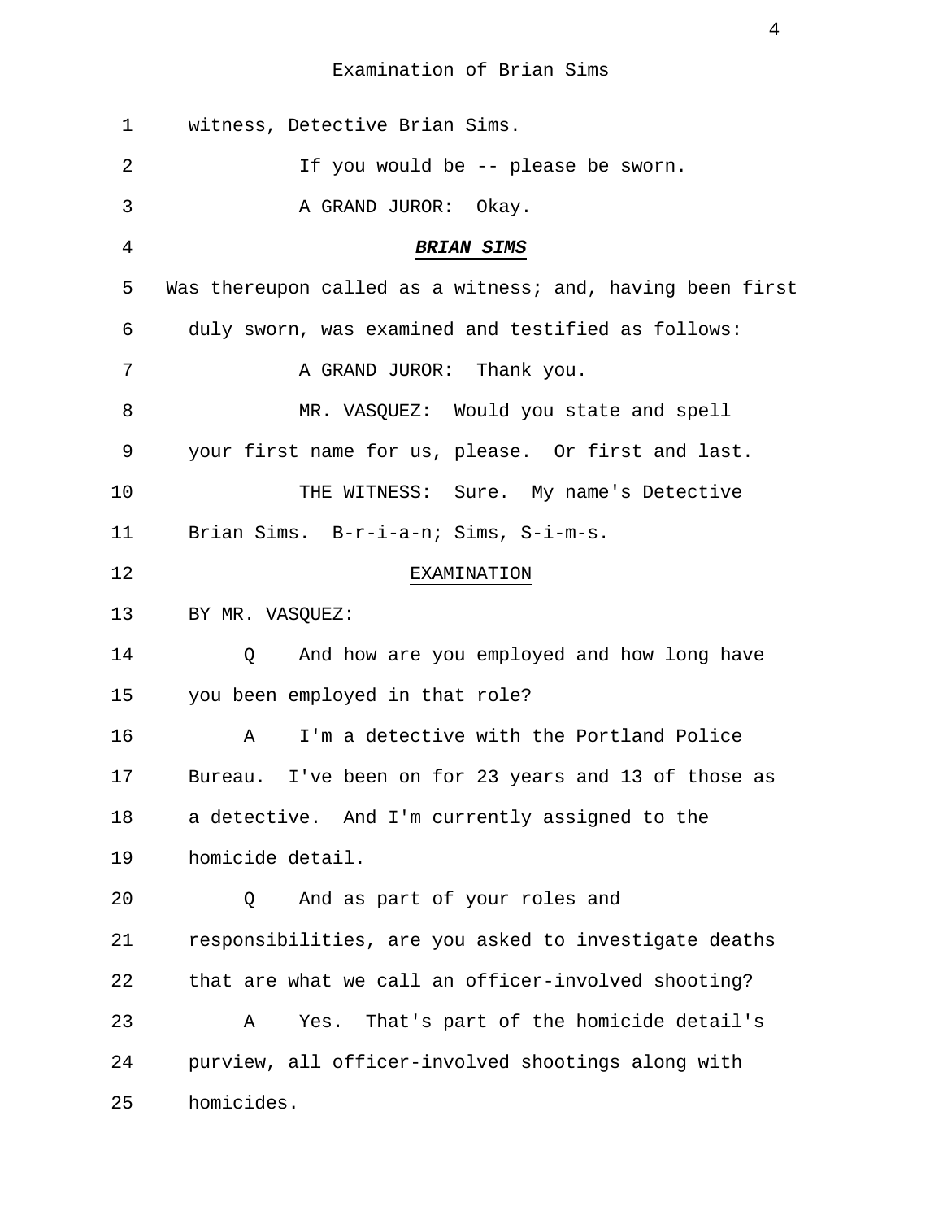witness, Detective Brian Sims.

If you would be -- please be sworn.

A GRAND JUROR: Okay.

***BRIAN SIMS***

Was thereupon called as a witness; and, having been first duly sworn, was examined and testified as follows:

A GRAND JUROR: Thank you.

MR. VASQUEZ: Would you state and spell your first name for us, please. Or first and last.

THE WITNESS: Sure. My name's Detective Brian Sims. B-r-i-a-n; Sims, S-i-m-s.

EXAMINATION

BY MR. VASQUEZ:

Q And how are you employed and how long have you been employed in that role?

A I'm a detective with the Portland Police Bureau. I've been on for 23 years and 13 of those as a detective. And I'm currently assigned to the homicide detail.

Q And as part of your roles and responsibilities, are you asked to investigate deaths that are what we call an officer-involved shooting?

A Yes. That's part of the homicide detail's purview, all officer-involved shootings along with homicides.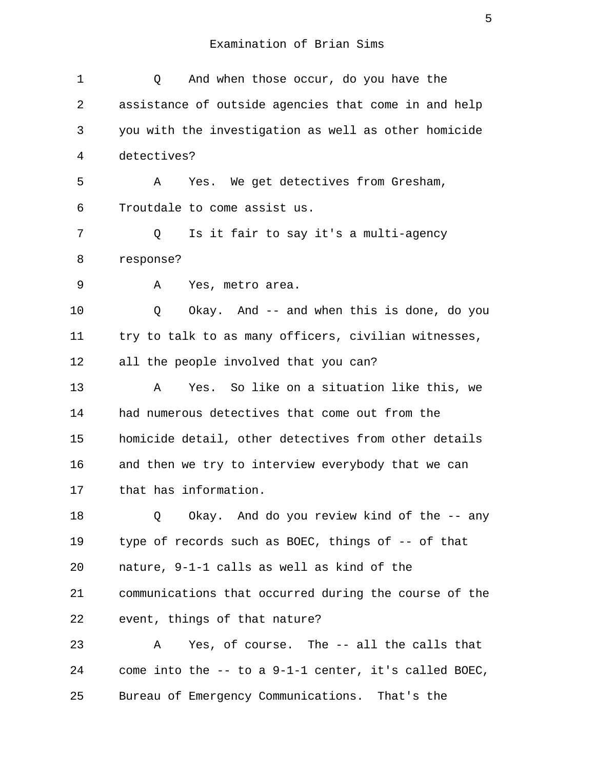Examination of Brian Sims

Q And when those occur, do you have the assistance of outside agencies that come in and help you with the investigation as well as other homicide detectives?

A Yes. We get detectives from Gresham, Troutdale to come assist us.

Q Is it fair to say it's a multi-agency response?

A Yes, metro area.

Q Okay. And -- and when this is done, do you try to talk to as many officers, civilian witnesses, all the people involved that you can?

A Yes. So like on a situation like this, we had numerous detectives that come out from the homicide detail, other detectives from other details and then we try to interview everybody that we can that has information.

Q Okay. And do you review kind of the -- any type of records such as BOEC, things of -- of that nature, 9-1-1 calls as well as kind of the communications that occurred during the course of the event, things of that nature?

A Yes, of course. The -- all the calls that come into the -- to a 9-1-1 center, it's called BOEC, Bureau of Emergency Communications. That's the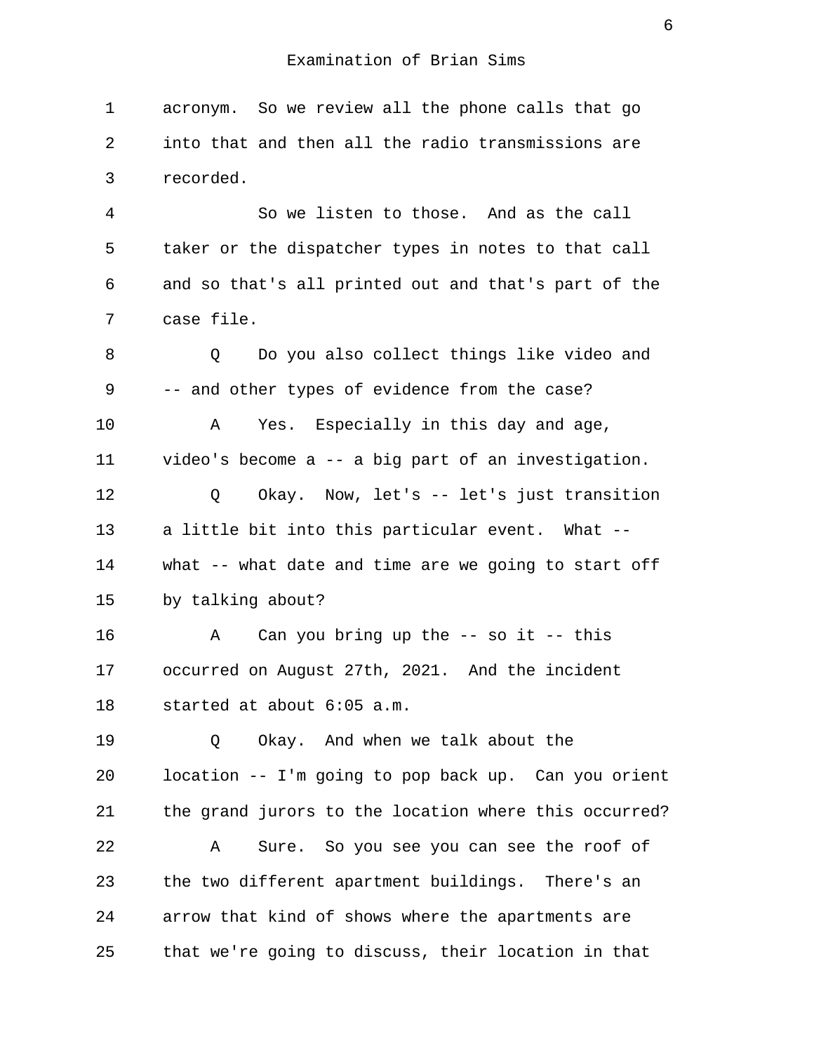acronym. So we review all the phone calls that go into that and then all the radio transmissions are recorded.

So we listen to those. And as the call taker or the dispatcher types in notes to that call and so that's all printed out and that's part of the case file.

Q Do you also collect things like video and -- and other types of evidence from the case?

A Yes. Especially in this day and age, video's become a -- a big part of an investigation.

Q Okay. Now, let's -- let's just transition a little bit into this particular event. What -- what -- what date and time are we going to start off by talking about?

A Can you bring up the -- so it -- this occurred on August 27th, 2021. And the incident started at about 6:05 a.m.

Q Okay. And when we talk about the location -- I'm going to pop back up. Can you orient the grand jurors to the location where this occurred?

A Sure. So you see you can see the roof of the two different apartment buildings. There's an arrow that kind of shows where the apartments are that we're going to discuss, their location in that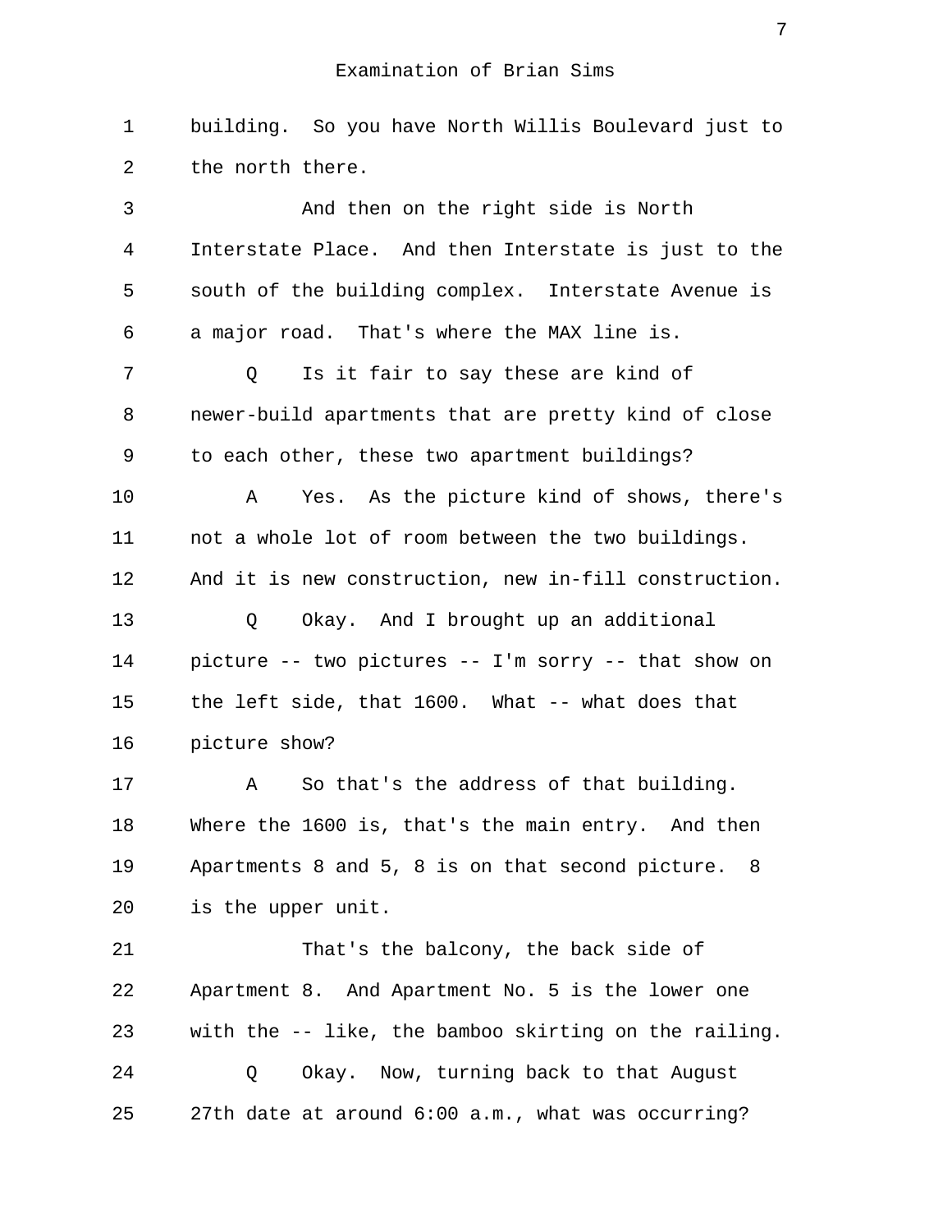building. So you have North Willis Boulevard just to the north there.

And then on the right side is North Interstate Place. And then Interstate is just to the south of the building complex. Interstate Avenue is a major road. That's where the MAX line is.

Q Is it fair to say these are kind of newer-build apartments that are pretty kind of close to each other, these two apartment buildings?

A Yes. As the picture kind of shows, there's not a whole lot of room between the two buildings. And it is new construction, new in-fill construction.

Q Okay. And I brought up an additional picture -- two pictures -- I'm sorry -- that show on the left side, that 1600. What -- what does that picture show?

A So that's the address of that building. Where the 1600 is, that's the main entry. And then Apartments 8 and 5, 8 is on that second picture. 8 is the upper unit.

That's the balcony, the back side of Apartment 8. And Apartment No. 5 is the lower one with the -- like, the bamboo skirting on the railing.

Q Okay. Now, turning back to that August 27th date at around 6:00 a.m., what was occurring?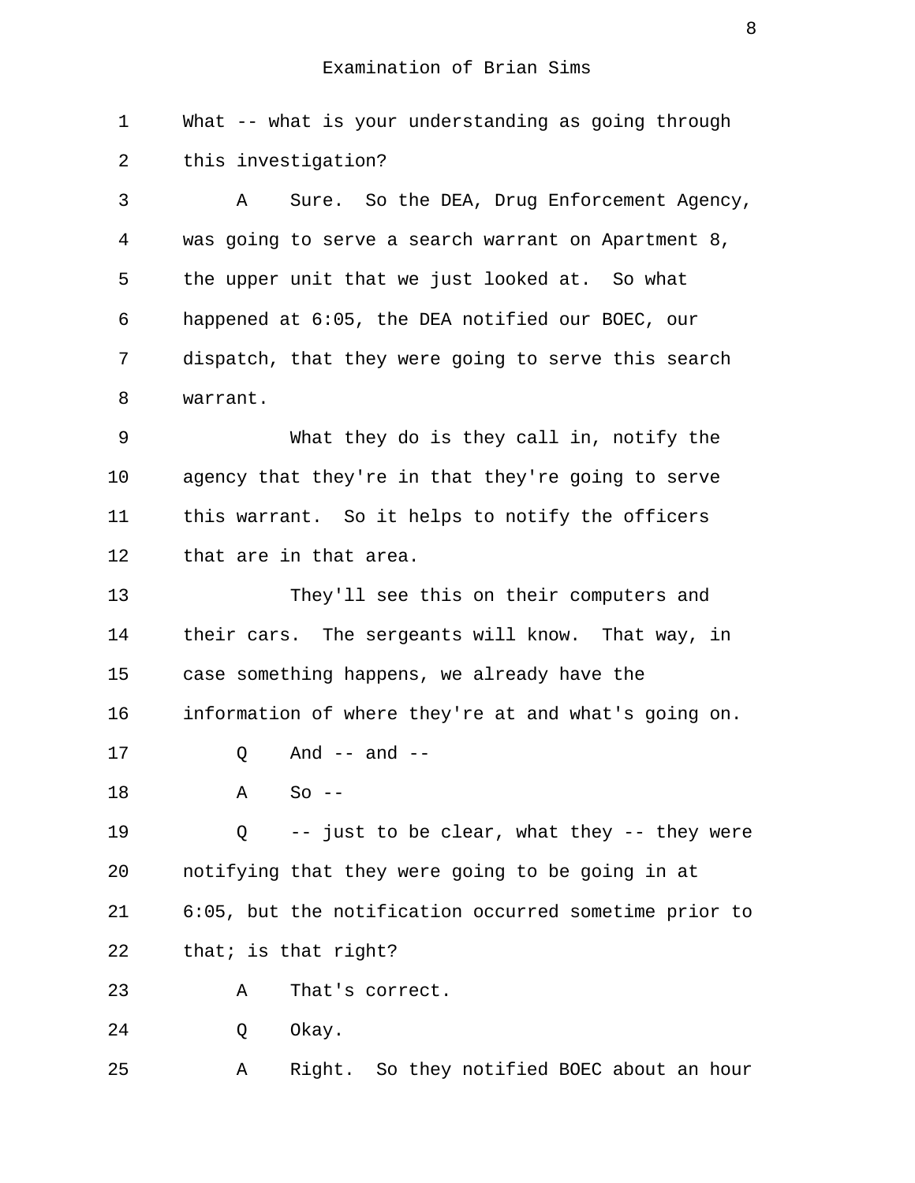Examination of Brian Sims

1 What -- what is your understanding as going through
2 this investigation?
3 A Sure. So the DEA, Drug Enforcement Agency,
4 was going to serve a search warrant on Apartment 8,
5 the upper unit that we just looked at. So what
6 happened at 6:05, the DEA notified our BOEC, our
7 dispatch, that they were going to serve this search
8 warrant.
9 What they do is they call in, notify the
10 agency that they're in that they're going to serve
11 this warrant. So it helps to notify the officers
12 that are in that area.
13 They'll see this on their computers and
14 their cars. The sergeants will know. That way, in
15 case something happens, we already have the
16 information of where they're at and what's going on.
17 Q And -- and --
18 A So --
19 Q -- just to be clear, what they -- they were
20 notifying that they were going to be going in at
21 6:05, but the notification occurred sometime prior to
22 that; is that right?
23 A That's correct.
24 Q Okay.
25 A Right. So they notified BOEC about an hour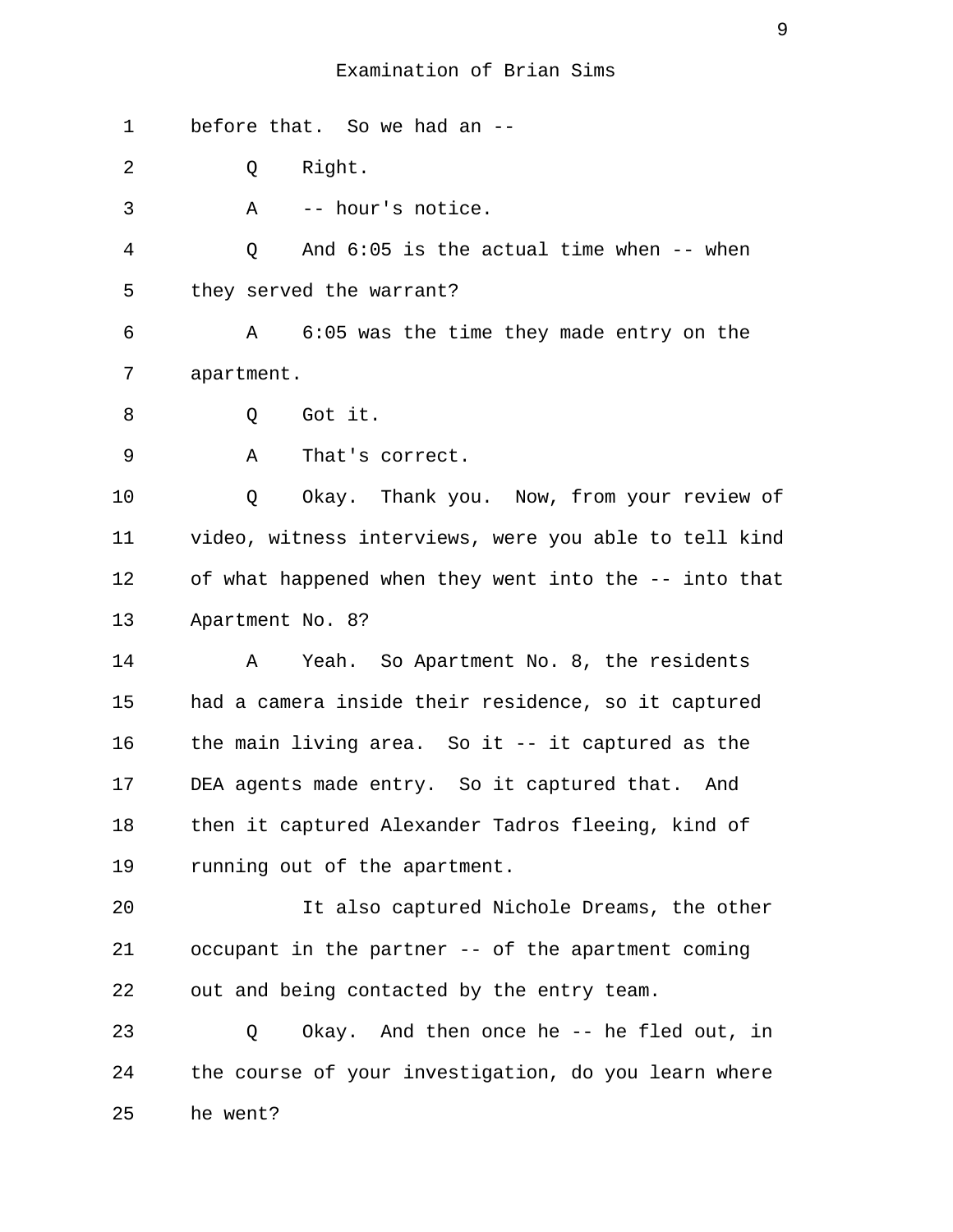Examination of Brian Sims

before that. So we had an --

Q Right.

A -- hour's notice.

Q And 6:05 is the actual time when -- when they served the warrant?

A 6:05 was the time they made entry on the apartment.

Q Got it.

A That's correct.

Q Okay. Thank you. Now, from your review of video, witness interviews, were you able to tell kind of what happened when they went into the -- into that Apartment No. 8?

A Yeah. So Apartment No. 8, the residents had a camera inside their residence, so it captured the main living area. So it -- it captured as the DEA agents made entry. So it captured that. And then it captured Alexander Tadros fleeing, kind of running out of the apartment.

It also captured Nichole Dreams, the other occupant in the partner -- of the apartment coming out and being contacted by the entry team.

Q Okay. And then once he -- he fled out, in the course of your investigation, do you learn where he went?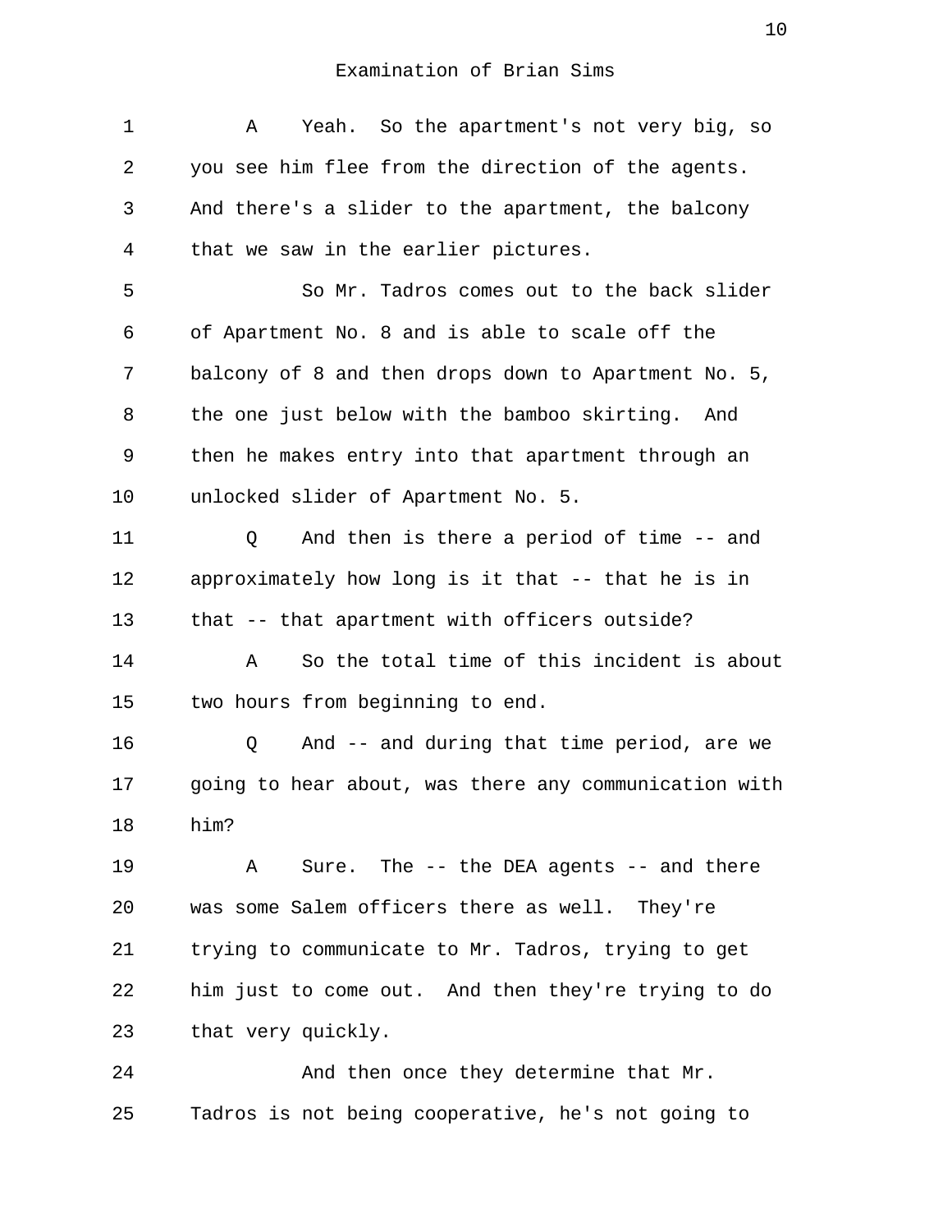Examination of Brian Sims

1 A Yeah. So the apartment's not very big, so
2 you see him flee from the direction of the agents.
3 And there's a slider to the apartment, the balcony
4 that we saw in the earlier pictures.
5 So Mr. Tadros comes out to the back slider
6 of Apartment No. 8 and is able to scale off the
7 balcony of 8 and then drops down to Apartment No. 5,
8 the one just below with the bamboo skirting. And
9 then he makes entry into that apartment through an
10 unlocked slider of Apartment No. 5.
11 Q And then is there a period of time -- and
12 approximately how long is it that -- that he is in
13 that -- that apartment with officers outside?
14 A So the total time of this incident is about
15 two hours from beginning to end.
16 Q And -- and during that time period, are we
17 going to hear about, was there any communication with
18 him?
19 A Sure. The -- the DEA agents -- and there
20 was some Salem officers there as well. They're
21 trying to communicate to Mr. Tadros, trying to get
22 him just to come out. And then they're trying to do
23 that very quickly.
24 And then once they determine that Mr.
25 Tadros is not being cooperative, he's not going to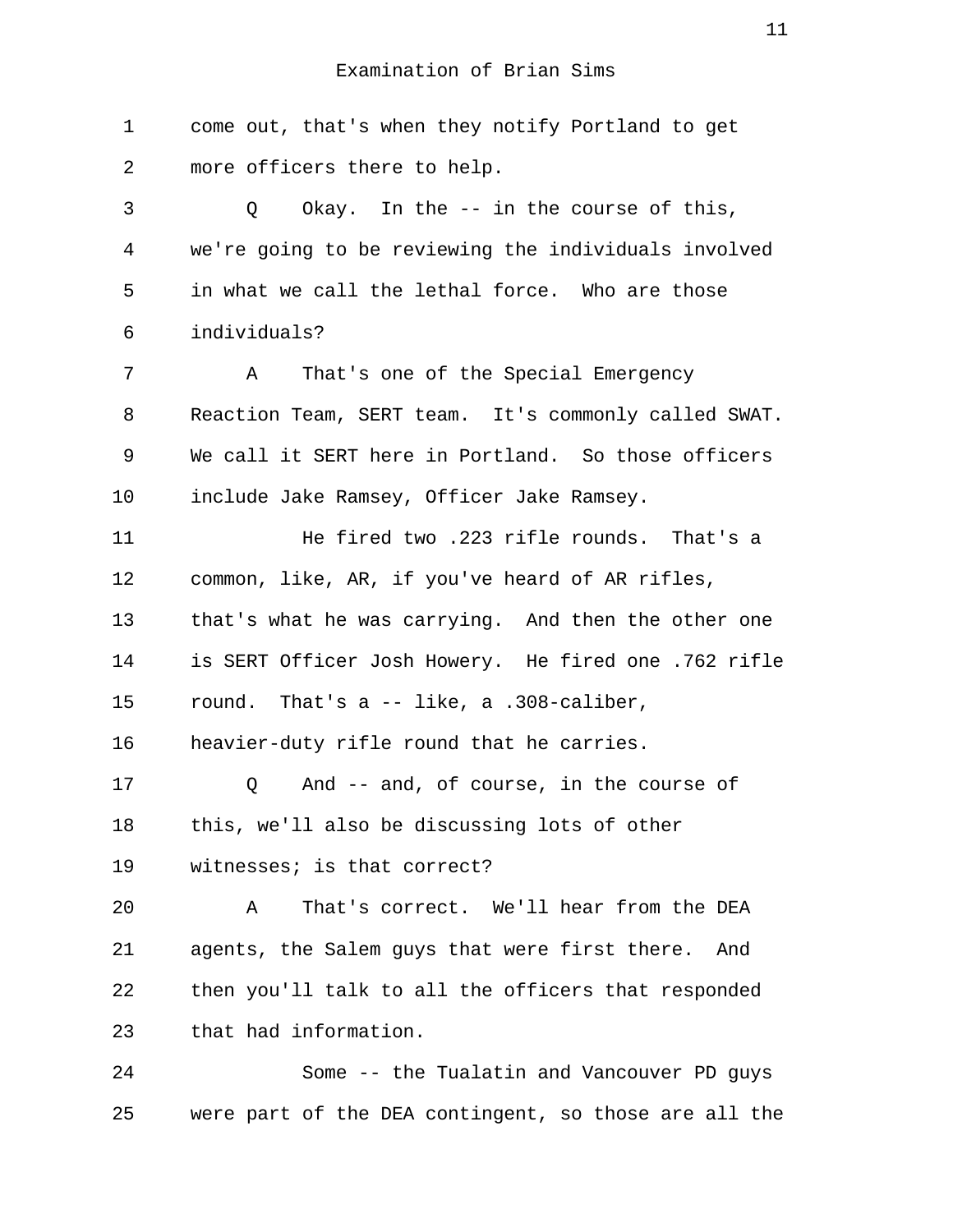Examination of Brian Sims

come out, that's when they notify Portland to get more officers there to help.

Q Okay. In the -- in the course of this, we're going to be reviewing the individuals involved in what we call the lethal force. Who are those individuals?

A That's one of the Special Emergency Reaction Team, SERT team. It's commonly called SWAT. We call it SERT here in Portland. So those officers include Jake Ramsey, Officer Jake Ramsey.

He fired two .223 rifle rounds. That's a common, like, AR, if you've heard of AR rifles, that's what he was carrying. And then the other one is SERT Officer Josh Howery. He fired one .762 rifle round. That's a -- like, a .308-caliber, heavier-duty rifle round that he carries.

Q And -- and, of course, in the course of this, we'll also be discussing lots of other witnesses; is that correct?

A That's correct. We'll hear from the DEA agents, the Salem guys that were first there. And then you'll talk to all the officers that responded that had information.

Some -- the Tualatin and Vancouver PD guys were part of the DEA contingent, so those are all the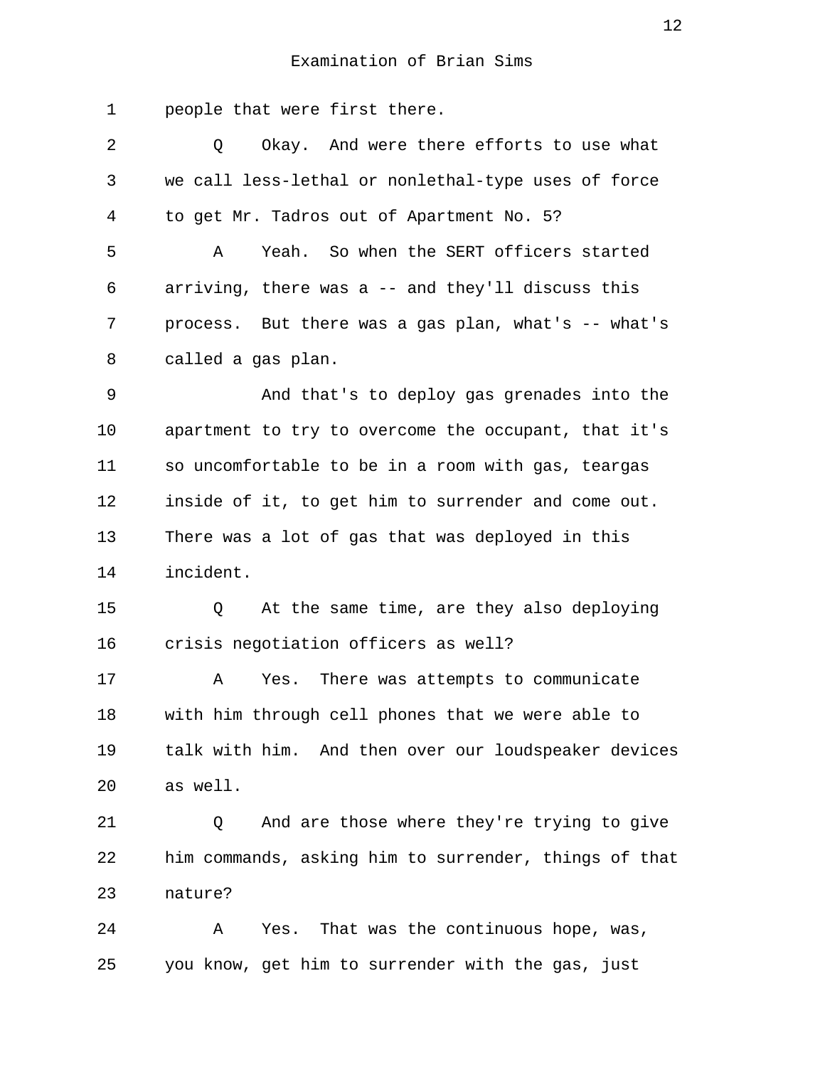Examination of Brian Sims

1 people that were first there.

2 Q Okay. And were there efforts to use what
3 we call less-lethal or nonlethal-type uses of force
4 to get Mr. Tadros out of Apartment No. 5?

5 A Yeah. So when the SERT officers started
6 arriving, there was a -- and they'll discuss this
7 process. But there was a gas plan, what's -- what's
8 called a gas plan.

9 And that's to deploy gas grenades into the
10 apartment to try to overcome the occupant, that it's
11 so uncomfortable to be in a room with gas, teargas
12 inside of it, to get him to surrender and come out.
13 There was a lot of gas that was deployed in this
14 incident.

15 Q At the same time, are they also deploying
16 crisis negotiation officers as well?

17 A Yes. There was attempts to communicate
18 with him through cell phones that we were able to
19 talk with him. And then over our loudspeaker devices
20 as well.

21 Q And are those where they're trying to give
22 him commands, asking him to surrender, things of that
23 nature?

24 A Yes. That was the continuous hope, was,
25 you know, get him to surrender with the gas, just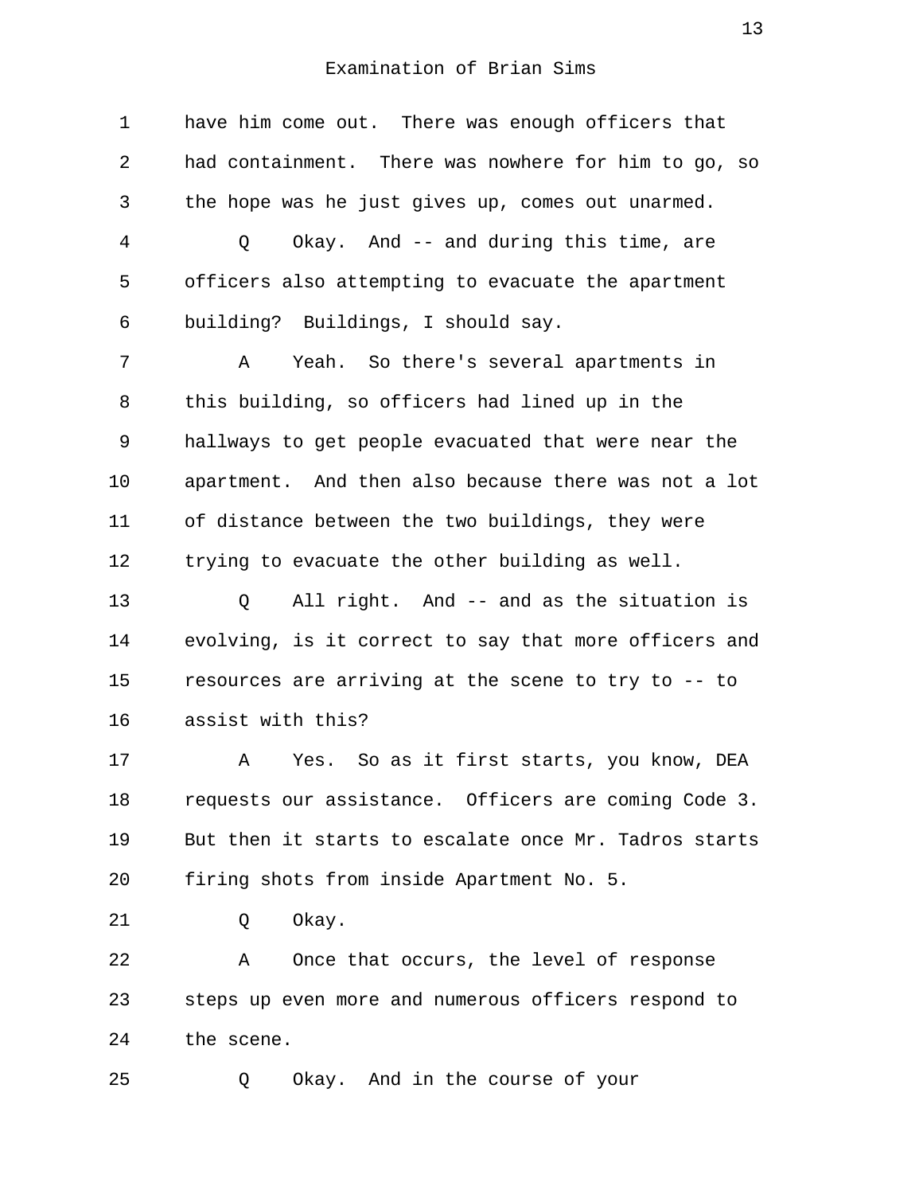have him come out. There was enough officers that had containment. There was nowhere for him to go, so the hope was he just gives up, comes out unarmed.

Q Okay. And -- and during this time, are officers also attempting to evacuate the apartment building? Buildings, I should say.

A Yeah. So there's several apartments in this building, so officers had lined up in the hallways to get people evacuated that were near the apartment. And then also because there was not a lot of distance between the two buildings, they were trying to evacuate the other building as well.

Q All right. And -- and as the situation is evolving, is it correct to say that more officers and resources are arriving at the scene to try to -- to assist with this?

A Yes. So as it first starts, you know, DEA requests our assistance. Officers are coming Code 3. But then it starts to escalate once Mr. Tadros starts firing shots from inside Apartment No. 5.

Q Okay.

A Once that occurs, the level of response steps up even more and numerous officers respond to the scene.

Q Okay. And in the course of your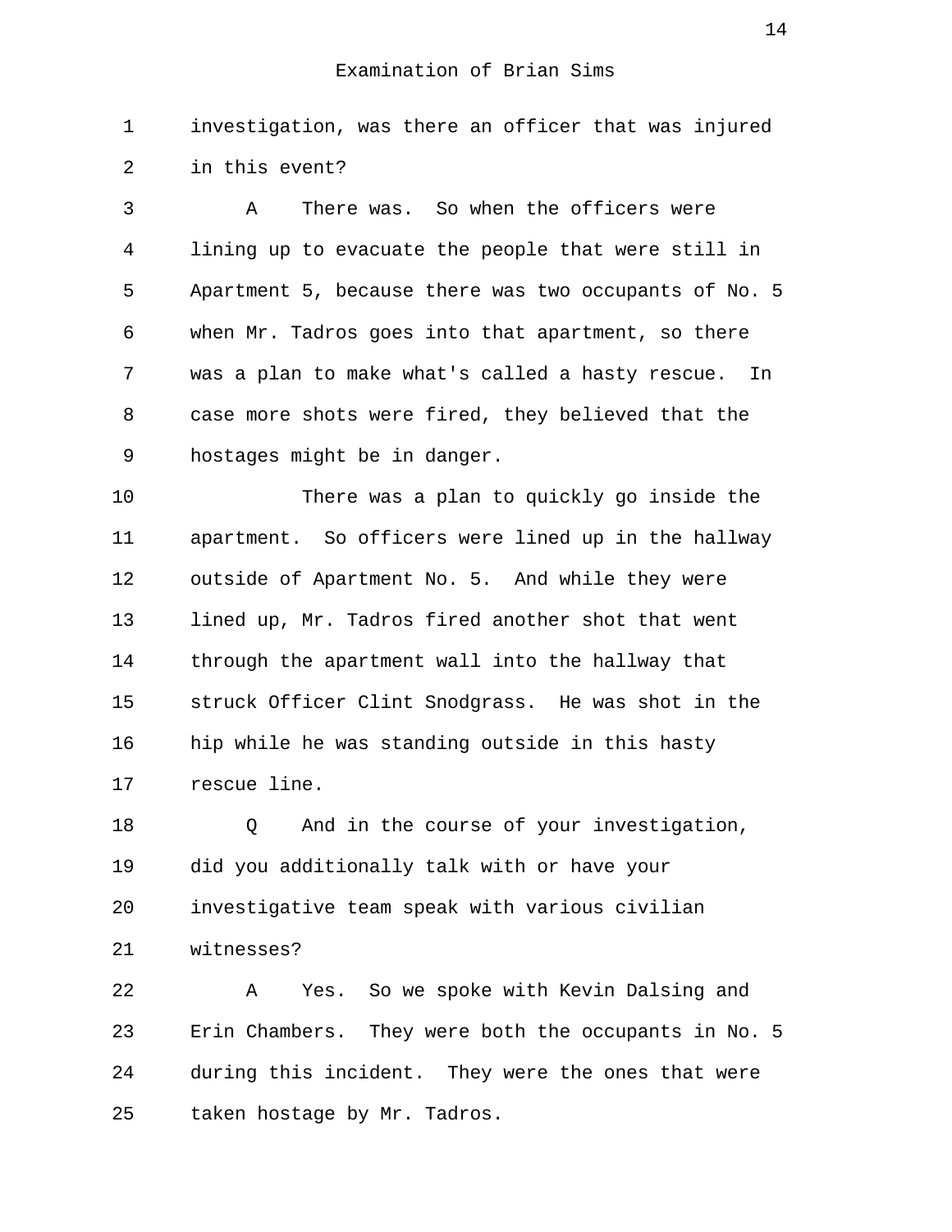Examination of Brian Sims

investigation, was there an officer that was injured in this event?

A There was. So when the officers were lining up to evacuate the people that were still in Apartment 5, because there was two occupants of No. 5 when Mr. Tadros goes into that apartment, so there was a plan to make what's called a hasty rescue. In case more shots were fired, they believed that the hostages might be in danger.

There was a plan to quickly go inside the apartment. So officers were lined up in the hallway outside of Apartment No. 5. And while they were lined up, Mr. Tadros fired another shot that went through the apartment wall into the hallway that struck Officer Clint Snodgrass. He was shot in the hip while he was standing outside in this hasty rescue line.

Q And in the course of your investigation, did you additionally talk with or have your investigative team speak with various civilian witnesses?

A Yes. So we spoke with Kevin Dalsing and Erin Chambers. They were both the occupants in No. 5 during this incident. They were the ones that were taken hostage by Mr. Tadros.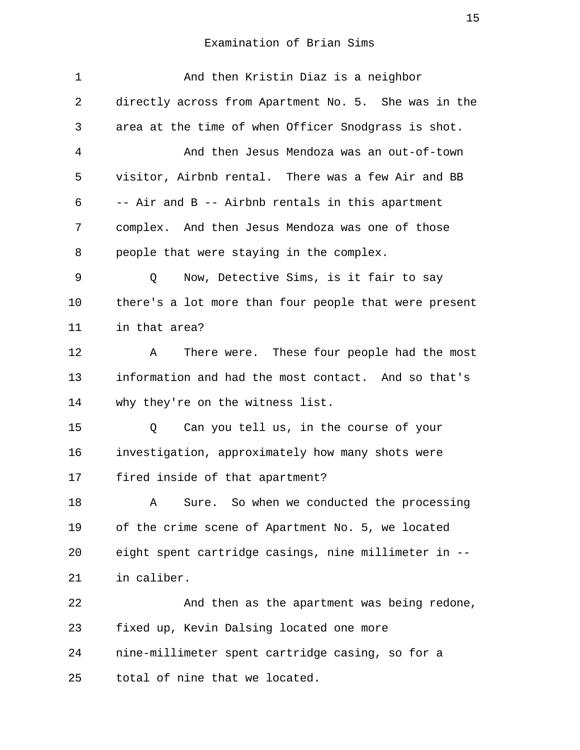Examination of Brian Sims

1 And then Kristin Diaz is a neighbor
2 directly across from Apartment No. 5. She was in the
3 area at the time of when Officer Snodgrass is shot.
4 And then Jesus Mendoza was an out-of-town
5 visitor, Airbnb rental. There was a few Air and BB
6 -- Air and B -- Airbnb rentals in this apartment
7 complex. And then Jesus Mendoza was one of those
8 people that were staying in the complex.
9 Q Now, Detective Sims, is it fair to say
10 there's a lot more than four people that were present
11 in that area?
12 A There were. These four people had the most
13 information and had the most contact. And so that's
14 why they're on the witness list.
15 Q Can you tell us, in the course of your
16 investigation, approximately how many shots were
17 fired inside of that apartment?
18 A Sure. So when we conducted the processing
19 of the crime scene of Apartment No. 5, we located
20 eight spent cartridge casings, nine millimeter in --
21 in caliber.
22 And then as the apartment was being redone,
23 fixed up, Kevin Dalsing located one more
24 nine-millimeter spent cartridge casing, so for a
25 total of nine that we located.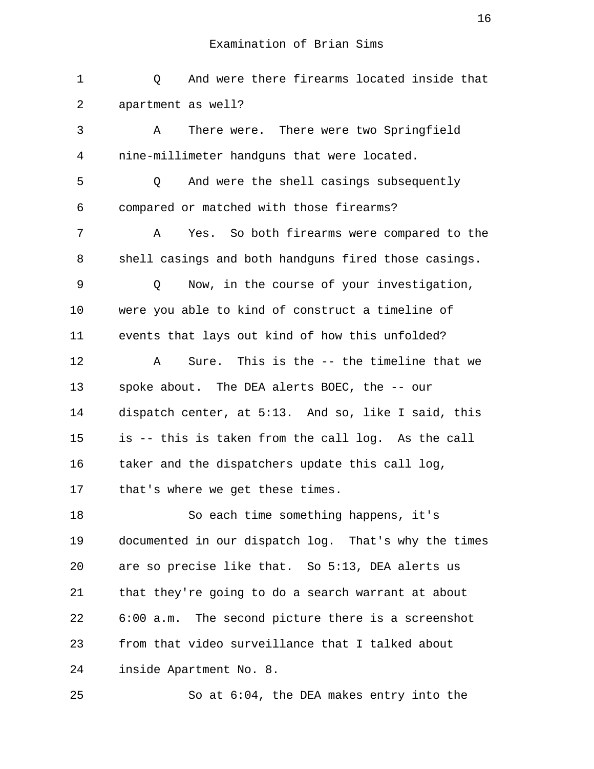Examination of Brian Sims

Q And were there firearms located inside that apartment as well?

A There were. There were two Springfield nine-millimeter handguns that were located.

Q And were the shell casings subsequently compared or matched with those firearms?

A Yes. So both firearms were compared to the shell casings and both handguns fired those casings.

Q Now, in the course of your investigation, were you able to kind of construct a timeline of events that lays out kind of how this unfolded?

A Sure. This is the -- the timeline that we spoke about. The DEA alerts BOEC, the -- our dispatch center, at 5:13. And so, like I said, this is -- this is taken from the call log. As the call taker and the dispatchers update this call log, that's where we get these times.

So each time something happens, it's documented in our dispatch log. That's why the times are so precise like that. So 5:13, DEA alerts us that they're going to do a search warrant at about 6:00 a.m. The second picture there is a screenshot from that video surveillance that I talked about inside Apartment No. 8.

So at 6:04, the DEA makes entry into the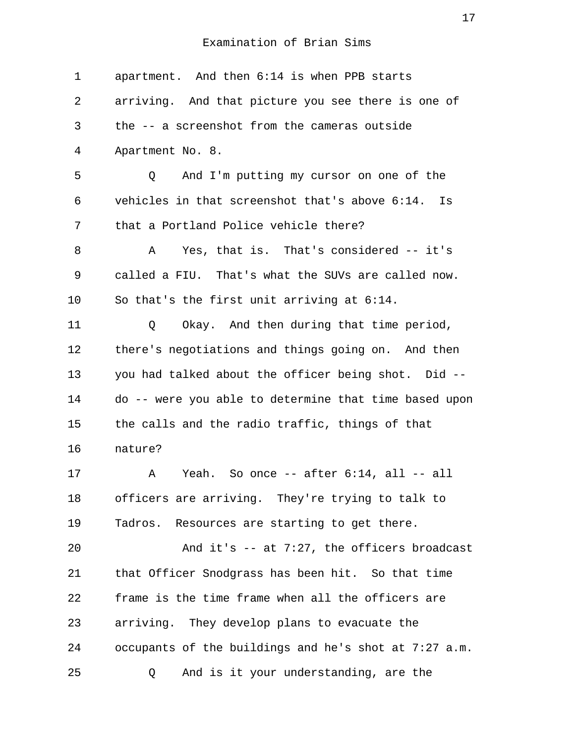Examination of Brian Sims

1 apartment. And then 6:14 is when PPB starts
2 arriving. And that picture you see there is one of
3 the -- a screenshot from the cameras outside
4 Apartment No. 8.
5 Q And I'm putting my cursor on one of the
6 vehicles in that screenshot that's above 6:14. Is
7 that a Portland Police vehicle there?
8 A Yes, that is. That's considered -- it's
9 called a FIU. That's what the SUVs are called now.
10 So that's the first unit arriving at 6:14.
11 Q Okay. And then during that time period,
12 there's negotiations and things going on. And then
13 you had talked about the officer being shot. Did --
14 do -- were you able to determine that time based upon
15 the calls and the radio traffic, things of that
16 nature?
17 A Yeah. So once -- after 6:14, all -- all
18 officers are arriving. They're trying to talk to
19 Tadros. Resources are starting to get there.
20 And it's -- at 7:27, the officers broadcast
21 that Officer Snodgrass has been hit. So that time
22 frame is the time frame when all the officers are
23 arriving. They develop plans to evacuate the
24 occupants of the buildings and he's shot at 7:27 a.m.
25 Q And is it your understanding, are the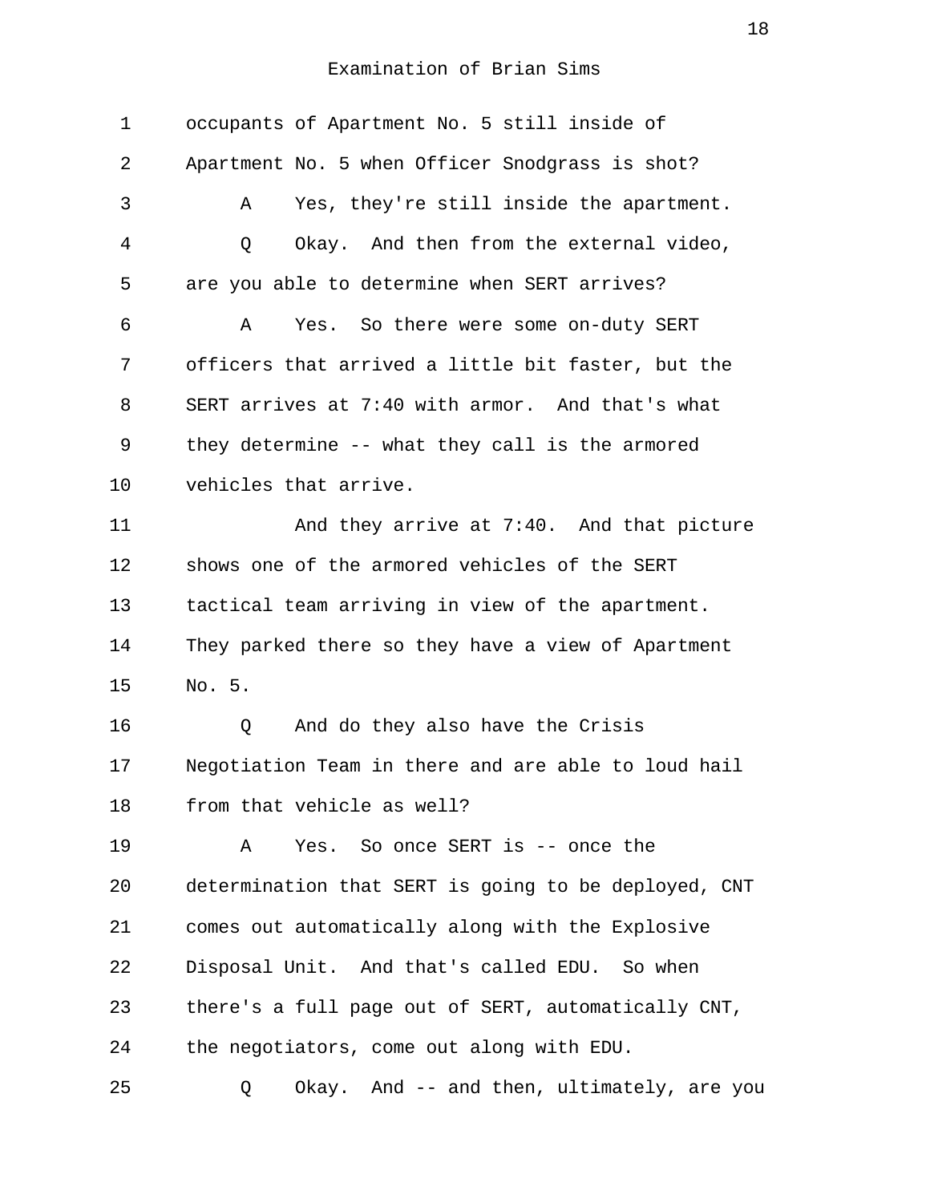Examination of Brian Sims

1 occupants of Apartment No. 5 still inside of
2 Apartment No. 5 when Officer Snodgrass is shot?
3 A Yes, they're still inside the apartment.
4 Q Okay. And then from the external video,
5 are you able to determine when SERT arrives?
6 A Yes. So there were some on-duty SERT
7 officers that arrived a little bit faster, but the
8 SERT arrives at 7:40 with armor. And that's what
9 they determine -- what they call is the armored
10 vehicles that arrive.
11 And they arrive at 7:40. And that picture
12 shows one of the armored vehicles of the SERT
13 tactical team arriving in view of the apartment.
14 They parked there so they have a view of Apartment
15 No. 5.
16 Q And do they also have the Crisis
17 Negotiation Team in there and are able to loud hail
18 from that vehicle as well?
19 A Yes. So once SERT is -- once the
20 determination that SERT is going to be deployed, CNT
21 comes out automatically along with the Explosive
22 Disposal Unit. And that's called EDU. So when
23 there's a full page out of SERT, automatically CNT,
24 the negotiators, come out along with EDU.
25 Q Okay. And -- and then, ultimately, are you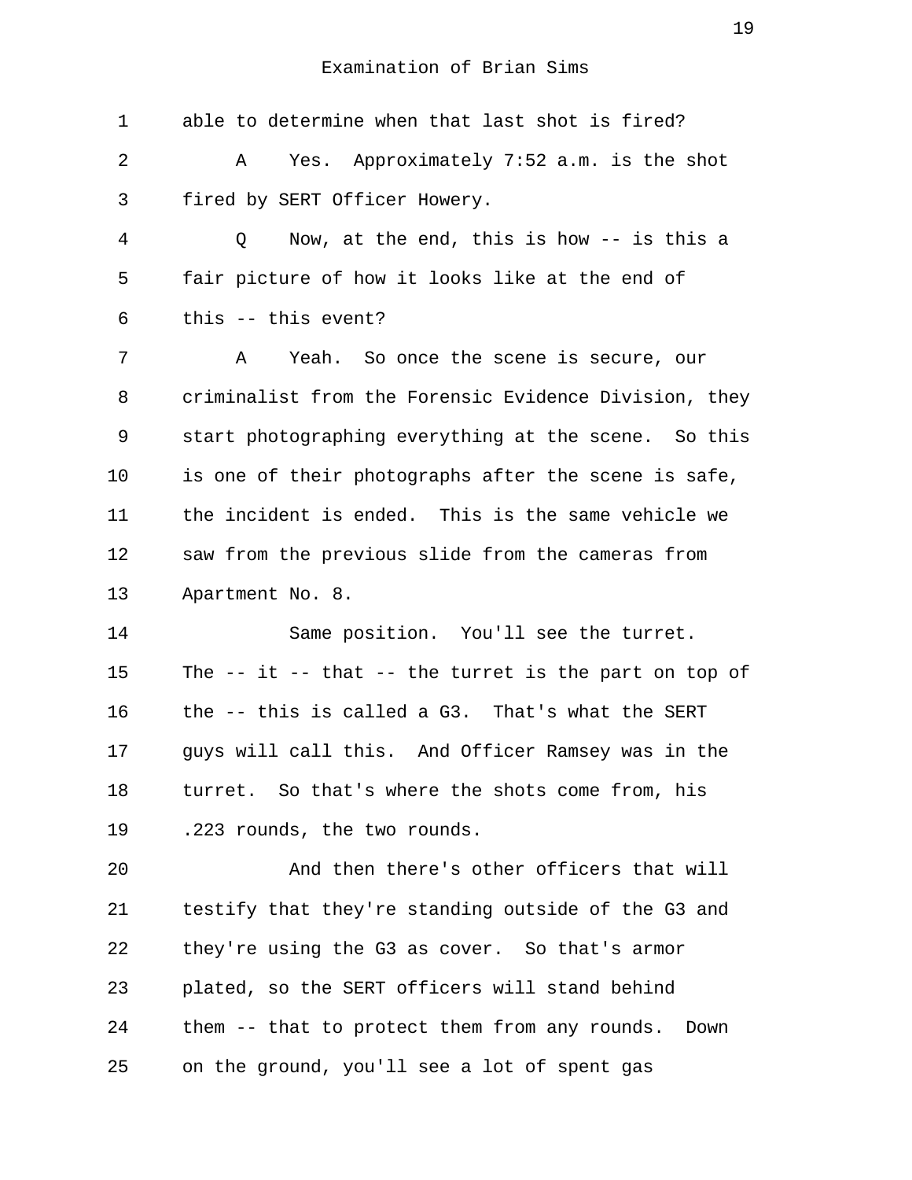Examination of Brian Sims

1 able to determine when that last shot is fired?

2 A Yes. Approximately 7:52 a.m. is the shot

3 fired by SERT Officer Howery.

4 Q Now, at the end, this is how -- is this a

5 fair picture of how it looks like at the end of

6 this -- this event?

7 A Yeah. So once the scene is secure, our

8 criminalist from the Forensic Evidence Division, they

9 start photographing everything at the scene. So this

10 is one of their photographs after the scene is safe,

11 the incident is ended. This is the same vehicle we

12 saw from the previous slide from the cameras from

13 Apartment No. 8.

14 Same position. You'll see the turret.

15 The -- it -- that -- the turret is the part on top of

16 the -- this is called a G3. That's what the SERT

17 guys will call this. And Officer Ramsey was in the

18 turret. So that's where the shots come from, his

19 .223 rounds, the two rounds.

20 And then there's other officers that will

21 testify that they're standing outside of the G3 and

22 they're using the G3 as cover. So that's armor

23 plated, so the SERT officers will stand behind

24 them -- that to protect them from any rounds. Down

25 on the ground, you'll see a lot of spent gas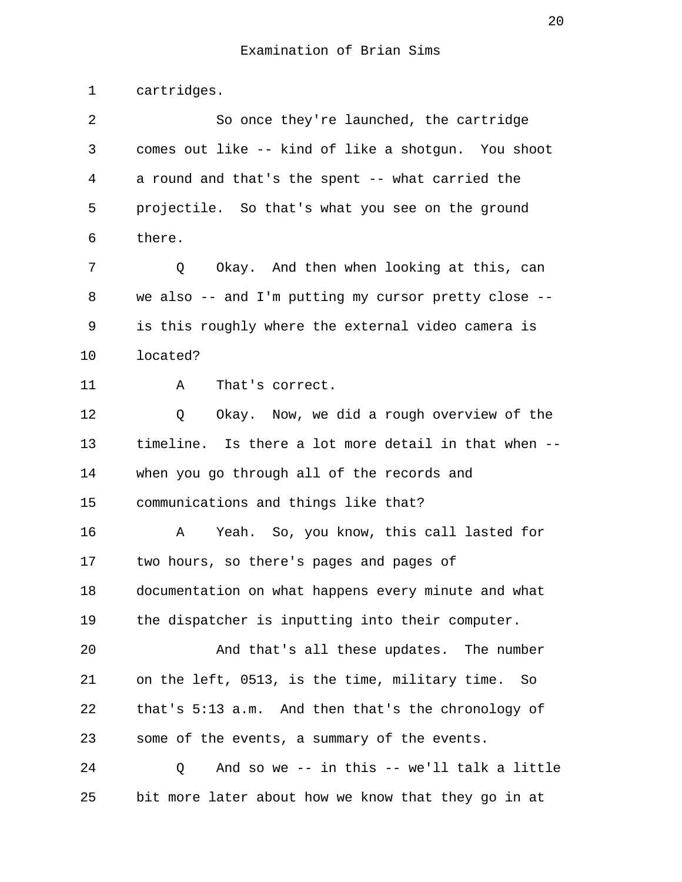cartridges.

So once they're launched, the cartridge comes out like -- kind of like a shotgun. You shoot a round and that's the spent -- what carried the projectile. So that's what you see on the ground there.

Q Okay. And then when looking at this, can we also -- and I'm putting my cursor pretty close -- is this roughly where the external video camera is located?

A That's correct.

Q Okay. Now, we did a rough overview of the timeline. Is there a lot more detail in that when -- when you go through all of the records and communications and things like that?

A Yeah. So, you know, this call lasted for two hours, so there's pages and pages of documentation on what happens every minute and what the dispatcher is inputting into their computer.

And that's all these updates. The number on the left, 0513, is the time, military time. So that's 5:13 a.m. And then that's the chronology of some of the events, a summary of the events.

Q And so we -- in this -- we'll talk a little bit more later about how we know that they go in at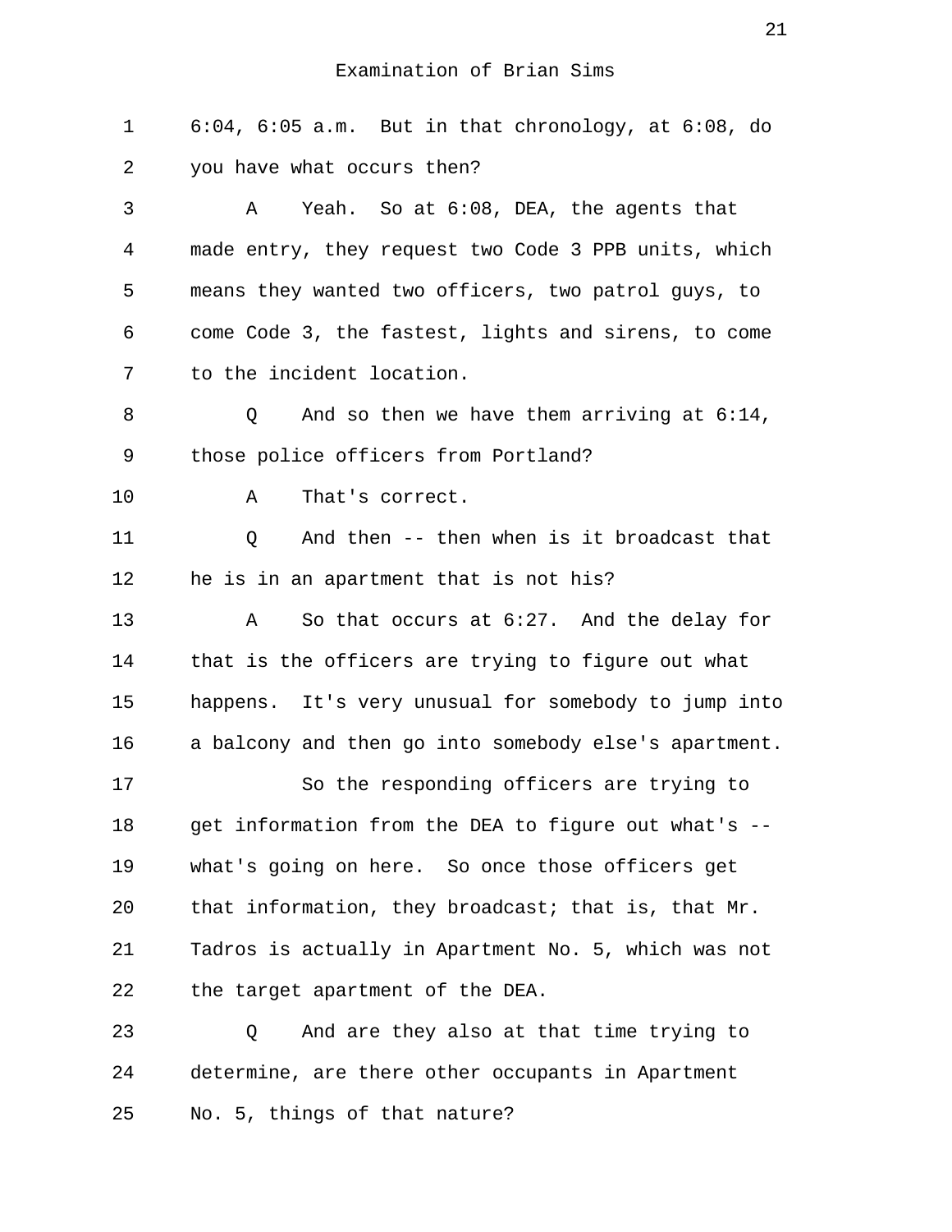Examination of Brian Sims

6:04, 6:05 a.m. But in that chronology, at 6:08, do you have what occurs then?

A Yeah. So at 6:08, DEA, the agents that made entry, they request two Code 3 PPB units, which means they wanted two officers, two patrol guys, to come Code 3, the fastest, lights and sirens, to come to the incident location.

Q And so then we have them arriving at 6:14, those police officers from Portland?

A That's correct.

Q And then -- then when is it broadcast that he is in an apartment that is not his?

A So that occurs at 6:27. And the delay for that is the officers are trying to figure out what happens. It's very unusual for somebody to jump into a balcony and then go into somebody else's apartment.

So the responding officers are trying to get information from the DEA to figure out what's -- what's going on here. So once those officers get that information, they broadcast; that is, that Mr. Tadros is actually in Apartment No. 5, which was not the target apartment of the DEA.

Q And are they also at that time trying to determine, are there other occupants in Apartment No. 5, things of that nature?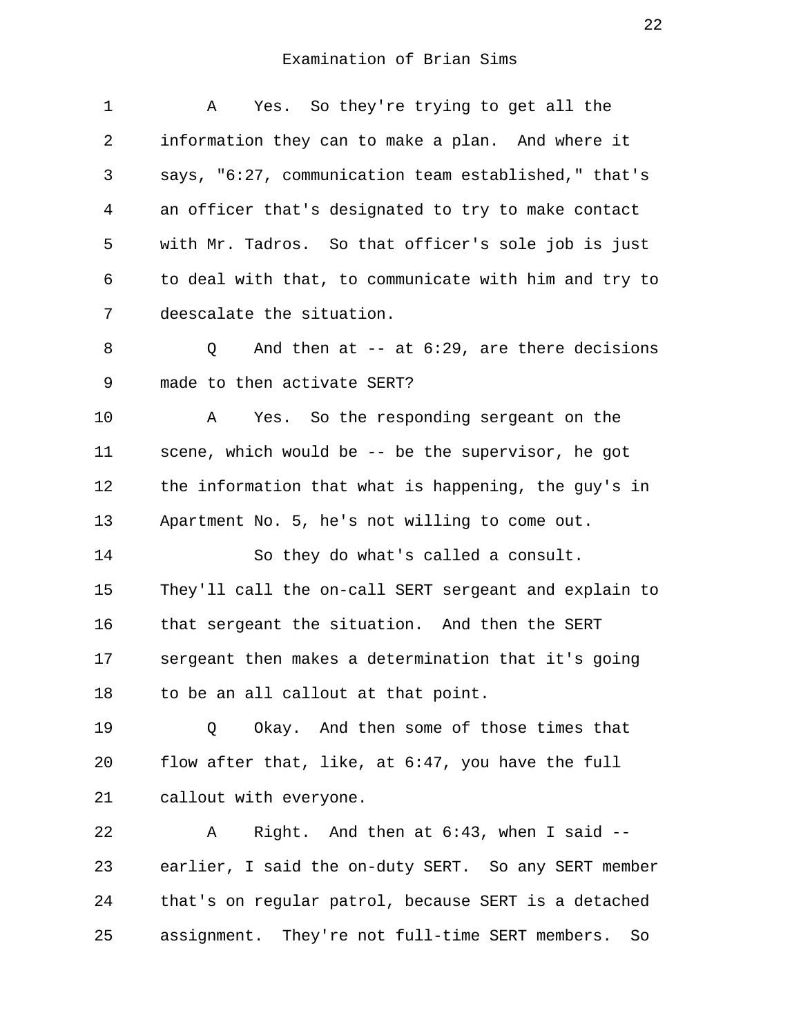Examination of Brian Sims

A Yes. So they're trying to get all the information they can to make a plan. And where it says, "6:27, communication team established," that's an officer that's designated to try to make contact with Mr. Tadros. So that officer's sole job is just to deal with that, to communicate with him and try to deescalate the situation.

Q And then at -- at 6:29, are there decisions made to then activate SERT?

A Yes. So the responding sergeant on the scene, which would be -- be the supervisor, he got the information that what is happening, the guy's in Apartment No. 5, he's not willing to come out.

So they do what's called a consult. They'll call the on-call SERT sergeant and explain to that sergeant the situation. And then the SERT sergeant then makes a determination that it's going to be an all callout at that point.

Q Okay. And then some of those times that flow after that, like, at 6:47, you have the full callout with everyone.

A Right. And then at 6:43, when I said -- earlier, I said the on-duty SERT. So any SERT member that's on regular patrol, because SERT is a detached assignment. They're not full-time SERT members. So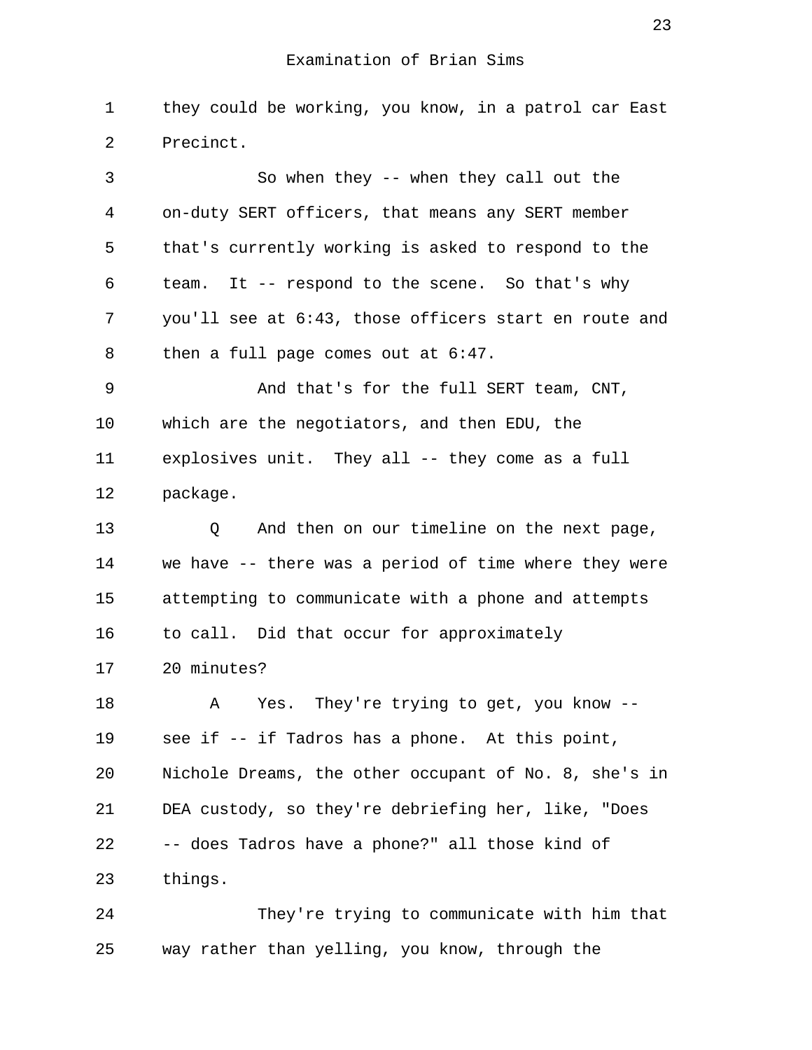Examination of Brian Sims

1 they could be working, you know, in a patrol car East
2 Precinct.

3 So when they -- when they call out the
4 on-duty SERT officers, that means any SERT member
5 that's currently working is asked to respond to the
6 team. It -- respond to the scene. So that's why
7 you'll see at 6:43, those officers start en route and
8 then a full page comes out at 6:47.

9 And that's for the full SERT team, CNT,
10 which are the negotiators, and then EDU, the
11 explosives unit. They all -- they come as a full
12 package.

13 Q And then on our timeline on the next page,
14 we have -- there was a period of time where they were
15 attempting to communicate with a phone and attempts
16 to call. Did that occur for approximately
17 20 minutes?

18 A Yes. They're trying to get, you know --
19 see if -- if Tadros has a phone. At this point,
20 Nichole Dreams, the other occupant of No. 8, she's in
21 DEA custody, so they're debriefing her, like, "Does
22 -- does Tadros have a phone?" all those kind of
23 things.

24 They're trying to communicate with him that
25 way rather than yelling, you know, through the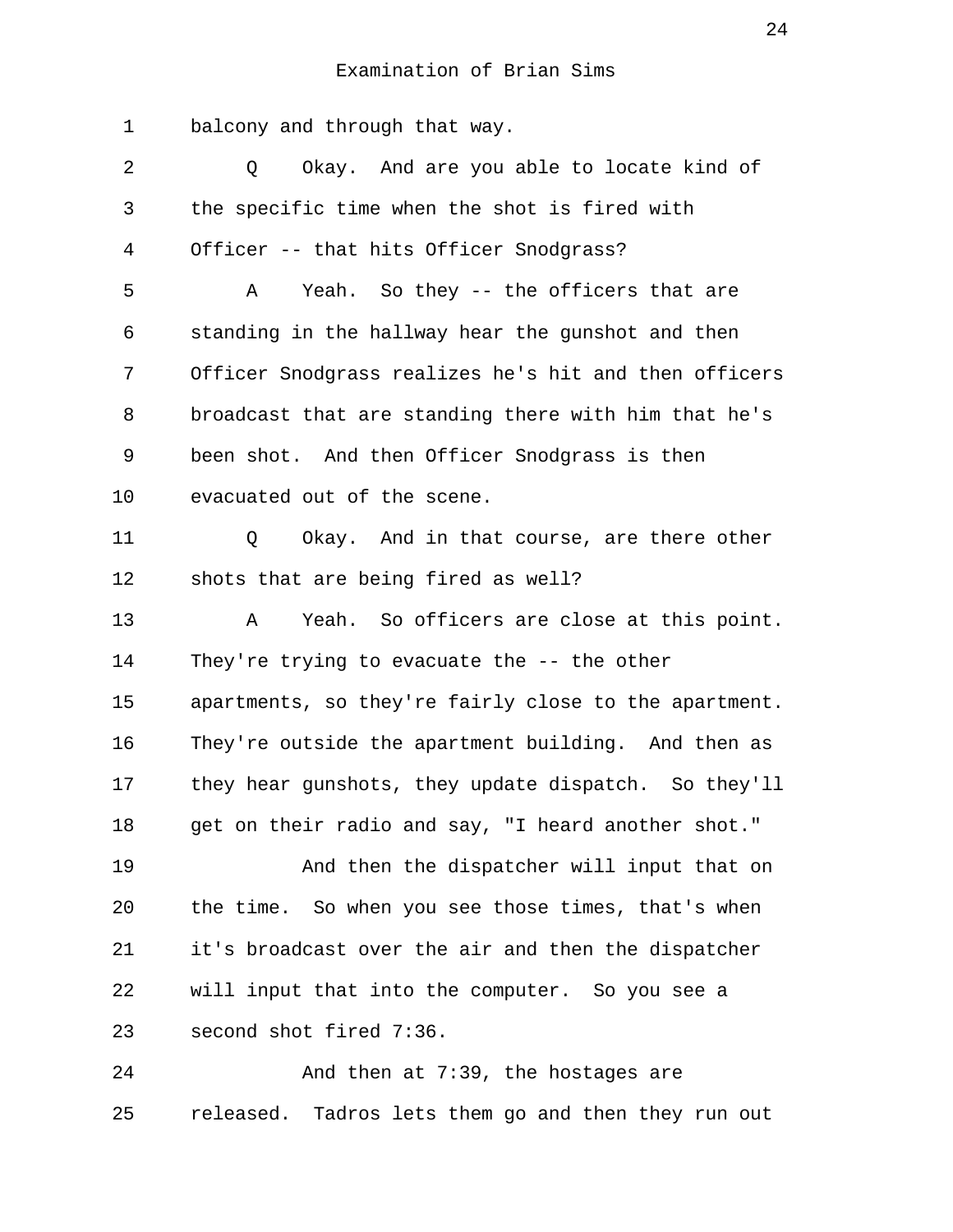Examination of Brian Sims

balcony and through that way.

Q Okay. And are you able to locate kind of the specific time when the shot is fired with Officer -- that hits Officer Snodgrass?

A Yeah. So they -- the officers that are standing in the hallway hear the gunshot and then Officer Snodgrass realizes he's hit and then officers broadcast that are standing there with him that he's been shot. And then Officer Snodgrass is then evacuated out of the scene.

Q Okay. And in that course, are there other shots that are being fired as well?

A Yeah. So officers are close at this point. They're trying to evacuate the -- the other apartments, so they're fairly close to the apartment. They're outside the apartment building. And then as they hear gunshots, they update dispatch. So they'll get on their radio and say, "I heard another shot."

And then the dispatcher will input that on the time. So when you see those times, that's when it's broadcast over the air and then the dispatcher will input that into the computer. So you see a second shot fired 7:36.

And then at 7:39, the hostages are released. Tadros lets them go and then they run out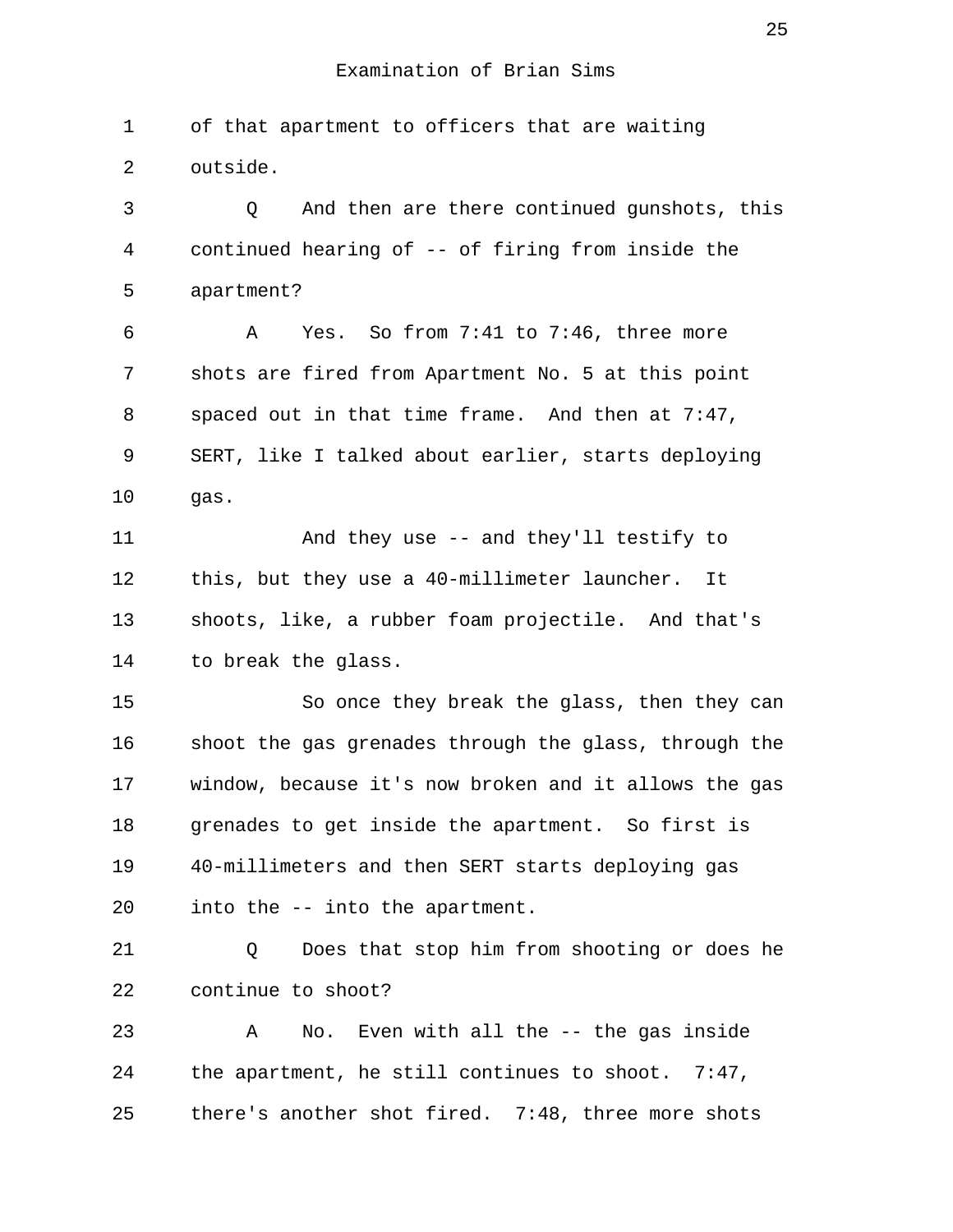Examination of Brian Sims

1 of that apartment to officers that are waiting
2 outside.
3 Q And then are there continued gunshots, this
4 continued hearing of -- of firing from inside the
5 apartment?
6 A Yes. So from 7:41 to 7:46, three more
7 shots are fired from Apartment No. 5 at this point
8 spaced out in that time frame. And then at 7:47,
9 SERT, like I talked about earlier, starts deploying
10 gas.
11 And they use -- and they'll testify to
12 this, but they use a 40-millimeter launcher. It
13 shoots, like, a rubber foam projectile. And that's
14 to break the glass.
15 So once they break the glass, then they can
16 shoot the gas grenades through the glass, through the
17 window, because it's now broken and it allows the gas
18 grenades to get inside the apartment. So first is
19 40-millimeters and then SERT starts deploying gas
20 into the -- into the apartment.
21 Q Does that stop him from shooting or does he
22 continue to shoot?
23 A No. Even with all the -- the gas inside
24 the apartment, he still continues to shoot. 7:47,
25 there's another shot fired. 7:48, three more shots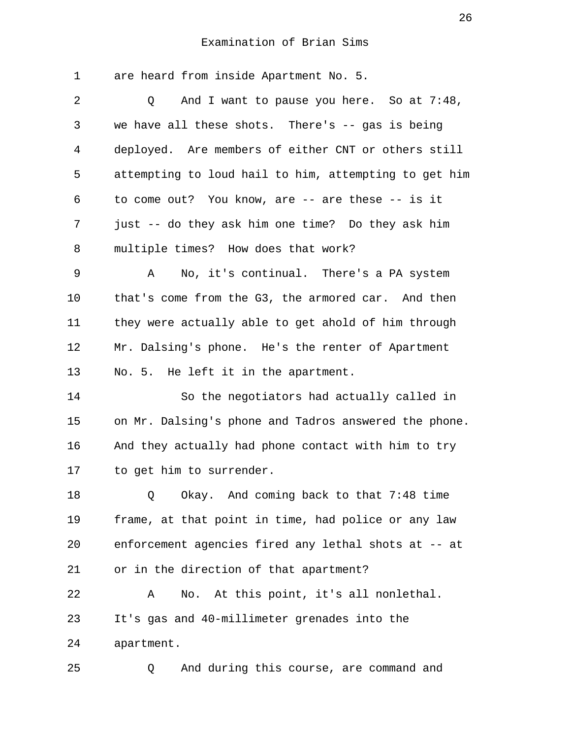Examination of Brian Sims

1 are heard from inside Apartment No. 5.

2 Q And I want to pause you here. So at 7:48,

3 we have all these shots. There's -- gas is being

4 deployed. Are members of either CNT or others still

5 attempting to loud hail to him, attempting to get him

6 to come out? You know, are -- are these -- is it

7 just -- do they ask him one time? Do they ask him

8 multiple times? How does that work?

9 A No, it's continual. There's a PA system

10 that's come from the G3, the armored car. And then

11 they were actually able to get ahold of him through

12 Mr. Dalsing's phone. He's the renter of Apartment

13 No. 5. He left it in the apartment.

14 So the negotiators had actually called in

15 on Mr. Dalsing's phone and Tadros answered the phone.

16 And they actually had phone contact with him to try

17 to get him to surrender.

18 Q Okay. And coming back to that 7:48 time

19 frame, at that point in time, had police or any law

20 enforcement agencies fired any lethal shots at -- at

21 or in the direction of that apartment?

22 A No. At this point, it's all nonlethal.

23 It's gas and 40-millimeter grenades into the

24 apartment.

25 Q And during this course, are command and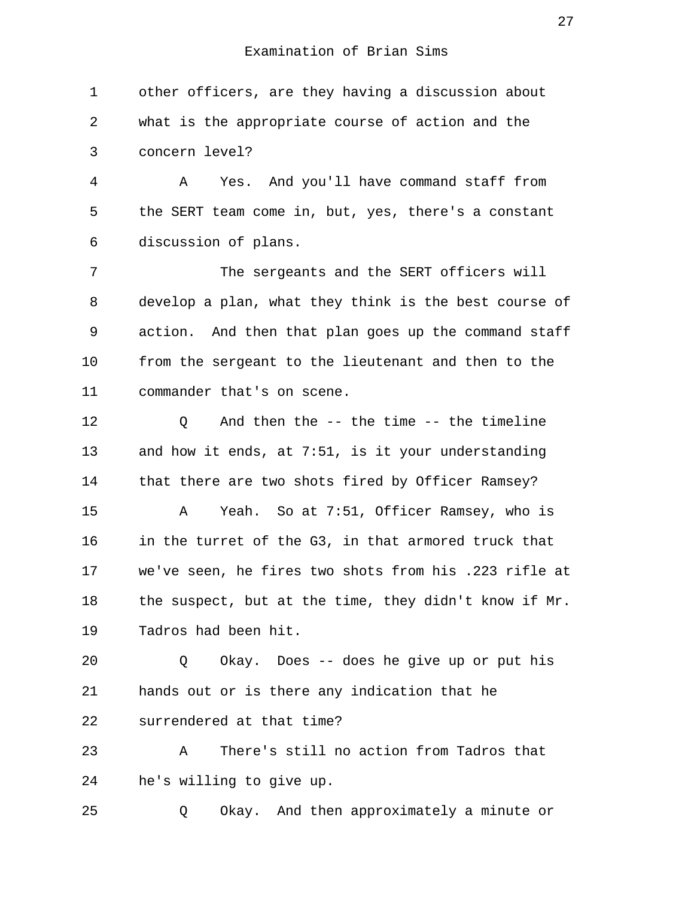Examination of Brian Sims

other officers, are they having a discussion about what is the appropriate course of action and the concern level?

A Yes. And you'll have command staff from the SERT team come in, but, yes, there's a constant discussion of plans.

The sergeants and the SERT officers will develop a plan, what they think is the best course of action. And then that plan goes up the command staff from the sergeant to the lieutenant and then to the commander that's on scene.

Q And then the -- the time -- the timeline and how it ends, at 7:51, is it your understanding that there are two shots fired by Officer Ramsey?

A Yeah. So at 7:51, Officer Ramsey, who is in the turret of the G3, in that armored truck that we've seen, he fires two shots from his .223 rifle at the suspect, but at the time, they didn't know if Mr. Tadros had been hit.

Q Okay. Does -- does he give up or put his hands out or is there any indication that he surrendered at that time?

A There's still no action from Tadros that he's willing to give up.

Q Okay. And then approximately a minute or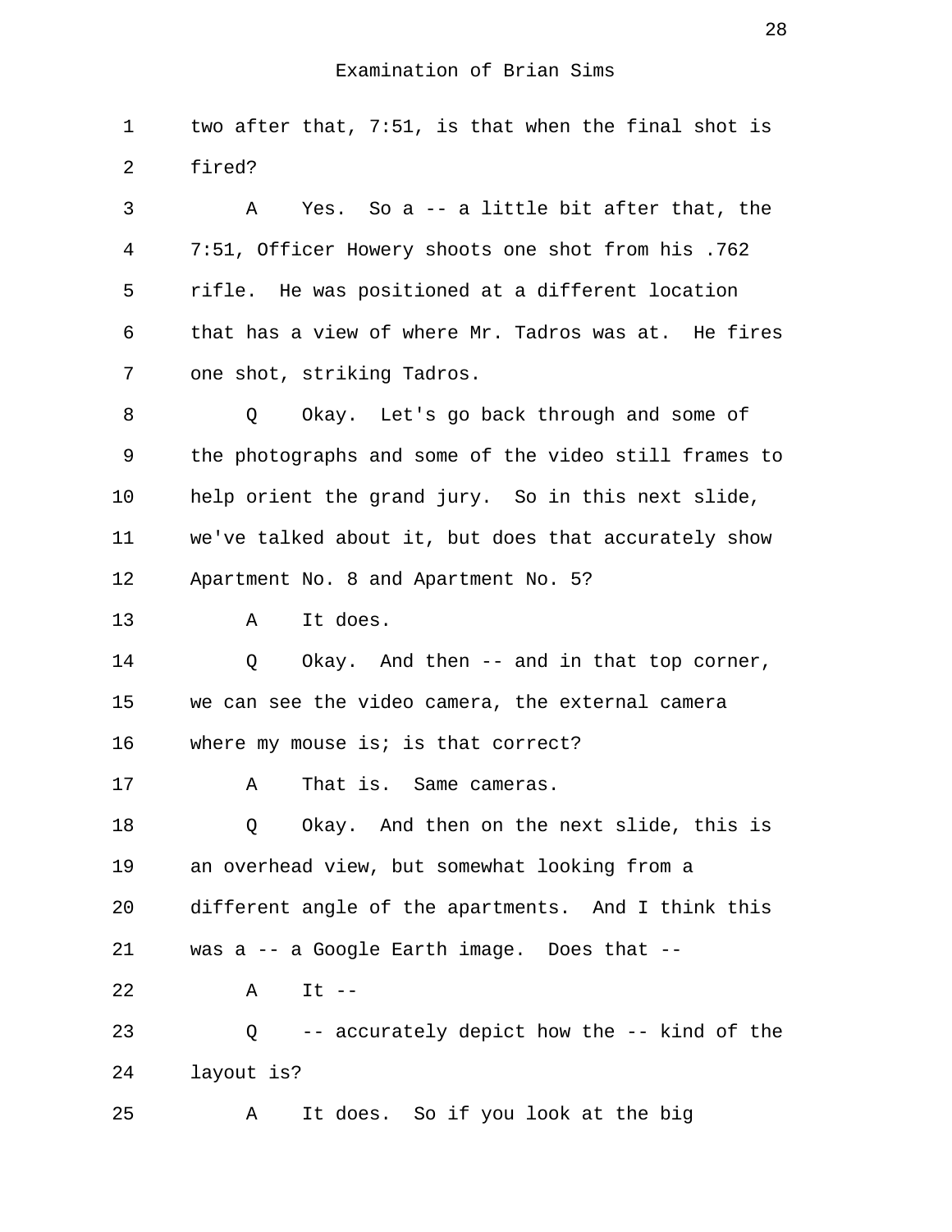Examination of Brian Sims

1 two after that, 7:51, is that when the final shot is
2 fired?

3 A Yes. So a -- a little bit after that, the
4 7:51, Officer Howery shoots one shot from his .762
5 rifle. He was positioned at a different location
6 that has a view of where Mr. Tadros was at. He fires
7 one shot, striking Tadros.

8 Q Okay. Let's go back through and some of
9 the photographs and some of the video still frames to
10 help orient the grand jury. So in this next slide,
11 we've talked about it, but does that accurately show
12 Apartment No. 8 and Apartment No. 5?

13 A It does.

14 Q Okay. And then -- and in that top corner,
15 we can see the video camera, the external camera
16 where my mouse is; is that correct?

17 A That is. Same cameras.

18 Q Okay. And then on the next slide, this is
19 an overhead view, but somewhat looking from a
20 different angle of the apartments. And I think this
21 was a -- a Google Earth image. Does that --

22 A It --

23 Q -- accurately depict how the -- kind of the
24 layout is?

25 A It does. So if you look at the big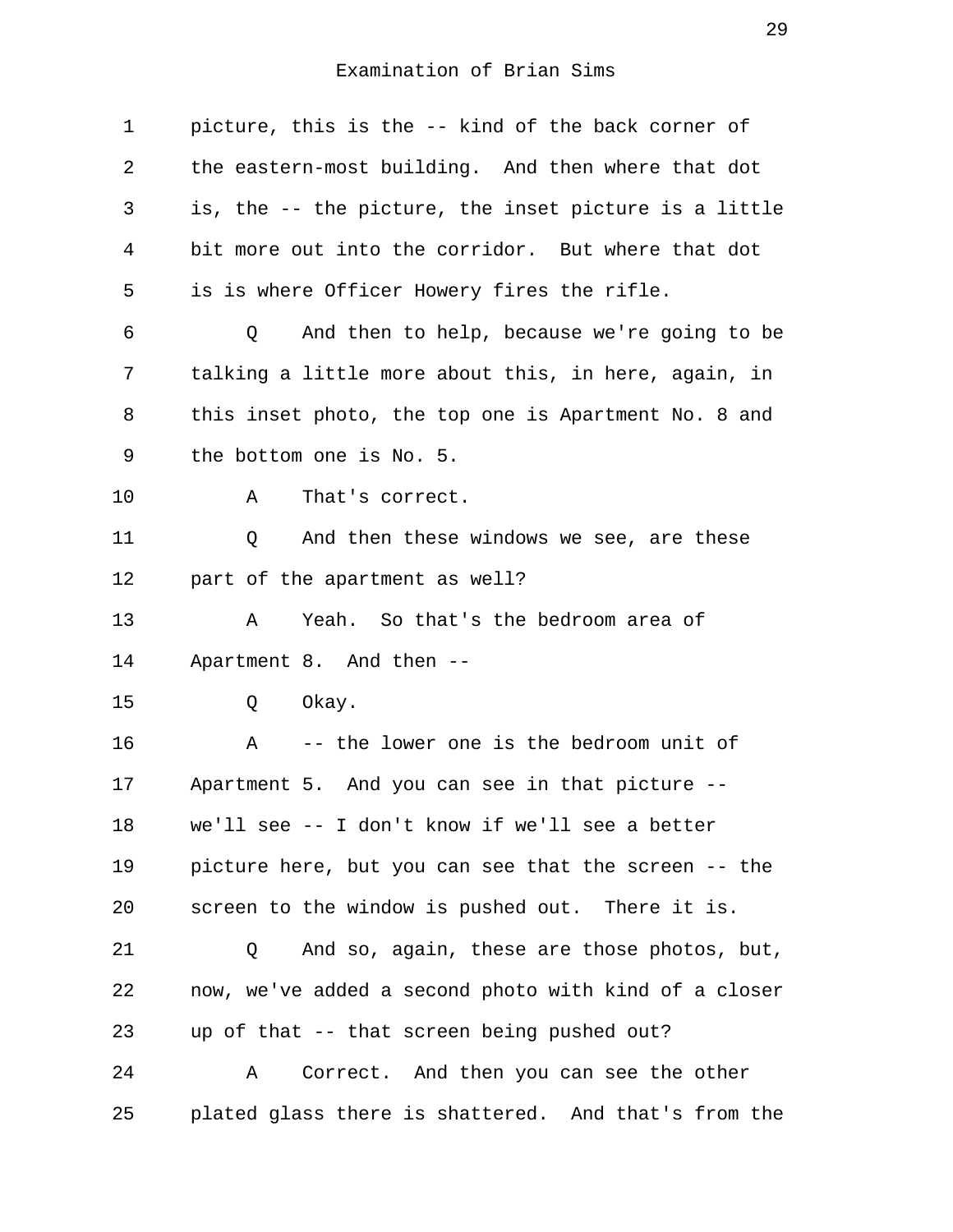Examination of Brian Sims

1 picture, this is the -- kind of the back corner of
2 the eastern-most building. And then where that dot
3 is, the -- the picture, the inset picture is a little
4 bit more out into the corridor. But where that dot
5 is is where Officer Howery fires the rifle.
6 Q And then to help, because we're going to be
7 talking a little more about this, in here, again, in
8 this inset photo, the top one is Apartment No. 8 and
9 the bottom one is No. 5.
10 A That's correct.
11 Q And then these windows we see, are these
12 part of the apartment as well?
13 A Yeah. So that's the bedroom area of
14 Apartment 8. And then --
15 Q Okay.
16 A -- the lower one is the bedroom unit of
17 Apartment 5. And you can see in that picture --
18 we'll see -- I don't know if we'll see a better
19 picture here, but you can see that the screen -- the
20 screen to the window is pushed out. There it is.
21 Q And so, again, these are those photos, but,
22 now, we've added a second photo with kind of a closer
23 up of that -- that screen being pushed out?
24 A Correct. And then you can see the other
25 plated glass there is shattered. And that's from the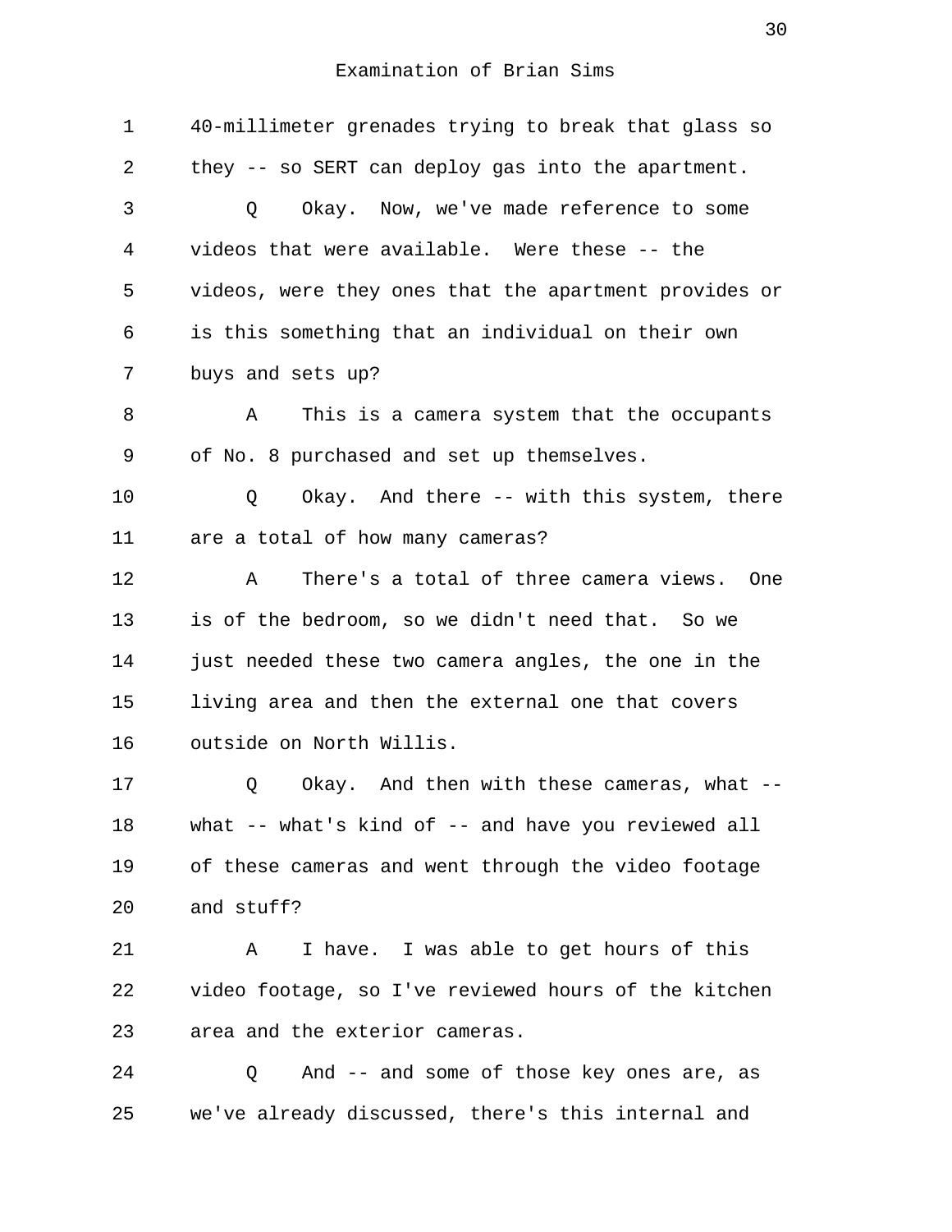Examination of Brian Sims

1 40-millimeter grenades trying to break that glass so
2 they -- so SERT can deploy gas into the apartment.
3 Q Okay. Now, we've made reference to some
4 videos that were available. Were these -- the
5 videos, were they ones that the apartment provides or
6 is this something that an individual on their own
7 buys and sets up?
8 A This is a camera system that the occupants
9 of No. 8 purchased and set up themselves.
10 Q Okay. And there -- with this system, there
11 are a total of how many cameras?
12 A There's a total of three camera views. One
13 is of the bedroom, so we didn't need that. So we
14 just needed these two camera angles, the one in the
15 living area and then the external one that covers
16 outside on North Willis.
17 Q Okay. And then with these cameras, what --
18 what -- what's kind of -- and have you reviewed all
19 of these cameras and went through the video footage
20 and stuff?
21 A I have. I was able to get hours of this
22 video footage, so I've reviewed hours of the kitchen
23 area and the exterior cameras.
24 Q And -- and some of those key ones are, as
25 we've already discussed, there's this internal and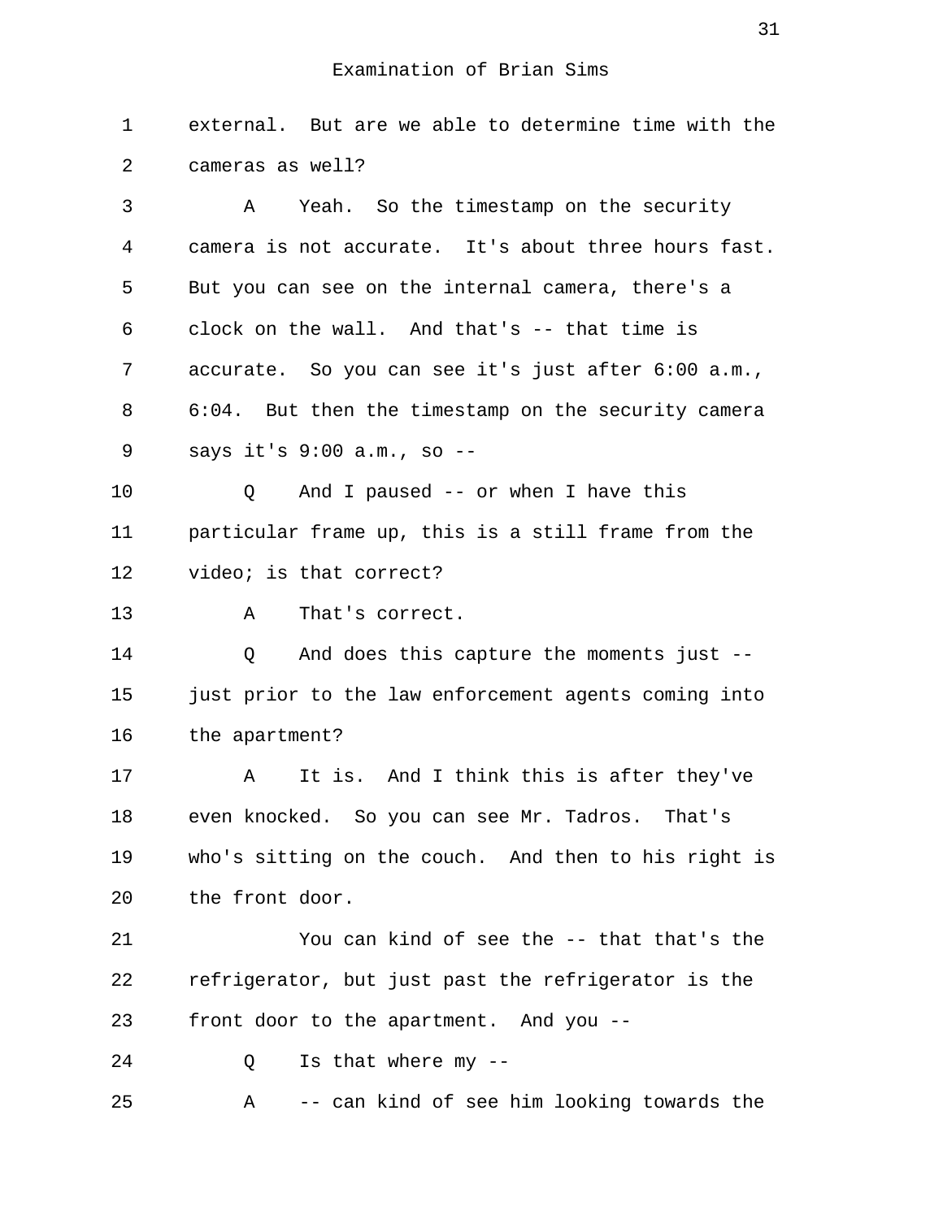Examination of Brian Sims

1 external. But are we able to determine time with the
2 cameras as well?
3 A Yeah. So the timestamp on the security
4 camera is not accurate. It's about three hours fast.
5 But you can see on the internal camera, there's a
6 clock on the wall. And that's -- that time is
7 accurate. So you can see it's just after 6:00 a.m.,
8 6:04. But then the timestamp on the security camera
9 says it's 9:00 a.m., so --
10 Q And I paused -- or when I have this
11 particular frame up, this is a still frame from the
12 video; is that correct?
13 A That's correct.
14 Q And does this capture the moments just --
15 just prior to the law enforcement agents coming into
16 the apartment?
17 A It is. And I think this is after they've
18 even knocked. So you can see Mr. Tadros. That's
19 who's sitting on the couch. And then to his right is
20 the front door.
21 You can kind of see the -- that that's the
22 refrigerator, but just past the refrigerator is the
23 front door to the apartment. And you --
24 Q Is that where my --
25 A -- can kind of see him looking towards the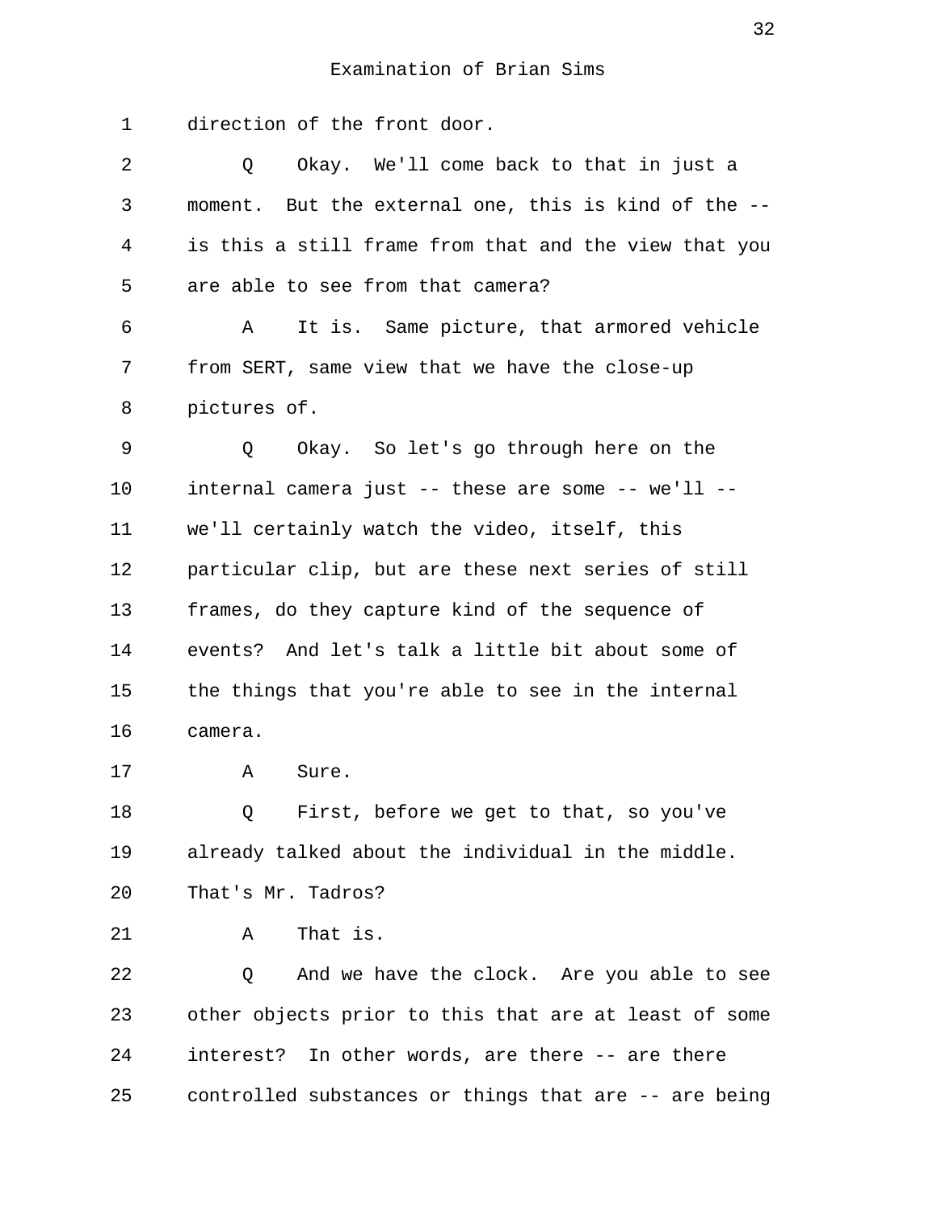Examination of Brian Sims

1 direction of the front door.

2 Q Okay. We'll come back to that in just a

3 moment. But the external one, this is kind of the --

4 is this a still frame from that and the view that you

5 are able to see from that camera?

6 A It is. Same picture, that armored vehicle

7 from SERT, same view that we have the close-up

8 pictures of.

9 Q Okay. So let's go through here on the

10 internal camera just -- these are some -- we'll --

11 we'll certainly watch the video, itself, this

12 particular clip, but are these next series of still

13 frames, do they capture kind of the sequence of

14 events? And let's talk a little bit about some of

15 the things that you're able to see in the internal

16 camera.

17 A Sure.

18 Q First, before we get to that, so you've

19 already talked about the individual in the middle.

20 That's Mr. Tadros?

21 A That is.

22 Q And we have the clock. Are you able to see

23 other objects prior to this that are at least of some

24 interest? In other words, are there -- are there

25 controlled substances or things that are -- are being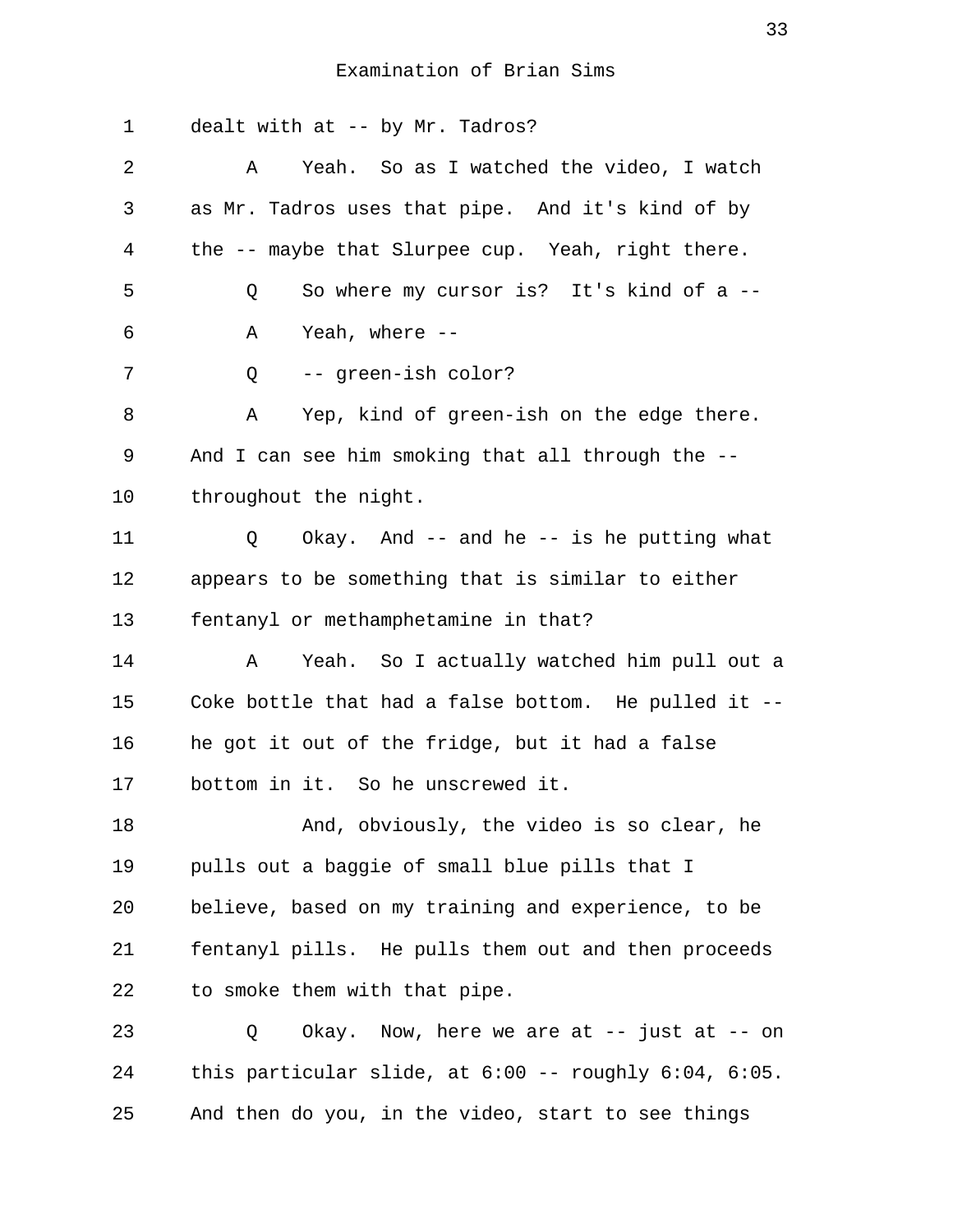Examination of Brian Sims

1 dealt with at -- by Mr. Tadros?

2 A Yeah. So as I watched the video, I watch

3 as Mr. Tadros uses that pipe. And it's kind of by

4 the -- maybe that Slurpee cup. Yeah, right there.

5 Q So where my cursor is? It's kind of a --

6 A Yeah, where --

7 Q -- green-ish color?

8 A Yep, kind of green-ish on the edge there.

9 And I can see him smoking that all through the --

10 throughout the night.

11 Q Okay. And -- and he -- is he putting what

12 appears to be something that is similar to either

13 fentanyl or methamphetamine in that?

14 A Yeah. So I actually watched him pull out a

15 Coke bottle that had a false bottom. He pulled it --

16 he got it out of the fridge, but it had a false

17 bottom in it. So he unscrewed it.

18 And, obviously, the video is so clear, he

19 pulls out a baggie of small blue pills that I

20 believe, based on my training and experience, to be

21 fentanyl pills. He pulls them out and then proceeds

22 to smoke them with that pipe.

23 Q Okay. Now, here we are at -- just at -- on

24 this particular slide, at 6:00 -- roughly 6:04, 6:05.

25 And then do you, in the video, start to see things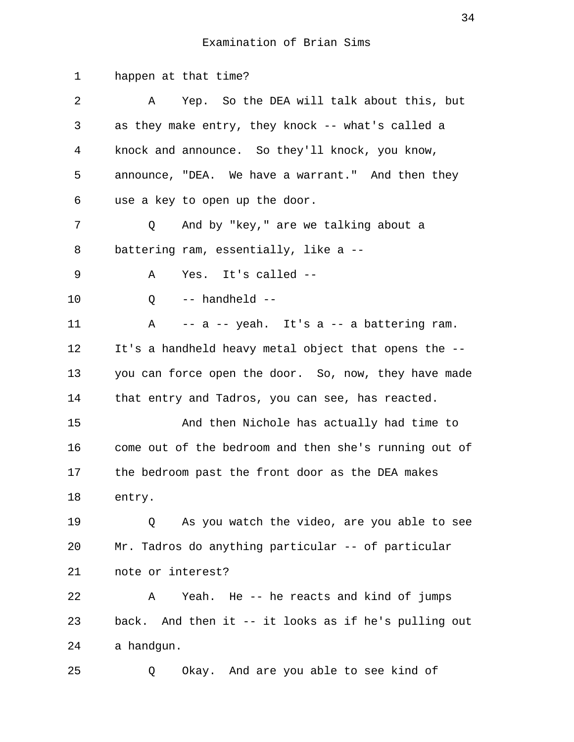Examination of Brian Sims

1 happen at that time?

2 A Yep. So the DEA will talk about this, but
3 as they make entry, they knock -- what's called a
4 knock and announce. So they'll knock, you know,
5 announce, "DEA. We have a warrant." And then they
6 use a key to open up the door.

7 Q And by "key," are we talking about a
8 battering ram, essentially, like a --

9 A Yes. It's called --

10 Q -- handheld --

11 A -- a -- yeah. It's a -- a battering ram.
12 It's a handheld heavy metal object that opens the --
13 you can force open the door. So, now, they have made
14 that entry and Tadros, you can see, has reacted.

15 And then Nichole has actually had time to
16 come out of the bedroom and then she's running out of
17 the bedroom past the front door as the DEA makes
18 entry.

19 Q As you watch the video, are you able to see
20 Mr. Tadros do anything particular -- of particular
21 note or interest?

22 A Yeah. He -- he reacts and kind of jumps
23 back. And then it -- it looks as if he's pulling out
24 a handgun.

25 Q Okay. And are you able to see kind of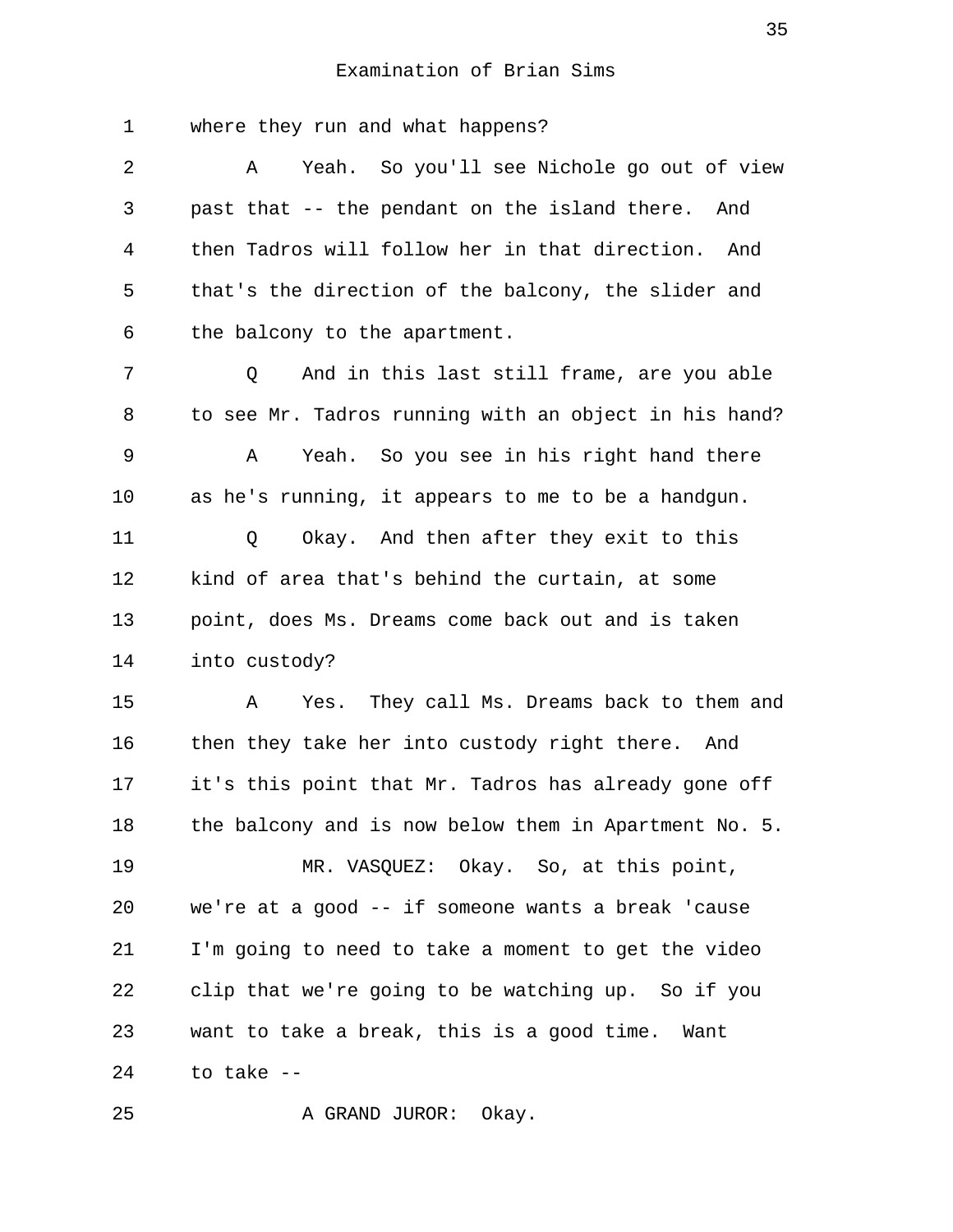Examination of Brian Sims

1 where they run and what happens?

2 A Yeah. So you'll see Nichole go out of view
3 past that -- the pendant on the island there. And
4 then Tadros will follow her in that direction. And
5 that's the direction of the balcony, the slider and
6 the balcony to the apartment.

7 Q And in this last still frame, are you able
8 to see Mr. Tadros running with an object in his hand?

9 A Yeah. So you see in his right hand there
10 as he's running, it appears to me to be a handgun.

11 Q Okay. And then after they exit to this
12 kind of area that's behind the curtain, at some
13 point, does Ms. Dreams come back out and is taken
14 into custody?

15 A Yes. They call Ms. Dreams back to them and
16 then they take her into custody right there. And
17 it's this point that Mr. Tadros has already gone off
18 the balcony and is now below them in Apartment No. 5.

19 MR. VASQUEZ: Okay. So, at this point,
20 we're at a good -- if someone wants a break 'cause
21 I'm going to need to take a moment to get the video
22 clip that we're going to be watching up. So if you
23 want to take a break, this is a good time. Want
24 to take --

25 A GRAND JUROR: Okay.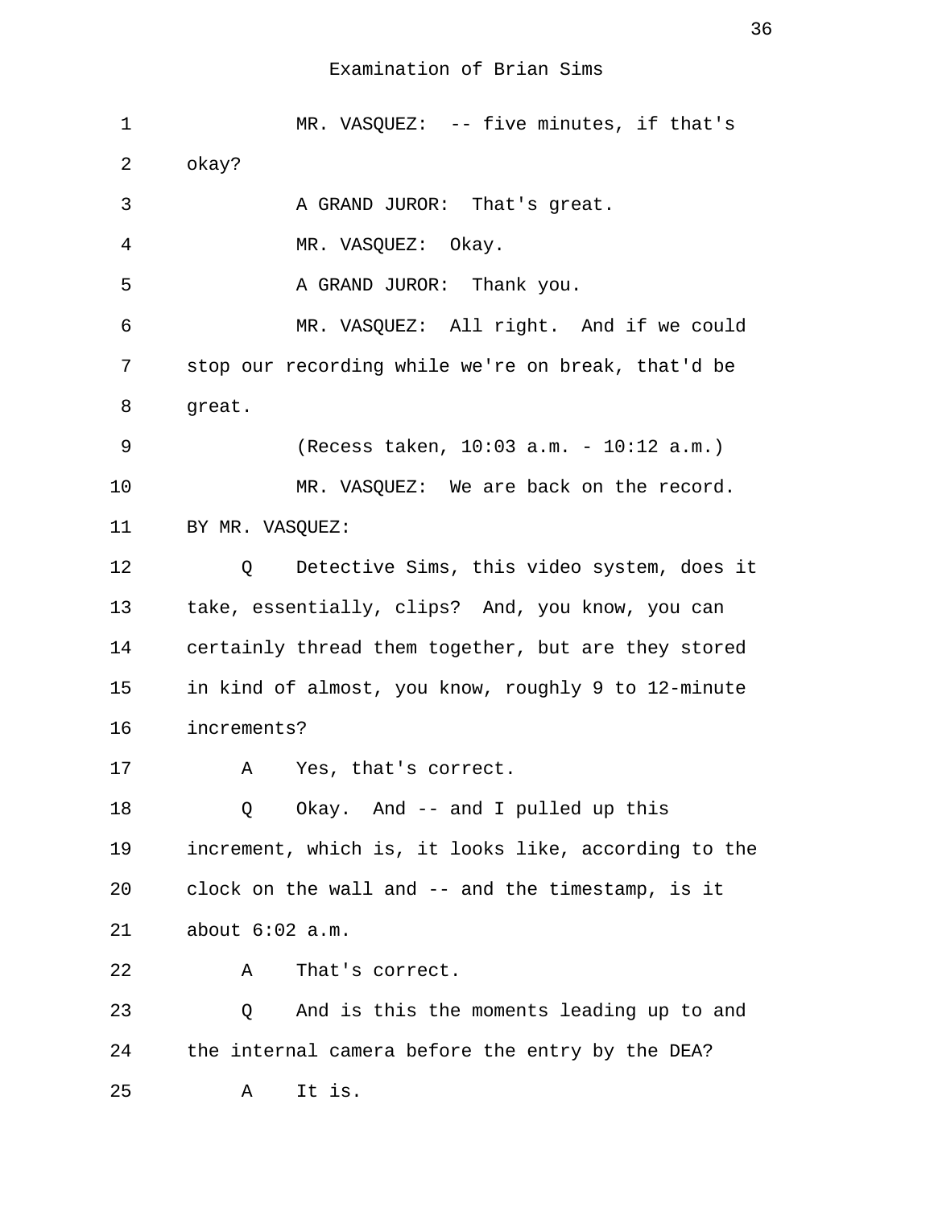Examination of Brian Sims

1 MR. VASQUEZ: -- five minutes, if that's
2 okay?
3 A GRAND JUROR: That's great.
4 MR. VASQUEZ: Okay.
5 A GRAND JUROR: Thank you.
6 MR. VASQUEZ: All right. And if we could
7 stop our recording while we're on break, that'd be
8 great.
9 (Recess taken, 10:03 a.m. - 10:12 a.m.)
10 MR. VASQUEZ: We are back on the record.
11 BY MR. VASQUEZ:
12 Q Detective Sims, this video system, does it
13 take, essentially, clips? And, you know, you can
14 certainly thread them together, but are they stored
15 in kind of almost, you know, roughly 9 to 12-minute
16 increments?
17 A Yes, that's correct.
18 Q Okay. And -- and I pulled up this
19 increment, which is, it looks like, according to the
20 clock on the wall and -- and the timestamp, is it
21 about 6:02 a.m.
22 A That's correct.
23 Q And is this the moments leading up to and
24 the internal camera before the entry by the DEA?
25 A It is.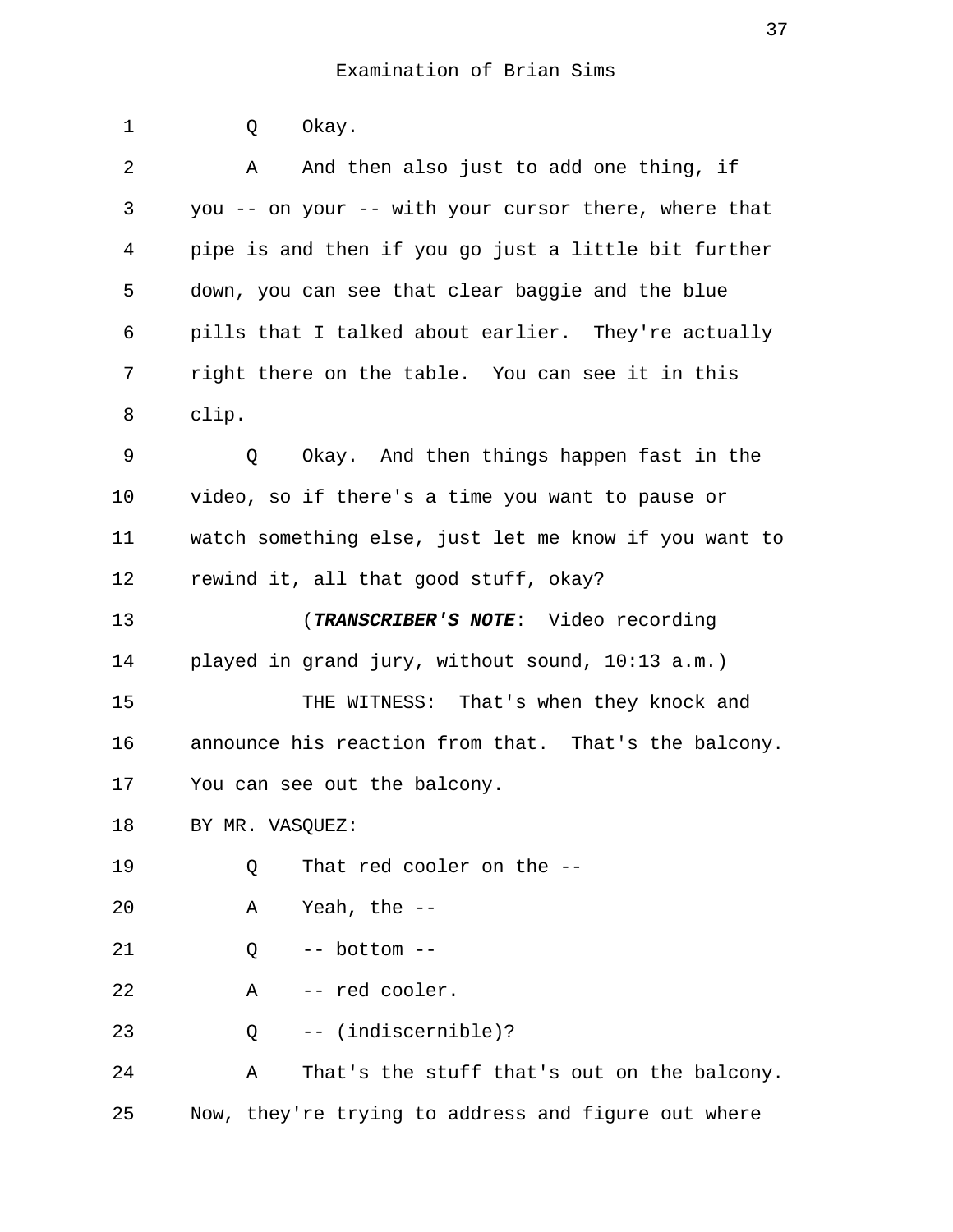Q Okay.

A And then also just to add one thing, if you -- on your -- with your cursor there, where that pipe is and then if you go just a little bit further down, you can see that clear baggie and the blue pills that I talked about earlier. They're actually right there on the table. You can see it in this clip.

Q Okay. And then things happen fast in the video, so if there's a time you want to pause or watch something else, just let me know if you want to rewind it, all that good stuff, okay?

(***TRANSCRIBER'S NOTE***: Video recording played in grand jury, without sound, 10:13 a.m.)

THE WITNESS: That's when they knock and announce his reaction from that. That's the balcony. You can see out the balcony.

BY MR. VASQUEZ:

Q That red cooler on the --

A Yeah, the --

Q -- bottom --

A -- red cooler.

Q -- (indiscernible)?

A That's the stuff that's out on the balcony. Now, they're trying to address and figure out where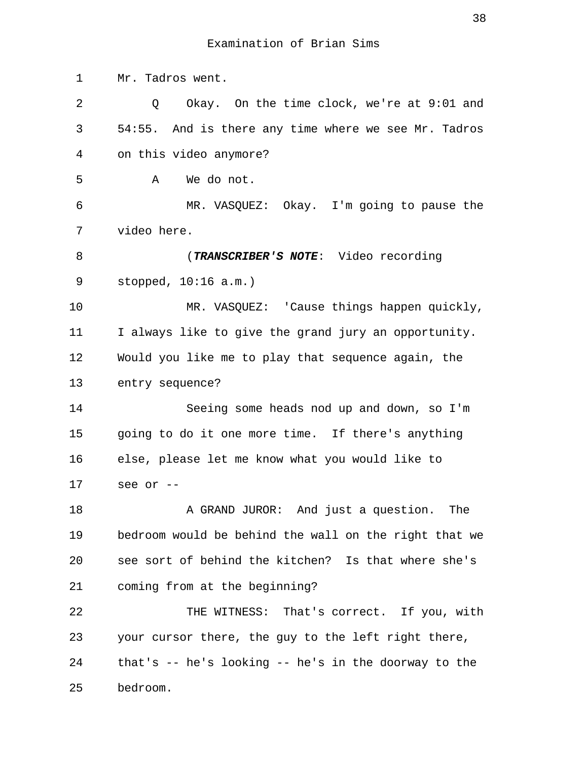Mr. Tadros went.

Q Okay. On the time clock, we're at 9:01 and 54:55. And is there any time where we see Mr. Tadros on this video anymore?

A We do not.

MR. VASQUEZ: Okay. I'm going to pause the video here.

(***TRANSCRIBER'S NOTE***: Video recording stopped, 10:16 a.m.)

MR. VASQUEZ: 'Cause things happen quickly, I always like to give the grand jury an opportunity. Would you like me to play that sequence again, the entry sequence?

Seeing some heads nod up and down, so I'm going to do it one more time. If there's anything else, please let me know what you would like to see or --

A GRAND JUROR: And just a question. The bedroom would be behind the wall on the right that we see sort of behind the kitchen? Is that where she's coming from at the beginning?

THE WITNESS: That's correct. If you, with your cursor there, the guy to the left right there, that's -- he's looking -- he's in the doorway to the bedroom.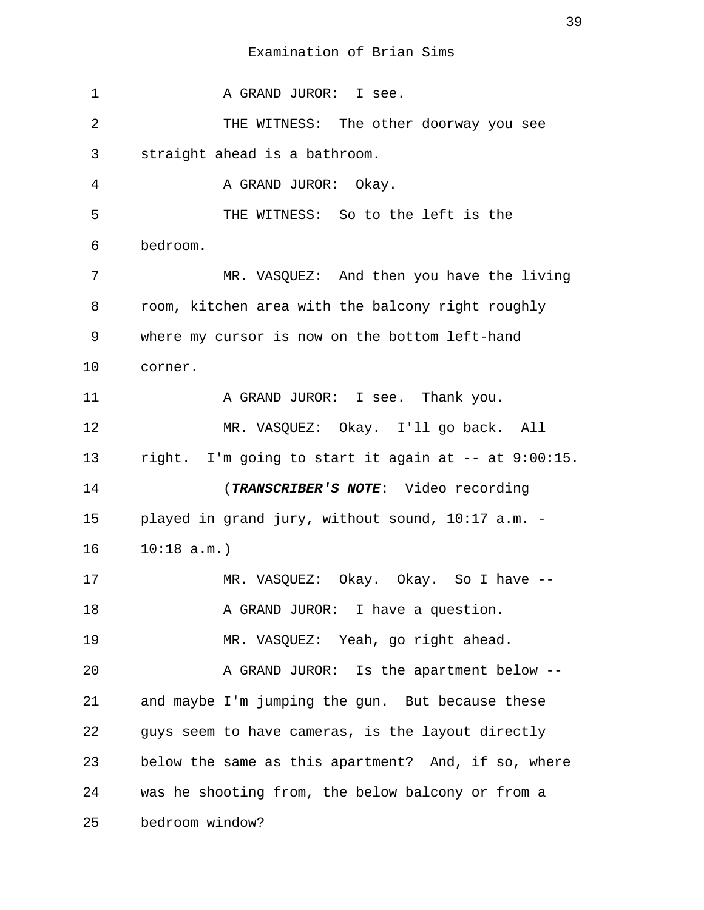1 A GRAND JUROR: I see.

2 THE WITNESS: The other doorway you see

3 straight ahead is a bathroom.

4 A GRAND JUROR: Okay.

5 THE WITNESS: So to the left is the

6 bedroom.

7 MR. VASQUEZ: And then you have the living

8 room, kitchen area with the balcony right roughly

9 where my cursor is now on the bottom left-hand

10 corner.

11 A GRAND JUROR: I see. Thank you.

12 MR. VASQUEZ: Okay. I'll go back. All

13 right. I'm going to start it again at -- at 9:00:15.

14 (***TRANSCRIBER'S NOTE***: Video recording

15 played in grand jury, without sound, 10:17 a.m. -

16 10:18 a.m.)

17 MR. VASQUEZ: Okay. Okay. So I have --

18 A GRAND JUROR: I have a question.

19 MR. VASQUEZ: Yeah, go right ahead.

20 A GRAND JUROR: Is the apartment below --

21 and maybe I'm jumping the gun. But because these

22 guys seem to have cameras, is the layout directly

23 below the same as this apartment? And, if so, where

24 was he shooting from, the below balcony or from a

25 bedroom window?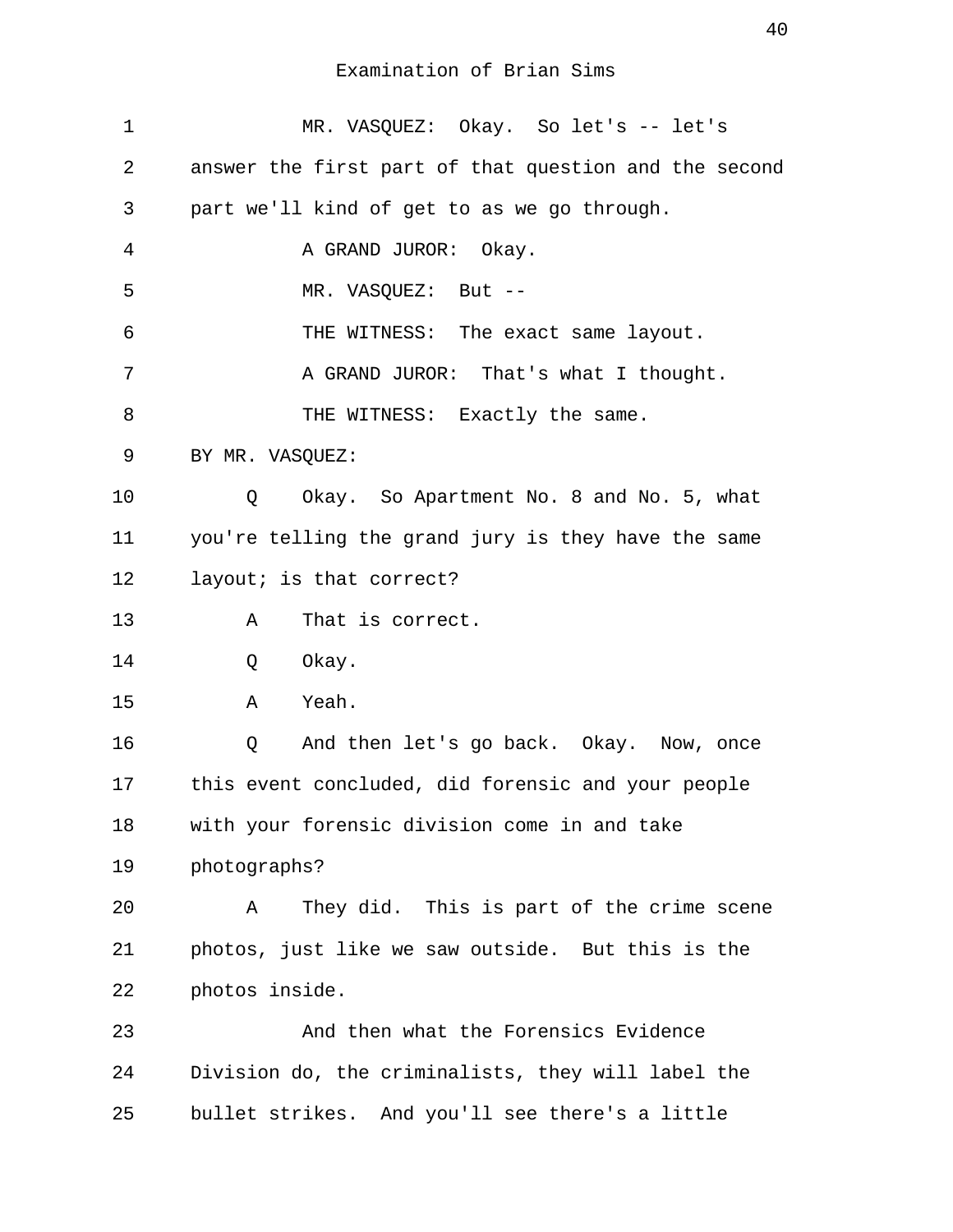Examination of Brian Sims

1 MR. VASQUEZ: Okay. So let's -- let's
2 answer the first part of that question and the second
3 part we'll kind of get to as we go through.
4 A GRAND JUROR: Okay.
5 MR. VASQUEZ: But --
6 THE WITNESS: The exact same layout.
7 A GRAND JUROR: That's what I thought.
8 THE WITNESS: Exactly the same.
9 BY MR. VASQUEZ:
10 Q Okay. So Apartment No. 8 and No. 5, what
11 you're telling the grand jury is they have the same
12 layout; is that correct?
13 A That is correct.
14 Q Okay.
15 A Yeah.
16 Q And then let's go back. Okay. Now, once
17 this event concluded, did forensic and your people
18 with your forensic division come in and take
19 photographs?
20 A They did. This is part of the crime scene
21 photos, just like we saw outside. But this is the
22 photos inside.
23 And then what the Forensics Evidence
24 Division do, the criminalists, they will label the
25 bullet strikes. And you'll see there's a little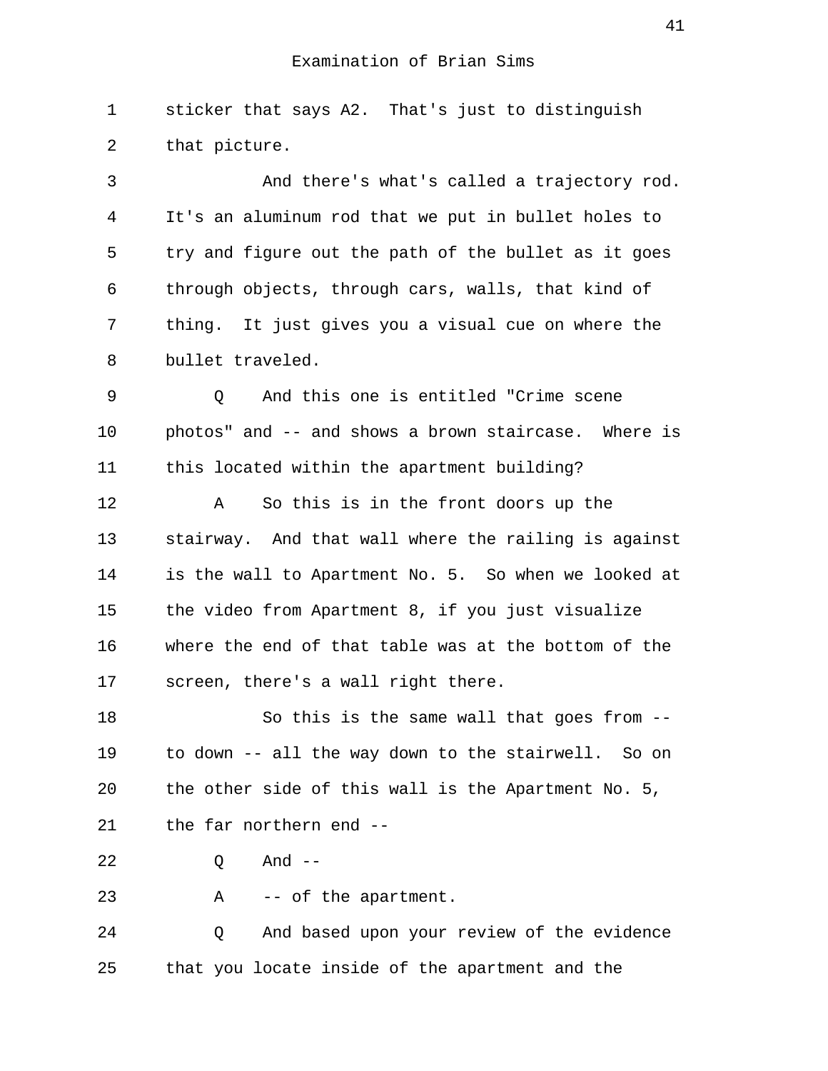sticker that says A2. That's just to distinguish that picture.

And there's what's called a trajectory rod. It's an aluminum rod that we put in bullet holes to try and figure out the path of the bullet as it goes through objects, through cars, walls, that kind of thing. It just gives you a visual cue on where the bullet traveled.

Q And this one is entitled "Crime scene photos" and -- and shows a brown staircase. Where is this located within the apartment building?

A So this is in the front doors up the stairway. And that wall where the railing is against is the wall to Apartment No. 5. So when we looked at the video from Apartment 8, if you just visualize where the end of that table was at the bottom of the screen, there's a wall right there.

So this is the same wall that goes from -- to down -- all the way down to the stairwell. So on the other side of this wall is the Apartment No. 5, the far northern end --

Q And --

A -- of the apartment.

Q And based upon your review of the evidence that you locate inside of the apartment and the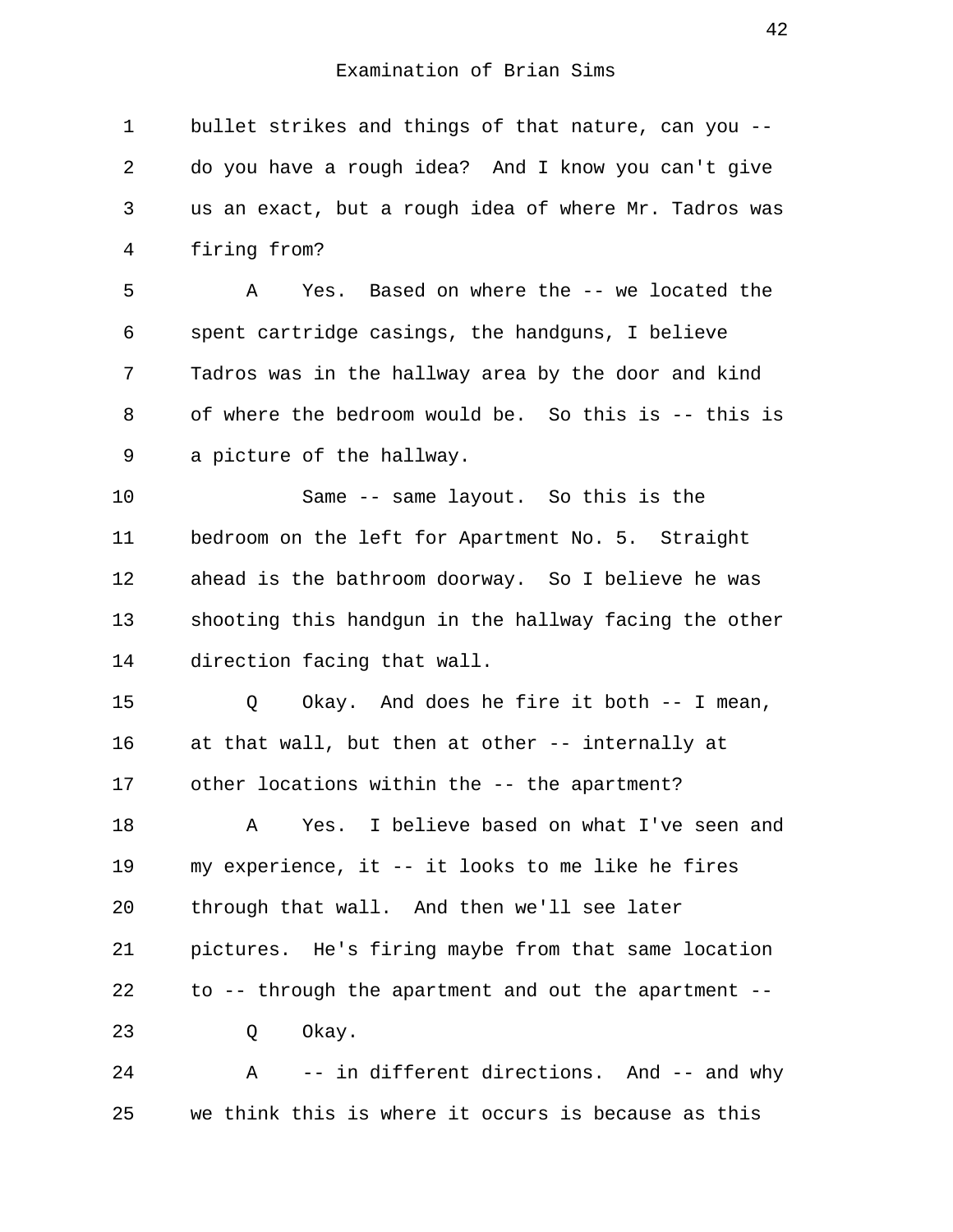Examination of Brian Sims

1 bullet strikes and things of that nature, can you --
2 do you have a rough idea? And I know you can't give
3 us an exact, but a rough idea of where Mr. Tadros was
4 firing from?

5 A Yes. Based on where the -- we located the
6 spent cartridge casings, the handguns, I believe
7 Tadros was in the hallway area by the door and kind
8 of where the bedroom would be. So this is -- this is
9 a picture of the hallway.

10 Same -- same layout. So this is the
11 bedroom on the left for Apartment No. 5. Straight
12 ahead is the bathroom doorway. So I believe he was
13 shooting this handgun in the hallway facing the other
14 direction facing that wall.

15 Q Okay. And does he fire it both -- I mean,
16 at that wall, but then at other -- internally at
17 other locations within the -- the apartment?

18 A Yes. I believe based on what I've seen and
19 my experience, it -- it looks to me like he fires
20 through that wall. And then we'll see later
21 pictures. He's firing maybe from that same location
22 to -- through the apartment and out the apartment --

23 Q Okay.

24 A -- in different directions. And -- and why
25 we think this is where it occurs is because as this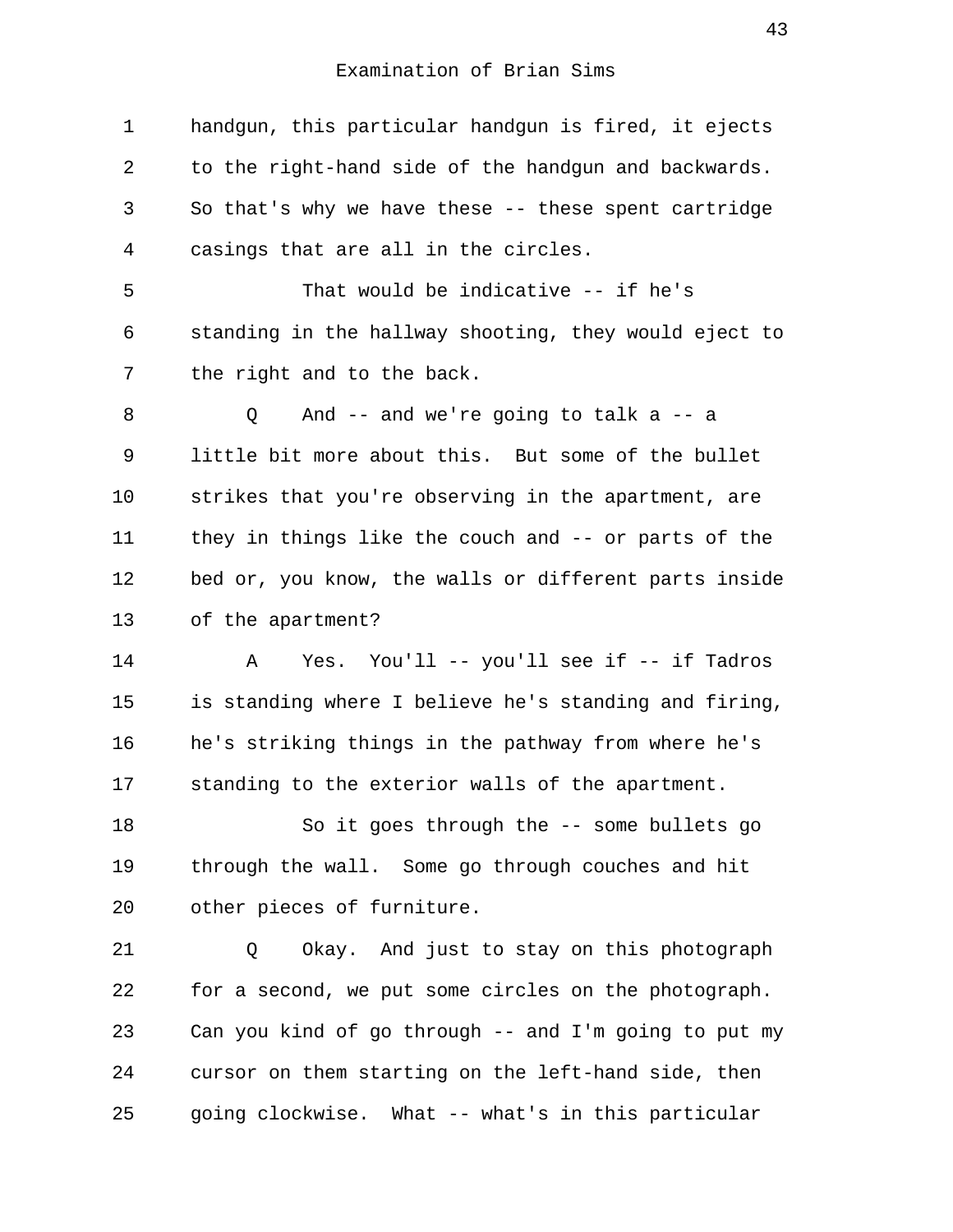Examination of Brian Sims

1 handgun, this particular handgun is fired, it ejects
2 to the right-hand side of the handgun and backwards.
3 So that's why we have these -- these spent cartridge
4 casings that are all in the circles.
5 That would be indicative -- if he's
6 standing in the hallway shooting, they would eject to
7 the right and to the back.
8 Q And -- and we're going to talk a -- a
9 little bit more about this. But some of the bullet
10 strikes that you're observing in the apartment, are
11 they in things like the couch and -- or parts of the
12 bed or, you know, the walls or different parts inside
13 of the apartment?
14 A Yes. You'll -- you'll see if -- if Tadros
15 is standing where I believe he's standing and firing,
16 he's striking things in the pathway from where he's
17 standing to the exterior walls of the apartment.
18 So it goes through the -- some bullets go
19 through the wall. Some go through couches and hit
20 other pieces of furniture.
21 Q Okay. And just to stay on this photograph
22 for a second, we put some circles on the photograph.
23 Can you kind of go through -- and I'm going to put my
24 cursor on them starting on the left-hand side, then
25 going clockwise. What -- what's in this particular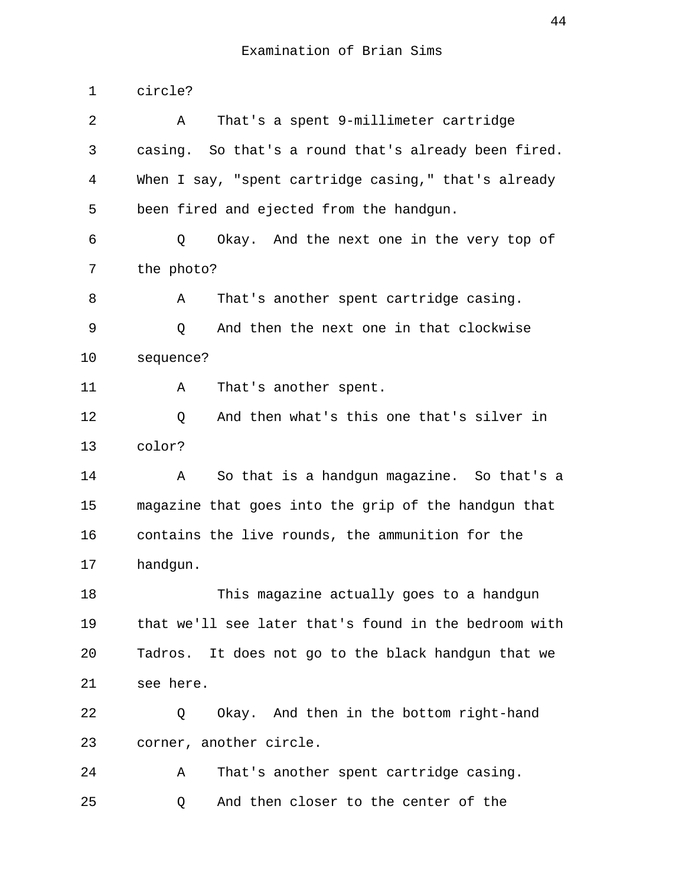circle?

A That's a spent 9-millimeter cartridge casing. So that's a round that's already been fired. When I say, "spent cartridge casing," that's already been fired and ejected from the handgun.

Q Okay. And the next one in the very top of the photo?

A That's another spent cartridge casing.

Q And then the next one in that clockwise sequence?

A That's another spent.

Q And then what's this one that's silver in color?

A So that is a handgun magazine. So that's a magazine that goes into the grip of the handgun that contains the live rounds, the ammunition for the handgun.

This magazine actually goes to a handgun that we'll see later that's found in the bedroom with Tadros. It does not go to the black handgun that we see here.

Q Okay. And then in the bottom right-hand corner, another circle.

A That's another spent cartridge casing.

Q And then closer to the center of the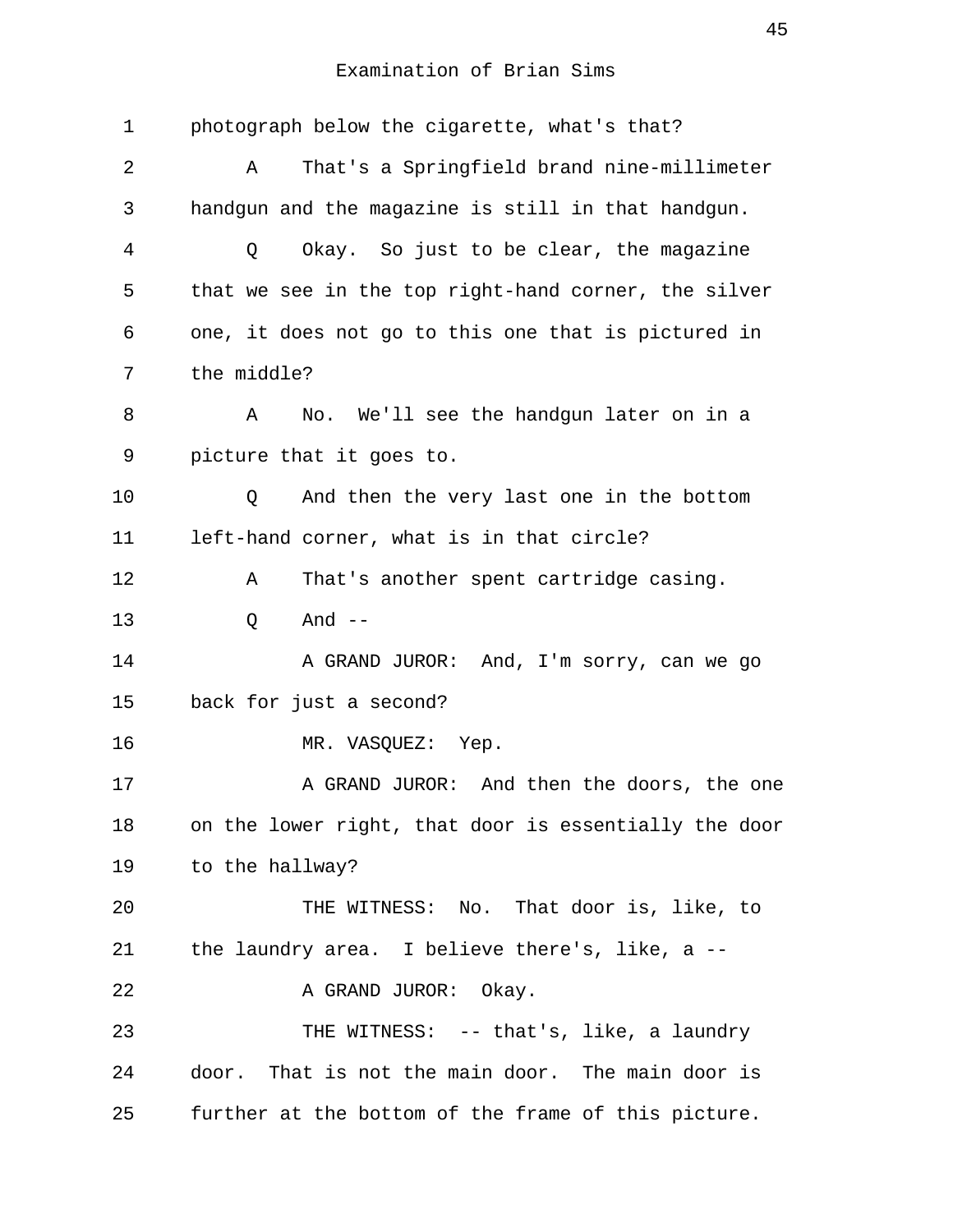photograph below the cigarette, what's that?

A That's a Springfield brand nine-millimeter handgun and the magazine is still in that handgun.

Q Okay. So just to be clear, the magazine that we see in the top right-hand corner, the silver one, it does not go to this one that is pictured in the middle?

A No. We'll see the handgun later on in a picture that it goes to.

Q And then the very last one in the bottom left-hand corner, what is in that circle?

A That's another spent cartridge casing.

Q And --

A GRAND JUROR: And, I'm sorry, can we go back for just a second?

MR. VASQUEZ: Yep.

A GRAND JUROR: And then the doors, the one on the lower right, that door is essentially the door to the hallway?

THE WITNESS: No. That door is, like, to the laundry area. I believe there's, like, a --

A GRAND JUROR: Okay.

THE WITNESS: -- that's, like, a laundry door. That is not the main door. The main door is further at the bottom of the frame of this picture.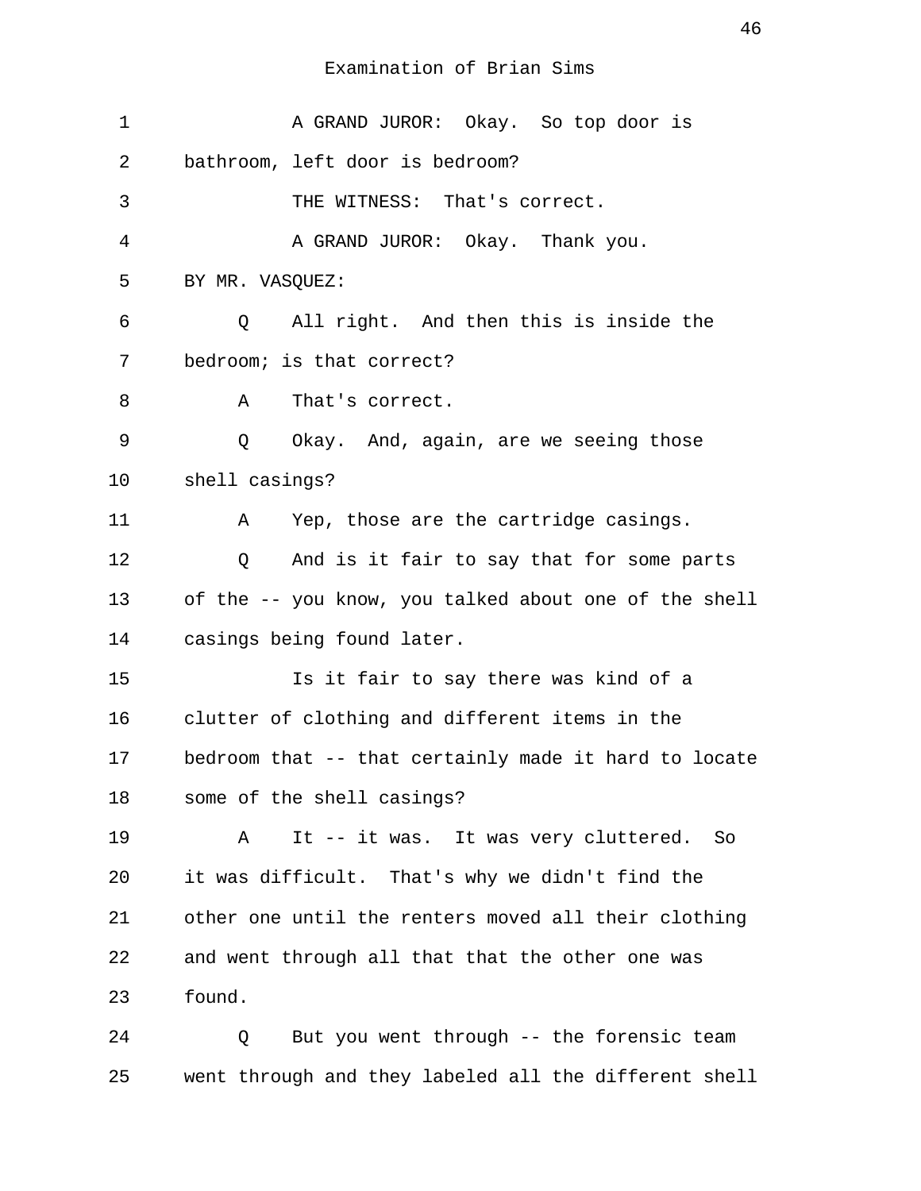Examination of Brian Sims

1 A GRAND JUROR: Okay. So top door is
2 bathroom, left door is bedroom?
3 THE WITNESS: That's correct.
4 A GRAND JUROR: Okay. Thank you.
5 BY MR. VASQUEZ:
6 Q All right. And then this is inside the
7 bedroom; is that correct?
8 A That's correct.
9 Q Okay. And, again, are we seeing those
10 shell casings?
11 A Yep, those are the cartridge casings.
12 Q And is it fair to say that for some parts
13 of the -- you know, you talked about one of the shell
14 casings being found later.
15 Is it fair to say there was kind of a
16 clutter of clothing and different items in the
17 bedroom that -- that certainly made it hard to locate
18 some of the shell casings?
19 A It -- it was. It was very cluttered. So
20 it was difficult. That's why we didn't find the
21 other one until the renters moved all their clothing
22 and went through all that that the other one was
23 found.
24 Q But you went through -- the forensic team
25 went through and they labeled all the different shell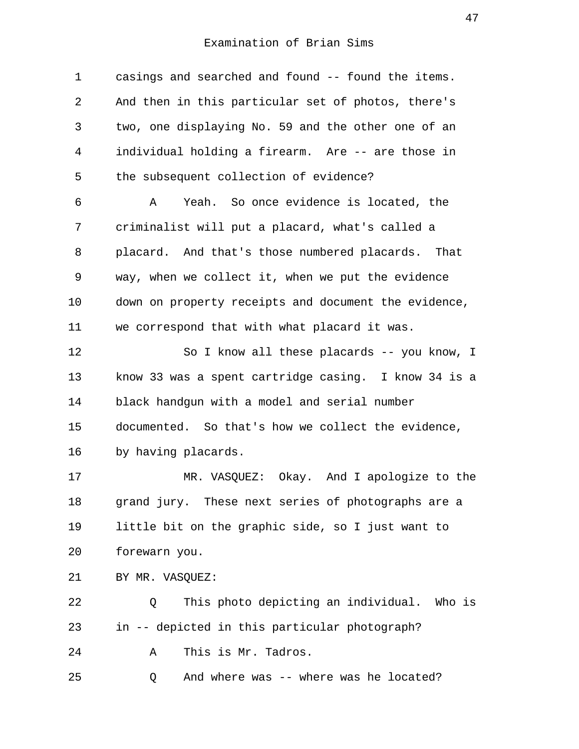Examination of Brian Sims

1 casings and searched and found -- found the items.
2 And then in this particular set of photos, there's
3 two, one displaying No. 59 and the other one of an
4 individual holding a firearm. Are -- are those in
5 the subsequent collection of evidence?

6 A Yeah. So once evidence is located, the
7 criminalist will put a placard, what's called a
8 placard. And that's those numbered placards. That
9 way, when we collect it, when we put the evidence
10 down on property receipts and document the evidence,
11 we correspond that with what placard it was.

12 So I know all these placards -- you know, I
13 know 33 was a spent cartridge casing. I know 34 is a
14 black handgun with a model and serial number
15 documented. So that's how we collect the evidence,
16 by having placards.

17 MR. VASQUEZ: Okay. And I apologize to the
18 grand jury. These next series of photographs are a
19 little bit on the graphic side, so I just want to
20 forewarn you.

21 BY MR. VASQUEZ:

22 Q This photo depicting an individual. Who is
23 in -- depicted in this particular photograph?

24 A This is Mr. Tadros.

25 Q And where was -- where was he located?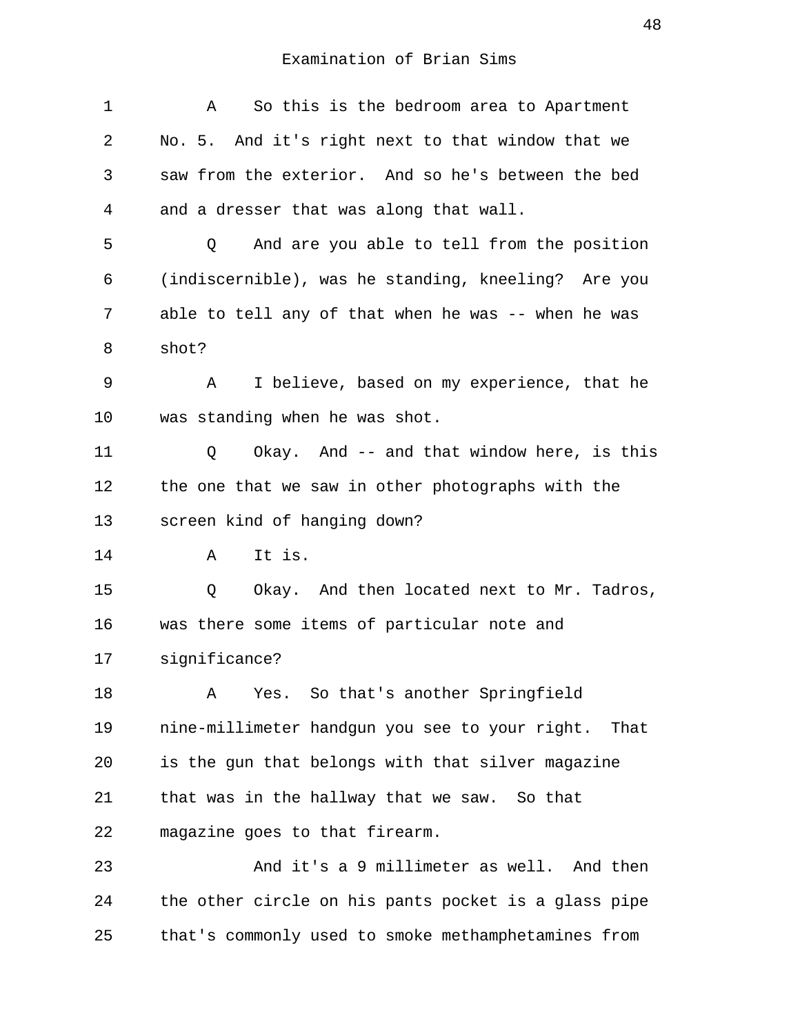Examination of Brian Sims

1 A So this is the bedroom area to Apartment
2 No. 5. And it's right next to that window that we
3 saw from the exterior. And so he's between the bed
4 and a dresser that was along that wall.
5 Q And are you able to tell from the position
6 (indiscernible), was he standing, kneeling? Are you
7 able to tell any of that when he was -- when he was
8 shot?
9 A I believe, based on my experience, that he
10 was standing when he was shot.
11 Q Okay. And -- and that window here, is this
12 the one that we saw in other photographs with the
13 screen kind of hanging down?
14 A It is.
15 Q Okay. And then located next to Mr. Tadros,
16 was there some items of particular note and
17 significance?
18 A Yes. So that's another Springfield
19 nine-millimeter handgun you see to your right. That
20 is the gun that belongs with that silver magazine
21 that was in the hallway that we saw. So that
22 magazine goes to that firearm.
23 And it's a 9 millimeter as well. And then
24 the other circle on his pants pocket is a glass pipe
25 that's commonly used to smoke methamphetamines from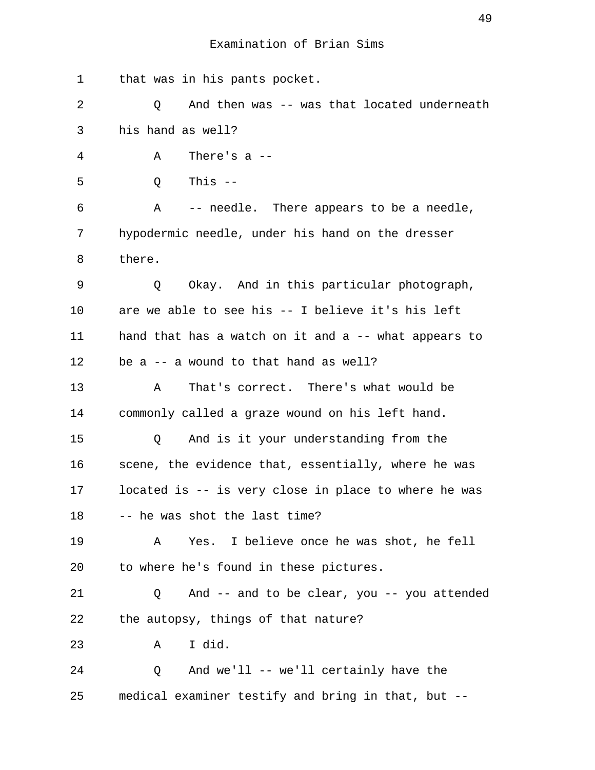1 that was in his pants pocket.

2 Q And then was -- was that located underneath

3 his hand as well?

4 A There's a --

5 Q This --

6 A -- needle. There appears to be a needle,

7 hypodermic needle, under his hand on the dresser

8 there.

9 Q Okay. And in this particular photograph,

10 are we able to see his -- I believe it's his left

11 hand that has a watch on it and a -- what appears to

12 be a -- a wound to that hand as well?

13 A That's correct. There's what would be

14 commonly called a graze wound on his left hand.

15 Q And is it your understanding from the

16 scene, the evidence that, essentially, where he was

17 located is -- is very close in place to where he was

18 -- he was shot the last time?

19 A Yes. I believe once he was shot, he fell

20 to where he's found in these pictures.

21 Q And -- and to be clear, you -- you attended

22 the autopsy, things of that nature?

23 A I did.

24 Q And we'll -- we'll certainly have the

25 medical examiner testify and bring in that, but --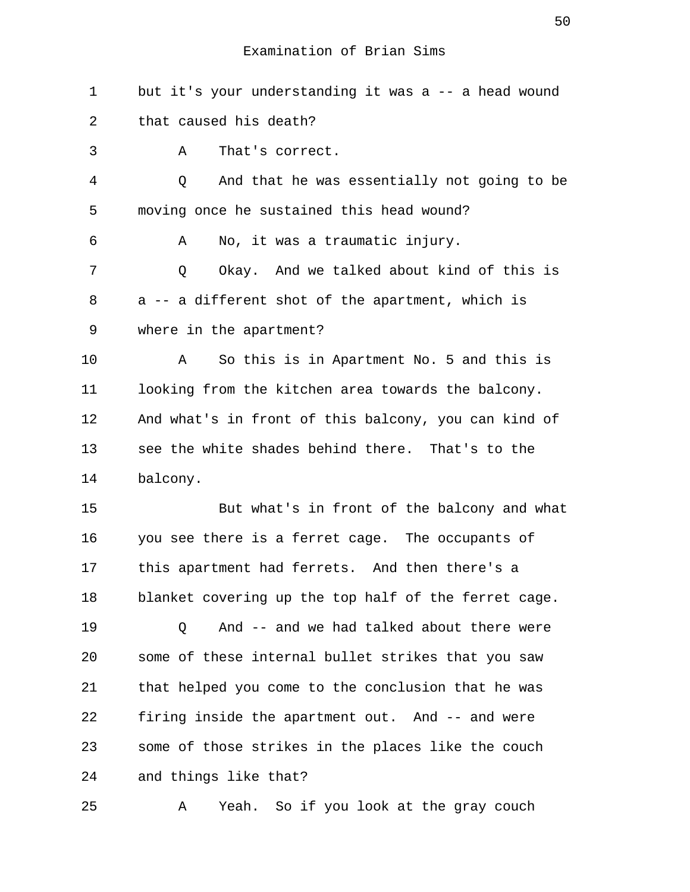Examination of Brian Sims

1 but it's your understanding it was a -- a head wound
2 that caused his death?
3 A That's correct.
4 Q And that he was essentially not going to be
5 moving once he sustained this head wound?
6 A No, it was a traumatic injury.
7 Q Okay. And we talked about kind of this is
8 a -- a different shot of the apartment, which is
9 where in the apartment?
10 A So this is in Apartment No. 5 and this is
11 looking from the kitchen area towards the balcony.
12 And what's in front of this balcony, you can kind of
13 see the white shades behind there. That's to the
14 balcony.
15 But what's in front of the balcony and what
16 you see there is a ferret cage. The occupants of
17 this apartment had ferrets. And then there's a
18 blanket covering up the top half of the ferret cage.
19 Q And -- and we had talked about there were
20 some of these internal bullet strikes that you saw
21 that helped you come to the conclusion that he was
22 firing inside the apartment out. And -- and were
23 some of those strikes in the places like the couch
24 and things like that?
25 A Yeah. So if you look at the gray couch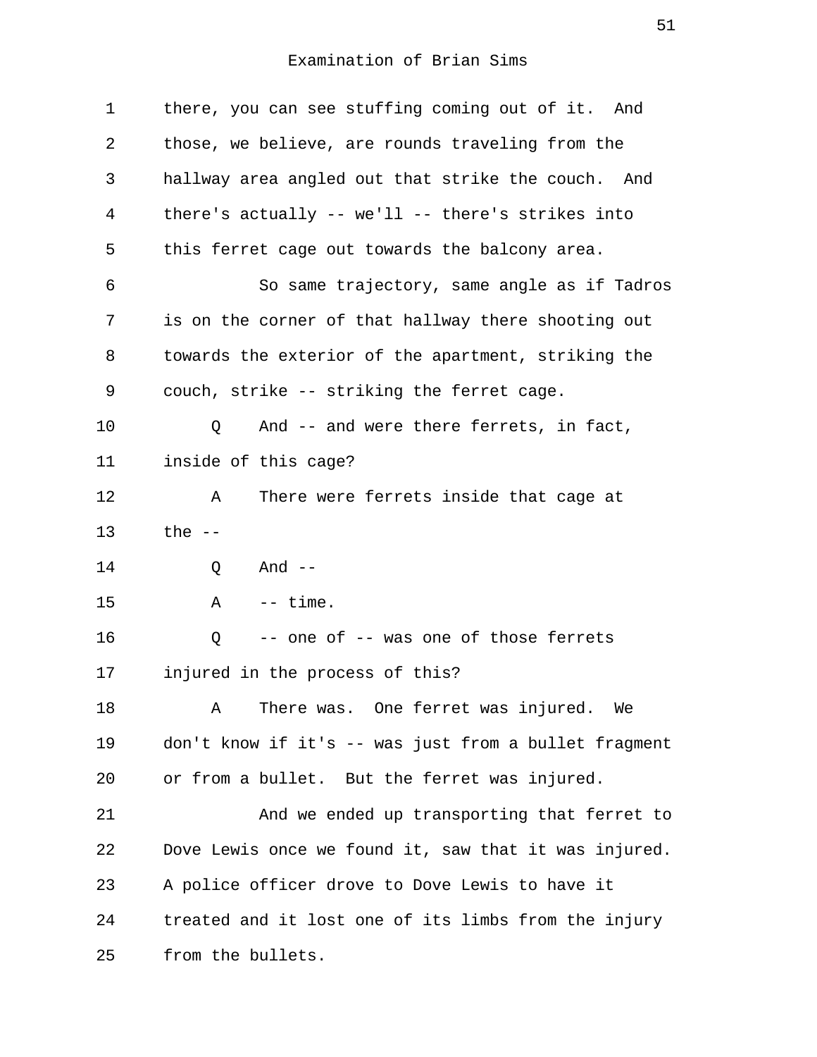Examination of Brian Sims

1 there, you can see stuffing coming out of it. And
2 those, we believe, are rounds traveling from the
3 hallway area angled out that strike the couch. And
4 there's actually -- we'll -- there's strikes into
5 this ferret cage out towards the balcony area.
6 So same trajectory, same angle as if Tadros
7 is on the corner of that hallway there shooting out
8 towards the exterior of the apartment, striking the
9 couch, strike -- striking the ferret cage.
10 Q And -- and were there ferrets, in fact,
11 inside of this cage?
12 A There were ferrets inside that cage at
13 the --
14 Q And --
15 A -- time.
16 Q -- one of -- was one of those ferrets
17 injured in the process of this?
18 A There was. One ferret was injured. We
19 don't know if it's -- was just from a bullet fragment
20 or from a bullet. But the ferret was injured.
21 And we ended up transporting that ferret to
22 Dove Lewis once we found it, saw that it was injured.
23 A police officer drove to Dove Lewis to have it
24 treated and it lost one of its limbs from the injury
25 from the bullets.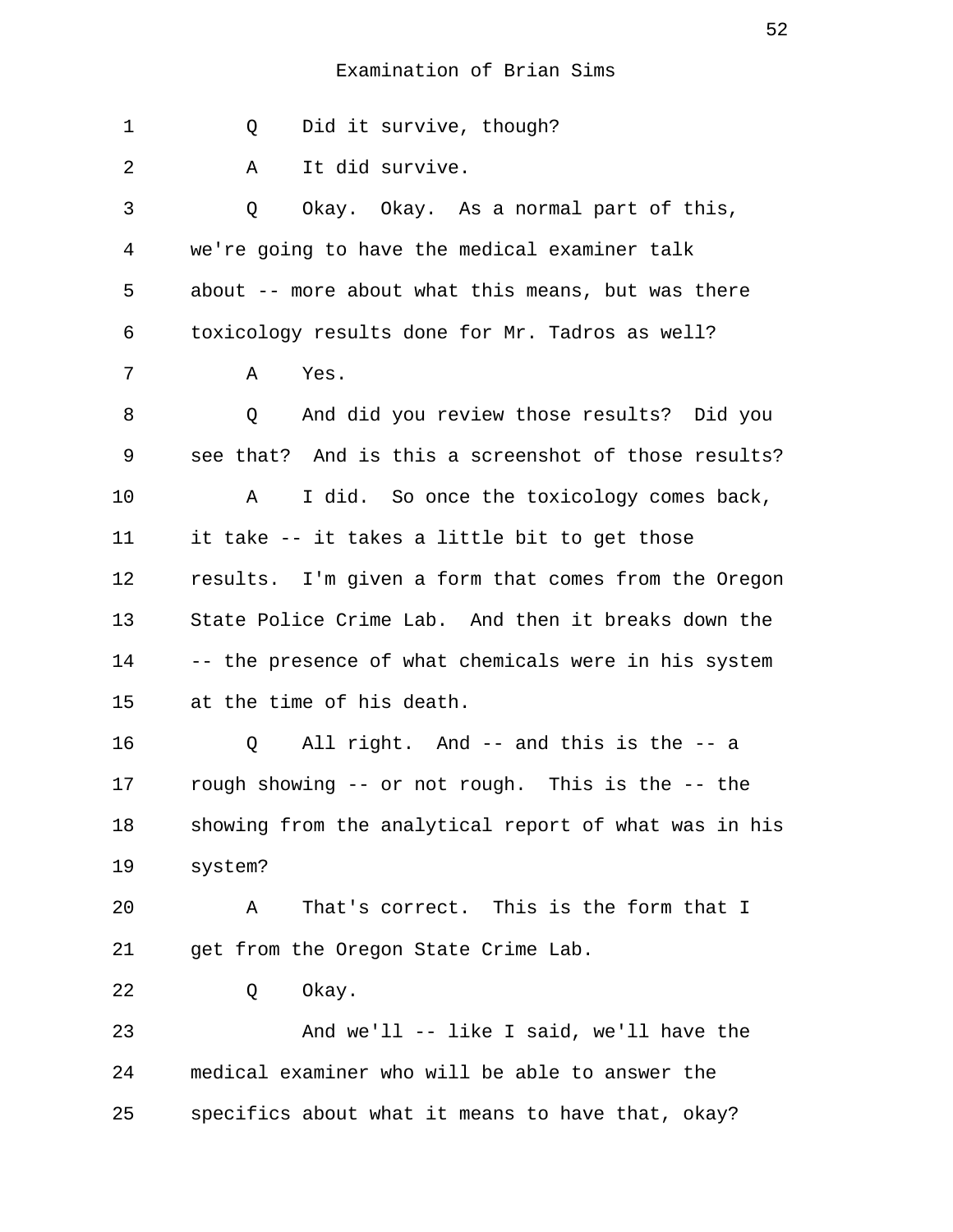Examination of Brian Sims

1 Q Did it survive, though?

2 A It did survive.

3 Q Okay. Okay. As a normal part of this,
4 we're going to have the medical examiner talk
5 about -- more about what this means, but was there
6 toxicology results done for Mr. Tadros as well?

7 A Yes.

8 Q And did you review those results? Did you
9 see that? And is this a screenshot of those results?

10 A I did. So once the toxicology comes back,
11 it take -- it takes a little bit to get those
12 results. I'm given a form that comes from the Oregon
13 State Police Crime Lab. And then it breaks down the
14 -- the presence of what chemicals were in his system
15 at the time of his death.

16 Q All right. And -- and this is the -- a
17 rough showing -- or not rough. This is the -- the
18 showing from the analytical report of what was in his
19 system?

20 A That's correct. This is the form that I
21 get from the Oregon State Crime Lab.

22 Q Okay.

23 And we'll -- like I said, we'll have the
24 medical examiner who will be able to answer the
25 specifics about what it means to have that, okay?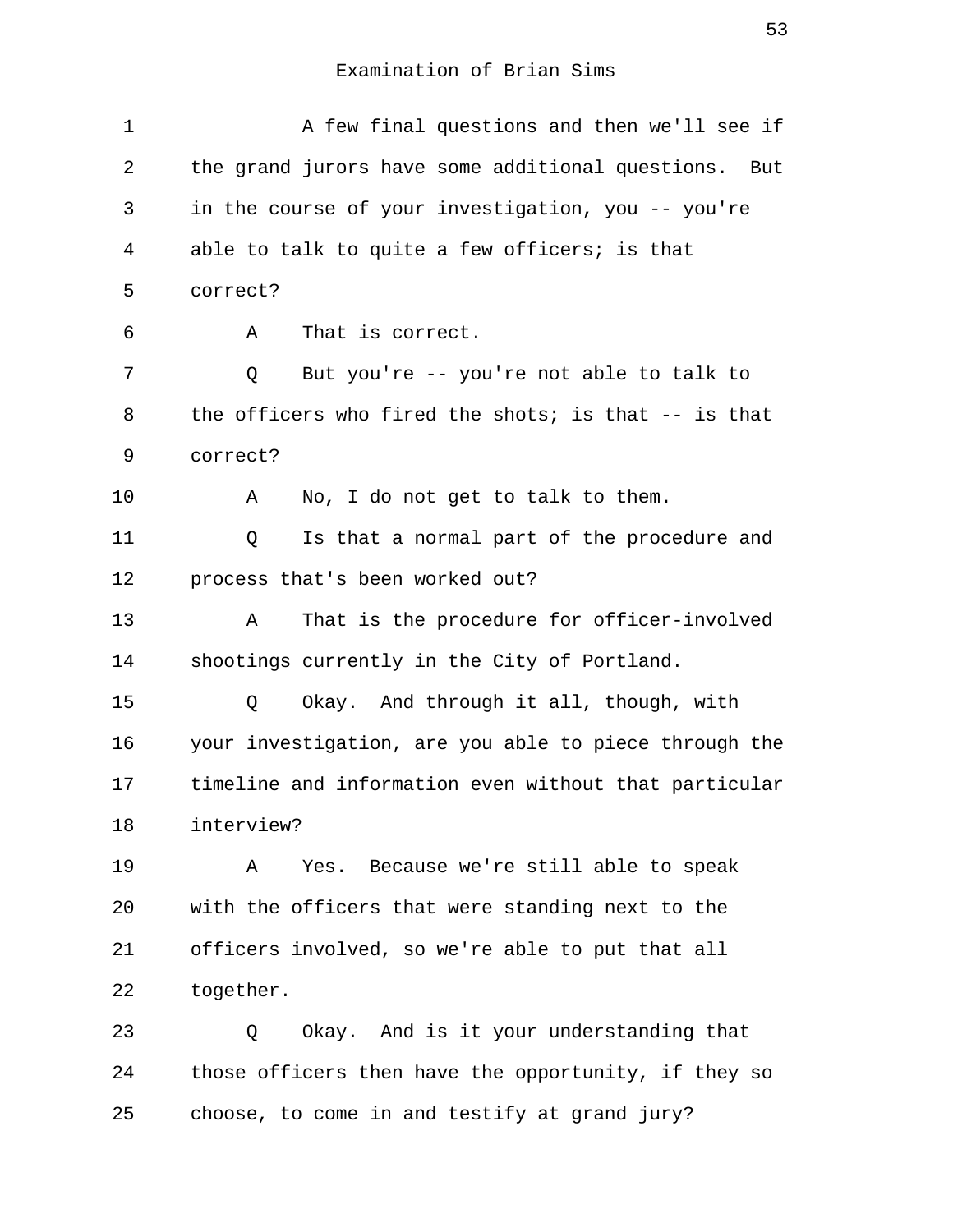Examination of Brian Sims

A few final questions and then we'll see if the grand jurors have some additional questions. But in the course of your investigation, you -- you're able to talk to quite a few officers; is that correct?

A That is correct.

Q But you're -- you're not able to talk to the officers who fired the shots; is that -- is that correct?

A No, I do not get to talk to them.

Q Is that a normal part of the procedure and process that's been worked out?

A That is the procedure for officer-involved shootings currently in the City of Portland.

Q Okay. And through it all, though, with your investigation, are you able to piece through the timeline and information even without that particular interview?

A Yes. Because we're still able to speak with the officers that were standing next to the officers involved, so we're able to put that all together.

Q Okay. And is it your understanding that those officers then have the opportunity, if they so choose, to come in and testify at grand jury?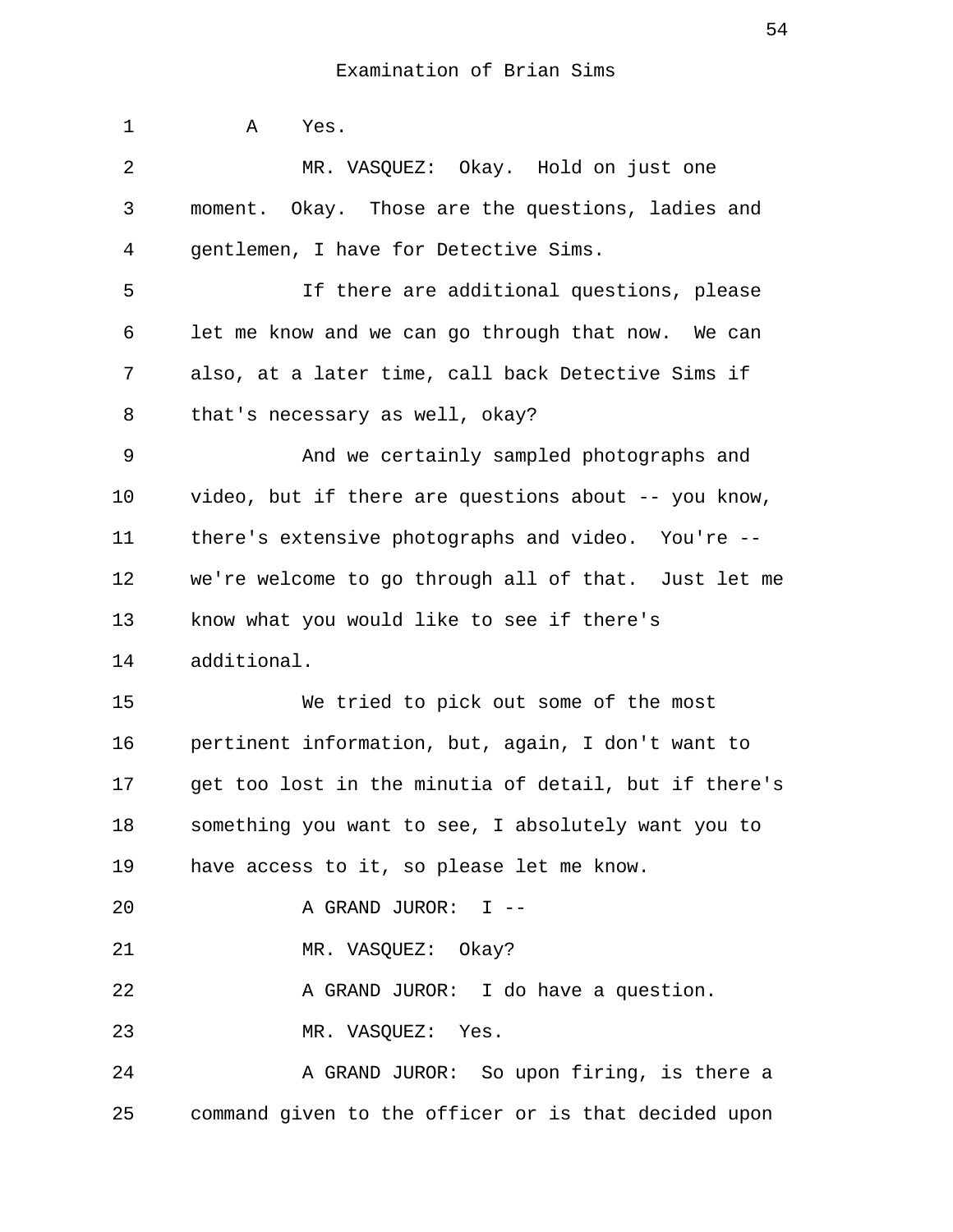Examination of Brian Sims

1 A Yes.

2 MR. VASQUEZ: Okay. Hold on just one
3 moment. Okay. Those are the questions, ladies and
4 gentlemen, I have for Detective Sims.

5 If there are additional questions, please
6 let me know and we can go through that now. We can
7 also, at a later time, call back Detective Sims if
8 that's necessary as well, okay?

9 And we certainly sampled photographs and
10 video, but if there are questions about -- you know,
11 there's extensive photographs and video. You're --
12 we're welcome to go through all of that. Just let me
13 know what you would like to see if there's
14 additional.

15 We tried to pick out some of the most
16 pertinent information, but, again, I don't want to
17 get too lost in the minutia of detail, but if there's
18 something you want to see, I absolutely want you to
19 have access to it, so please let me know.

20 A GRAND JUROR: I --

21 MR. VASQUEZ: Okay?

22 A GRAND JUROR: I do have a question.

23 MR. VASQUEZ: Yes.

24 A GRAND JUROR: So upon firing, is there a
25 command given to the officer or is that decided upon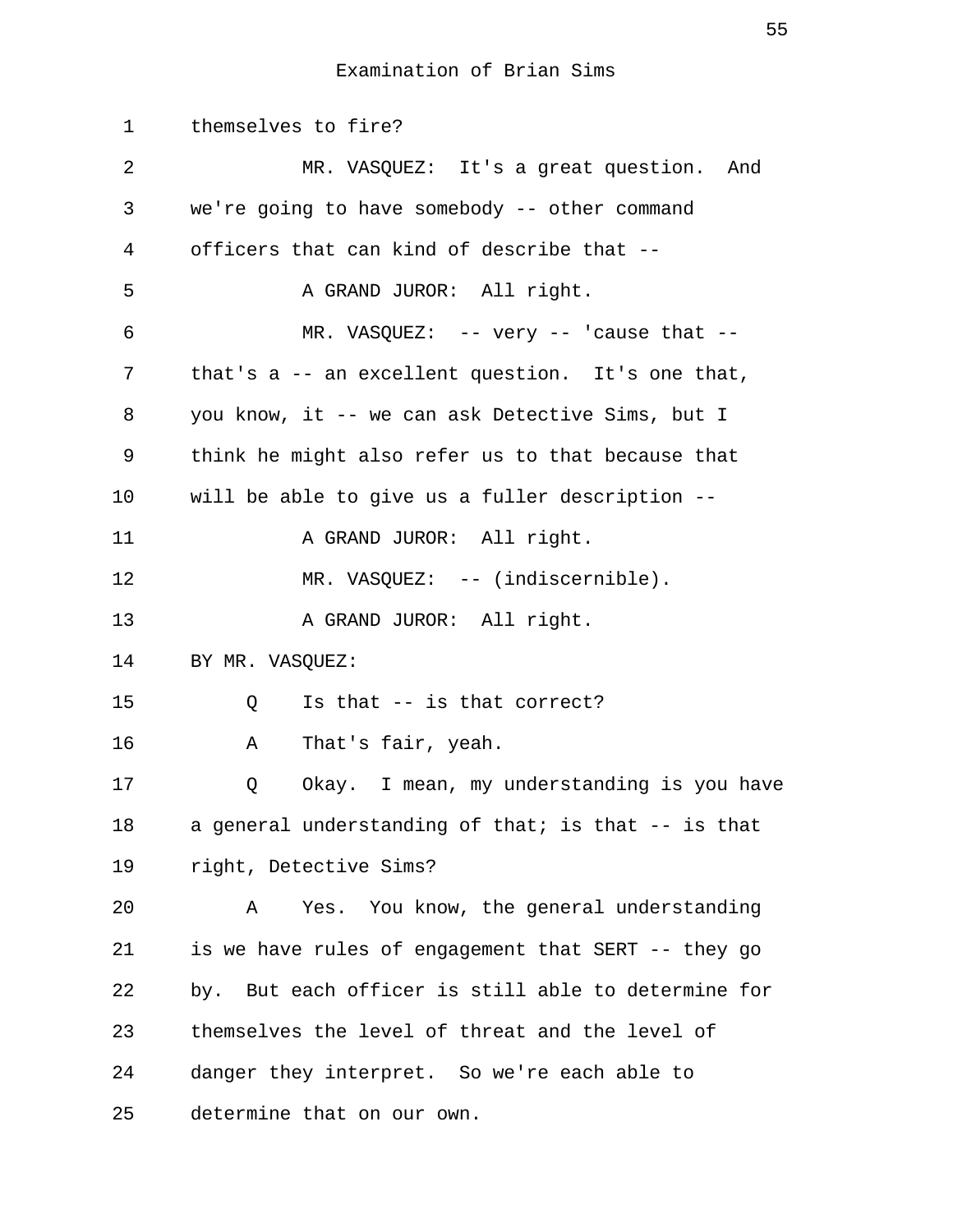themselves to fire?

MR. VASQUEZ: It's a great question. And we're going to have somebody -- other command officers that can kind of describe that --

A GRAND JUROR: All right.

MR. VASQUEZ: -- very -- 'cause that -- that's a -- an excellent question. It's one that, you know, it -- we can ask Detective Sims, but I think he might also refer us to that because that will be able to give us a fuller description --

A GRAND JUROR: All right.

MR. VASQUEZ: -- (indiscernible).

A GRAND JUROR: All right.

BY MR. VASQUEZ:

Q Is that -- is that correct?

A That's fair, yeah.

Q Okay. I mean, my understanding is you have a general understanding of that; is that -- is that right, Detective Sims?

A Yes. You know, the general understanding is we have rules of engagement that SERT -- they go by. But each officer is still able to determine for themselves the level of threat and the level of danger they interpret. So we're each able to determine that on our own.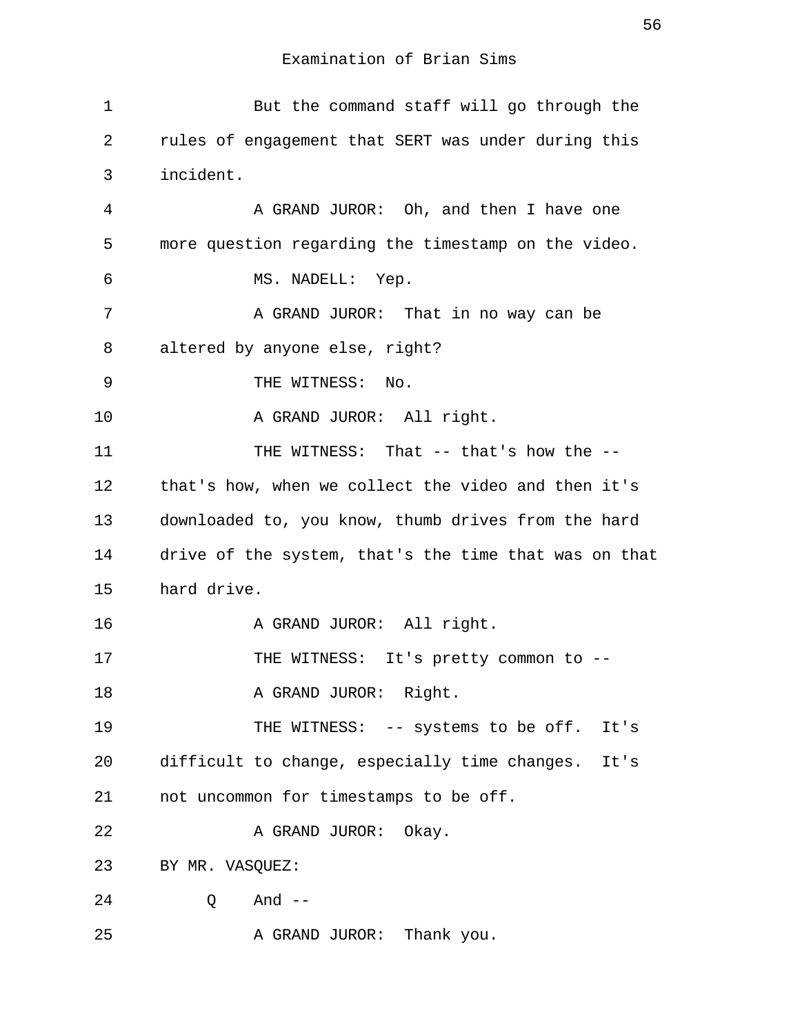Examination of Brian Sims

1 But the command staff will go through the
2 rules of engagement that SERT was under during this
3 incident.
4 A GRAND JUROR: Oh, and then I have one
5 more question regarding the timestamp on the video.
6 MS. NADELL: Yep.
7 A GRAND JUROR: That in no way can be
8 altered by anyone else, right?
9 THE WITNESS: No.
10 A GRAND JUROR: All right.
11 THE WITNESS: That -- that's how the --
12 that's how, when we collect the video and then it's
13 downloaded to, you know, thumb drives from the hard
14 drive of the system, that's the time that was on that
15 hard drive.
16 A GRAND JUROR: All right.
17 THE WITNESS: It's pretty common to --
18 A GRAND JUROR: Right.
19 THE WITNESS: -- systems to be off. It's
20 difficult to change, especially time changes. It's
21 not uncommon for timestamps to be off.
22 A GRAND JUROR: Okay.
23 BY MR. VASQUEZ:
24 Q And --
25 A GRAND JUROR: Thank you.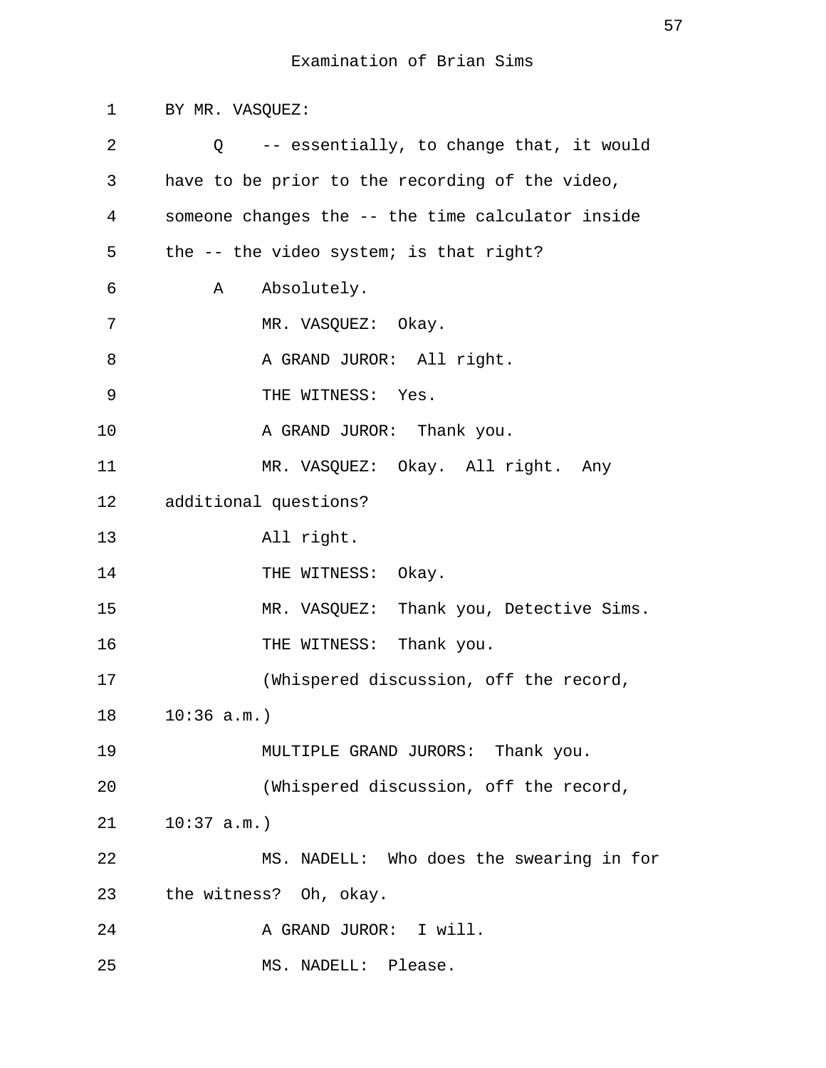Examination of Brian Sims

1 BY MR. VASQUEZ:

2 Q -- essentially, to change that, it would

3 have to be prior to the recording of the video,

4 someone changes the -- the time calculator inside

5 the -- the video system; is that right?

6 A Absolutely.

7 MR. VASQUEZ: Okay.

8 A GRAND JUROR: All right.

9 THE WITNESS: Yes.

10 A GRAND JUROR: Thank you.

11 MR. VASQUEZ: Okay. All right. Any

12 additional questions?

13 All right.

14 THE WITNESS: Okay.

15 MR. VASQUEZ: Thank you, Detective Sims.

16 THE WITNESS: Thank you.

17 (Whispered discussion, off the record,

18 10:36 a.m.)

19 MULTIPLE GRAND JURORS: Thank you.

20 (Whispered discussion, off the record,

21 10:37 a.m.)

22 MS. NADELL: Who does the swearing in for

23 the witness? Oh, okay.

24 A GRAND JUROR: I will.

25 MS. NADELL: Please.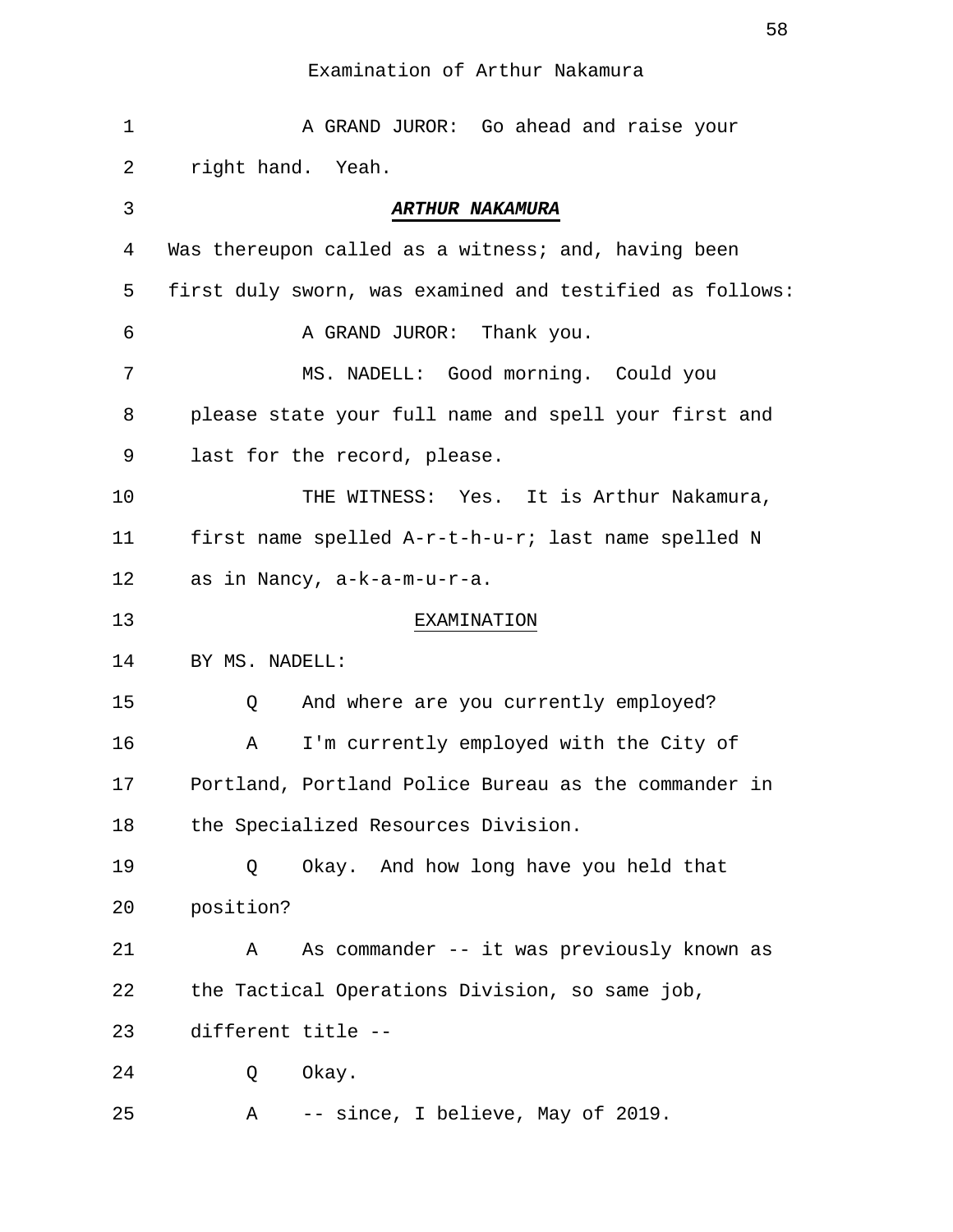Examination of Arthur Nakamura

1 A GRAND JUROR: Go ahead and raise your
2 right hand. Yeah.

3 ***ARTHUR NAKAMURA***

4 Was thereupon called as a witness; and, having been
5 first duly sworn, was examined and testified as follows:

6 A GRAND JUROR: Thank you.

7 MS. NADELL: Good morning. Could you
8 please state your full name and spell your first and
9 last for the record, please.

10 THE WITNESS: Yes. It is Arthur Nakamura,
11 first name spelled A-r-t-h-u-r; last name spelled N
12 as in Nancy, a-k-a-m-u-r-a.

13 EXAMINATION

14 BY MS. NADELL:

15 Q And where are you currently employed?

16 A I'm currently employed with the City of
17 Portland, Portland Police Bureau as the commander in
18 the Specialized Resources Division.

19 Q Okay. And how long have you held that
20 position?

21 A As commander -- it was previously known as
22 the Tactical Operations Division, so same job,
23 different title --

24 Q Okay.

25 A -- since, I believe, May of 2019.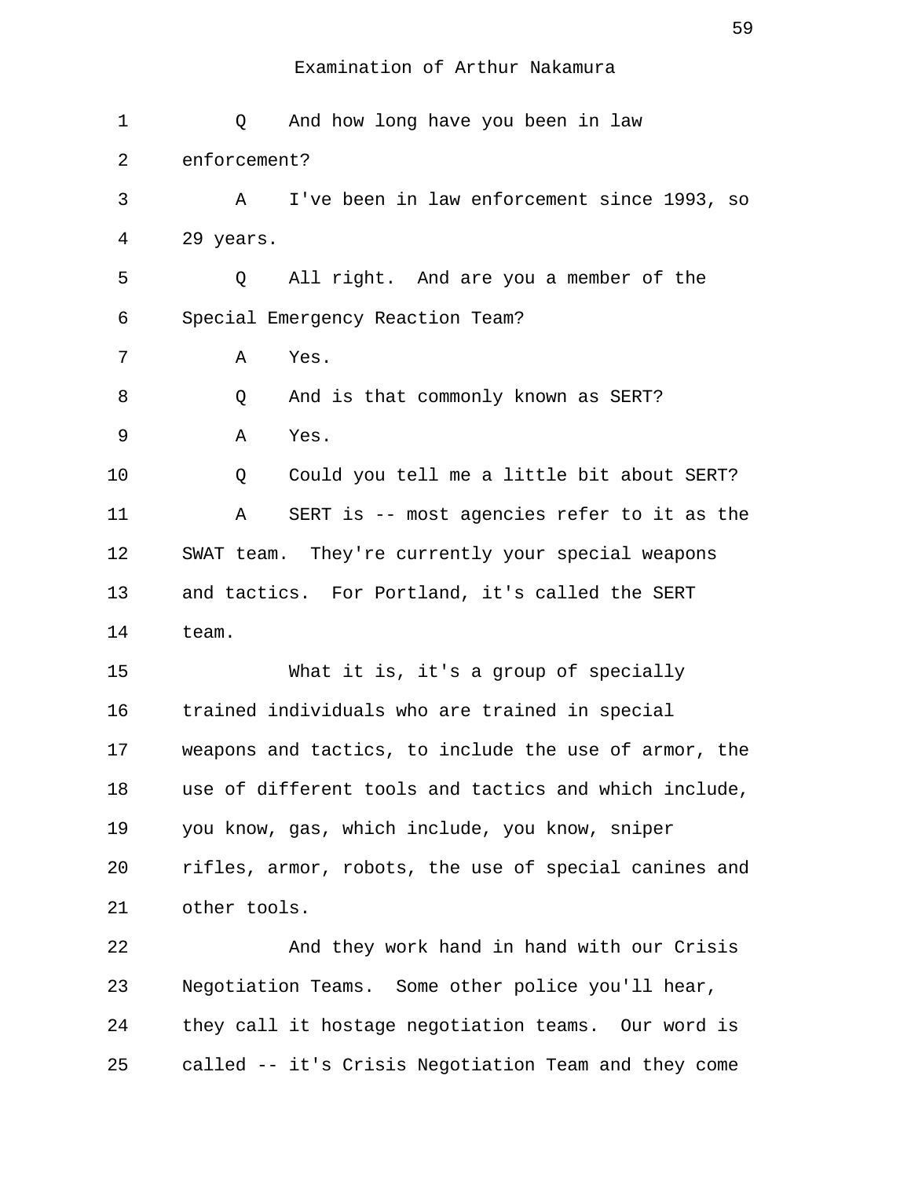Examination of Arthur Nakamura

1 Q And how long have you been in law
2 enforcement?
3 A I've been in law enforcement since 1993, so
4 29 years.
5 Q All right. And are you a member of the
6 Special Emergency Reaction Team?
7 A Yes.
8 Q And is that commonly known as SERT?
9 A Yes.
10 Q Could you tell me a little bit about SERT?
11 A SERT is -- most agencies refer to it as the
12 SWAT team. They're currently your special weapons
13 and tactics. For Portland, it's called the SERT
14 team.
15 What it is, it's a group of specially
16 trained individuals who are trained in special
17 weapons and tactics, to include the use of armor, the
18 use of different tools and tactics and which include,
19 you know, gas, which include, you know, sniper
20 rifles, armor, robots, the use of special canines and
21 other tools.
22 And they work hand in hand with our Crisis
23 Negotiation Teams. Some other police you'll hear,
24 they call it hostage negotiation teams. Our word is
25 called -- it's Crisis Negotiation Team and they come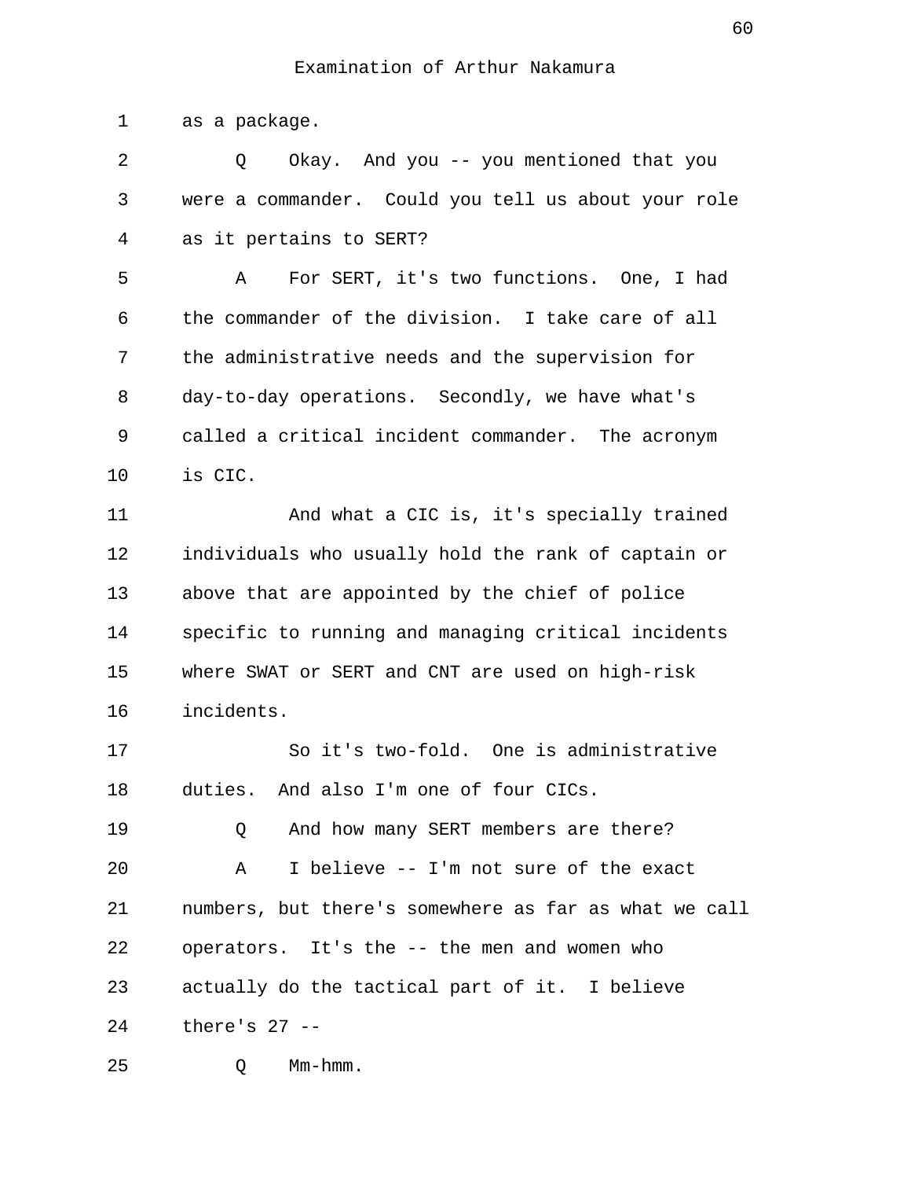as a package.

Q Okay. And you -- you mentioned that you were a commander. Could you tell us about your role as it pertains to SERT?

A For SERT, it's two functions. One, I had the commander of the division. I take care of all the administrative needs and the supervision for day-to-day operations. Secondly, we have what's called a critical incident commander. The acronym is CIC.

And what a CIC is, it's specially trained individuals who usually hold the rank of captain or above that are appointed by the chief of police specific to running and managing critical incidents where SWAT or SERT and CNT are used on high-risk incidents.

So it's two-fold. One is administrative duties. And also I'm one of four CICs.

Q And how many SERT members are there?

A I believe -- I'm not sure of the exact numbers, but there's somewhere as far as what we call operators. It's the -- the men and women who actually do the tactical part of it. I believe there's 27 --

Q Mm-hmm.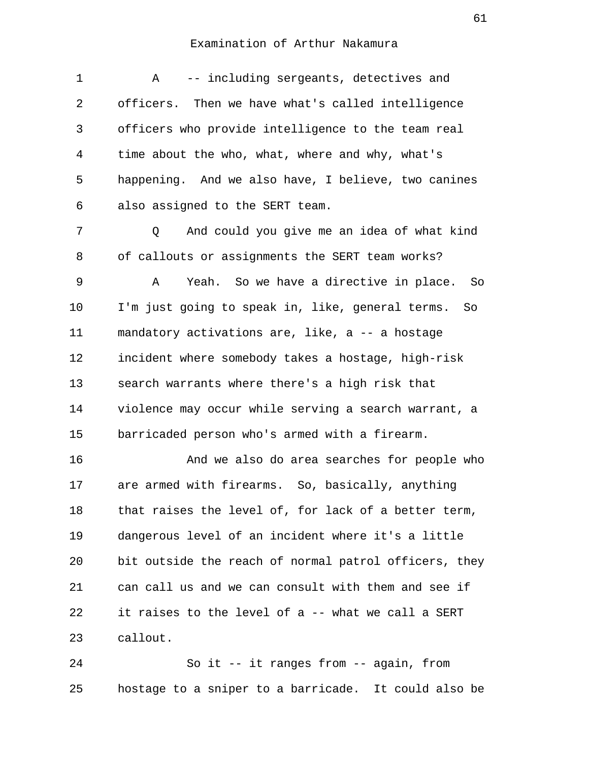Examination of Arthur Nakamura

A -- including sergeants, detectives and officers. Then we have what's called intelligence officers who provide intelligence to the team real time about the who, what, where and why, what's happening. And we also have, I believe, two canines also assigned to the SERT team.

Q And could you give me an idea of what kind of callouts or assignments the SERT team works?

A Yeah. So we have a directive in place. So I'm just going to speak in, like, general terms. So mandatory activations are, like, a -- a hostage incident where somebody takes a hostage, high-risk search warrants where there's a high risk that violence may occur while serving a search warrant, a barricaded person who's armed with a firearm.

And we also do area searches for people who are armed with firearms. So, basically, anything that raises the level of, for lack of a better term, dangerous level of an incident where it's a little bit outside the reach of normal patrol officers, they can call us and we can consult with them and see if it raises to the level of a -- what we call a SERT callout.

So it -- it ranges from -- again, from hostage to a sniper to a barricade. It could also be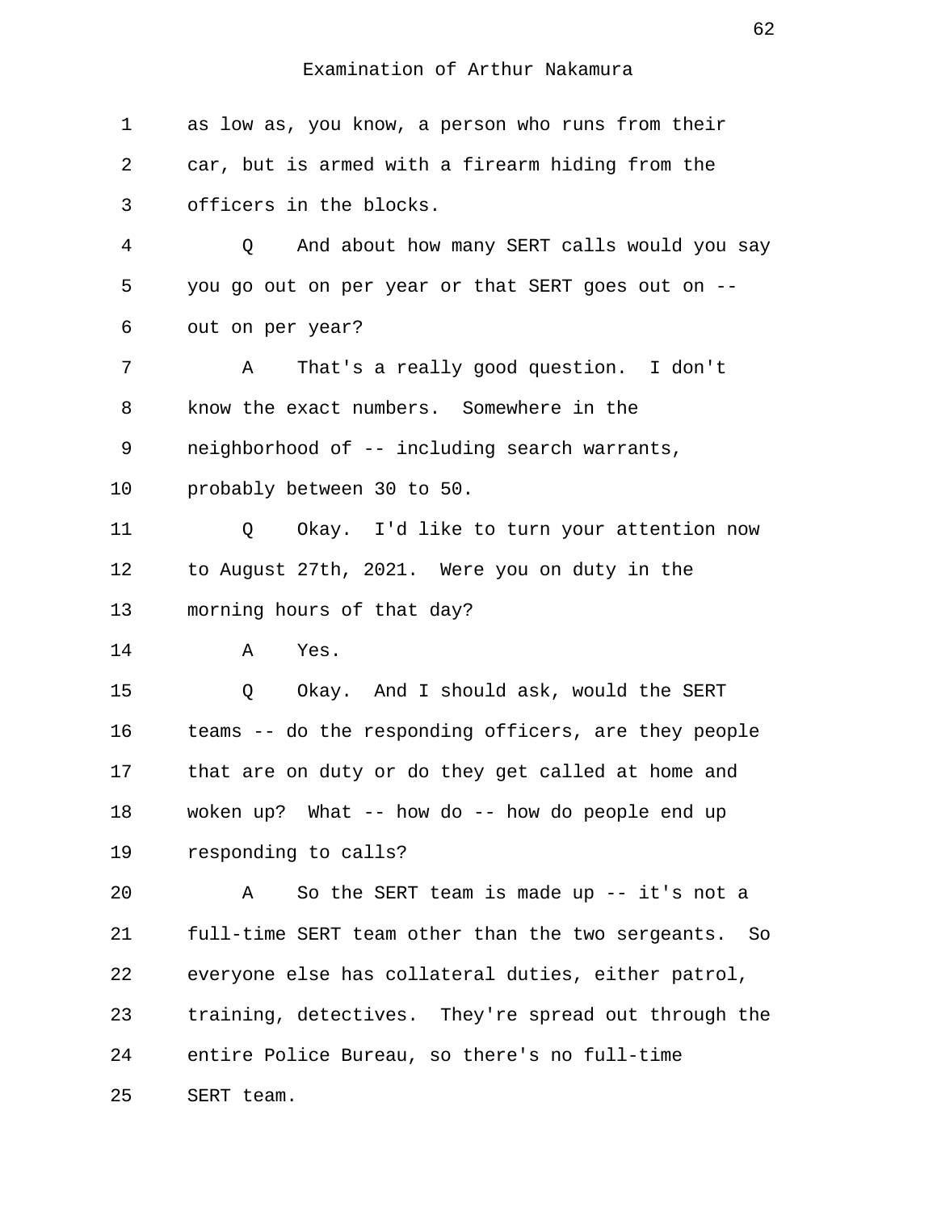as low as, you know, a person who runs from their car, but is armed with a firearm hiding from the officers in the blocks.

Q And about how many SERT calls would you say you go out on per year or that SERT goes out on -- out on per year?

A That's a really good question. I don't know the exact numbers. Somewhere in the neighborhood of -- including search warrants, probably between 30 to 50.

Q Okay. I'd like to turn your attention now to August 27th, 2021. Were you on duty in the morning hours of that day?

A Yes.

Q Okay. And I should ask, would the SERT teams -- do the responding officers, are they people that are on duty or do they get called at home and woken up? What -- how do -- how do people end up responding to calls?

A So the SERT team is made up -- it's not a full-time SERT team other than the two sergeants. So everyone else has collateral duties, either patrol, training, detectives. They're spread out through the entire Police Bureau, so there's no full-time SERT team.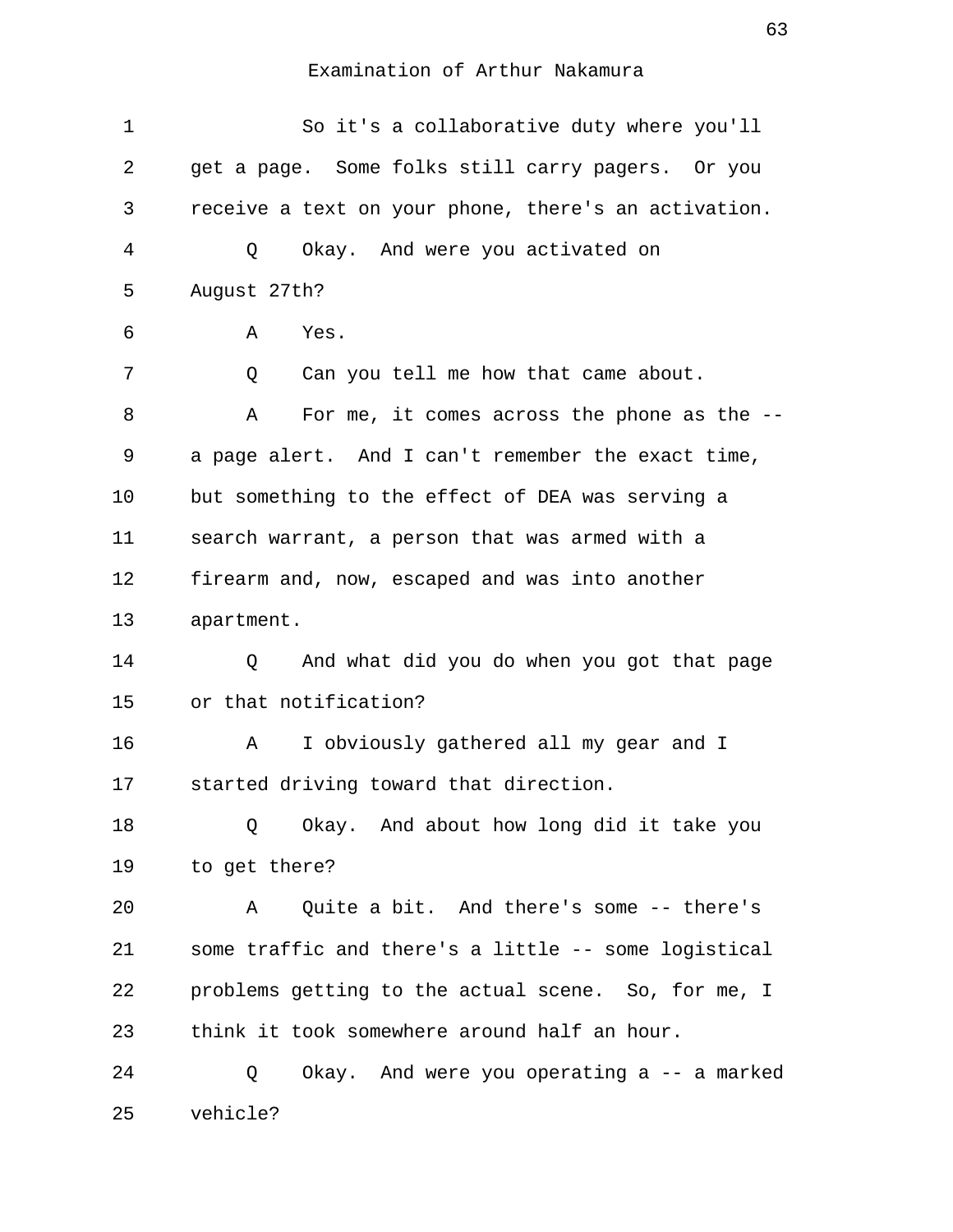So it's a collaborative duty where you'll get a page. Some folks still carry pagers. Or you receive a text on your phone, there's an activation.

Q Okay. And were you activated on August 27th?

A Yes.

Q Can you tell me how that came about.

A For me, it comes across the phone as the -- a page alert. And I can't remember the exact time, but something to the effect of DEA was serving a search warrant, a person that was armed with a firearm and, now, escaped and was into another apartment.

Q And what did you do when you got that page or that notification?

A I obviously gathered all my gear and I started driving toward that direction.

Q Okay. And about how long did it take you to get there?

A Quite a bit. And there's some -- there's some traffic and there's a little -- some logistical problems getting to the actual scene. So, for me, I think it took somewhere around half an hour.

Q Okay. And were you operating a -- a marked vehicle?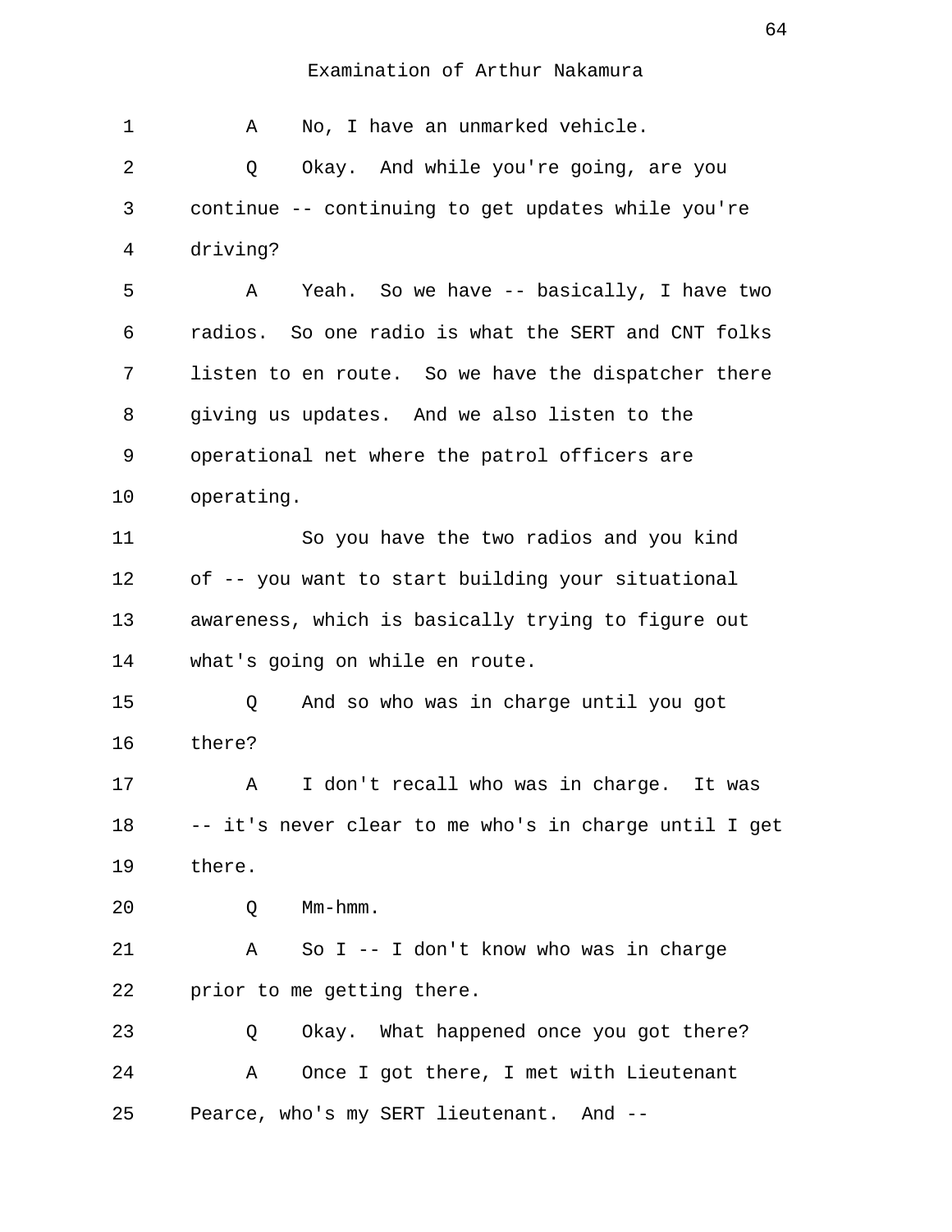Examination of Arthur Nakamura

1 A No, I have an unmarked vehicle.

2 Q Okay. And while you're going, are you
3 continue -- continuing to get updates while you're
4 driving?

5 A Yeah. So we have -- basically, I have two
6 radios. So one radio is what the SERT and CNT folks
7 listen to en route. So we have the dispatcher there
8 giving us updates. And we also listen to the
9 operational net where the patrol officers are
10 operating.

11 So you have the two radios and you kind
12 of -- you want to start building your situational
13 awareness, which is basically trying to figure out
14 what's going on while en route.

15 Q And so who was in charge until you got
16 there?

17 A I don't recall who was in charge. It was
18 -- it's never clear to me who's in charge until I get
19 there.

20 Q Mm-hmm.

21 A So I -- I don't know who was in charge
22 prior to me getting there.

23 Q Okay. What happened once you got there?

24 A Once I got there, I met with Lieutenant
25 Pearce, who's my SERT lieutenant. And --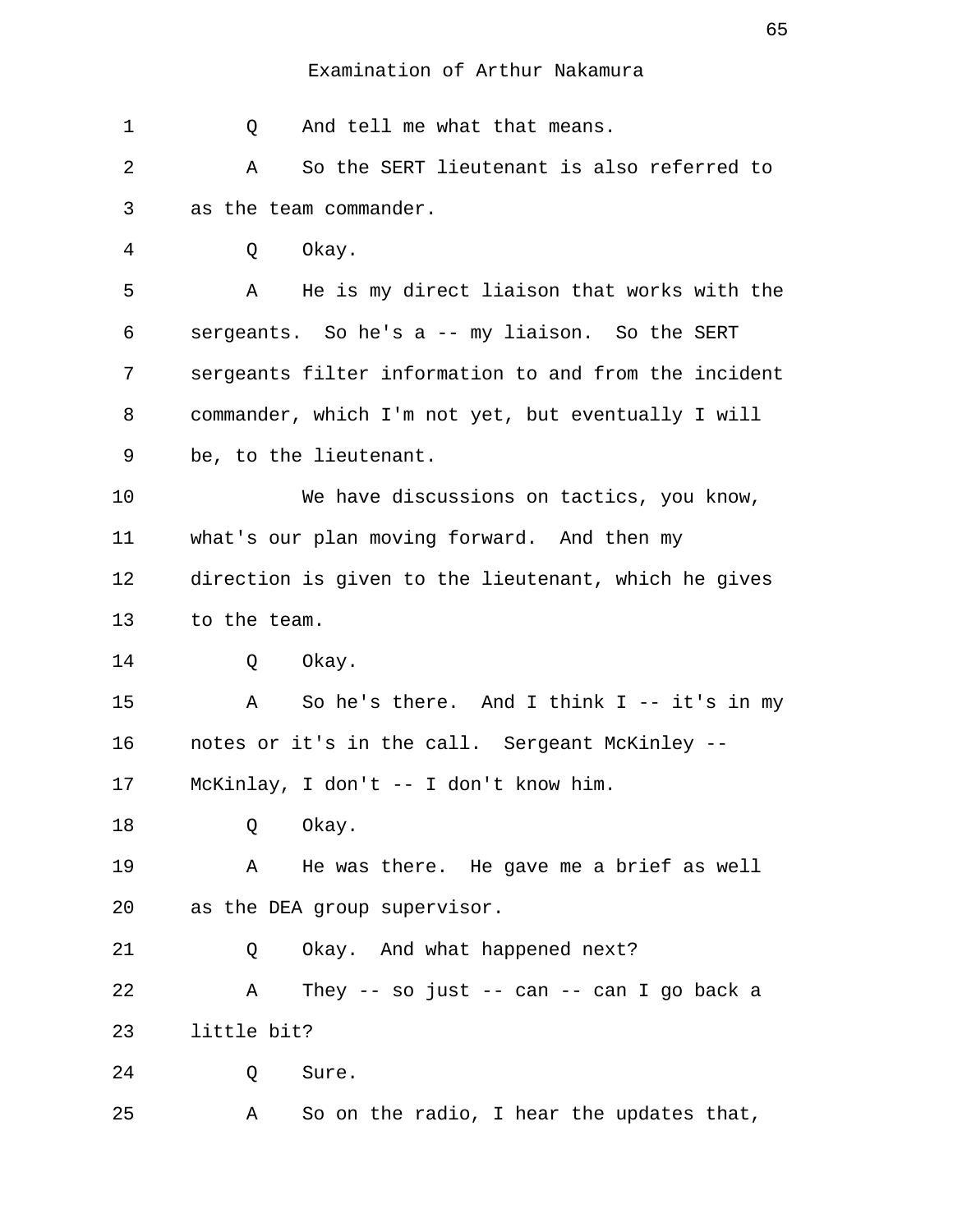Examination of Arthur Nakamura

1 Q And tell me what that means.

2 A So the SERT lieutenant is also referred to

3 as the team commander.

4 Q Okay.

5 A He is my direct liaison that works with the

6 sergeants. So he's a -- my liaison. So the SERT

7 sergeants filter information to and from the incident

8 commander, which I'm not yet, but eventually I will

9 be, to the lieutenant.

10 We have discussions on tactics, you know,

11 what's our plan moving forward. And then my

12 direction is given to the lieutenant, which he gives

13 to the team.

14 Q Okay.

15 A So he's there. And I think I -- it's in my

16 notes or it's in the call. Sergeant McKinley --

17 McKinlay, I don't -- I don't know him.

18 Q Okay.

19 A He was there. He gave me a brief as well

20 as the DEA group supervisor.

21 Q Okay. And what happened next?

22 A They -- so just -- can -- can I go back a

23 little bit?

24 Q Sure.

25 A So on the radio, I hear the updates that,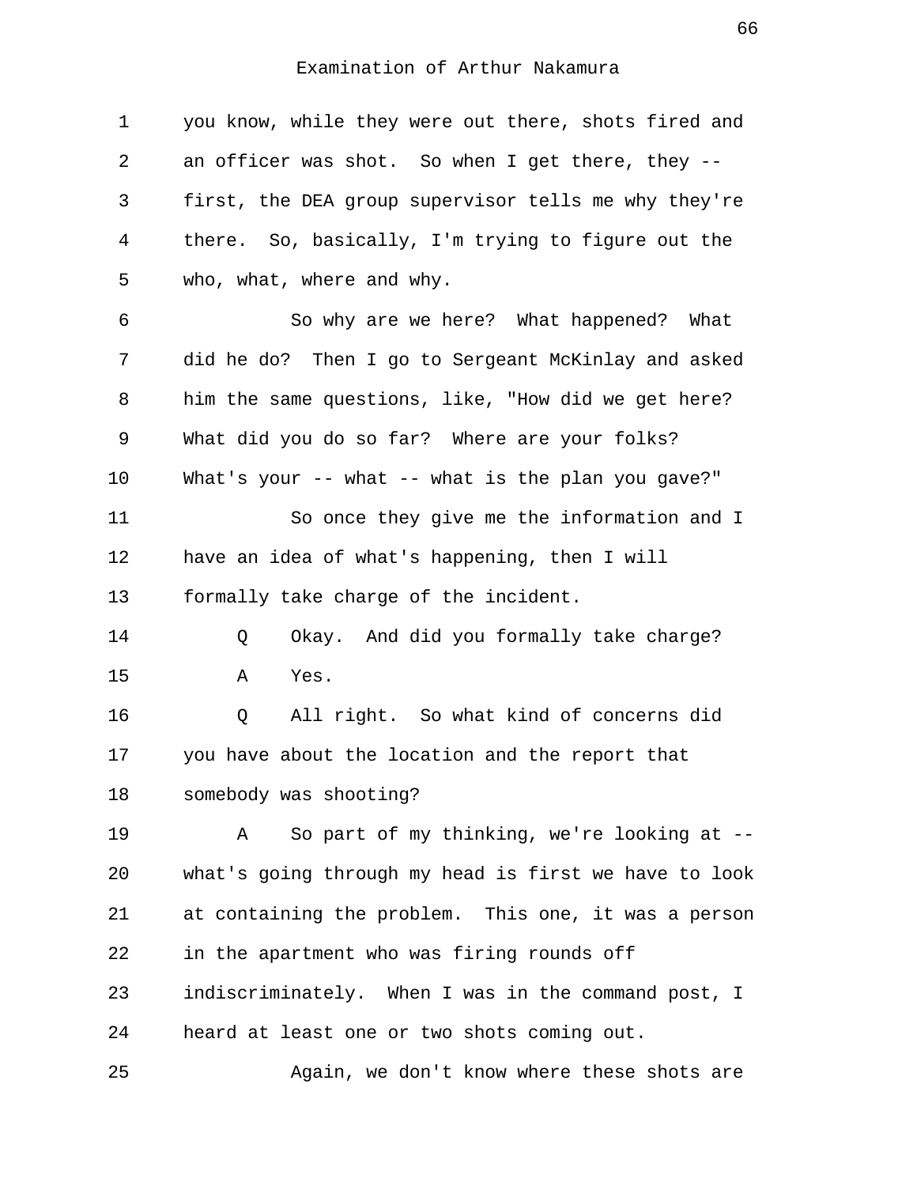you know, while they were out there, shots fired and an officer was shot. So when I get there, they -- first, the DEA group supervisor tells me why they're there. So, basically, I'm trying to figure out the who, what, where and why.

So why are we here? What happened? What did he do? Then I go to Sergeant McKinlay and asked him the same questions, like, "How did we get here? What did you do so far? Where are your folks? What's your -- what -- what is the plan you gave?"

So once they give me the information and I have an idea of what's happening, then I will formally take charge of the incident.

Q Okay. And did you formally take charge?

A Yes.

Q All right. So what kind of concerns did you have about the location and the report that somebody was shooting?

A So part of my thinking, we're looking at -- what's going through my head is first we have to look at containing the problem. This one, it was a person in the apartment who was firing rounds off indiscriminately. When I was in the command post, I heard at least one or two shots coming out.

Again, we don't know where these shots are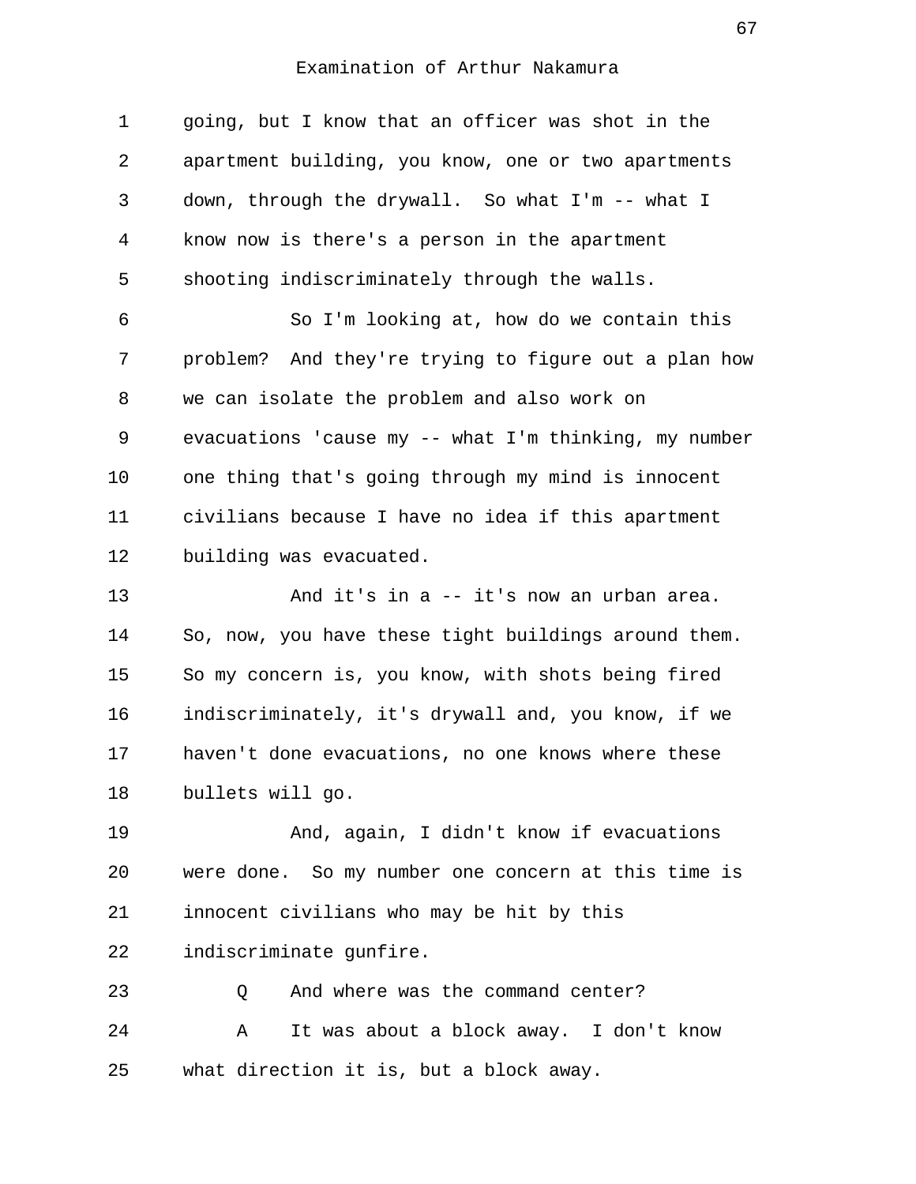going, but I know that an officer was shot in the apartment building, you know, one or two apartments down, through the drywall. So what I'm -- what I know now is there's a person in the apartment shooting indiscriminately through the walls.

So I'm looking at, how do we contain this problem? And they're trying to figure out a plan how we can isolate the problem and also work on evacuations 'cause my -- what I'm thinking, my number one thing that's going through my mind is innocent civilians because I have no idea if this apartment building was evacuated.

And it's in a -- it's now an urban area. So, now, you have these tight buildings around them. So my concern is, you know, with shots being fired indiscriminately, it's drywall and, you know, if we haven't done evacuations, no one knows where these bullets will go.

And, again, I didn't know if evacuations were done. So my number one concern at this time is innocent civilians who may be hit by this indiscriminate gunfire.

Q And where was the command center?

A It was about a block away. I don't know what direction it is, but a block away.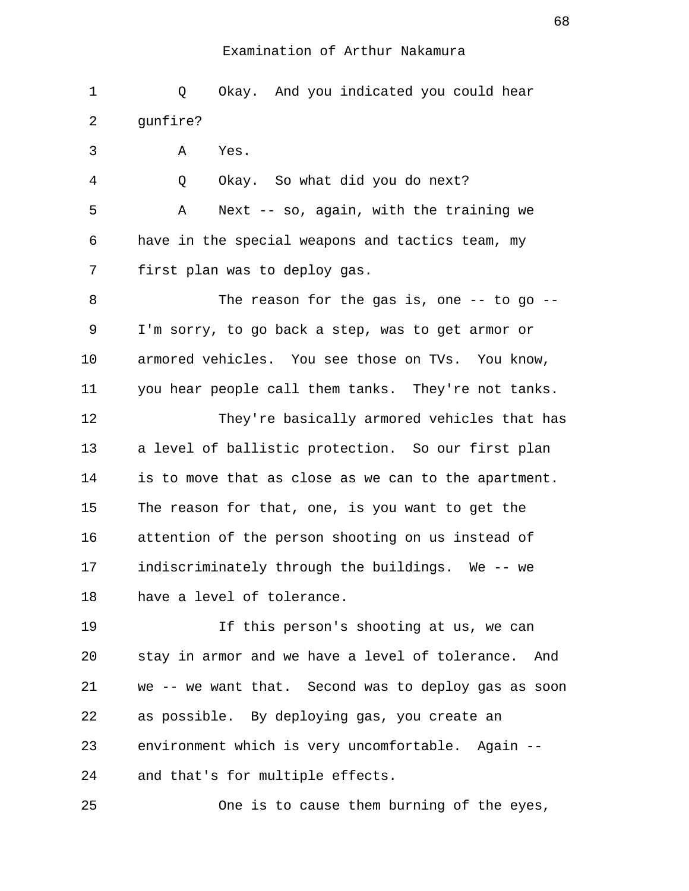Examination of Arthur Nakamura

1 Q Okay. And you indicated you could hear
2 gunfire?
3 A Yes.
4 Q Okay. So what did you do next?
5 A Next -- so, again, with the training we
6 have in the special weapons and tactics team, my
7 first plan was to deploy gas.
8 The reason for the gas is, one -- to go --
9 I'm sorry, to go back a step, was to get armor or
10 armored vehicles. You see those on TVs. You know,
11 you hear people call them tanks. They're not tanks.
12 They're basically armored vehicles that has
13 a level of ballistic protection. So our first plan
14 is to move that as close as we can to the apartment.
15 The reason for that, one, is you want to get the
16 attention of the person shooting on us instead of
17 indiscriminately through the buildings. We -- we
18 have a level of tolerance.
19 If this person's shooting at us, we can
20 stay in armor and we have a level of tolerance. And
21 we -- we want that. Second was to deploy gas as soon
22 as possible. By deploying gas, you create an
23 environment which is very uncomfortable. Again --
24 and that's for multiple effects.
25 One is to cause them burning of the eyes,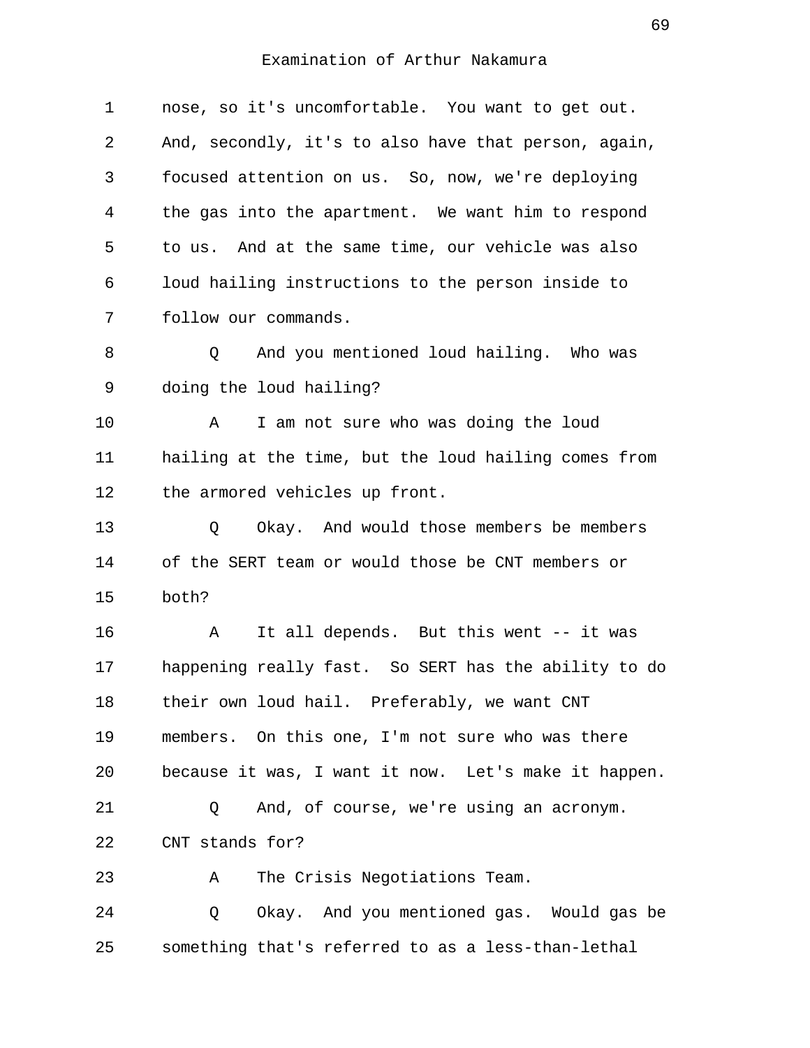nose, so it's uncomfortable. You want to get out. And, secondly, it's to also have that person, again, focused attention on us. So, now, we're deploying the gas into the apartment. We want him to respond to us. And at the same time, our vehicle was also loud hailing instructions to the person inside to follow our commands.

Q And you mentioned loud hailing. Who was doing the loud hailing?

A I am not sure who was doing the loud hailing at the time, but the loud hailing comes from the armored vehicles up front.

Q Okay. And would those members be members of the SERT team or would those be CNT members or both?

A It all depends. But this went -- it was happening really fast. So SERT has the ability to do their own loud hail. Preferably, we want CNT members. On this one, I'm not sure who was there because it was, I want it now. Let's make it happen.

Q And, of course, we're using an acronym. CNT stands for?

A The Crisis Negotiations Team.

Q Okay. And you mentioned gas. Would gas be something that's referred to as a less-than-lethal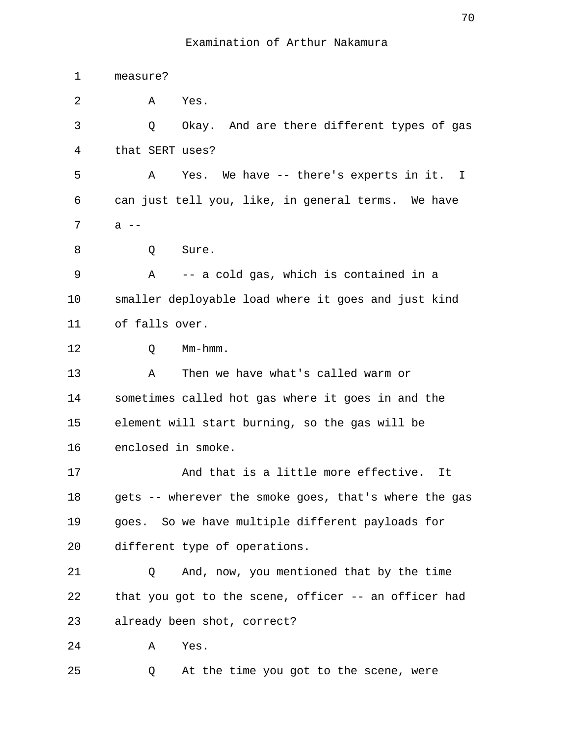Examination of Arthur Nakamura

1 measure?

2 A Yes.

3 Q Okay. And are there different types of gas

4 that SERT uses?

5 A Yes. We have -- there's experts in it. I

6 can just tell you, like, in general terms. We have

7 a --

8 Q Sure.

9 A -- a cold gas, which is contained in a

10 smaller deployable load where it goes and just kind

11 of falls over.

12 Q Mm-hmm.

13 A Then we have what's called warm or

14 sometimes called hot gas where it goes in and the

15 element will start burning, so the gas will be

16 enclosed in smoke.

17 And that is a little more effective. It

18 gets -- wherever the smoke goes, that's where the gas

19 goes. So we have multiple different payloads for

20 different type of operations.

21 Q And, now, you mentioned that by the time

22 that you got to the scene, officer -- an officer had

23 already been shot, correct?

24 A Yes.

25 Q At the time you got to the scene, were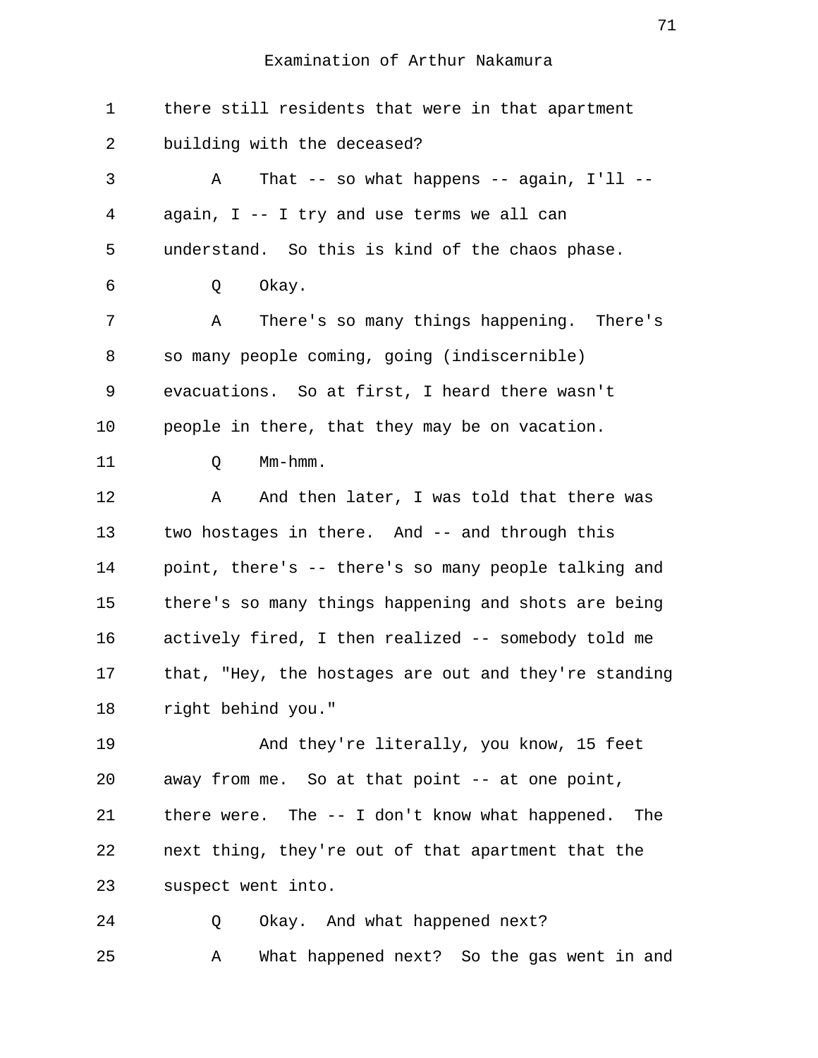there still residents that were in that apartment building with the deceased?

A That -- so what happens -- again, I'll -- again, I -- I try and use terms we all can understand. So this is kind of the chaos phase.

Q Okay.

A There's so many things happening. There's so many people coming, going (indiscernible) evacuations. So at first, I heard there wasn't people in there, that they may be on vacation.

Q Mm-hmm.

A And then later, I was told that there was two hostages in there. And -- and through this point, there's -- there's so many people talking and there's so many things happening and shots are being actively fired, I then realized -- somebody told me that, "Hey, the hostages are out and they're standing right behind you."

And they're literally, you know, 15 feet away from me. So at that point -- at one point, there were. The -- I don't know what happened. The next thing, they're out of that apartment that the suspect went into.

Q Okay. And what happened next?

A What happened next? So the gas went in and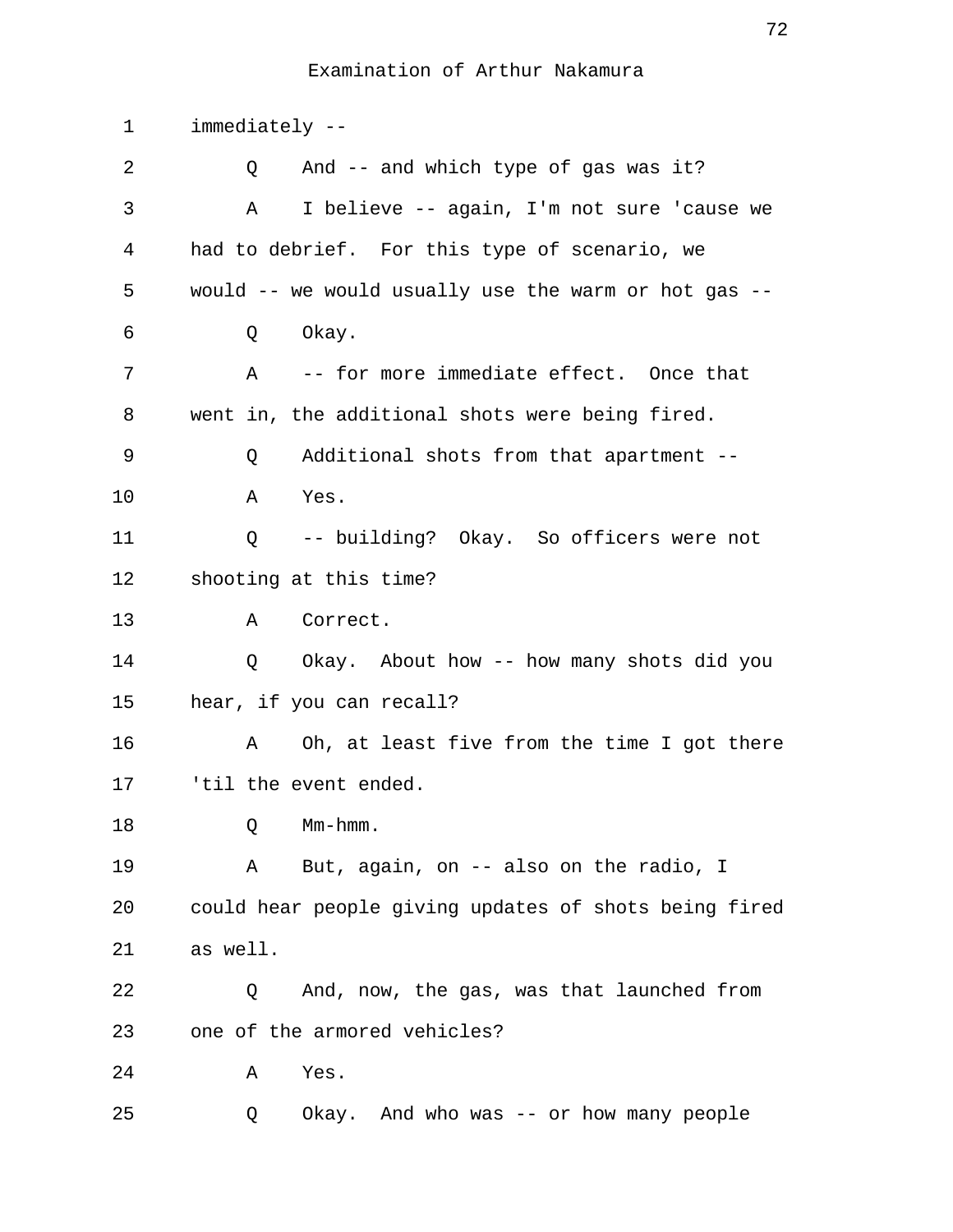Examination of Arthur Nakamura

1 immediately --

2 Q And -- and which type of gas was it?

3 A I believe -- again, I'm not sure 'cause we

4 had to debrief. For this type of scenario, we

5 would -- we would usually use the warm or hot gas --

6 Q Okay.

7 A -- for more immediate effect. Once that

8 went in, the additional shots were being fired.

9 Q Additional shots from that apartment --

10 A Yes.

11 Q -- building? Okay. So officers were not

12 shooting at this time?

13 A Correct.

14 Q Okay. About how -- how many shots did you

15 hear, if you can recall?

16 A Oh, at least five from the time I got there

17 'til the event ended.

18 Q Mm-hmm.

19 A But, again, on -- also on the radio, I

20 could hear people giving updates of shots being fired

21 as well.

22 Q And, now, the gas, was that launched from

23 one of the armored vehicles?

24 A Yes.

25 Q Okay. And who was -- or how many people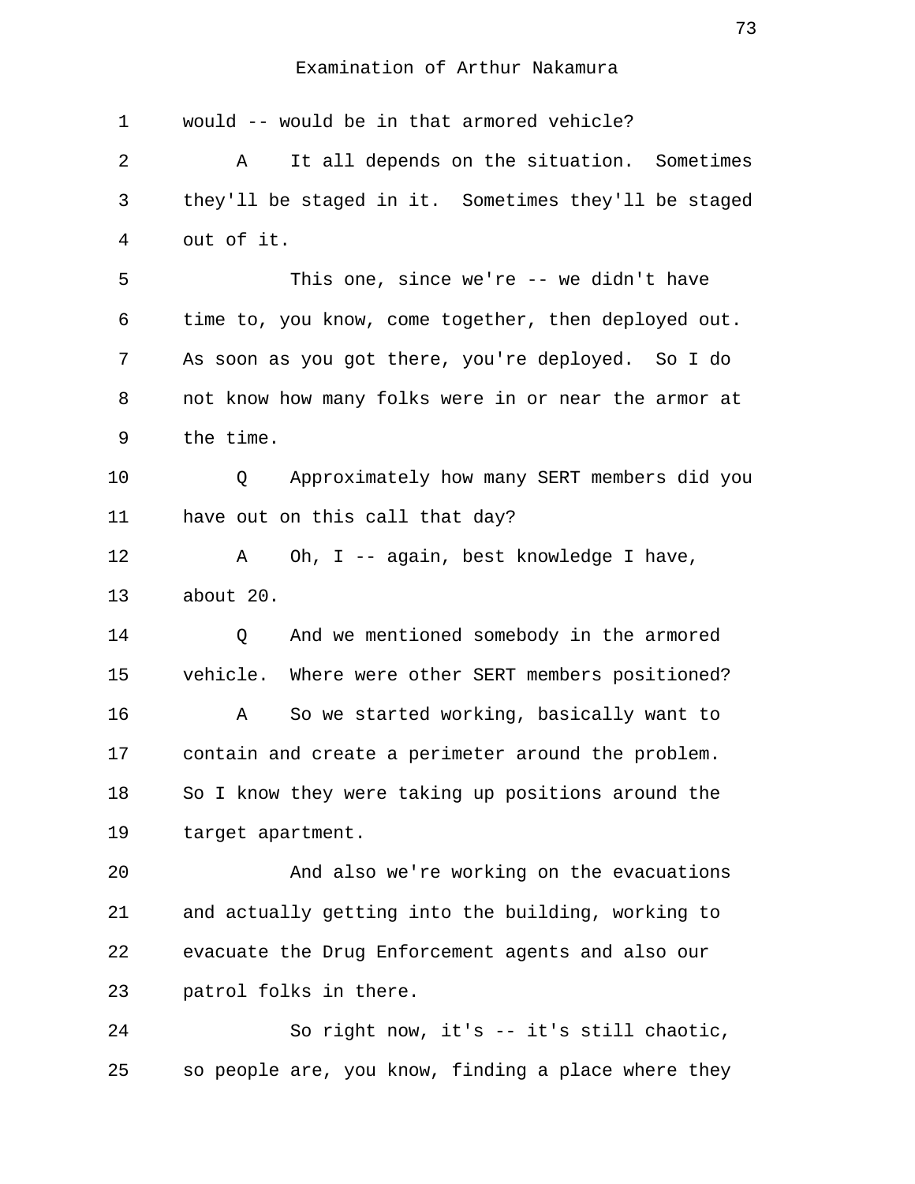Examination of Arthur Nakamura

1 would -- would be in that armored vehicle?

2 A It all depends on the situation. Sometimes

3 they'll be staged in it. Sometimes they'll be staged

4 out of it.

5 This one, since we're -- we didn't have

6 time to, you know, come together, then deployed out.

7 As soon as you got there, you're deployed. So I do

8 not know how many folks were in or near the armor at

9 the time.

10 Q Approximately how many SERT members did you

11 have out on this call that day?

12 A Oh, I -- again, best knowledge I have,

13 about 20.

14 Q And we mentioned somebody in the armored

15 vehicle. Where were other SERT members positioned?

16 A So we started working, basically want to

17 contain and create a perimeter around the problem.

18 So I know they were taking up positions around the

19 target apartment.

20 And also we're working on the evacuations

21 and actually getting into the building, working to

22 evacuate the Drug Enforcement agents and also our

23 patrol folks in there.

24 So right now, it's -- it's still chaotic,

25 so people are, you know, finding a place where they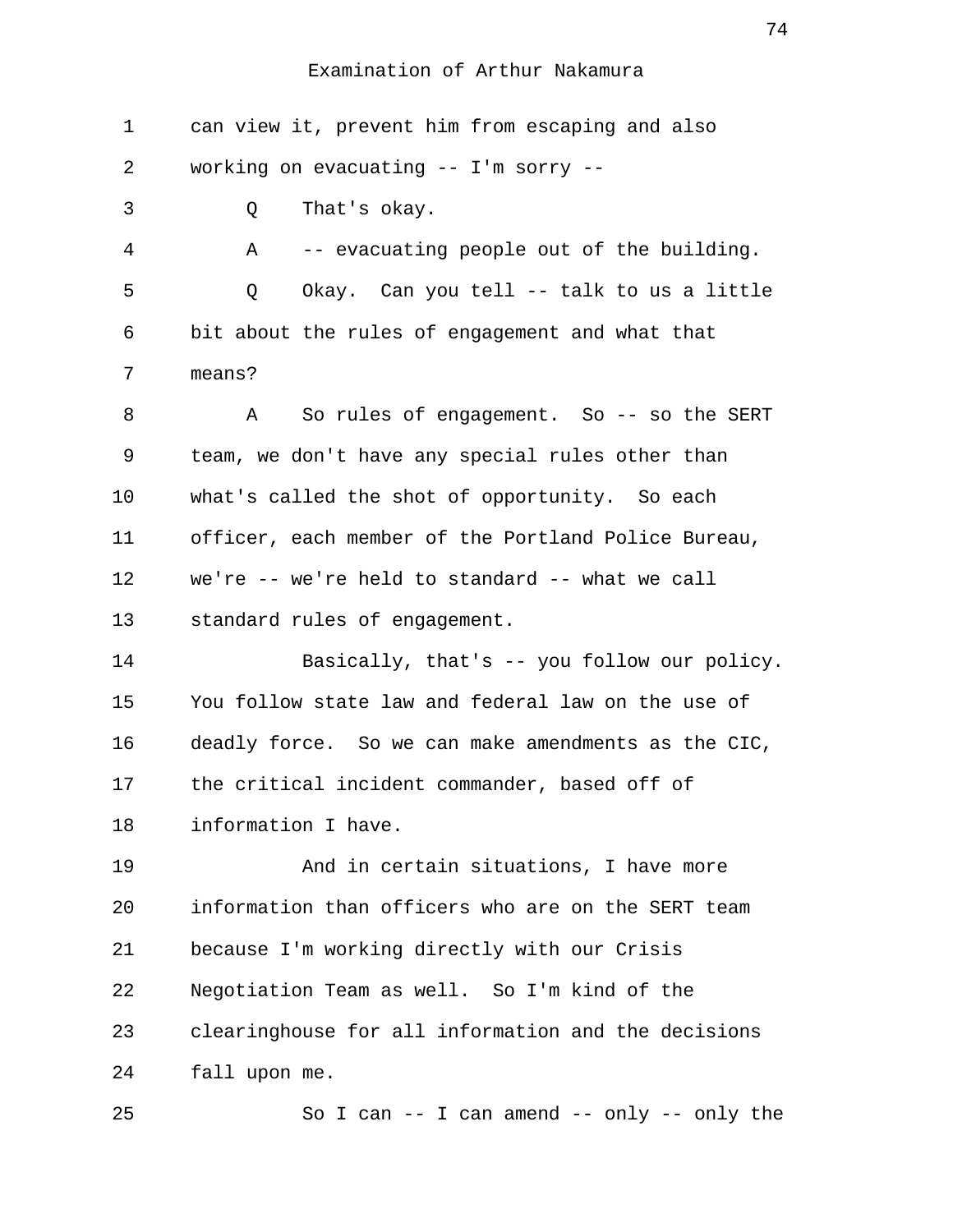can view it, prevent him from escaping and also working on evacuating -- I'm sorry --

Q That's okay.

A -- evacuating people out of the building.

Q Okay. Can you tell -- talk to us a little bit about the rules of engagement and what that means?

A So rules of engagement. So -- so the SERT team, we don't have any special rules other than what's called the shot of opportunity. So each officer, each member of the Portland Police Bureau, we're -- we're held to standard -- what we call standard rules of engagement.

Basically, that's -- you follow our policy. You follow state law and federal law on the use of deadly force. So we can make amendments as the CIC, the critical incident commander, based off of information I have.

And in certain situations, I have more information than officers who are on the SERT team because I'm working directly with our Crisis Negotiation Team as well. So I'm kind of the clearinghouse for all information and the decisions fall upon me.

So I can -- I can amend -- only -- only the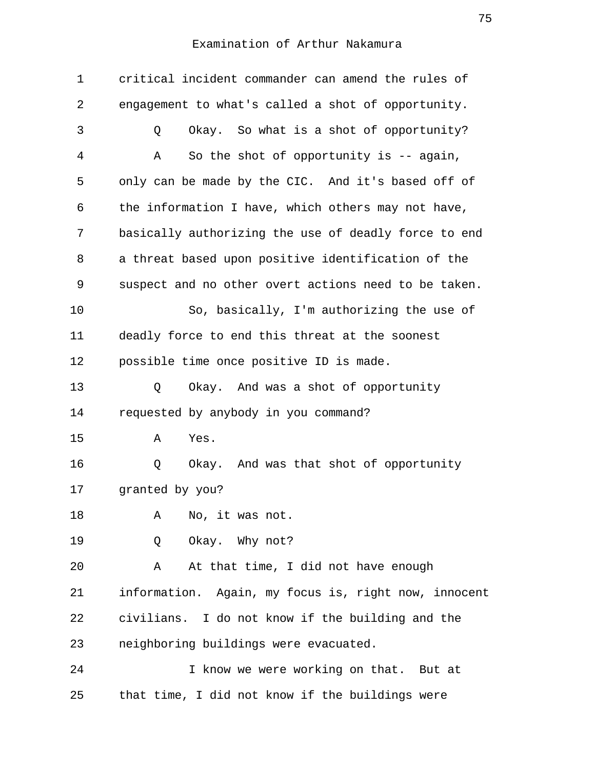critical incident commander can amend the rules of engagement to what's called a shot of opportunity.

Q Okay. So what is a shot of opportunity?

A So the shot of opportunity is -- again, only can be made by the CIC. And it's based off of the information I have, which others may not have, basically authorizing the use of deadly force to end a threat based upon positive identification of the suspect and no other overt actions need to be taken.

So, basically, I'm authorizing the use of deadly force to end this threat at the soonest possible time once positive ID is made.

Q Okay. And was a shot of opportunity requested by anybody in you command?

A Yes.

Q Okay. And was that shot of opportunity granted by you?

A No, it was not.

Q Okay. Why not?

A At that time, I did not have enough information. Again, my focus is, right now, innocent civilians. I do not know if the building and the neighboring buildings were evacuated.

I know we were working on that. But at that time, I did not know if the buildings were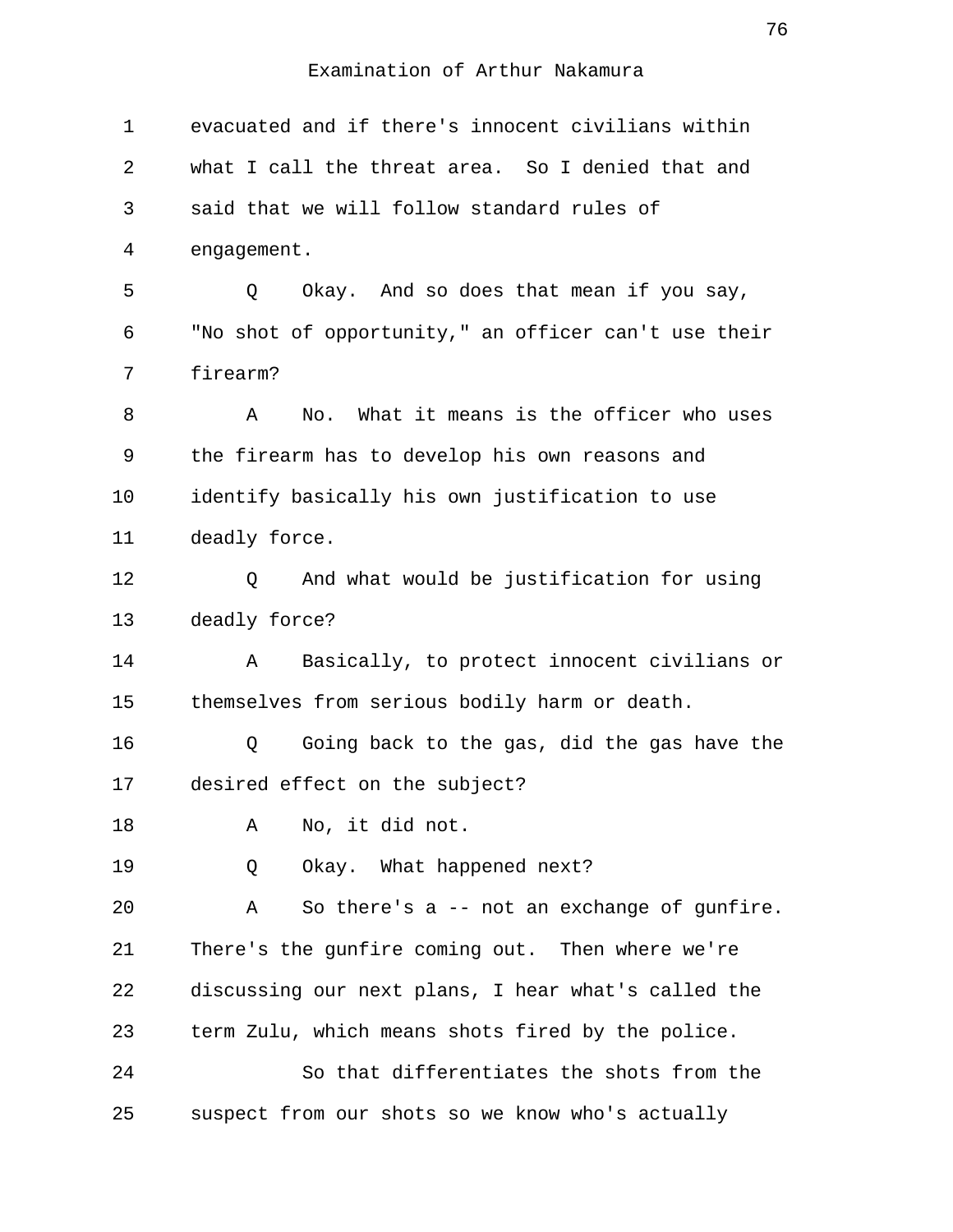Examination of Arthur Nakamura

1 evacuated and if there's innocent civilians within
2 what I call the threat area. So I denied that and
3 said that we will follow standard rules of
4 engagement.
5 Q Okay. And so does that mean if you say,
6 "No shot of opportunity," an officer can't use their
7 firearm?
8 A No. What it means is the officer who uses
9 the firearm has to develop his own reasons and
10 identify basically his own justification to use
11 deadly force.
12 Q And what would be justification for using
13 deadly force?
14 A Basically, to protect innocent civilians or
15 themselves from serious bodily harm or death.
16 Q Going back to the gas, did the gas have the
17 desired effect on the subject?
18 A No, it did not.
19 Q Okay. What happened next?
20 A So there's a -- not an exchange of gunfire.
21 There's the gunfire coming out. Then where we're
22 discussing our next plans, I hear what's called the
23 term Zulu, which means shots fired by the police.
24 So that differentiates the shots from the
25 suspect from our shots so we know who's actually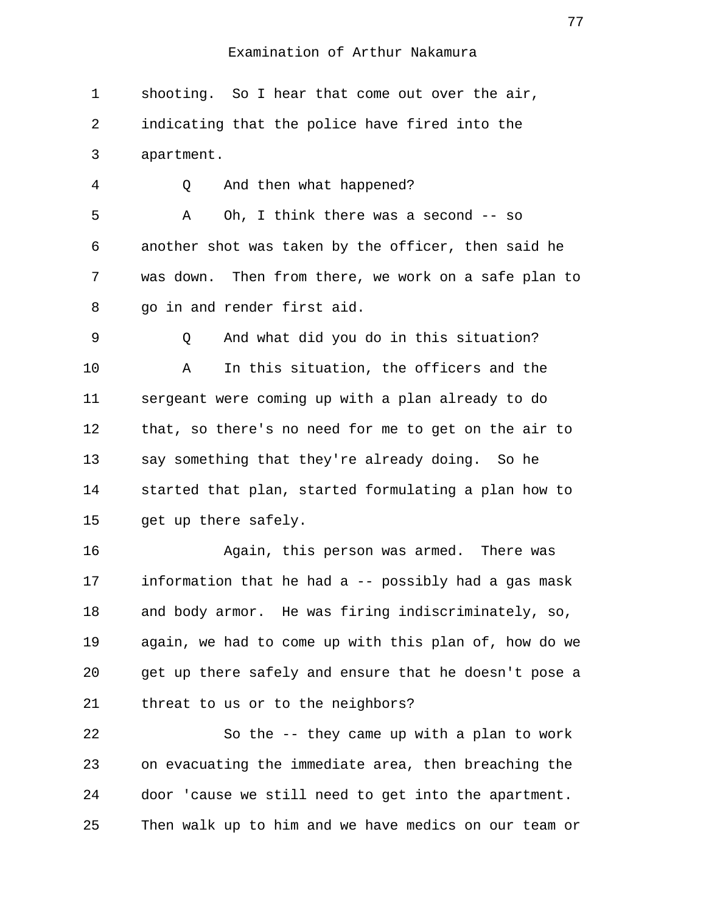shooting. So I hear that come out over the air, indicating that the police have fired into the apartment.

Q And then what happened?

A Oh, I think there was a second -- so another shot was taken by the officer, then said he was down. Then from there, we work on a safe plan to go in and render first aid.

Q And what did you do in this situation?

A In this situation, the officers and the sergeant were coming up with a plan already to do that, so there's no need for me to get on the air to say something that they're already doing. So he started that plan, started formulating a plan how to get up there safely.

Again, this person was armed. There was information that he had a -- possibly had a gas mask and body armor. He was firing indiscriminately, so, again, we had to come up with this plan of, how do we get up there safely and ensure that he doesn't pose a threat to us or to the neighbors?

So the -- they came up with a plan to work on evacuating the immediate area, then breaching the door 'cause we still need to get into the apartment. Then walk up to him and we have medics on our team or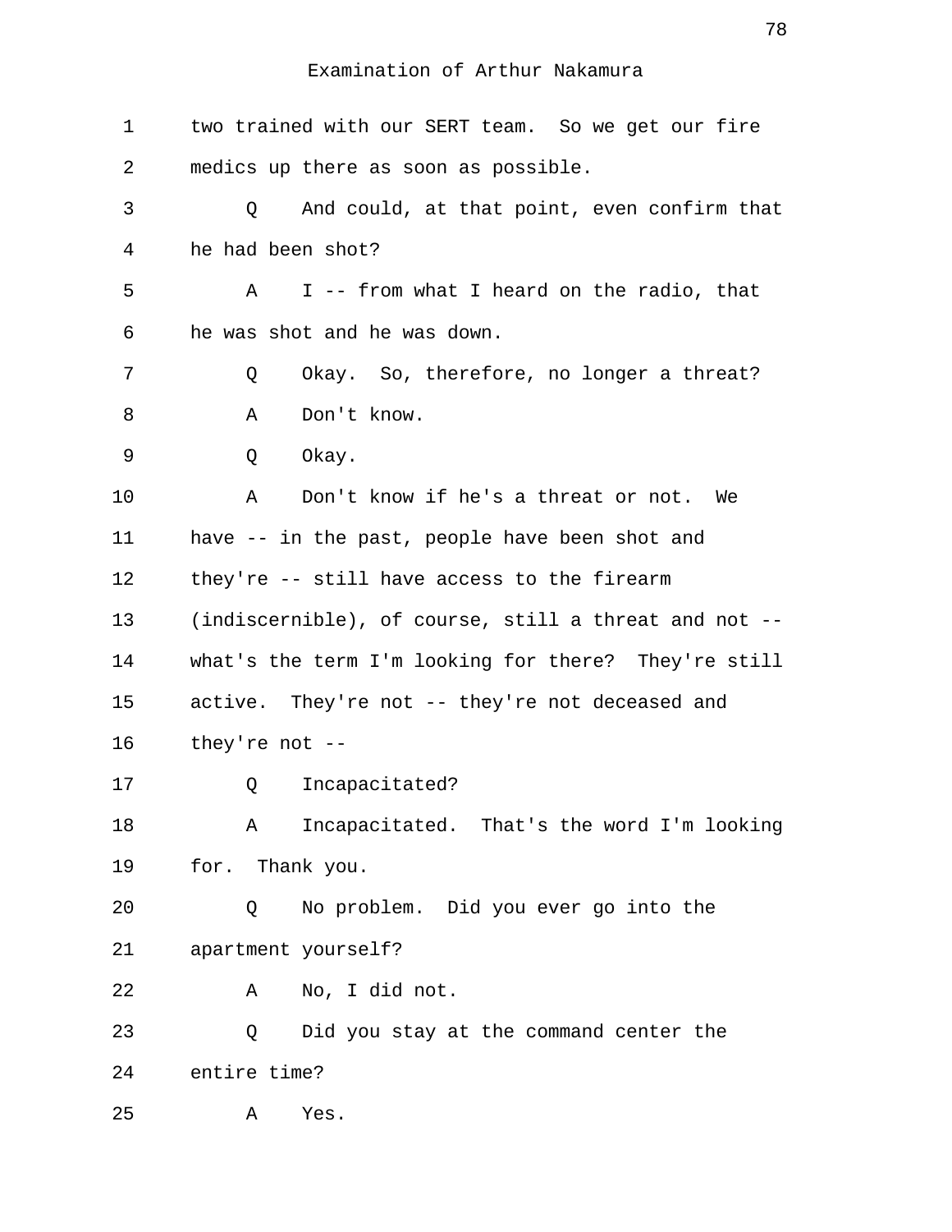Examination of Arthur Nakamura

1 two trained with our SERT team. So we get our fire
2 medics up there as soon as possible.
3 Q And could, at that point, even confirm that
4 he had been shot?
5 A I -- from what I heard on the radio, that
6 he was shot and he was down.
7 Q Okay. So, therefore, no longer a threat?
8 A Don't know.
9 Q Okay.
10 A Don't know if he's a threat or not. We
11 have -- in the past, people have been shot and
12 they're -- still have access to the firearm
13 (indiscernible), of course, still a threat and not --
14 what's the term I'm looking for there? They're still
15 active. They're not -- they're not deceased and
16 they're not --
17 Q Incapacitated?
18 A Incapacitated. That's the word I'm looking
19 for. Thank you.
20 Q No problem. Did you ever go into the
21 apartment yourself?
22 A No, I did not.
23 Q Did you stay at the command center the
24 entire time?
25 A Yes.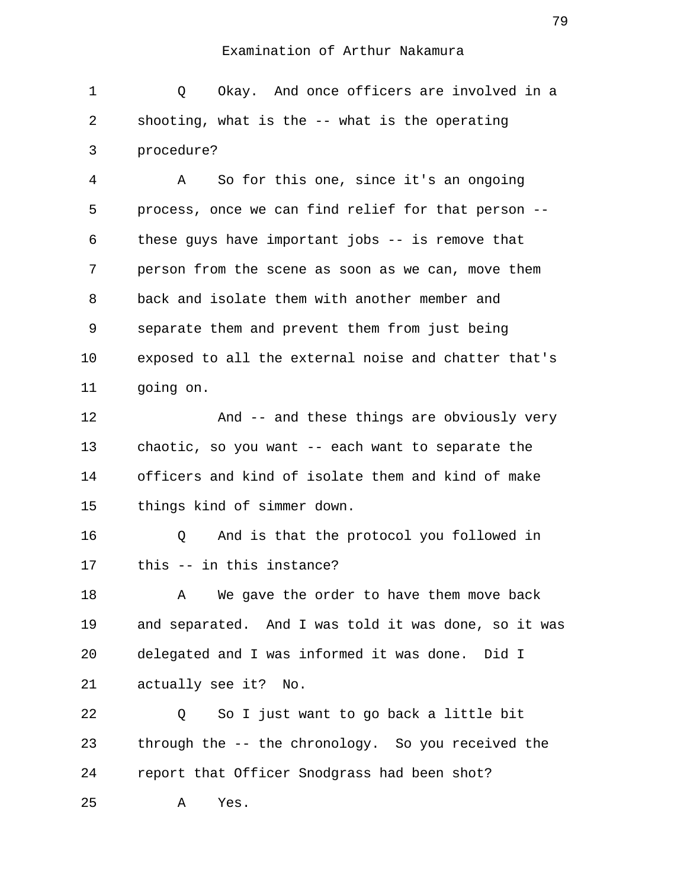Examination of Arthur Nakamura

1 Q Okay. And once officers are involved in a
2 shooting, what is the -- what is the operating
3 procedure?
4 A So for this one, since it's an ongoing
5 process, once we can find relief for that person --
6 these guys have important jobs -- is remove that
7 person from the scene as soon as we can, move them
8 back and isolate them with another member and
9 separate them and prevent them from just being
10 exposed to all the external noise and chatter that's
11 going on.
12 And -- and these things are obviously very
13 chaotic, so you want -- each want to separate the
14 officers and kind of isolate them and kind of make
15 things kind of simmer down.
16 Q And is that the protocol you followed in
17 this -- in this instance?
18 A We gave the order to have them move back
19 and separated. And I was told it was done, so it was
20 delegated and I was informed it was done. Did I
21 actually see it? No.
22 Q So I just want to go back a little bit
23 through the -- the chronology. So you received the
24 report that Officer Snodgrass had been shot?
25 A Yes.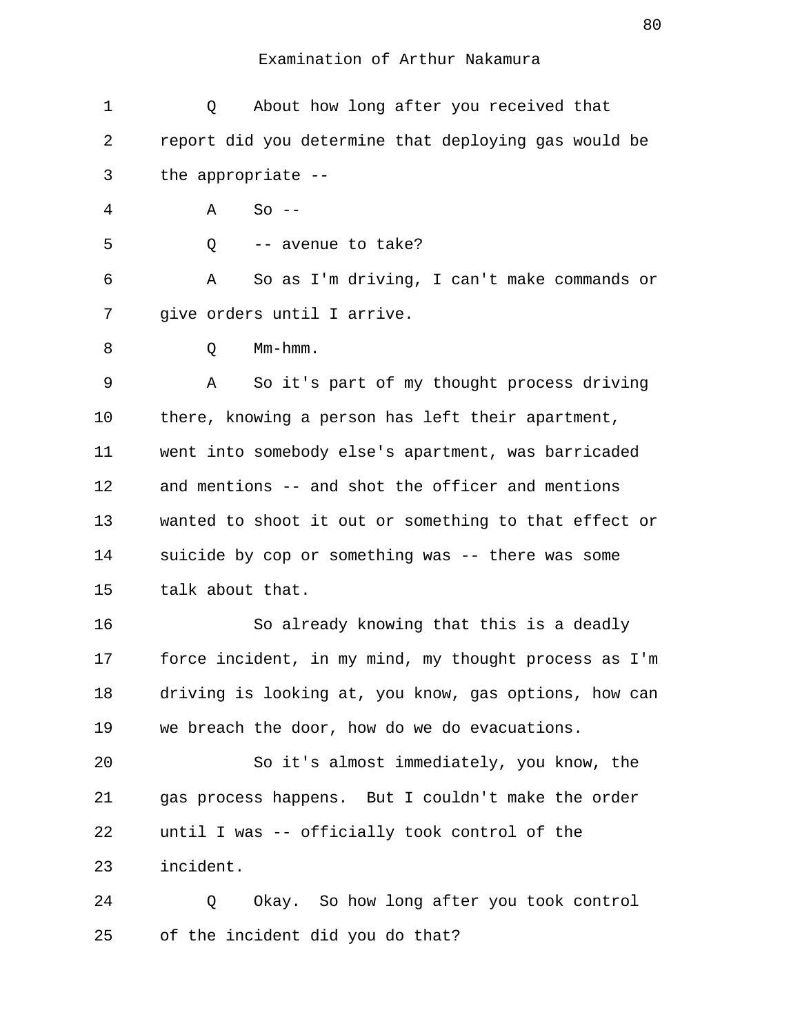Examination of Arthur Nakamura

Q About how long after you received that report did you determine that deploying gas would be the appropriate --

A So --

Q -- avenue to take?

A So as I'm driving, I can't make commands or give orders until I arrive.

Q Mm-hmm.

A So it's part of my thought process driving there, knowing a person has left their apartment, went into somebody else's apartment, was barricaded and mentions -- and shot the officer and mentions wanted to shoot it out or something to that effect or suicide by cop or something was -- there was some talk about that.

So already knowing that this is a deadly force incident, in my mind, my thought process as I'm driving is looking at, you know, gas options, how can we breach the door, how do we do evacuations.

So it's almost immediately, you know, the gas process happens. But I couldn't make the order until I was -- officially took control of the incident.

Q Okay. So how long after you took control of the incident did you do that?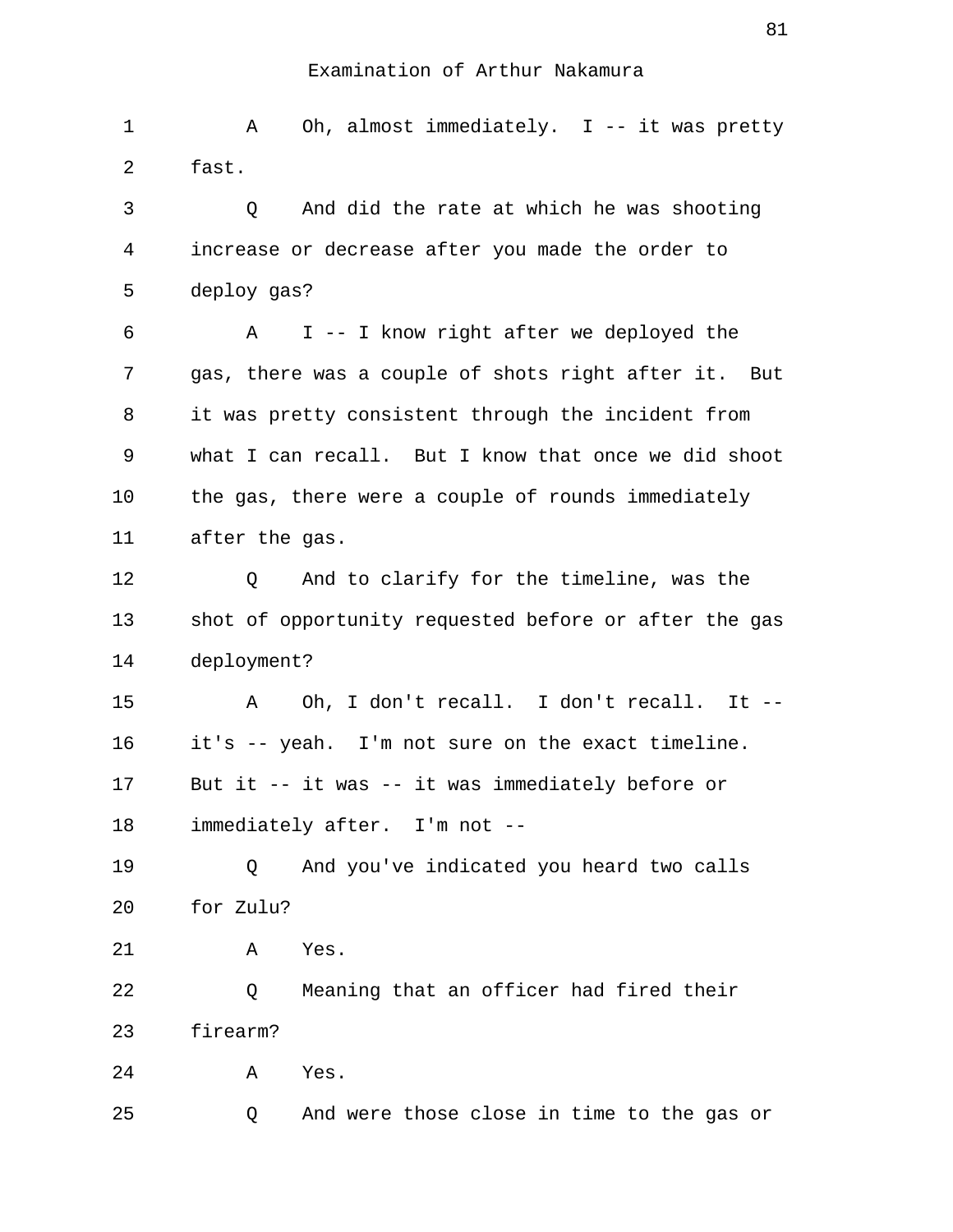Examination of Arthur Nakamura

1 A Oh, almost immediately. I -- it was pretty
2 fast.
3 Q And did the rate at which he was shooting
4 increase or decrease after you made the order to
5 deploy gas?
6 A I -- I know right after we deployed the
7 gas, there was a couple of shots right after it. But
8 it was pretty consistent through the incident from
9 what I can recall. But I know that once we did shoot
10 the gas, there were a couple of rounds immediately
11 after the gas.
12 Q And to clarify for the timeline, was the
13 shot of opportunity requested before or after the gas
14 deployment?
15 A Oh, I don't recall. I don't recall. It --
16 it's -- yeah. I'm not sure on the exact timeline.
17 But it -- it was -- it was immediately before or
18 immediately after. I'm not --
19 Q And you've indicated you heard two calls
20 for Zulu?
21 A Yes.
22 Q Meaning that an officer had fired their
23 firearm?
24 A Yes.
25 Q And were those close in time to the gas or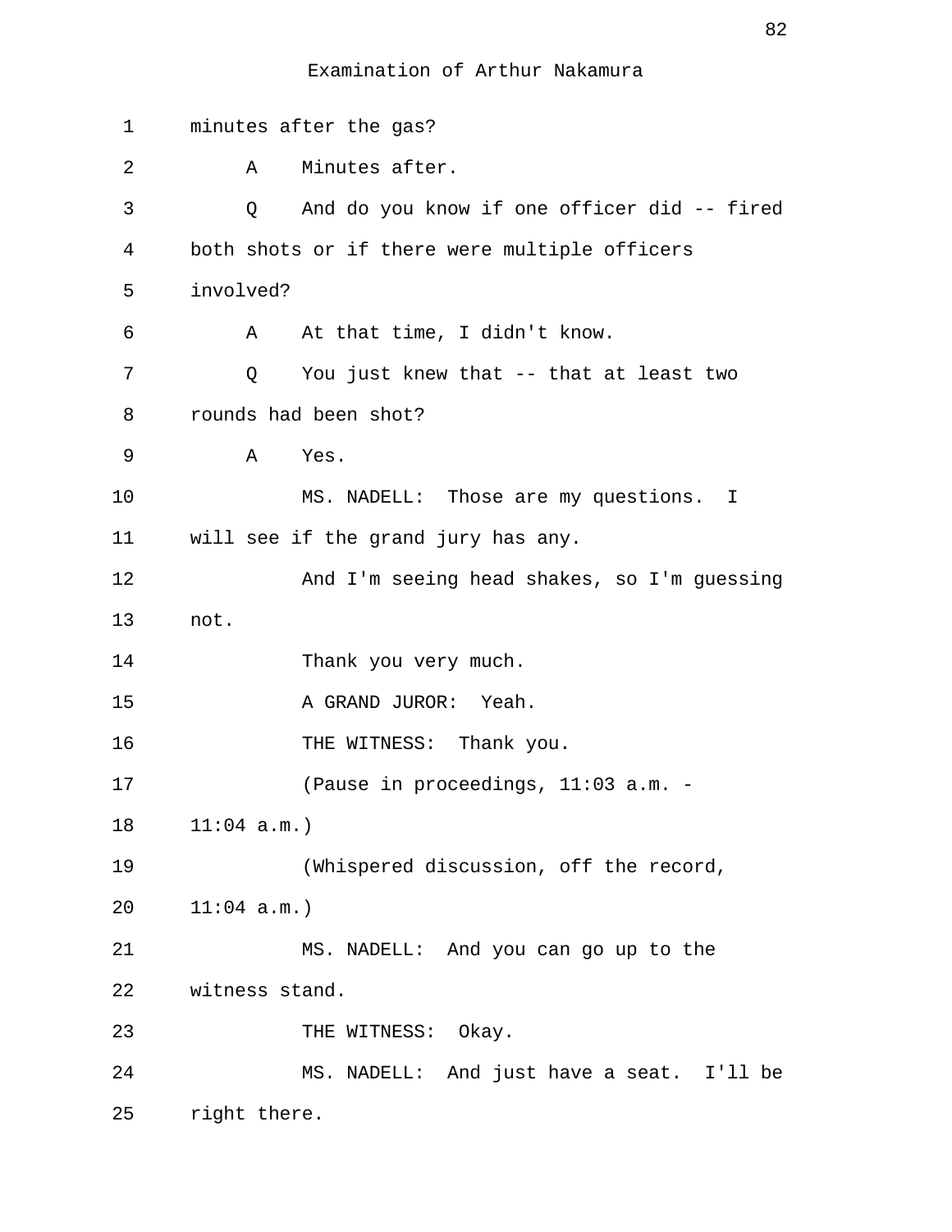minutes after the gas?

A Minutes after.

Q And do you know if one officer did -- fired both shots or if there were multiple officers involved?

A At that time, I didn't know.

Q You just knew that -- that at least two rounds had been shot?

A Yes.

MS. NADELL: Those are my questions. I will see if the grand jury has any.

And I'm seeing head shakes, so I'm guessing not.

Thank you very much.

A GRAND JUROR: Yeah.

THE WITNESS: Thank you.

(Pause in proceedings, 11:03 a.m. - 11:04 a.m.)

(Whispered discussion, off the record, 11:04 a.m.)

MS. NADELL: And you can go up to the witness stand.

THE WITNESS: Okay.

MS. NADELL: And just have a seat. I'll be right there.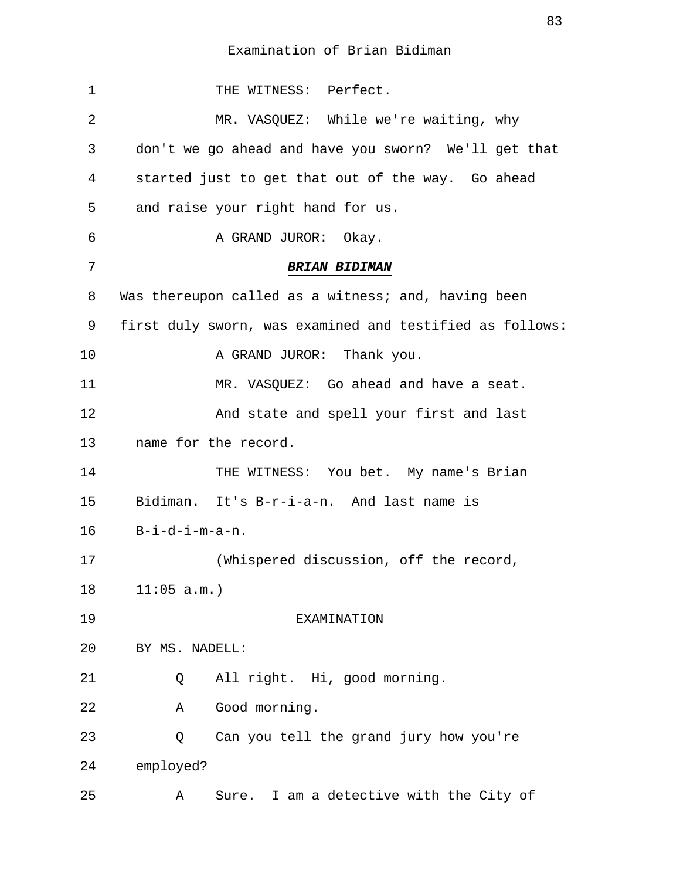Examination of Brian Bidiman

1 THE WITNESS: Perfect.

2 MR. VASQUEZ: While we're waiting, why
3 don't we go ahead and have you sworn? We'll get that
4 started just to get that out of the way. Go ahead
5 and raise your right hand for us.

6 A GRAND JUROR: Okay.

7 ***BRIAN BIDIMAN***

8 Was thereupon called as a witness; and, having been
9 first duly sworn, was examined and testified as follows:

10 A GRAND JUROR: Thank you.

11 MR. VASQUEZ: Go ahead and have a seat.
12 And state and spell your first and last
13 name for the record.

14 THE WITNESS: You bet. My name's Brian
15 Bidiman. It's B-r-i-a-n. And last name is
16 B-i-d-i-m-a-n.

17 (Whispered discussion, off the record,
18 11:05 a.m.)

19 EXAMINATION

20 BY MS. NADELL:

21 Q All right. Hi, good morning.

22 A Good morning.

23 Q Can you tell the grand jury how you're
24 employed?

25 A Sure. I am a detective with the City of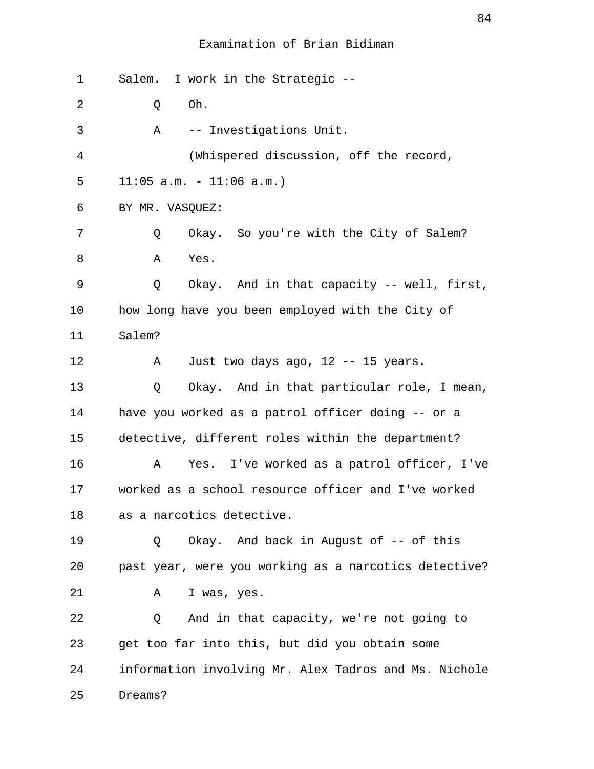Examination of Brian Bidiman

1 Salem. I work in the Strategic --

2 Q Oh.

3 A -- Investigations Unit.

4 (Whispered discussion, off the record,

5 11:05 a.m. - 11:06 a.m.)

6 BY MR. VASQUEZ:

7 Q Okay. So you're with the City of Salem?

8 A Yes.

9 Q Okay. And in that capacity -- well, first,

10 how long have you been employed with the City of

11 Salem?

12 A Just two days ago, 12 -- 15 years.

13 Q Okay. And in that particular role, I mean,

14 have you worked as a patrol officer doing -- or a

15 detective, different roles within the department?

16 A Yes. I've worked as a patrol officer, I've

17 worked as a school resource officer and I've worked

18 as a narcotics detective.

19 Q Okay. And back in August of -- of this

20 past year, were you working as a narcotics detective?

21 A I was, yes.

22 Q And in that capacity, we're not going to

23 get too far into this, but did you obtain some

24 information involving Mr. Alex Tadros and Ms. Nichole

25 Dreams?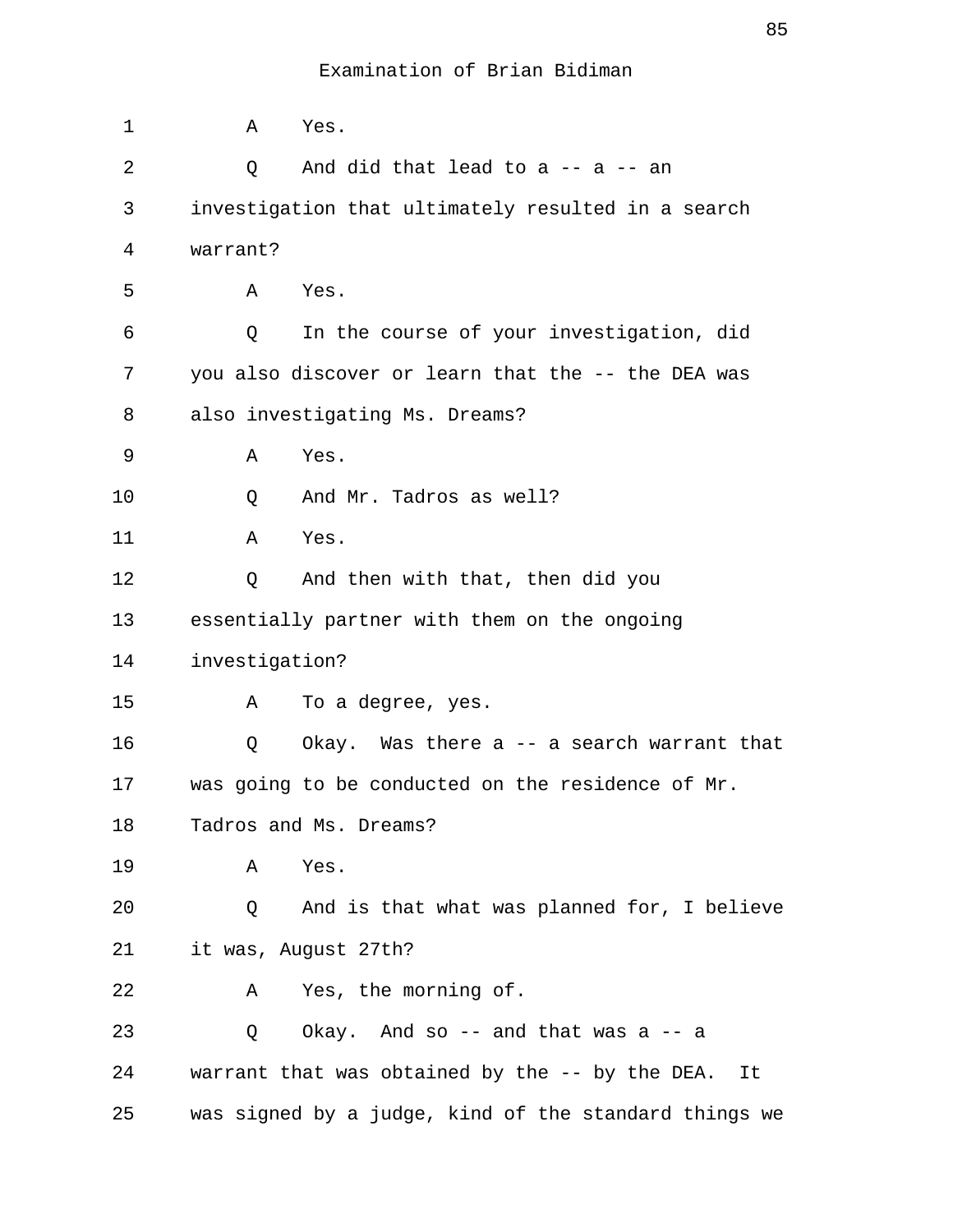Examination of Brian Bidiman

1 A Yes.

2 Q And did that lead to a -- a -- an

3 investigation that ultimately resulted in a search

4 warrant?

5 A Yes.

6 Q In the course of your investigation, did

7 you also discover or learn that the -- the DEA was

8 also investigating Ms. Dreams?

9 A Yes.

10 Q And Mr. Tadros as well?

11 A Yes.

12 Q And then with that, then did you

13 essentially partner with them on the ongoing

14 investigation?

15 A To a degree, yes.

16 Q Okay. Was there a -- a search warrant that

17 was going to be conducted on the residence of Mr.

18 Tadros and Ms. Dreams?

19 A Yes.

20 Q And is that what was planned for, I believe

21 it was, August 27th?

22 A Yes, the morning of.

23 Q Okay. And so -- and that was a -- a

24 warrant that was obtained by the -- by the DEA. It

25 was signed by a judge, kind of the standard things we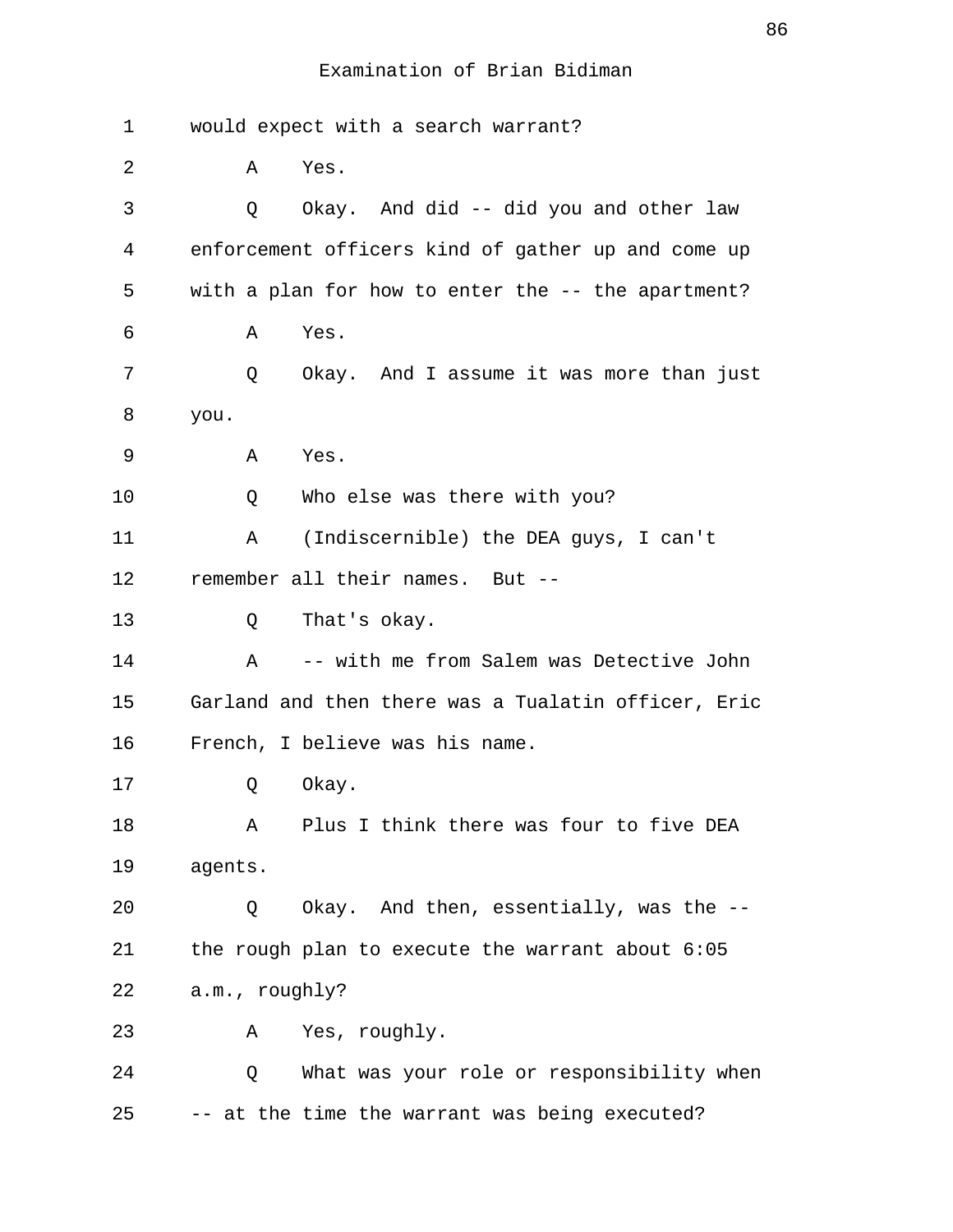Examination of Brian Bidiman

1 would expect with a search warrant?

2 A Yes.

3 Q Okay. And did -- did you and other law

4 enforcement officers kind of gather up and come up

5 with a plan for how to enter the -- the apartment?

6 A Yes.

7 Q Okay. And I assume it was more than just

8 you.

9 A Yes.

10 Q Who else was there with you?

11 A (Indiscernible) the DEA guys, I can't

12 remember all their names. But --

13 Q That's okay.

14 A -- with me from Salem was Detective John

15 Garland and then there was a Tualatin officer, Eric

16 French, I believe was his name.

17 Q Okay.

18 A Plus I think there was four to five DEA

19 agents.

20 Q Okay. And then, essentially, was the --

21 the rough plan to execute the warrant about 6:05

22 a.m., roughly?

23 A Yes, roughly.

24 Q What was your role or responsibility when

25 -- at the time the warrant was being executed?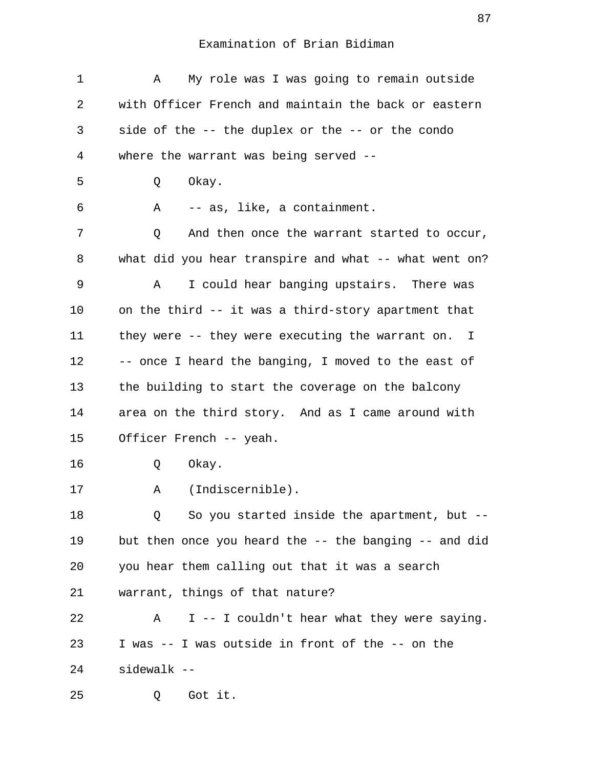Examination of Brian Bidiman

1 A My role was I was going to remain outside
2 with Officer French and maintain the back or eastern
3 side of the -- the duplex or the -- or the condo
4 where the warrant was being served --
5 Q Okay.
6 A -- as, like, a containment.
7 Q And then once the warrant started to occur,
8 what did you hear transpire and what -- what went on?
9 A I could hear banging upstairs. There was
10 on the third -- it was a third-story apartment that
11 they were -- they were executing the warrant on. I
12 -- once I heard the banging, I moved to the east of
13 the building to start the coverage on the balcony
14 area on the third story. And as I came around with
15 Officer French -- yeah.
16 Q Okay.
17 A (Indiscernible).
18 Q So you started inside the apartment, but --
19 but then once you heard the -- the banging -- and did
20 you hear them calling out that it was a search
21 warrant, things of that nature?
22 A I -- I couldn't hear what they were saying.
23 I was -- I was outside in front of the -- on the
24 sidewalk --
25 Q Got it.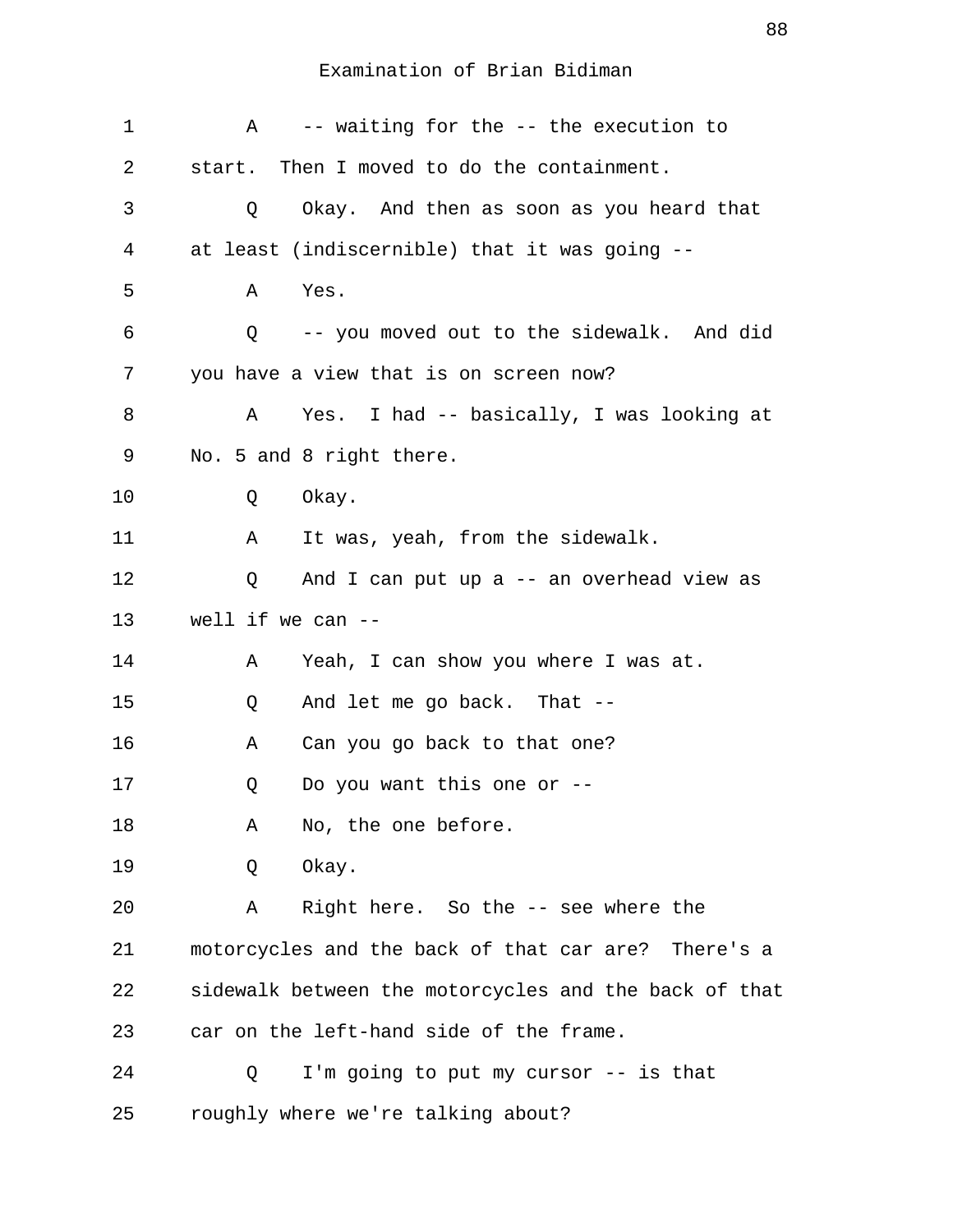Examination of Brian Bidiman

1 A -- waiting for the -- the execution to
2 start. Then I moved to do the containment.
3 Q Okay. And then as soon as you heard that
4 at least (indiscernible) that it was going --
5 A Yes.
6 Q -- you moved out to the sidewalk. And did
7 you have a view that is on screen now?
8 A Yes. I had -- basically, I was looking at
9 No. 5 and 8 right there.
10 Q Okay.
11 A It was, yeah, from the sidewalk.
12 Q And I can put up a -- an overhead view as
13 well if we can --
14 A Yeah, I can show you where I was at.
15 Q And let me go back. That --
16 A Can you go back to that one?
17 Q Do you want this one or --
18 A No, the one before.
19 Q Okay.
20 A Right here. So the -- see where the
21 motorcycles and the back of that car are? There's a
22 sidewalk between the motorcycles and the back of that
23 car on the left-hand side of the frame.
24 Q I'm going to put my cursor -- is that
25 roughly where we're talking about?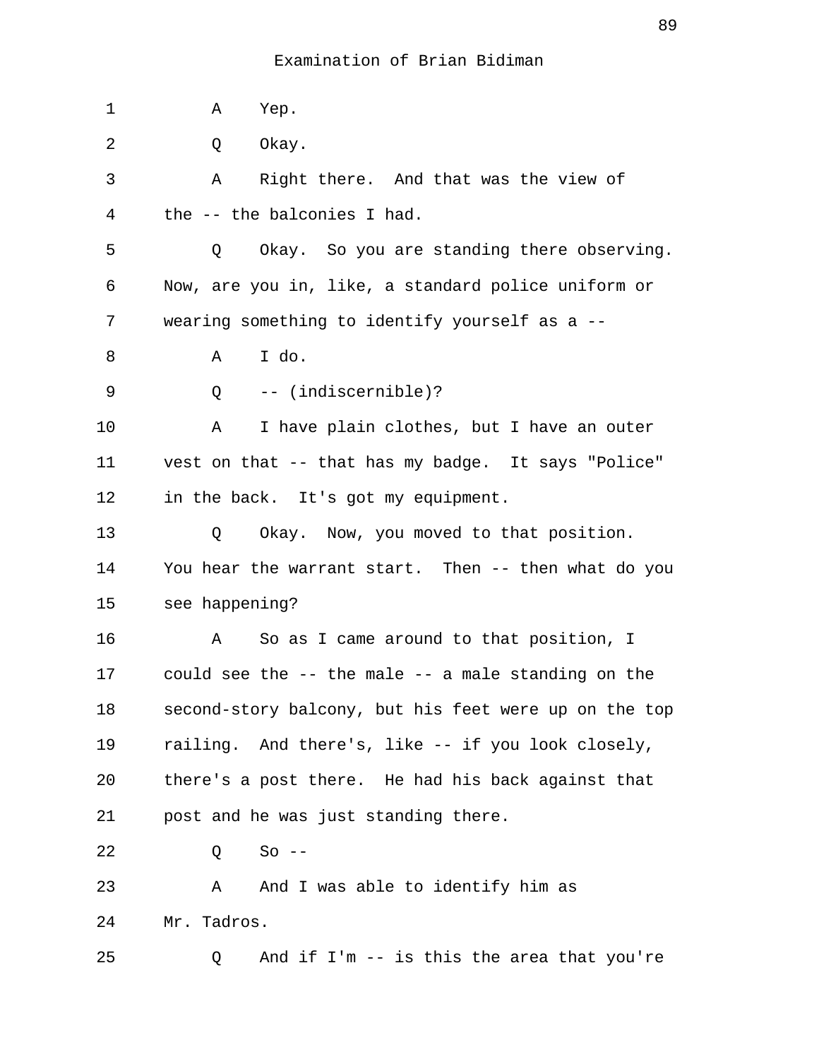Examination of Brian Bidiman

1 A Yep.

2 Q Okay.

3 A Right there. And that was the view of

4 the -- the balconies I had.

5 Q Okay. So you are standing there observing.

6 Now, are you in, like, a standard police uniform or

7 wearing something to identify yourself as a --

8 A I do.

9 Q -- (indiscernible)?

10 A I have plain clothes, but I have an outer

11 vest on that -- that has my badge. It says "Police"

12 in the back. It's got my equipment.

13 Q Okay. Now, you moved to that position.

14 You hear the warrant start. Then -- then what do you

15 see happening?

16 A So as I came around to that position, I

17 could see the -- the male -- a male standing on the

18 second-story balcony, but his feet were up on the top

19 railing. And there's, like -- if you look closely,

20 there's a post there. He had his back against that

21 post and he was just standing there.

22 Q So --

23 A And I was able to identify him as

24 Mr. Tadros.

25 Q And if I'm -- is this the area that you're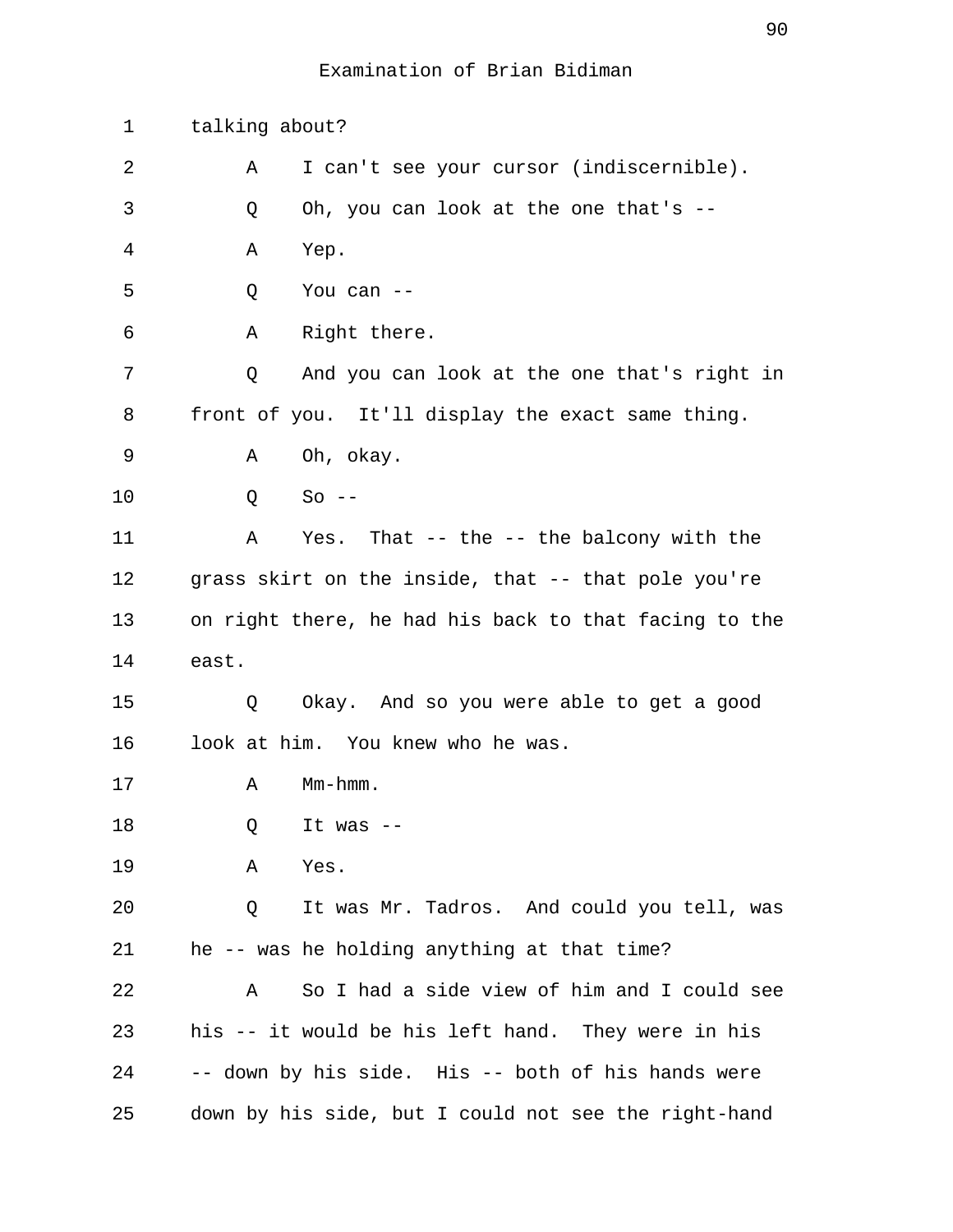Examination of Brian Bidiman

1 talking about?

2 A I can't see your cursor (indiscernible).

3 Q Oh, you can look at the one that's --

4 A Yep.

5 Q You can --

6 A Right there.

7 Q And you can look at the one that's right in

8 front of you. It'll display the exact same thing.

9 A Oh, okay.

10 Q So --

11 A Yes. That -- the -- the balcony with the

12 grass skirt on the inside, that -- that pole you're

13 on right there, he had his back to that facing to the

14 east.

15 Q Okay. And so you were able to get a good

16 look at him. You knew who he was.

17 A Mm-hmm.

18 Q It was --

19 A Yes.

20 Q It was Mr. Tadros. And could you tell, was

21 he -- was he holding anything at that time?

22 A So I had a side view of him and I could see

23 his -- it would be his left hand. They were in his

24 -- down by his side. His -- both of his hands were

25 down by his side, but I could not see the right-hand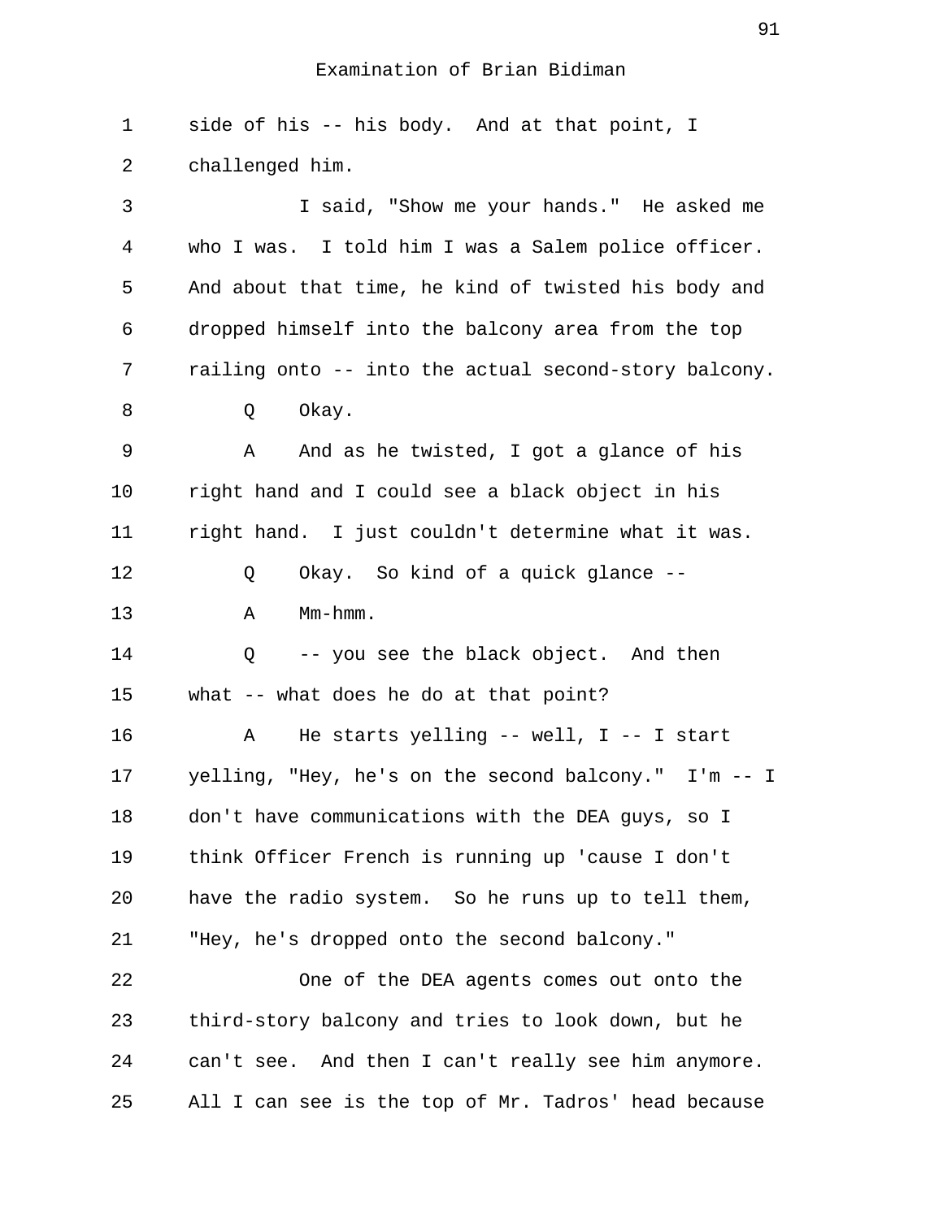side of his -- his body. And at that point, I challenged him.

I said, "Show me your hands." He asked me who I was. I told him I was a Salem police officer. And about that time, he kind of twisted his body and dropped himself into the balcony area from the top railing onto -- into the actual second-story balcony.

Q Okay.

A And as he twisted, I got a glance of his right hand and I could see a black object in his right hand. I just couldn't determine what it was.

Q Okay. So kind of a quick glance --

A Mm-hmm.

Q -- you see the black object. And then what -- what does he do at that point?

A He starts yelling -- well, I -- I start yelling, "Hey, he's on the second balcony." I'm -- I don't have communications with the DEA guys, so I think Officer French is running up 'cause I don't have the radio system. So he runs up to tell them, "Hey, he's dropped onto the second balcony."

One of the DEA agents comes out onto the third-story balcony and tries to look down, but he can't see. And then I can't really see him anymore. All I can see is the top of Mr. Tadros' head because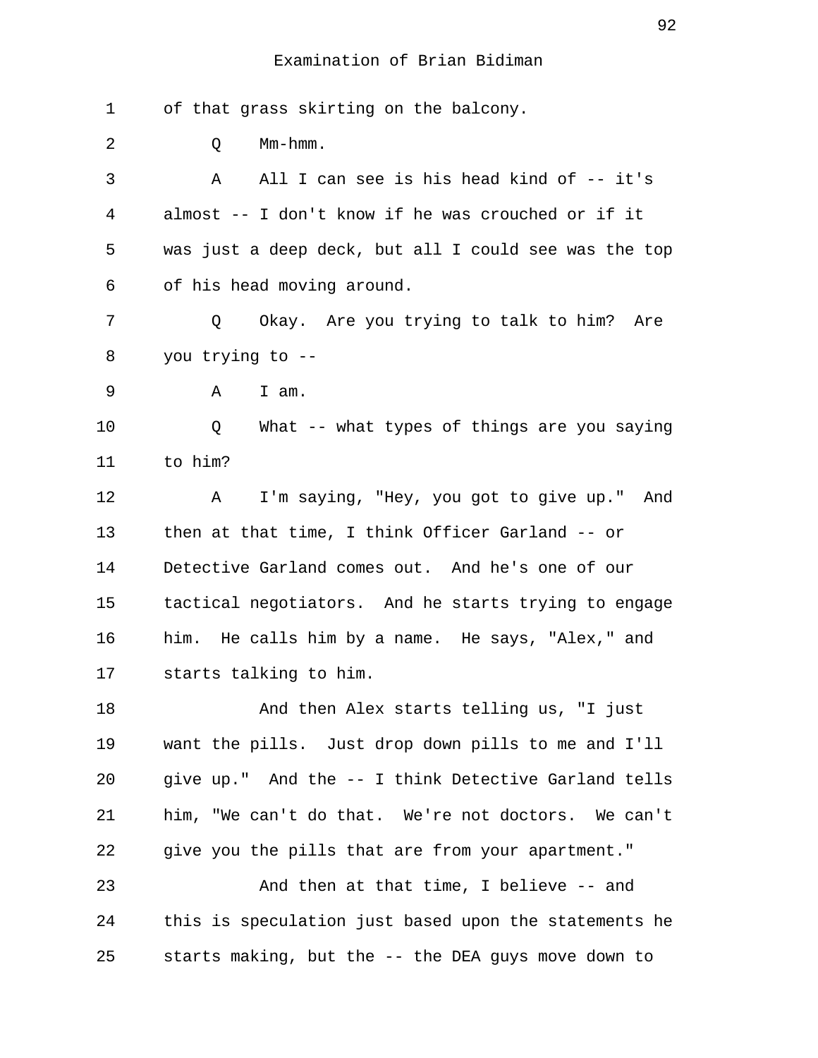Examination of Brian Bidiman

1 of that grass skirting on the balcony.

2 Q Mm-hmm.

3 A All I can see is his head kind of -- it's
4 almost -- I don't know if he was crouched or if it
5 was just a deep deck, but all I could see was the top
6 of his head moving around.

7 Q Okay. Are you trying to talk to him? Are
8 you trying to --

9 A I am.

10 Q What -- what types of things are you saying
11 to him?

12 A I'm saying, "Hey, you got to give up." And
13 then at that time, I think Officer Garland -- or
14 Detective Garland comes out. And he's one of our
15 tactical negotiators. And he starts trying to engage
16 him. He calls him by a name. He says, "Alex," and
17 starts talking to him.

18 And then Alex starts telling us, "I just
19 want the pills. Just drop down pills to me and I'll
20 give up." And the -- I think Detective Garland tells
21 him, "We can't do that. We're not doctors. We can't
22 give you the pills that are from your apartment."

23 And then at that time, I believe -- and
24 this is speculation just based upon the statements he
25 starts making, but the -- the DEA guys move down to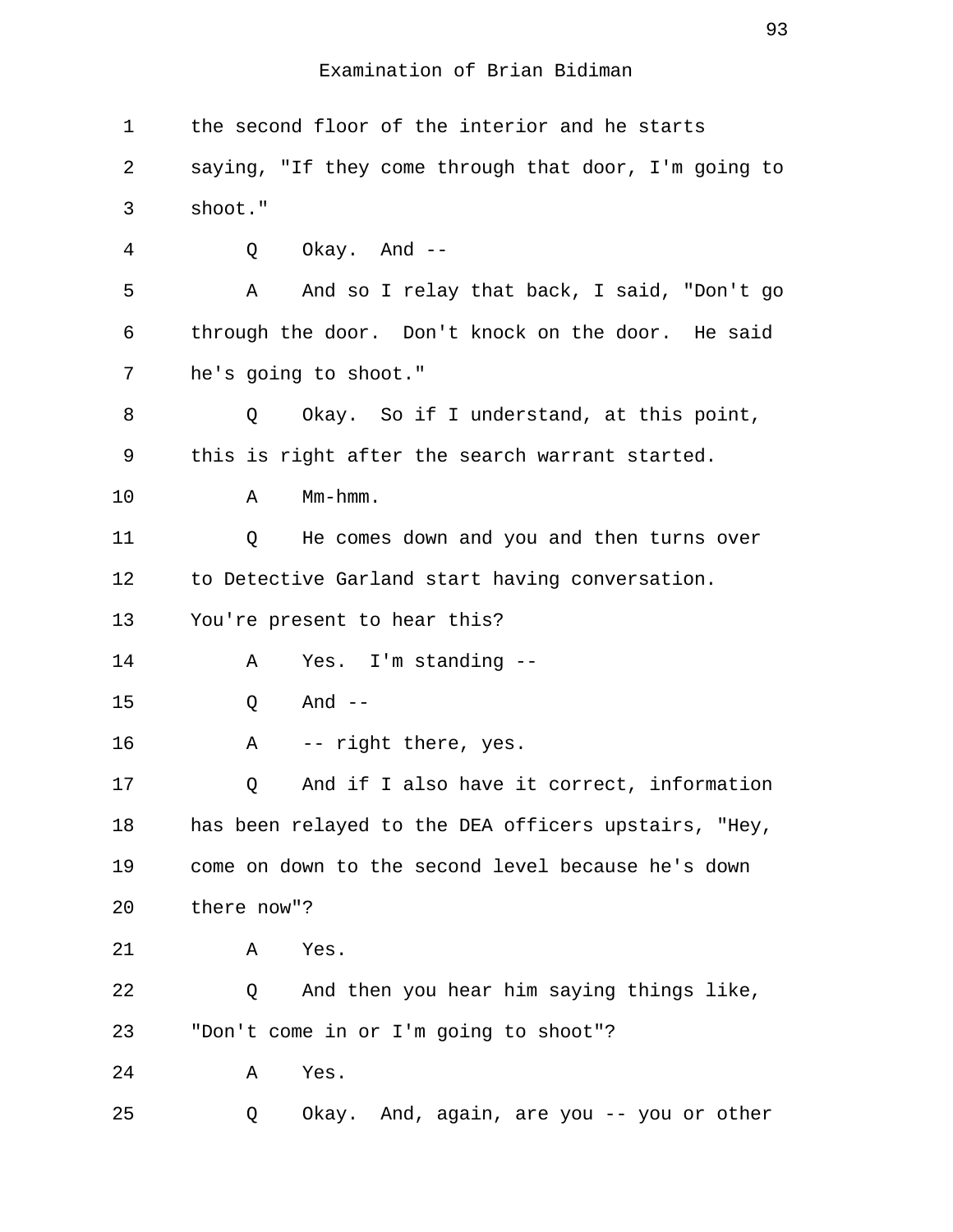Examination of Brian Bidiman

1 the second floor of the interior and he starts
2 saying, "If they come through that door, I'm going to
3 shoot."
4 Q Okay. And --
5 A And so I relay that back, I said, "Don't go
6 through the door. Don't knock on the door. He said
7 he's going to shoot."
8 Q Okay. So if I understand, at this point,
9 this is right after the search warrant started.
10 A Mm-hmm.
11 Q He comes down and you and then turns over
12 to Detective Garland start having conversation.
13 You're present to hear this?
14 A Yes. I'm standing --
15 Q And --
16 A -- right there, yes.
17 Q And if I also have it correct, information
18 has been relayed to the DEA officers upstairs, "Hey,
19 come on down to the second level because he's down
20 there now"?
21 A Yes.
22 Q And then you hear him saying things like,
23 "Don't come in or I'm going to shoot"?
24 A Yes.
25 Q Okay. And, again, are you -- you or other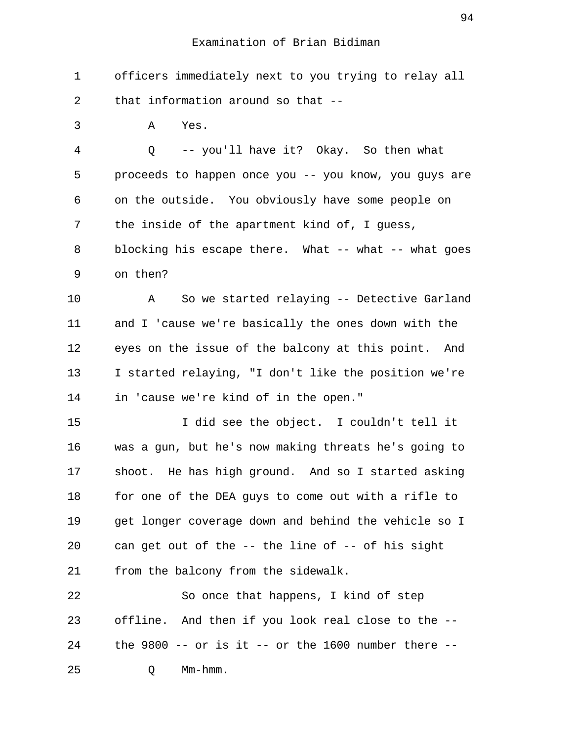officers immediately next to you trying to relay all that information around so that --

A Yes.

Q -- you'll have it? Okay. So then what proceeds to happen once you -- you know, you guys are on the outside. You obviously have some people on the inside of the apartment kind of, I guess, blocking his escape there. What -- what -- what goes on then?

A So we started relaying -- Detective Garland and I 'cause we're basically the ones down with the eyes on the issue of the balcony at this point. And I started relaying, "I don't like the position we're in 'cause we're kind of in the open."

I did see the object. I couldn't tell it was a gun, but he's now making threats he's going to shoot. He has high ground. And so I started asking for one of the DEA guys to come out with a rifle to get longer coverage down and behind the vehicle so I can get out of the -- the line of -- of his sight from the balcony from the sidewalk.

So once that happens, I kind of step offline. And then if you look real close to the -- the 9800 -- or is it -- or the 1600 number there --

Q Mm-hmm.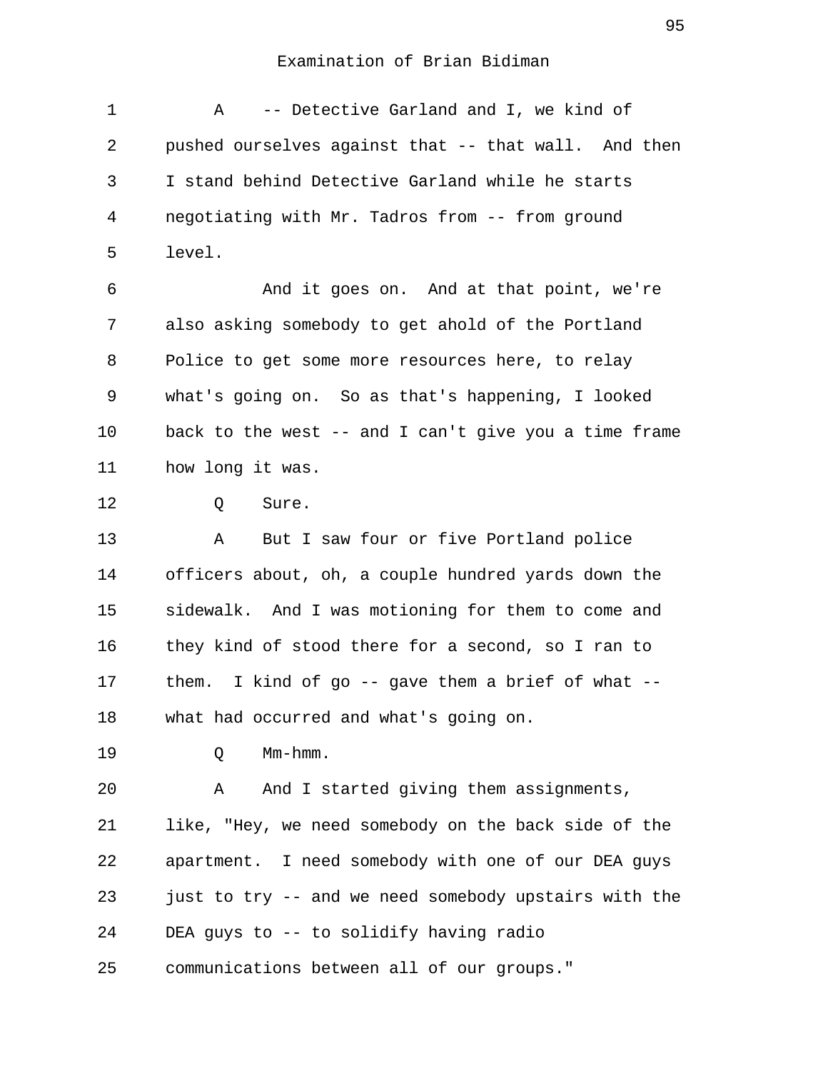Examination of Brian Bidiman

A -- Detective Garland and I, we kind of pushed ourselves against that -- that wall. And then I stand behind Detective Garland while he starts negotiating with Mr. Tadros from -- from ground level.

And it goes on. And at that point, we're also asking somebody to get ahold of the Portland Police to get some more resources here, to relay what's going on. So as that's happening, I looked back to the west -- and I can't give you a time frame how long it was.

Q Sure.

A But I saw four or five Portland police officers about, oh, a couple hundred yards down the sidewalk. And I was motioning for them to come and they kind of stood there for a second, so I ran to them. I kind of go -- gave them a brief of what -- what had occurred and what's going on.

Q Mm-hmm.

A And I started giving them assignments, like, "Hey, we need somebody on the back side of the apartment. I need somebody with one of our DEA guys just to try -- and we need somebody upstairs with the DEA guys to -- to solidify having radio communications between all of our groups."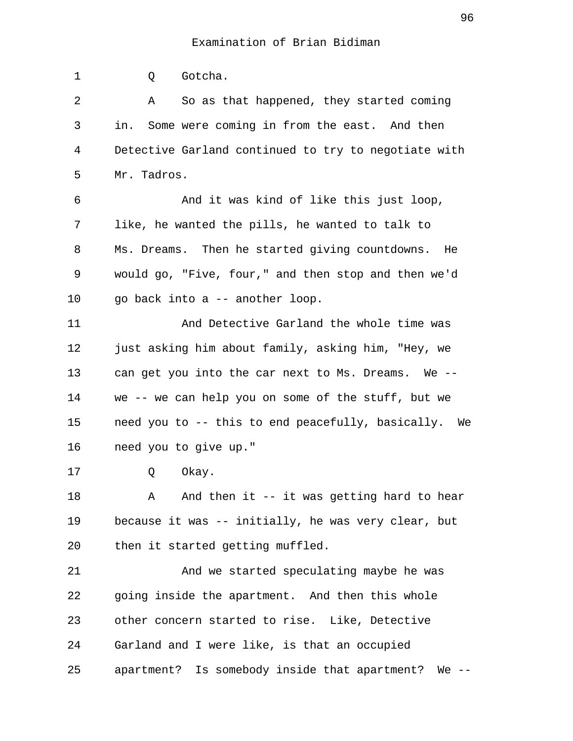Examination of Brian Bidiman

Q Gotcha.

A So as that happened, they started coming in. Some were coming in from the east. And then Detective Garland continued to try to negotiate with Mr. Tadros.

And it was kind of like this just loop, like, he wanted the pills, he wanted to talk to Ms. Dreams. Then he started giving countdowns. He would go, "Five, four," and then stop and then we'd go back into a -- another loop.

And Detective Garland the whole time was just asking him about family, asking him, "Hey, we can get you into the car next to Ms. Dreams. We -- we -- we can help you on some of the stuff, but we need you to -- this to end peacefully, basically. We need you to give up."

Q Okay.

A And then it -- it was getting hard to hear because it was -- initially, he was very clear, but then it started getting muffled.

And we started speculating maybe he was going inside the apartment. And then this whole other concern started to rise. Like, Detective Garland and I were like, is that an occupied apartment? Is somebody inside that apartment? We --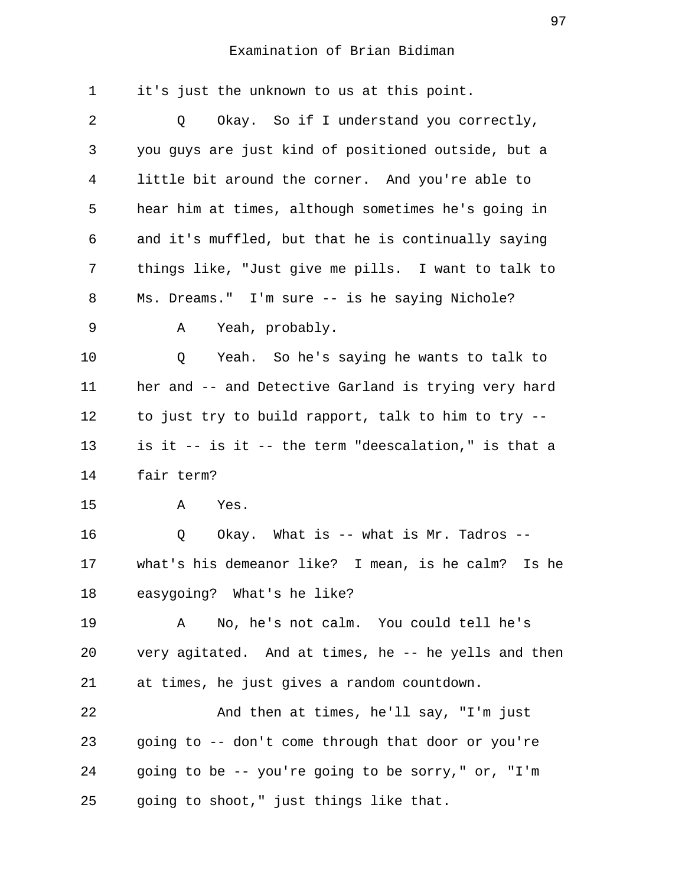Examination of Brian Bidiman

1 it's just the unknown to us at this point.

2 Q Okay. So if I understand you correctly,
3 you guys are just kind of positioned outside, but a
4 little bit around the corner. And you're able to
5 hear him at times, although sometimes he's going in
6 and it's muffled, but that he is continually saying
7 things like, "Just give me pills. I want to talk to
8 Ms. Dreams." I'm sure -- is he saying Nichole?

9 A Yeah, probably.

10 Q Yeah. So he's saying he wants to talk to
11 her and -- and Detective Garland is trying very hard
12 to just try to build rapport, talk to him to try --
13 is it -- is it -- the term "deescalation," is that a
14 fair term?

15 A Yes.

16 Q Okay. What is -- what is Mr. Tadros --
17 what's his demeanor like? I mean, is he calm? Is he
18 easygoing? What's he like?

19 A No, he's not calm. You could tell he's
20 very agitated. And at times, he -- he yells and then
21 at times, he just gives a random countdown.

22 And then at times, he'll say, "I'm just
23 going to -- don't come through that door or you're
24 going to be -- you're going to be sorry," or, "I'm
25 going to shoot," just things like that.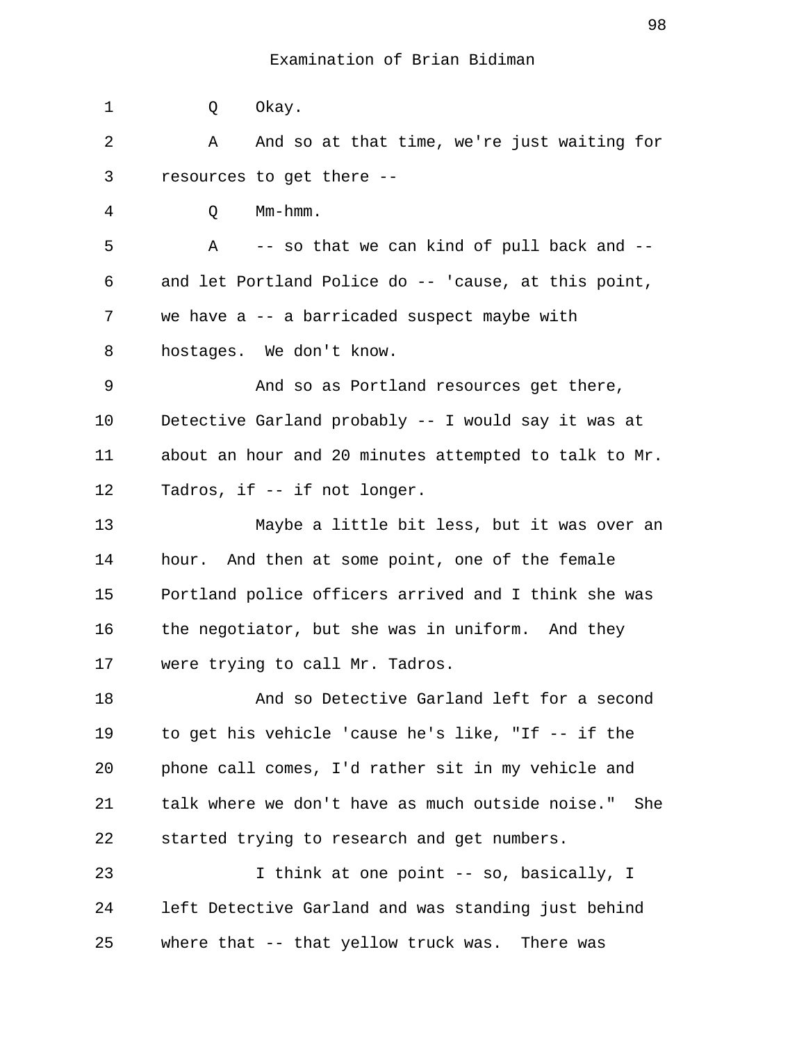Examination of Brian Bidiman

1 Q Okay.

2 A And so at that time, we're just waiting for
3 resources to get there --

4 Q Mm-hmm.

5 A -- so that we can kind of pull back and --
6 and let Portland Police do -- 'cause, at this point,
7 we have a -- a barricaded suspect maybe with
8 hostages. We don't know.

9 And so as Portland resources get there,
10 Detective Garland probably -- I would say it was at
11 about an hour and 20 minutes attempted to talk to Mr.
12 Tadros, if -- if not longer.

13 Maybe a little bit less, but it was over an
14 hour. And then at some point, one of the female
15 Portland police officers arrived and I think she was
16 the negotiator, but she was in uniform. And they
17 were trying to call Mr. Tadros.

18 And so Detective Garland left for a second
19 to get his vehicle 'cause he's like, "If -- if the
20 phone call comes, I'd rather sit in my vehicle and
21 talk where we don't have as much outside noise." She
22 started trying to research and get numbers.

23 I think at one point -- so, basically, I
24 left Detective Garland and was standing just behind
25 where that -- that yellow truck was. There was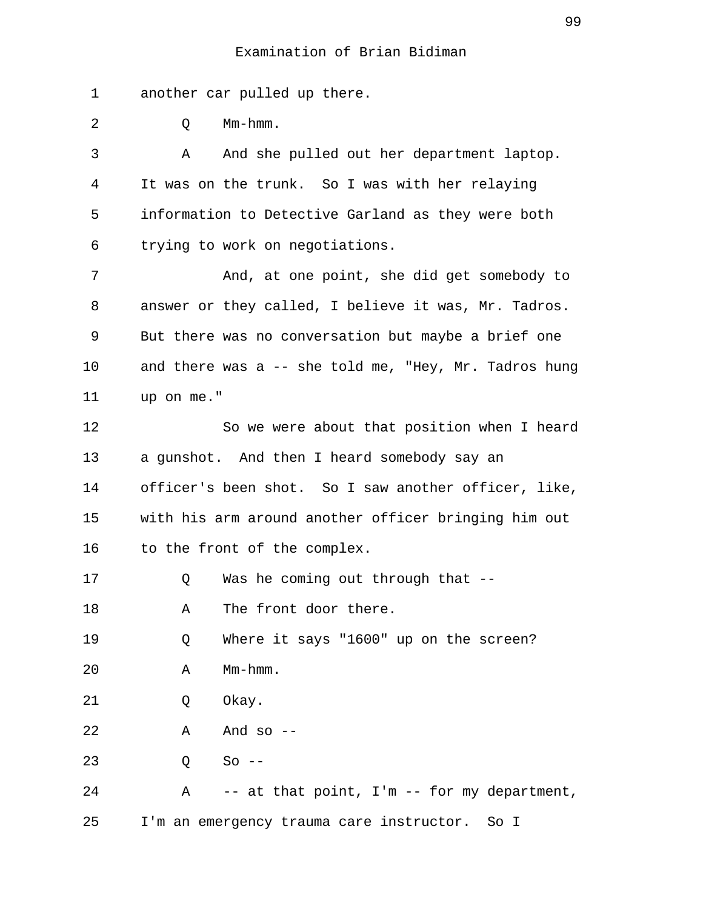Examination of Brian Bidiman

another car pulled up there.

Q Mm-hmm.

A And she pulled out her department laptop. It was on the trunk. So I was with her relaying information to Detective Garland as they were both trying to work on negotiations.

And, at one point, she did get somebody to answer or they called, I believe it was, Mr. Tadros. But there was no conversation but maybe a brief one and there was a -- she told me, "Hey, Mr. Tadros hung up on me."

So we were about that position when I heard a gunshot. And then I heard somebody say an officer's been shot. So I saw another officer, like, with his arm around another officer bringing him out to the front of the complex.

Q Was he coming out through that --

A The front door there.

Q Where it says "1600" up on the screen?

A Mm-hmm.

Q Okay.

A And so --

Q So --

A -- at that point, I'm -- for my department, I'm an emergency trauma care instructor. So I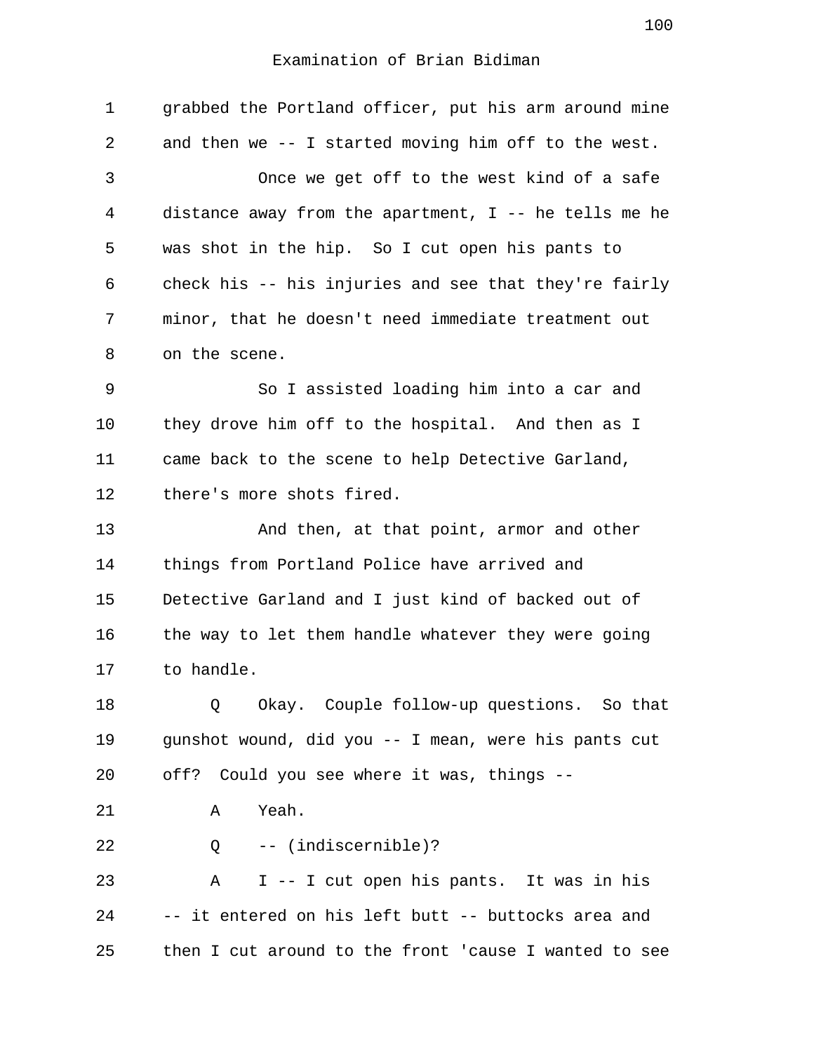grabbed the Portland officer, put his arm around mine and then we -- I started moving him off to the west.

Once we get off to the west kind of a safe distance away from the apartment, I -- he tells me he was shot in the hip. So I cut open his pants to check his -- his injuries and see that they're fairly minor, that he doesn't need immediate treatment out on the scene.

So I assisted loading him into a car and they drove him off to the hospital. And then as I came back to the scene to help Detective Garland, there's more shots fired.

And then, at that point, armor and other things from Portland Police have arrived and Detective Garland and I just kind of backed out of the way to let them handle whatever they were going to handle.

Q Okay. Couple follow-up questions. So that gunshot wound, did you -- I mean, were his pants cut off? Could you see where it was, things --

A Yeah.

Q -- (indiscernible)?

A I -- I cut open his pants. It was in his -- it entered on his left butt -- buttocks area and then I cut around to the front 'cause I wanted to see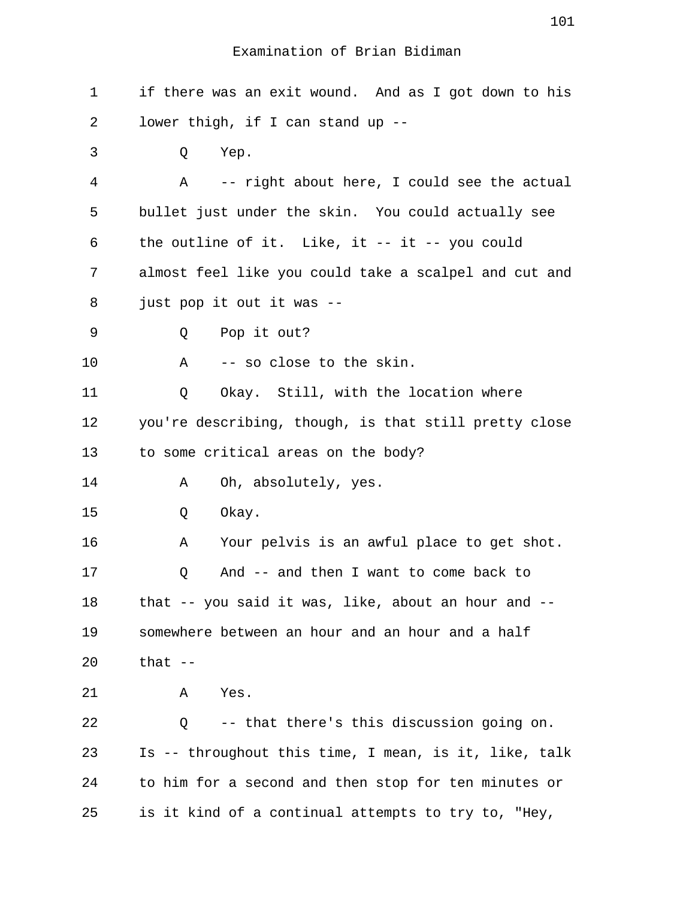Examination of Brian Bidiman

1 if there was an exit wound. And as I got down to his
2 lower thigh, if I can stand up --
3 Q Yep.
4 A -- right about here, I could see the actual
5 bullet just under the skin. You could actually see
6 the outline of it. Like, it -- it -- you could
7 almost feel like you could take a scalpel and cut and
8 just pop it out it was --
9 Q Pop it out?
10 A -- so close to the skin.
11 Q Okay. Still, with the location where
12 you're describing, though, is that still pretty close
13 to some critical areas on the body?
14 A Oh, absolutely, yes.
15 Q Okay.
16 A Your pelvis is an awful place to get shot.
17 Q And -- and then I want to come back to
18 that -- you said it was, like, about an hour and --
19 somewhere between an hour and an hour and a half
20 that --
21 A Yes.
22 Q -- that there's this discussion going on.
23 Is -- throughout this time, I mean, is it, like, talk
24 to him for a second and then stop for ten minutes or
25 is it kind of a continual attempts to try to, "Hey,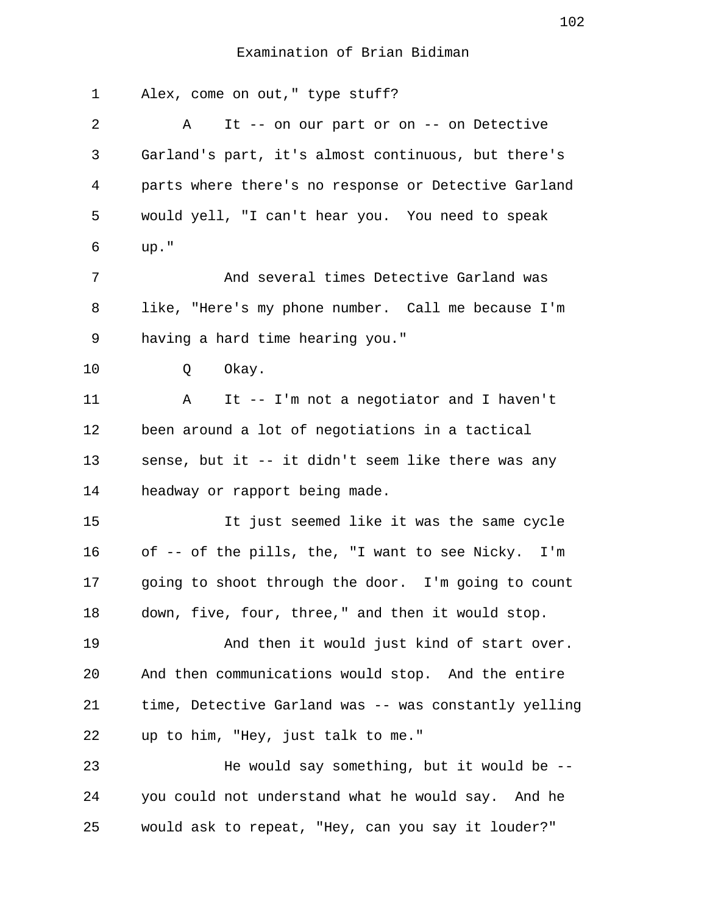Examination of Brian Bidiman

1 Alex, come on out," type stuff?

2 A It -- on our part or on -- on Detective
3 Garland's part, it's almost continuous, but there's
4 parts where there's no response or Detective Garland
5 would yell, "I can't hear you. You need to speak
6 up."

7 And several times Detective Garland was
8 like, "Here's my phone number. Call me because I'm
9 having a hard time hearing you."

10 Q Okay.

11 A It -- I'm not a negotiator and I haven't
12 been around a lot of negotiations in a tactical
13 sense, but it -- it didn't seem like there was any
14 headway or rapport being made.

15 It just seemed like it was the same cycle
16 of -- of the pills, the, "I want to see Nicky. I'm
17 going to shoot through the door. I'm going to count
18 down, five, four, three," and then it would stop.

19 And then it would just kind of start over.
20 And then communications would stop. And the entire
21 time, Detective Garland was -- was constantly yelling
22 up to him, "Hey, just talk to me."

23 He would say something, but it would be --
24 you could not understand what he would say. And he
25 would ask to repeat, "Hey, can you say it louder?"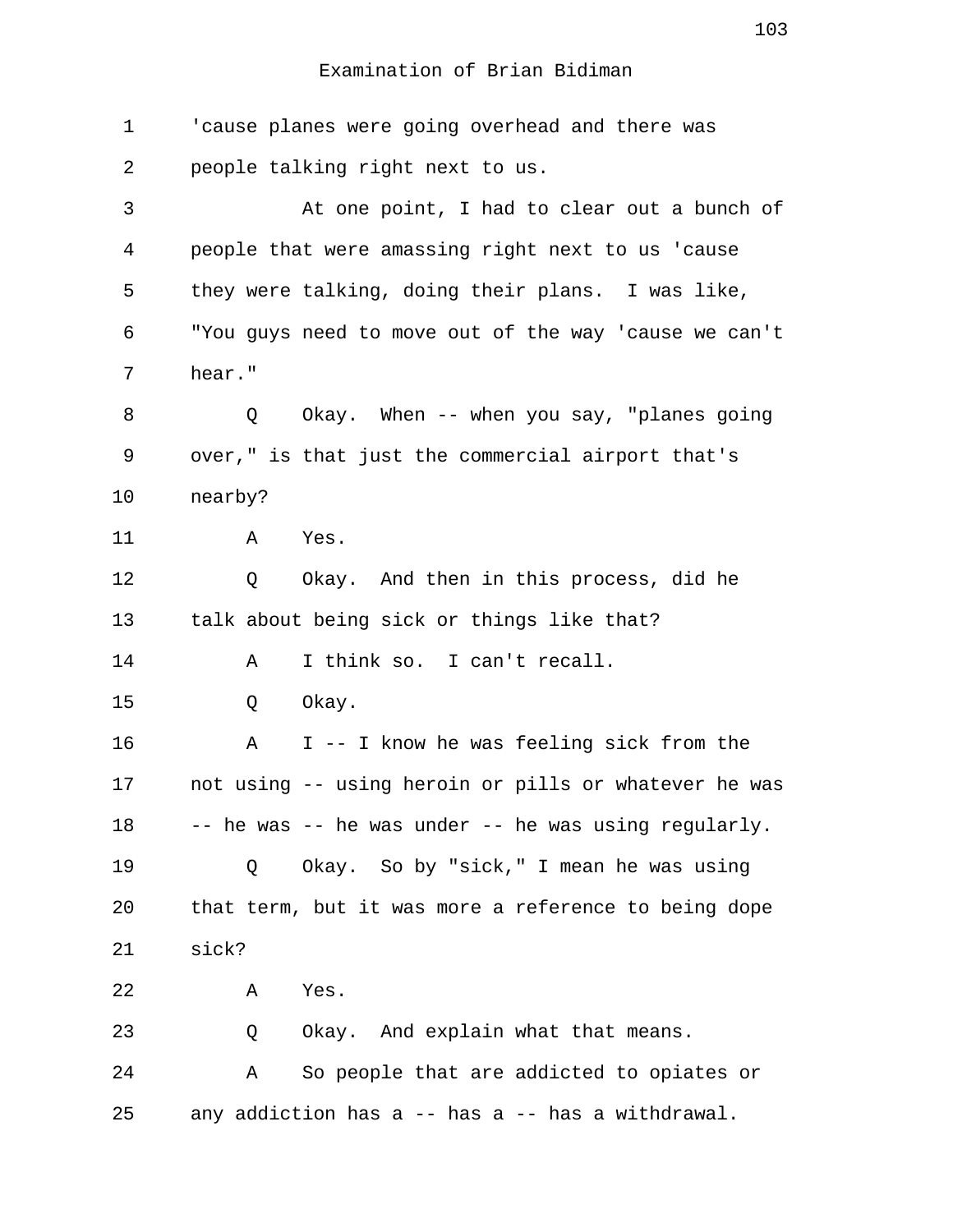'cause planes were going overhead and there was people talking right next to us.

At one point, I had to clear out a bunch of people that were amassing right next to us 'cause they were talking, doing their plans. I was like, "You guys need to move out of the way 'cause we can't hear."

Q Okay. When -- when you say, "planes going over," is that just the commercial airport that's nearby?

A Yes.

Q Okay. And then in this process, did he talk about being sick or things like that?

A I think so. I can't recall.

Q Okay.

A I -- I know he was feeling sick from the not using -- using heroin or pills or whatever he was -- he was -- he was under -- he was using regularly.

Q Okay. So by "sick," I mean he was using that term, but it was more a reference to being dope sick?

A Yes.

Q Okay. And explain what that means.

A So people that are addicted to opiates or any addiction has a -- has a -- has a withdrawal.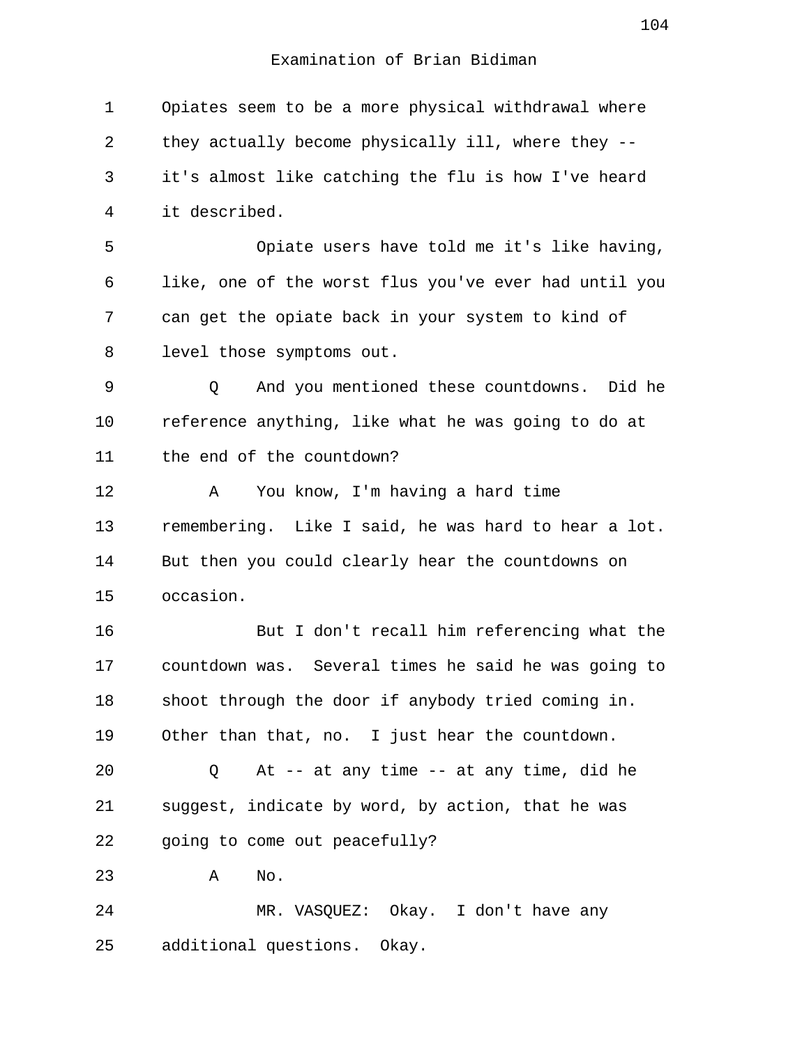Examination of Brian Bidiman

Opiates seem to be a more physical withdrawal where they actually become physically ill, where they -- it's almost like catching the flu is how I've heard it described.

Opiate users have told me it's like having, like, one of the worst flus you've ever had until you can get the opiate back in your system to kind of level those symptoms out.

Q And you mentioned these countdowns. Did he reference anything, like what he was going to do at the end of the countdown?

A You know, I'm having a hard time remembering. Like I said, he was hard to hear a lot. But then you could clearly hear the countdowns on occasion.

But I don't recall him referencing what the countdown was. Several times he said he was going to shoot through the door if anybody tried coming in. Other than that, no. I just hear the countdown.

Q At -- at any time -- at any time, did he suggest, indicate by word, by action, that he was going to come out peacefully?

A No.

MR. VASQUEZ: Okay. I don't have any additional questions. Okay.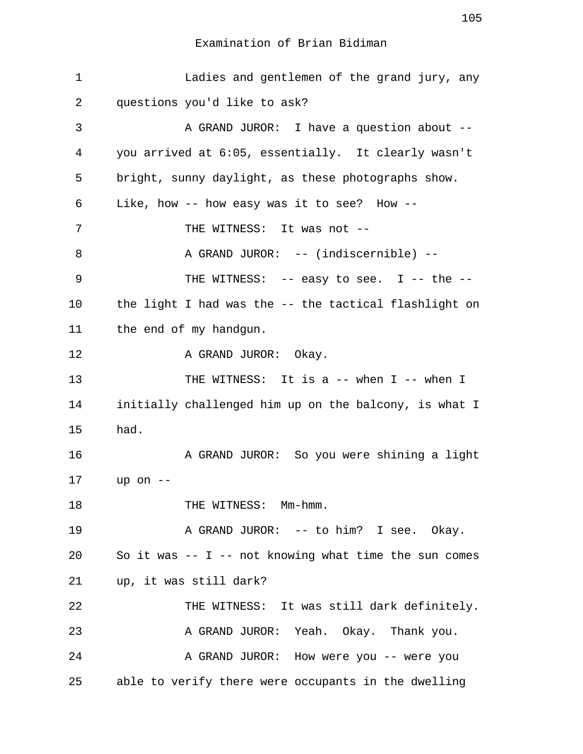Examination of Brian Bidiman

1 Ladies and gentlemen of the grand jury, any
2 questions you'd like to ask?
3 A GRAND JUROR: I have a question about --
4 you arrived at 6:05, essentially. It clearly wasn't
5 bright, sunny daylight, as these photographs show.
6 Like, how -- how easy was it to see? How --
7 THE WITNESS: It was not --
8 A GRAND JUROR: -- (indiscernible) --
9 THE WITNESS: -- easy to see. I -- the --
10 the light I had was the -- the tactical flashlight on
11 the end of my handgun.
12 A GRAND JUROR: Okay.
13 THE WITNESS: It is a -- when I -- when I
14 initially challenged him up on the balcony, is what I
15 had.
16 A GRAND JUROR: So you were shining a light
17 up on --
18 THE WITNESS: Mm-hmm.
19 A GRAND JUROR: -- to him? I see. Okay.
20 So it was -- I -- not knowing what time the sun comes
21 up, it was still dark?
22 THE WITNESS: It was still dark definitely.
23 A GRAND JUROR: Yeah. Okay. Thank you.
24 A GRAND JUROR: How were you -- were you
25 able to verify there were occupants in the dwelling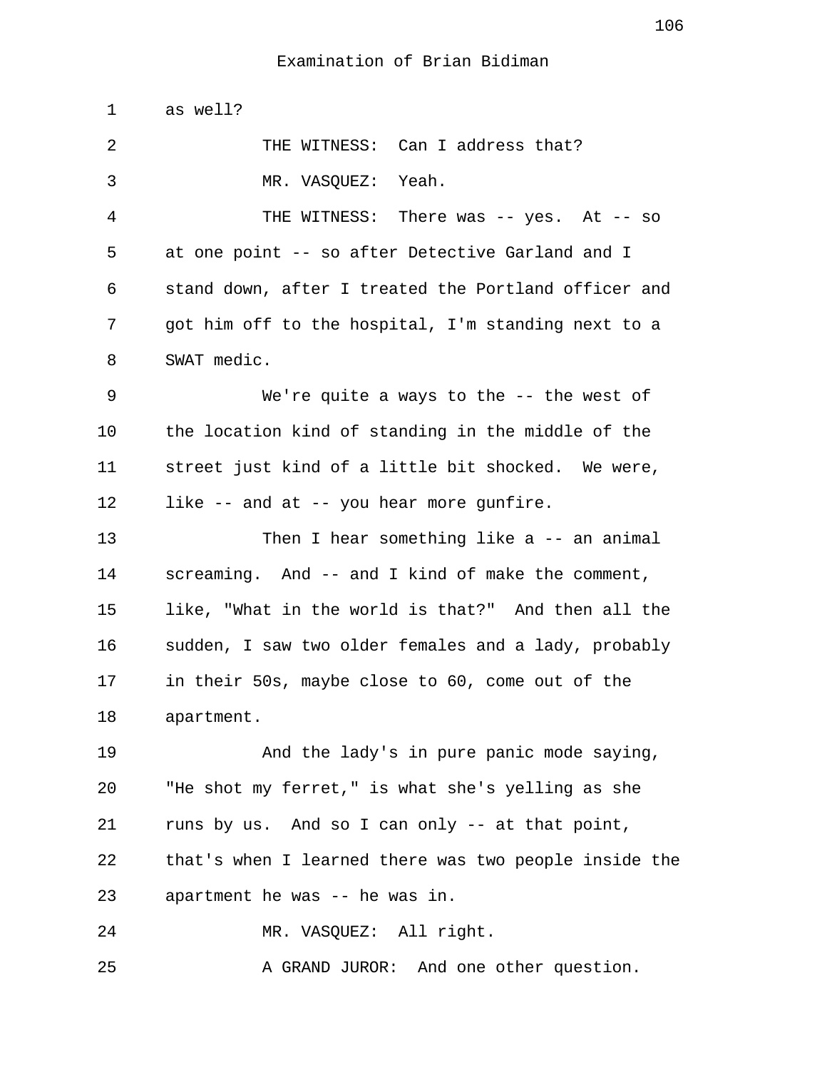Examination of Brian Bidiman

1 as well?

2 THE WITNESS: Can I address that?

3 MR. VASQUEZ: Yeah.

4 THE WITNESS: There was -- yes. At -- so

5 at one point -- so after Detective Garland and I

6 stand down, after I treated the Portland officer and

7 got him off to the hospital, I'm standing next to a

8 SWAT medic.

9 We're quite a ways to the -- the west of

10 the location kind of standing in the middle of the

11 street just kind of a little bit shocked. We were,

12 like -- and at -- you hear more gunfire.

13 Then I hear something like a -- an animal

14 screaming. And -- and I kind of make the comment,

15 like, "What in the world is that?" And then all the

16 sudden, I saw two older females and a lady, probably

17 in their 50s, maybe close to 60, come out of the

18 apartment.

19 And the lady's in pure panic mode saying,

20 "He shot my ferret," is what she's yelling as she

21 runs by us. And so I can only -- at that point,

22 that's when I learned there was two people inside the

23 apartment he was -- he was in.

24 MR. VASQUEZ: All right.

25 A GRAND JUROR: And one other question.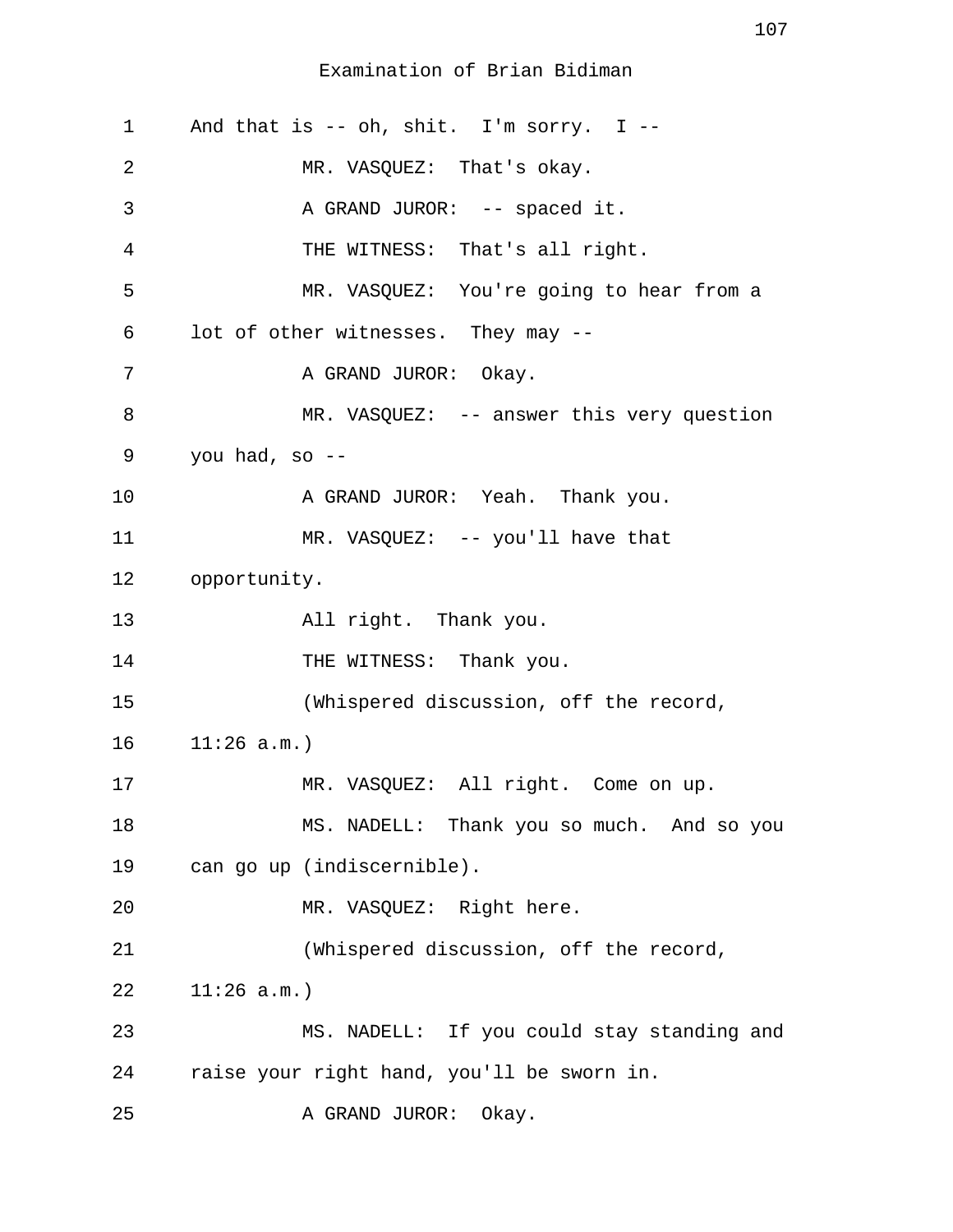Examination of Brian Bidiman

1 And that is -- oh, shit. I'm sorry. I --

2 MR. VASQUEZ: That's okay.

3 A GRAND JUROR: -- spaced it.

4 THE WITNESS: That's all right.

5 MR. VASQUEZ: You're going to hear from a

6 lot of other witnesses. They may --

7 A GRAND JUROR: Okay.

8 MR. VASQUEZ: -- answer this very question

9 you had, so --

10 A GRAND JUROR: Yeah. Thank you.

11 MR. VASQUEZ: -- you'll have that

12 opportunity.

13 All right. Thank you.

14 THE WITNESS: Thank you.

15 (Whispered discussion, off the record,

16 11:26 a.m.)

17 MR. VASQUEZ: All right. Come on up.

18 MS. NADELL: Thank you so much. And so you

19 can go up (indiscernible).

20 MR. VASQUEZ: Right here.

21 (Whispered discussion, off the record,

22 11:26 a.m.)

23 MS. NADELL: If you could stay standing and

24 raise your right hand, you'll be sworn in.

25 A GRAND JUROR: Okay.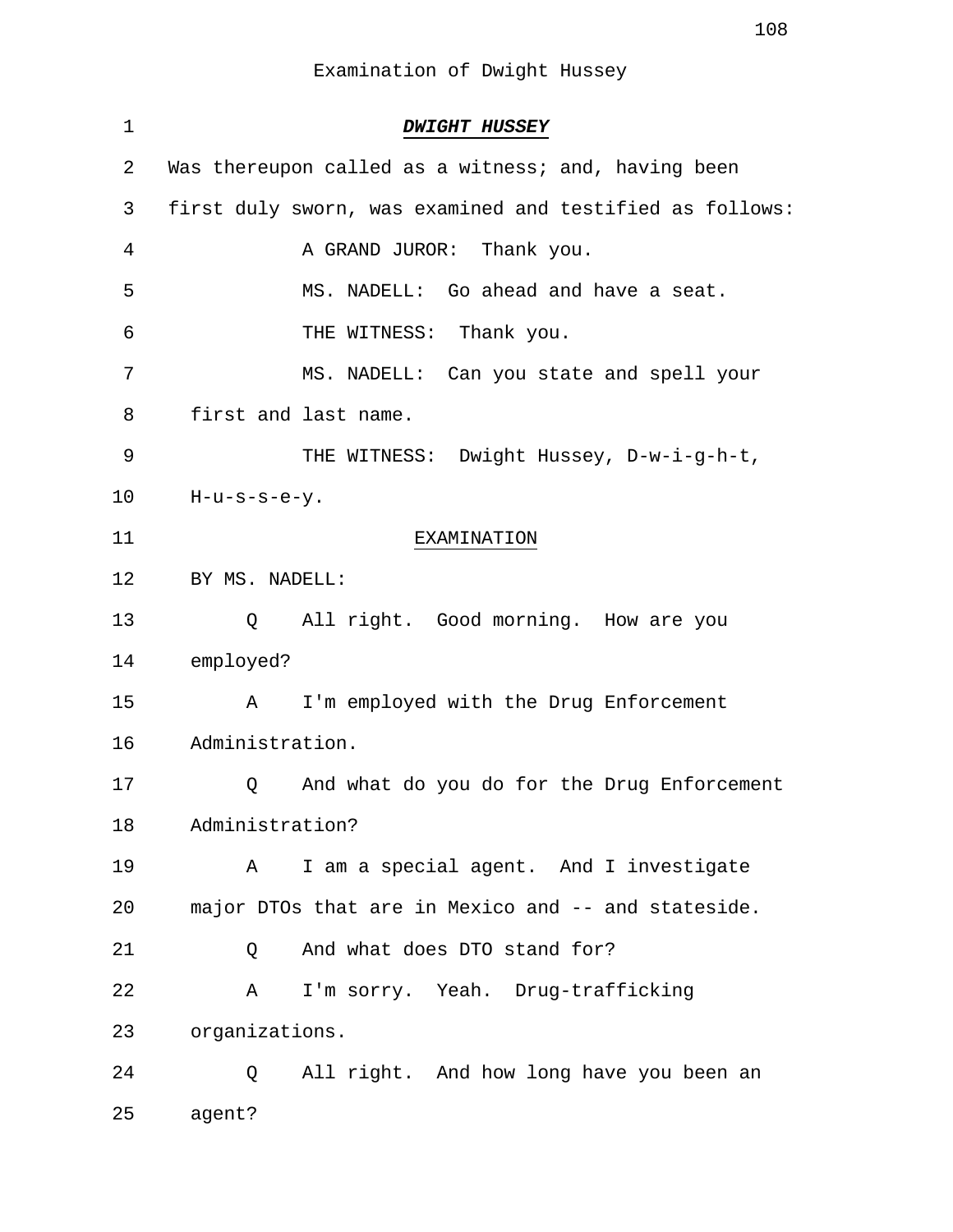Examination of Dwight Hussey

**_DWIGHT HUSSEY_**

Was thereupon called as a witness; and, having been first duly sworn, was examined and testified as follows:

A GRAND JUROR: Thank you.

MS. NADELL: Go ahead and have a seat.

THE WITNESS: Thank you.

MS. NADELL: Can you state and spell your first and last name.

THE WITNESS: Dwight Hussey, D-w-i-g-h-t, H-u-s-s-e-y.

EXAMINATION

BY MS. NADELL:

Q All right. Good morning. How are you employed?

A I'm employed with the Drug Enforcement Administration.

Q And what do you do for the Drug Enforcement Administration?

A I am a special agent. And I investigate major DTOs that are in Mexico and -- and stateside.

Q And what does DTO stand for?

A I'm sorry. Yeah. Drug-trafficking organizations.

Q All right. And how long have you been an agent?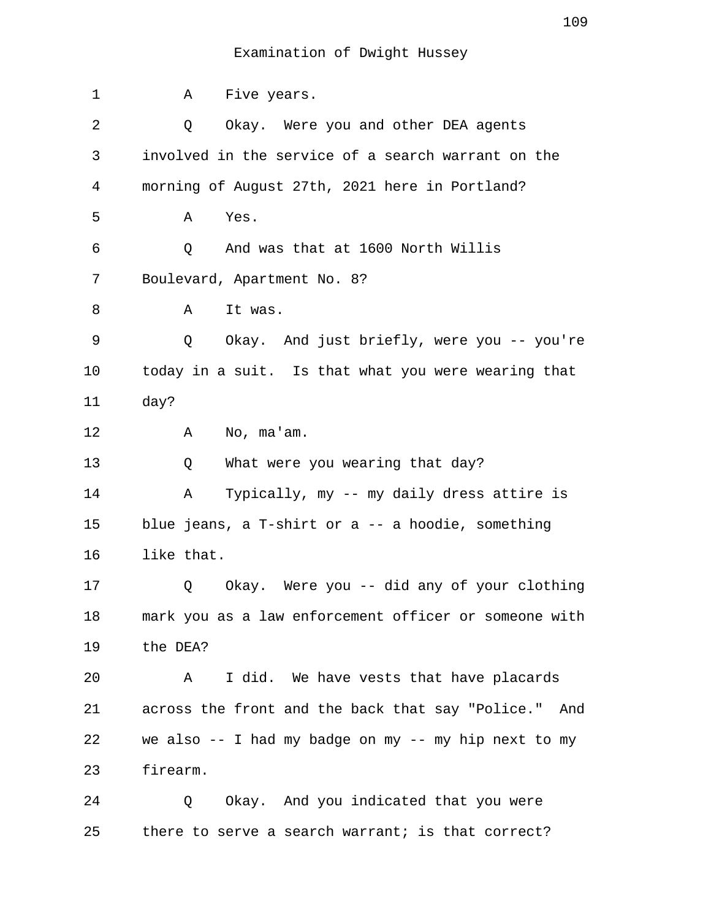Examination of Dwight Hussey

1 A Five years.

2 Q Okay. Were you and other DEA agents

3 involved in the service of a search warrant on the

4 morning of August 27th, 2021 here in Portland?

5 A Yes.

6 Q And was that at 1600 North Willis

7 Boulevard, Apartment No. 8?

8 A It was.

9 Q Okay. And just briefly, were you -- you're

10 today in a suit. Is that what you were wearing that

11 day?

12 A No, ma'am.

13 Q What were you wearing that day?

14 A Typically, my -- my daily dress attire is

15 blue jeans, a T-shirt or a -- a hoodie, something

16 like that.

17 Q Okay. Were you -- did any of your clothing

18 mark you as a law enforcement officer or someone with

19 the DEA?

20 A I did. We have vests that have placards

21 across the front and the back that say "Police." And

22 we also -- I had my badge on my -- my hip next to my

23 firearm.

24 Q Okay. And you indicated that you were

25 there to serve a search warrant; is that correct?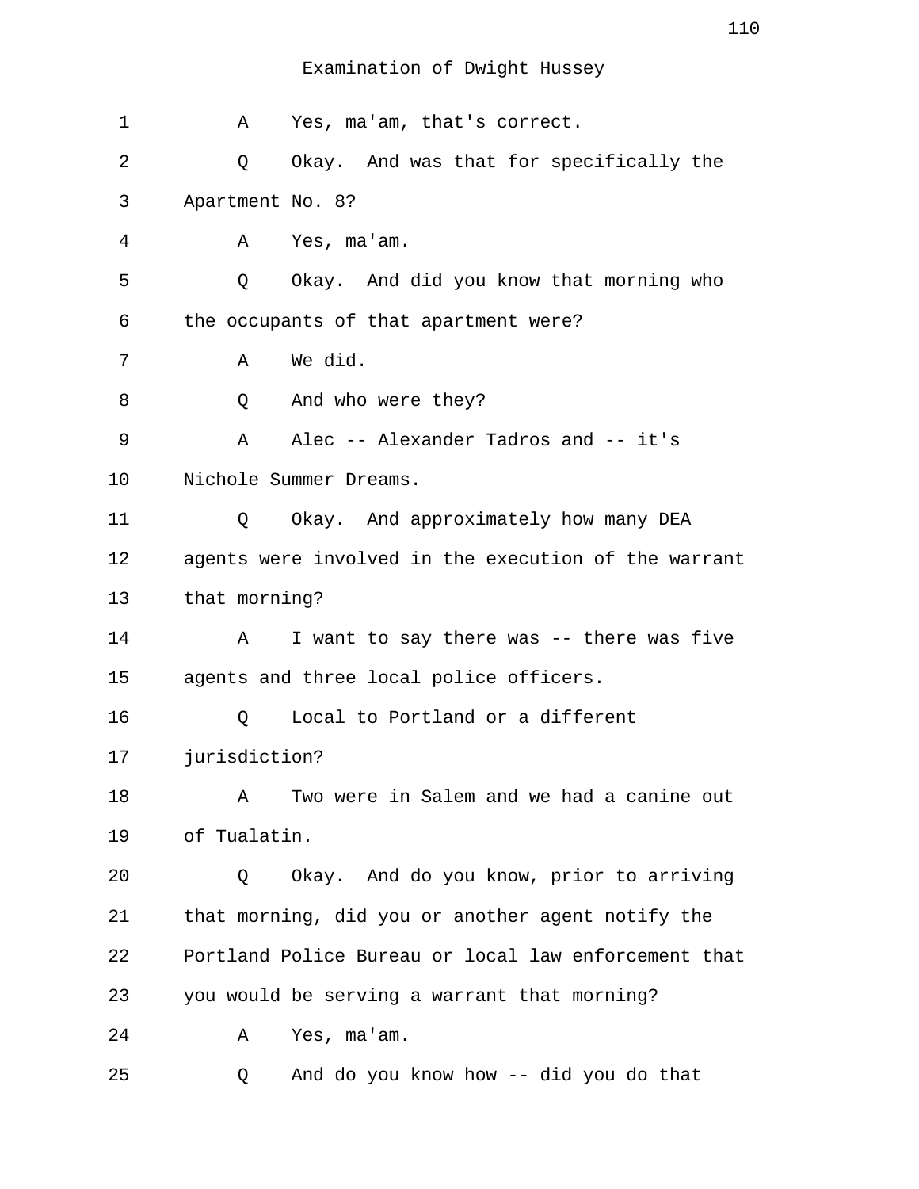Examination of Dwight Hussey

1 A Yes, ma'am, that's correct.

2 Q Okay. And was that for specifically the

3 Apartment No. 8?

4 A Yes, ma'am.

5 Q Okay. And did you know that morning who

6 the occupants of that apartment were?

7 A We did.

8 Q And who were they?

9 A Alec -- Alexander Tadros and -- it's

10 Nichole Summer Dreams.

11 Q Okay. And approximately how many DEA

12 agents were involved in the execution of the warrant

13 that morning?

14 A I want to say there was -- there was five

15 agents and three local police officers.

16 Q Local to Portland or a different

17 jurisdiction?

18 A Two were in Salem and we had a canine out

19 of Tualatin.

20 Q Okay. And do you know, prior to arriving

21 that morning, did you or another agent notify the

22 Portland Police Bureau or local law enforcement that

23 you would be serving a warrant that morning?

24 A Yes, ma'am.

25 Q And do you know how -- did you do that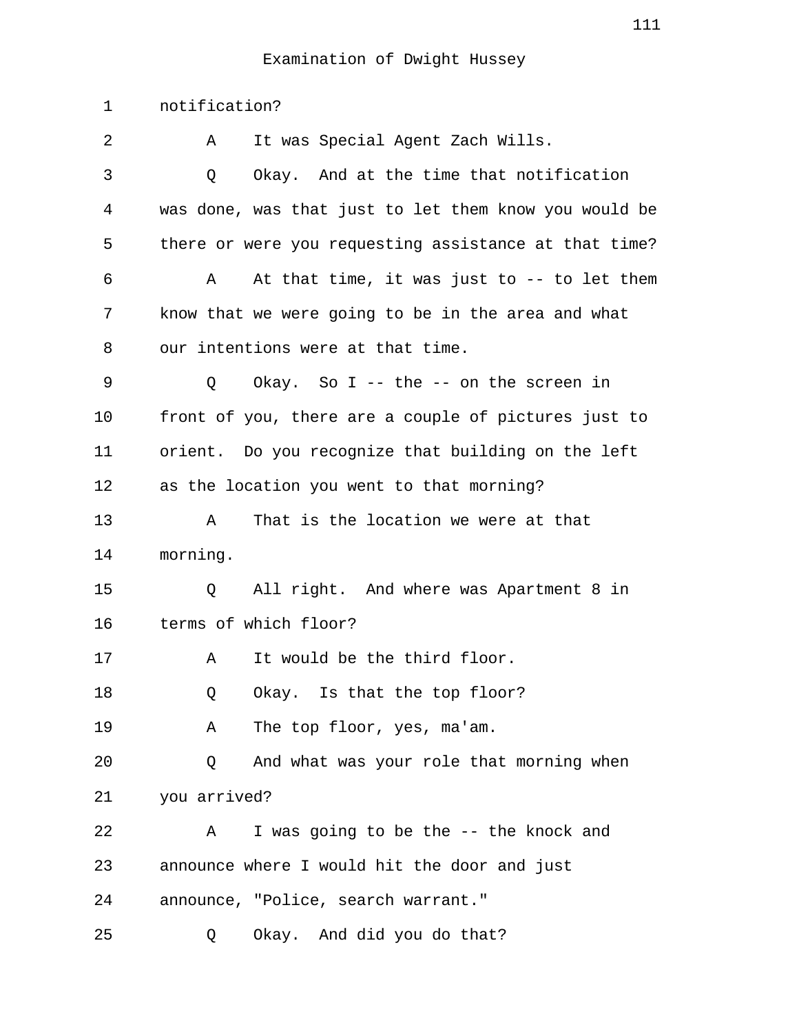Examination of Dwight Hussey

notification?

A It was Special Agent Zach Wills.

Q Okay. And at the time that notification was done, was that just to let them know you would be there or were you requesting assistance at that time?

A At that time, it was just to -- to let them know that we were going to be in the area and what our intentions were at that time.

Q Okay. So I -- the -- on the screen in front of you, there are a couple of pictures just to orient. Do you recognize that building on the left as the location you went to that morning?

A That is the location we were at that morning.

Q All right. And where was Apartment 8 in terms of which floor?

A It would be the third floor.

Q Okay. Is that the top floor?

A The top floor, yes, ma'am.

Q And what was your role that morning when you arrived?

A I was going to be the -- the knock and announce where I would hit the door and just announce, "Police, search warrant."

Q Okay. And did you do that?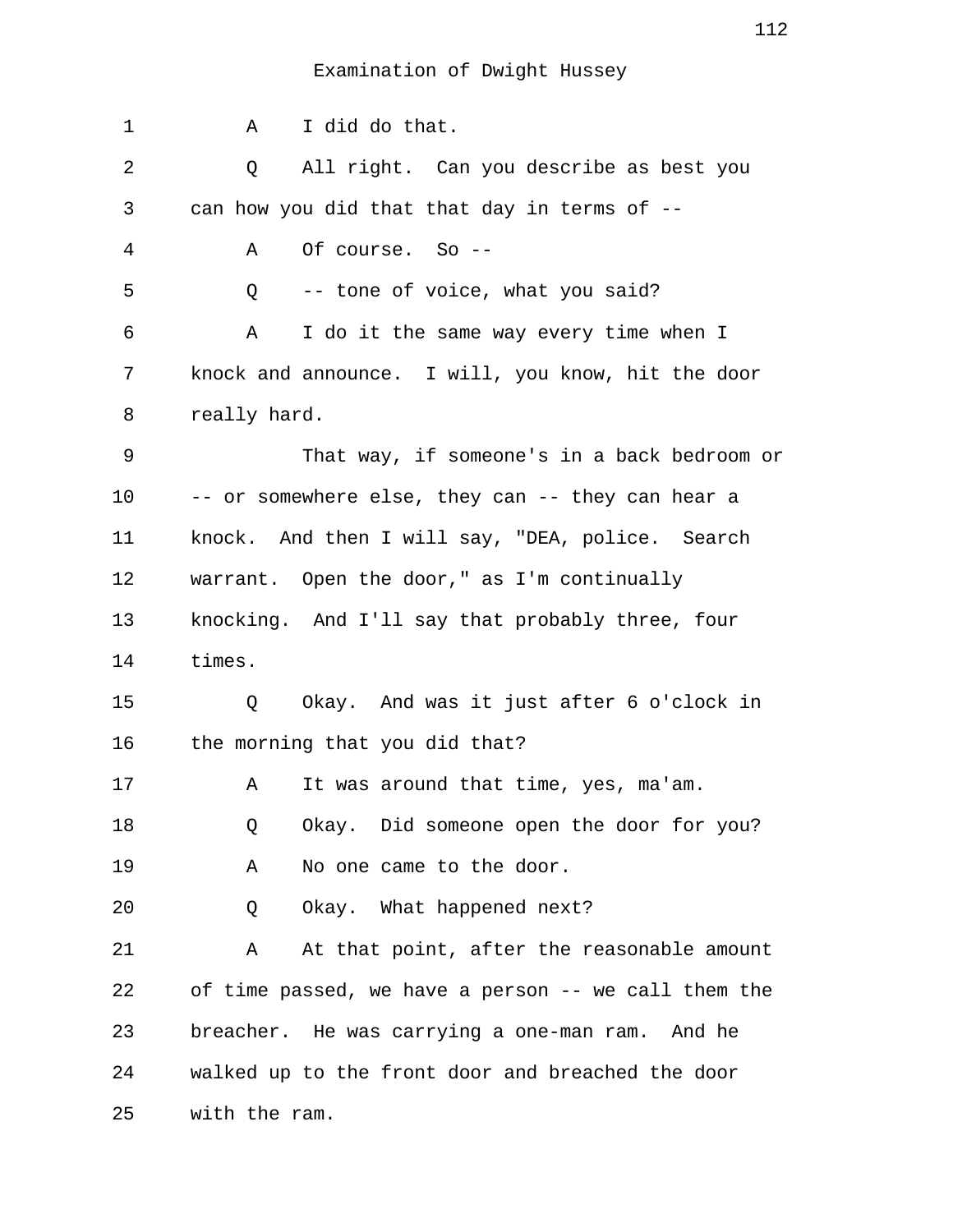Examination of Dwight Hussey

1 A I did do that.

2 Q All right. Can you describe as best you
3 can how you did that that day in terms of --

4 A Of course. So --

5 Q -- tone of voice, what you said?

6 A I do it the same way every time when I
7 knock and announce. I will, you know, hit the door
8 really hard.

9 That way, if someone's in a back bedroom or
10 -- or somewhere else, they can -- they can hear a
11 knock. And then I will say, "DEA, police. Search
12 warrant. Open the door," as I'm continually
13 knocking. And I'll say that probably three, four
14 times.

15 Q Okay. And was it just after 6 o'clock in
16 the morning that you did that?

17 A It was around that time, yes, ma'am.

18 Q Okay. Did someone open the door for you?

19 A No one came to the door.

20 Q Okay. What happened next?

21 A At that point, after the reasonable amount
22 of time passed, we have a person -- we call them the
23 breacher. He was carrying a one-man ram. And he
24 walked up to the front door and breached the door
25 with the ram.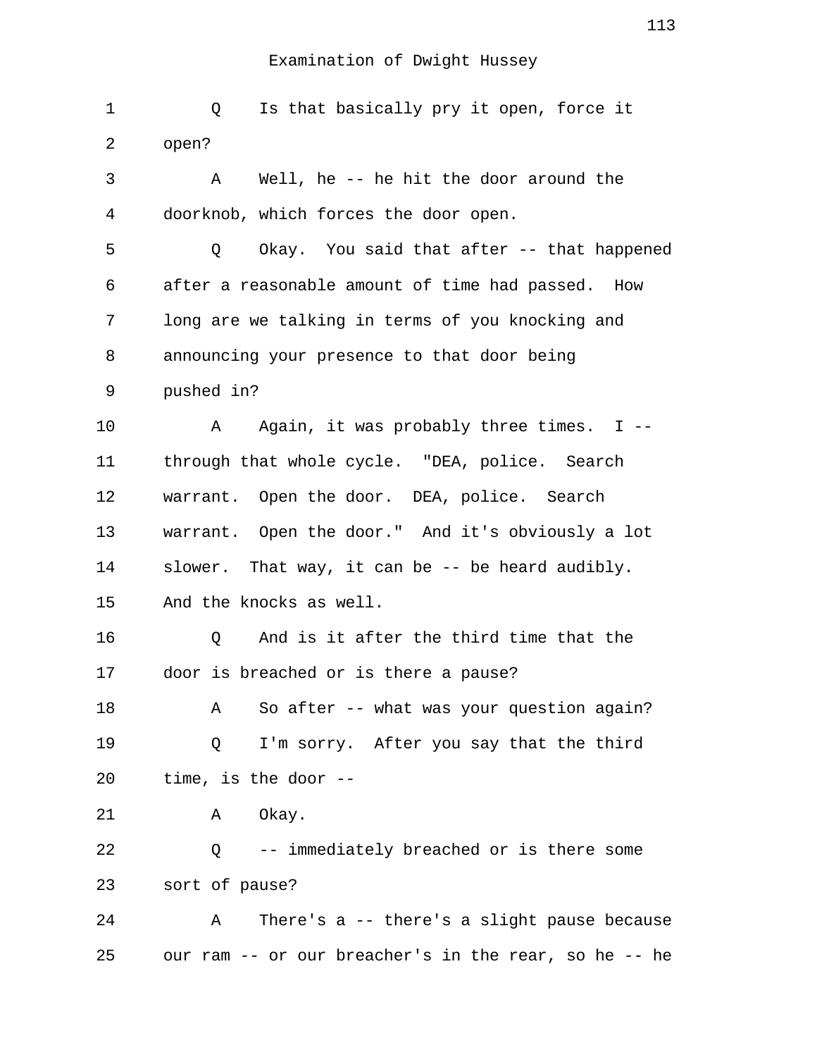Examination of Dwight Hussey

1 Q Is that basically pry it open, force it
2 open?
3 A Well, he -- he hit the door around the
4 doorknob, which forces the door open.
5 Q Okay. You said that after -- that happened
6 after a reasonable amount of time had passed. How
7 long are we talking in terms of you knocking and
8 announcing your presence to that door being
9 pushed in?
10 A Again, it was probably three times. I --
11 through that whole cycle. "DEA, police. Search
12 warrant. Open the door. DEA, police. Search
13 warrant. Open the door." And it's obviously a lot
14 slower. That way, it can be -- be heard audibly.
15 And the knocks as well.
16 Q And is it after the third time that the
17 door is breached or is there a pause?
18 A So after -- what was your question again?
19 Q I'm sorry. After you say that the third
20 time, is the door --
21 A Okay.
22 Q -- immediately breached or is there some
23 sort of pause?
24 A There's a -- there's a slight pause because
25 our ram -- or our breacher's in the rear, so he -- he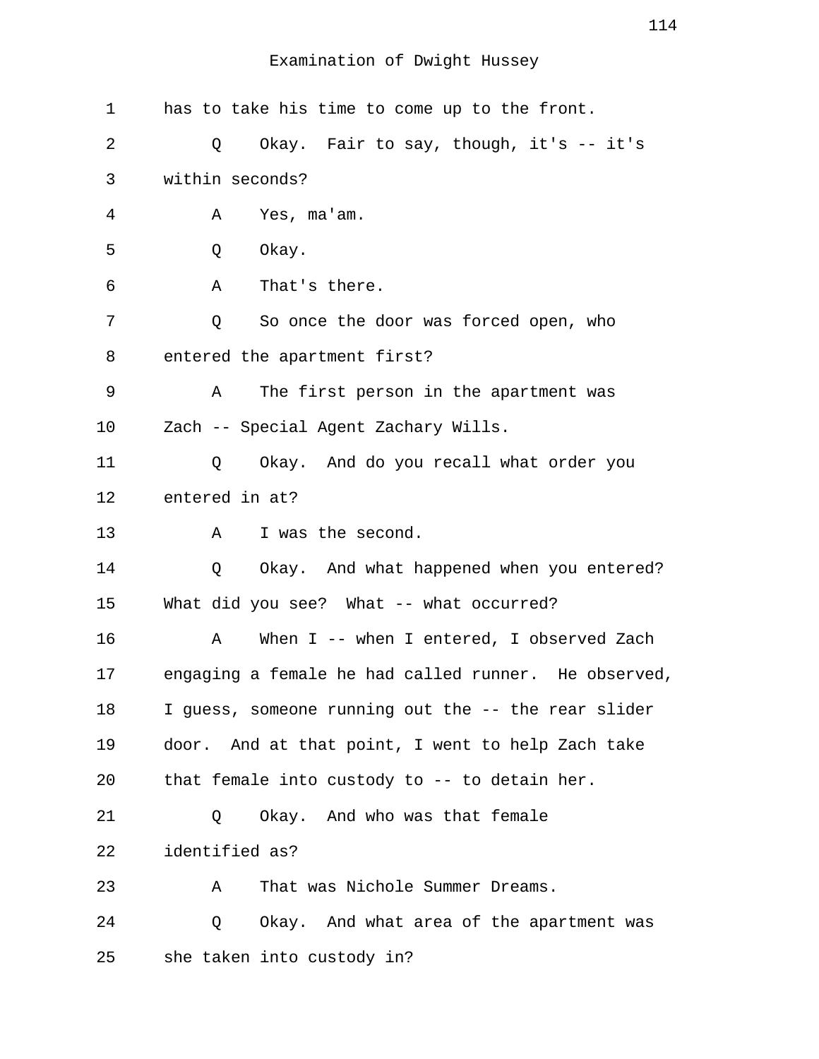Examination of Dwight Hussey

1 has to take his time to come up to the front.

2 Q Okay. Fair to say, though, it's -- it's

3 within seconds?

4 A Yes, ma'am.

5 Q Okay.

6 A That's there.

7 Q So once the door was forced open, who

8 entered the apartment first?

9 A The first person in the apartment was

10 Zach -- Special Agent Zachary Wills.

11 Q Okay. And do you recall what order you

12 entered in at?

13 A I was the second.

14 Q Okay. And what happened when you entered?

15 What did you see? What -- what occurred?

16 A When I -- when I entered, I observed Zach

17 engaging a female he had called runner. He observed,

18 I guess, someone running out the -- the rear slider

19 door. And at that point, I went to help Zach take

20 that female into custody to -- to detain her.

21 Q Okay. And who was that female

22 identified as?

23 A That was Nichole Summer Dreams.

24 Q Okay. And what area of the apartment was

25 she taken into custody in?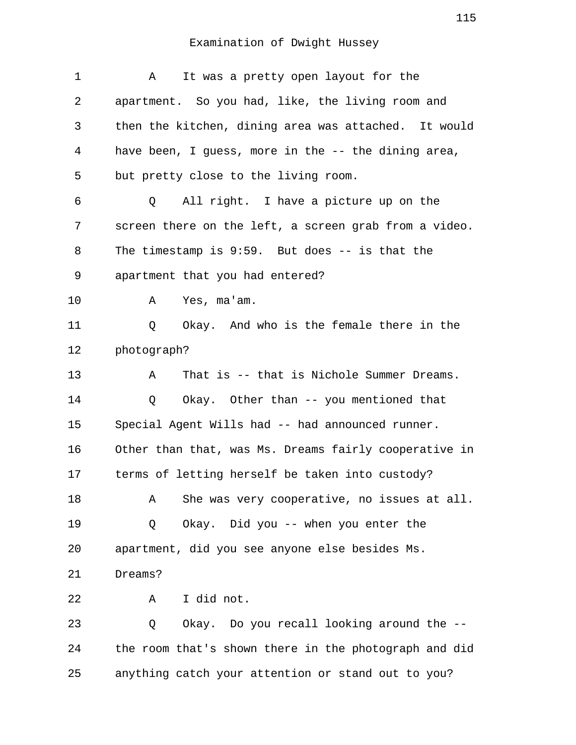Examination of Dwight Hussey

1 A It was a pretty open layout for the
2 apartment. So you had, like, the living room and
3 then the kitchen, dining area was attached. It would
4 have been, I guess, more in the -- the dining area,
5 but pretty close to the living room.
6 Q All right. I have a picture up on the
7 screen there on the left, a screen grab from a video.
8 The timestamp is 9:59. But does -- is that the
9 apartment that you had entered?
10 A Yes, ma'am.
11 Q Okay. And who is the female there in the
12 photograph?
13 A That is -- that is Nichole Summer Dreams.
14 Q Okay. Other than -- you mentioned that
15 Special Agent Wills had -- had announced runner.
16 Other than that, was Ms. Dreams fairly cooperative in
17 terms of letting herself be taken into custody?
18 A She was very cooperative, no issues at all.
19 Q Okay. Did you -- when you enter the
20 apartment, did you see anyone else besides Ms.
21 Dreams?
22 A I did not.
23 Q Okay. Do you recall looking around the --
24 the room that's shown there in the photograph and did
25 anything catch your attention or stand out to you?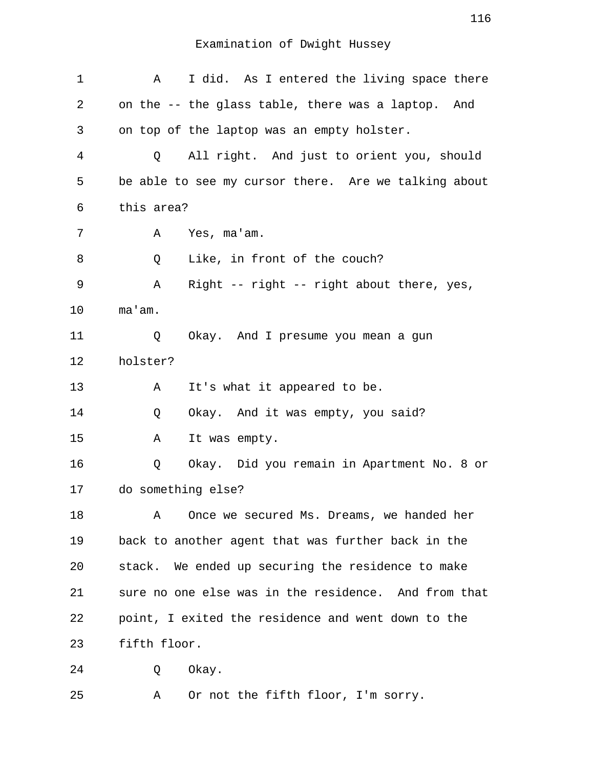Examination of Dwight Hussey

1 A I did. As I entered the living space there
2 on the -- the glass table, there was a laptop. And
3 on top of the laptop was an empty holster.
4 Q All right. And just to orient you, should
5 be able to see my cursor there. Are we talking about
6 this area?
7 A Yes, ma'am.
8 Q Like, in front of the couch?
9 A Right -- right -- right about there, yes,
10 ma'am.
11 Q Okay. And I presume you mean a gun
12 holster?
13 A It's what it appeared to be.
14 Q Okay. And it was empty, you said?
15 A It was empty.
16 Q Okay. Did you remain in Apartment No. 8 or
17 do something else?
18 A Once we secured Ms. Dreams, we handed her
19 back to another agent that was further back in the
20 stack. We ended up securing the residence to make
21 sure no one else was in the residence. And from that
22 point, I exited the residence and went down to the
23 fifth floor.
24 Q Okay.
25 A Or not the fifth floor, I'm sorry.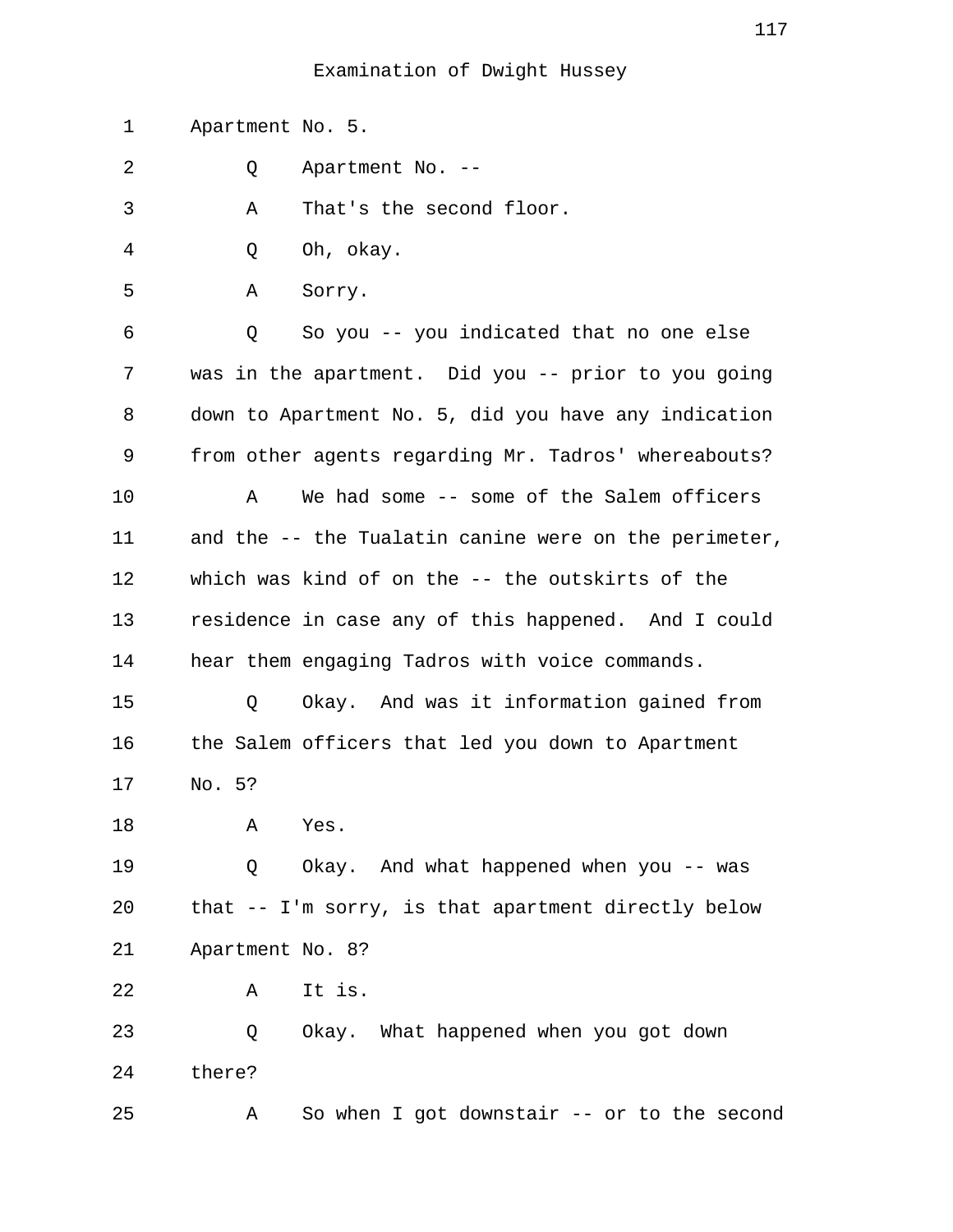Examination of Dwight Hussey

1 Apartment No. 5.

2 Q Apartment No. --

3 A That's the second floor.

4 Q Oh, okay.

5 A Sorry.

6 Q So you -- you indicated that no one else
7 was in the apartment. Did you -- prior to you going
8 down to Apartment No. 5, did you have any indication
9 from other agents regarding Mr. Tadros' whereabouts?

10 A We had some -- some of the Salem officers
11 and the -- the Tualatin canine were on the perimeter,
12 which was kind of on the -- the outskirts of the
13 residence in case any of this happened. And I could
14 hear them engaging Tadros with voice commands.

15 Q Okay. And was it information gained from
16 the Salem officers that led you down to Apartment
17 No. 5?

18 A Yes.

19 Q Okay. And what happened when you -- was
20 that -- I'm sorry, is that apartment directly below
21 Apartment No. 8?

22 A It is.

23 Q Okay. What happened when you got down
24 there?

25 A So when I got downstair -- or to the second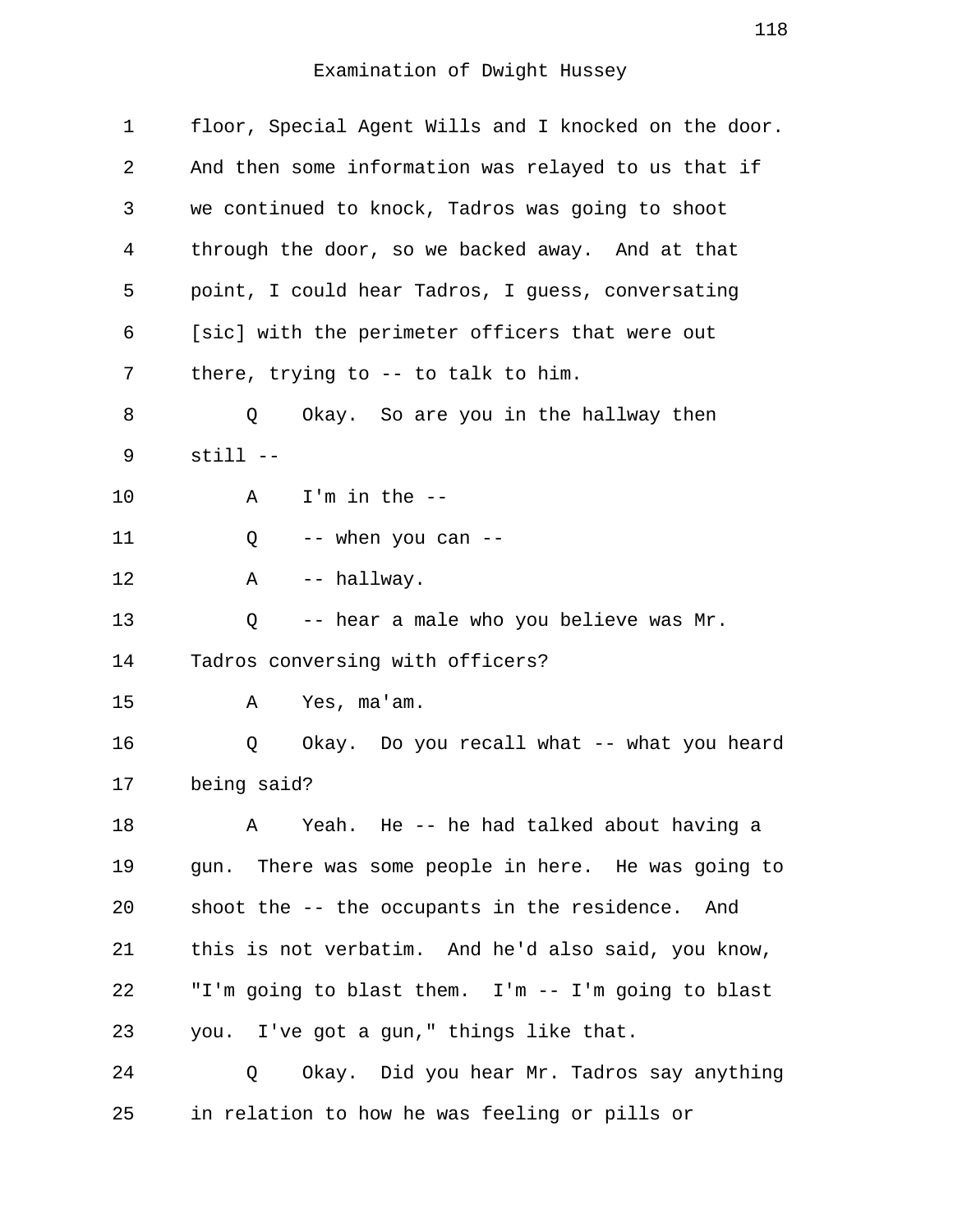Examination of Dwight Hussey

1 floor, Special Agent Wills and I knocked on the door.
2 And then some information was relayed to us that if
3 we continued to knock, Tadros was going to shoot
4 through the door, so we backed away. And at that
5 point, I could hear Tadros, I guess, conversating
6 [sic] with the perimeter officers that were out
7 there, trying to -- to talk to him.
8 Q Okay. So are you in the hallway then
9 still --
10 A I'm in the --
11 Q -- when you can --
12 A -- hallway.
13 Q -- hear a male who you believe was Mr.
14 Tadros conversing with officers?
15 A Yes, ma'am.
16 Q Okay. Do you recall what -- what you heard
17 being said?
18 A Yeah. He -- he had talked about having a
19 gun. There was some people in here. He was going to
20 shoot the -- the occupants in the residence. And
21 this is not verbatim. And he'd also said, you know,
22 "I'm going to blast them. I'm -- I'm going to blast
23 you. I've got a gun," things like that.
24 Q Okay. Did you hear Mr. Tadros say anything
25 in relation to how he was feeling or pills or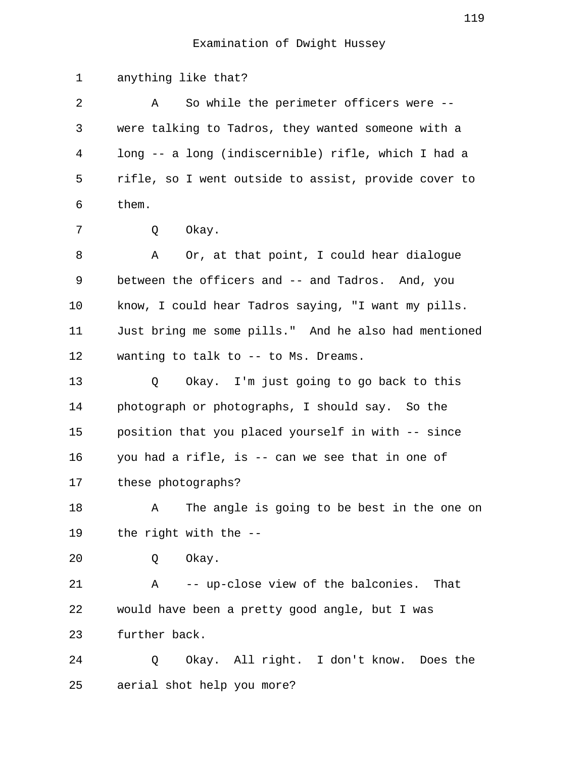Examination of Dwight Hussey

1 anything like that?

2 A So while the perimeter officers were --

3 were talking to Tadros, they wanted someone with a

4 long -- a long (indiscernible) rifle, which I had a

5 rifle, so I went outside to assist, provide cover to

6 them.

7 Q Okay.

8 A Or, at that point, I could hear dialogue

9 between the officers and -- and Tadros. And, you

10 know, I could hear Tadros saying, "I want my pills.

11 Just bring me some pills." And he also had mentioned

12 wanting to talk to -- to Ms. Dreams.

13 Q Okay. I'm just going to go back to this

14 photograph or photographs, I should say. So the

15 position that you placed yourself in with -- since

16 you had a rifle, is -- can we see that in one of

17 these photographs?

18 A The angle is going to be best in the one on

19 the right with the --

20 Q Okay.

21 A -- up-close view of the balconies. That

22 would have been a pretty good angle, but I was

23 further back.

24 Q Okay. All right. I don't know. Does the

25 aerial shot help you more?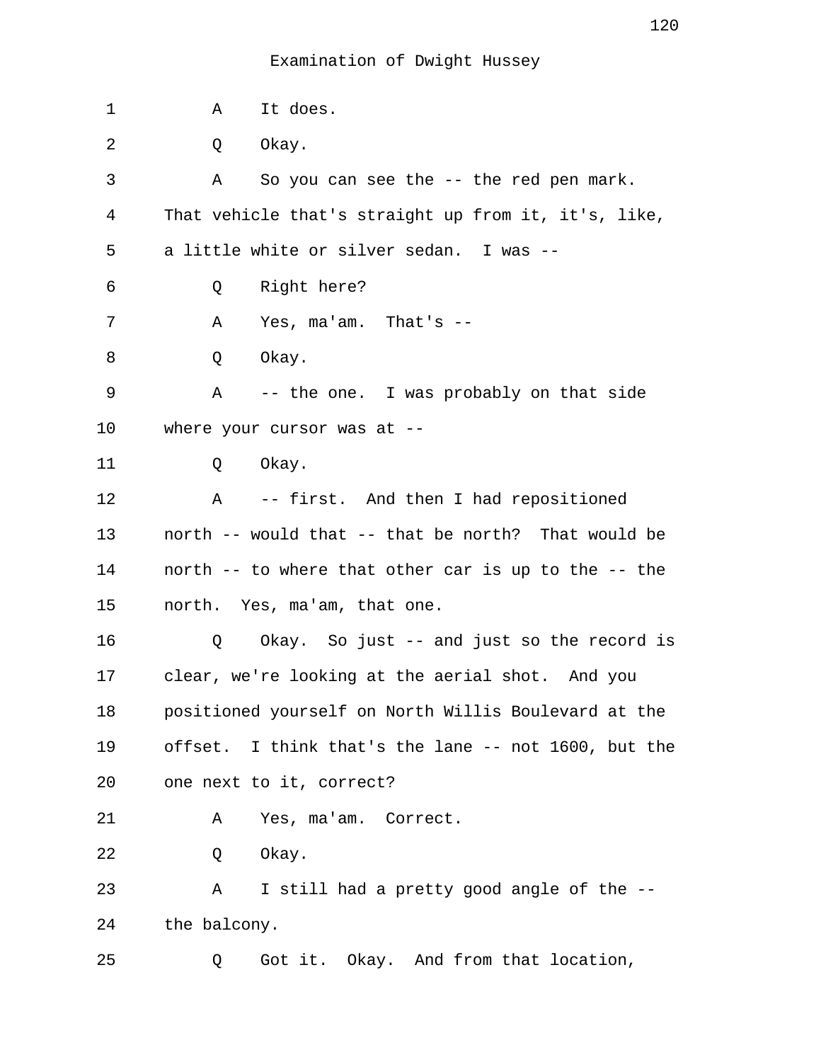Examination of Dwight Hussey

1 A It does.

2 Q Okay.

3 A So you can see the -- the red pen mark.

4 That vehicle that's straight up from it, it's, like,

5 a little white or silver sedan. I was --

6 Q Right here?

7 A Yes, ma'am. That's --

8 Q Okay.

9 A -- the one. I was probably on that side

10 where your cursor was at --

11 Q Okay.

12 A -- first. And then I had repositioned

13 north -- would that -- that be north? That would be

14 north -- to where that other car is up to the -- the

15 north. Yes, ma'am, that one.

16 Q Okay. So just -- and just so the record is

17 clear, we're looking at the aerial shot. And you

18 positioned yourself on North Willis Boulevard at the

19 offset. I think that's the lane -- not 1600, but the

20 one next to it, correct?

21 A Yes, ma'am. Correct.

22 Q Okay.

23 A I still had a pretty good angle of the --

24 the balcony.

25 Q Got it. Okay. And from that location,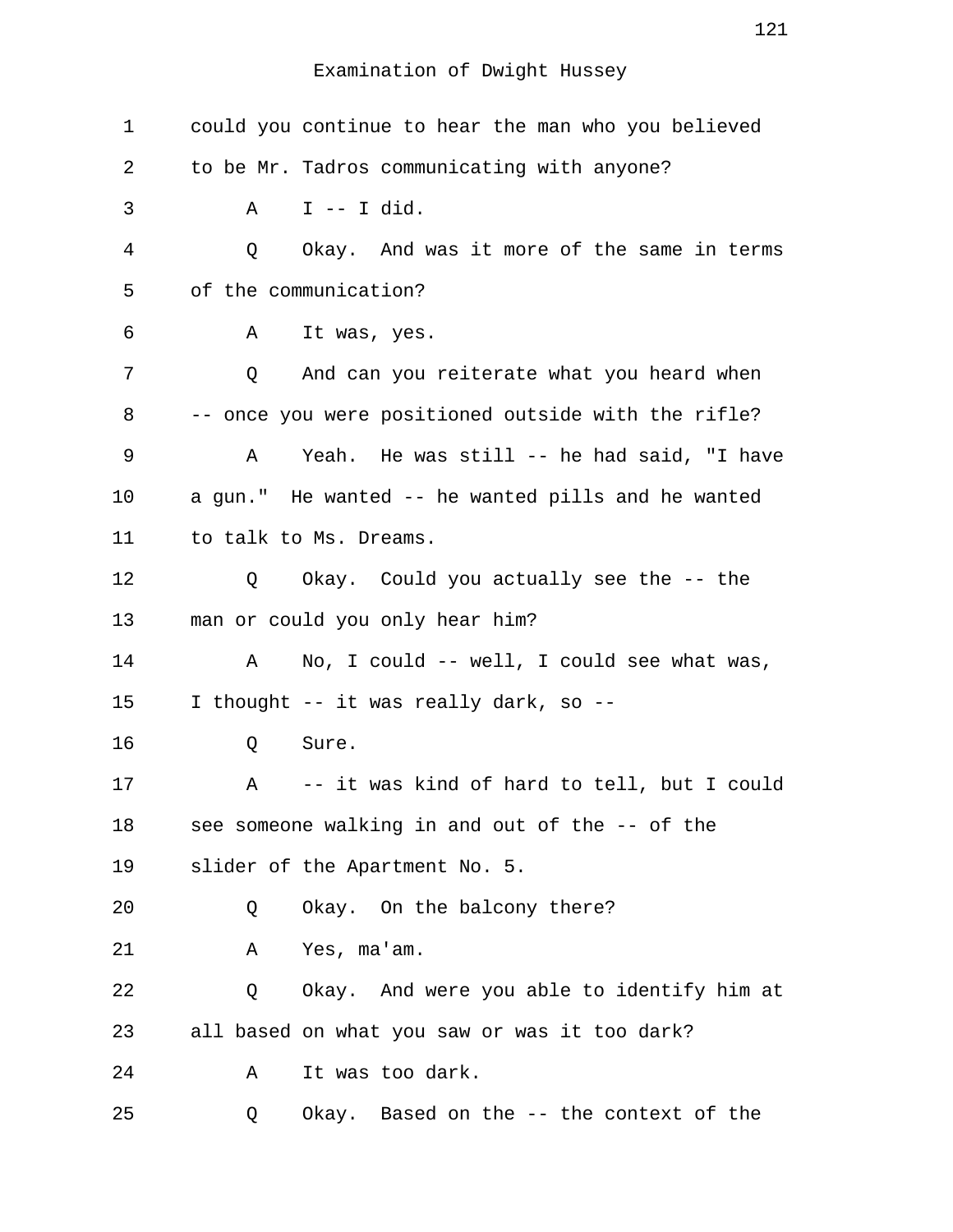Examination of Dwight Hussey

1 could you continue to hear the man who you believed
2 to be Mr. Tadros communicating with anyone?
3 A I -- I did.
4 Q Okay. And was it more of the same in terms
5 of the communication?
6 A It was, yes.
7 Q And can you reiterate what you heard when
8 -- once you were positioned outside with the rifle?
9 A Yeah. He was still -- he had said, "I have
10 a gun." He wanted -- he wanted pills and he wanted
11 to talk to Ms. Dreams.
12 Q Okay. Could you actually see the -- the
13 man or could you only hear him?
14 A No, I could -- well, I could see what was,
15 I thought -- it was really dark, so --
16 Q Sure.
17 A -- it was kind of hard to tell, but I could
18 see someone walking in and out of the -- of the
19 slider of the Apartment No. 5.
20 Q Okay. On the balcony there?
21 A Yes, ma'am.
22 Q Okay. And were you able to identify him at
23 all based on what you saw or was it too dark?
24 A It was too dark.
25 Q Okay. Based on the -- the context of the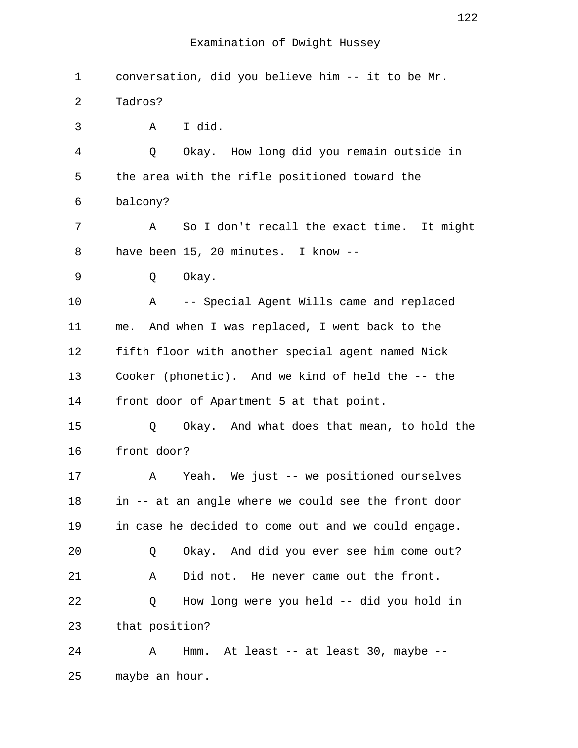Examination of Dwight Hussey

1 conversation, did you believe him -- it to be Mr.
2 Tadros?
3 A I did.
4 Q Okay. How long did you remain outside in
5 the area with the rifle positioned toward the
6 balcony?
7 A So I don't recall the exact time. It might
8 have been 15, 20 minutes. I know --
9 Q Okay.
10 A -- Special Agent Wills came and replaced
11 me. And when I was replaced, I went back to the
12 fifth floor with another special agent named Nick
13 Cooker (phonetic). And we kind of held the -- the
14 front door of Apartment 5 at that point.
15 Q Okay. And what does that mean, to hold the
16 front door?
17 A Yeah. We just -- we positioned ourselves
18 in -- at an angle where we could see the front door
19 in case he decided to come out and we could engage.
20 Q Okay. And did you ever see him come out?
21 A Did not. He never came out the front.
22 Q How long were you held -- did you hold in
23 that position?
24 A Hmm. At least -- at least 30, maybe --
25 maybe an hour.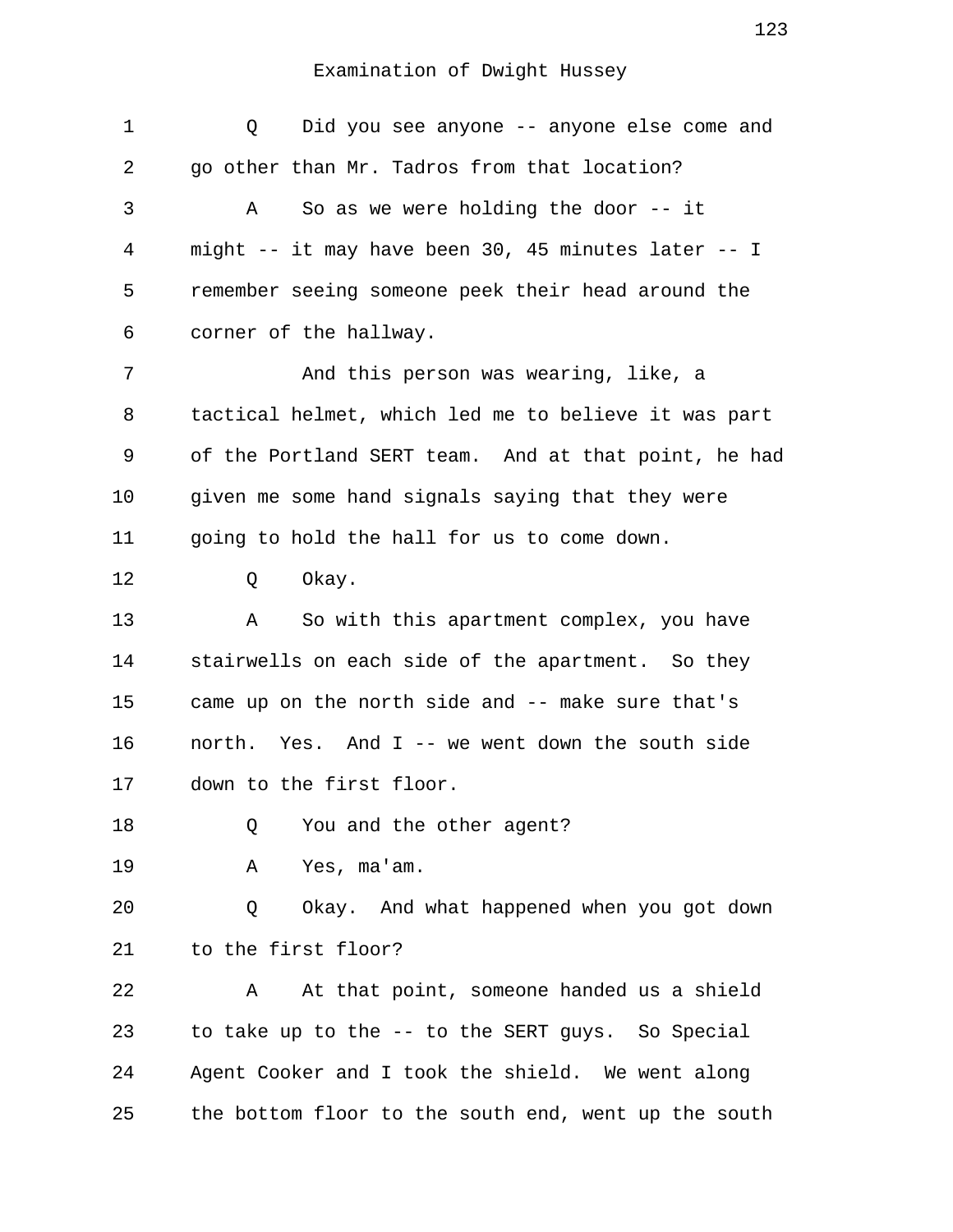Examination of Dwight Hussey

Q Did you see anyone -- anyone else come and go other than Mr. Tadros from that location?

A So as we were holding the door -- it might -- it may have been 30, 45 minutes later -- I remember seeing someone peek their head around the corner of the hallway.

And this person was wearing, like, a tactical helmet, which led me to believe it was part of the Portland SERT team. And at that point, he had given me some hand signals saying that they were going to hold the hall for us to come down.

Q Okay.

A So with this apartment complex, you have stairwells on each side of the apartment. So they came up on the north side and -- make sure that's north. Yes. And I -- we went down the south side down to the first floor.

Q You and the other agent?

A Yes, ma'am.

Q Okay. And what happened when you got down to the first floor?

A At that point, someone handed us a shield to take up to the -- to the SERT guys. So Special Agent Cooker and I took the shield. We went along the bottom floor to the south end, went up the south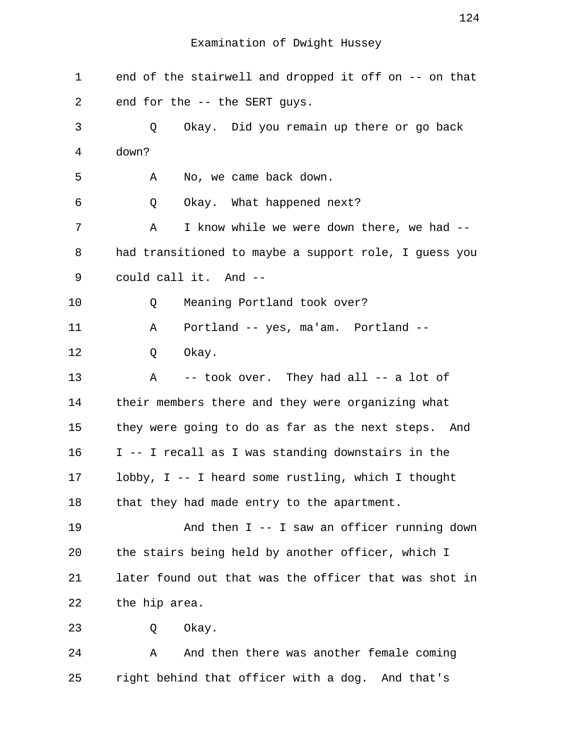Examination of Dwight Hussey

1 end of the stairwell and dropped it off on -- on that
2 end for the -- the SERT guys.
3 Q Okay. Did you remain up there or go back
4 down?
5 A No, we came back down.
6 Q Okay. What happened next?
7 A I know while we were down there, we had --
8 had transitioned to maybe a support role, I guess you
9 could call it. And --
10 Q Meaning Portland took over?
11 A Portland -- yes, ma'am. Portland --
12 Q Okay.
13 A -- took over. They had all -- a lot of
14 their members there and they were organizing what
15 they were going to do as far as the next steps. And
16 I -- I recall as I was standing downstairs in the
17 lobby, I -- I heard some rustling, which I thought
18 that they had made entry to the apartment.
19 And then I -- I saw an officer running down
20 the stairs being held by another officer, which I
21 later found out that was the officer that was shot in
22 the hip area.
23 Q Okay.
24 A And then there was another female coming
25 right behind that officer with a dog. And that's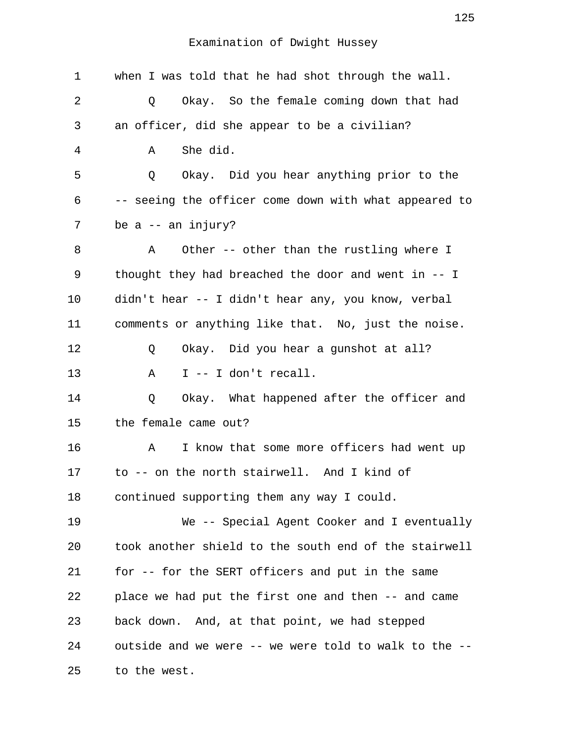Examination of Dwight Hussey

1 when I was told that he had shot through the wall.

2 Q Okay. So the female coming down that had

3 an officer, did she appear to be a civilian?

4 A She did.

5 Q Okay. Did you hear anything prior to the

6 -- seeing the officer come down with what appeared to

7 be a -- an injury?

8 A Other -- other than the rustling where I

9 thought they had breached the door and went in -- I

10 didn't hear -- I didn't hear any, you know, verbal

11 comments or anything like that. No, just the noise.

12 Q Okay. Did you hear a gunshot at all?

13 A I -- I don't recall.

14 Q Okay. What happened after the officer and

15 the female came out?

16 A I know that some more officers had went up

17 to -- on the north stairwell. And I kind of

18 continued supporting them any way I could.

19 We -- Special Agent Cooker and I eventually

20 took another shield to the south end of the stairwell

21 for -- for the SERT officers and put in the same

22 place we had put the first one and then -- and came

23 back down. And, at that point, we had stepped

24 outside and we were -- we were told to walk to the --

25 to the west.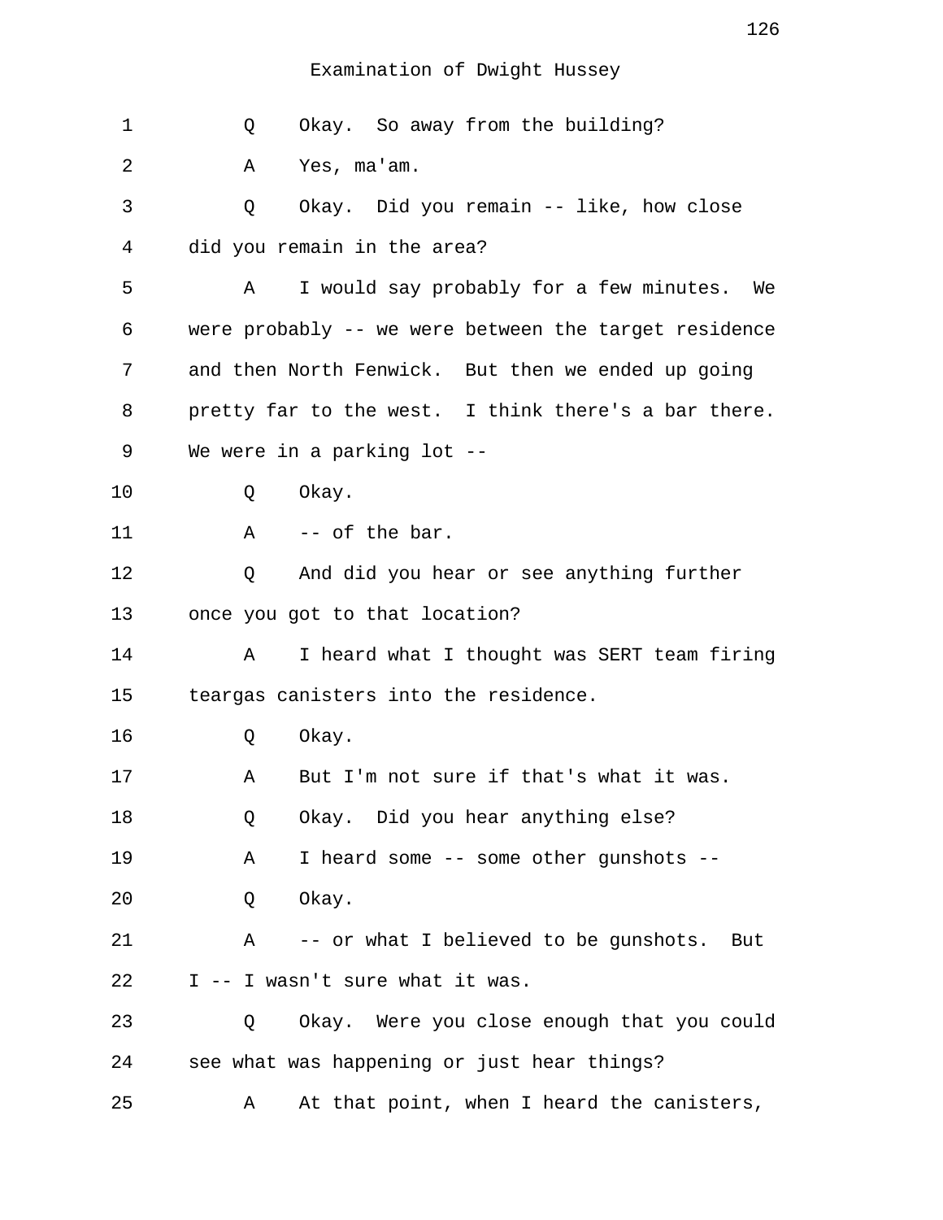Examination of Dwight Hussey

1 Q Okay. So away from the building?

2 A Yes, ma'am.

3 Q Okay. Did you remain -- like, how close

4 did you remain in the area?

5 A I would say probably for a few minutes. We

6 were probably -- we were between the target residence

7 and then North Fenwick. But then we ended up going

8 pretty far to the west. I think there's a bar there.

9 We were in a parking lot --

10 Q Okay.

11 A -- of the bar.

12 Q And did you hear or see anything further

13 once you got to that location?

14 A I heard what I thought was SERT team firing

15 teargas canisters into the residence.

16 Q Okay.

17 A But I'm not sure if that's what it was.

18 Q Okay. Did you hear anything else?

19 A I heard some -- some other gunshots --

20 Q Okay.

21 A -- or what I believed to be gunshots. But

22 I -- I wasn't sure what it was.

23 Q Okay. Were you close enough that you could

24 see what was happening or just hear things?

25 A At that point, when I heard the canisters,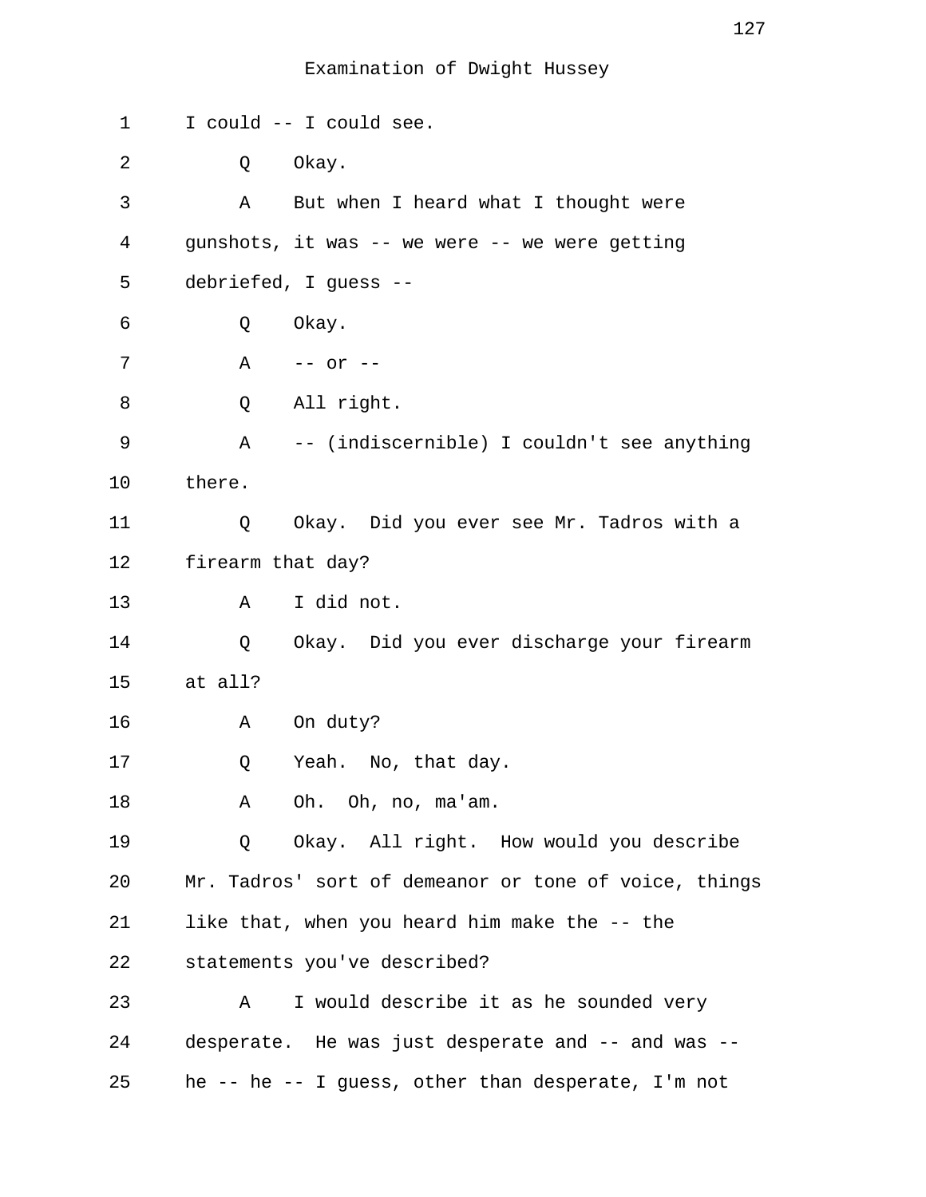Examination of Dwight Hussey

I could -- I could see.

Q Okay.

A But when I heard what I thought were gunshots, it was -- we were -- we were getting debriefed, I guess --

Q Okay.

A -- or --

Q All right.

A -- (indiscernible) I couldn't see anything there.

Q Okay. Did you ever see Mr. Tadros with a firearm that day?

A I did not.

Q Okay. Did you ever discharge your firearm at all?

A On duty?

Q Yeah. No, that day.

A Oh. Oh, no, ma'am.

Q Okay. All right. How would you describe Mr. Tadros' sort of demeanor or tone of voice, things like that, when you heard him make the -- the statements you've described?

A I would describe it as he sounded very desperate. He was just desperate and -- and was -- he -- he -- I guess, other than desperate, I'm not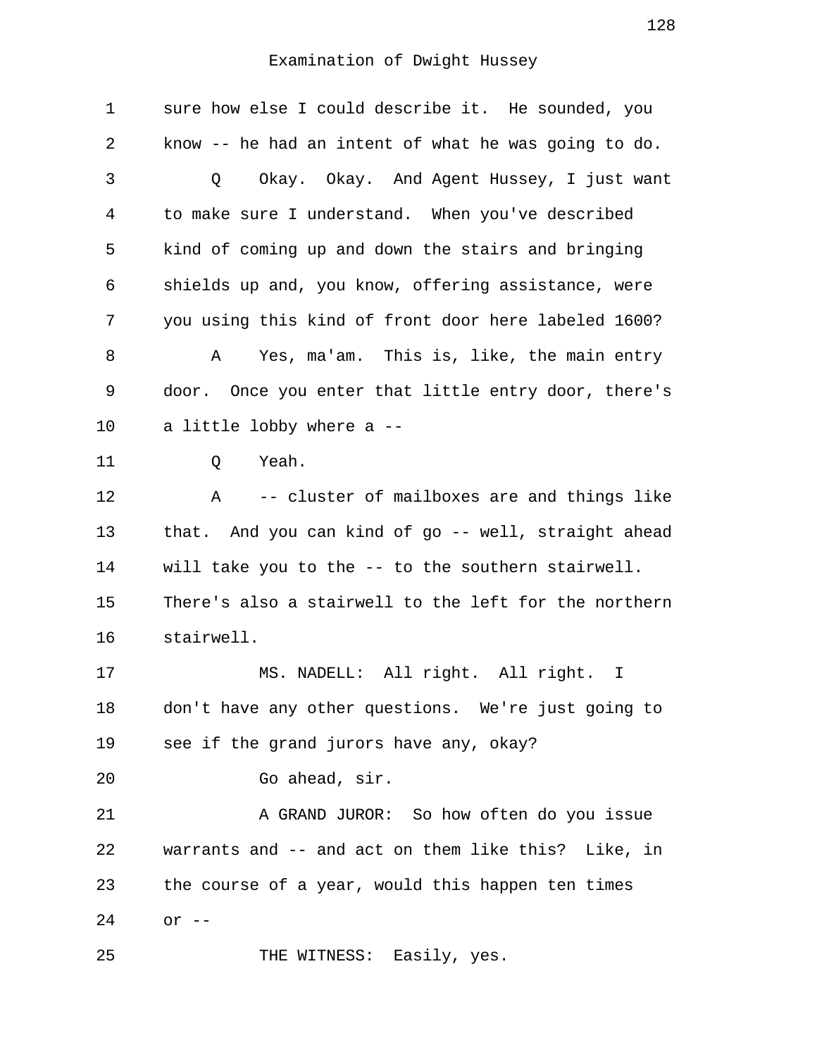Examination of Dwight Hussey

1 sure how else I could describe it. He sounded, you
2 know -- he had an intent of what he was going to do.
3 Q Okay. Okay. And Agent Hussey, I just want
4 to make sure I understand. When you've described
5 kind of coming up and down the stairs and bringing
6 shields up and, you know, offering assistance, were
7 you using this kind of front door here labeled 1600?
8 A Yes, ma'am. This is, like, the main entry
9 door. Once you enter that little entry door, there's
10 a little lobby where a --
11 Q Yeah.
12 A -- cluster of mailboxes are and things like
13 that. And you can kind of go -- well, straight ahead
14 will take you to the -- to the southern stairwell.
15 There's also a stairwell to the left for the northern
16 stairwell.
17 MS. NADELL: All right. All right. I
18 don't have any other questions. We're just going to
19 see if the grand jurors have any, okay?
20 Go ahead, sir.
21 A GRAND JUROR: So how often do you issue
22 warrants and -- and act on them like this? Like, in
23 the course of a year, would this happen ten times
24 or --
25 THE WITNESS: Easily, yes.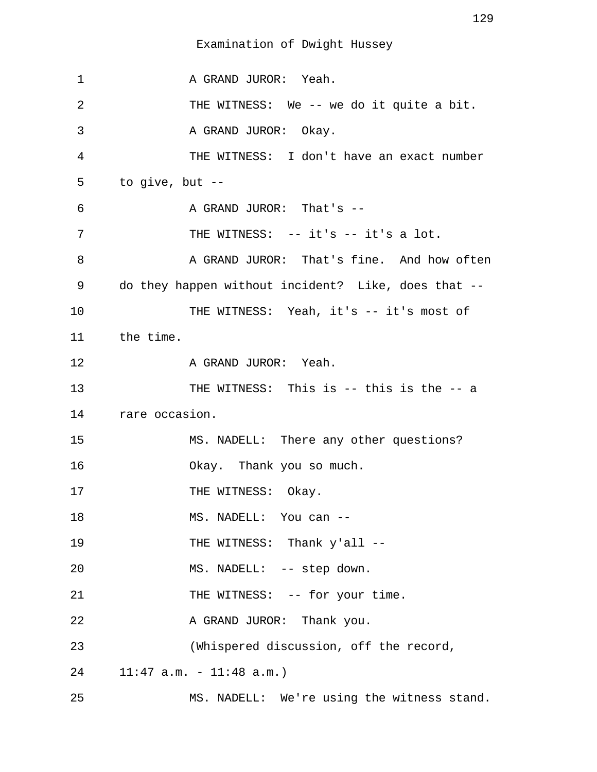Examination of Dwight Hussey

1 A GRAND JUROR: Yeah.

2 THE WITNESS: We -- we do it quite a bit.

3 A GRAND JUROR: Okay.

4 THE WITNESS: I don't have an exact number

5 to give, but --

6 A GRAND JUROR: That's --

7 THE WITNESS: -- it's -- it's a lot.

8 A GRAND JUROR: That's fine. And how often

9 do they happen without incident? Like, does that --

10 THE WITNESS: Yeah, it's -- it's most of

11 the time.

12 A GRAND JUROR: Yeah.

13 THE WITNESS: This is -- this is the -- a

14 rare occasion.

15 MS. NADELL: There any other questions?

16 Okay. Thank you so much.

17 THE WITNESS: Okay.

18 MS. NADELL: You can --

19 THE WITNESS: Thank y'all --

20 MS. NADELL: -- step down.

21 THE WITNESS: -- for your time.

22 A GRAND JUROR: Thank you.

23 (Whispered discussion, off the record,

24 11:47 a.m. - 11:48 a.m.)

25 MS. NADELL: We're using the witness stand.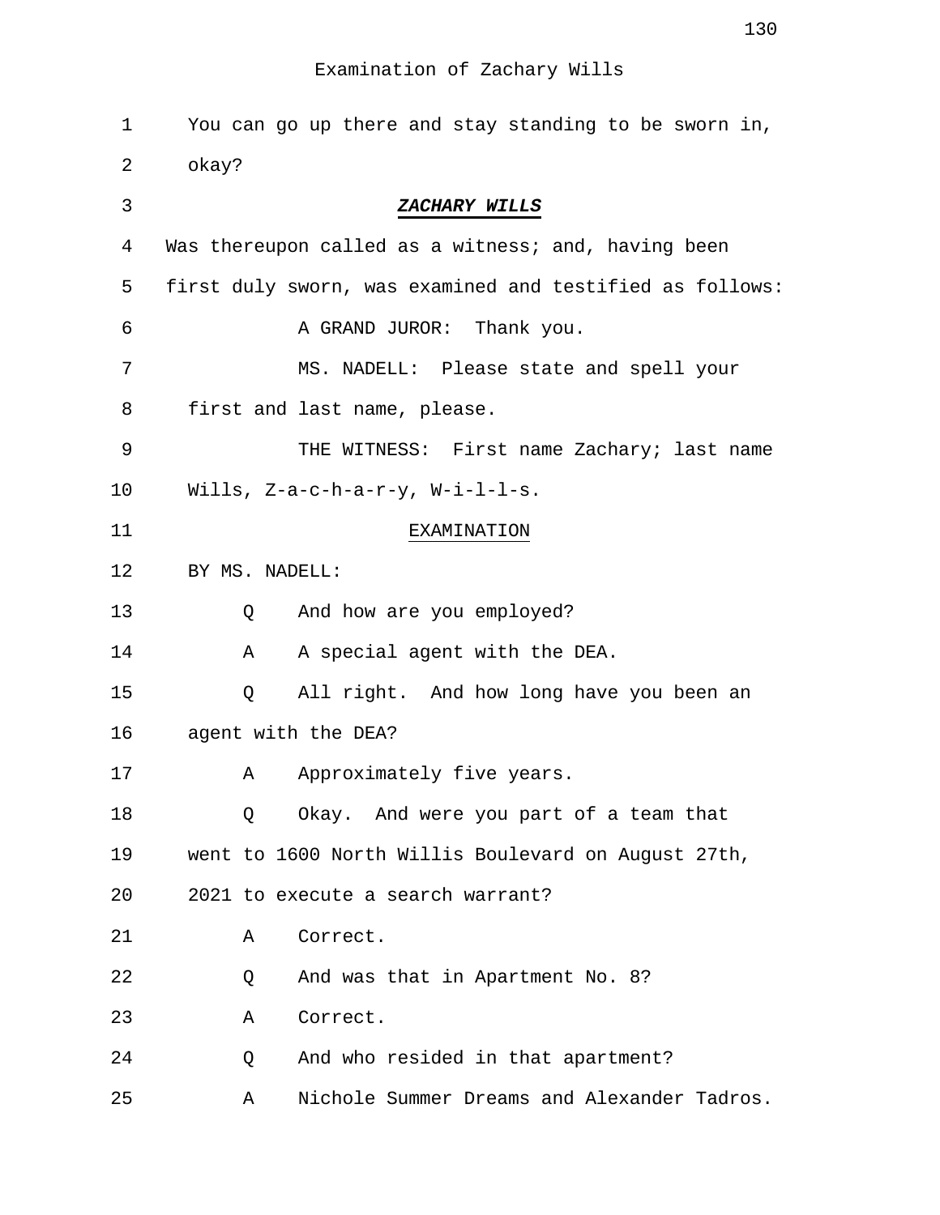Examination of Zachary Wills

1 You can go up there and stay standing to be sworn in,
2 okay?

3 ***ZACHARY WILLS***

4 Was thereupon called as a witness; and, having been
5 first duly sworn, was examined and testified as follows:

6 A GRAND JUROR: Thank you.

7 MS. NADELL: Please state and spell your
8 first and last name, please.

9 THE WITNESS: First name Zachary; last name
10 Wills, Z-a-c-h-a-r-y, W-i-l-l-s.

11 EXAMINATION

12 BY MS. NADELL:

13 Q And how are you employed?

14 A A special agent with the DEA.

15 Q All right. And how long have you been an
16 agent with the DEA?

17 A Approximately five years.

18 Q Okay. And were you part of a team that
19 went to 1600 North Willis Boulevard on August 27th,
20 2021 to execute a search warrant?

21 A Correct.

22 Q And was that in Apartment No. 8?

23 A Correct.

24 Q And who resided in that apartment?

25 A Nichole Summer Dreams and Alexander Tadros.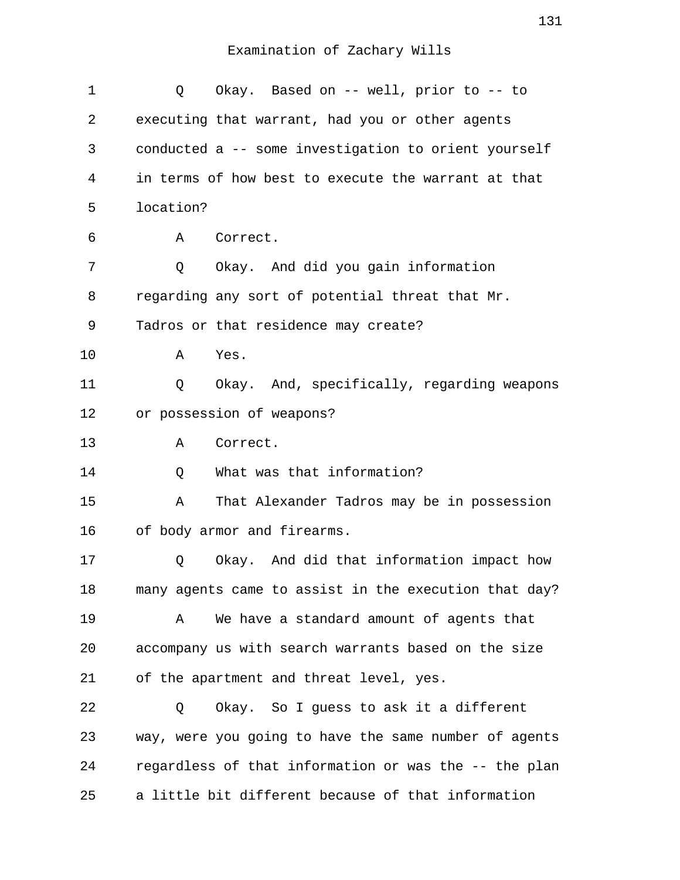Examination of Zachary Wills

1 Q Okay. Based on -- well, prior to -- to
2 executing that warrant, had you or other agents
3 conducted a -- some investigation to orient yourself
4 in terms of how best to execute the warrant at that
5 location?
6 A Correct.
7 Q Okay. And did you gain information
8 regarding any sort of potential threat that Mr.
9 Tadros or that residence may create?
10 A Yes.
11 Q Okay. And, specifically, regarding weapons
12 or possession of weapons?
13 A Correct.
14 Q What was that information?
15 A That Alexander Tadros may be in possession
16 of body armor and firearms.
17 Q Okay. And did that information impact how
18 many agents came to assist in the execution that day?
19 A We have a standard amount of agents that
20 accompany us with search warrants based on the size
21 of the apartment and threat level, yes.
22 Q Okay. So I guess to ask it a different
23 way, were you going to have the same number of agents
24 regardless of that information or was the -- the plan
25 a little bit different because of that information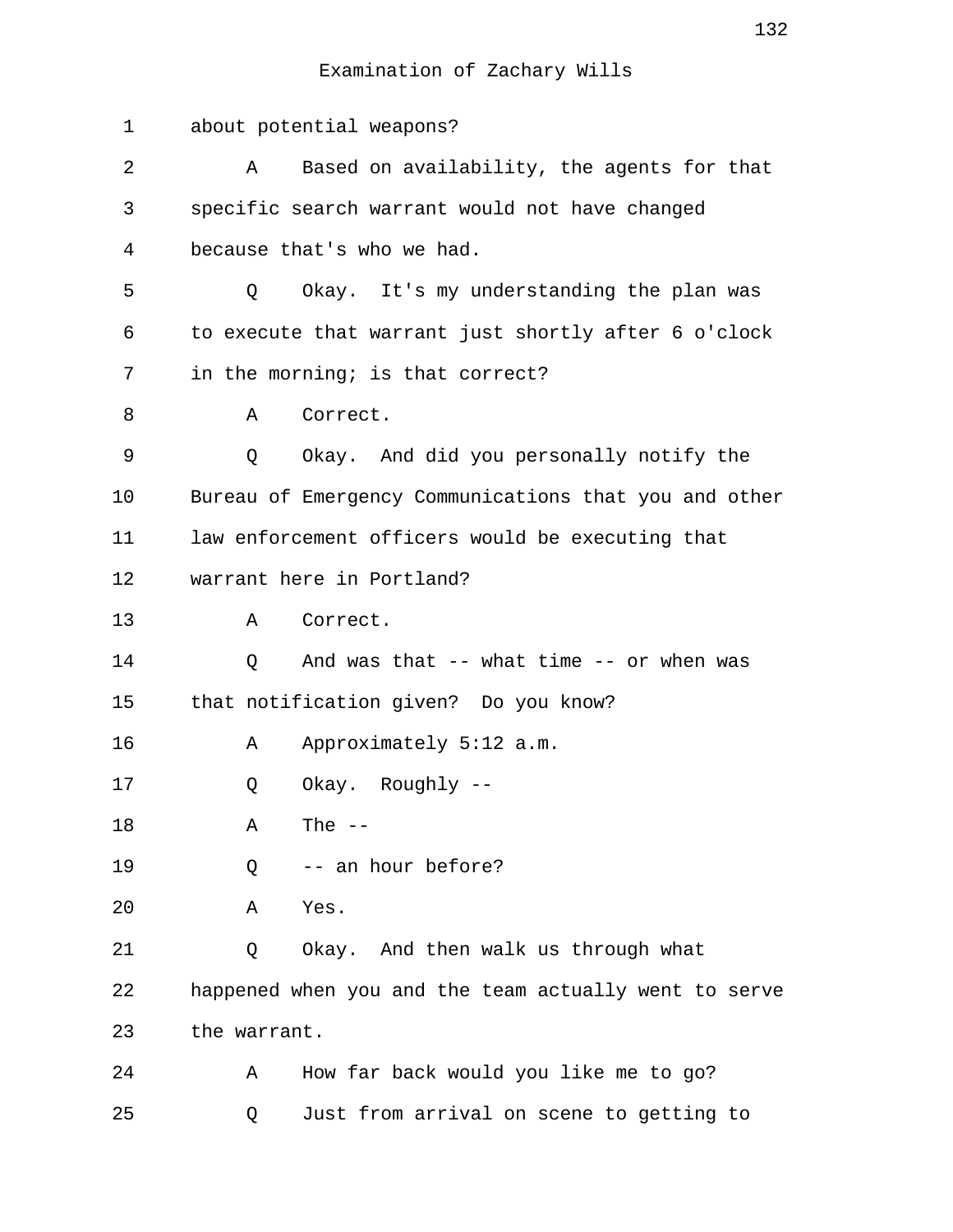Examination of Zachary Wills

1 about potential weapons?

2 A Based on availability, the agents for that

3 specific search warrant would not have changed

4 because that's who we had.

5 Q Okay. It's my understanding the plan was

6 to execute that warrant just shortly after 6 o'clock

7 in the morning; is that correct?

8 A Correct.

9 Q Okay. And did you personally notify the

10 Bureau of Emergency Communications that you and other

11 law enforcement officers would be executing that

12 warrant here in Portland?

13 A Correct.

14 Q And was that -- what time -- or when was

15 that notification given? Do you know?

16 A Approximately 5:12 a.m.

17 Q Okay. Roughly --

18 A The --

19 Q -- an hour before?

20 A Yes.

21 Q Okay. And then walk us through what

22 happened when you and the team actually went to serve

23 the warrant.

24 A How far back would you like me to go?

25 Q Just from arrival on scene to getting to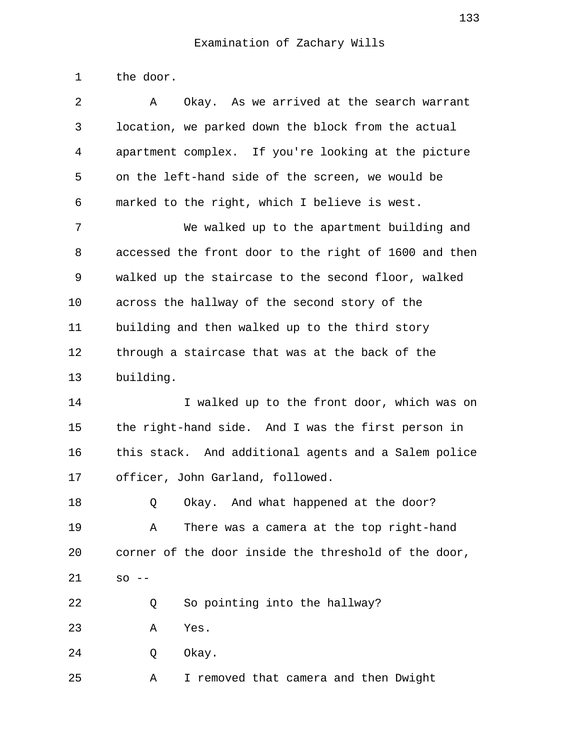Examination of Zachary Wills

1 the door.

2 A Okay. As we arrived at the search warrant
3 location, we parked down the block from the actual
4 apartment complex. If you're looking at the picture
5 on the left-hand side of the screen, we would be
6 marked to the right, which I believe is west.

7 We walked up to the apartment building and
8 accessed the front door to the right of 1600 and then
9 walked up the staircase to the second floor, walked
10 across the hallway of the second story of the
11 building and then walked up to the third story
12 through a staircase that was at the back of the
13 building.

14 I walked up to the front door, which was on
15 the right-hand side. And I was the first person in
16 this stack. And additional agents and a Salem police
17 officer, John Garland, followed.

18 Q Okay. And what happened at the door?

19 A There was a camera at the top right-hand
20 corner of the door inside the threshold of the door,
21 so --

22 Q So pointing into the hallway?

23 A Yes.

24 Q Okay.

25 A I removed that camera and then Dwight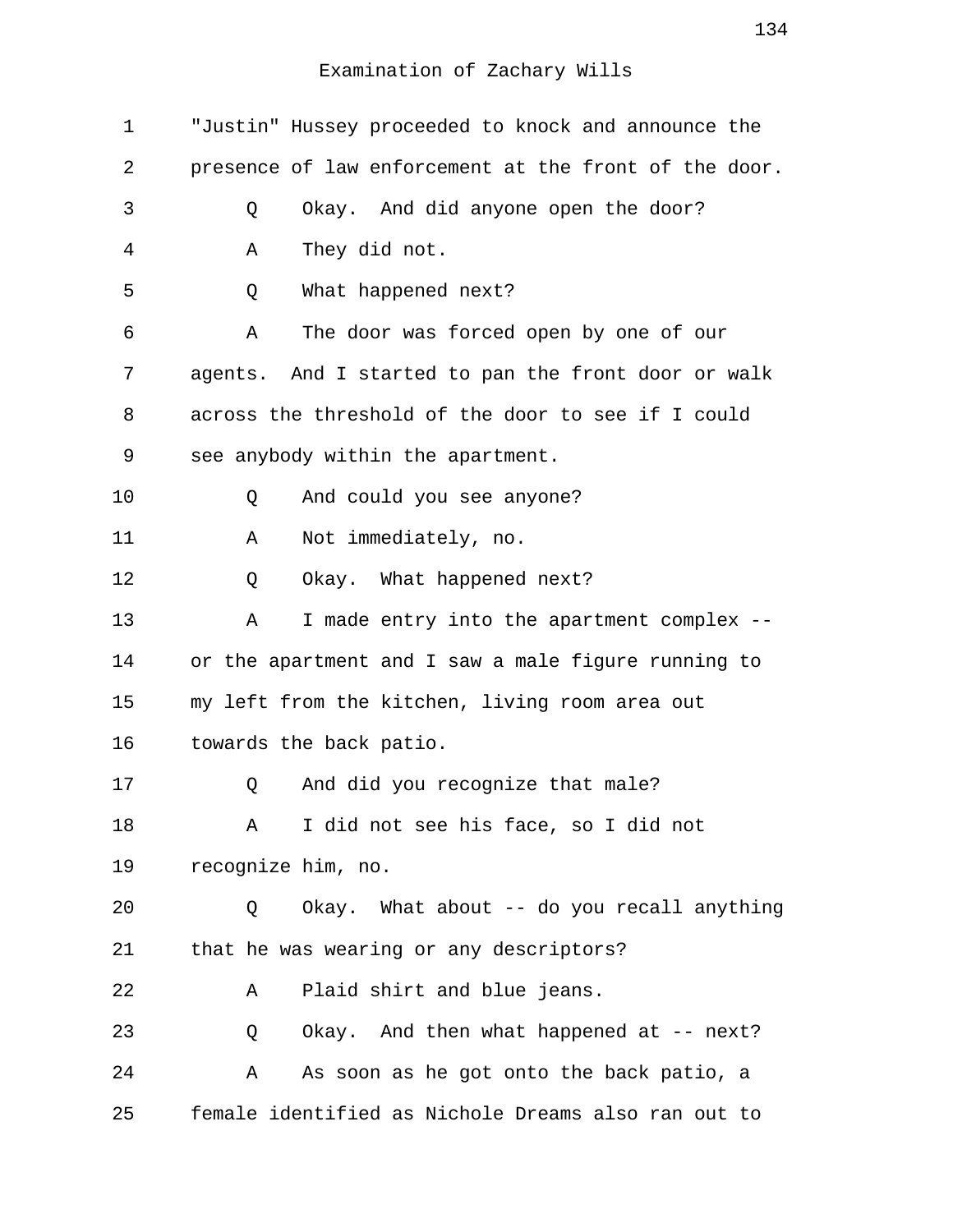Examination of Zachary Wills

1 "Justin" Hussey proceeded to knock and announce the
2 presence of law enforcement at the front of the door.
3 Q Okay. And did anyone open the door?
4 A They did not.
5 Q What happened next?
6 A The door was forced open by one of our
7 agents. And I started to pan the front door or walk
8 across the threshold of the door to see if I could
9 see anybody within the apartment.
10 Q And could you see anyone?
11 A Not immediately, no.
12 Q Okay. What happened next?
13 A I made entry into the apartment complex --
14 or the apartment and I saw a male figure running to
15 my left from the kitchen, living room area out
16 towards the back patio.
17 Q And did you recognize that male?
18 A I did not see his face, so I did not
19 recognize him, no.
20 Q Okay. What about -- do you recall anything
21 that he was wearing or any descriptors?
22 A Plaid shirt and blue jeans.
23 Q Okay. And then what happened at -- next?
24 A As soon as he got onto the back patio, a
25 female identified as Nichole Dreams also ran out to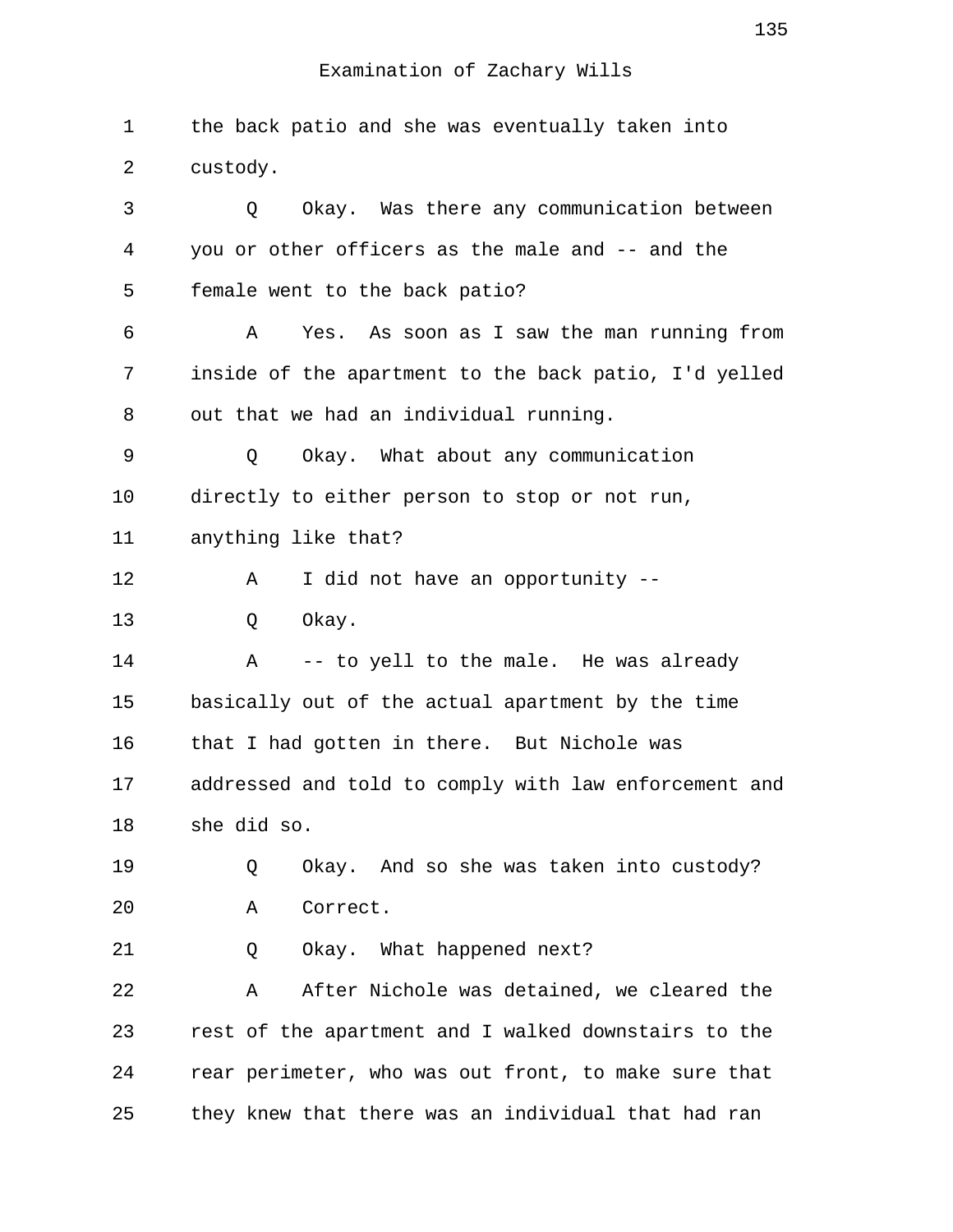Examination of Zachary Wills

1 the back patio and she was eventually taken into
2 custody.
3 Q Okay. Was there any communication between
4 you or other officers as the male and -- and the
5 female went to the back patio?
6 A Yes. As soon as I saw the man running from
7 inside of the apartment to the back patio, I'd yelled
8 out that we had an individual running.
9 Q Okay. What about any communication
10 directly to either person to stop or not run,
11 anything like that?
12 A I did not have an opportunity --
13 Q Okay.
14 A -- to yell to the male. He was already
15 basically out of the actual apartment by the time
16 that I had gotten in there. But Nichole was
17 addressed and told to comply with law enforcement and
18 she did so.
19 Q Okay. And so she was taken into custody?
20 A Correct.
21 Q Okay. What happened next?
22 A After Nichole was detained, we cleared the
23 rest of the apartment and I walked downstairs to the
24 rear perimeter, who was out front, to make sure that
25 they knew that there was an individual that had ran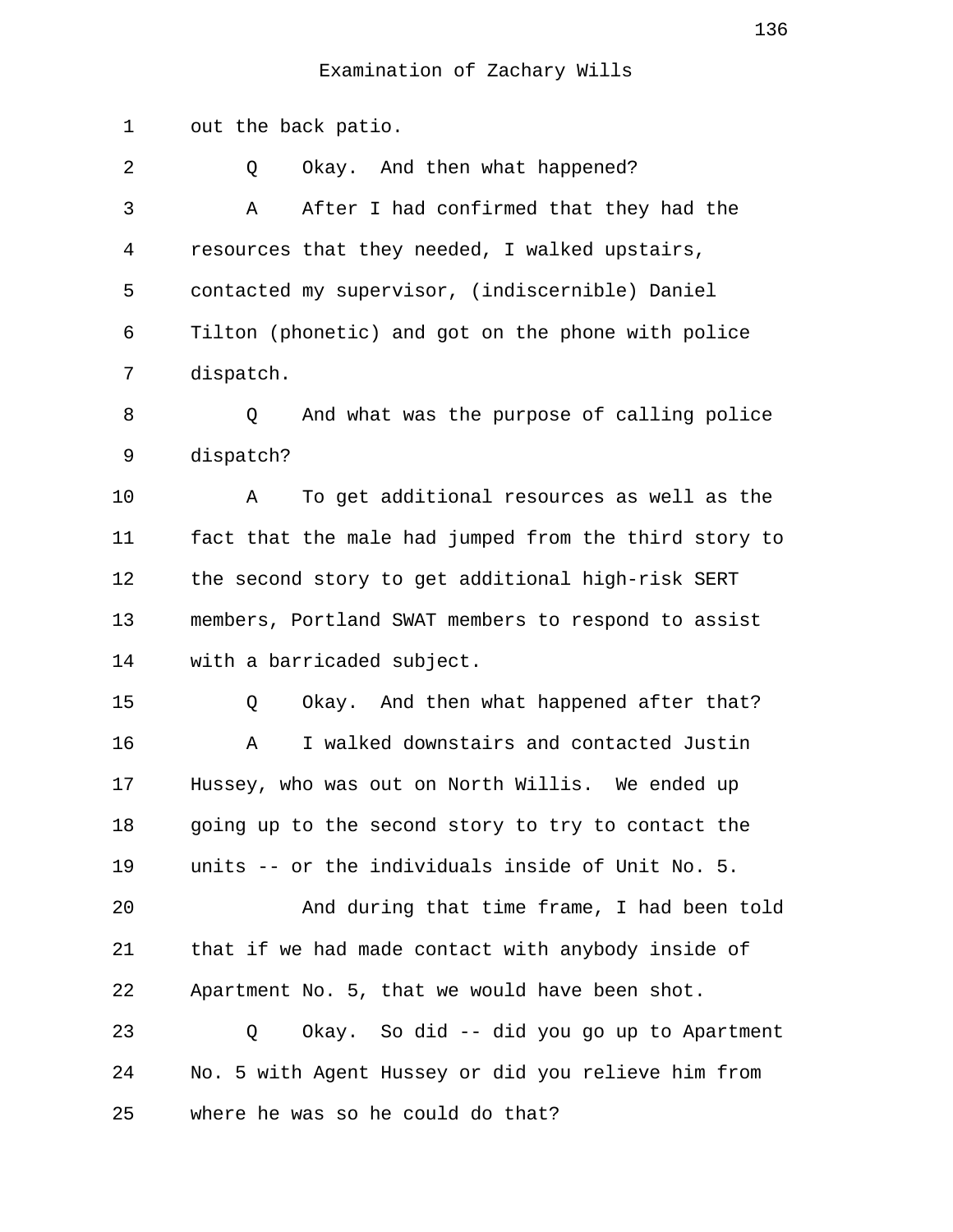Examination of Zachary Wills

1 out the back patio.

2 Q Okay. And then what happened?

3 A After I had confirmed that they had the
4 resources that they needed, I walked upstairs,
5 contacted my supervisor, (indiscernible) Daniel
6 Tilton (phonetic) and got on the phone with police
7 dispatch.

8 Q And what was the purpose of calling police
9 dispatch?

10 A To get additional resources as well as the
11 fact that the male had jumped from the third story to
12 the second story to get additional high-risk SERT
13 members, Portland SWAT members to respond to assist
14 with a barricaded subject.

15 Q Okay. And then what happened after that?

16 A I walked downstairs and contacted Justin
17 Hussey, who was out on North Willis. We ended up
18 going up to the second story to try to contact the
19 units -- or the individuals inside of Unit No. 5.

20 And during that time frame, I had been told
21 that if we had made contact with anybody inside of
22 Apartment No. 5, that we would have been shot.

23 Q Okay. So did -- did you go up to Apartment
24 No. 5 with Agent Hussey or did you relieve him from
25 where he was so he could do that?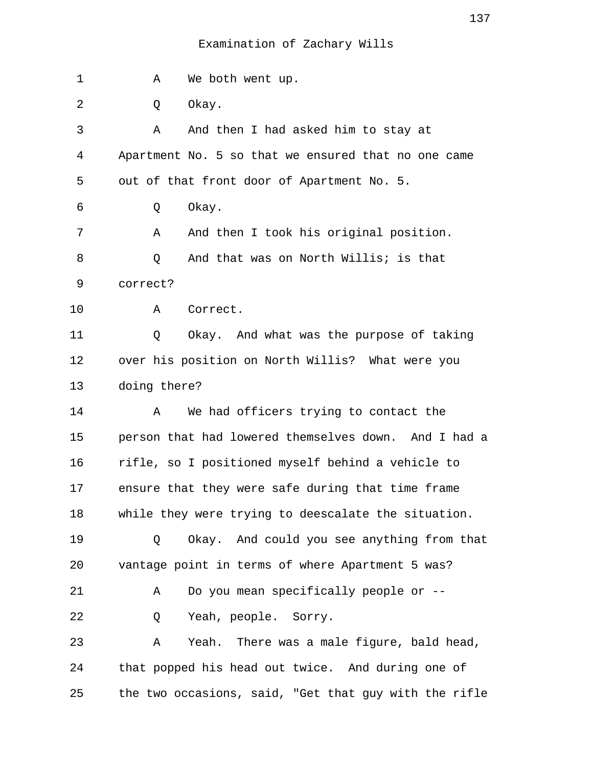Examination of Zachary Wills

1 A We both went up.

2 Q Okay.

3 A And then I had asked him to stay at

4 Apartment No. 5 so that we ensured that no one came

5 out of that front door of Apartment No. 5.

6 Q Okay.

7 A And then I took his original position.

8 Q And that was on North Willis; is that

9 correct?

10 A Correct.

11 Q Okay. And what was the purpose of taking

12 over his position on North Willis? What were you

13 doing there?

14 A We had officers trying to contact the

15 person that had lowered themselves down. And I had a

16 rifle, so I positioned myself behind a vehicle to

17 ensure that they were safe during that time frame

18 while they were trying to deescalate the situation.

19 Q Okay. And could you see anything from that

20 vantage point in terms of where Apartment 5 was?

21 A Do you mean specifically people or --

22 Q Yeah, people. Sorry.

23 A Yeah. There was a male figure, bald head,

24 that popped his head out twice. And during one of

25 the two occasions, said, "Get that guy with the rifle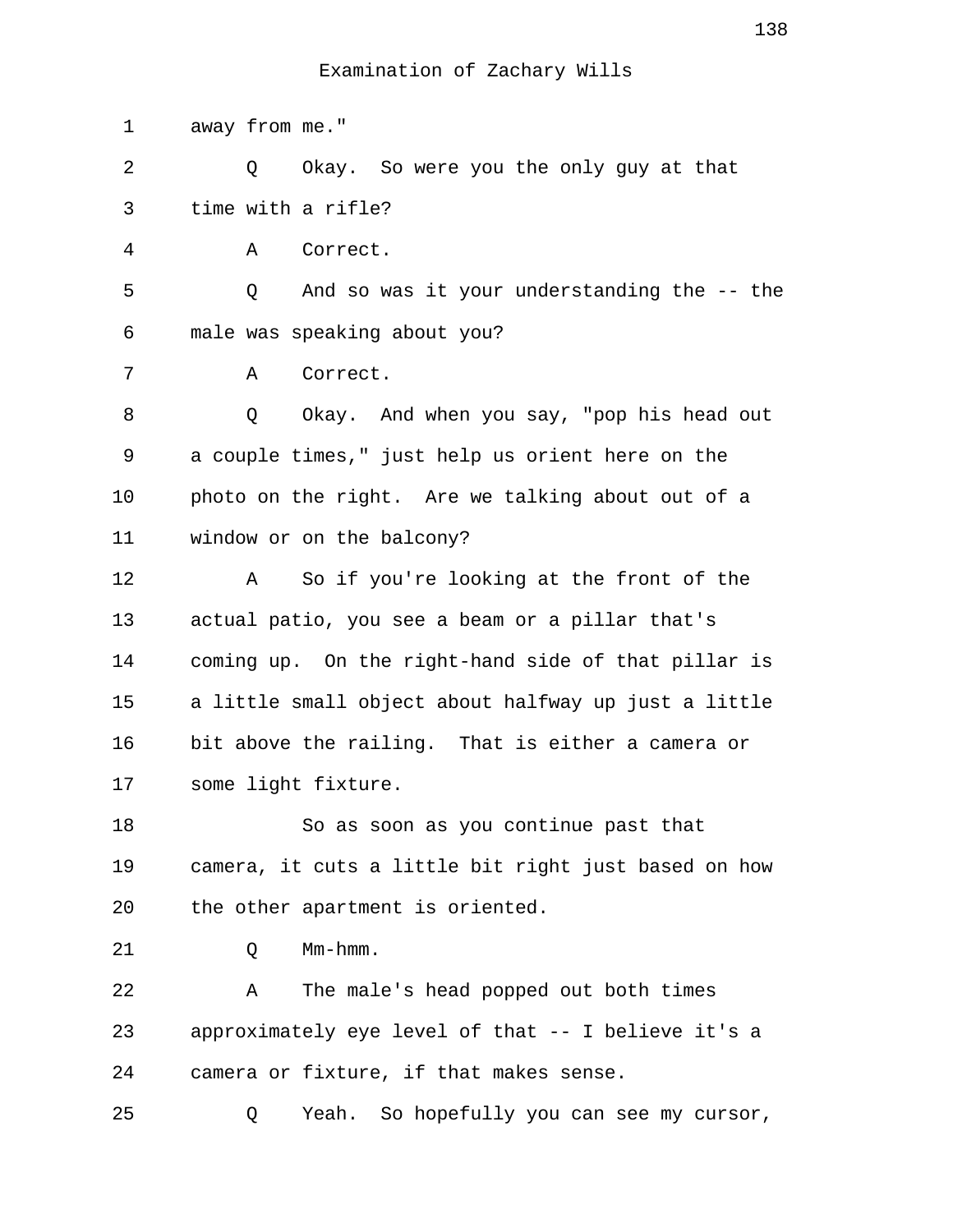Examination of Zachary Wills

1 away from me."

2 Q Okay. So were you the only guy at that

3 time with a rifle?

4 A Correct.

5 Q And so was it your understanding the -- the

6 male was speaking about you?

7 A Correct.

8 Q Okay. And when you say, "pop his head out

9 a couple times," just help us orient here on the

10 photo on the right. Are we talking about out of a

11 window or on the balcony?

12 A So if you're looking at the front of the

13 actual patio, you see a beam or a pillar that's

14 coming up. On the right-hand side of that pillar is

15 a little small object about halfway up just a little

16 bit above the railing. That is either a camera or

17 some light fixture.

18 So as soon as you continue past that

19 camera, it cuts a little bit right just based on how

20 the other apartment is oriented.

21 Q Mm-hmm.

22 A The male's head popped out both times

23 approximately eye level of that -- I believe it's a

24 camera or fixture, if that makes sense.

25 Q Yeah. So hopefully you can see my cursor,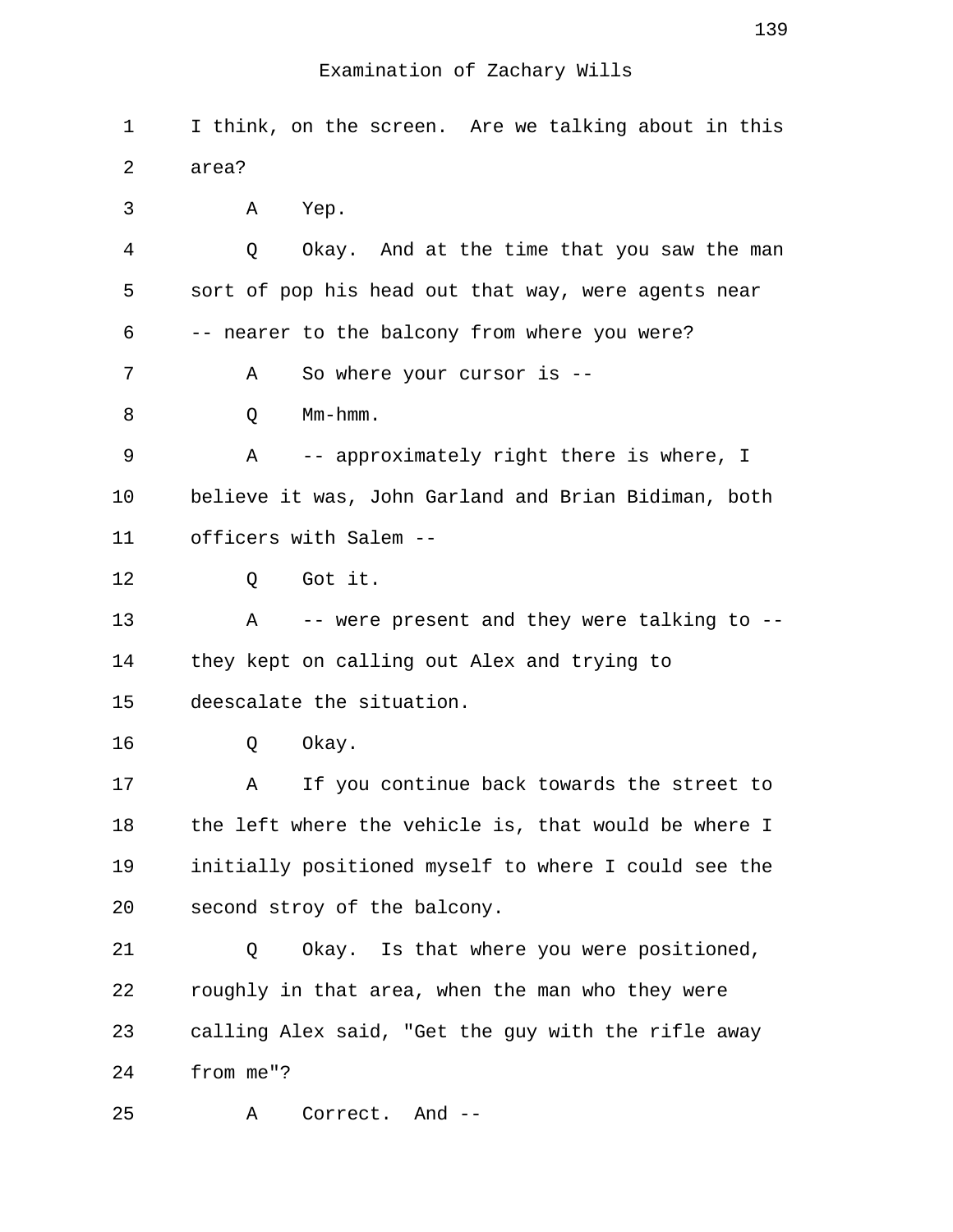1 I think, on the screen. Are we talking about in this
2 area?
3 A Yep.
4 Q Okay. And at the time that you saw the man
5 sort of pop his head out that way, were agents near
6 -- nearer to the balcony from where you were?
7 A So where your cursor is --
8 Q Mm-hmm.
9 A -- approximately right there is where, I
10 believe it was, John Garland and Brian Bidiman, both
11 officers with Salem --
12 Q Got it.
13 A -- were present and they were talking to --
14 they kept on calling out Alex and trying to
15 deescalate the situation.
16 Q Okay.
17 A If you continue back towards the street to
18 the left where the vehicle is, that would be where I
19 initially positioned myself to where I could see the
20 second stroy of the balcony.
21 Q Okay. Is that where you were positioned,
22 roughly in that area, when the man who they were
23 calling Alex said, "Get the guy with the rifle away
24 from me"?
25 A Correct. And --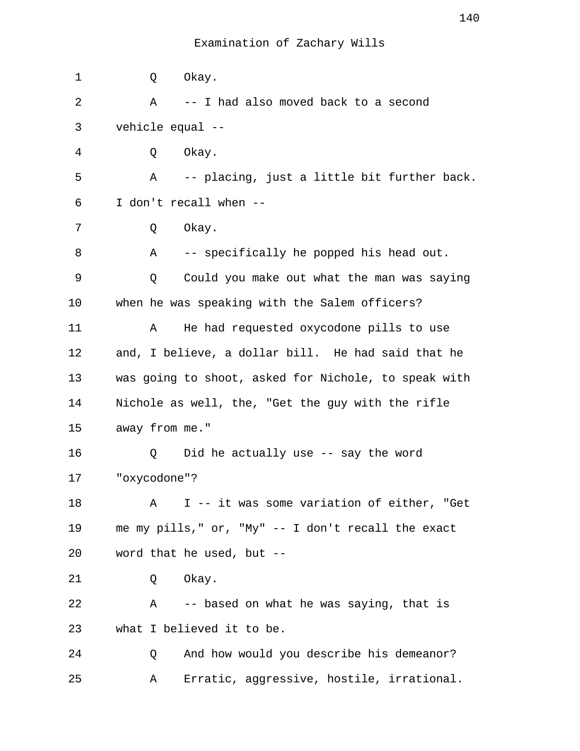Examination of Zachary Wills

1 Q Okay.

2 A -- I had also moved back to a second
3 vehicle equal --

4 Q Okay.

5 A -- placing, just a little bit further back.
6 I don't recall when --

7 Q Okay.

8 A -- specifically he popped his head out.

9 Q Could you make out what the man was saying
10 when he was speaking with the Salem officers?

11 A He had requested oxycodone pills to use
12 and, I believe, a dollar bill. He had said that he
13 was going to shoot, asked for Nichole, to speak with
14 Nichole as well, the, "Get the guy with the rifle
15 away from me."

16 Q Did he actually use -- say the word
17 "oxycodone"?

18 A I -- it was some variation of either, "Get
19 me my pills," or, "My" -- I don't recall the exact
20 word that he used, but --

21 Q Okay.

22 A -- based on what he was saying, that is
23 what I believed it to be.

24 Q And how would you describe his demeanor?

25 A Erratic, aggressive, hostile, irrational.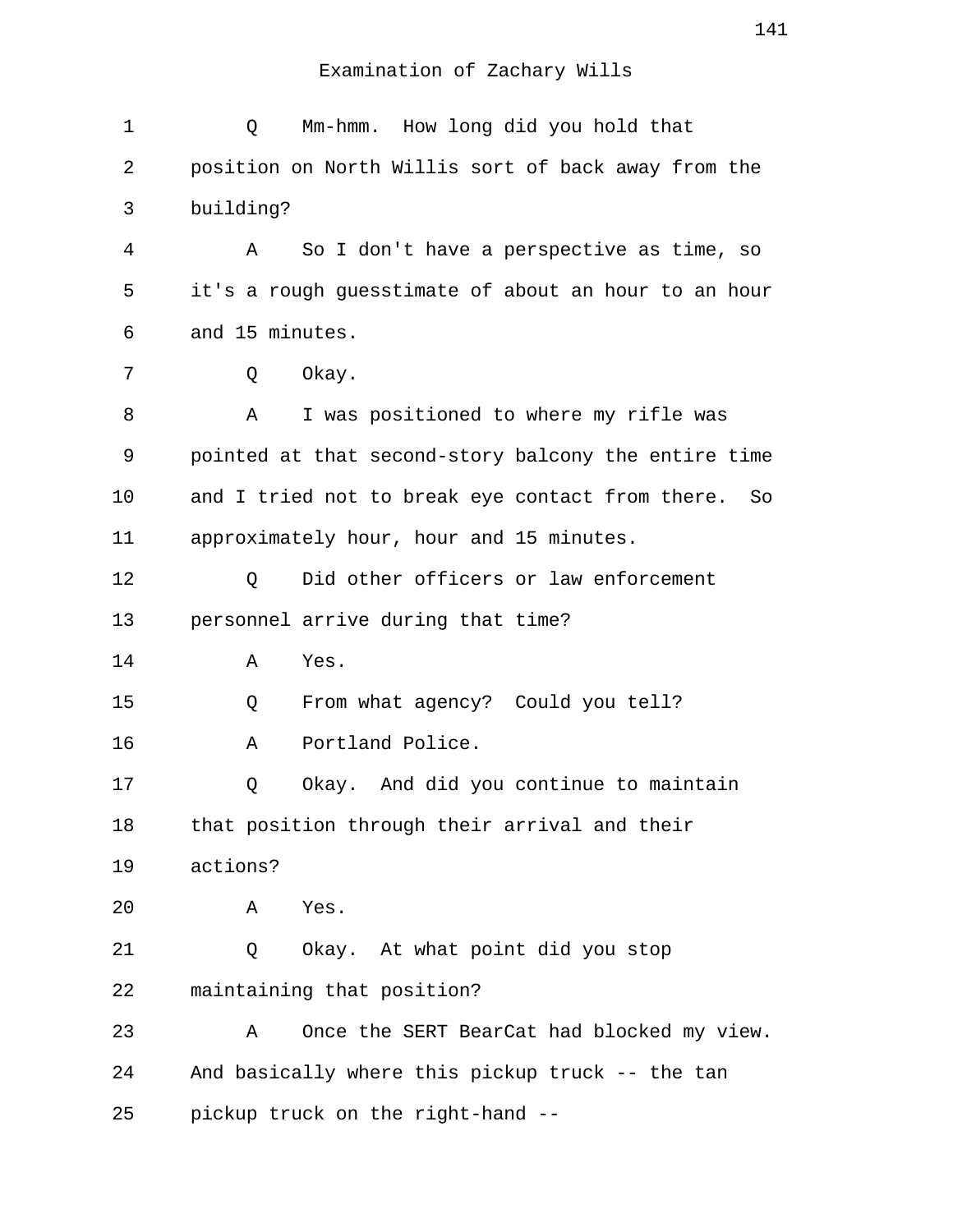Examination of Zachary Wills

1 Q Mm-hmm. How long did you hold that
2 position on North Willis sort of back away from the
3 building?
4 A So I don't have a perspective as time, so
5 it's a rough guesstimate of about an hour to an hour
6 and 15 minutes.
7 Q Okay.
8 A I was positioned to where my rifle was
9 pointed at that second-story balcony the entire time
10 and I tried not to break eye contact from there. So
11 approximately hour, hour and 15 minutes.
12 Q Did other officers or law enforcement
13 personnel arrive during that time?
14 A Yes.
15 Q From what agency? Could you tell?
16 A Portland Police.
17 Q Okay. And did you continue to maintain
18 that position through their arrival and their
19 actions?
20 A Yes.
21 Q Okay. At what point did you stop
22 maintaining that position?
23 A Once the SERT BearCat had blocked my view.
24 And basically where this pickup truck -- the tan
25 pickup truck on the right-hand --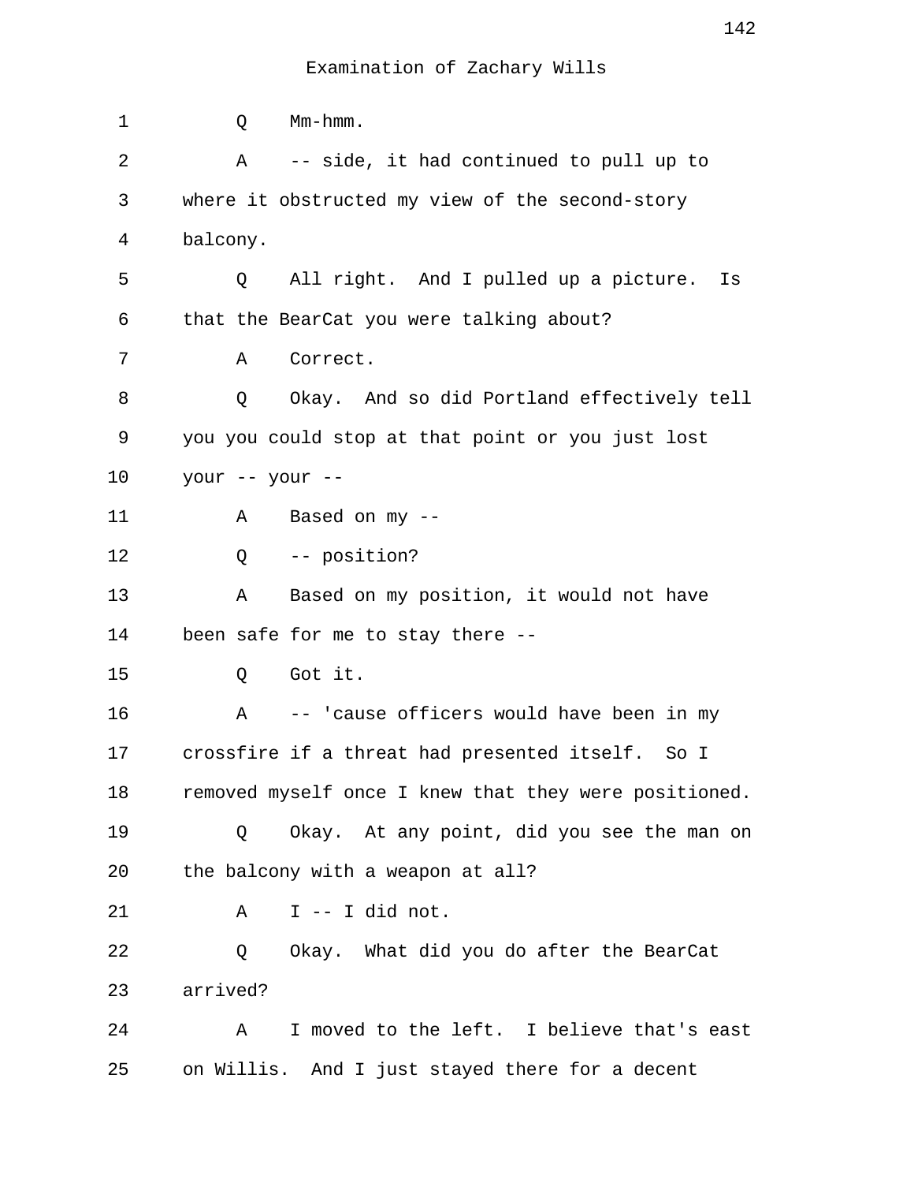Examination of Zachary Wills

1 Q Mm-hmm.

2 A -- side, it had continued to pull up to

3 where it obstructed my view of the second-story

4 balcony.

5 Q All right. And I pulled up a picture. Is

6 that the BearCat you were talking about?

7 A Correct.

8 Q Okay. And so did Portland effectively tell

9 you you could stop at that point or you just lost

10 your -- your --

11 A Based on my --

12 Q -- position?

13 A Based on my position, it would not have

14 been safe for me to stay there --

15 Q Got it.

16 A -- 'cause officers would have been in my

17 crossfire if a threat had presented itself. So I

18 removed myself once I knew that they were positioned.

19 Q Okay. At any point, did you see the man on

20 the balcony with a weapon at all?

21 A I -- I did not.

22 Q Okay. What did you do after the BearCat

23 arrived?

24 A I moved to the left. I believe that's east

25 on Willis. And I just stayed there for a decent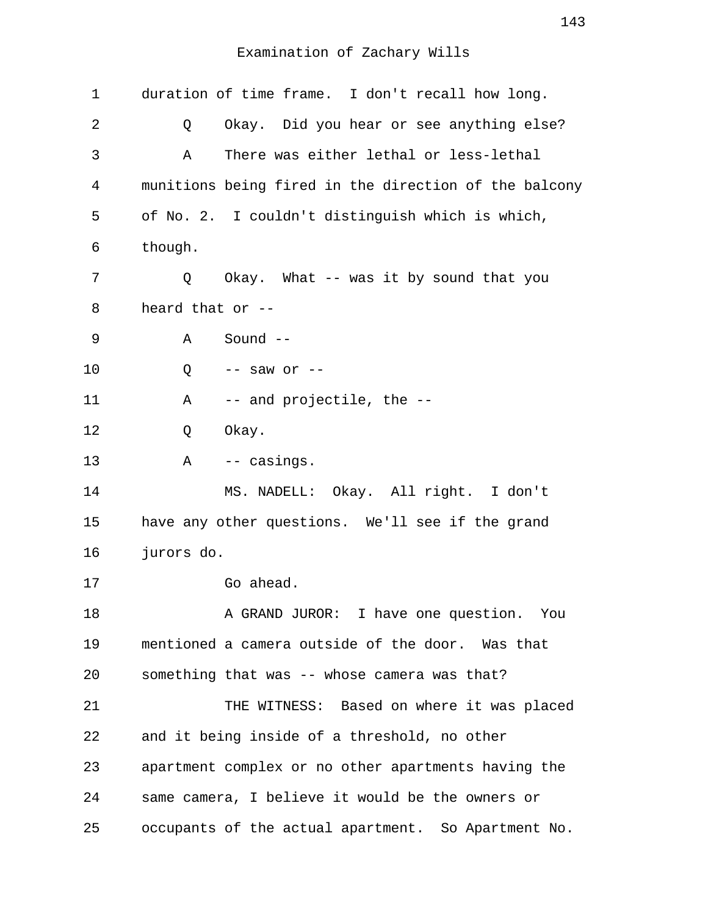Examination of Zachary Wills

1 duration of time frame. I don't recall how long.

2 Q Okay. Did you hear or see anything else?

3 A There was either lethal or less-lethal

4 munitions being fired in the direction of the balcony

5 of No. 2. I couldn't distinguish which is which,

6 though.

7 Q Okay. What -- was it by sound that you

8 heard that or --

9 A Sound --

10 Q -- saw or --

11 A -- and projectile, the --

12 Q Okay.

13 A -- casings.

14 MS. NADELL: Okay. All right. I don't

15 have any other questions. We'll see if the grand

16 jurors do.

17 Go ahead.

18 A GRAND JUROR: I have one question. You

19 mentioned a camera outside of the door. Was that

20 something that was -- whose camera was that?

21 THE WITNESS: Based on where it was placed

22 and it being inside of a threshold, no other

23 apartment complex or no other apartments having the

24 same camera, I believe it would be the owners or

25 occupants of the actual apartment. So Apartment No.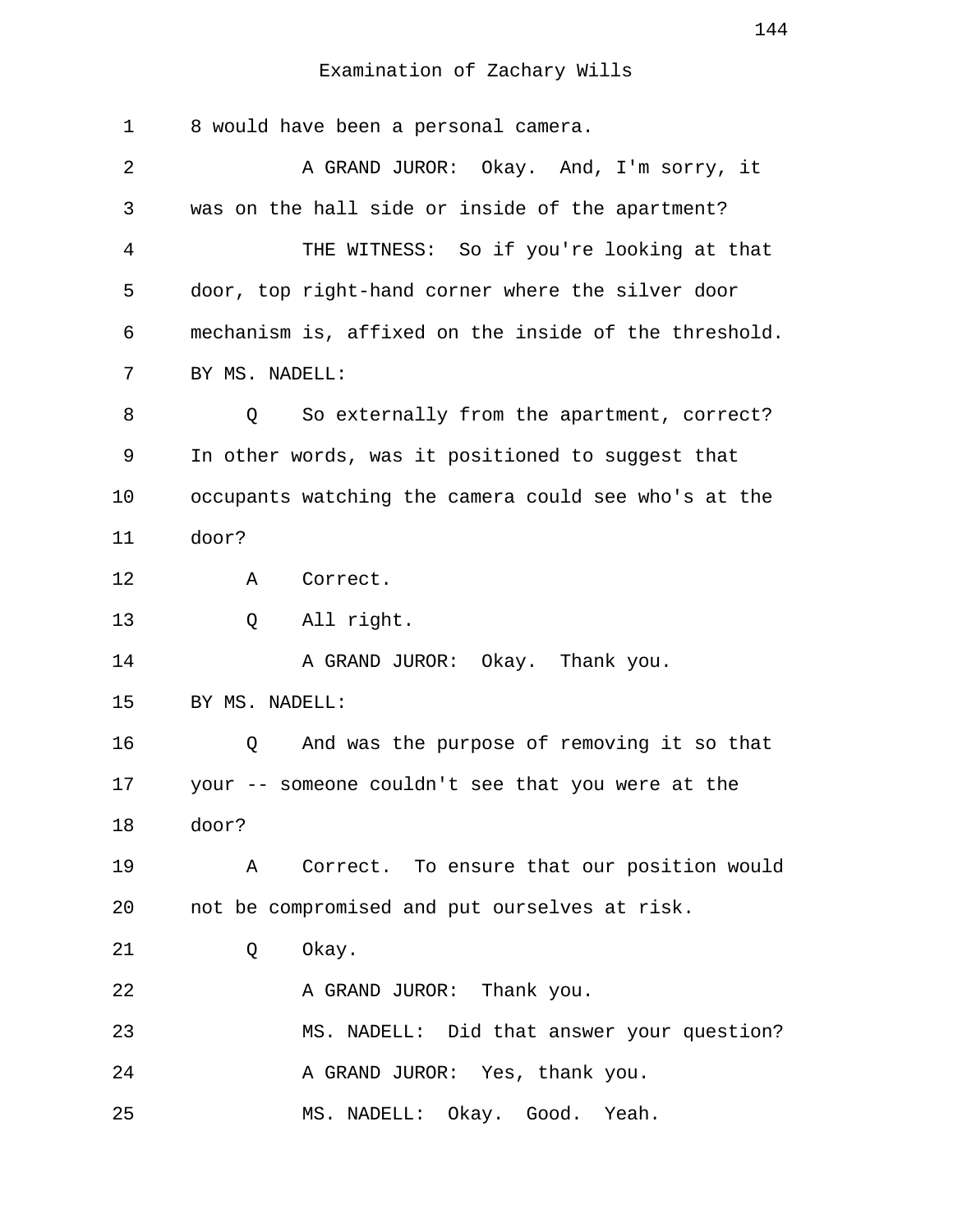Examination of Zachary Wills

1 8 would have been a personal camera.

2 A GRAND JUROR: Okay. And, I'm sorry, it

3 was on the hall side or inside of the apartment?

4 THE WITNESS: So if you're looking at that

5 door, top right-hand corner where the silver door

6 mechanism is, affixed on the inside of the threshold.

7 BY MS. NADELL:

8 Q So externally from the apartment, correct?

9 In other words, was it positioned to suggest that

10 occupants watching the camera could see who's at the

11 door?

12 A Correct.

13 Q All right.

14 A GRAND JUROR: Okay. Thank you.

15 BY MS. NADELL:

16 Q And was the purpose of removing it so that

17 your -- someone couldn't see that you were at the

18 door?

19 A Correct. To ensure that our position would

20 not be compromised and put ourselves at risk.

21 Q Okay.

22 A GRAND JUROR: Thank you.

23 MS. NADELL: Did that answer your question?

24 A GRAND JUROR: Yes, thank you.

25 MS. NADELL: Okay. Good. Yeah.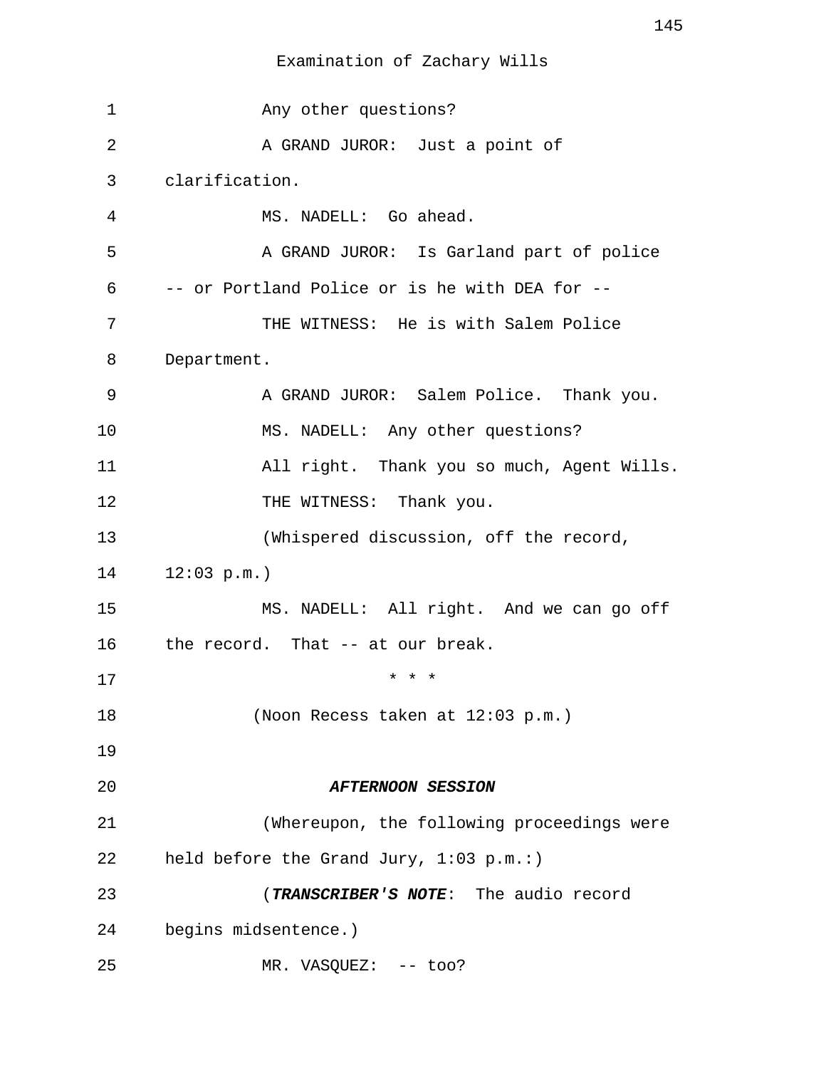Examination of Zachary Wills

1 Any other questions?

2 A GRAND JUROR: Just a point of

3 clarification.

4 MS. NADELL: Go ahead.

5 A GRAND JUROR: Is Garland part of police

6 -- or Portland Police or is he with DEA for --

7 THE WITNESS: He is with Salem Police

8 Department.

9 A GRAND JUROR: Salem Police. Thank you.

10 MS. NADELL: Any other questions?

11 All right. Thank you so much, Agent Wills.

12 THE WITNESS: Thank you.

13 (Whispered discussion, off the record,

14 12:03 p.m.)

15 MS. NADELL: All right. And we can go off

16 the record. That -- at our break.

17 * * *

18 (Noon Recess taken at 12:03 p.m.)

19

20 ***AFTERNOON SESSION***

21 (Whereupon, the following proceedings were

22 held before the Grand Jury, 1:03 p.m.:)

23 (***TRANSCRIBER'S NOTE***: The audio record

24 begins midsentence.)

25 MR. VASQUEZ: -- too?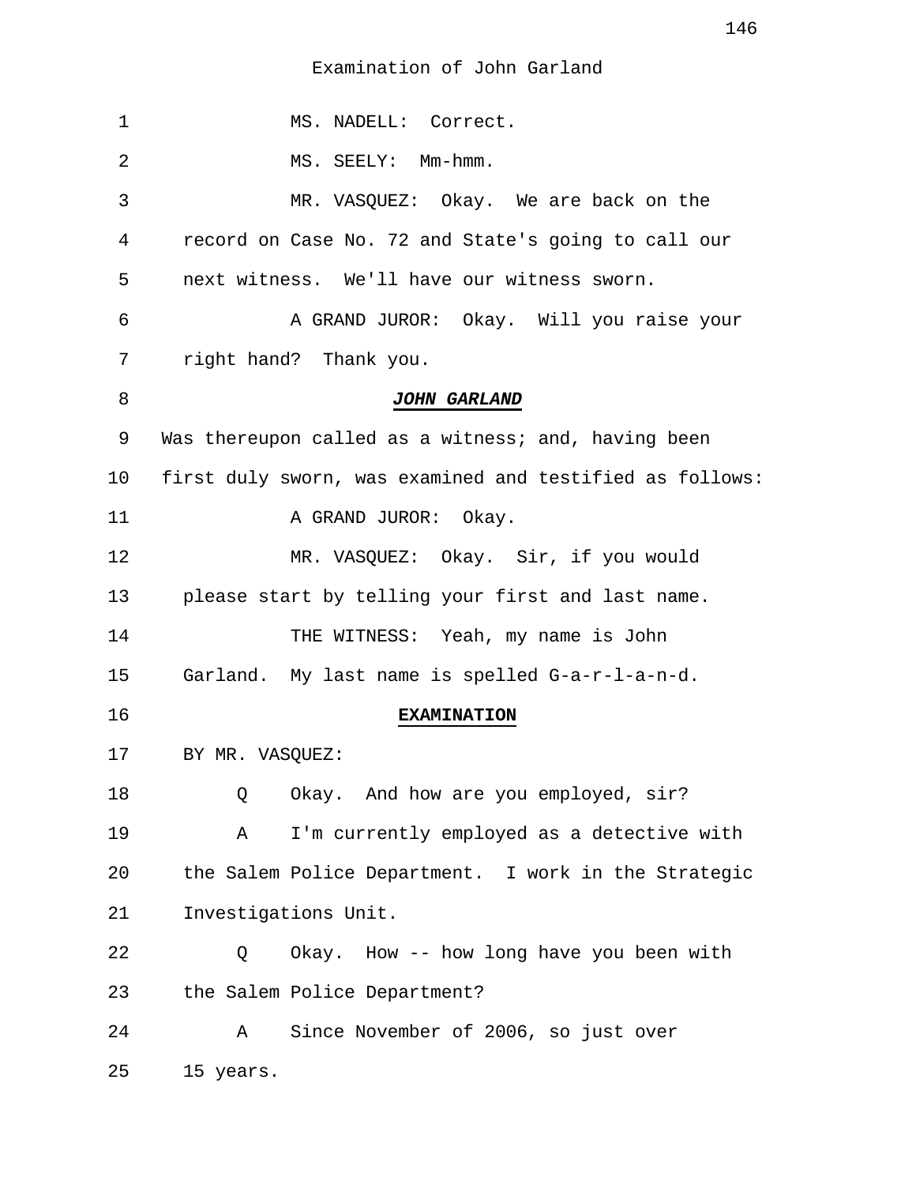Examination of John Garland

MS. NADELL: Correct.

MS. SEELY: Mm-hmm.

MR. VASQUEZ: Okay. We are back on the record on Case No. 72 and State's going to call our next witness. We'll have our witness sworn.

A GRAND JUROR: Okay. Will you raise your right hand? Thank you.

***JOHN GARLAND***

Was thereupon called as a witness; and, having been first duly sworn, was examined and testified as follows:

A GRAND JUROR: Okay.

MR. VASQUEZ: Okay. Sir, if you would please start by telling your first and last name.

THE WITNESS: Yeah, my name is John Garland. My last name is spelled G-a-r-l-a-n-d.

**EXAMINATION**

BY MR. VASQUEZ:

Q Okay. And how are you employed, sir?

A I'm currently employed as a detective with the Salem Police Department. I work in the Strategic Investigations Unit.

Q Okay. How -- how long have you been with the Salem Police Department?

A Since November of 2006, so just over 15 years.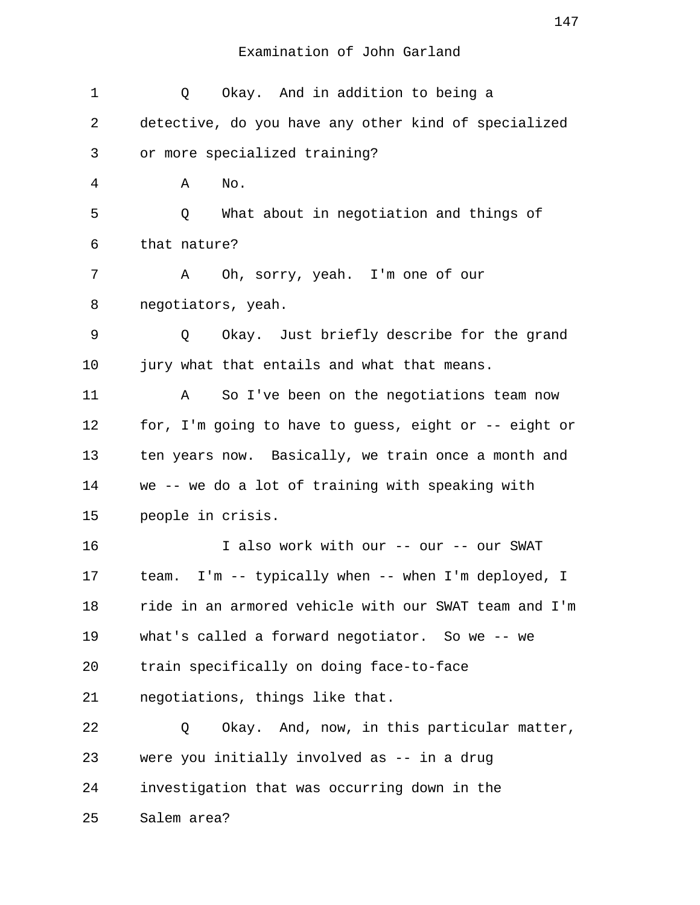Examination of John Garland

Q Okay. And in addition to being a detective, do you have any other kind of specialized or more specialized training?

A No.

Q What about in negotiation and things of that nature?

A Oh, sorry, yeah. I'm one of our negotiators, yeah.

Q Okay. Just briefly describe for the grand jury what that entails and what that means.

A So I've been on the negotiations team now for, I'm going to have to guess, eight or -- eight or ten years now. Basically, we train once a month and we -- we do a lot of training with speaking with people in crisis.

I also work with our -- our -- our SWAT team. I'm -- typically when -- when I'm deployed, I ride in an armored vehicle with our SWAT team and I'm what's called a forward negotiator. So we -- we train specifically on doing face-to-face negotiations, things like that.

Q Okay. And, now, in this particular matter, were you initially involved as -- in a drug investigation that was occurring down in the Salem area?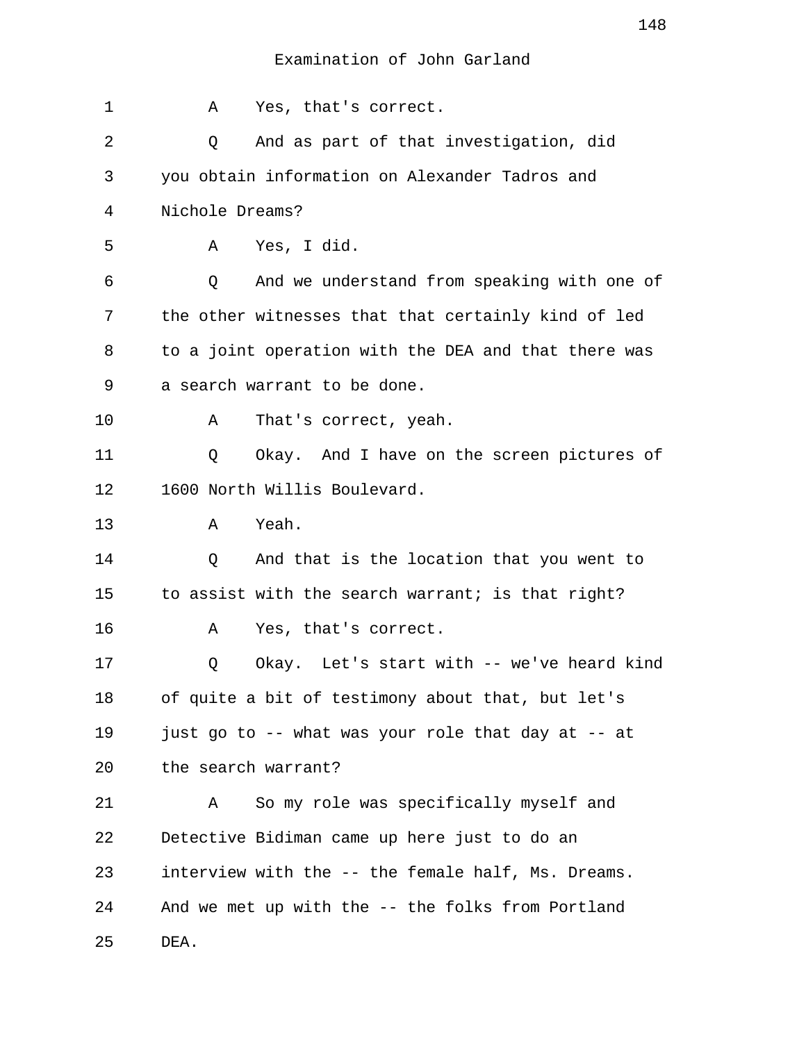Examination of John Garland

1 A Yes, that's correct.

2 Q And as part of that investigation, did

3 you obtain information on Alexander Tadros and

4 Nichole Dreams?

5 A Yes, I did.

6 Q And we understand from speaking with one of

7 the other witnesses that that certainly kind of led

8 to a joint operation with the DEA and that there was

9 a search warrant to be done.

10 A That's correct, yeah.

11 Q Okay. And I have on the screen pictures of

12 1600 North Willis Boulevard.

13 A Yeah.

14 Q And that is the location that you went to

15 to assist with the search warrant; is that right?

16 A Yes, that's correct.

17 Q Okay. Let's start with -- we've heard kind

18 of quite a bit of testimony about that, but let's

19 just go to -- what was your role that day at -- at

20 the search warrant?

21 A So my role was specifically myself and

22 Detective Bidiman came up here just to do an

23 interview with the -- the female half, Ms. Dreams.

24 And we met up with the -- the folks from Portland

25 DEA.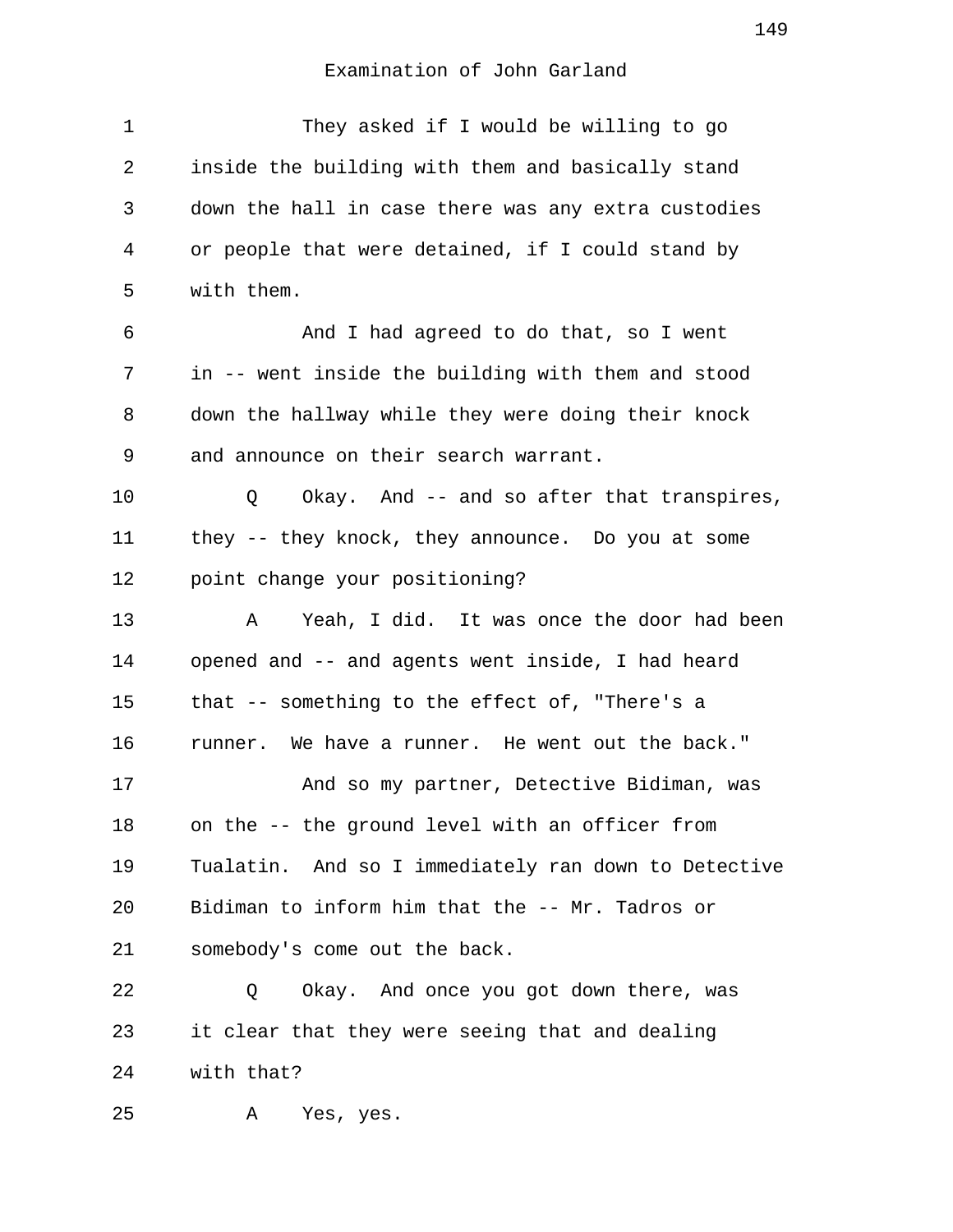Examination of John Garland

1 They asked if I would be willing to go
2 inside the building with them and basically stand
3 down the hall in case there was any extra custodies
4 or people that were detained, if I could stand by
5 with them.

6 And I had agreed to do that, so I went
7 in -- went inside the building with them and stood
8 down the hallway while they were doing their knock
9 and announce on their search warrant.

10 Q Okay. And -- and so after that transpires,
11 they -- they knock, they announce. Do you at some
12 point change your positioning?

13 A Yeah, I did. It was once the door had been
14 opened and -- and agents went inside, I had heard
15 that -- something to the effect of, "There's a
16 runner. We have a runner. He went out the back."

17 And so my partner, Detective Bidiman, was
18 on the -- the ground level with an officer from
19 Tualatin. And so I immediately ran down to Detective
20 Bidiman to inform him that the -- Mr. Tadros or
21 somebody's come out the back.

22 Q Okay. And once you got down there, was
23 it clear that they were seeing that and dealing
24 with that?

25 A Yes, yes.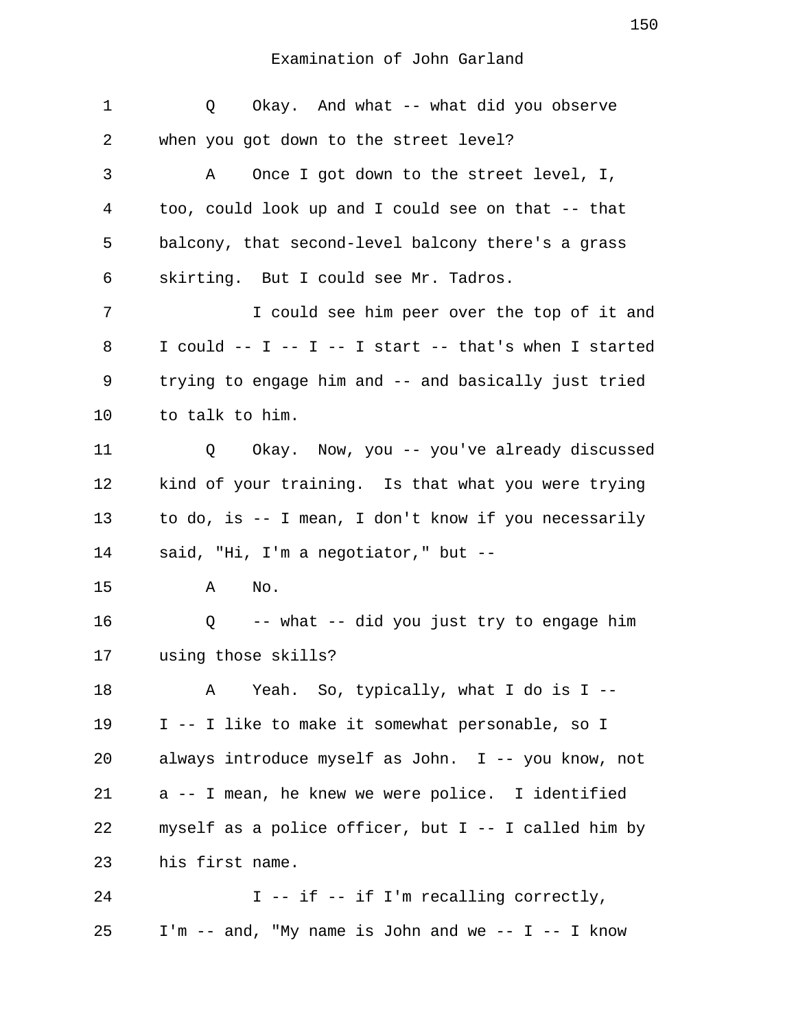Examination of John Garland

1 Q Okay. And what -- what did you observe
2 when you got down to the street level?
3 A Once I got down to the street level, I,
4 too, could look up and I could see on that -- that
5 balcony, that second-level balcony there's a grass
6 skirting. But I could see Mr. Tadros.
7 I could see him peer over the top of it and
8 I could -- I -- I -- I start -- that's when I started
9 trying to engage him and -- and basically just tried
10 to talk to him.
11 Q Okay. Now, you -- you've already discussed
12 kind of your training. Is that what you were trying
13 to do, is -- I mean, I don't know if you necessarily
14 said, "Hi, I'm a negotiator," but --
15 A No.
16 Q -- what -- did you just try to engage him
17 using those skills?
18 A Yeah. So, typically, what I do is I --
19 I -- I like to make it somewhat personable, so I
20 always introduce myself as John. I -- you know, not
21 a -- I mean, he knew we were police. I identified
22 myself as a police officer, but I -- I called him by
23 his first name.
24 I -- if -- if I'm recalling correctly,
25 I'm -- and, "My name is John and we -- I -- I know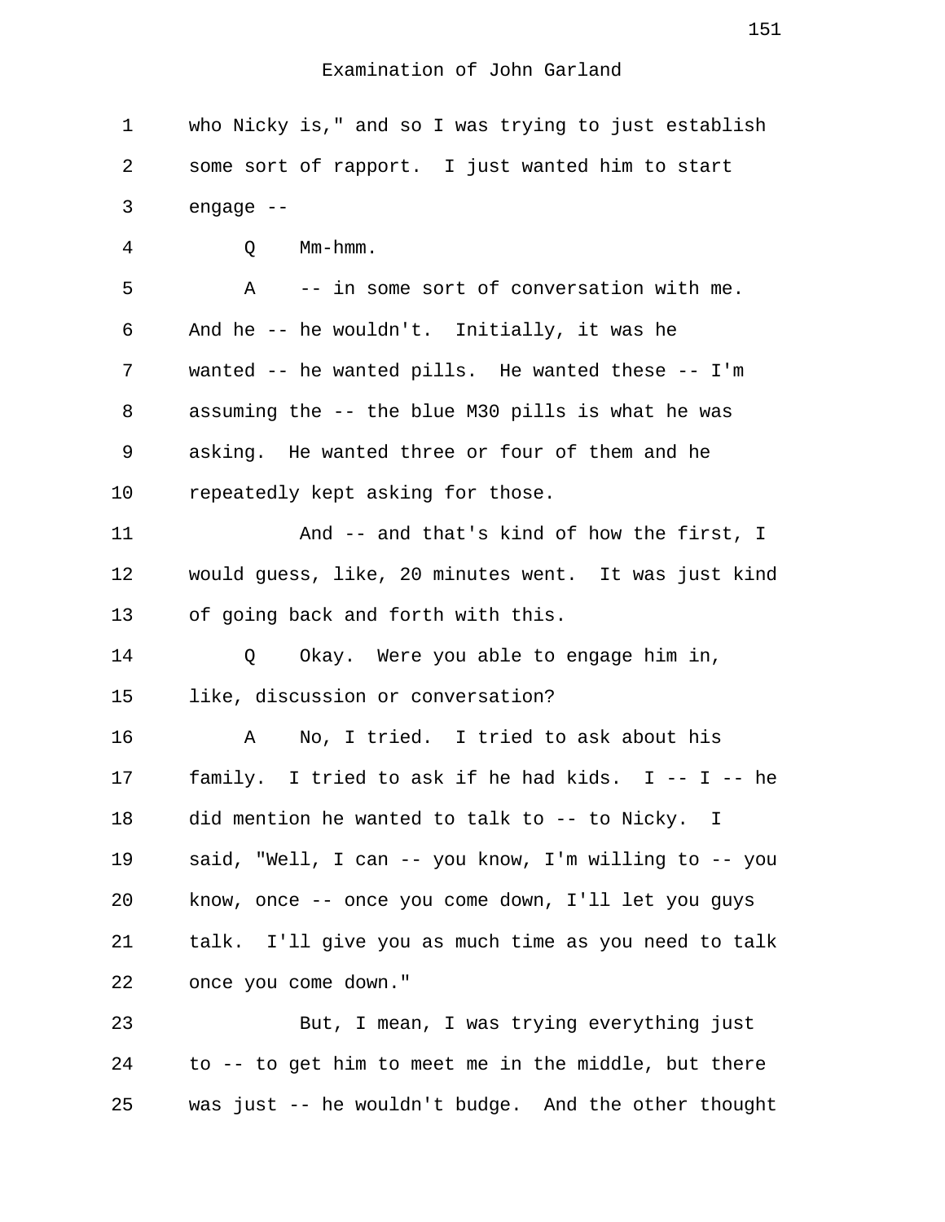Examination of John Garland

1 who Nicky is," and so I was trying to just establish
2 some sort of rapport. I just wanted him to start
3 engage --
4 Q Mm-hmm.
5 A -- in some sort of conversation with me.
6 And he -- he wouldn't. Initially, it was he
7 wanted -- he wanted pills. He wanted these -- I'm
8 assuming the -- the blue M30 pills is what he was
9 asking. He wanted three or four of them and he
10 repeatedly kept asking for those.
11 And -- and that's kind of how the first, I
12 would guess, like, 20 minutes went. It was just kind
13 of going back and forth with this.
14 Q Okay. Were you able to engage him in,
15 like, discussion or conversation?
16 A No, I tried. I tried to ask about his
17 family. I tried to ask if he had kids. I -- I -- he
18 did mention he wanted to talk to -- to Nicky. I
19 said, "Well, I can -- you know, I'm willing to -- you
20 know, once -- once you come down, I'll let you guys
21 talk. I'll give you as much time as you need to talk
22 once you come down."
23 But, I mean, I was trying everything just
24 to -- to get him to meet me in the middle, but there
25 was just -- he wouldn't budge. And the other thought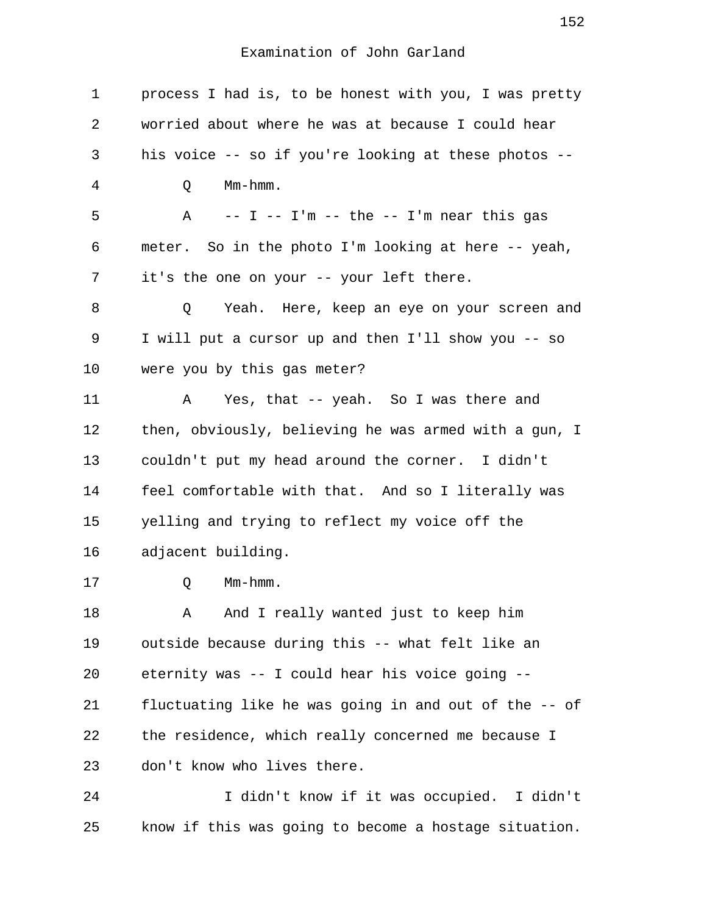process I had is, to be honest with you, I was pretty worried about where he was at because I could hear his voice -- so if you're looking at these photos --

Q Mm-hmm.

A -- I -- I'm -- the -- I'm near this gas meter. So in the photo I'm looking at here -- yeah, it's the one on your -- your left there.

Q Yeah. Here, keep an eye on your screen and I will put a cursor up and then I'll show you -- so were you by this gas meter?

A Yes, that -- yeah. So I was there and then, obviously, believing he was armed with a gun, I couldn't put my head around the corner. I didn't feel comfortable with that. And so I literally was yelling and trying to reflect my voice off the adjacent building.

Q Mm-hmm.

A And I really wanted just to keep him outside because during this -- what felt like an eternity was -- I could hear his voice going -- fluctuating like he was going in and out of the -- of the residence, which really concerned me because I don't know who lives there.

I didn't know if it was occupied. I didn't know if this was going to become a hostage situation.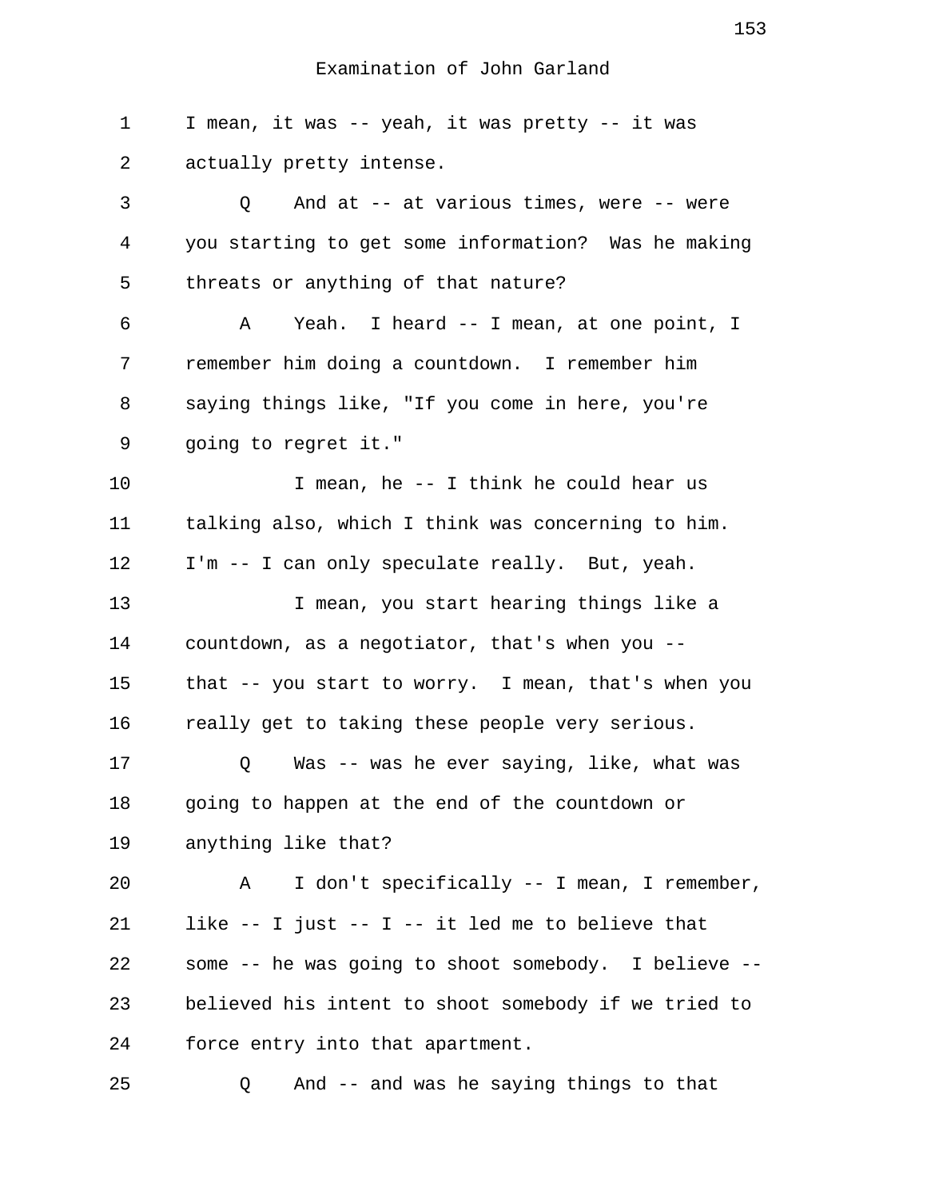Examination of John Garland

1 I mean, it was -- yeah, it was pretty -- it was
2 actually pretty intense.
3 Q And at -- at various times, were -- were
4 you starting to get some information? Was he making
5 threats or anything of that nature?
6 A Yeah. I heard -- I mean, at one point, I
7 remember him doing a countdown. I remember him
8 saying things like, "If you come in here, you're
9 going to regret it."
10 I mean, he -- I think he could hear us
11 talking also, which I think was concerning to him.
12 I'm -- I can only speculate really. But, yeah.
13 I mean, you start hearing things like a
14 countdown, as a negotiator, that's when you --
15 that -- you start to worry. I mean, that's when you
16 really get to taking these people very serious.
17 Q Was -- was he ever saying, like, what was
18 going to happen at the end of the countdown or
19 anything like that?
20 A I don't specifically -- I mean, I remember,
21 like -- I just -- I -- it led me to believe that
22 some -- he was going to shoot somebody. I believe --
23 believed his intent to shoot somebody if we tried to
24 force entry into that apartment.
25 Q And -- and was he saying things to that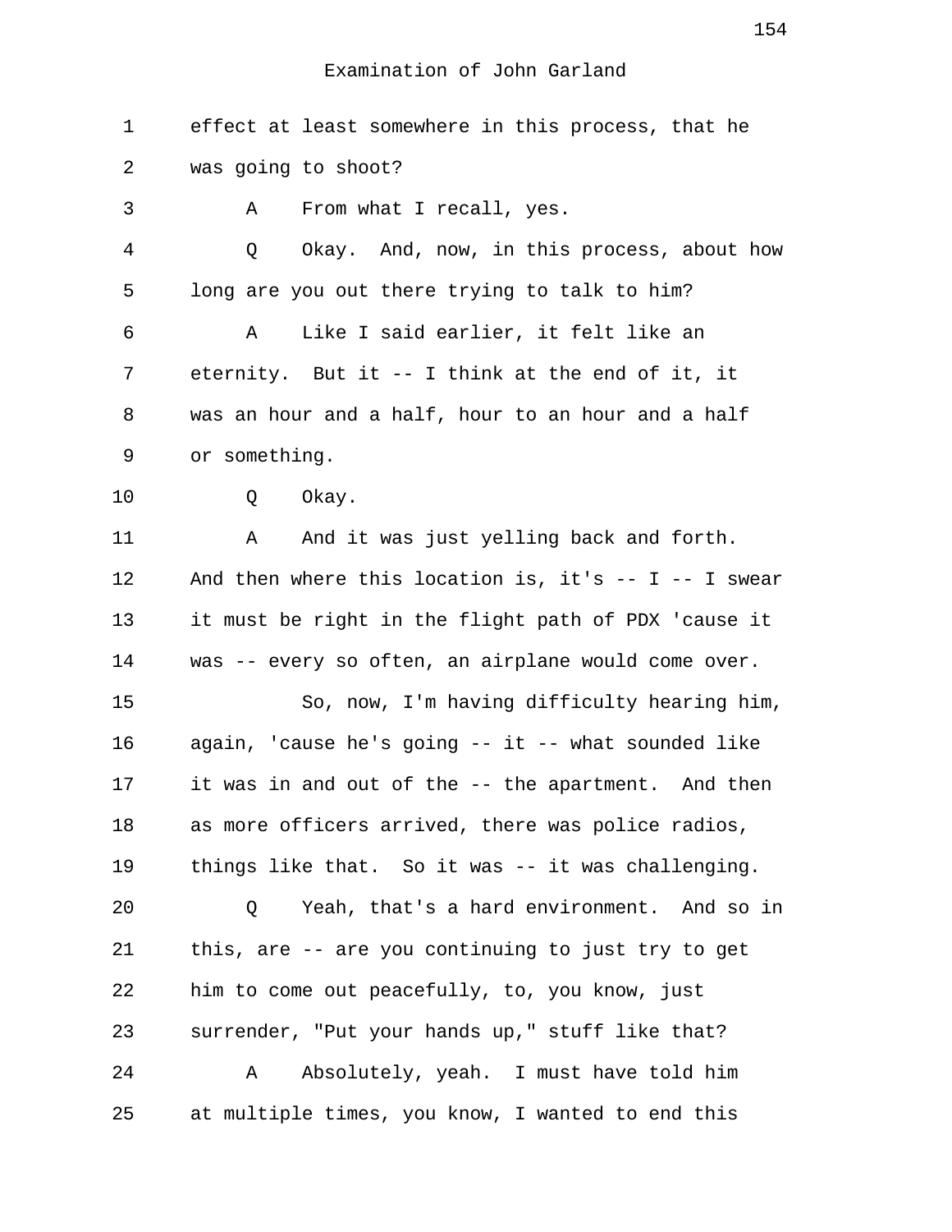1 effect at least somewhere in this process, that he
2 was going to shoot?
3 A From what I recall, yes.
4 Q Okay. And, now, in this process, about how
5 long are you out there trying to talk to him?
6 A Like I said earlier, it felt like an
7 eternity. But it -- I think at the end of it, it
8 was an hour and a half, hour to an hour and a half
9 or something.
10 Q Okay.
11 A And it was just yelling back and forth.
12 And then where this location is, it's -- I -- I swear
13 it must be right in the flight path of PDX 'cause it
14 was -- every so often, an airplane would come over.
15 So, now, I'm having difficulty hearing him,
16 again, 'cause he's going -- it -- what sounded like
17 it was in and out of the -- the apartment. And then
18 as more officers arrived, there was police radios,
19 things like that. So it was -- it was challenging.
20 Q Yeah, that's a hard environment. And so in
21 this, are -- are you continuing to just try to get
22 him to come out peacefully, to, you know, just
23 surrender, "Put your hands up," stuff like that?
24 A Absolutely, yeah. I must have told him
25 at multiple times, you know, I wanted to end this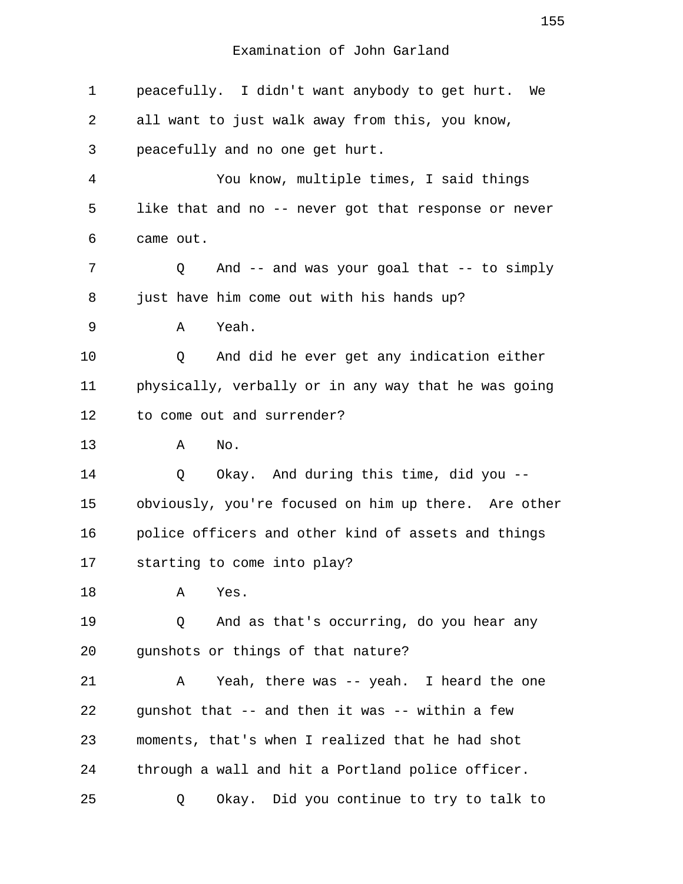Examination of John Garland

peacefully. I didn't want anybody to get hurt. We all want to just walk away from this, you know, peacefully and no one get hurt.

You know, multiple times, I said things like that and no -- never got that response or never came out.

Q And -- and was your goal that -- to simply just have him come out with his hands up?

A Yeah.

Q And did he ever get any indication either physically, verbally or in any way that he was going to come out and surrender?

A No.

Q Okay. And during this time, did you -- obviously, you're focused on him up there. Are other police officers and other kind of assets and things starting to come into play?

A Yes.

Q And as that's occurring, do you hear any gunshots or things of that nature?

A Yeah, there was -- yeah. I heard the one gunshot that -- and then it was -- within a few moments, that's when I realized that he had shot through a wall and hit a Portland police officer.

Q Okay. Did you continue to try to talk to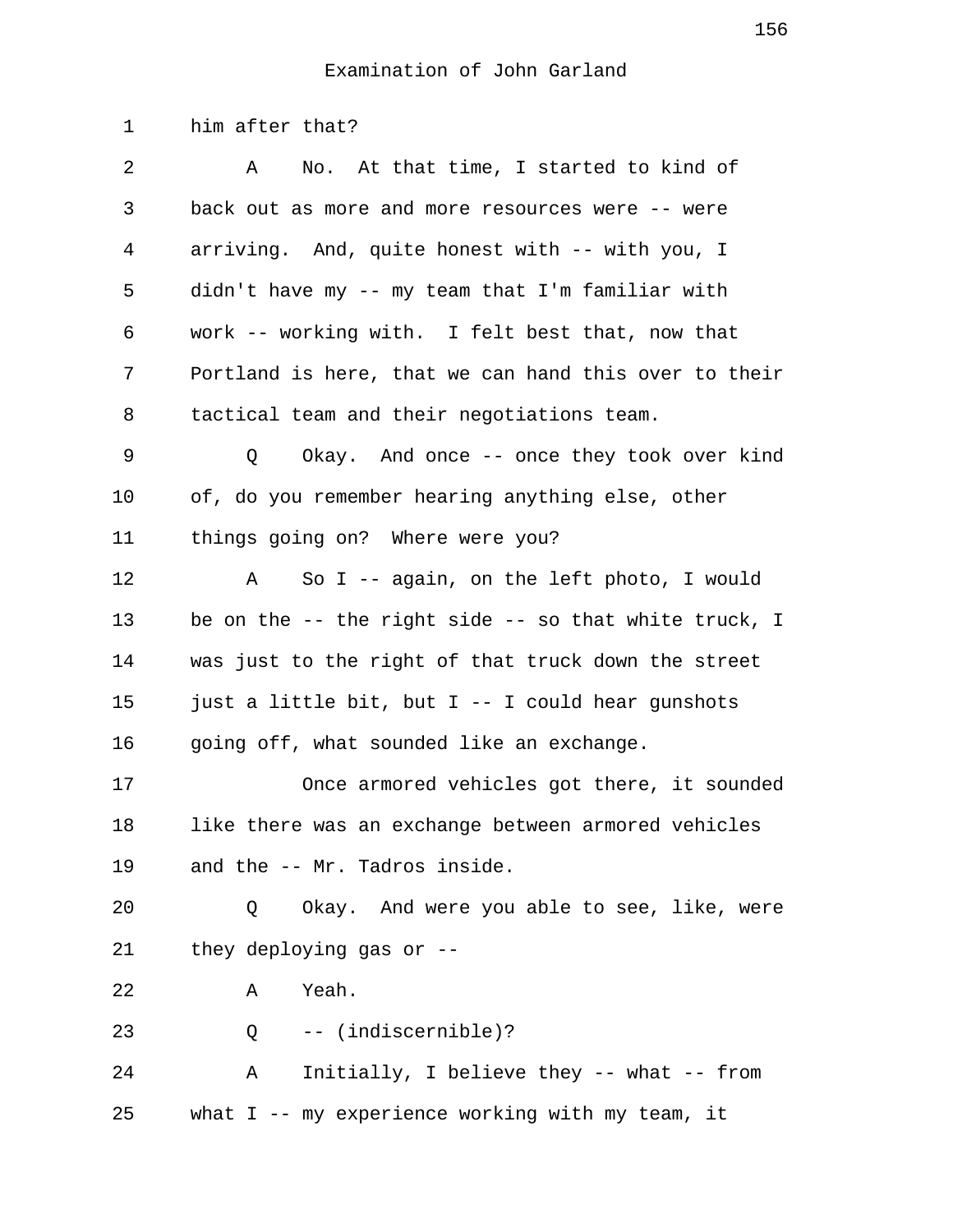Examination of John Garland

1 him after that?

2 A No. At that time, I started to kind of
3 back out as more and more resources were -- were
4 arriving. And, quite honest with -- with you, I
5 didn't have my -- my team that I'm familiar with
6 work -- working with. I felt best that, now that
7 Portland is here, that we can hand this over to their
8 tactical team and their negotiations team.

9 Q Okay. And once -- once they took over kind
10 of, do you remember hearing anything else, other
11 things going on? Where were you?

12 A So I -- again, on the left photo, I would
13 be on the -- the right side -- so that white truck, I
14 was just to the right of that truck down the street
15 just a little bit, but I -- I could hear gunshots
16 going off, what sounded like an exchange.

17 Once armored vehicles got there, it sounded
18 like there was an exchange between armored vehicles
19 and the -- Mr. Tadros inside.

20 Q Okay. And were you able to see, like, were
21 they deploying gas or --

22 A Yeah.

23 Q -- (indiscernible)?

24 A Initially, I believe they -- what -- from
25 what I -- my experience working with my team, it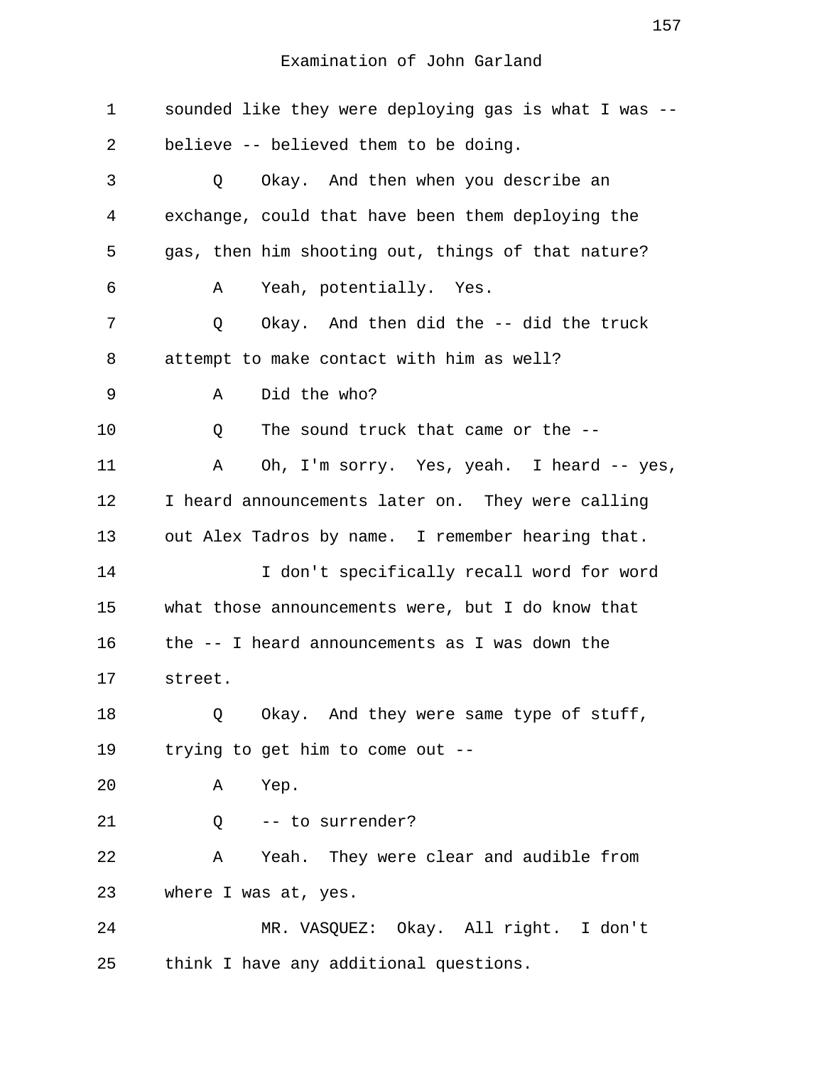Examination of John Garland

sounded like they were deploying gas is what I was -- believe -- believed them to be doing.

Q Okay. And then when you describe an exchange, could that have been them deploying the gas, then him shooting out, things of that nature?

A Yeah, potentially. Yes.

Q Okay. And then did the -- did the truck attempt to make contact with him as well?

A Did the who?

Q The sound truck that came or the --

A Oh, I'm sorry. Yes, yeah. I heard -- yes, I heard announcements later on. They were calling out Alex Tadros by name. I remember hearing that.

I don't specifically recall word for word what those announcements were, but I do know that the -- I heard announcements as I was down the street.

Q Okay. And they were same type of stuff, trying to get him to come out --

A Yep.

Q -- to surrender?

A Yeah. They were clear and audible from where I was at, yes.

MR. VASQUEZ: Okay. All right. I don't think I have any additional questions.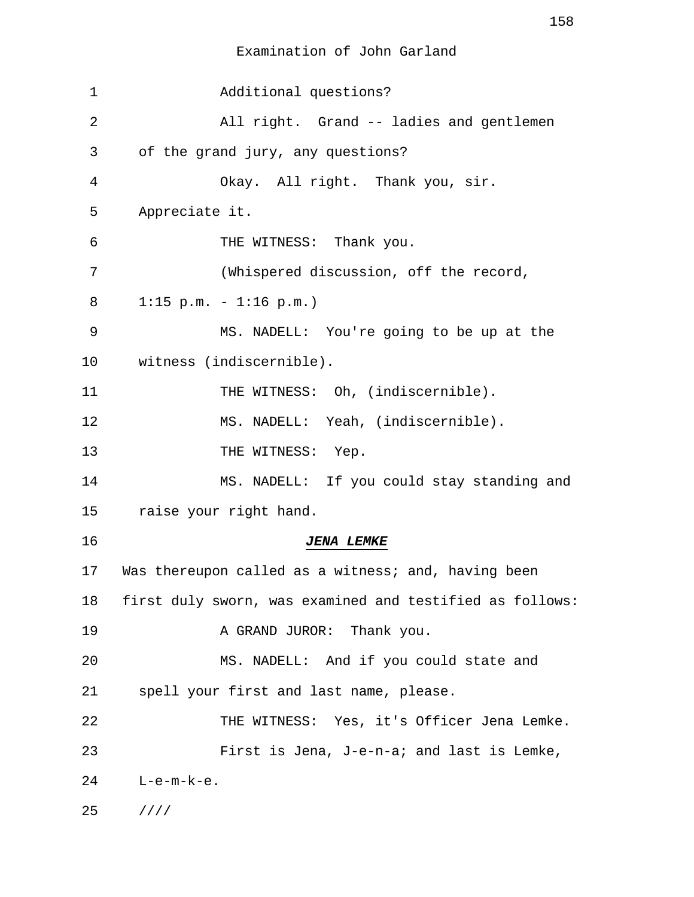Examination of John Garland

1 Additional questions?

2 All right. Grand -- ladies and gentlemen

3 of the grand jury, any questions?

4 Okay. All right. Thank you, sir.

5 Appreciate it.

6 THE WITNESS: Thank you.

7 (Whispered discussion, off the record,

8 1:15 p.m. - 1:16 p.m.)

9 MS. NADELL: You're going to be up at the

10 witness (indiscernible).

11 THE WITNESS: Oh, (indiscernible).

12 MS. NADELL: Yeah, (indiscernible).

13 THE WITNESS: Yep.

14 MS. NADELL: If you could stay standing and

15 raise your right hand.

16 ***JENA LEMKE***

17 Was thereupon called as a witness; and, having been

18 first duly sworn, was examined and testified as follows:

19 A GRAND JUROR: Thank you.

20 MS. NADELL: And if you could state and

21 spell your first and last name, please.

22 THE WITNESS: Yes, it's Officer Jena Lemke.

23 First is Jena, J-e-n-a; and last is Lemke,

24 L-e-m-k-e.

25 ////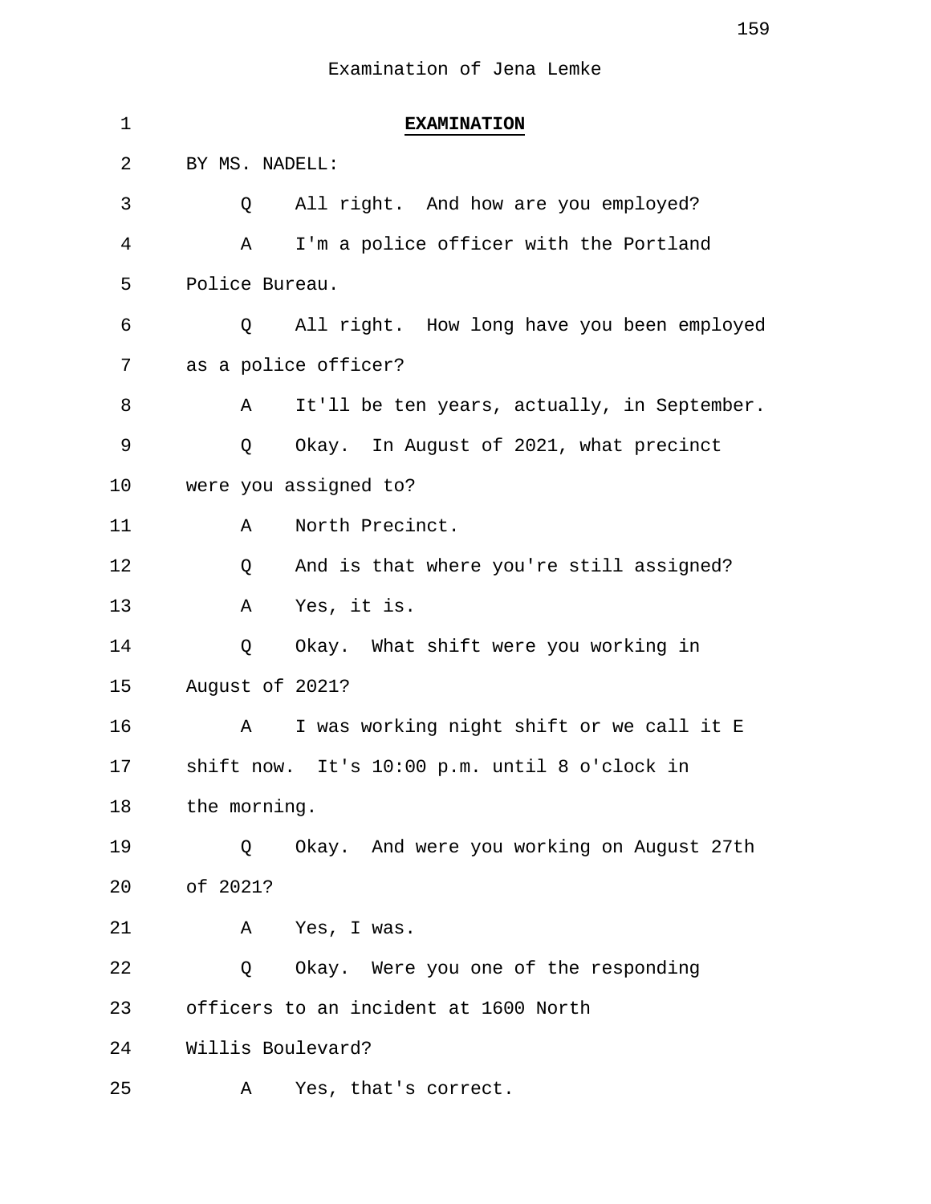Examination of Jena Lemke

**EXAMINATION**

BY MS. NADELL:

Q All right. And how are you employed?

A I'm a police officer with the Portland Police Bureau.

Q All right. How long have you been employed as a police officer?

A It'll be ten years, actually, in September.

Q Okay. In August of 2021, what precinct were you assigned to?

A North Precinct.

Q And is that where you're still assigned?

A Yes, it is.

Q Okay. What shift were you working in August of 2021?

A I was working night shift or we call it E shift now. It's 10:00 p.m. until 8 o'clock in the morning.

Q Okay. And were you working on August 27th of 2021?

A Yes, I was.

Q Okay. Were you one of the responding officers to an incident at 1600 North Willis Boulevard?

A Yes, that's correct.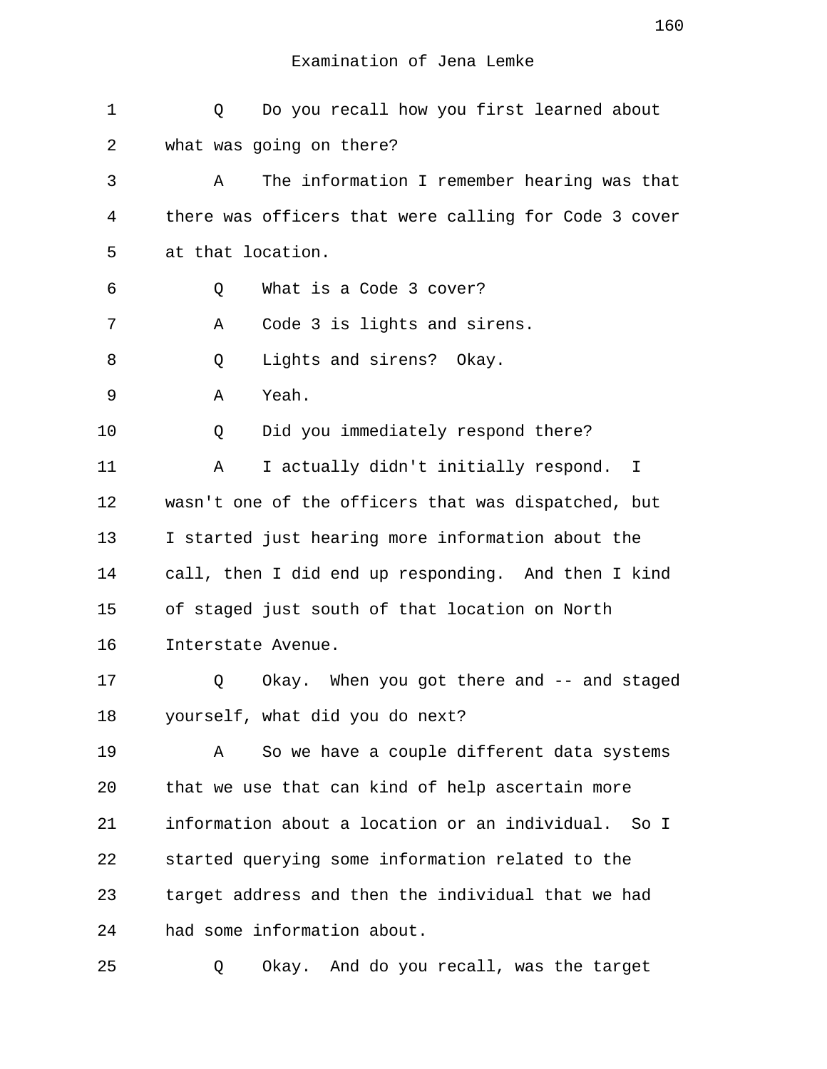Examination of Jena Lemke

1 Q Do you recall how you first learned about
2 what was going on there?
3 A The information I remember hearing was that
4 there was officers that were calling for Code 3 cover
5 at that location.
6 Q What is a Code 3 cover?
7 A Code 3 is lights and sirens.
8 Q Lights and sirens? Okay.
9 A Yeah.
10 Q Did you immediately respond there?
11 A I actually didn't initially respond. I
12 wasn't one of the officers that was dispatched, but
13 I started just hearing more information about the
14 call, then I did end up responding. And then I kind
15 of staged just south of that location on North
16 Interstate Avenue.
17 Q Okay. When you got there and -- and staged
18 yourself, what did you do next?
19 A So we have a couple different data systems
20 that we use that can kind of help ascertain more
21 information about a location or an individual. So I
22 started querying some information related to the
23 target address and then the individual that we had
24 had some information about.
25 Q Okay. And do you recall, was the target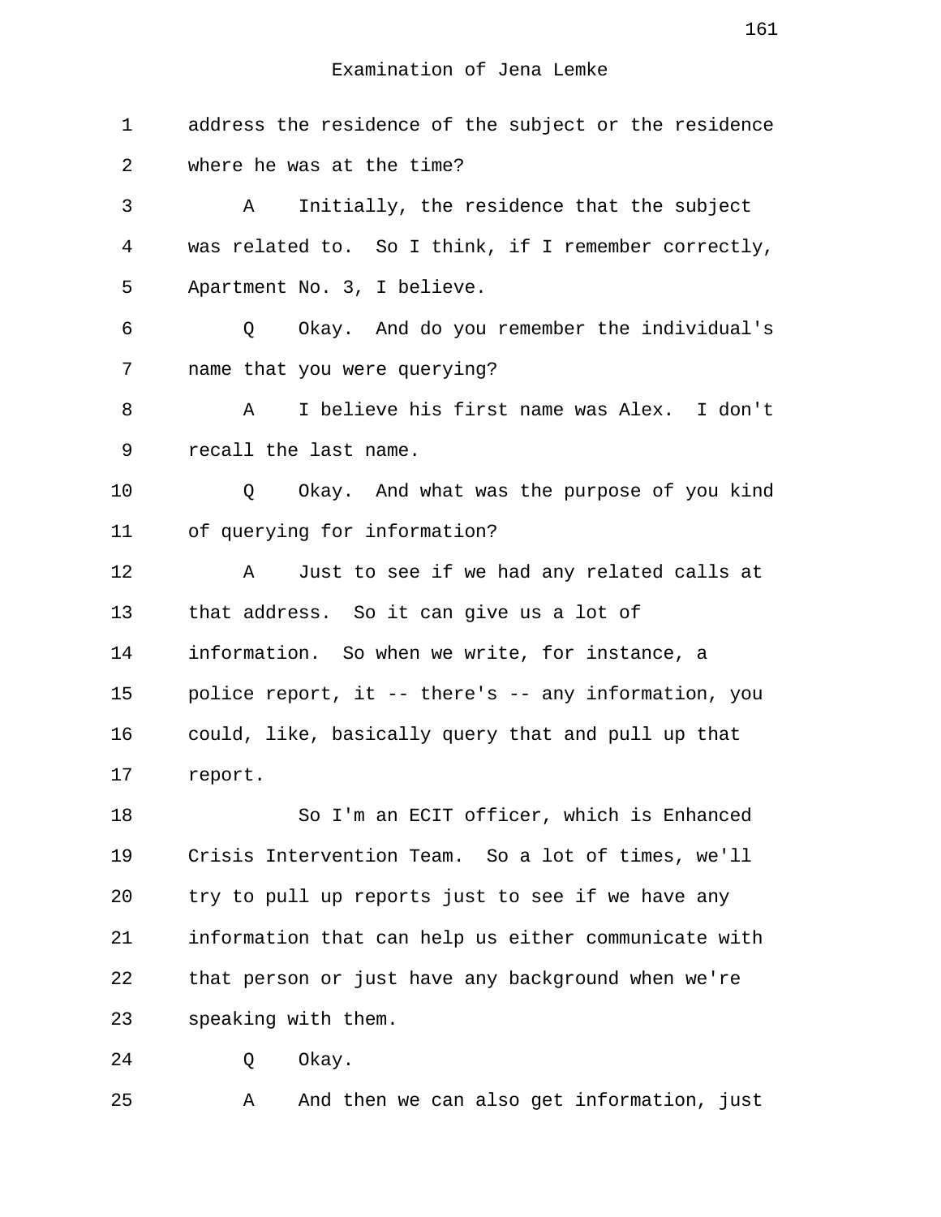Examination of Jena Lemke

1 address the residence of the subject or the residence
2 where he was at the time?
3 A Initially, the residence that the subject
4 was related to. So I think, if I remember correctly,
5 Apartment No. 3, I believe.
6 Q Okay. And do you remember the individual's
7 name that you were querying?
8 A I believe his first name was Alex. I don't
9 recall the last name.
10 Q Okay. And what was the purpose of you kind
11 of querying for information?
12 A Just to see if we had any related calls at
13 that address. So it can give us a lot of
14 information. So when we write, for instance, a
15 police report, it -- there's -- any information, you
16 could, like, basically query that and pull up that
17 report.
18 So I'm an ECIT officer, which is Enhanced
19 Crisis Intervention Team. So a lot of times, we'll
20 try to pull up reports just to see if we have any
21 information that can help us either communicate with
22 that person or just have any background when we're
23 speaking with them.
24 Q Okay.
25 A And then we can also get information, just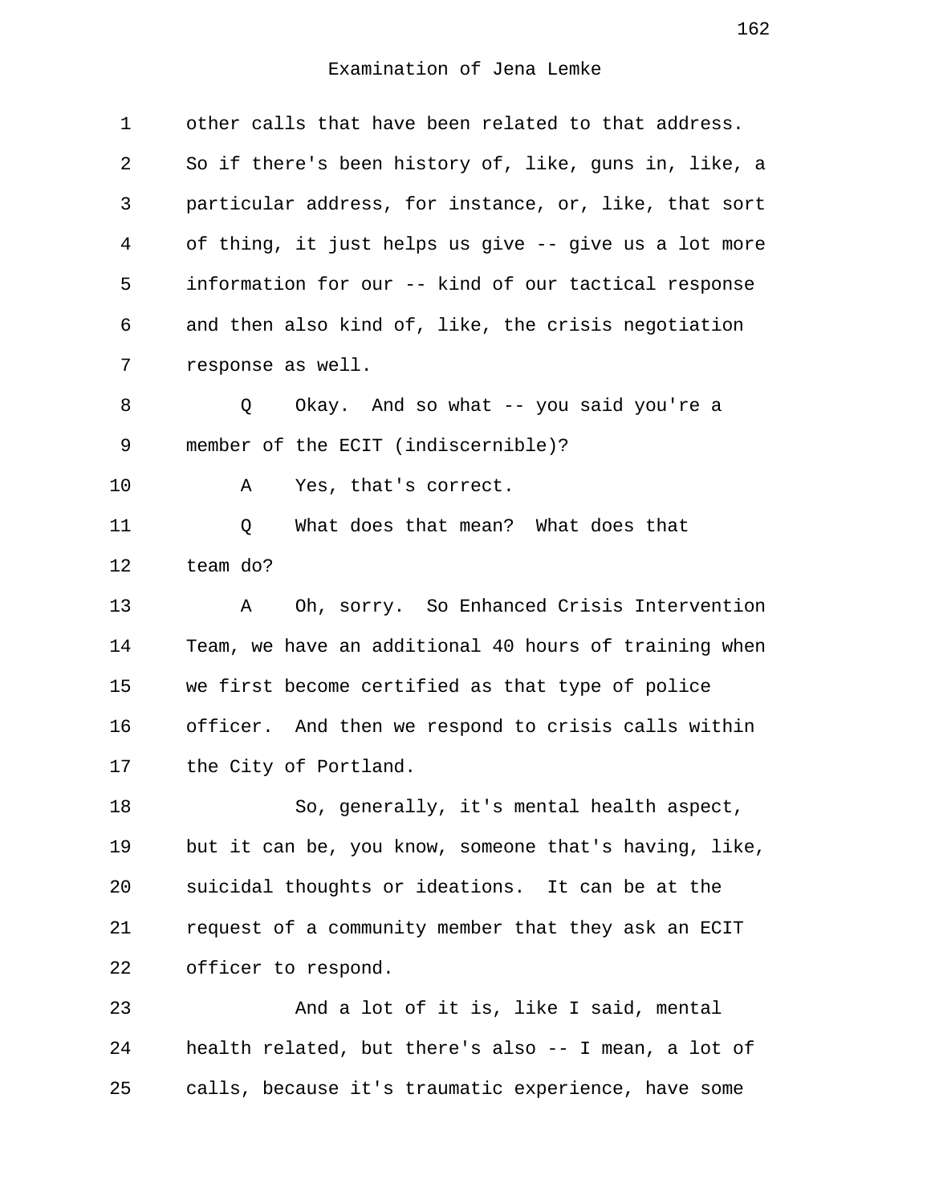Examination of Jena Lemke

other calls that have been related to that address. So if there's been history of, like, guns in, like, a particular address, for instance, or, like, that sort of thing, it just helps us give -- give us a lot more information for our -- kind of our tactical response and then also kind of, like, the crisis negotiation response as well.

Q Okay. And so what -- you said you're a member of the ECIT (indiscernible)?

A Yes, that's correct.

Q What does that mean? What does that team do?

A Oh, sorry. So Enhanced Crisis Intervention Team, we have an additional 40 hours of training when we first become certified as that type of police officer. And then we respond to crisis calls within the City of Portland.

So, generally, it's mental health aspect, but it can be, you know, someone that's having, like, suicidal thoughts or ideations. It can be at the request of a community member that they ask an ECIT officer to respond.

And a lot of it is, like I said, mental health related, but there's also -- I mean, a lot of calls, because it's traumatic experience, have some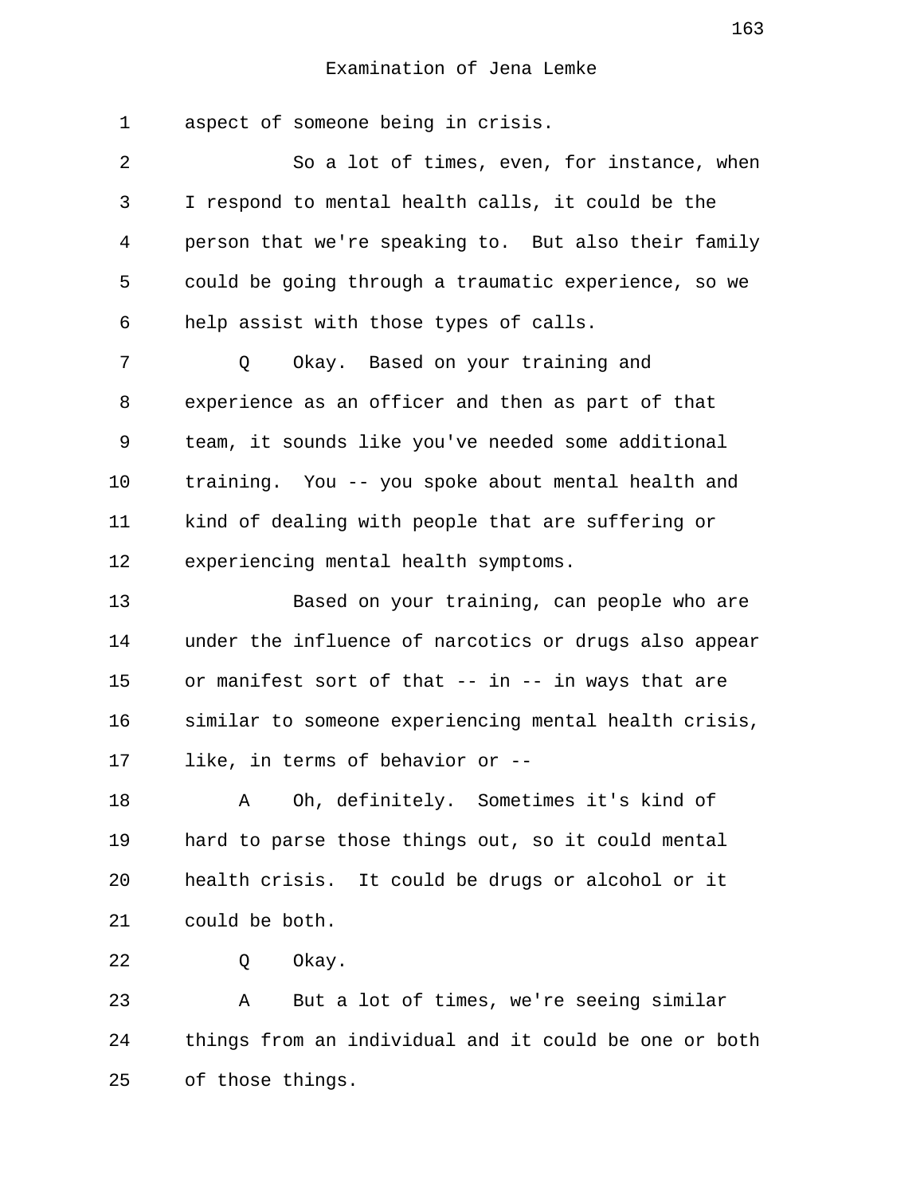aspect of someone being in crisis.

So a lot of times, even, for instance, when I respond to mental health calls, it could be the person that we're speaking to. But also their family could be going through a traumatic experience, so we help assist with those types of calls.

Q Okay. Based on your training and experience as an officer and then as part of that team, it sounds like you've needed some additional training. You -- you spoke about mental health and kind of dealing with people that are suffering or experiencing mental health symptoms.

Based on your training, can people who are under the influence of narcotics or drugs also appear or manifest sort of that -- in -- in ways that are similar to someone experiencing mental health crisis, like, in terms of behavior or --

A Oh, definitely. Sometimes it's kind of hard to parse those things out, so it could mental health crisis. It could be drugs or alcohol or it could be both.

Q Okay.

A But a lot of times, we're seeing similar things from an individual and it could be one or both of those things.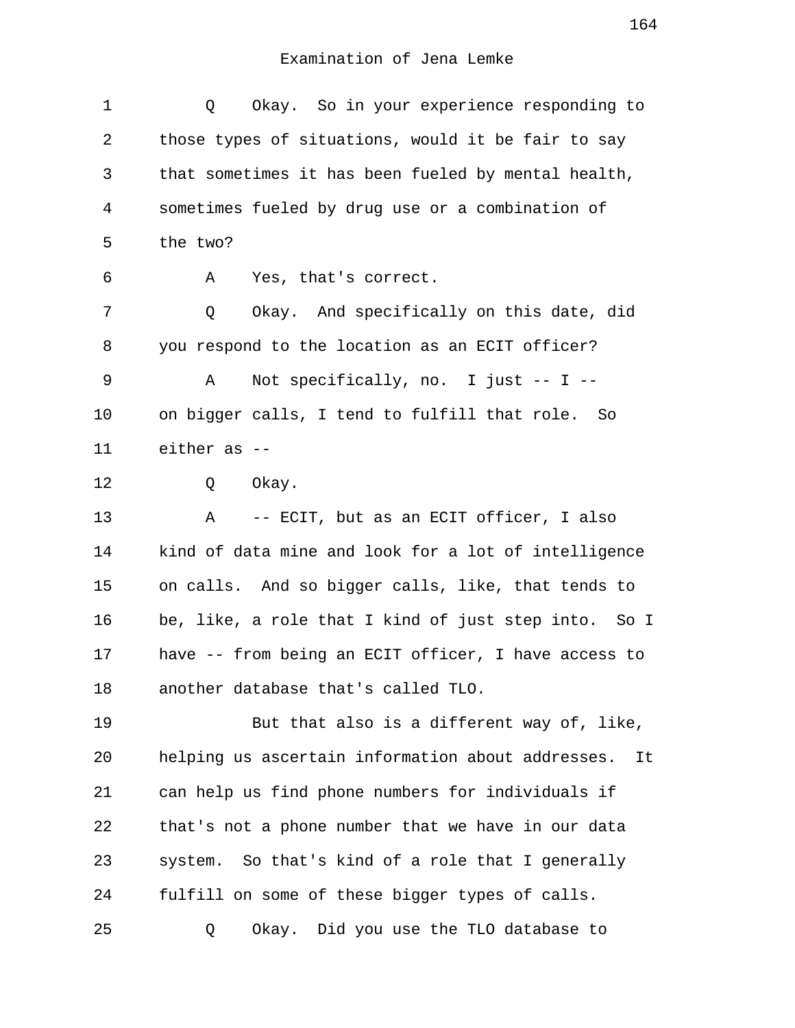Examination of Jena Lemke

1 Q Okay. So in your experience responding to
2 those types of situations, would it be fair to say
3 that sometimes it has been fueled by mental health,
4 sometimes fueled by drug use or a combination of
5 the two?
6 A Yes, that's correct.
7 Q Okay. And specifically on this date, did
8 you respond to the location as an ECIT officer?
9 A Not specifically, no. I just -- I --
10 on bigger calls, I tend to fulfill that role. So
11 either as --
12 Q Okay.
13 A -- ECIT, but as an ECIT officer, I also
14 kind of data mine and look for a lot of intelligence
15 on calls. And so bigger calls, like, that tends to
16 be, like, a role that I kind of just step into. So I
17 have -- from being an ECIT officer, I have access to
18 another database that's called TLO.
19 But that also is a different way of, like,
20 helping us ascertain information about addresses. It
21 can help us find phone numbers for individuals if
22 that's not a phone number that we have in our data
23 system. So that's kind of a role that I generally
24 fulfill on some of these bigger types of calls.
25 Q Okay. Did you use the TLO database to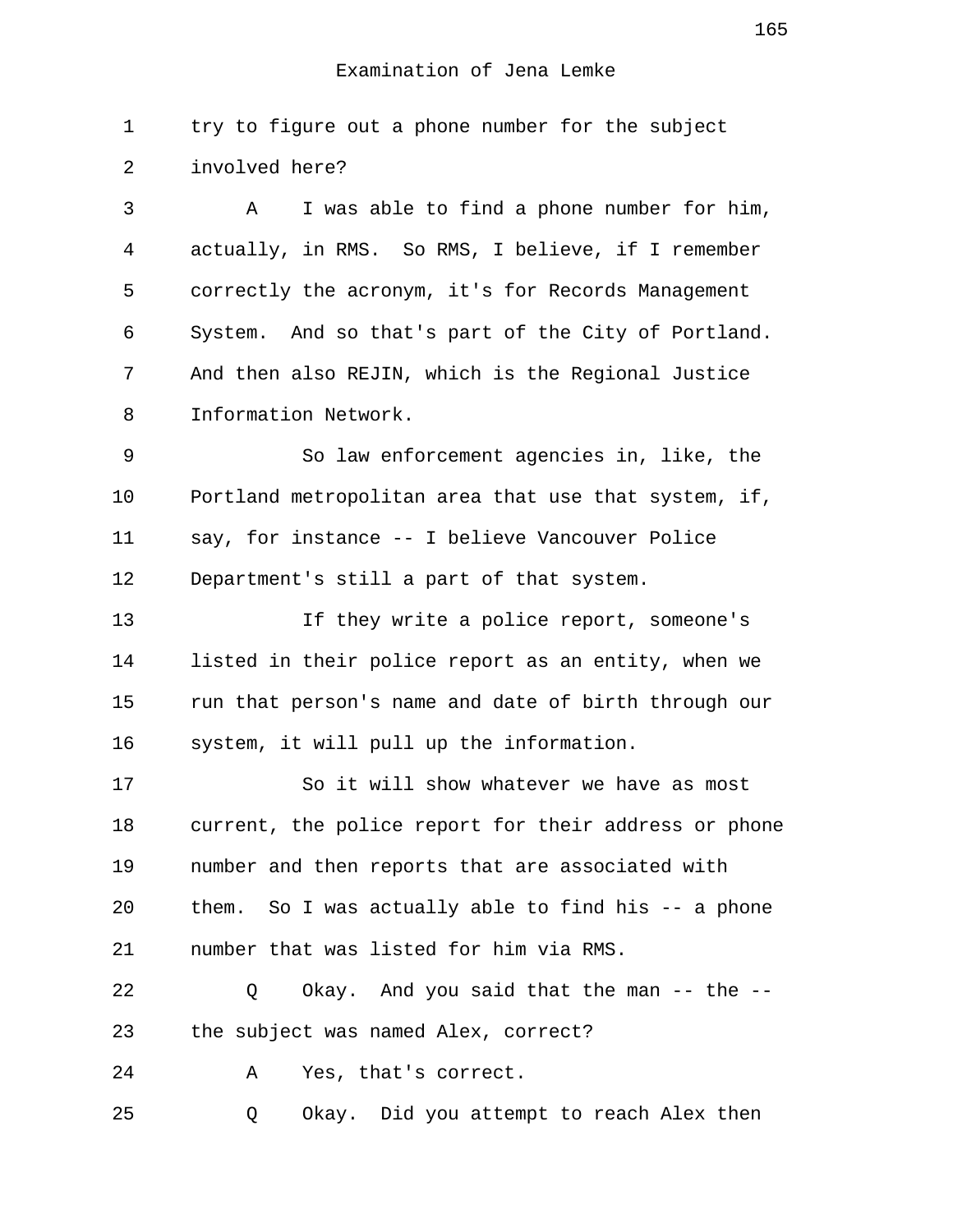Examination of Jena Lemke

1 try to figure out a phone number for the subject
2 involved here?
3 A I was able to find a phone number for him,
4 actually, in RMS. So RMS, I believe, if I remember
5 correctly the acronym, it's for Records Management
6 System. And so that's part of the City of Portland.
7 And then also REJIN, which is the Regional Justice
8 Information Network.
9 So law enforcement agencies in, like, the
10 Portland metropolitan area that use that system, if,
11 say, for instance -- I believe Vancouver Police
12 Department's still a part of that system.
13 If they write a police report, someone's
14 listed in their police report as an entity, when we
15 run that person's name and date of birth through our
16 system, it will pull up the information.
17 So it will show whatever we have as most
18 current, the police report for their address or phone
19 number and then reports that are associated with
20 them. So I was actually able to find his -- a phone
21 number that was listed for him via RMS.
22 Q Okay. And you said that the man -- the --
23 the subject was named Alex, correct?
24 A Yes, that's correct.
25 Q Okay. Did you attempt to reach Alex then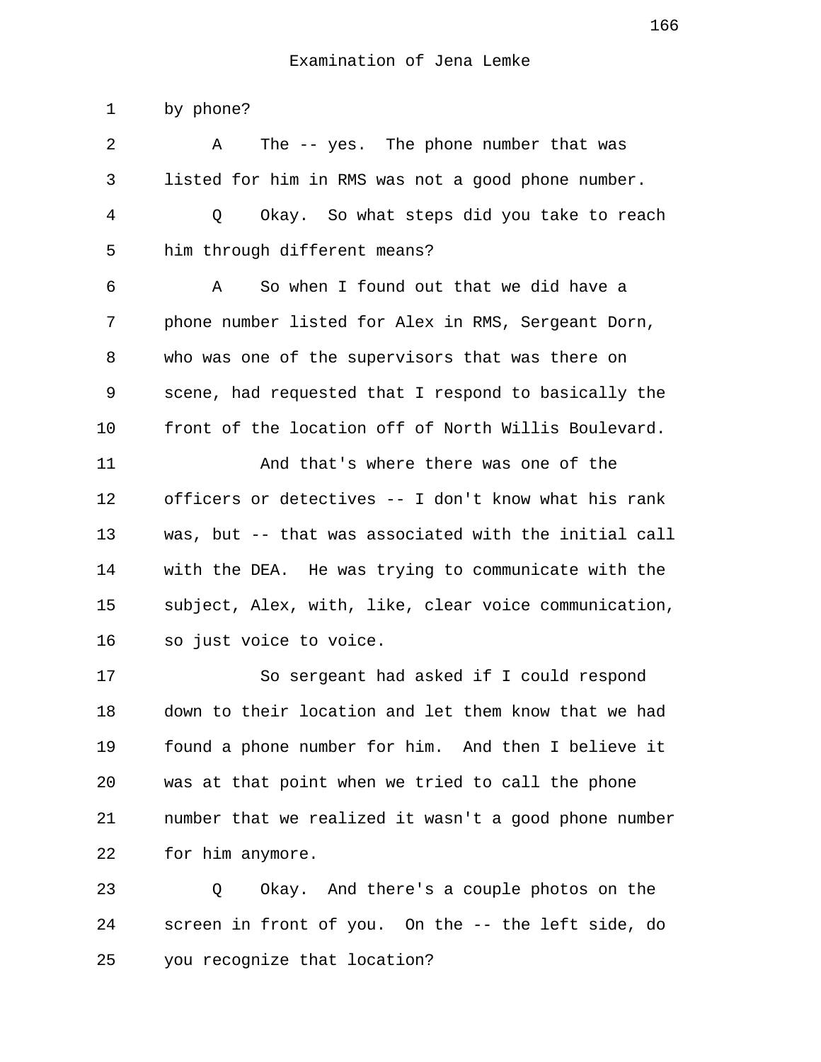by phone?

A The -- yes. The phone number that was listed for him in RMS was not a good phone number.

Q Okay. So what steps did you take to reach him through different means?

A So when I found out that we did have a phone number listed for Alex in RMS, Sergeant Dorn, who was one of the supervisors that was there on scene, had requested that I respond to basically the front of the location off of North Willis Boulevard.

And that's where there was one of the officers or detectives -- I don't know what his rank was, but -- that was associated with the initial call with the DEA. He was trying to communicate with the subject, Alex, with, like, clear voice communication, so just voice to voice.

So sergeant had asked if I could respond down to their location and let them know that we had found a phone number for him. And then I believe it was at that point when we tried to call the phone number that we realized it wasn't a good phone number for him anymore.

Q Okay. And there's a couple photos on the screen in front of you. On the -- the left side, do you recognize that location?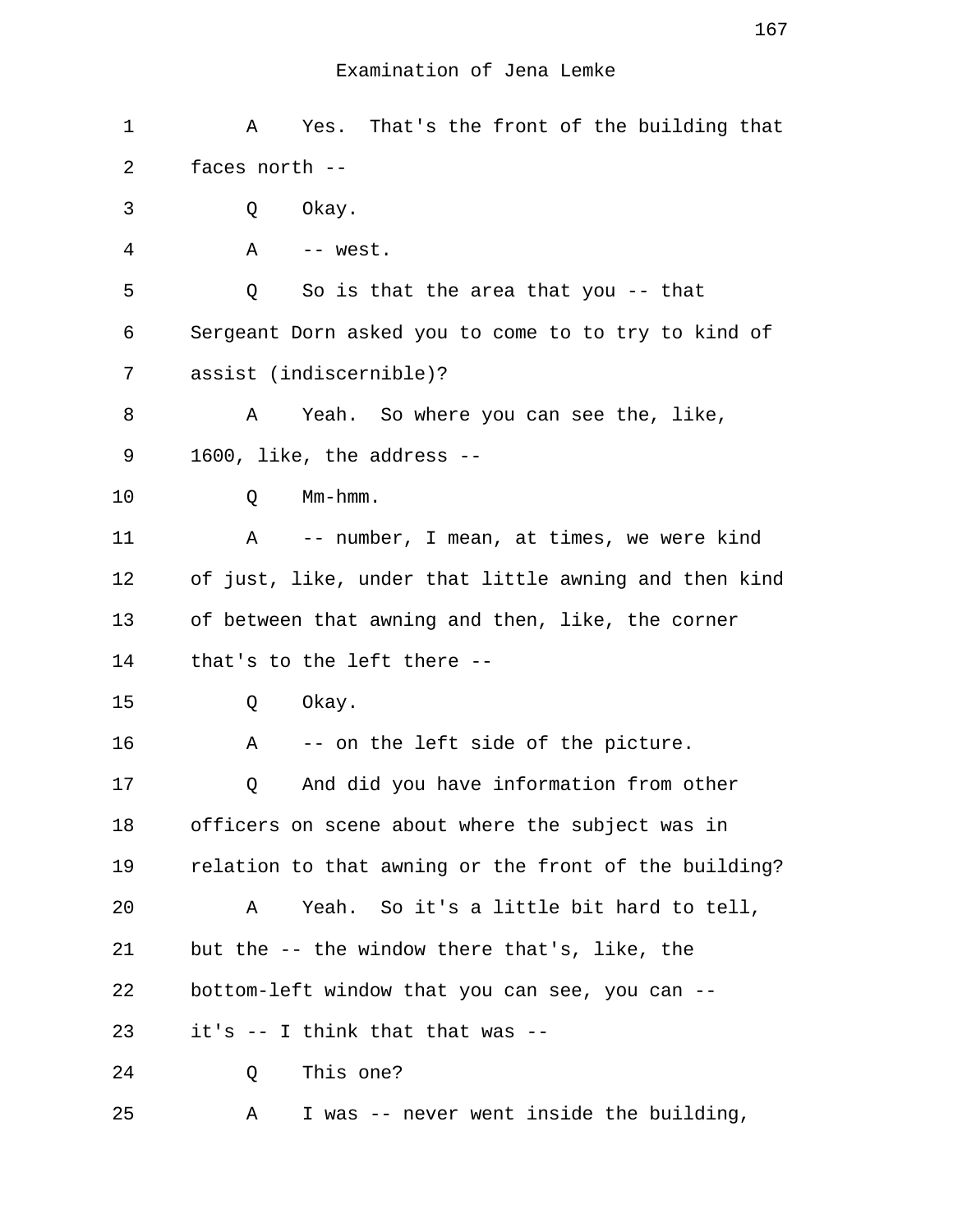Examination of Jena Lemke

1 A Yes. That's the front of the building that
2 faces north --
3 Q Okay.
4 A -- west.
5 Q So is that the area that you -- that
6 Sergeant Dorn asked you to come to to try to kind of
7 assist (indiscernible)?
8 A Yeah. So where you can see the, like,
9 1600, like, the address --
10 Q Mm-hmm.
11 A -- number, I mean, at times, we were kind
12 of just, like, under that little awning and then kind
13 of between that awning and then, like, the corner
14 that's to the left there --
15 Q Okay.
16 A -- on the left side of the picture.
17 Q And did you have information from other
18 officers on scene about where the subject was in
19 relation to that awning or the front of the building?
20 A Yeah. So it's a little bit hard to tell,
21 but the -- the window there that's, like, the
22 bottom-left window that you can see, you can --
23 it's -- I think that that was --
24 Q This one?
25 A I was -- never went inside the building,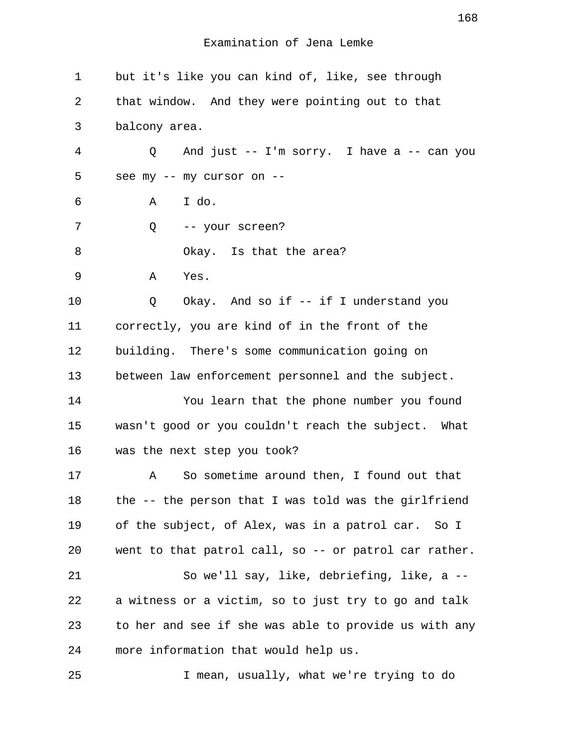Examination of Jena Lemke

1 but it's like you can kind of, like, see through
2 that window. And they were pointing out to that
3 balcony area.
4 Q And just -- I'm sorry. I have a -- can you
5 see my -- my cursor on --
6 A I do.
7 Q -- your screen?
8 Okay. Is that the area?
9 A Yes.
10 Q Okay. And so if -- if I understand you
11 correctly, you are kind of in the front of the
12 building. There's some communication going on
13 between law enforcement personnel and the subject.
14 You learn that the phone number you found
15 wasn't good or you couldn't reach the subject. What
16 was the next step you took?
17 A So sometime around then, I found out that
18 the -- the person that I was told was the girlfriend
19 of the subject, of Alex, was in a patrol car. So I
20 went to that patrol call, so -- or patrol car rather.
21 So we'll say, like, debriefing, like, a --
22 a witness or a victim, so to just try to go and talk
23 to her and see if she was able to provide us with any
24 more information that would help us.
25 I mean, usually, what we're trying to do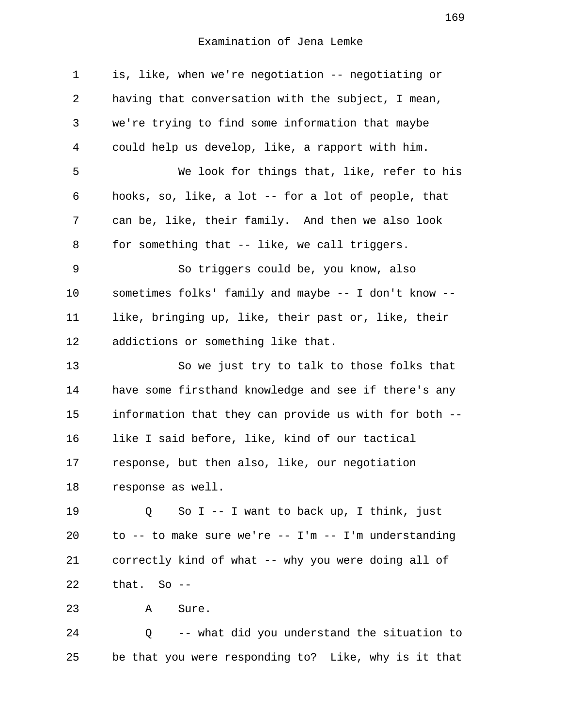Examination of Jena Lemke

is, like, when we're negotiation -- negotiating or having that conversation with the subject, I mean, we're trying to find some information that maybe could help us develop, like, a rapport with him.

We look for things that, like, refer to his hooks, so, like, a lot -- for a lot of people, that can be, like, their family. And then we also look for something that -- like, we call triggers.

So triggers could be, you know, also sometimes folks' family and maybe -- I don't know -- like, bringing up, like, their past or, like, their addictions or something like that.

So we just try to talk to those folks that have some firsthand knowledge and see if there's any information that they can provide us with for both -- like I said before, like, kind of our tactical response, but then also, like, our negotiation response as well.

Q So I -- I want to back up, I think, just to -- to make sure we're -- I'm -- I'm understanding correctly kind of what -- why you were doing all of that. So --

A Sure.

Q -- what did you understand the situation to be that you were responding to? Like, why is it that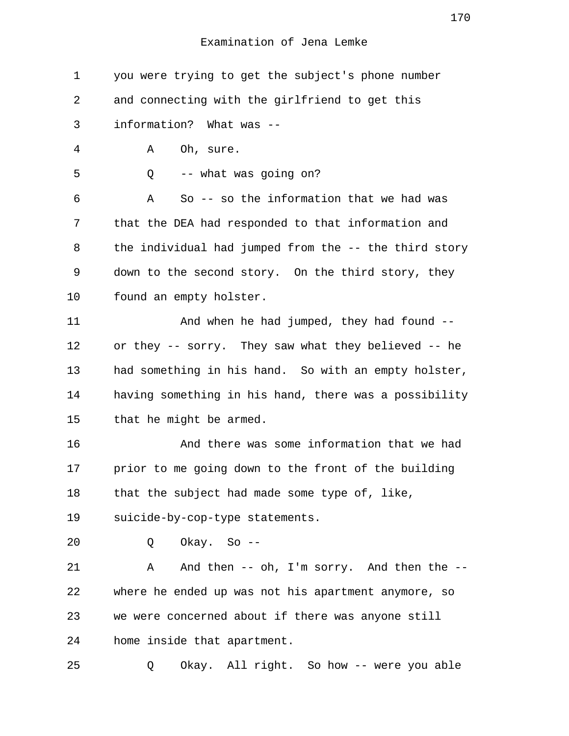Examination of Jena Lemke

1 you were trying to get the subject's phone number
2 and connecting with the girlfriend to get this
3 information? What was --
4 A Oh, sure.
5 Q -- what was going on?
6 A So -- so the information that we had was
7 that the DEA had responded to that information and
8 the individual had jumped from the -- the third story
9 down to the second story. On the third story, they
10 found an empty holster.
11 And when he had jumped, they had found --
12 or they -- sorry. They saw what they believed -- he
13 had something in his hand. So with an empty holster,
14 having something in his hand, there was a possibility
15 that he might be armed.
16 And there was some information that we had
17 prior to me going down to the front of the building
18 that the subject had made some type of, like,
19 suicide-by-cop-type statements.
20 Q Okay. So --
21 A And then -- oh, I'm sorry. And then the --
22 where he ended up was not his apartment anymore, so
23 we were concerned about if there was anyone still
24 home inside that apartment.
25 Q Okay. All right. So how -- were you able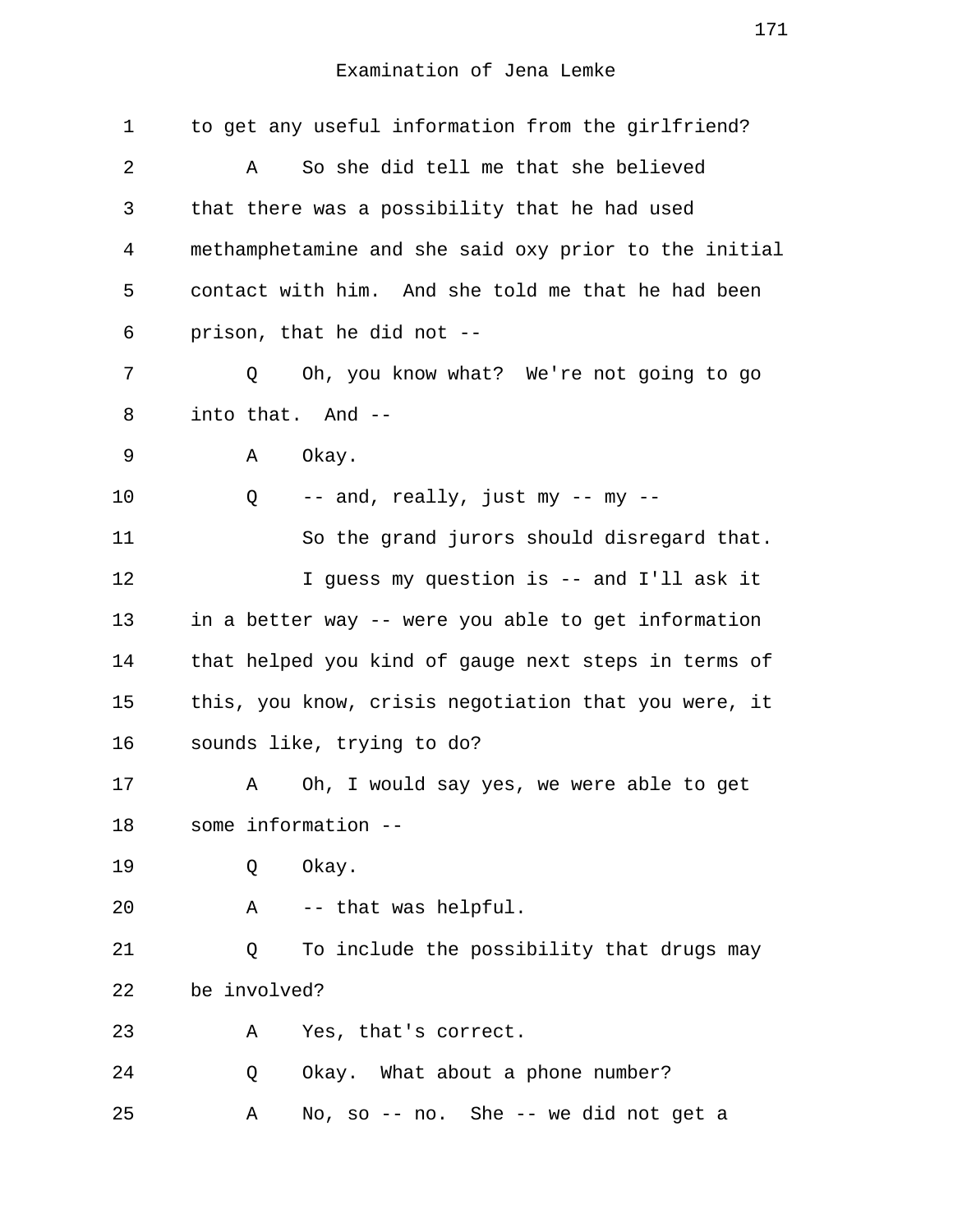1 to get any useful information from the girlfriend?

2 A So she did tell me that she believed

3 that there was a possibility that he had used

4 methamphetamine and she said oxy prior to the initial

5 contact with him. And she told me that he had been

6 prison, that he did not --

7 Q Oh, you know what? We're not going to go

8 into that. And --

9 A Okay.

10 Q -- and, really, just my -- my --

11 So the grand jurors should disregard that.

12 I guess my question is -- and I'll ask it

13 in a better way -- were you able to get information

14 that helped you kind of gauge next steps in terms of

15 this, you know, crisis negotiation that you were, it

16 sounds like, trying to do?

17 A Oh, I would say yes, we were able to get

18 some information --

19 Q Okay.

20 A -- that was helpful.

21 Q To include the possibility that drugs may

22 be involved?

23 A Yes, that's correct.

24 Q Okay. What about a phone number?

25 A No, so -- no. She -- we did not get a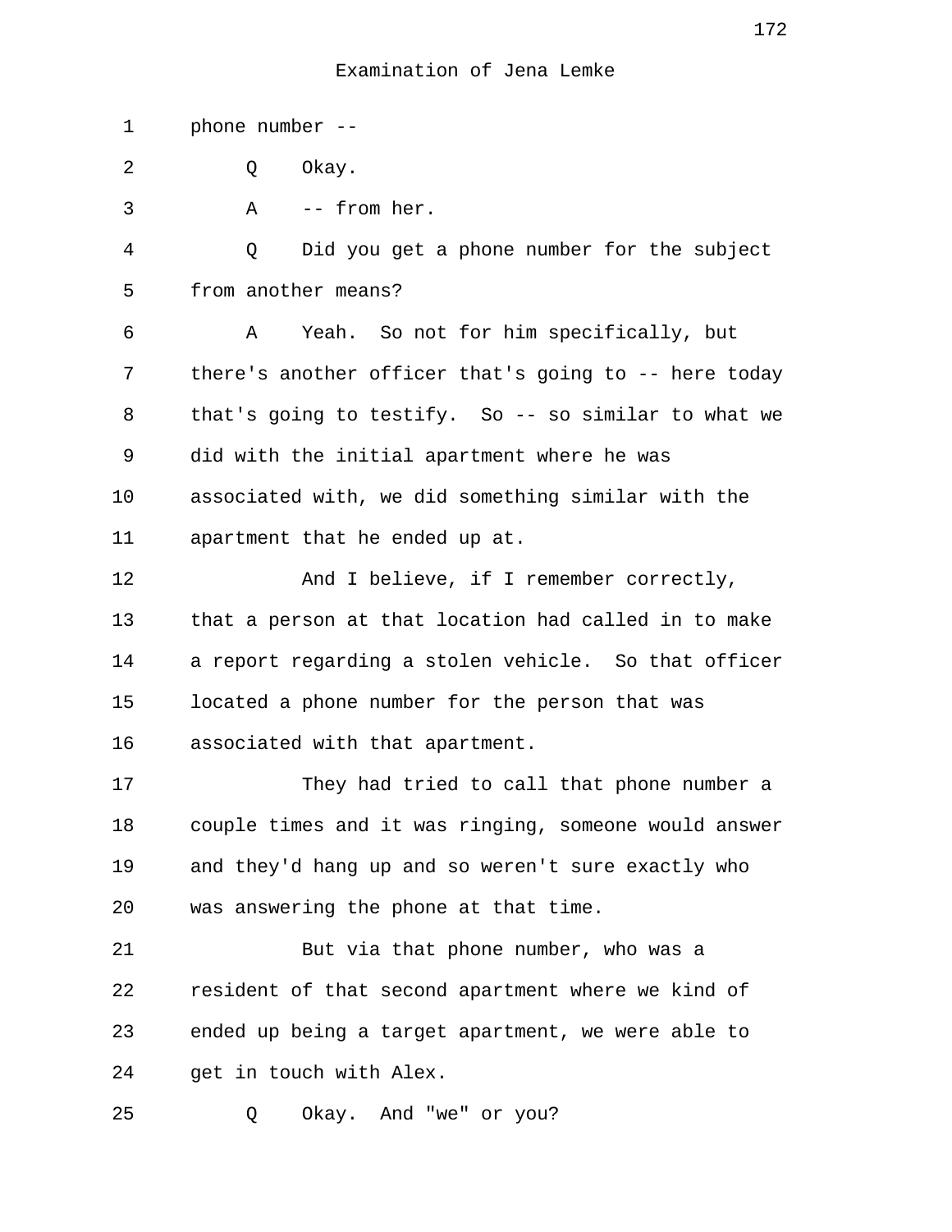Examination of Jena Lemke

1 phone number --

2 Q Okay.

3 A -- from her.

4 Q Did you get a phone number for the subject

5 from another means?

6 A Yeah. So not for him specifically, but

7 there's another officer that's going to -- here today

8 that's going to testify. So -- so similar to what we

9 did with the initial apartment where he was

10 associated with, we did something similar with the

11 apartment that he ended up at.

12 And I believe, if I remember correctly,

13 that a person at that location had called in to make

14 a report regarding a stolen vehicle. So that officer

15 located a phone number for the person that was

16 associated with that apartment.

17 They had tried to call that phone number a

18 couple times and it was ringing, someone would answer

19 and they'd hang up and so weren't sure exactly who

20 was answering the phone at that time.

21 But via that phone number, who was a

22 resident of that second apartment where we kind of

23 ended up being a target apartment, we were able to

24 get in touch with Alex.

25 Q Okay. And "we" or you?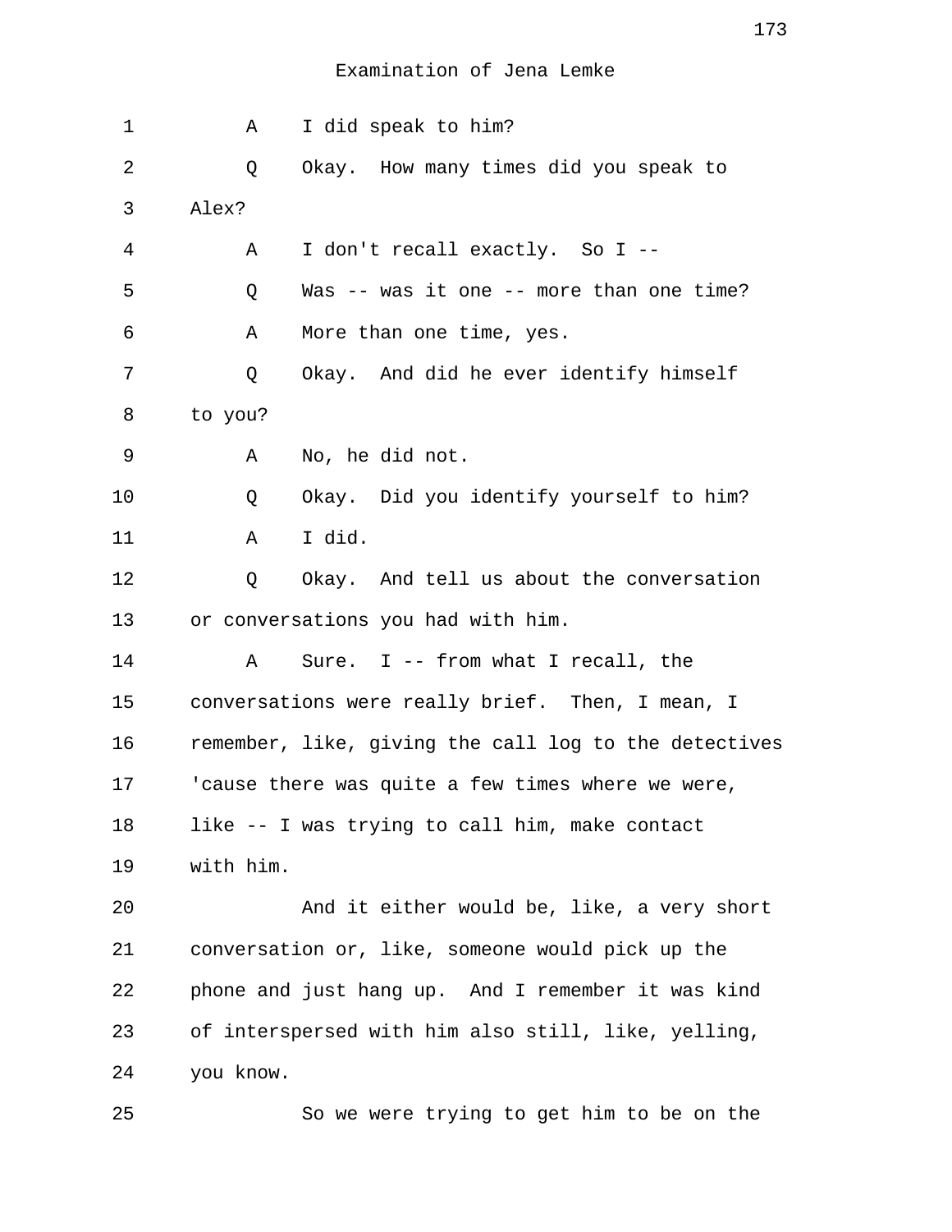Examination of Jena Lemke

A I did speak to him?

Q Okay. How many times did you speak to Alex?

A I don't recall exactly. So I --

Q Was -- was it one -- more than one time?

A More than one time, yes.

Q Okay. And did he ever identify himself to you?

A No, he did not.

Q Okay. Did you identify yourself to him?

A I did.

Q Okay. And tell us about the conversation or conversations you had with him.

A Sure. I -- from what I recall, the conversations were really brief. Then, I mean, I remember, like, giving the call log to the detectives 'cause there was quite a few times where we were, like -- I was trying to call him, make contact with him.

And it either would be, like, a very short conversation or, like, someone would pick up the phone and just hang up. And I remember it was kind of interspersed with him also still, like, yelling, you know.

So we were trying to get him to be on the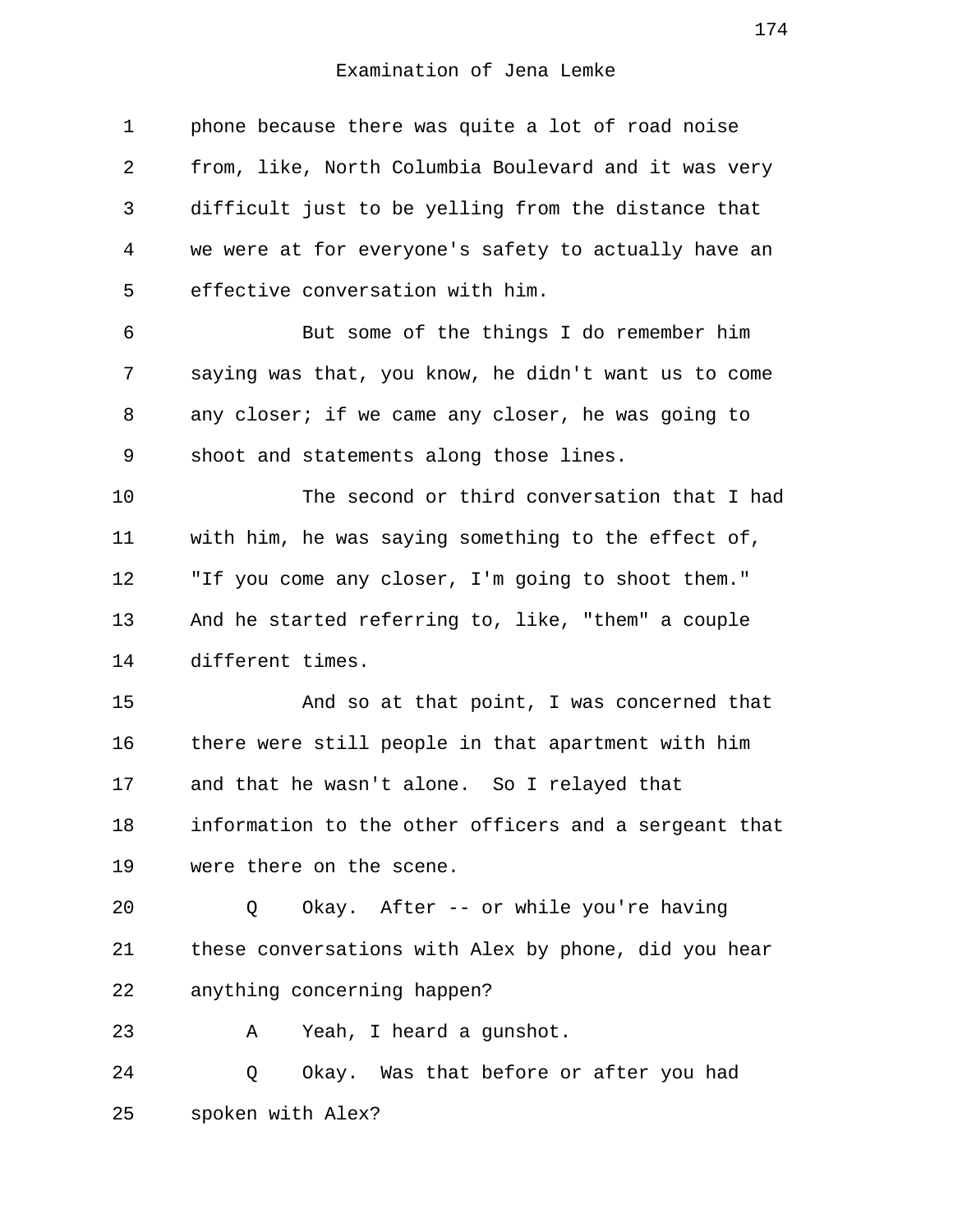Examination of Jena Lemke

phone because there was quite a lot of road noise from, like, North Columbia Boulevard and it was very difficult just to be yelling from the distance that we were at for everyone's safety to actually have an effective conversation with him.

But some of the things I do remember him saying was that, you know, he didn't want us to come any closer; if we came any closer, he was going to shoot and statements along those lines.

The second or third conversation that I had with him, he was saying something to the effect of, "If you come any closer, I'm going to shoot them." And he started referring to, like, "them" a couple different times.

And so at that point, I was concerned that there were still people in that apartment with him and that he wasn't alone. So I relayed that information to the other officers and a sergeant that were there on the scene.

Q Okay. After -- or while you're having these conversations with Alex by phone, did you hear anything concerning happen?

A Yeah, I heard a gunshot.

Q Okay. Was that before or after you had spoken with Alex?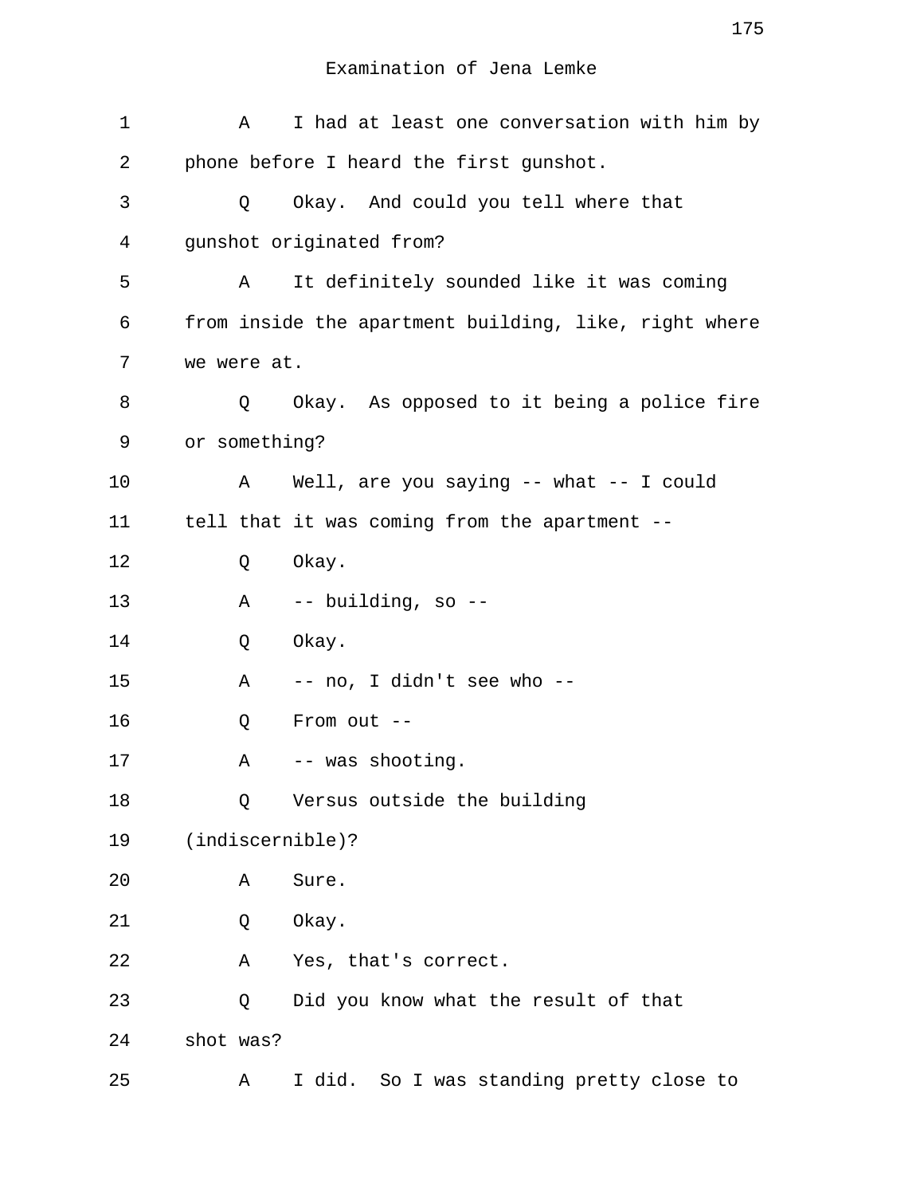Examination of Jena Lemke

1 A I had at least one conversation with him by
2 phone before I heard the first gunshot.
3 Q Okay. And could you tell where that
4 gunshot originated from?
5 A It definitely sounded like it was coming
6 from inside the apartment building, like, right where
7 we were at.
8 Q Okay. As opposed to it being a police fire
9 or something?
10 A Well, are you saying -- what -- I could
11 tell that it was coming from the apartment --
12 Q Okay.
13 A -- building, so --
14 Q Okay.
15 A -- no, I didn't see who --
16 Q From out --
17 A -- was shooting.
18 Q Versus outside the building
19 (indiscernible)?
20 A Sure.
21 Q Okay.
22 A Yes, that's correct.
23 Q Did you know what the result of that
24 shot was?
25 A I did. So I was standing pretty close to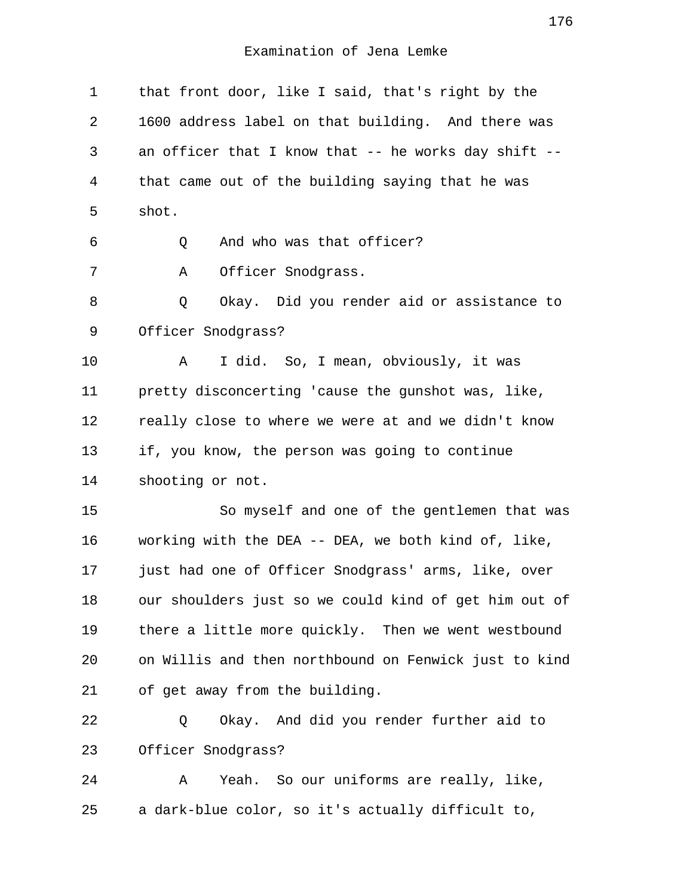that front door, like I said, that's right by the 1600 address label on that building. And there was an officer that I know that -- he works day shift -- that came out of the building saying that he was shot.

Q And who was that officer?

A Officer Snodgrass.

Q Okay. Did you render aid or assistance to Officer Snodgrass?

A I did. So, I mean, obviously, it was pretty disconcerting 'cause the gunshot was, like, really close to where we were at and we didn't know if, you know, the person was going to continue shooting or not.

So myself and one of the gentlemen that was working with the DEA -- DEA, we both kind of, like, just had one of Officer Snodgrass' arms, like, over our shoulders just so we could kind of get him out of there a little more quickly. Then we went westbound on Willis and then northbound on Fenwick just to kind of get away from the building.

Q Okay. And did you render further aid to Officer Snodgrass?

A Yeah. So our uniforms are really, like, a dark-blue color, so it's actually difficult to,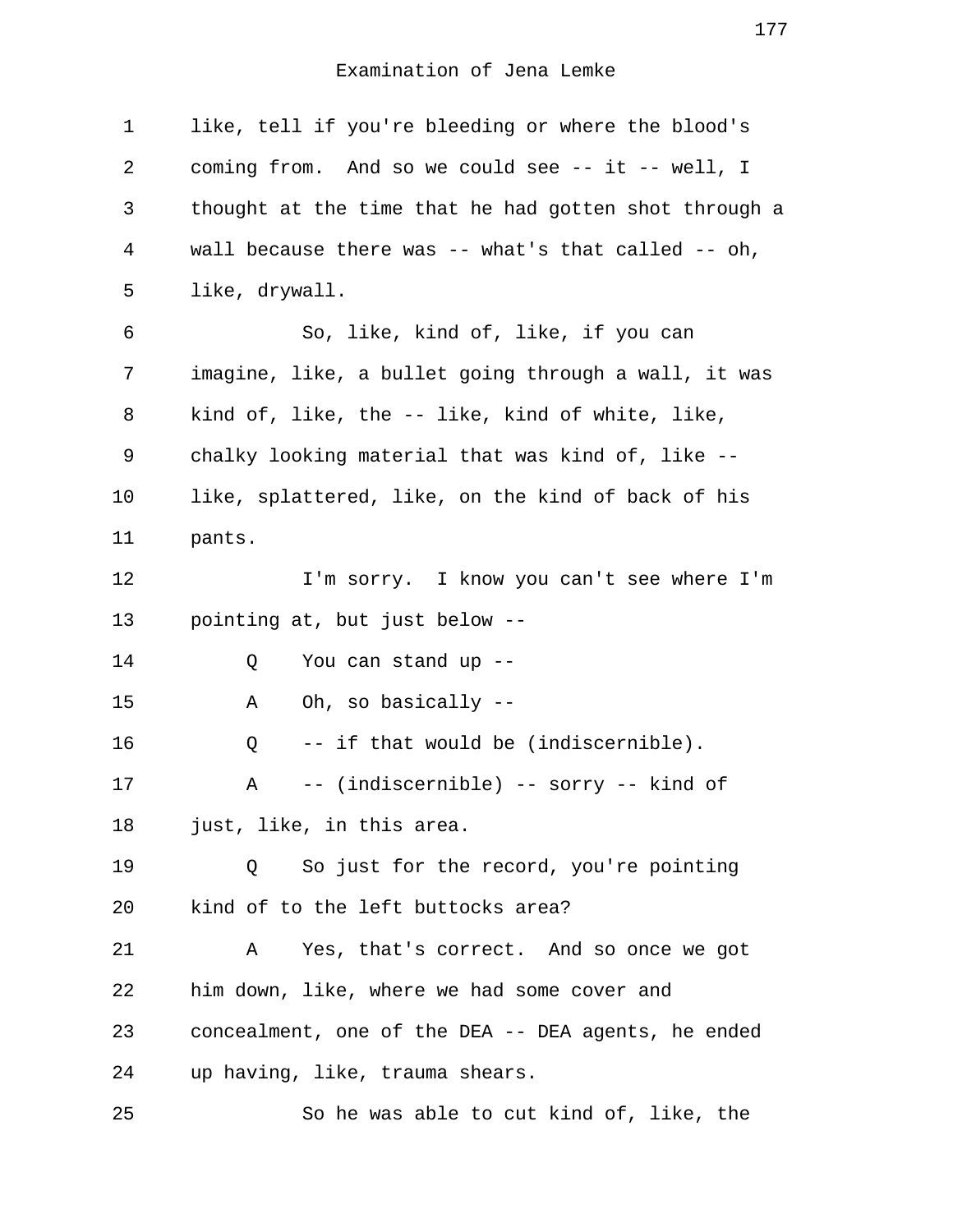Examination of Jena Lemke

1 like, tell if you're bleeding or where the blood's
2 coming from. And so we could see -- it -- well, I
3 thought at the time that he had gotten shot through a
4 wall because there was -- what's that called -- oh,
5 like, drywall.
6 So, like, kind of, like, if you can
7 imagine, like, a bullet going through a wall, it was
8 kind of, like, the -- like, kind of white, like,
9 chalky looking material that was kind of, like --
10 like, splattered, like, on the kind of back of his
11 pants.
12 I'm sorry. I know you can't see where I'm
13 pointing at, but just below --
14 Q You can stand up --
15 A Oh, so basically --
16 Q -- if that would be (indiscernible).
17 A -- (indiscernible) -- sorry -- kind of
18 just, like, in this area.
19 Q So just for the record, you're pointing
20 kind of to the left buttocks area?
21 A Yes, that's correct. And so once we got
22 him down, like, where we had some cover and
23 concealment, one of the DEA -- DEA agents, he ended
24 up having, like, trauma shears.
25 So he was able to cut kind of, like, the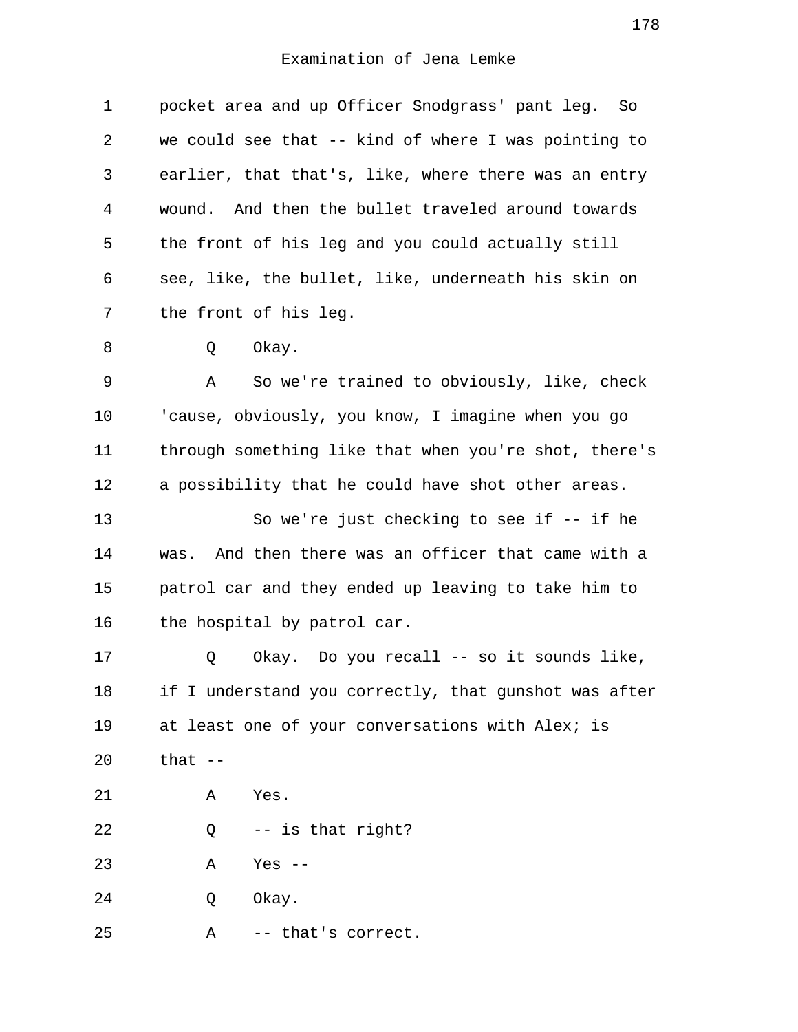Examination of Jena Lemke

1 pocket area and up Officer Snodgrass' pant leg. So
2 we could see that -- kind of where I was pointing to
3 earlier, that that's, like, where there was an entry
4 wound. And then the bullet traveled around towards
5 the front of his leg and you could actually still
6 see, like, the bullet, like, underneath his skin on
7 the front of his leg.

8 Q Okay.

9 A So we're trained to obviously, like, check
10 'cause, obviously, you know, I imagine when you go
11 through something like that when you're shot, there's
12 a possibility that he could have shot other areas.

13 So we're just checking to see if -- if he
14 was. And then there was an officer that came with a
15 patrol car and they ended up leaving to take him to
16 the hospital by patrol car.

17 Q Okay. Do you recall -- so it sounds like,
18 if I understand you correctly, that gunshot was after
19 at least one of your conversations with Alex; is
20 that --

21 A Yes.

22 Q -- is that right?

23 A Yes --

24 Q Okay.

25 A -- that's correct.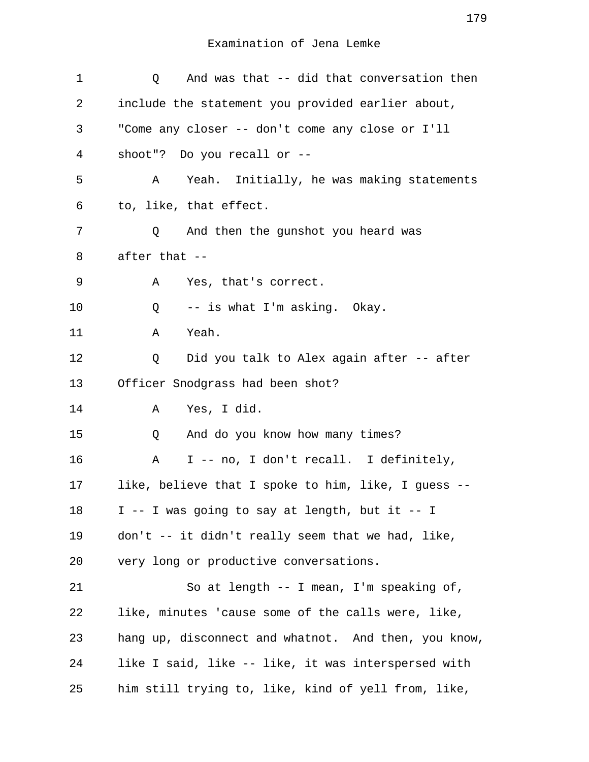Examination of Jena Lemke

1 Q And was that -- did that conversation then
2 include the statement you provided earlier about,
3 "Come any closer -- don't come any close or I'll
4 shoot"? Do you recall or --
5 A Yeah. Initially, he was making statements
6 to, like, that effect.
7 Q And then the gunshot you heard was
8 after that --
9 A Yes, that's correct.
10 Q -- is what I'm asking. Okay.
11 A Yeah.
12 Q Did you talk to Alex again after -- after
13 Officer Snodgrass had been shot?
14 A Yes, I did.
15 Q And do you know how many times?
16 A I -- no, I don't recall. I definitely,
17 like, believe that I spoke to him, like, I guess --
18 I -- I was going to say at length, but it -- I
19 don't -- it didn't really seem that we had, like,
20 very long or productive conversations.
21 So at length -- I mean, I'm speaking of,
22 like, minutes 'cause some of the calls were, like,
23 hang up, disconnect and whatnot. And then, you know,
24 like I said, like -- like, it was interspersed with
25 him still trying to, like, kind of yell from, like,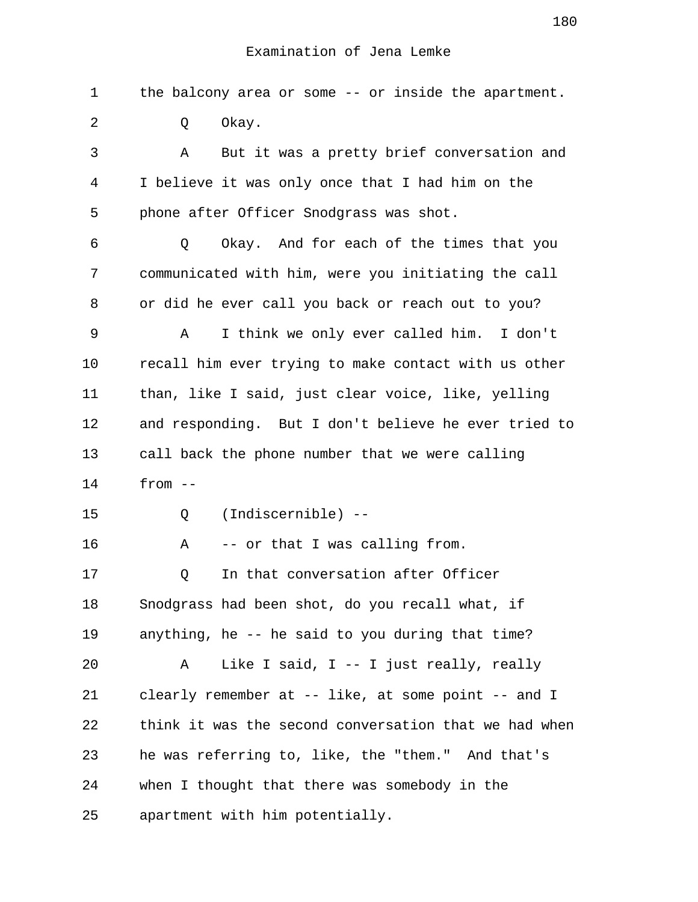Examination of Jena Lemke

1 the balcony area or some -- or inside the apartment.

2 Q Okay.

3 A But it was a pretty brief conversation and

4 I believe it was only once that I had him on the

5 phone after Officer Snodgrass was shot.

6 Q Okay. And for each of the times that you

7 communicated with him, were you initiating the call

8 or did he ever call you back or reach out to you?

9 A I think we only ever called him. I don't

10 recall him ever trying to make contact with us other

11 than, like I said, just clear voice, like, yelling

12 and responding. But I don't believe he ever tried to

13 call back the phone number that we were calling

14 from --

15 Q (Indiscernible) --

16 A -- or that I was calling from.

17 Q In that conversation after Officer

18 Snodgrass had been shot, do you recall what, if

19 anything, he -- he said to you during that time?

20 A Like I said, I -- I just really, really

21 clearly remember at -- like, at some point -- and I

22 think it was the second conversation that we had when

23 he was referring to, like, the "them." And that's

24 when I thought that there was somebody in the

25 apartment with him potentially.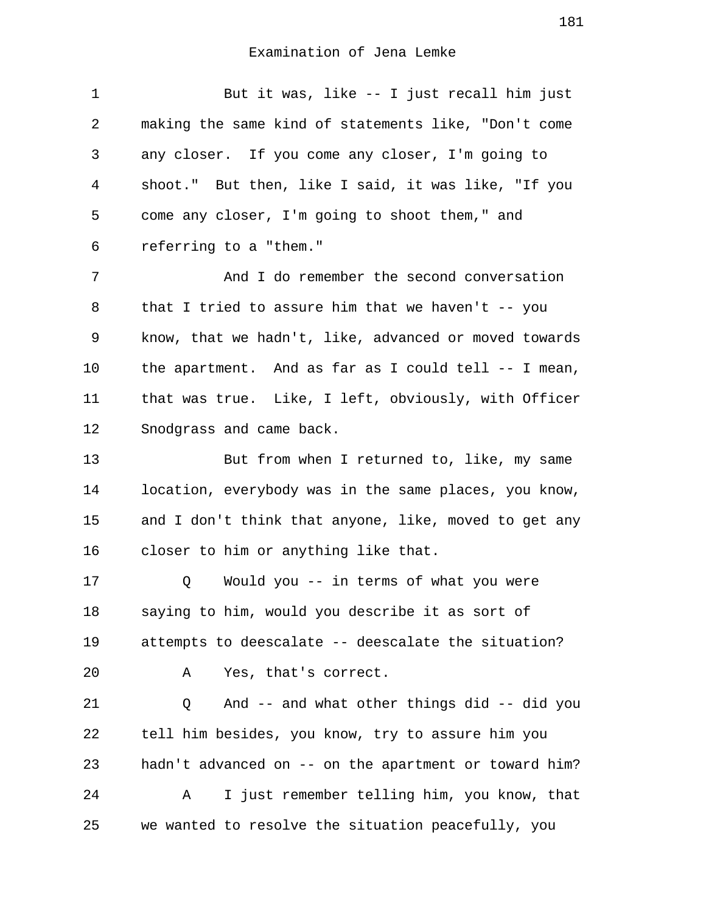Examination of Jena Lemke

1 But it was, like -- I just recall him just
2 making the same kind of statements like, "Don't come
3 any closer. If you come any closer, I'm going to
4 shoot." But then, like I said, it was like, "If you
5 come any closer, I'm going to shoot them," and
6 referring to a "them."
7 And I do remember the second conversation
8 that I tried to assure him that we haven't -- you
9 know, that we hadn't, like, advanced or moved towards
10 the apartment. And as far as I could tell -- I mean,
11 that was true. Like, I left, obviously, with Officer
12 Snodgrass and came back.
13 But from when I returned to, like, my same
14 location, everybody was in the same places, you know,
15 and I don't think that anyone, like, moved to get any
16 closer to him or anything like that.
17 Q Would you -- in terms of what you were
18 saying to him, would you describe it as sort of
19 attempts to deescalate -- deescalate the situation?
20 A Yes, that's correct.
21 Q And -- and what other things did -- did you
22 tell him besides, you know, try to assure him you
23 hadn't advanced on -- on the apartment or toward him?
24 A I just remember telling him, you know, that
25 we wanted to resolve the situation peacefully, you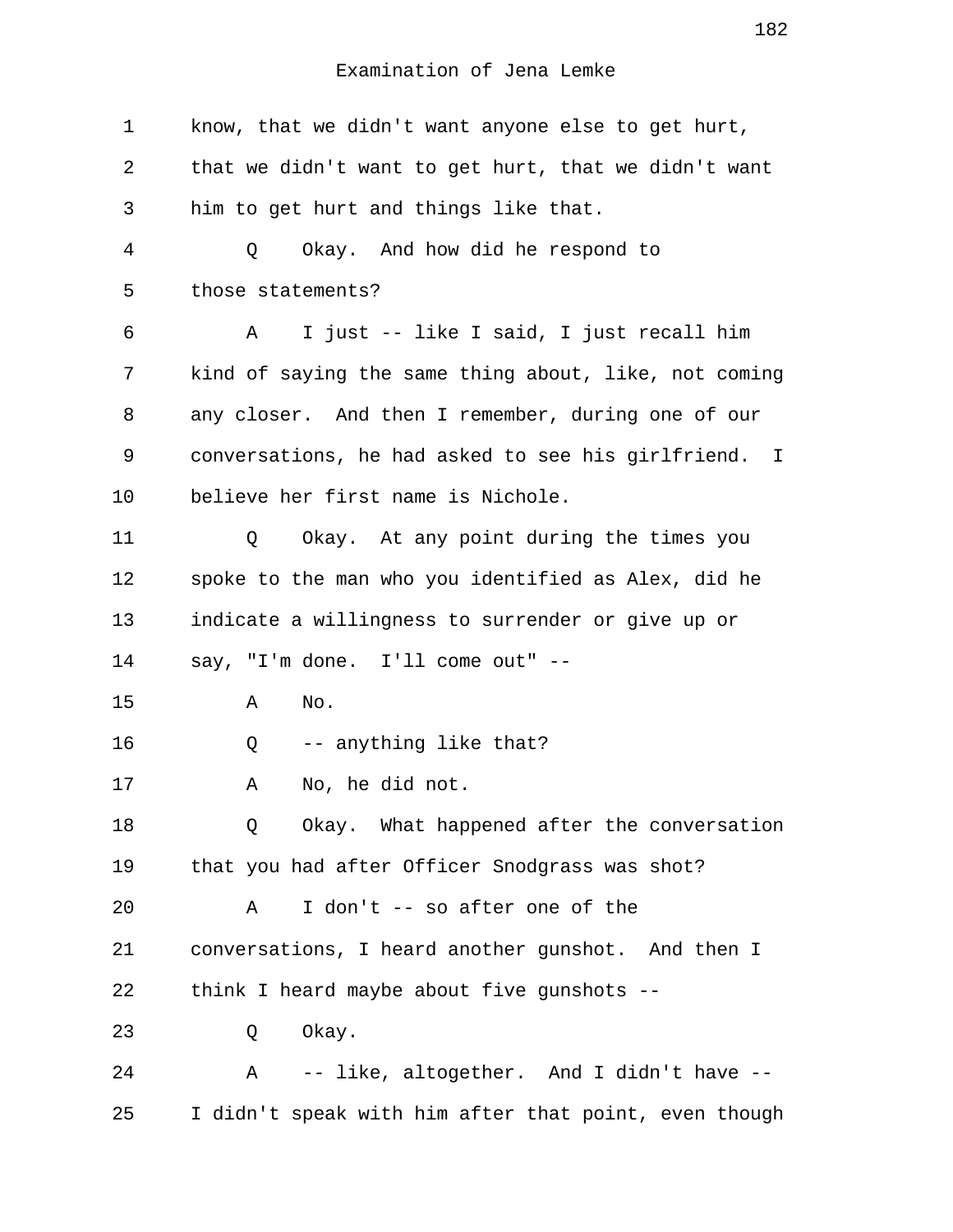Examination of Jena Lemke

1 know, that we didn't want anyone else to get hurt,
2 that we didn't want to get hurt, that we didn't want
3 him to get hurt and things like that.

4 Q Okay. And how did he respond to
5 those statements?

6 A I just -- like I said, I just recall him
7 kind of saying the same thing about, like, not coming
8 any closer. And then I remember, during one of our
9 conversations, he had asked to see his girlfriend. I
10 believe her first name is Nichole.

11 Q Okay. At any point during the times you
12 spoke to the man who you identified as Alex, did he
13 indicate a willingness to surrender or give up or
14 say, "I'm done. I'll come out" --

15 A No.

16 Q -- anything like that?

17 A No, he did not.

18 Q Okay. What happened after the conversation
19 that you had after Officer Snodgrass was shot?

20 A I don't -- so after one of the
21 conversations, I heard another gunshot. And then I
22 think I heard maybe about five gunshots --

23 Q Okay.

24 A -- like, altogether. And I didn't have --
25 I didn't speak with him after that point, even though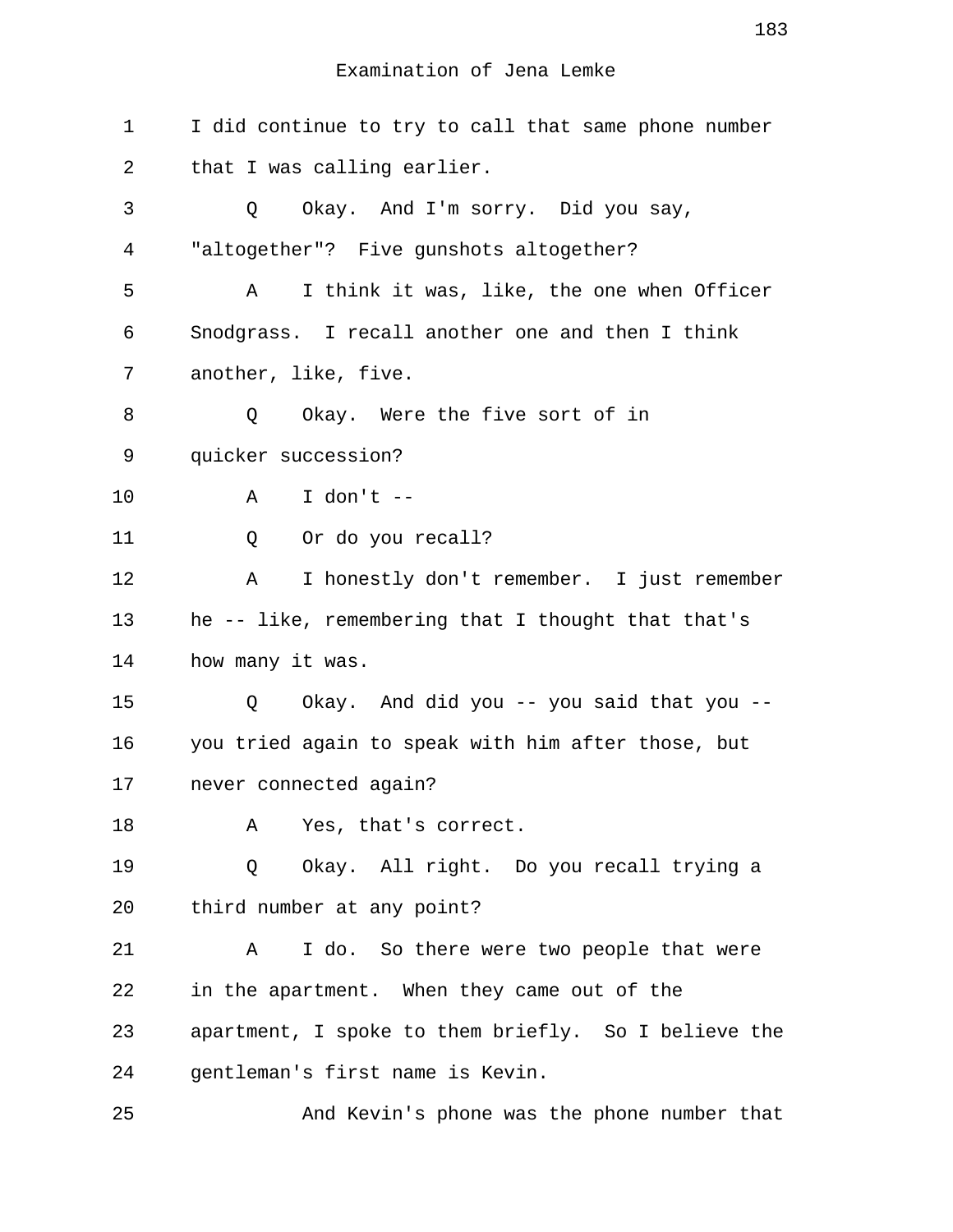Examination of Jena Lemke

1 I did continue to try to call that same phone number
2 that I was calling earlier.
3 Q Okay. And I'm sorry. Did you say,
4 "altogether"? Five gunshots altogether?
5 A I think it was, like, the one when Officer
6 Snodgrass. I recall another one and then I think
7 another, like, five.
8 Q Okay. Were the five sort of in
9 quicker succession?
10 A I don't --
11 Q Or do you recall?
12 A I honestly don't remember. I just remember
13 he -- like, remembering that I thought that that's
14 how many it was.
15 Q Okay. And did you -- you said that you --
16 you tried again to speak with him after those, but
17 never connected again?
18 A Yes, that's correct.
19 Q Okay. All right. Do you recall trying a
20 third number at any point?
21 A I do. So there were two people that were
22 in the apartment. When they came out of the
23 apartment, I spoke to them briefly. So I believe the
24 gentleman's first name is Kevin.
25 And Kevin's phone was the phone number that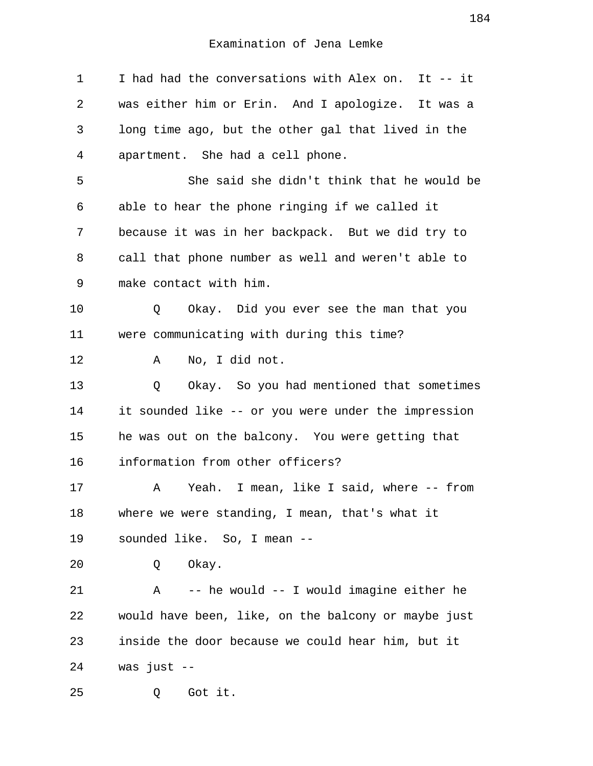I had had the conversations with Alex on. It -- it was either him or Erin. And I apologize. It was a long time ago, but the other gal that lived in the apartment. She had a cell phone.

She said she didn't think that he would be able to hear the phone ringing if we called it because it was in her backpack. But we did try to call that phone number as well and weren't able to make contact with him.

Q Okay. Did you ever see the man that you were communicating with during this time?

A No, I did not.

Q Okay. So you had mentioned that sometimes it sounded like -- or you were under the impression he was out on the balcony. You were getting that information from other officers?

A Yeah. I mean, like I said, where -- from where we were standing, I mean, that's what it sounded like. So, I mean --

Q Okay.

A -- he would -- I would imagine either he would have been, like, on the balcony or maybe just inside the door because we could hear him, but it was just --

Q Got it.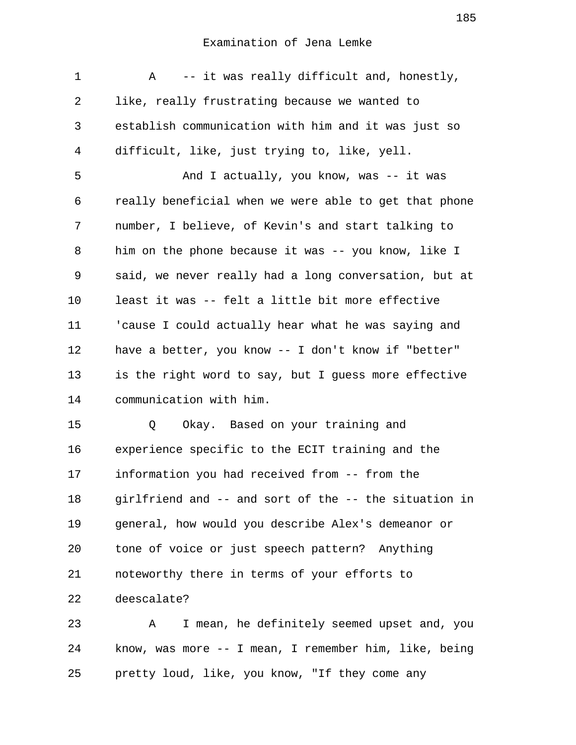Examination of Jena Lemke

A -- it was really difficult and, honestly, like, really frustrating because we wanted to establish communication with him and it was just so difficult, like, just trying to, like, yell.

And I actually, you know, was -- it was really beneficial when we were able to get that phone number, I believe, of Kevin's and start talking to him on the phone because it was -- you know, like I said, we never really had a long conversation, but at least it was -- felt a little bit more effective 'cause I could actually hear what he was saying and have a better, you know -- I don't know if "better" is the right word to say, but I guess more effective communication with him.

Q Okay. Based on your training and experience specific to the ECIT training and the information you had received from -- from the girlfriend and -- and sort of the -- the situation in general, how would you describe Alex's demeanor or tone of voice or just speech pattern? Anything noteworthy there in terms of your efforts to deescalate?

A I mean, he definitely seemed upset and, you know, was more -- I mean, I remember him, like, being pretty loud, like, you know, "If they come any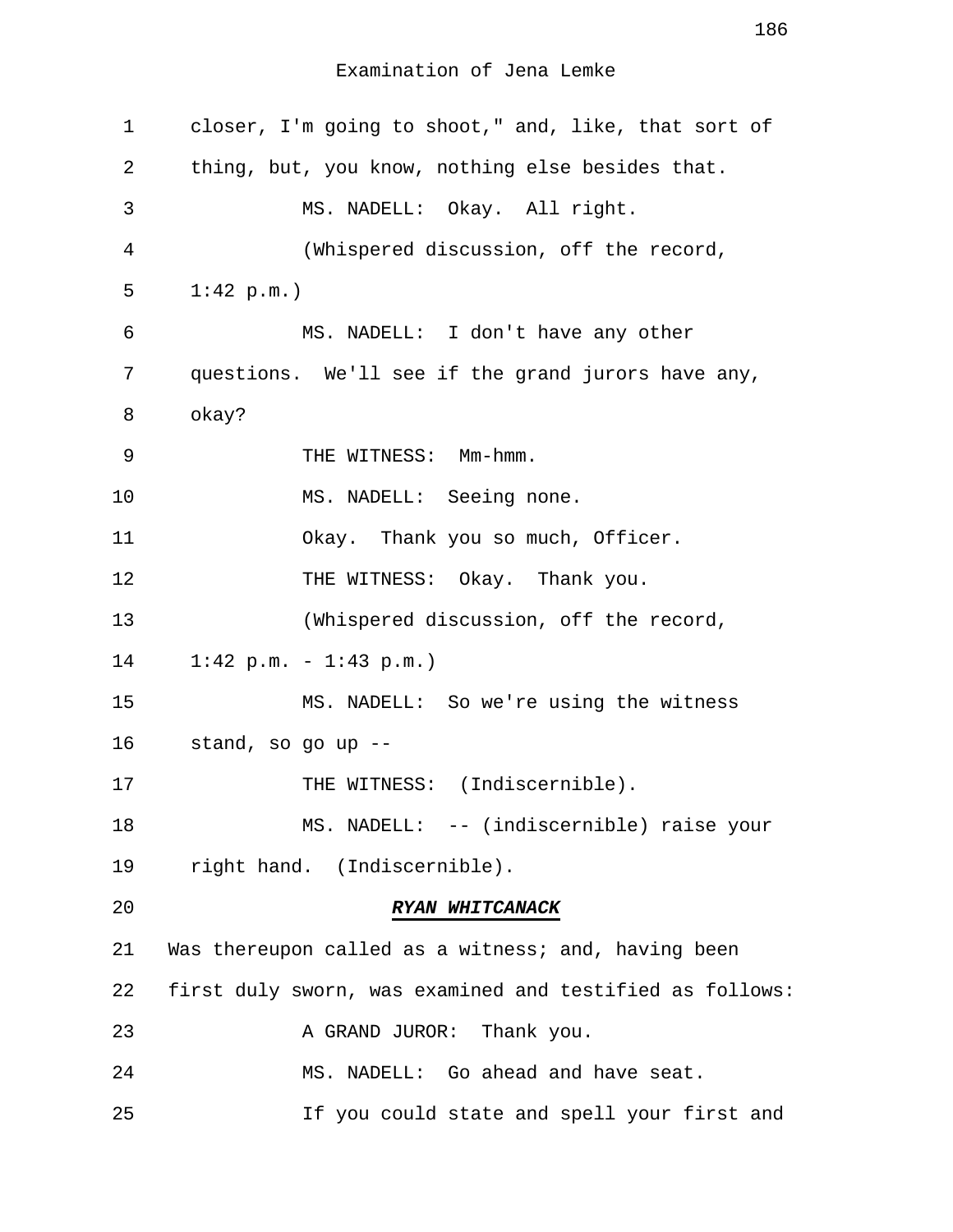closer, I'm going to shoot," and, like, that sort of thing, but, you know, nothing else besides that.

MS. NADELL: Okay. All right.

(Whispered discussion, off the record, 1:42 p.m.)

MS. NADELL: I don't have any other questions. We'll see if the grand jurors have any, okay?

THE WITNESS: Mm-hmm.

MS. NADELL: Seeing none.

Okay. Thank you so much, Officer.

THE WITNESS: Okay. Thank you.

(Whispered discussion, off the record, 1:42 p.m. - 1:43 p.m.)

MS. NADELL: So we're using the witness stand, so go up --

THE WITNESS: (Indiscernible).

MS. NADELL: -- (indiscernible) raise your right hand. (Indiscernible).

## ***RYAN WHITCANACK***

Was thereupon called as a witness; and, having been first duly sworn, was examined and testified as follows:

A GRAND JUROR: Thank you.

MS. NADELL: Go ahead and have seat.

If you could state and spell your first and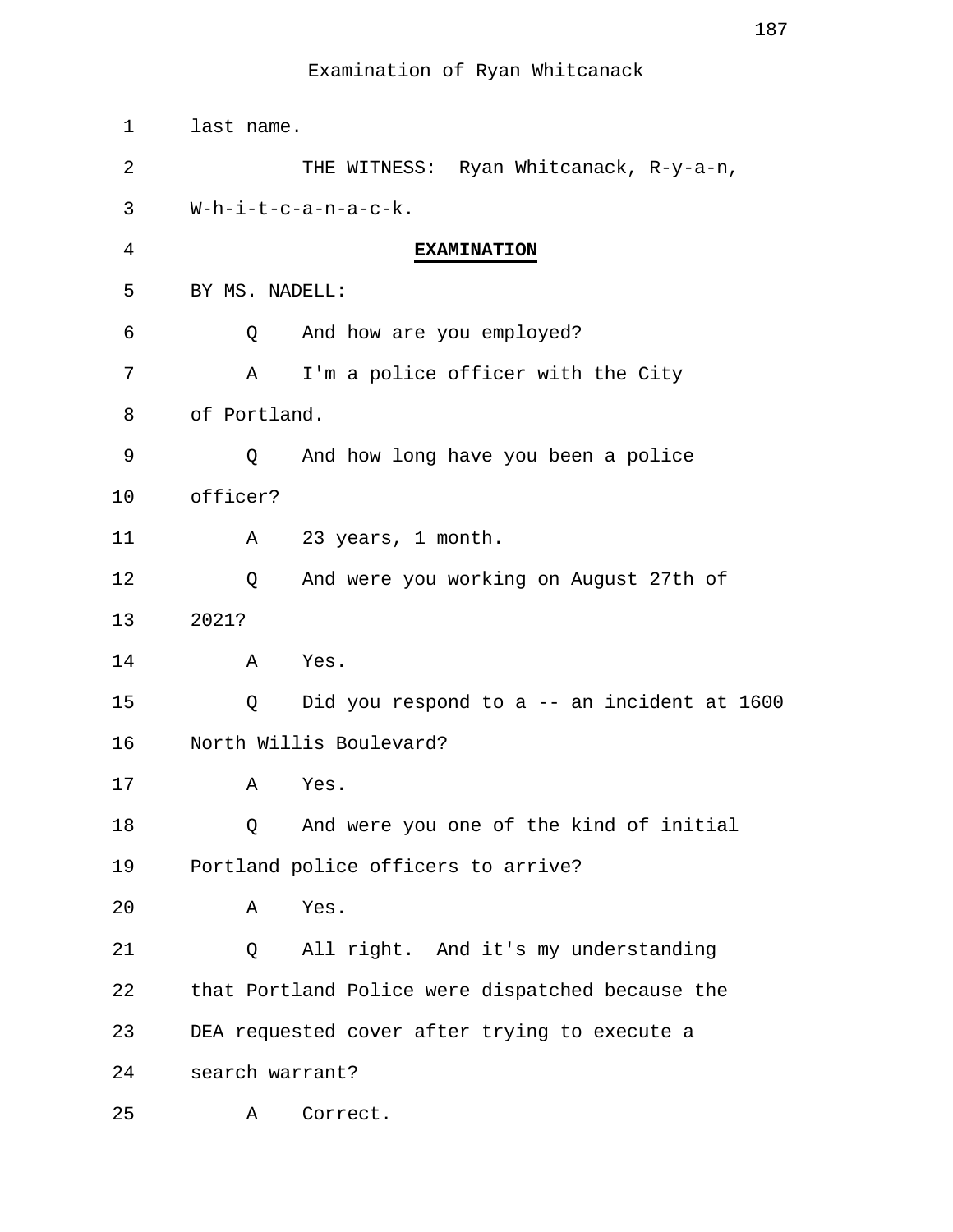last name.

THE WITNESS: Ryan Whitcanack, R-y-a-n, W-h-i-t-c-a-n-a-c-k.

**EXAMINATION**

BY MS. NADELL:

Q And how are you employed?

A I'm a police officer with the City of Portland.

Q And how long have you been a police officer?

A 23 years, 1 month.

Q And were you working on August 27th of 2021?

A Yes.

Q Did you respond to a -- an incident at 1600 North Willis Boulevard?

A Yes.

Q And were you one of the kind of initial Portland police officers to arrive?

A Yes.

Q All right. And it's my understanding that Portland Police were dispatched because the DEA requested cover after trying to execute a search warrant?

A Correct.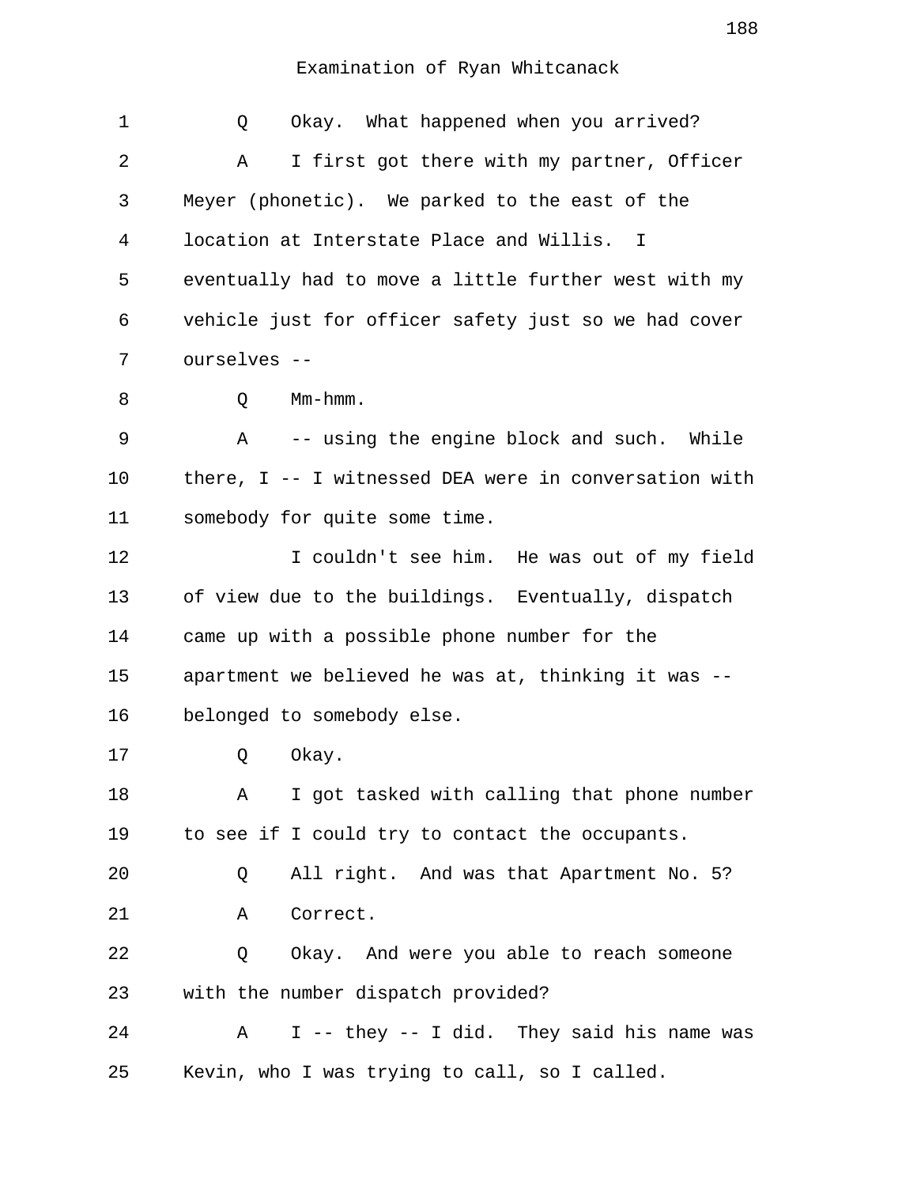Examination of Ryan Whitcanack

1 Q Okay. What happened when you arrived?

2 A I first got there with my partner, Officer
3 Meyer (phonetic). We parked to the east of the
4 location at Interstate Place and Willis. I
5 eventually had to move a little further west with my
6 vehicle just for officer safety just so we had cover
7 ourselves --

8 Q Mm-hmm.

9 A -- using the engine block and such. While
10 there, I -- I witnessed DEA were in conversation with
11 somebody for quite some time.

12 I couldn't see him. He was out of my field
13 of view due to the buildings. Eventually, dispatch
14 came up with a possible phone number for the
15 apartment we believed he was at, thinking it was --
16 belonged to somebody else.

17 Q Okay.

18 A I got tasked with calling that phone number
19 to see if I could try to contact the occupants.

20 Q All right. And was that Apartment No. 5?

21 A Correct.

22 Q Okay. And were you able to reach someone
23 with the number dispatch provided?

24 A I -- they -- I did. They said his name was
25 Kevin, who I was trying to call, so I called.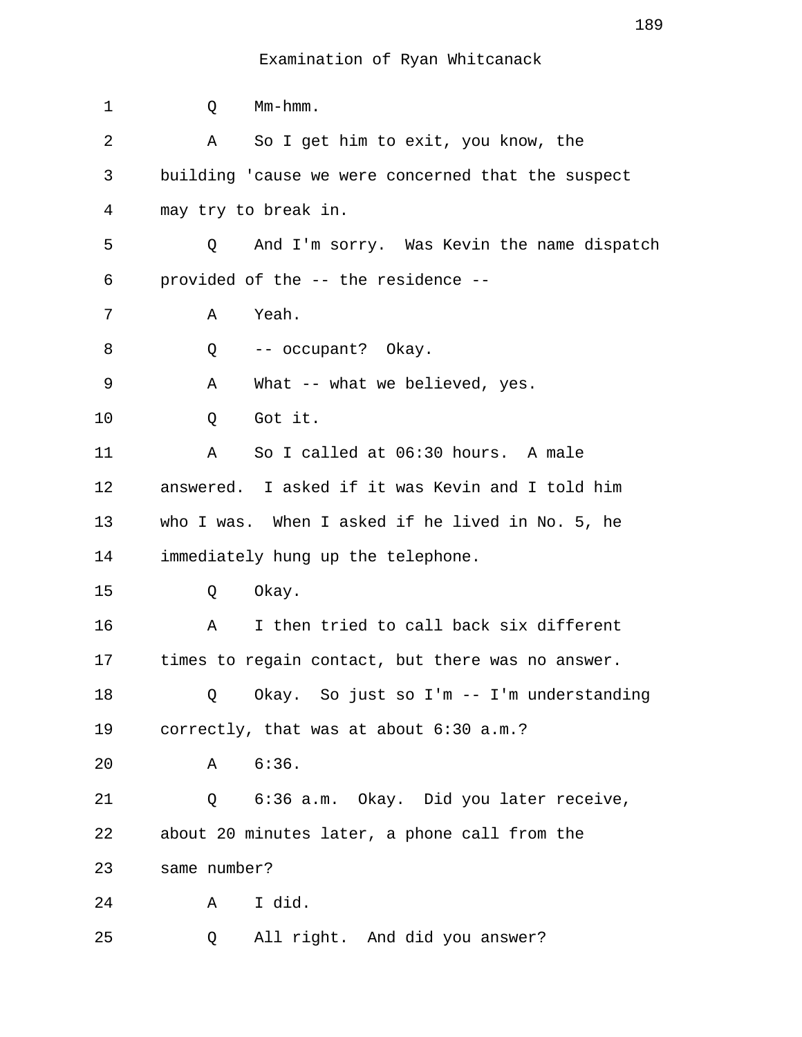Examination of Ryan Whitcanack

1 Q Mm-hmm.

2 A So I get him to exit, you know, the
3 building 'cause we were concerned that the suspect
4 may try to break in.

5 Q And I'm sorry. Was Kevin the name dispatch
6 provided of the -- the residence --

7 A Yeah.

8 Q -- occupant? Okay.

9 A What -- what we believed, yes.

10 Q Got it.

11 A So I called at 06:30 hours. A male
12 answered. I asked if it was Kevin and I told him
13 who I was. When I asked if he lived in No. 5, he
14 immediately hung up the telephone.

15 Q Okay.

16 A I then tried to call back six different
17 times to regain contact, but there was no answer.

18 Q Okay. So just so I'm -- I'm understanding
19 correctly, that was at about 6:30 a.m.?

20 A 6:36.

21 Q 6:36 a.m. Okay. Did you later receive,
22 about 20 minutes later, a phone call from the
23 same number?

24 A I did.

25 Q All right. And did you answer?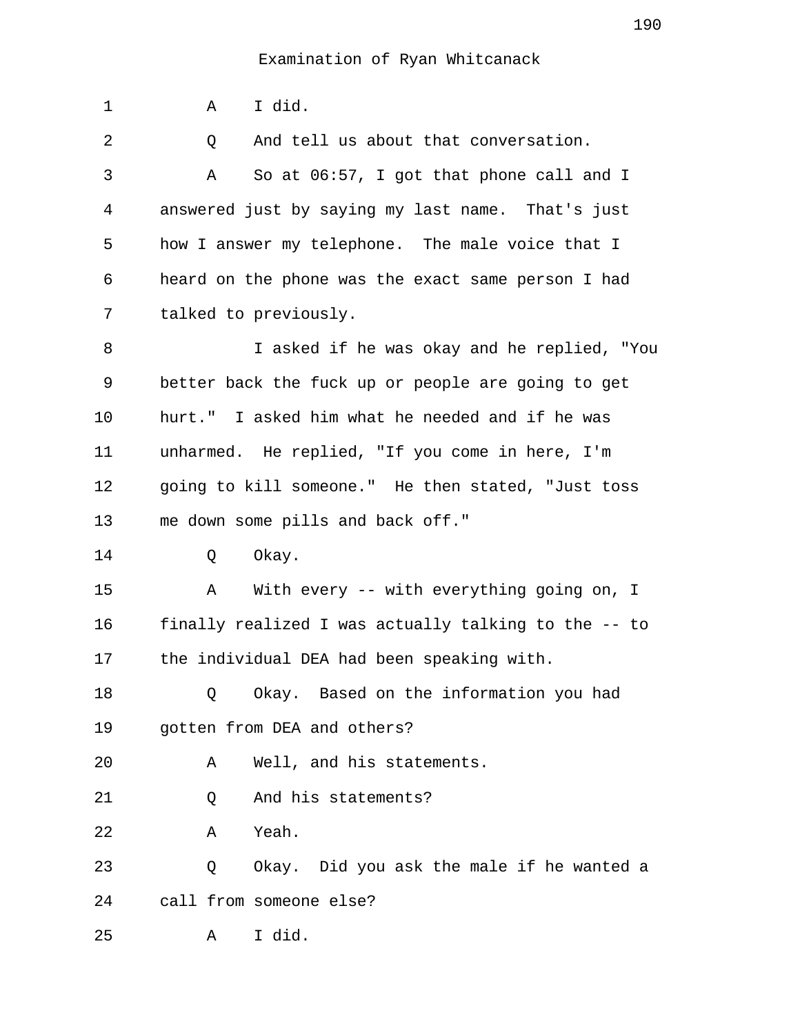Examination of Ryan Whitcanack

1 A I did.

2 Q And tell us about that conversation.

3 A So at 06:57, I got that phone call and I
4 answered just by saying my last name. That's just
5 how I answer my telephone. The male voice that I
6 heard on the phone was the exact same person I had
7 talked to previously.

8 I asked if he was okay and he replied, "You
9 better back the fuck up or people are going to get
10 hurt." I asked him what he needed and if he was
11 unharmed. He replied, "If you come in here, I'm
12 going to kill someone." He then stated, "Just toss
13 me down some pills and back off."

14 Q Okay.

15 A With every -- with everything going on, I
16 finally realized I was actually talking to the -- to
17 the individual DEA had been speaking with.

18 Q Okay. Based on the information you had
19 gotten from DEA and others?

20 A Well, and his statements.

21 Q And his statements?

22 A Yeah.

23 Q Okay. Did you ask the male if he wanted a
24 call from someone else?

25 A I did.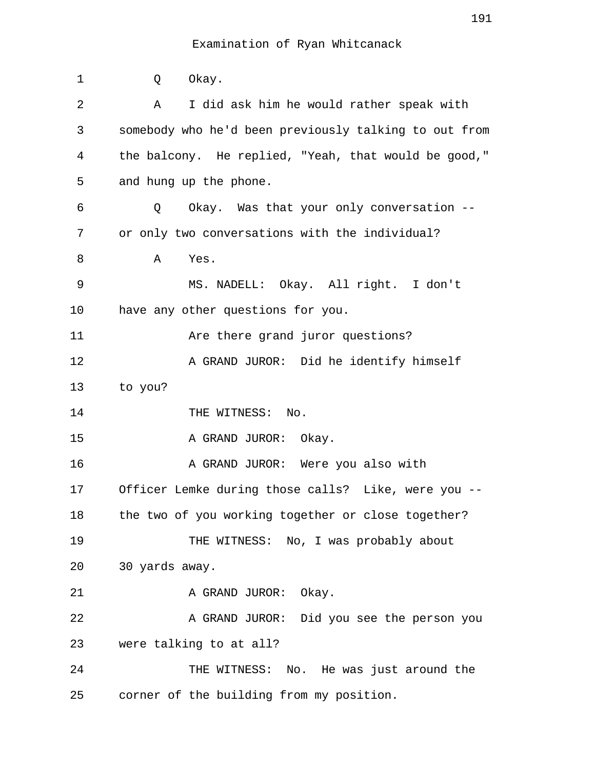Q Okay.

A I did ask him he would rather speak with somebody who he'd been previously talking to out from the balcony. He replied, "Yeah, that would be good," and hung up the phone.

Q Okay. Was that your only conversation -- or only two conversations with the individual?

A Yes.

MS. NADELL: Okay. All right. I don't have any other questions for you.

Are there grand juror questions?

A GRAND JUROR: Did he identify himself to you?

THE WITNESS: No.

A GRAND JUROR: Okay.

A GRAND JUROR: Were you also with Officer Lemke during those calls? Like, were you -- the two of you working together or close together?

THE WITNESS: No, I was probably about 30 yards away.

A GRAND JUROR: Okay.

A GRAND JUROR: Did you see the person you were talking to at all?

THE WITNESS: No. He was just around the corner of the building from my position.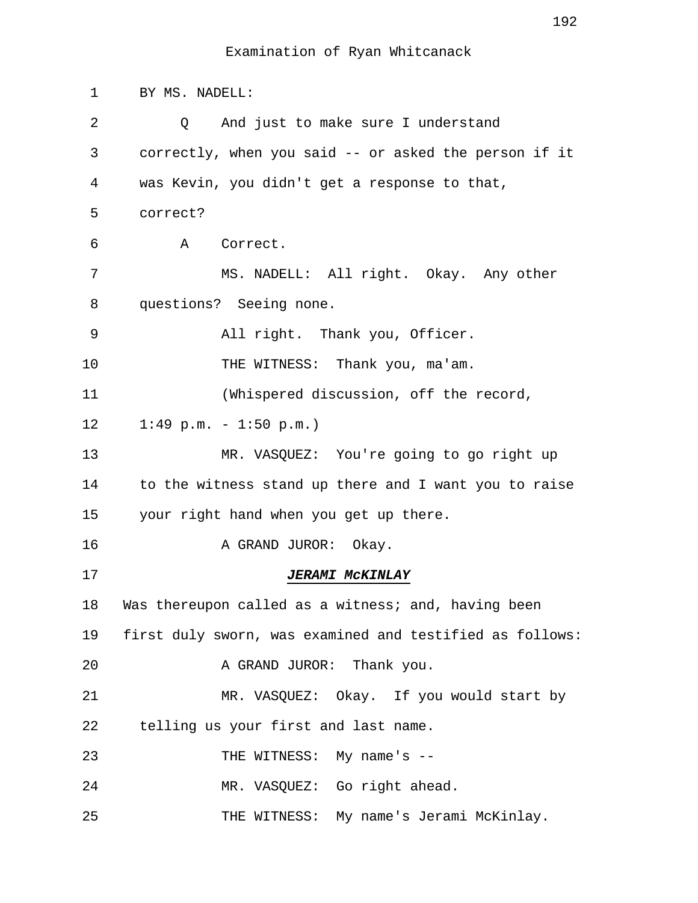Examination of Ryan Whitcanack

BY MS. NADELL:

Q And just to make sure I understand correctly, when you said -- or asked the person if it was Kevin, you didn't get a response to that, correct?

A Correct.

MS. NADELL: All right. Okay. Any other questions? Seeing none.

All right. Thank you, Officer.

THE WITNESS: Thank you, ma'am.

(Whispered discussion, off the record, 1:49 p.m. - 1:50 p.m.)

MR. VASQUEZ: You're going to go right up to the witness stand up there and I want you to raise your right hand when you get up there.

A GRAND JUROR: Okay.

***JERAMI McKINLAY***

Was thereupon called as a witness; and, having been first duly sworn, was examined and testified as follows:

A GRAND JUROR: Thank you.

MR. VASQUEZ: Okay. If you would start by telling us your first and last name.

THE WITNESS: My name's --

MR. VASQUEZ: Go right ahead.

THE WITNESS: My name's Jerami McKinlay.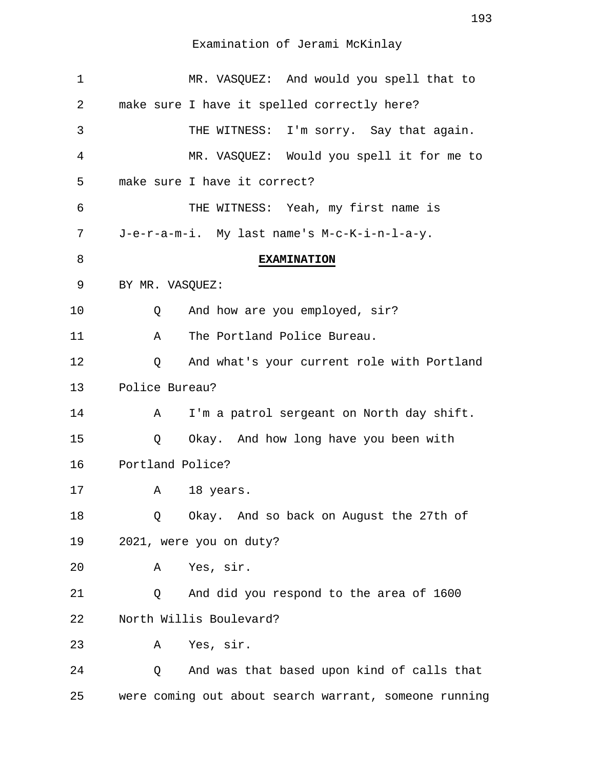Examination of Jerami McKinlay

MR. VASQUEZ: And would you spell that to make sure I have it spelled correctly here?

THE WITNESS: I'm sorry. Say that again.

MR. VASQUEZ: Would you spell it for me to make sure I have it correct?

THE WITNESS: Yeah, my first name is J-e-r-a-m-i. My last name's M-c-K-i-n-l-a-y.

**EXAMINATION**

BY MR. VASQUEZ:

Q And how are you employed, sir?

A The Portland Police Bureau.

Q And what's your current role with Portland Police Bureau?

A I'm a patrol sergeant on North day shift.

Q Okay. And how long have you been with Portland Police?

A 18 years.

Q Okay. And so back on August the 27th of 2021, were you on duty?

A Yes, sir.

Q And did you respond to the area of 1600 North Willis Boulevard?

A Yes, sir.

Q And was that based upon kind of calls that were coming out about search warrant, someone running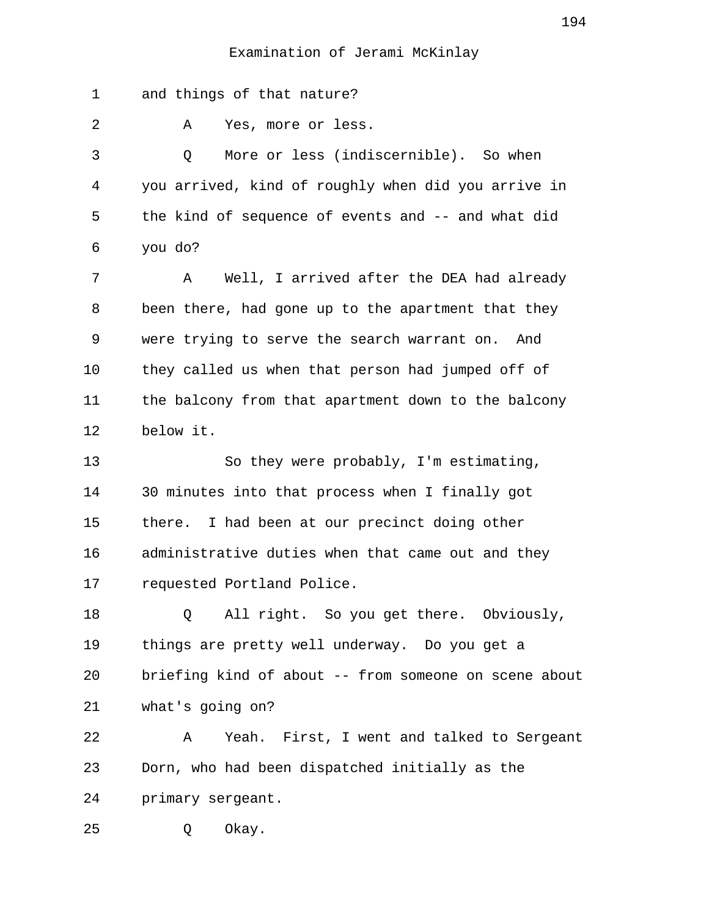Examination of Jerami McKinlay

1 and things of that nature?

2 A Yes, more or less.

3 Q More or less (indiscernible). So when

4 you arrived, kind of roughly when did you arrive in

5 the kind of sequence of events and -- and what did

6 you do?

7 A Well, I arrived after the DEA had already

8 been there, had gone up to the apartment that they

9 were trying to serve the search warrant on. And

10 they called us when that person had jumped off of

11 the balcony from that apartment down to the balcony

12 below it.

13 So they were probably, I'm estimating,

14 30 minutes into that process when I finally got

15 there. I had been at our precinct doing other

16 administrative duties when that came out and they

17 requested Portland Police.

18 Q All right. So you get there. Obviously,

19 things are pretty well underway. Do you get a

20 briefing kind of about -- from someone on scene about

21 what's going on?

22 A Yeah. First, I went and talked to Sergeant

23 Dorn, who had been dispatched initially as the

24 primary sergeant.

25 Q Okay.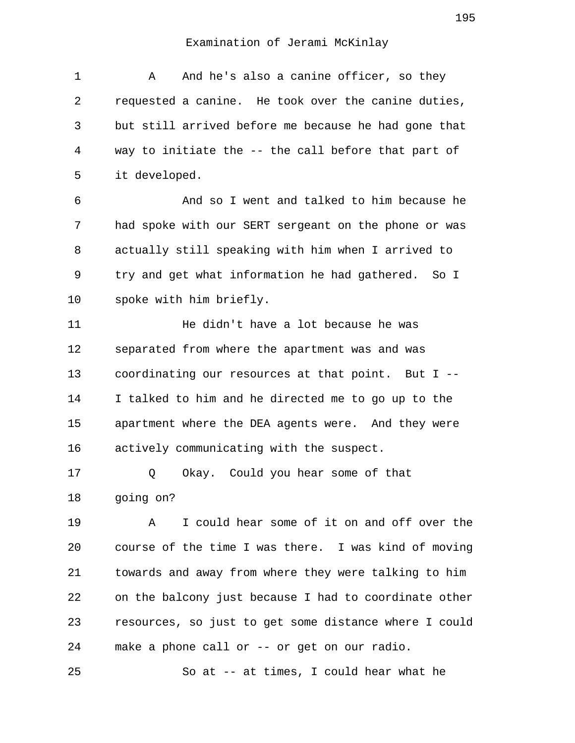Examination of Jerami McKinlay

1 A And he's also a canine officer, so they
2 requested a canine. He took over the canine duties,
3 but still arrived before me because he had gone that
4 way to initiate the -- the call before that part of
5 it developed.

6 And so I went and talked to him because he
7 had spoke with our SERT sergeant on the phone or was
8 actually still speaking with him when I arrived to
9 try and get what information he had gathered. So I
10 spoke with him briefly.

11 He didn't have a lot because he was
12 separated from where the apartment was and was
13 coordinating our resources at that point. But I --
14 I talked to him and he directed me to go up to the
15 apartment where the DEA agents were. And they were
16 actively communicating with the suspect.

17 Q Okay. Could you hear some of that
18 going on?

19 A I could hear some of it on and off over the
20 course of the time I was there. I was kind of moving
21 towards and away from where they were talking to him
22 on the balcony just because I had to coordinate other
23 resources, so just to get some distance where I could
24 make a phone call or -- or get on our radio.

25 So at -- at times, I could hear what he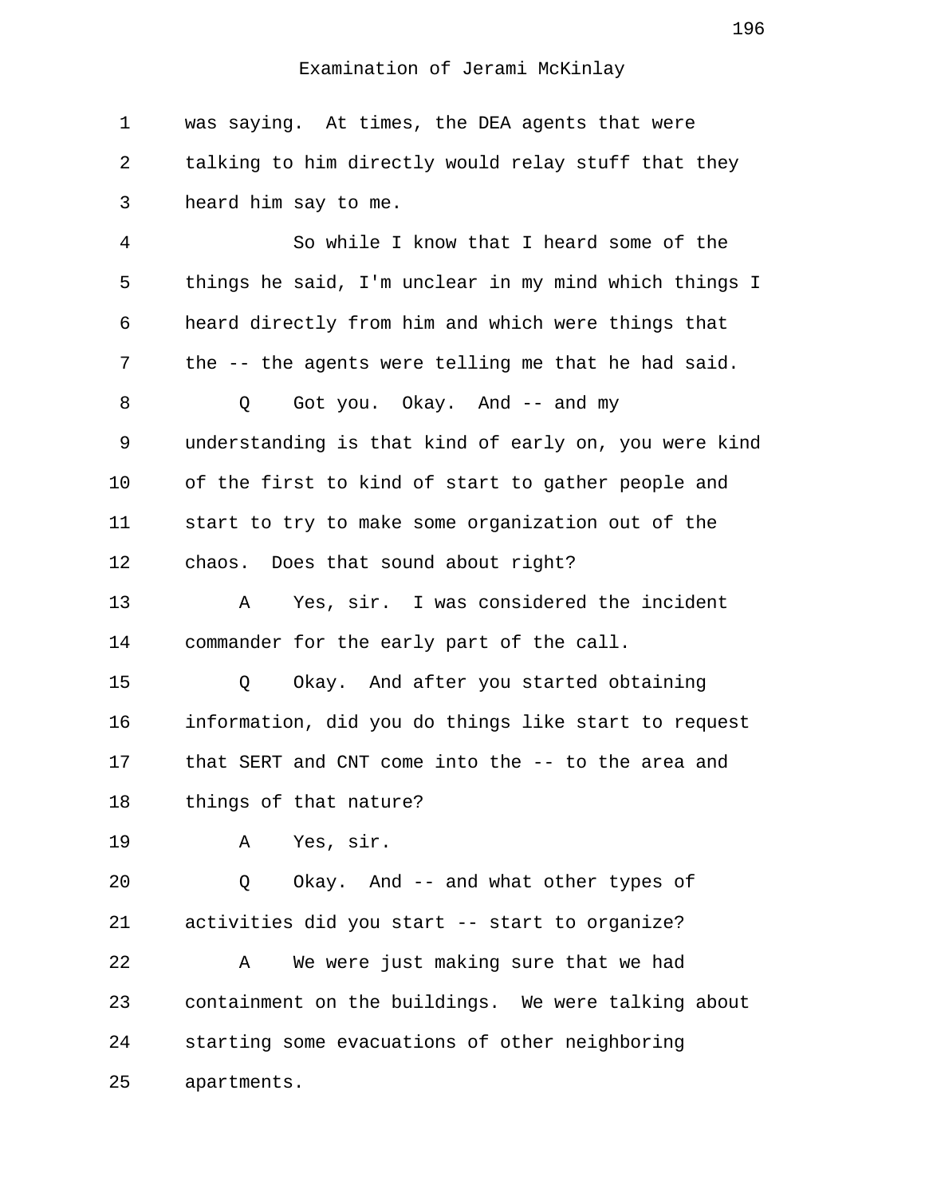was saying. At times, the DEA agents that were talking to him directly would relay stuff that they heard him say to me.

So while I know that I heard some of the things he said, I'm unclear in my mind which things I heard directly from him and which were things that the -- the agents were telling me that he had said.

Q Got you. Okay. And -- and my understanding is that kind of early on, you were kind of the first to kind of start to gather people and start to try to make some organization out of the chaos. Does that sound about right?

A Yes, sir. I was considered the incident commander for the early part of the call.

Q Okay. And after you started obtaining information, did you do things like start to request that SERT and CNT come into the -- to the area and things of that nature?

A Yes, sir.

Q Okay. And -- and what other types of activities did you start -- start to organize?

A We were just making sure that we had containment on the buildings. We were talking about starting some evacuations of other neighboring apartments.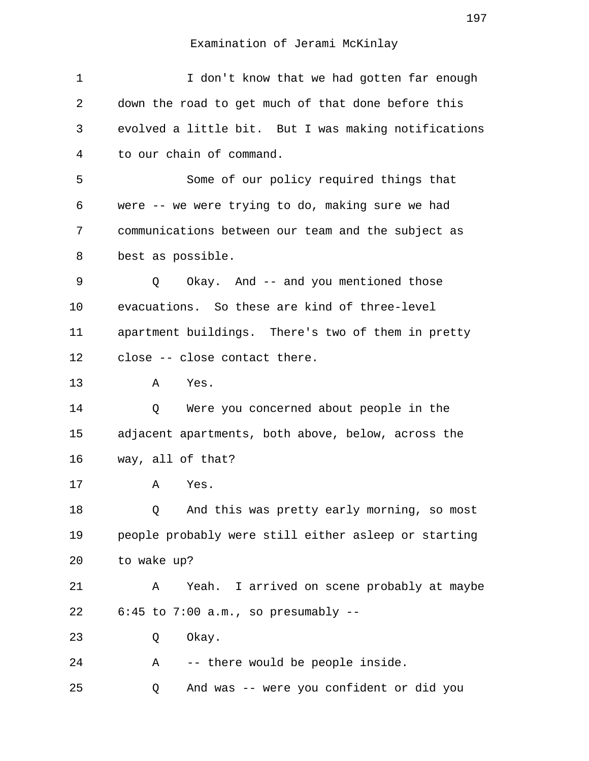Examination of Jerami McKinlay

I don't know that we had gotten far enough down the road to get much of that done before this evolved a little bit. But I was making notifications to our chain of command.

Some of our policy required things that were -- we were trying to do, making sure we had communications between our team and the subject as best as possible.

Q Okay. And -- and you mentioned those evacuations. So these are kind of three-level apartment buildings. There's two of them in pretty close -- close contact there.

A Yes.

Q Were you concerned about people in the adjacent apartments, both above, below, across the way, all of that?

A Yes.

Q And this was pretty early morning, so most people probably were still either asleep or starting to wake up?

A Yeah. I arrived on scene probably at maybe 6:45 to 7:00 a.m., so presumably --

Q Okay.

A -- there would be people inside.

Q And was -- were you confident or did you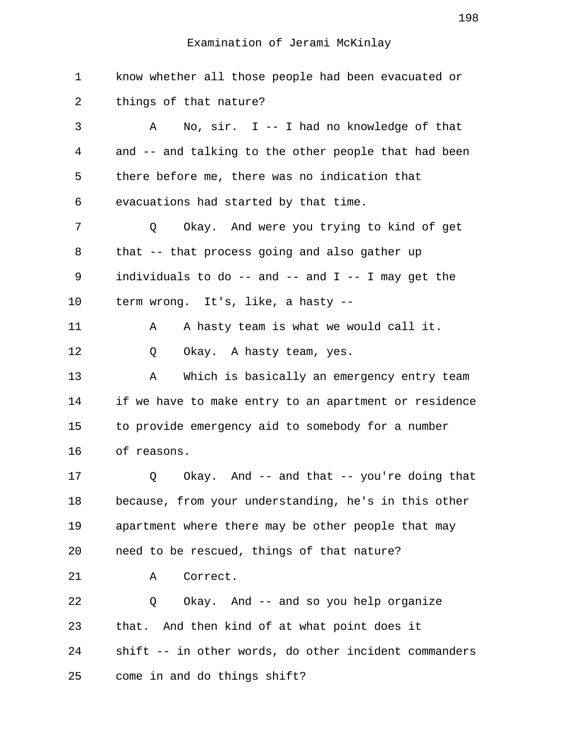Examination of Jerami McKinlay

1 know whether all those people had been evacuated or
2 things of that nature?
3 A No, sir. I -- I had no knowledge of that
4 and -- and talking to the other people that had been
5 there before me, there was no indication that
6 evacuations had started by that time.
7 Q Okay. And were you trying to kind of get
8 that -- that process going and also gather up
9 individuals to do -- and -- and I -- I may get the
10 term wrong. It's, like, a hasty --
11 A A hasty team is what we would call it.
12 Q Okay. A hasty team, yes.
13 A Which is basically an emergency entry team
14 if we have to make entry to an apartment or residence
15 to provide emergency aid to somebody for a number
16 of reasons.
17 Q Okay. And -- and that -- you're doing that
18 because, from your understanding, he's in this other
19 apartment where there may be other people that may
20 need to be rescued, things of that nature?
21 A Correct.
22 Q Okay. And -- and so you help organize
23 that. And then kind of at what point does it
24 shift -- in other words, do other incident commanders
25 come in and do things shift?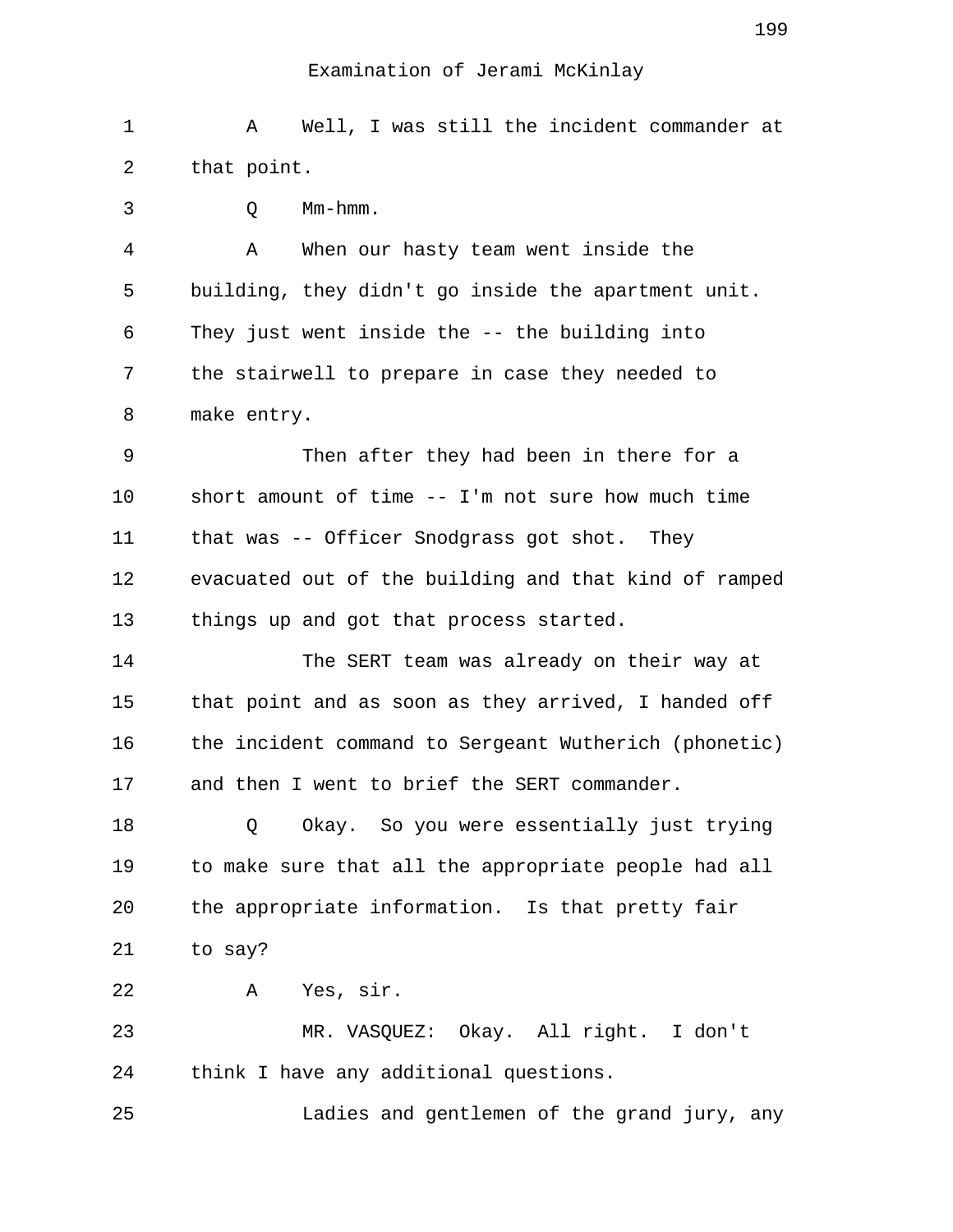Examination of Jerami McKinlay

1 A Well, I was still the incident commander at
2 that point.
3 Q Mm-hmm.
4 A When our hasty team went inside the
5 building, they didn't go inside the apartment unit.
6 They just went inside the -- the building into
7 the stairwell to prepare in case they needed to
8 make entry.
9 Then after they had been in there for a
10 short amount of time -- I'm not sure how much time
11 that was -- Officer Snodgrass got shot. They
12 evacuated out of the building and that kind of ramped
13 things up and got that process started.
14 The SERT team was already on their way at
15 that point and as soon as they arrived, I handed off
16 the incident command to Sergeant Wutherich (phonetic)
17 and then I went to brief the SERT commander.
18 Q Okay. So you were essentially just trying
19 to make sure that all the appropriate people had all
20 the appropriate information. Is that pretty fair
21 to say?
22 A Yes, sir.
23 MR. VASQUEZ: Okay. All right. I don't
24 think I have any additional questions.
25 Ladies and gentlemen of the grand jury, any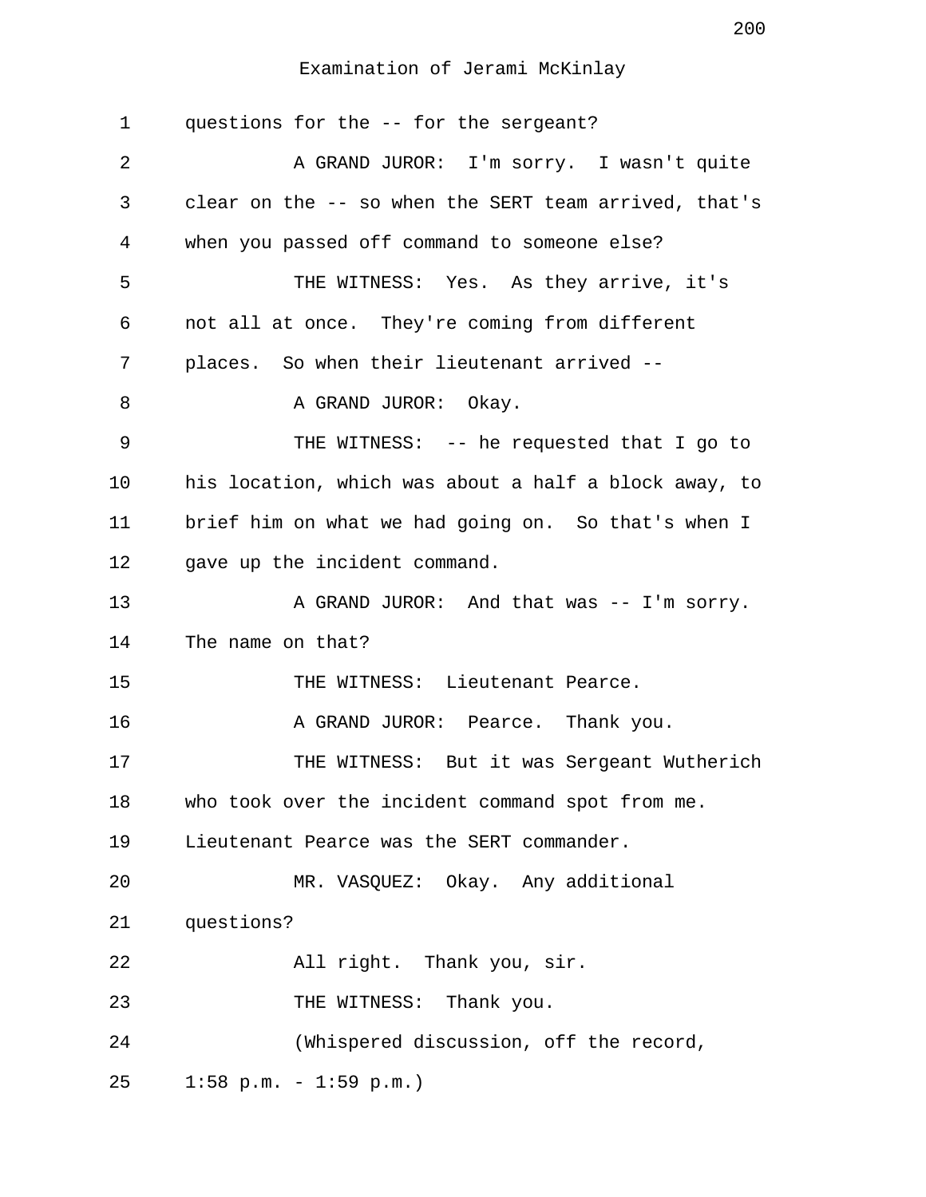Examination of Jerami McKinlay

1 questions for the -- for the sergeant?

2 A GRAND JUROR: I'm sorry. I wasn't quite

3 clear on the -- so when the SERT team arrived, that's

4 when you passed off command to someone else?

5 THE WITNESS: Yes. As they arrive, it's

6 not all at once. They're coming from different

7 places. So when their lieutenant arrived --

8 A GRAND JUROR: Okay.

9 THE WITNESS: -- he requested that I go to

10 his location, which was about a half a block away, to

11 brief him on what we had going on. So that's when I

12 gave up the incident command.

13 A GRAND JUROR: And that was -- I'm sorry.

14 The name on that?

15 THE WITNESS: Lieutenant Pearce.

16 A GRAND JUROR: Pearce. Thank you.

17 THE WITNESS: But it was Sergeant Wutherich

18 who took over the incident command spot from me.

19 Lieutenant Pearce was the SERT commander.

20 MR. VASQUEZ: Okay. Any additional

21 questions?

22 All right. Thank you, sir.

23 THE WITNESS: Thank you.

24 (Whispered discussion, off the record,

25 1:58 p.m. - 1:59 p.m.)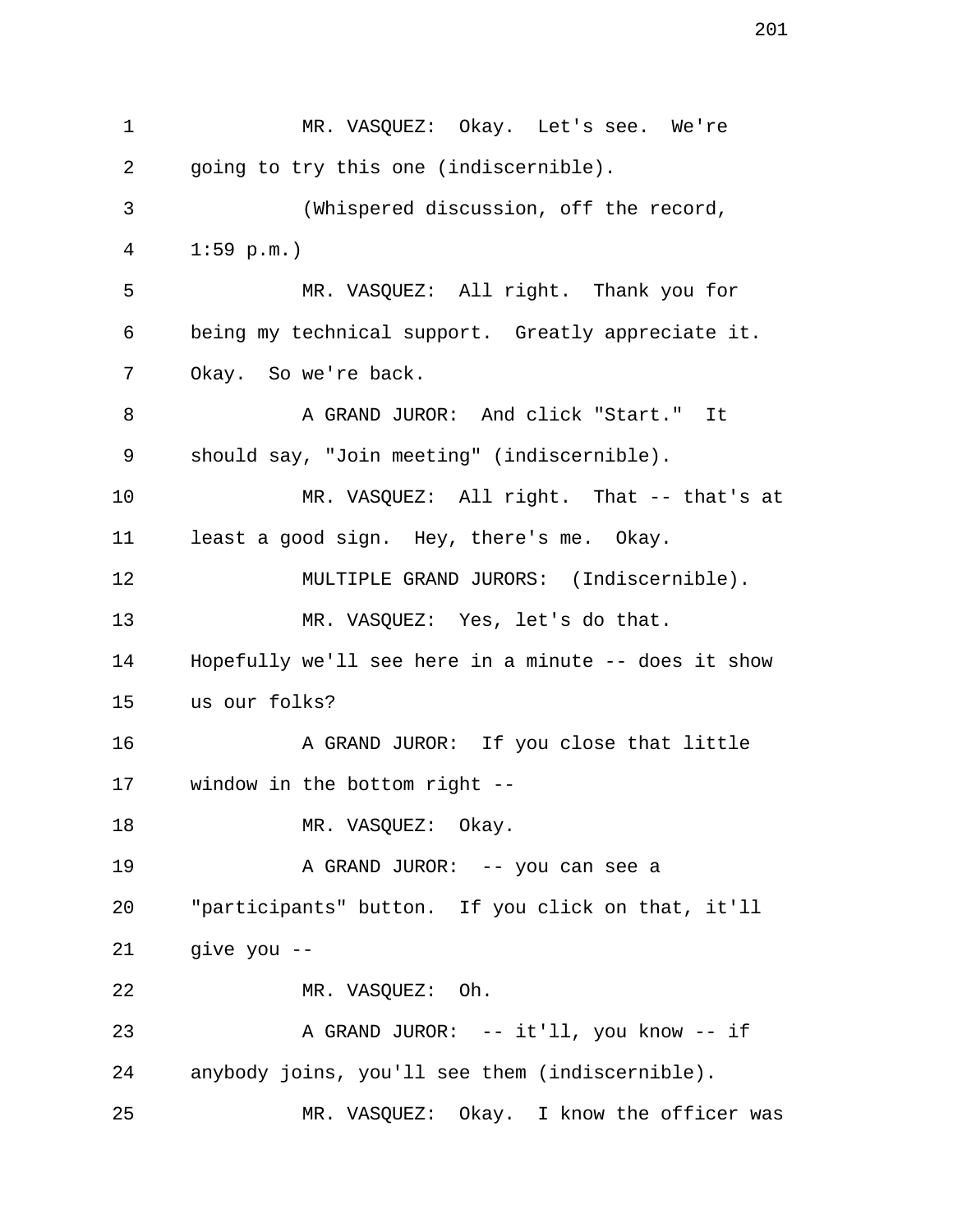MR. VASQUEZ: Okay. Let's see. We're going to try this one (indiscernible).

(Whispered discussion, off the record, 1:59 p.m.)

MR. VASQUEZ: All right. Thank you for being my technical support. Greatly appreciate it. Okay. So we're back.

A GRAND JUROR: And click "Start." It should say, "Join meeting" (indiscernible).

MR. VASQUEZ: All right. That -- that's at least a good sign. Hey, there's me. Okay.

MULTIPLE GRAND JURORS: (Indiscernible).

MR. VASQUEZ: Yes, let's do that. Hopefully we'll see here in a minute -- does it show us our folks?

A GRAND JUROR: If you close that little window in the bottom right --

MR. VASQUEZ: Okay.

A GRAND JUROR: -- you can see a "participants" button. If you click on that, it'll give you --

MR. VASQUEZ: Oh.

A GRAND JUROR: -- it'll, you know -- if anybody joins, you'll see them (indiscernible).

MR. VASQUEZ: Okay. I know the officer was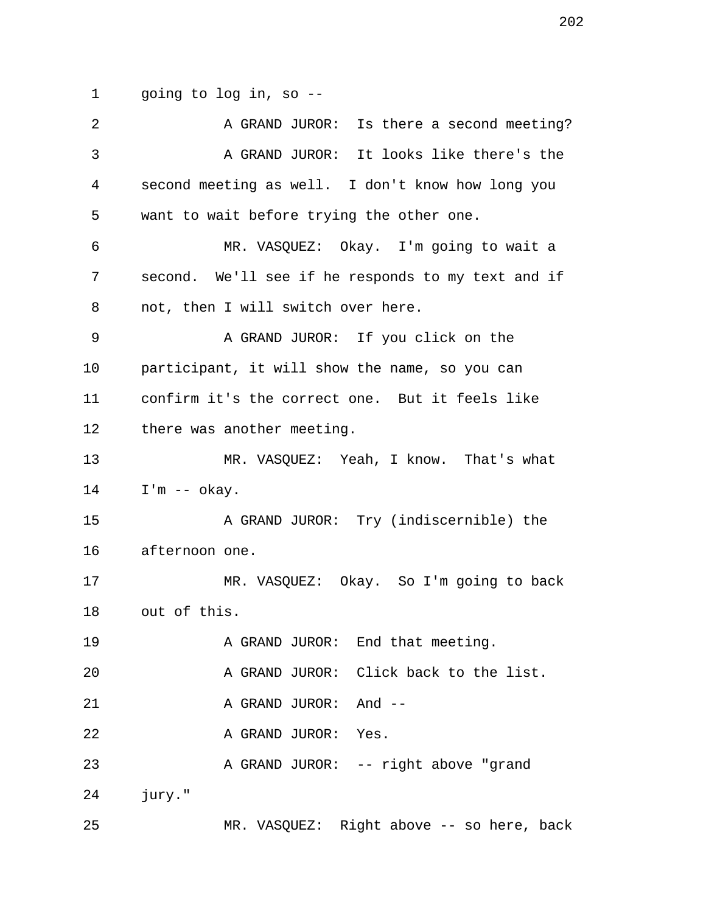1 going to log in, so --

2 A GRAND JUROR: Is there a second meeting?

3 A GRAND JUROR: It looks like there's the

4 second meeting as well. I don't know how long you

5 want to wait before trying the other one.

6 MR. VASQUEZ: Okay. I'm going to wait a

7 second. We'll see if he responds to my text and if

8 not, then I will switch over here.

9 A GRAND JUROR: If you click on the

10 participant, it will show the name, so you can

11 confirm it's the correct one. But it feels like

12 there was another meeting.

13 MR. VASQUEZ: Yeah, I know. That's what

14 I'm -- okay.

15 A GRAND JUROR: Try (indiscernible) the

16 afternoon one.

17 MR. VASQUEZ: Okay. So I'm going to back

18 out of this.

19 A GRAND JUROR: End that meeting.

20 A GRAND JUROR: Click back to the list.

21 A GRAND JUROR: And --

22 A GRAND JUROR: Yes.

23 A GRAND JUROR: -- right above "grand

24 jury."

25 MR. VASQUEZ: Right above -- so here, back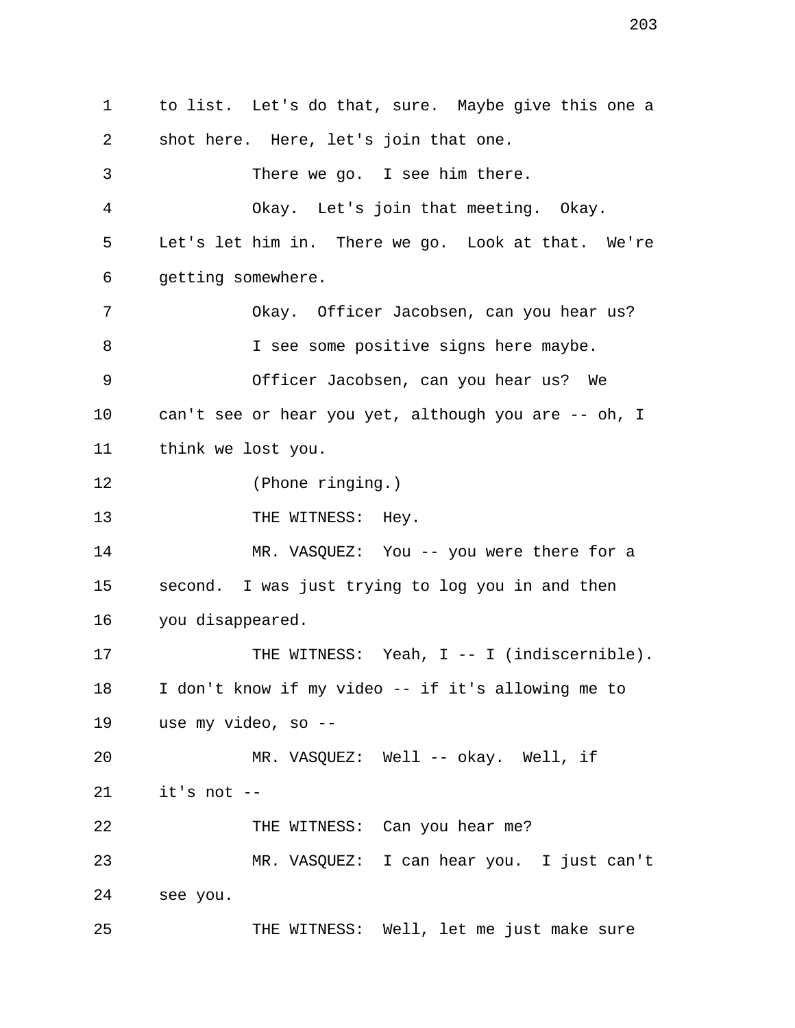to list. Let's do that, sure. Maybe give this one a shot here. Here, let's join that one.

There we go. I see him there.

Okay. Let's join that meeting. Okay. Let's let him in. There we go. Look at that. We're getting somewhere.

Okay. Officer Jacobsen, can you hear us?

I see some positive signs here maybe.

Officer Jacobsen, can you hear us? We can't see or hear you yet, although you are -- oh, I think we lost you.

(Phone ringing.)

THE WITNESS: Hey.

MR. VASQUEZ: You -- you were there for a second. I was just trying to log you in and then you disappeared.

THE WITNESS: Yeah, I -- I (indiscernible). I don't know if my video -- if it's allowing me to use my video, so --

MR. VASQUEZ: Well -- okay. Well, if it's not --

THE WITNESS: Can you hear me?

MR. VASQUEZ: I can hear you. I just can't see you.

THE WITNESS: Well, let me just make sure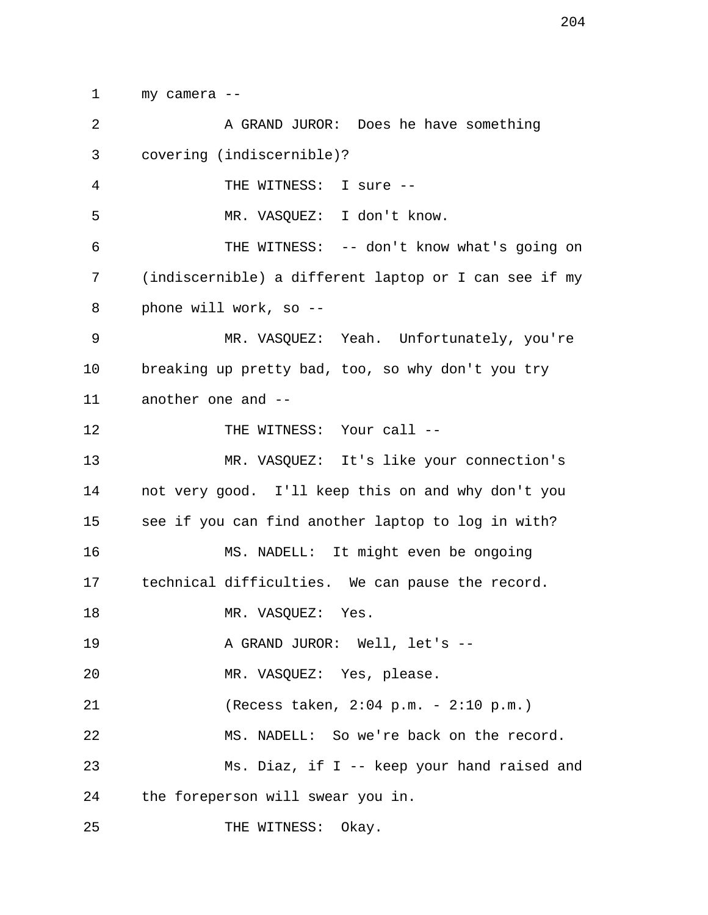1 my camera --

2 A GRAND JUROR: Does he have something

3 covering (indiscernible)?

4 THE WITNESS: I sure --

5 MR. VASQUEZ: I don't know.

6 THE WITNESS: -- don't know what's going on

7 (indiscernible) a different laptop or I can see if my

8 phone will work, so --

9 MR. VASQUEZ: Yeah. Unfortunately, you're

10 breaking up pretty bad, too, so why don't you try

11 another one and --

12 THE WITNESS: Your call --

13 MR. VASQUEZ: It's like your connection's

14 not very good. I'll keep this on and why don't you

15 see if you can find another laptop to log in with?

16 MS. NADELL: It might even be ongoing

17 technical difficulties. We can pause the record.

18 MR. VASQUEZ: Yes.

19 A GRAND JUROR: Well, let's --

20 MR. VASQUEZ: Yes, please.

21 (Recess taken, 2:04 p.m. - 2:10 p.m.)

22 MS. NADELL: So we're back on the record.

23 Ms. Diaz, if I -- keep your hand raised and

24 the foreperson will swear you in.

25 THE WITNESS: Okay.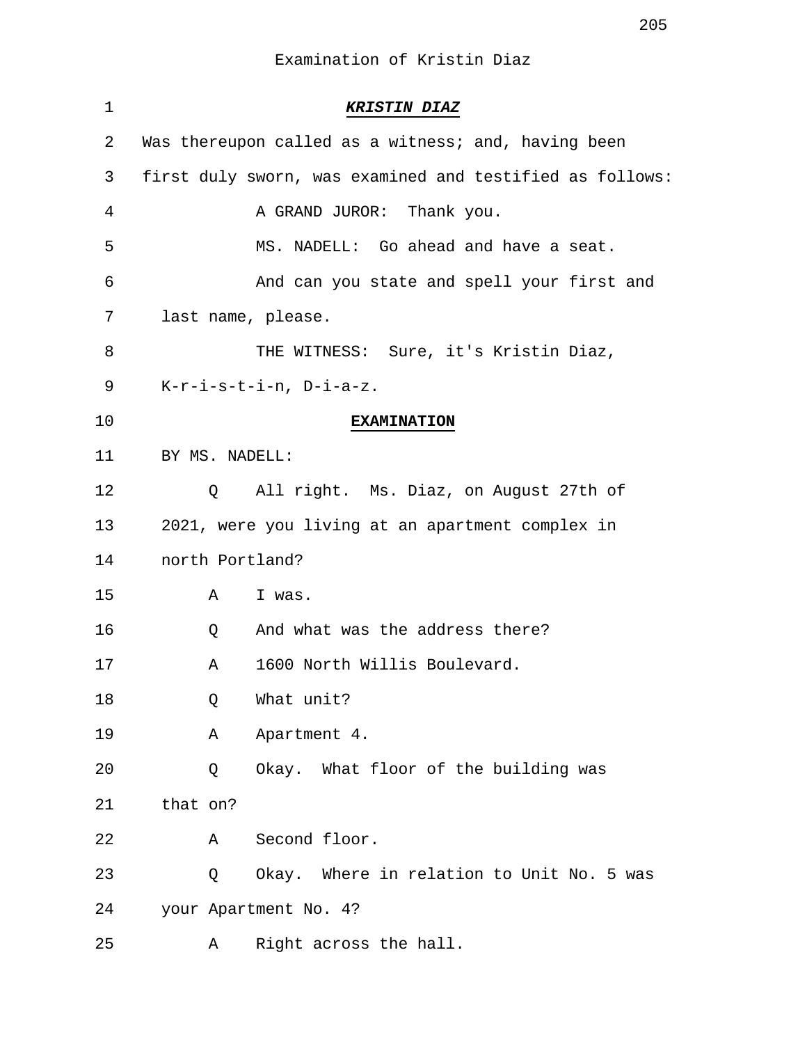Examination of Kristin Diaz

***KRISTIN DIAZ***

Was thereupon called as a witness; and, having been first duly sworn, was examined and testified as follows:

A GRAND JUROR: Thank you.

MS. NADELL: Go ahead and have a seat.

And can you state and spell your first and last name, please.

THE WITNESS: Sure, it's Kristin Diaz, K-r-i-s-t-i-n, D-i-a-z.

**EXAMINATION**

BY MS. NADELL:

Q All right. Ms. Diaz, on August 27th of 2021, were you living at an apartment complex in north Portland?

A I was.

Q And what was the address there?

A 1600 North Willis Boulevard.

Q What unit?

A Apartment 4.

Q Okay. What floor of the building was that on?

A Second floor.

Q Okay. Where in relation to Unit No. 5 was your Apartment No. 4?

A Right across the hall.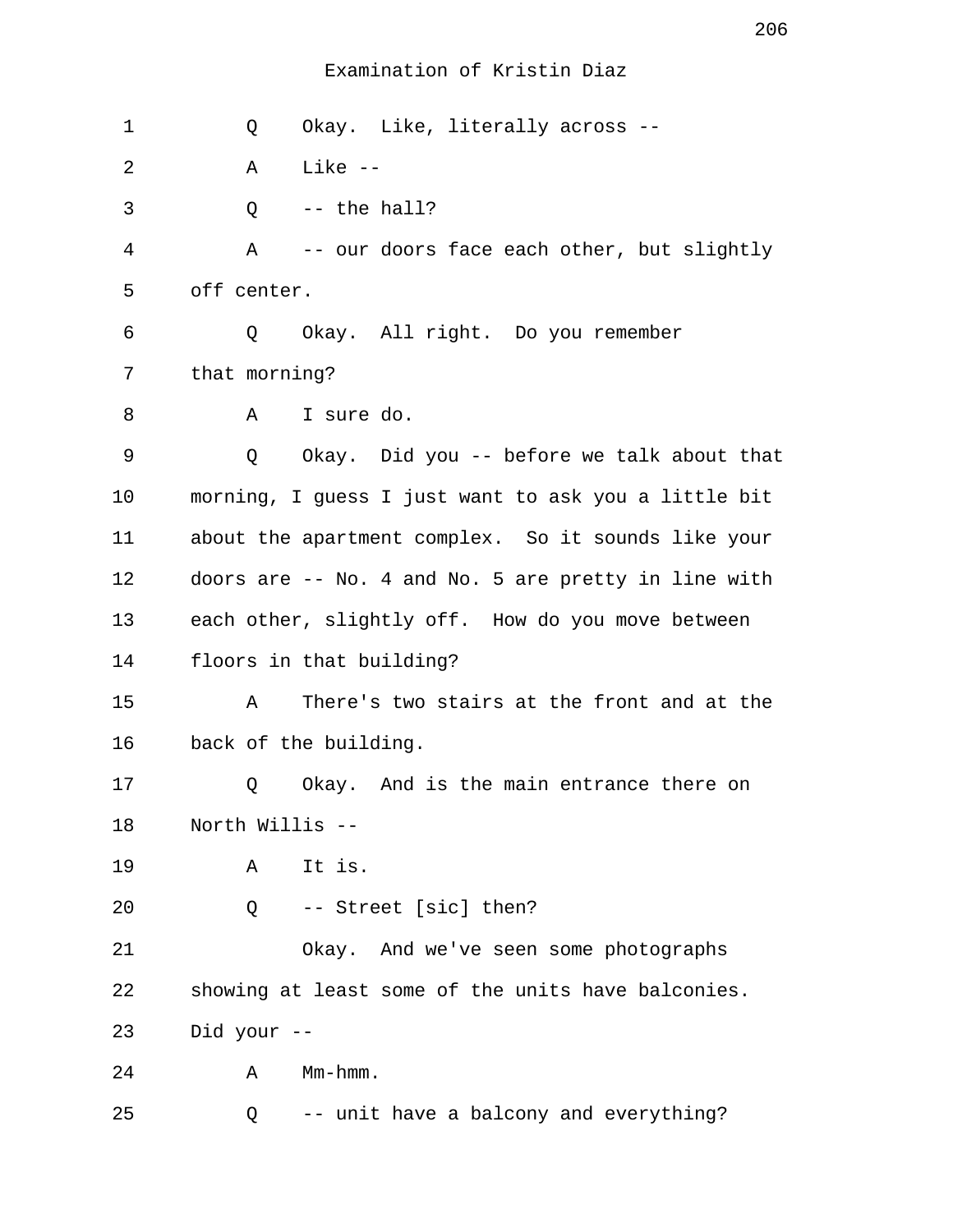Examination of Kristin Diaz

1 Q Okay. Like, literally across --

2 A Like --

3 Q -- the hall?

4 A -- our doors face each other, but slightly

5 off center.

6 Q Okay. All right. Do you remember

7 that morning?

8 A I sure do.

9 Q Okay. Did you -- before we talk about that

10 morning, I guess I just want to ask you a little bit

11 about the apartment complex. So it sounds like your

12 doors are -- No. 4 and No. 5 are pretty in line with

13 each other, slightly off. How do you move between

14 floors in that building?

15 A There's two stairs at the front and at the

16 back of the building.

17 Q Okay. And is the main entrance there on

18 North Willis --

19 A It is.

20 Q -- Street [sic] then?

21 Okay. And we've seen some photographs

22 showing at least some of the units have balconies.

23 Did your --

24 A Mm-hmm.

25 Q -- unit have a balcony and everything?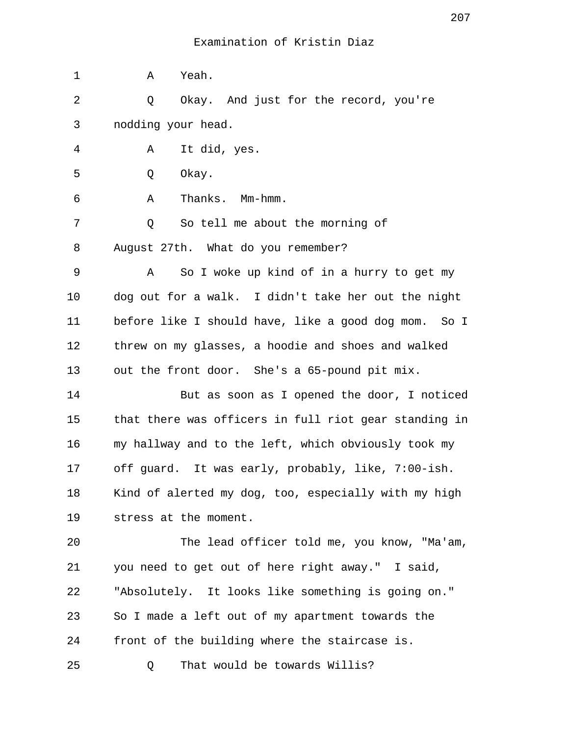Examination of Kristin Diaz

1 A Yeah.

2 Q Okay. And just for the record, you're

3 nodding your head.

4 A It did, yes.

5 Q Okay.

6 A Thanks. Mm-hmm.

7 Q So tell me about the morning of

8 August 27th. What do you remember?

9 A So I woke up kind of in a hurry to get my

10 dog out for a walk. I didn't take her out the night

11 before like I should have, like a good dog mom. So I

12 threw on my glasses, a hoodie and shoes and walked

13 out the front door. She's a 65-pound pit mix.

14 But as soon as I opened the door, I noticed

15 that there was officers in full riot gear standing in

16 my hallway and to the left, which obviously took my

17 off guard. It was early, probably, like, 7:00-ish.

18 Kind of alerted my dog, too, especially with my high

19 stress at the moment.

20 The lead officer told me, you know, "Ma'am,

21 you need to get out of here right away." I said,

22 "Absolutely. It looks like something is going on."

23 So I made a left out of my apartment towards the

24 front of the building where the staircase is.

25 Q That would be towards Willis?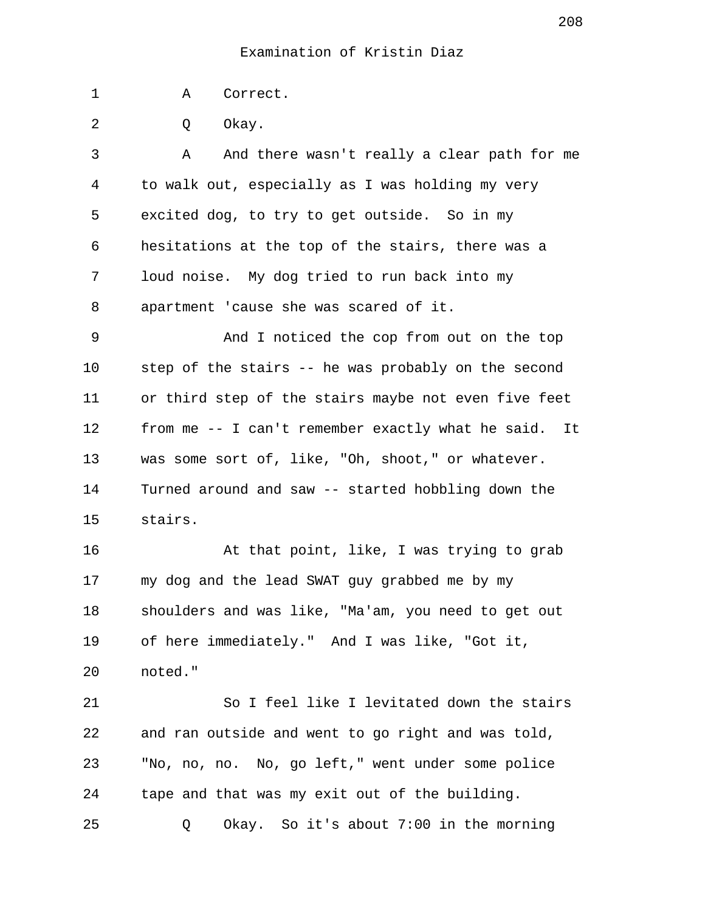Examination of Kristin Diaz

1 A Correct.

2 Q Okay.

3 A And there wasn't really a clear path for me
4 to walk out, especially as I was holding my very
5 excited dog, to try to get outside. So in my
6 hesitations at the top of the stairs, there was a
7 loud noise. My dog tried to run back into my
8 apartment 'cause she was scared of it.

9 And I noticed the cop from out on the top
10 step of the stairs -- he was probably on the second
11 or third step of the stairs maybe not even five feet
12 from me -- I can't remember exactly what he said. It
13 was some sort of, like, "Oh, shoot," or whatever.
14 Turned around and saw -- started hobbling down the
15 stairs.

16 At that point, like, I was trying to grab
17 my dog and the lead SWAT guy grabbed me by my
18 shoulders and was like, "Ma'am, you need to get out
19 of here immediately." And I was like, "Got it,
20 noted."

21 So I feel like I levitated down the stairs
22 and ran outside and went to go right and was told,
23 "No, no, no. No, go left," went under some police
24 tape and that was my exit out of the building.

25 Q Okay. So it's about 7:00 in the morning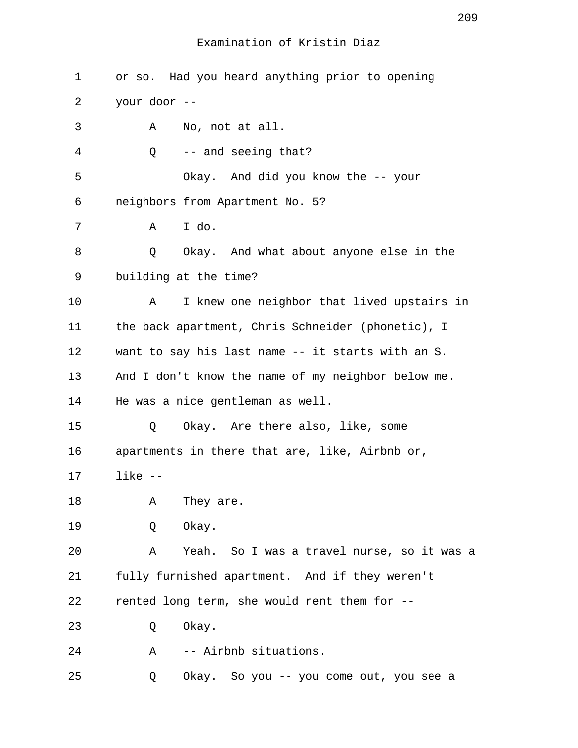Examination of Kristin Diaz

1 or so. Had you heard anything prior to opening
2 your door --
3 A No, not at all.
4 Q -- and seeing that?
5 Okay. And did you know the -- your
6 neighbors from Apartment No. 5?
7 A I do.
8 Q Okay. And what about anyone else in the
9 building at the time?
10 A I knew one neighbor that lived upstairs in
11 the back apartment, Chris Schneider (phonetic), I
12 want to say his last name -- it starts with an S.
13 And I don't know the name of my neighbor below me.
14 He was a nice gentleman as well.
15 Q Okay. Are there also, like, some
16 apartments in there that are, like, Airbnb or,
17 like --
18 A They are.
19 Q Okay.
20 A Yeah. So I was a travel nurse, so it was a
21 fully furnished apartment. And if they weren't
22 rented long term, she would rent them for --
23 Q Okay.
24 A -- Airbnb situations.
25 Q Okay. So you -- you come out, you see a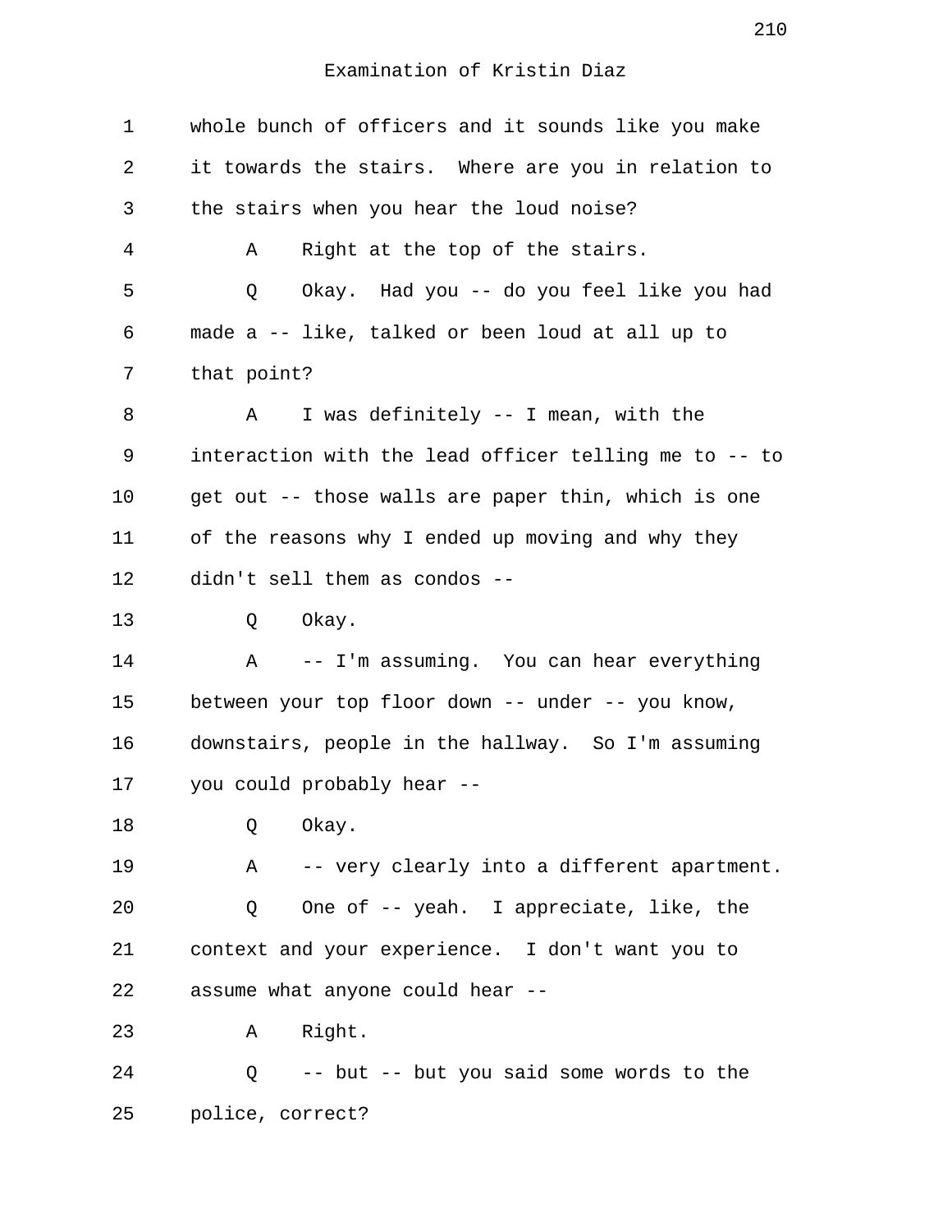Examination of Kristin Diaz

1 whole bunch of officers and it sounds like you make
2 it towards the stairs. Where are you in relation to
3 the stairs when you hear the loud noise?
4 A Right at the top of the stairs.
5 Q Okay. Had you -- do you feel like you had
6 made a -- like, talked or been loud at all up to
7 that point?
8 A I was definitely -- I mean, with the
9 interaction with the lead officer telling me to -- to
10 get out -- those walls are paper thin, which is one
11 of the reasons why I ended up moving and why they
12 didn't sell them as condos --
13 Q Okay.
14 A -- I'm assuming. You can hear everything
15 between your top floor down -- under -- you know,
16 downstairs, people in the hallway. So I'm assuming
17 you could probably hear --
18 Q Okay.
19 A -- very clearly into a different apartment.
20 Q One of -- yeah. I appreciate, like, the
21 context and your experience. I don't want you to
22 assume what anyone could hear --
23 A Right.
24 Q -- but -- but you said some words to the
25 police, correct?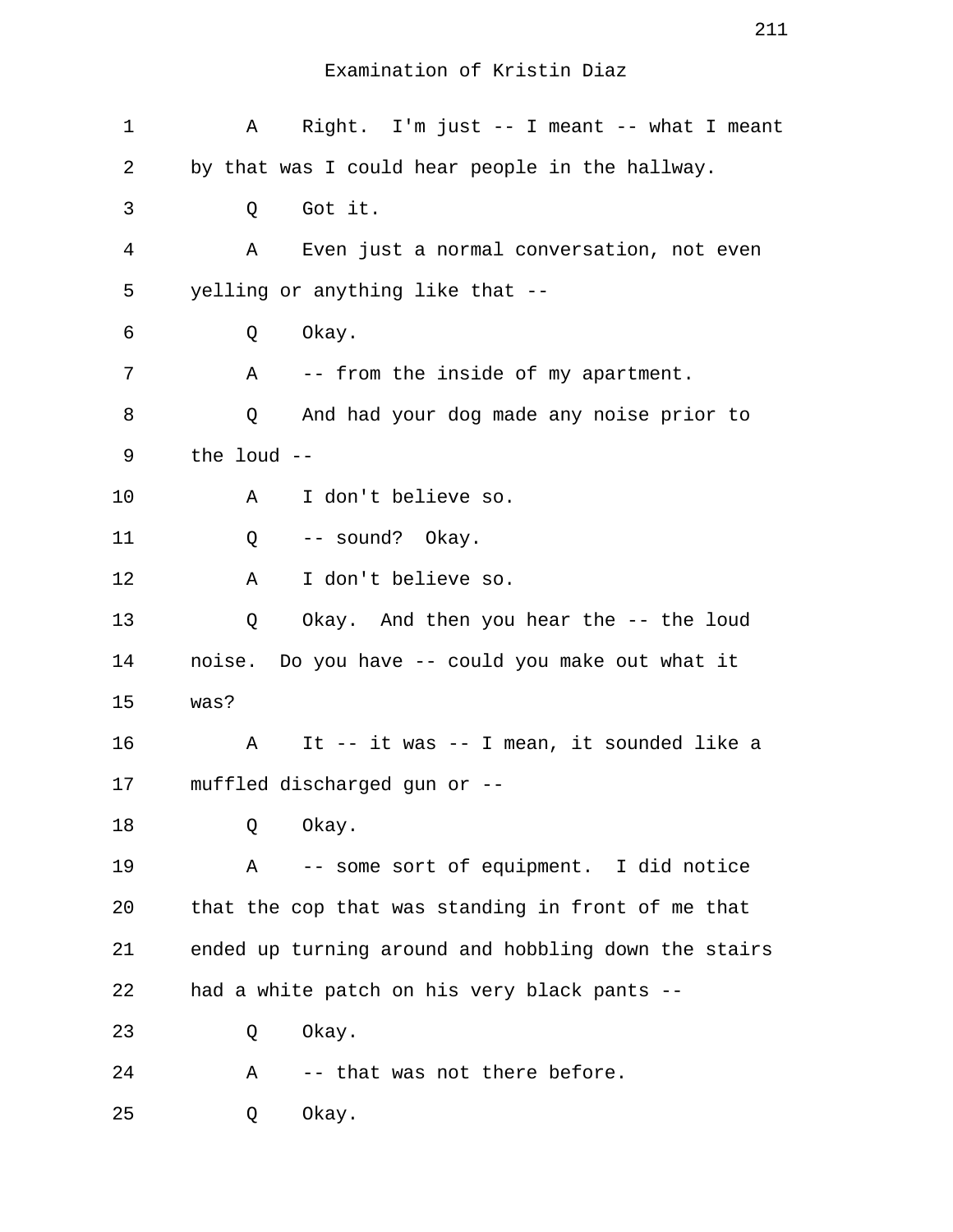Examination of Kristin Diaz

1 A Right. I'm just -- I meant -- what I meant
2 by that was I could hear people in the hallway.
3 Q Got it.
4 A Even just a normal conversation, not even
5 yelling or anything like that --
6 Q Okay.
7 A -- from the inside of my apartment.
8 Q And had your dog made any noise prior to
9 the loud --
10 A I don't believe so.
11 Q -- sound? Okay.
12 A I don't believe so.
13 Q Okay. And then you hear the -- the loud
14 noise. Do you have -- could you make out what it
15 was?
16 A It -- it was -- I mean, it sounded like a
17 muffled discharged gun or --
18 Q Okay.
19 A -- some sort of equipment. I did notice
20 that the cop that was standing in front of me that
21 ended up turning around and hobbling down the stairs
22 had a white patch on his very black pants --
23 Q Okay.
24 A -- that was not there before.
25 Q Okay.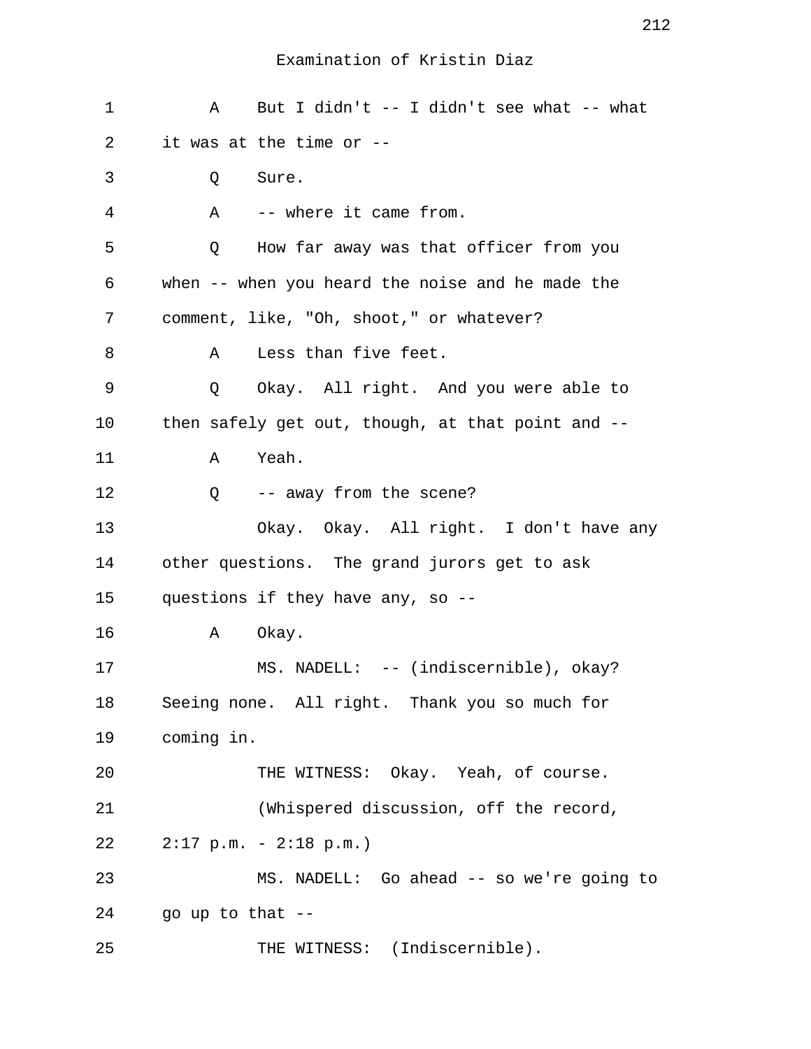Examination of Kristin Diaz

1 A But I didn't -- I didn't see what -- what
2 it was at the time or --
3 Q Sure.
4 A -- where it came from.
5 Q How far away was that officer from you
6 when -- when you heard the noise and he made the
7 comment, like, "Oh, shoot," or whatever?
8 A Less than five feet.
9 Q Okay. All right. And you were able to
10 then safely get out, though, at that point and --
11 A Yeah.
12 Q -- away from the scene?
13 Okay. Okay. All right. I don't have any
14 other questions. The grand jurors get to ask
15 questions if they have any, so --
16 A Okay.
17 MS. NADELL: -- (indiscernible), okay?
18 Seeing none. All right. Thank you so much for
19 coming in.
20 THE WITNESS: Okay. Yeah, of course.
21 (Whispered discussion, off the record,
22 2:17 p.m. - 2:18 p.m.)
23 MS. NADELL: Go ahead -- so we're going to
24 go up to that --
25 THE WITNESS: (Indiscernible).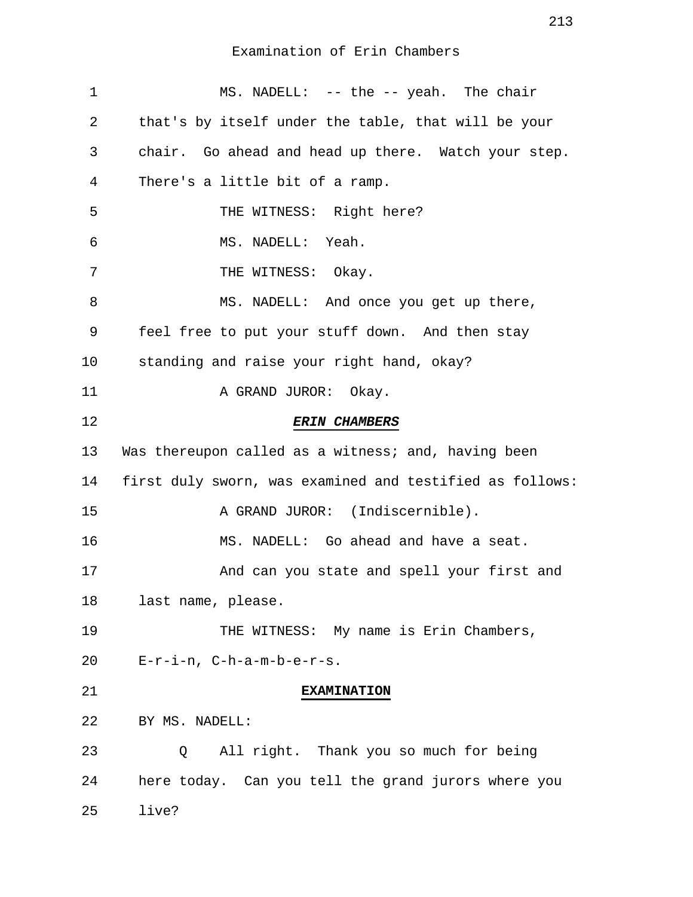Examination of Erin Chambers

1 MS. NADELL: -- the -- yeah. The chair
2 that's by itself under the table, that will be your
3 chair. Go ahead and head up there. Watch your step.
4 There's a little bit of a ramp.
5 THE WITNESS: Right here?
6 MS. NADELL: Yeah.
7 THE WITNESS: Okay.
8 MS. NADELL: And once you get up there,
9 feel free to put your stuff down. And then stay
10 standing and raise your right hand, okay?
11 A GRAND JUROR: Okay.
12 ***ERIN CHAMBERS***
13 Was thereupon called as a witness; and, having been
14 first duly sworn, was examined and testified as follows:
15 A GRAND JUROR: (Indiscernible).
16 MS. NADELL: Go ahead and have a seat.
17 And can you state and spell your first and
18 last name, please.
19 THE WITNESS: My name is Erin Chambers,
20 E-r-i-n, C-h-a-m-b-e-r-s.
21 **EXAMINATION**
22 BY MS. NADELL:
23 Q All right. Thank you so much for being
24 here today. Can you tell the grand jurors where you
25 live?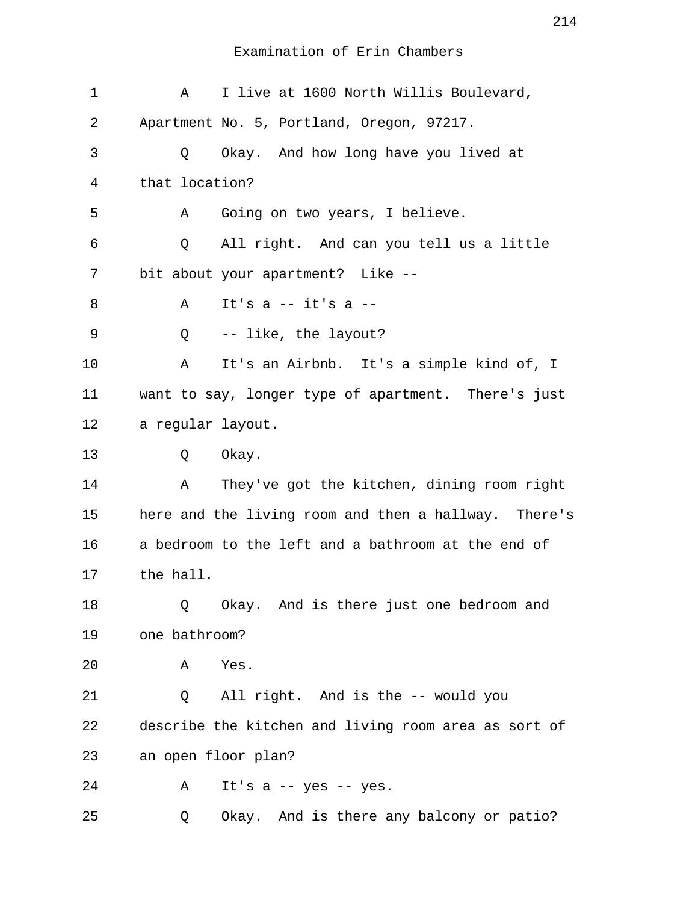Examination of Erin Chambers

1 A I live at 1600 North Willis Boulevard,
2 Apartment No. 5, Portland, Oregon, 97217.
3 Q Okay. And how long have you lived at
4 that location?
5 A Going on two years, I believe.
6 Q All right. And can you tell us a little
7 bit about your apartment? Like --
8 A It's a -- it's a --
9 Q -- like, the layout?
10 A It's an Airbnb. It's a simple kind of, I
11 want to say, longer type of apartment. There's just
12 a regular layout.
13 Q Okay.
14 A They've got the kitchen, dining room right
15 here and the living room and then a hallway. There's
16 a bedroom to the left and a bathroom at the end of
17 the hall.
18 Q Okay. And is there just one bedroom and
19 one bathroom?
20 A Yes.
21 Q All right. And is the -- would you
22 describe the kitchen and living room area as sort of
23 an open floor plan?
24 A It's a -- yes -- yes.
25 Q Okay. And is there any balcony or patio?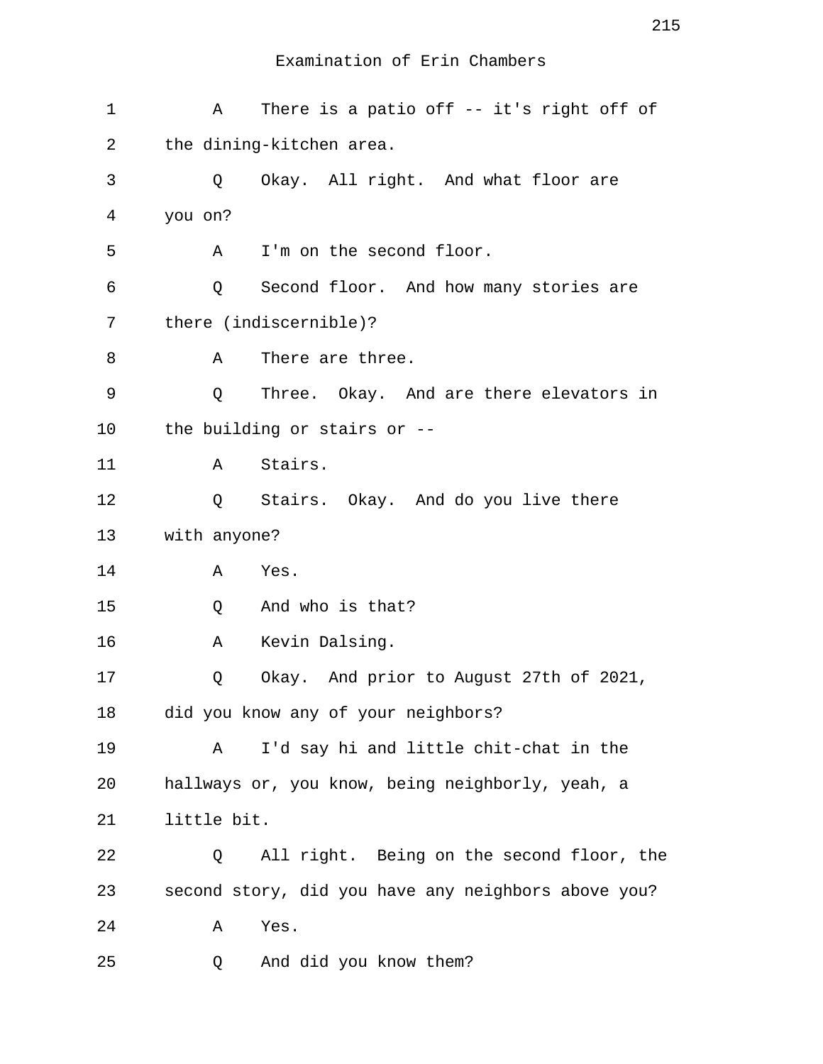Examination of Erin Chambers

1 A There is a patio off -- it's right off of
2 the dining-kitchen area.
3 Q Okay. All right. And what floor are
4 you on?
5 A I'm on the second floor.
6 Q Second floor. And how many stories are
7 there (indiscernible)?
8 A There are three.
9 Q Three. Okay. And are there elevators in
10 the building or stairs or --
11 A Stairs.
12 Q Stairs. Okay. And do you live there
13 with anyone?
14 A Yes.
15 Q And who is that?
16 A Kevin Dalsing.
17 Q Okay. And prior to August 27th of 2021,
18 did you know any of your neighbors?
19 A I'd say hi and little chit-chat in the
20 hallways or, you know, being neighborly, yeah, a
21 little bit.
22 Q All right. Being on the second floor, the
23 second story, did you have any neighbors above you?
24 A Yes.
25 Q And did you know them?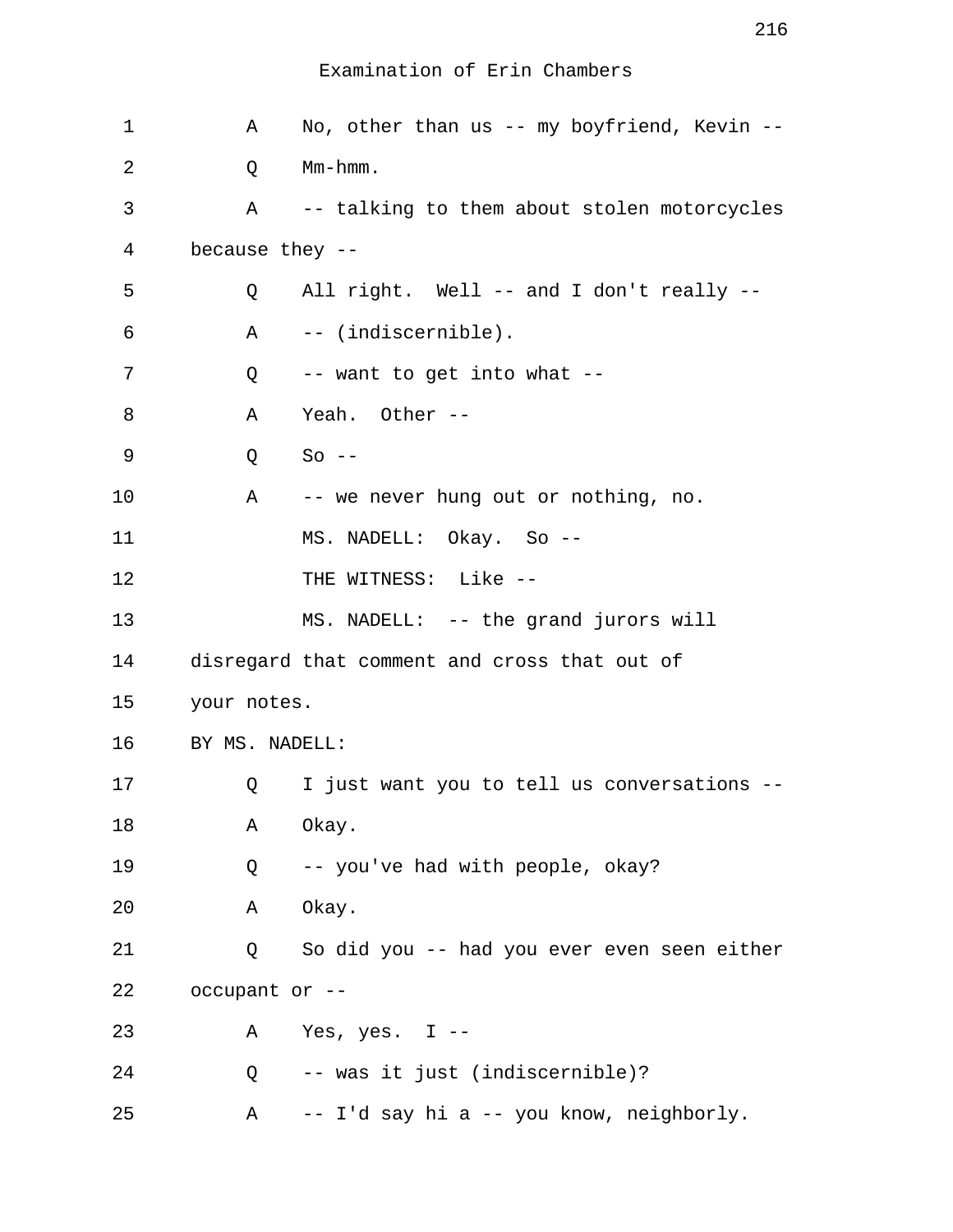Examination of Erin Chambers

1 A No, other than us -- my boyfriend, Kevin --

2 Q Mm-hmm.

3 A -- talking to them about stolen motorcycles

4 because they --

5 Q All right. Well -- and I don't really --

6 A -- (indiscernible).

7 Q -- want to get into what --

8 A Yeah. Other --

9 Q So --

10 A -- we never hung out or nothing, no.

11 MS. NADELL: Okay. So --

12 THE WITNESS: Like --

13 MS. NADELL: -- the grand jurors will

14 disregard that comment and cross that out of

15 your notes.

16 BY MS. NADELL:

17 Q I just want you to tell us conversations --

18 A Okay.

19 Q -- you've had with people, okay?

20 A Okay.

21 Q So did you -- had you ever even seen either

22 occupant or --

23 A Yes, yes. I --

24 Q -- was it just (indiscernible)?

25 A -- I'd say hi a -- you know, neighborly.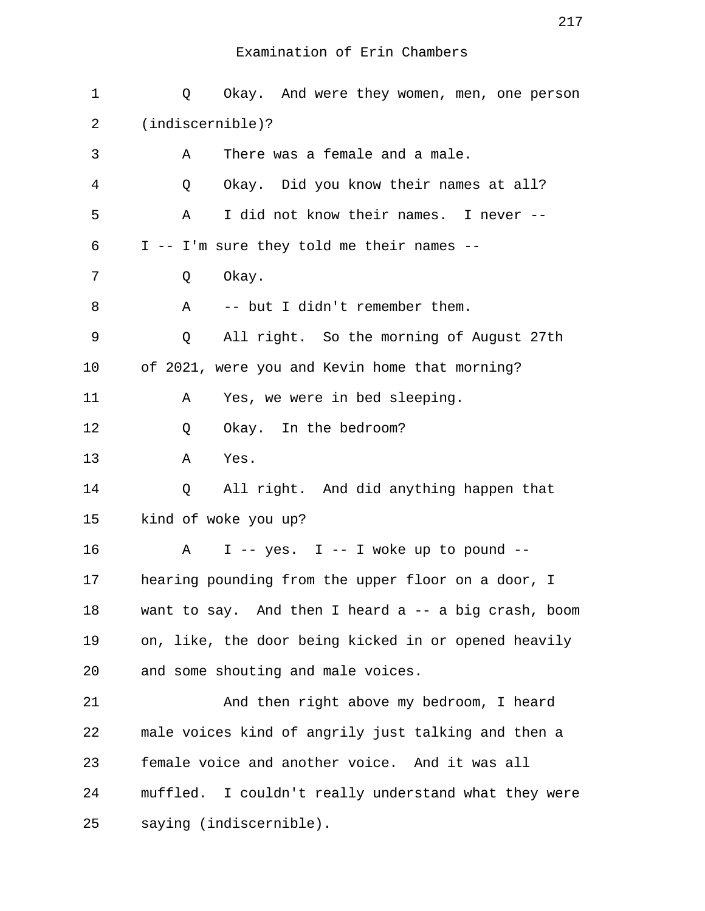Examination of Erin Chambers

Q Okay. And were they women, men, one person (indiscernible)?

A There was a female and a male.

Q Okay. Did you know their names at all?

A I did not know their names. I never -- I -- I'm sure they told me their names --

Q Okay.

A -- but I didn't remember them.

Q All right. So the morning of August 27th of 2021, were you and Kevin home that morning?

A Yes, we were in bed sleeping.

Q Okay. In the bedroom?

A Yes.

Q All right. And did anything happen that kind of woke you up?

A I -- yes. I -- I woke up to pound -- hearing pounding from the upper floor on a door, I want to say. And then I heard a -- a big crash, boom on, like, the door being kicked in or opened heavily and some shouting and male voices.

And then right above my bedroom, I heard male voices kind of angrily just talking and then a female voice and another voice. And it was all muffled. I couldn't really understand what they were saying (indiscernible).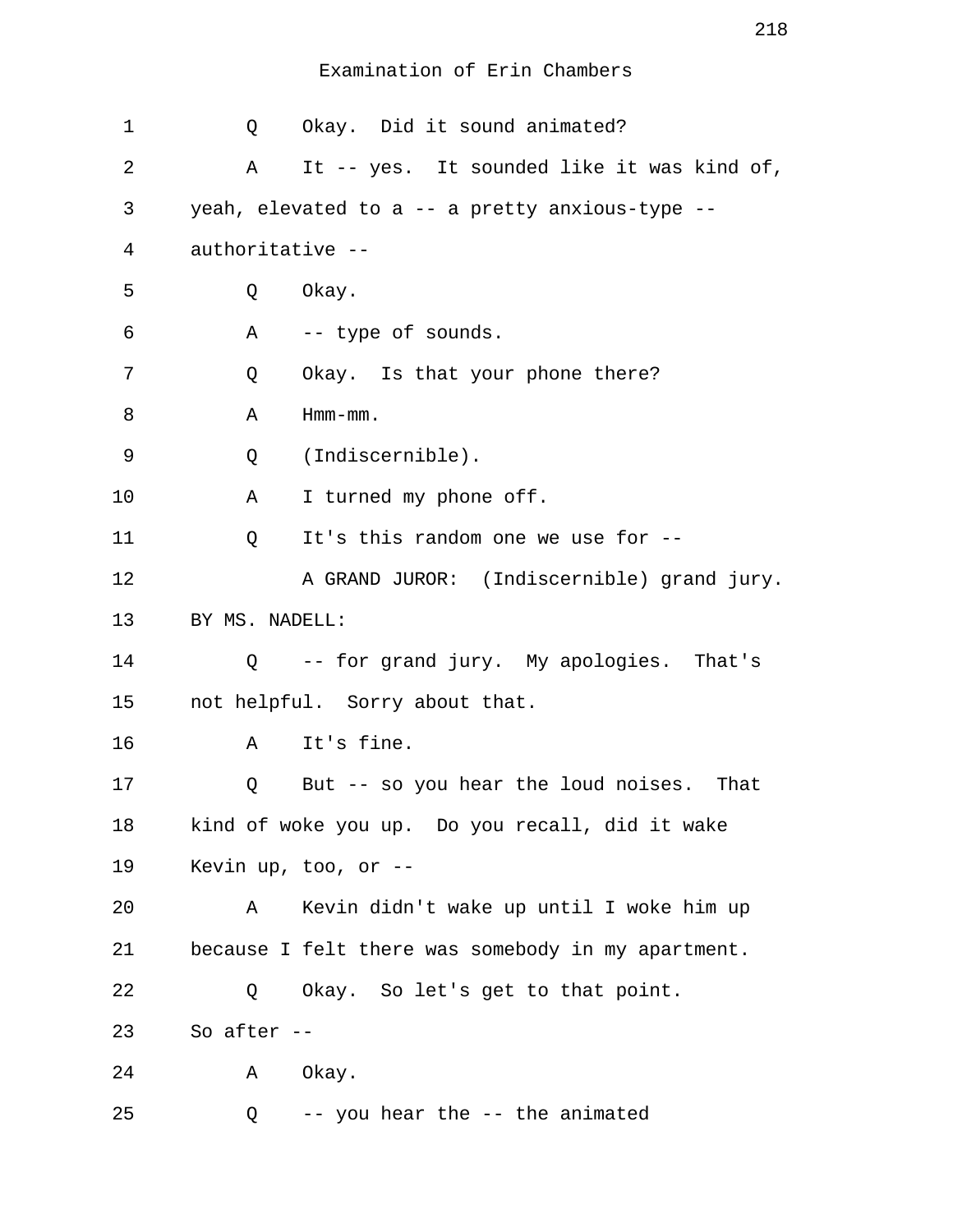Examination of Erin Chambers

1 Q Okay. Did it sound animated?

2 A It -- yes. It sounded like it was kind of,

3 yeah, elevated to a -- a pretty anxious-type --

4 authoritative --

5 Q Okay.

6 A -- type of sounds.

7 Q Okay. Is that your phone there?

8 A Hmm-mm.

9 Q (Indiscernible).

10 A I turned my phone off.

11 Q It's this random one we use for --

12 A GRAND JUROR: (Indiscernible) grand jury.

13 BY MS. NADELL:

14 Q -- for grand jury. My apologies. That's

15 not helpful. Sorry about that.

16 A It's fine.

17 Q But -- so you hear the loud noises. That

18 kind of woke you up. Do you recall, did it wake

19 Kevin up, too, or --

20 A Kevin didn't wake up until I woke him up

21 because I felt there was somebody in my apartment.

22 Q Okay. So let's get to that point.

23 So after --

24 A Okay.

25 Q -- you hear the -- the animated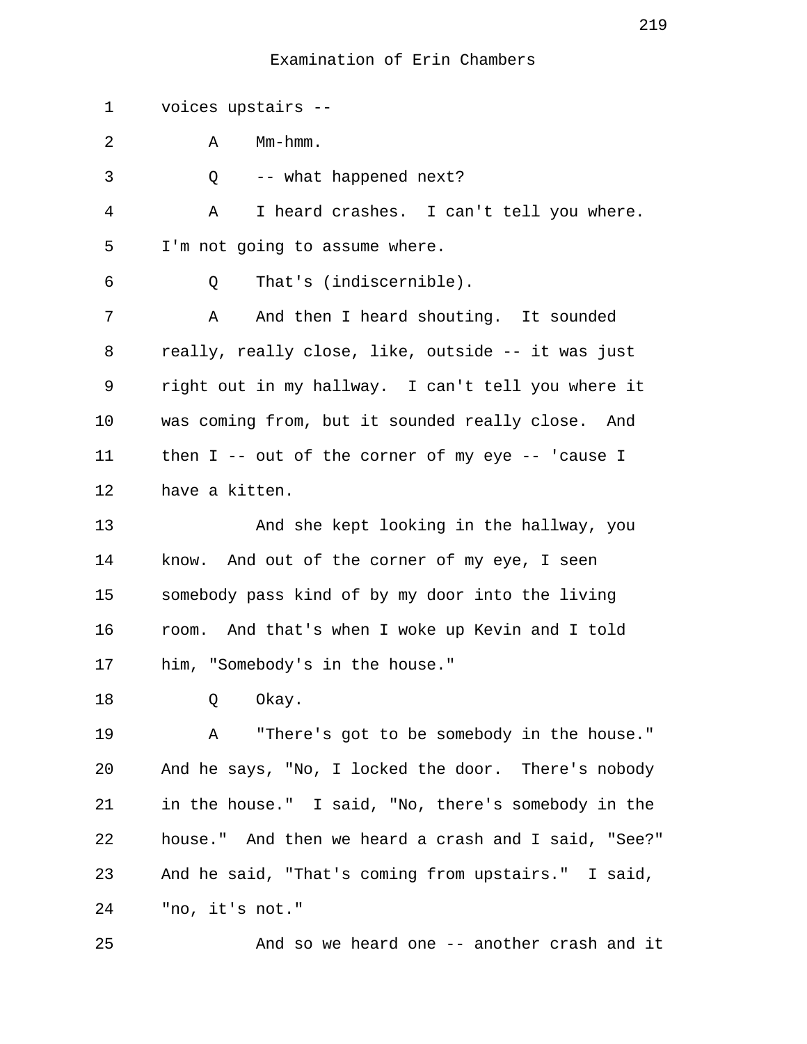Examination of Erin Chambers

1 voices upstairs --

2 A Mm-hmm.

3 Q -- what happened next?

4 A I heard crashes. I can't tell you where.

5 I'm not going to assume where.

6 Q That's (indiscernible).

7 A And then I heard shouting. It sounded

8 really, really close, like, outside -- it was just

9 right out in my hallway. I can't tell you where it

10 was coming from, but it sounded really close. And

11 then I -- out of the corner of my eye -- 'cause I

12 have a kitten.

13 And she kept looking in the hallway, you

14 know. And out of the corner of my eye, I seen

15 somebody pass kind of by my door into the living

16 room. And that's when I woke up Kevin and I told

17 him, "Somebody's in the house."

18 Q Okay.

19 A "There's got to be somebody in the house."

20 And he says, "No, I locked the door. There's nobody

21 in the house." I said, "No, there's somebody in the

22 house." And then we heard a crash and I said, "See?"

23 And he said, "That's coming from upstairs." I said,

24 "no, it's not."

25 And so we heard one -- another crash and it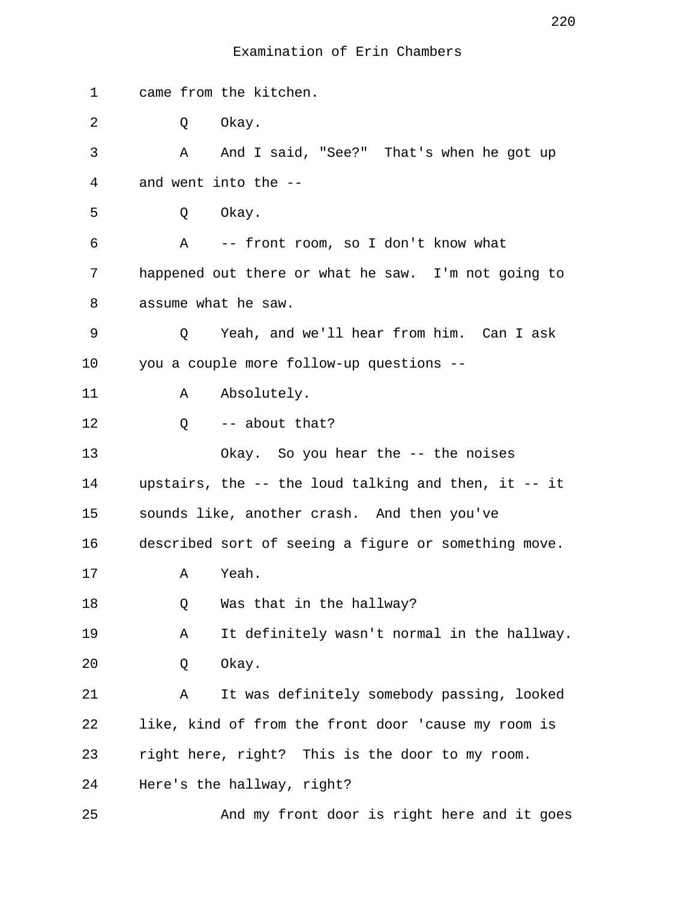Examination of Erin Chambers

1 came from the kitchen.

2 Q Okay.

3 A And I said, "See?" That's when he got up

4 and went into the --

5 Q Okay.

6 A -- front room, so I don't know what

7 happened out there or what he saw. I'm not going to

8 assume what he saw.

9 Q Yeah, and we'll hear from him. Can I ask

10 you a couple more follow-up questions --

11 A Absolutely.

12 Q -- about that?

13 Okay. So you hear the -- the noises

14 upstairs, the -- the loud talking and then, it -- it

15 sounds like, another crash. And then you've

16 described sort of seeing a figure or something move.

17 A Yeah.

18 Q Was that in the hallway?

19 A It definitely wasn't normal in the hallway.

20 Q Okay.

21 A It was definitely somebody passing, looked

22 like, kind of from the front door 'cause my room is

23 right here, right? This is the door to my room.

24 Here's the hallway, right?

25 And my front door is right here and it goes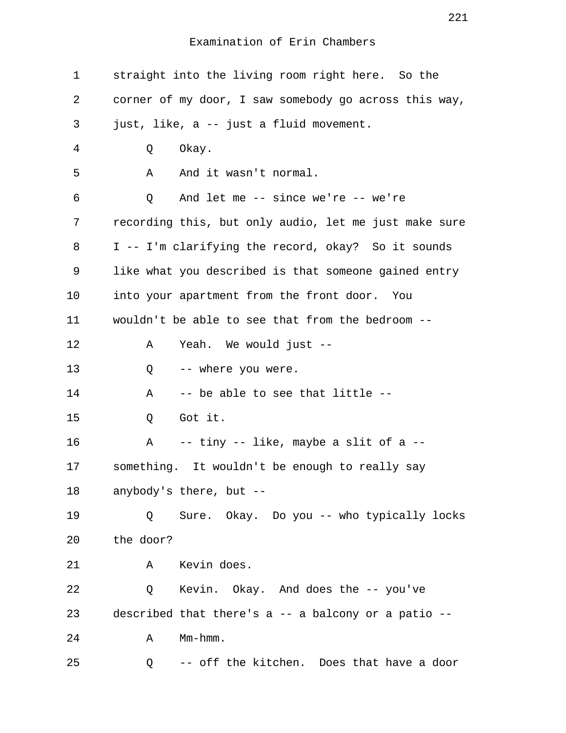Examination of Erin Chambers

1 straight into the living room right here. So the
2 corner of my door, I saw somebody go across this way,
3 just, like, a -- just a fluid movement.
4 Q Okay.
5 A And it wasn't normal.
6 Q And let me -- since we're -- we're
7 recording this, but only audio, let me just make sure
8 I -- I'm clarifying the record, okay? So it sounds
9 like what you described is that someone gained entry
10 into your apartment from the front door. You
11 wouldn't be able to see that from the bedroom --
12 A Yeah. We would just --
13 Q -- where you were.
14 A -- be able to see that little --
15 Q Got it.
16 A -- tiny -- like, maybe a slit of a --
17 something. It wouldn't be enough to really say
18 anybody's there, but --
19 Q Sure. Okay. Do you -- who typically locks
20 the door?
21 A Kevin does.
22 Q Kevin. Okay. And does the -- you've
23 described that there's a -- a balcony or a patio --
24 A Mm-hmm.
25 Q -- off the kitchen. Does that have a door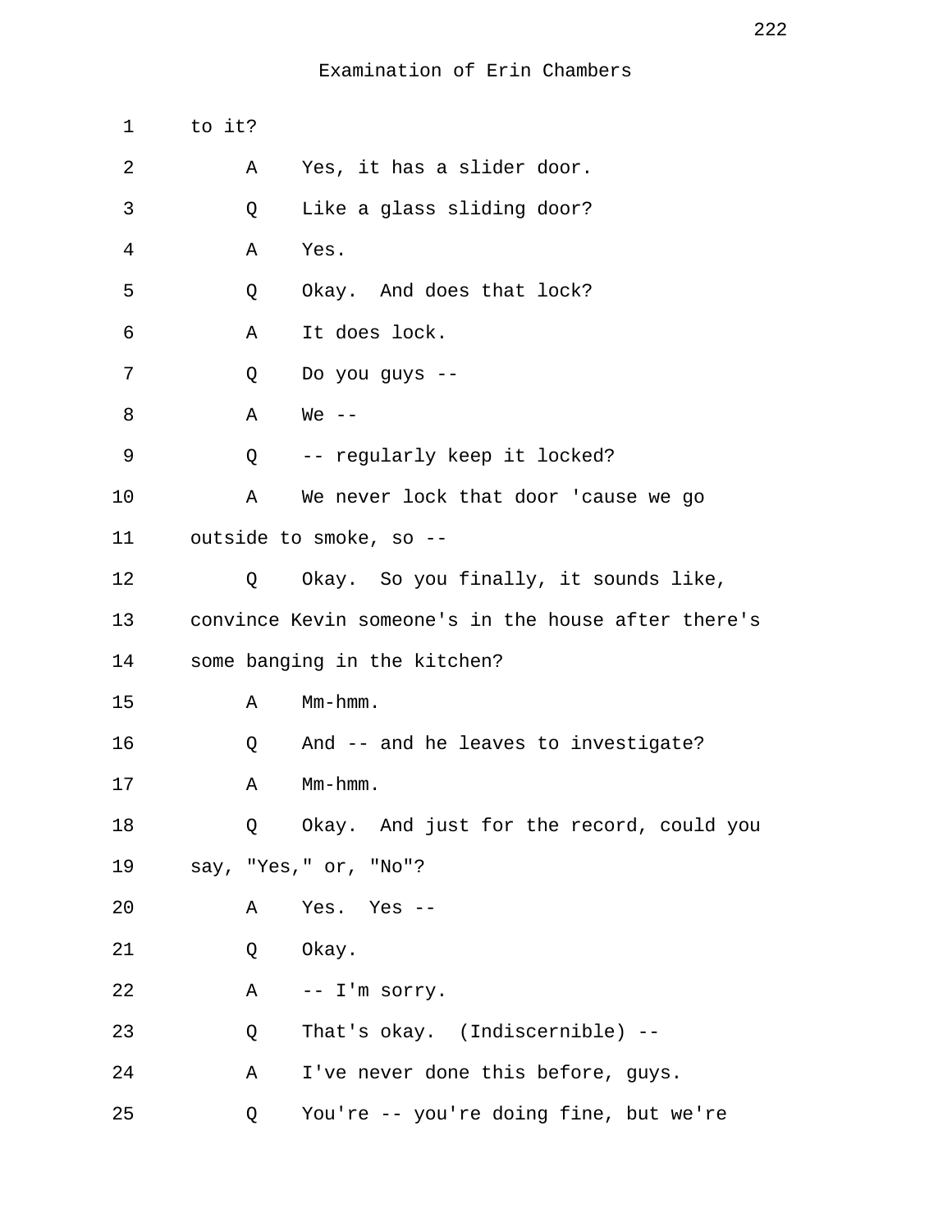Examination of Erin Chambers

1 to it?

2 A Yes, it has a slider door.

3 Q Like a glass sliding door?

4 A Yes.

5 Q Okay. And does that lock?

6 A It does lock.

7 Q Do you guys --

8 A We --

9 Q -- regularly keep it locked?

10 A We never lock that door 'cause we go

11 outside to smoke, so --

12 Q Okay. So you finally, it sounds like,

13 convince Kevin someone's in the house after there's

14 some banging in the kitchen?

15 A Mm-hmm.

16 Q And -- and he leaves to investigate?

17 A Mm-hmm.

18 Q Okay. And just for the record, could you

19 say, "Yes," or, "No"?

20 A Yes. Yes --

21 Q Okay.

22 A -- I'm sorry.

23 Q That's okay. (Indiscernible) --

24 A I've never done this before, guys.

25 Q You're -- you're doing fine, but we're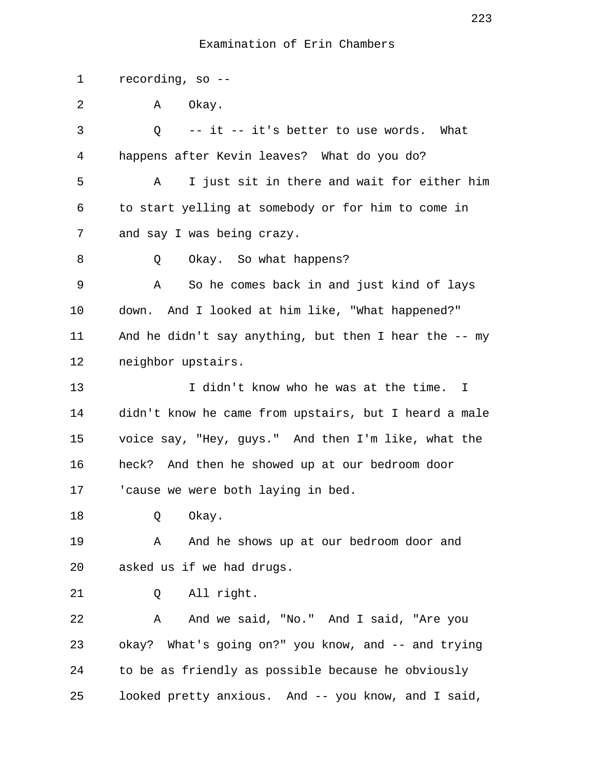Examination of Erin Chambers

1 recording, so --

2 A Okay.

3 Q -- it -- it's better to use words. What

4 happens after Kevin leaves? What do you do?

5 A I just sit in there and wait for either him

6 to start yelling at somebody or for him to come in

7 and say I was being crazy.

8 Q Okay. So what happens?

9 A So he comes back in and just kind of lays

10 down. And I looked at him like, "What happened?"

11 And he didn't say anything, but then I hear the -- my

12 neighbor upstairs.

13 I didn't know who he was at the time. I

14 didn't know he came from upstairs, but I heard a male

15 voice say, "Hey, guys." And then I'm like, what the

16 heck? And then he showed up at our bedroom door

17 'cause we were both laying in bed.

18 Q Okay.

19 A And he shows up at our bedroom door and

20 asked us if we had drugs.

21 Q All right.

22 A And we said, "No." And I said, "Are you

23 okay? What's going on?" you know, and -- and trying

24 to be as friendly as possible because he obviously

25 looked pretty anxious. And -- you know, and I said,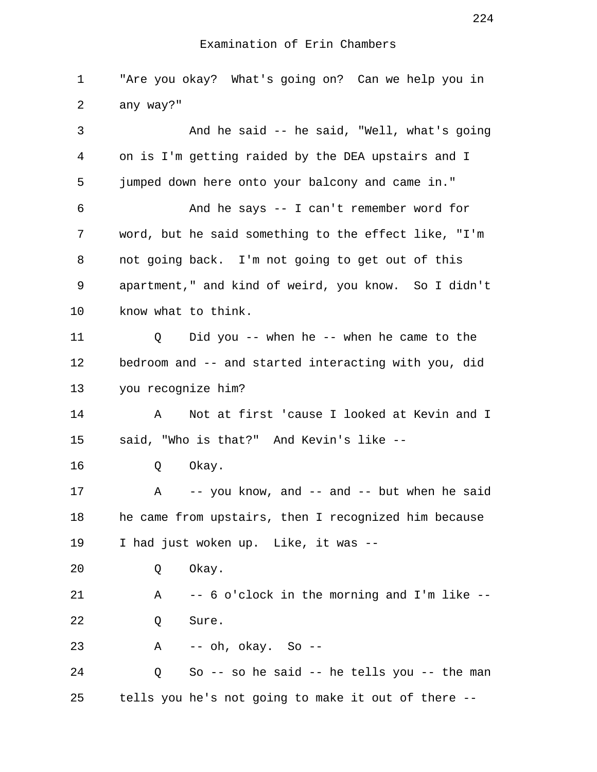Examination of Erin Chambers

1 "Are you okay? What's going on? Can we help you in
2 any way?"
3 And he said -- he said, "Well, what's going
4 on is I'm getting raided by the DEA upstairs and I
5 jumped down here onto your balcony and came in."
6 And he says -- I can't remember word for
7 word, but he said something to the effect like, "I'm
8 not going back. I'm not going to get out of this
9 apartment," and kind of weird, you know. So I didn't
10 know what to think.
11 Q Did you -- when he -- when he came to the
12 bedroom and -- and started interacting with you, did
13 you recognize him?
14 A Not at first 'cause I looked at Kevin and I
15 said, "Who is that?" And Kevin's like --
16 Q Okay.
17 A -- you know, and -- and -- but when he said
18 he came from upstairs, then I recognized him because
19 I had just woken up. Like, it was --
20 Q Okay.
21 A -- 6 o'clock in the morning and I'm like --
22 Q Sure.
23 A -- oh, okay. So --
24 Q So -- so he said -- he tells you -- the man
25 tells you he's not going to make it out of there --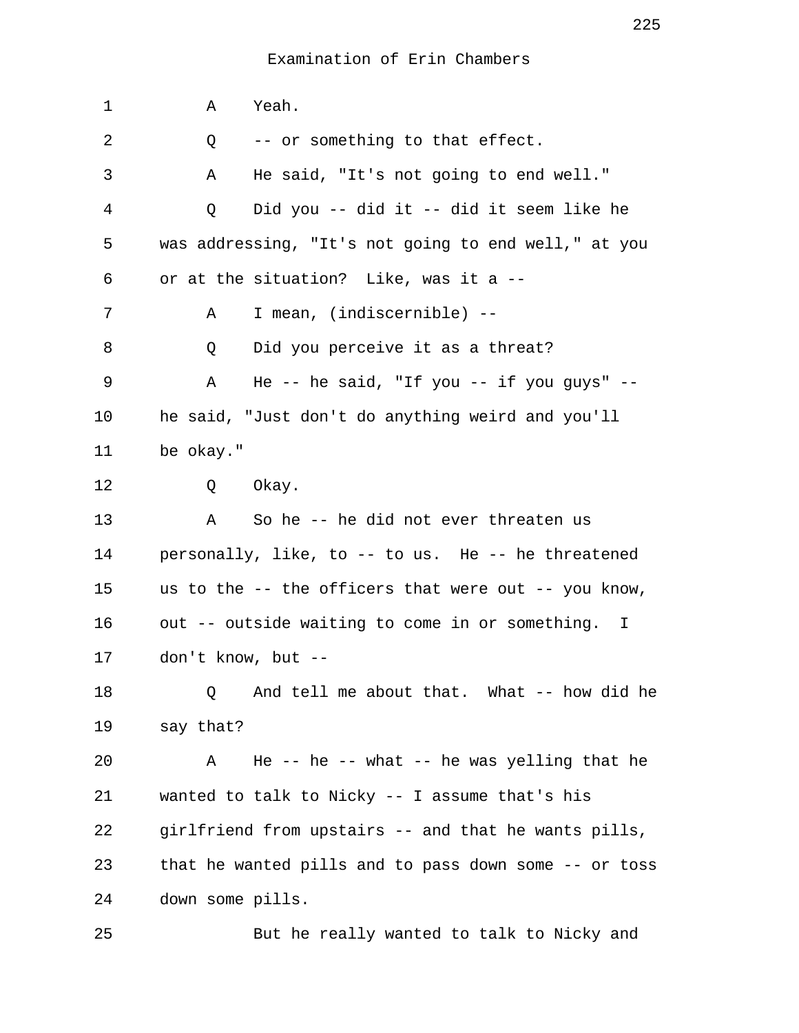Examination of Erin Chambers

1 A Yeah.

2 Q -- or something to that effect.

3 A He said, "It's not going to end well."

4 Q Did you -- did it -- did it seem like he

5 was addressing, "It's not going to end well," at you

6 or at the situation? Like, was it a --

7 A I mean, (indiscernible) --

8 Q Did you perceive it as a threat?

9 A He -- he said, "If you -- if you guys" --

10 he said, "Just don't do anything weird and you'll

11 be okay."

12 Q Okay.

13 A So he -- he did not ever threaten us

14 personally, like, to -- to us. He -- he threatened

15 us to the -- the officers that were out -- you know,

16 out -- outside waiting to come in or something. I

17 don't know, but --

18 Q And tell me about that. What -- how did he

19 say that?

20 A He -- he -- what -- he was yelling that he

21 wanted to talk to Nicky -- I assume that's his

22 girlfriend from upstairs -- and that he wants pills,

23 that he wanted pills and to pass down some -- or toss

24 down some pills.

25 But he really wanted to talk to Nicky and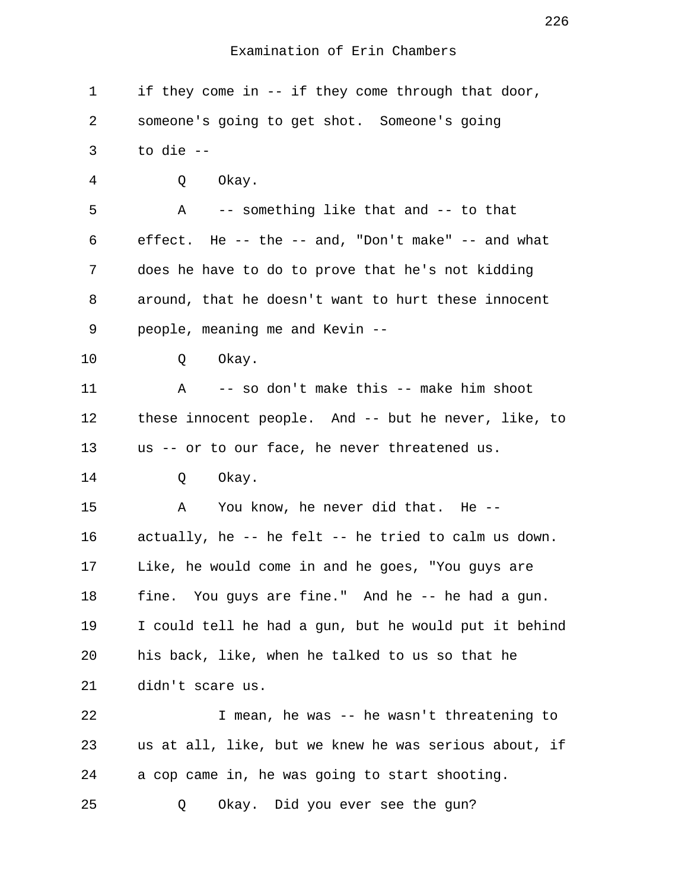Examination of Erin Chambers

1 if they come in -- if they come through that door,
2 someone's going to get shot. Someone's going
3 to die --
4 Q Okay.
5 A -- something like that and -- to that
6 effect. He -- the -- and, "Don't make" -- and what
7 does he have to do to prove that he's not kidding
8 around, that he doesn't want to hurt these innocent
9 people, meaning me and Kevin --
10 Q Okay.
11 A -- so don't make this -- make him shoot
12 these innocent people. And -- but he never, like, to
13 us -- or to our face, he never threatened us.
14 Q Okay.
15 A You know, he never did that. He --
16 actually, he -- he felt -- he tried to calm us down.
17 Like, he would come in and he goes, "You guys are
18 fine. You guys are fine." And he -- he had a gun.
19 I could tell he had a gun, but he would put it behind
20 his back, like, when he talked to us so that he
21 didn't scare us.
22 I mean, he was -- he wasn't threatening to
23 us at all, like, but we knew he was serious about, if
24 a cop came in, he was going to start shooting.
25 Q Okay. Did you ever see the gun?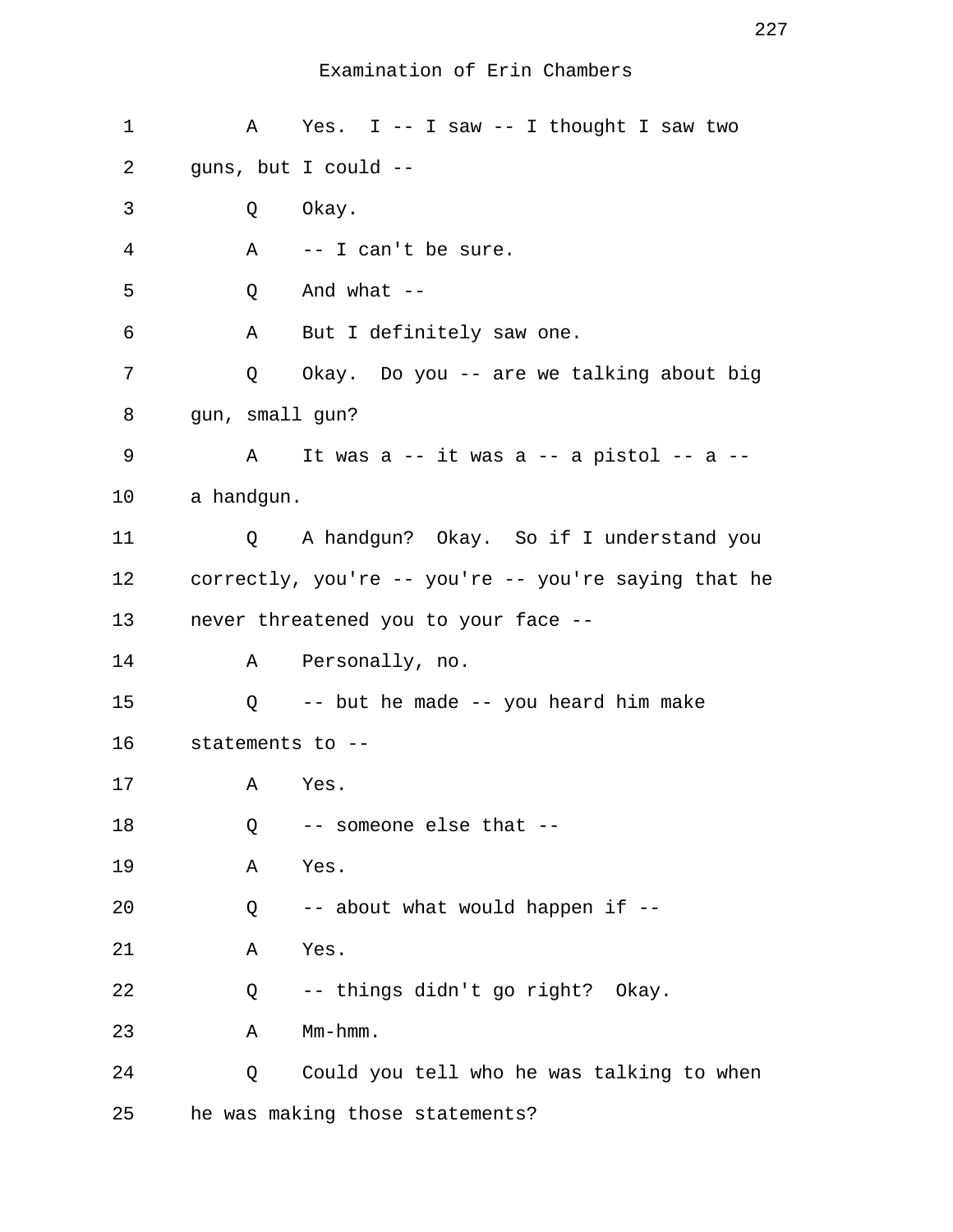Examination of Erin Chambers

1 A Yes. I -- I saw -- I thought I saw two
2 guns, but I could --
3 Q Okay.
4 A -- I can't be sure.
5 Q And what --
6 A But I definitely saw one.
7 Q Okay. Do you -- are we talking about big
8 gun, small gun?
9 A It was a -- it was a -- a pistol -- a --
10 a handgun.
11 Q A handgun? Okay. So if I understand you
12 correctly, you're -- you're -- you're saying that he
13 never threatened you to your face --
14 A Personally, no.
15 Q -- but he made -- you heard him make
16 statements to --
17 A Yes.
18 Q -- someone else that --
19 A Yes.
20 Q -- about what would happen if --
21 A Yes.
22 Q -- things didn't go right? Okay.
23 A Mm-hmm.
24 Q Could you tell who he was talking to when
25 he was making those statements?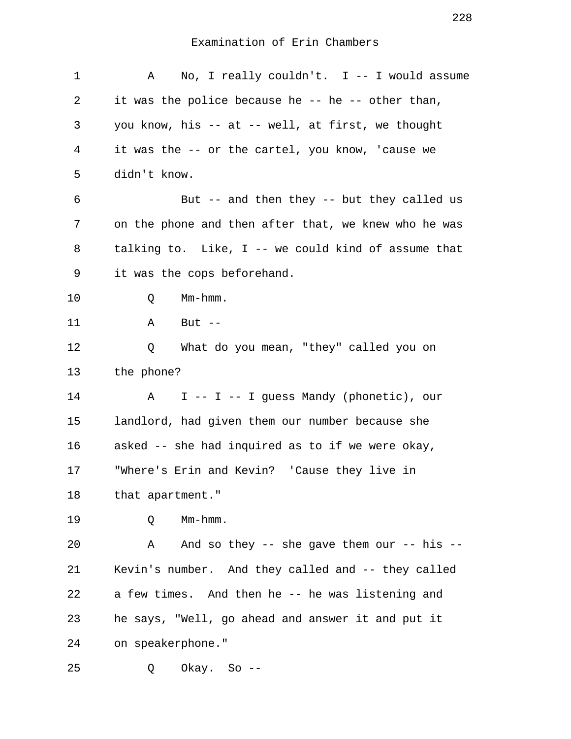Examination of Erin Chambers

1 A No, I really couldn't. I -- I would assume
2 it was the police because he -- he -- other than,
3 you know, his -- at -- well, at first, we thought
4 it was the -- or the cartel, you know, 'cause we
5 didn't know.

6 But -- and then they -- but they called us
7 on the phone and then after that, we knew who he was
8 talking to. Like, I -- we could kind of assume that
9 it was the cops beforehand.

10 Q Mm-hmm.

11 A But --

12 Q What do you mean, "they" called you on
13 the phone?

14 A I -- I -- I guess Mandy (phonetic), our
15 landlord, had given them our number because she
16 asked -- she had inquired as to if we were okay,
17 "Where's Erin and Kevin? 'Cause they live in
18 that apartment."

19 Q Mm-hmm.

20 A And so they -- she gave them our -- his --
21 Kevin's number. And they called and -- they called
22 a few times. And then he -- he was listening and
23 he says, "Well, go ahead and answer it and put it
24 on speakerphone."

25 Q Okay. So --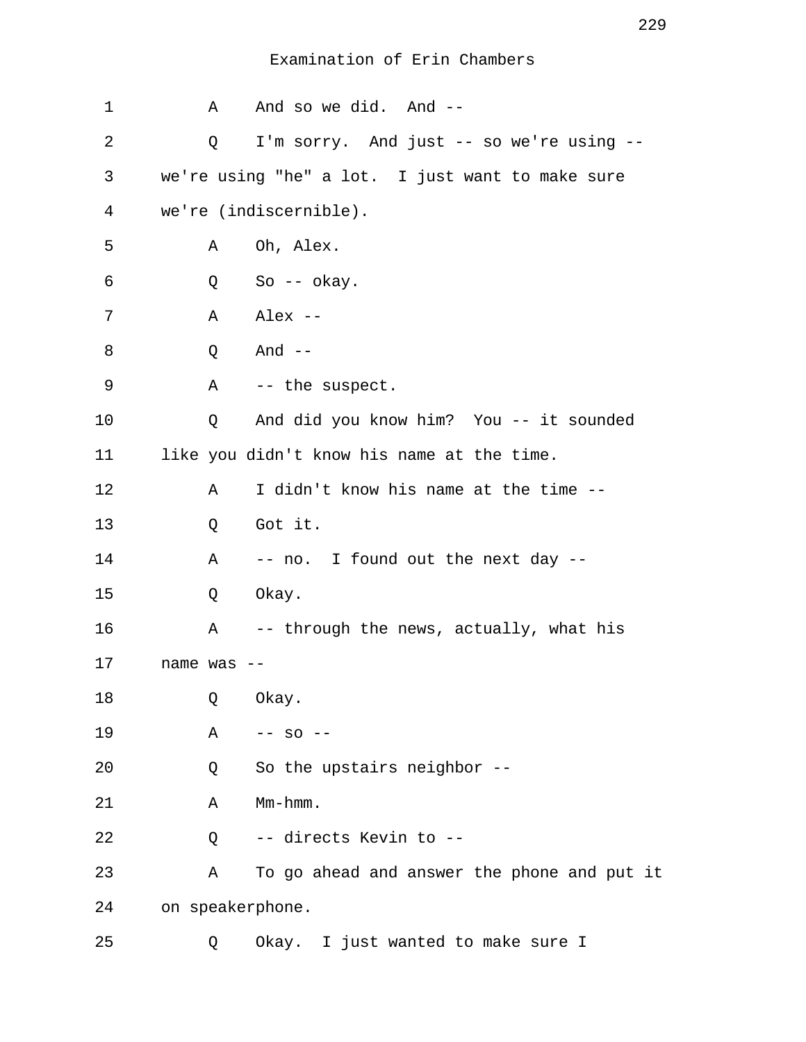Examination of Erin Chambers

1 A And so we did. And --

2 Q I'm sorry. And just -- so we're using --

3 we're using "he" a lot. I just want to make sure

4 we're (indiscernible).

5 A Oh, Alex.

6 Q So -- okay.

7 A Alex --

8 Q And --

9 A -- the suspect.

10 Q And did you know him? You -- it sounded

11 like you didn't know his name at the time.

12 A I didn't know his name at the time --

13 Q Got it.

14 A -- no. I found out the next day --

15 Q Okay.

16 A -- through the news, actually, what his

17 name was --

18 Q Okay.

19 A -- so --

20 Q So the upstairs neighbor --

21 A Mm-hmm.

22 Q -- directs Kevin to --

23 A To go ahead and answer the phone and put it

24 on speakerphone.

25 Q Okay. I just wanted to make sure I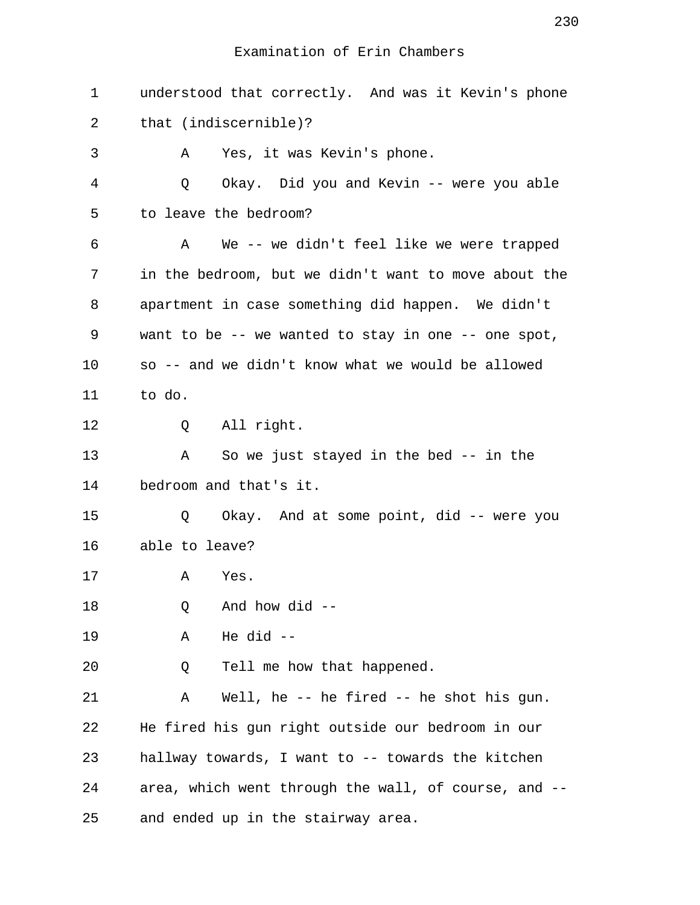Examination of Erin Chambers

1 understood that correctly. And was it Kevin's phone
2 that (indiscernible)?
3 A Yes, it was Kevin's phone.
4 Q Okay. Did you and Kevin -- were you able
5 to leave the bedroom?
6 A We -- we didn't feel like we were trapped
7 in the bedroom, but we didn't want to move about the
8 apartment in case something did happen. We didn't
9 want to be -- we wanted to stay in one -- one spot,
10 so -- and we didn't know what we would be allowed
11 to do.
12 Q All right.
13 A So we just stayed in the bed -- in the
14 bedroom and that's it.
15 Q Okay. And at some point, did -- were you
16 able to leave?
17 A Yes.
18 Q And how did --
19 A He did --
20 Q Tell me how that happened.
21 A Well, he -- he fired -- he shot his gun.
22 He fired his gun right outside our bedroom in our
23 hallway towards, I want to -- towards the kitchen
24 area, which went through the wall, of course, and --
25 and ended up in the stairway area.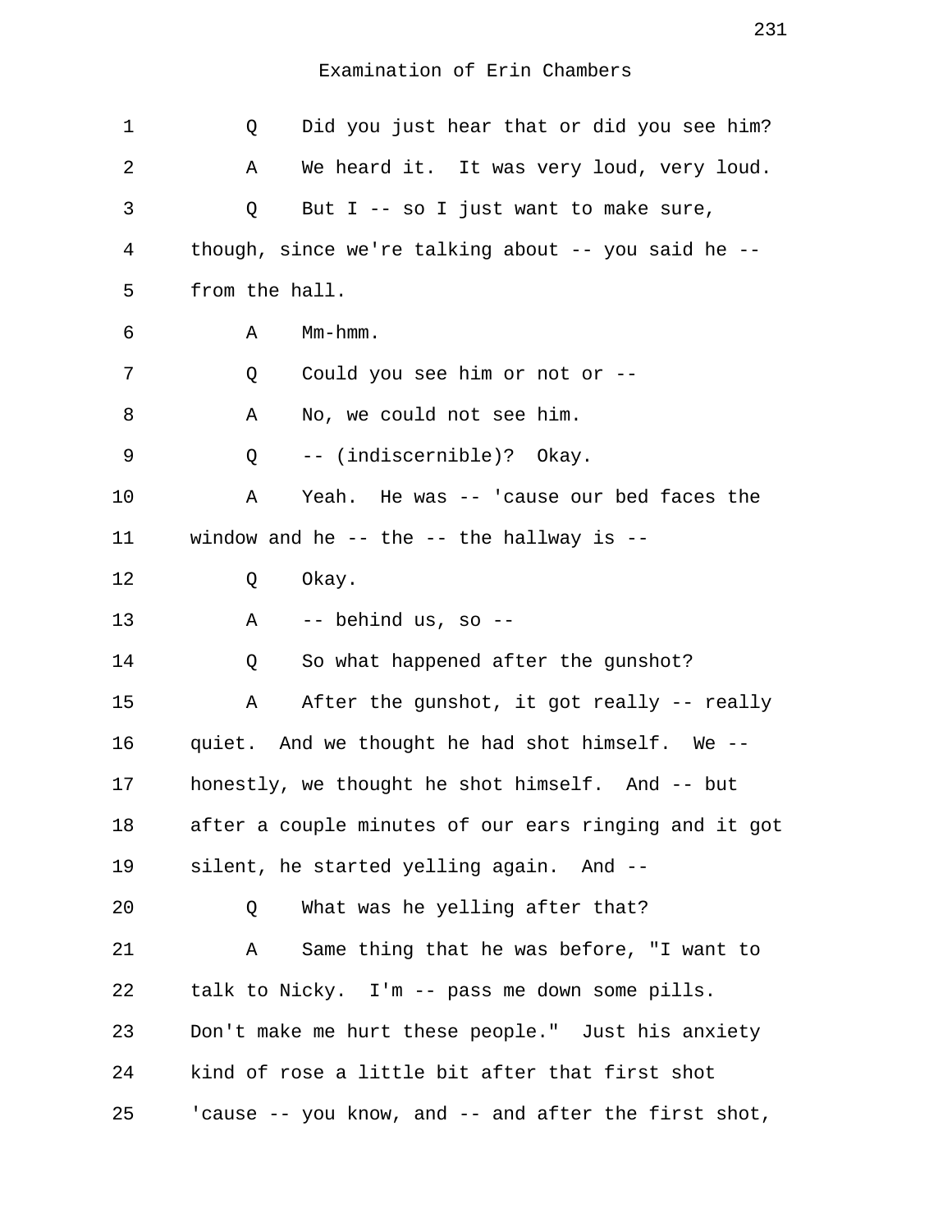Examination of Erin Chambers

1 Q Did you just hear that or did you see him?
2 A We heard it. It was very loud, very loud.
3 Q But I -- so I just want to make sure,
4 though, since we're talking about -- you said he --
5 from the hall.
6 A Mm-hmm.
7 Q Could you see him or not or --
8 A No, we could not see him.
9 Q -- (indiscernible)? Okay.
10 A Yeah. He was -- 'cause our bed faces the
11 window and he -- the -- the hallway is --
12 Q Okay.
13 A -- behind us, so --
14 Q So what happened after the gunshot?
15 A After the gunshot, it got really -- really
16 quiet. And we thought he had shot himself. We --
17 honestly, we thought he shot himself. And -- but
18 after a couple minutes of our ears ringing and it got
19 silent, he started yelling again. And --
20 Q What was he yelling after that?
21 A Same thing that he was before, "I want to
22 talk to Nicky. I'm -- pass me down some pills.
23 Don't make me hurt these people." Just his anxiety
24 kind of rose a little bit after that first shot
25 'cause -- you know, and -- and after the first shot,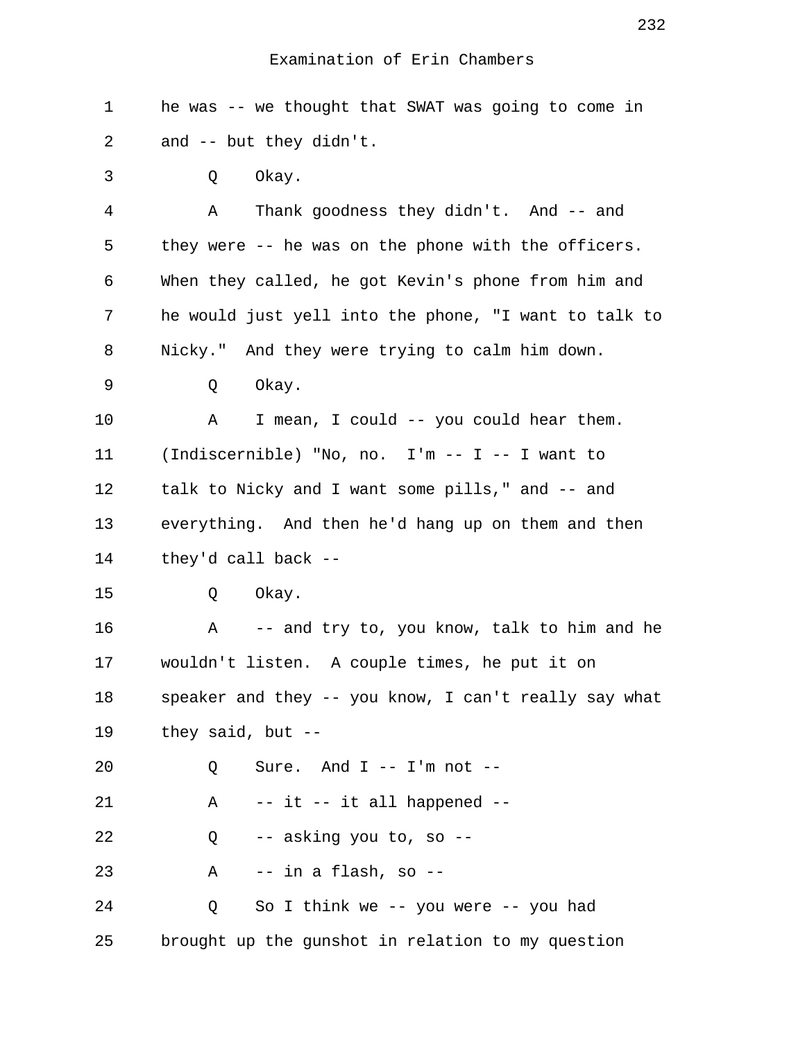Examination of Erin Chambers

1 he was -- we thought that SWAT was going to come in
2 and -- but they didn't.
3 Q Okay.
4 A Thank goodness they didn't. And -- and
5 they were -- he was on the phone with the officers.
6 When they called, he got Kevin's phone from him and
7 he would just yell into the phone, "I want to talk to
8 Nicky." And they were trying to calm him down.
9 Q Okay.
10 A I mean, I could -- you could hear them.
11 (Indiscernible) "No, no. I'm -- I -- I want to
12 talk to Nicky and I want some pills," and -- and
13 everything. And then he'd hang up on them and then
14 they'd call back --
15 Q Okay.
16 A -- and try to, you know, talk to him and he
17 wouldn't listen. A couple times, he put it on
18 speaker and they -- you know, I can't really say what
19 they said, but --
20 Q Sure. And I -- I'm not --
21 A -- it -- it all happened --
22 Q -- asking you to, so --
23 A -- in a flash, so --
24 Q So I think we -- you were -- you had
25 brought up the gunshot in relation to my question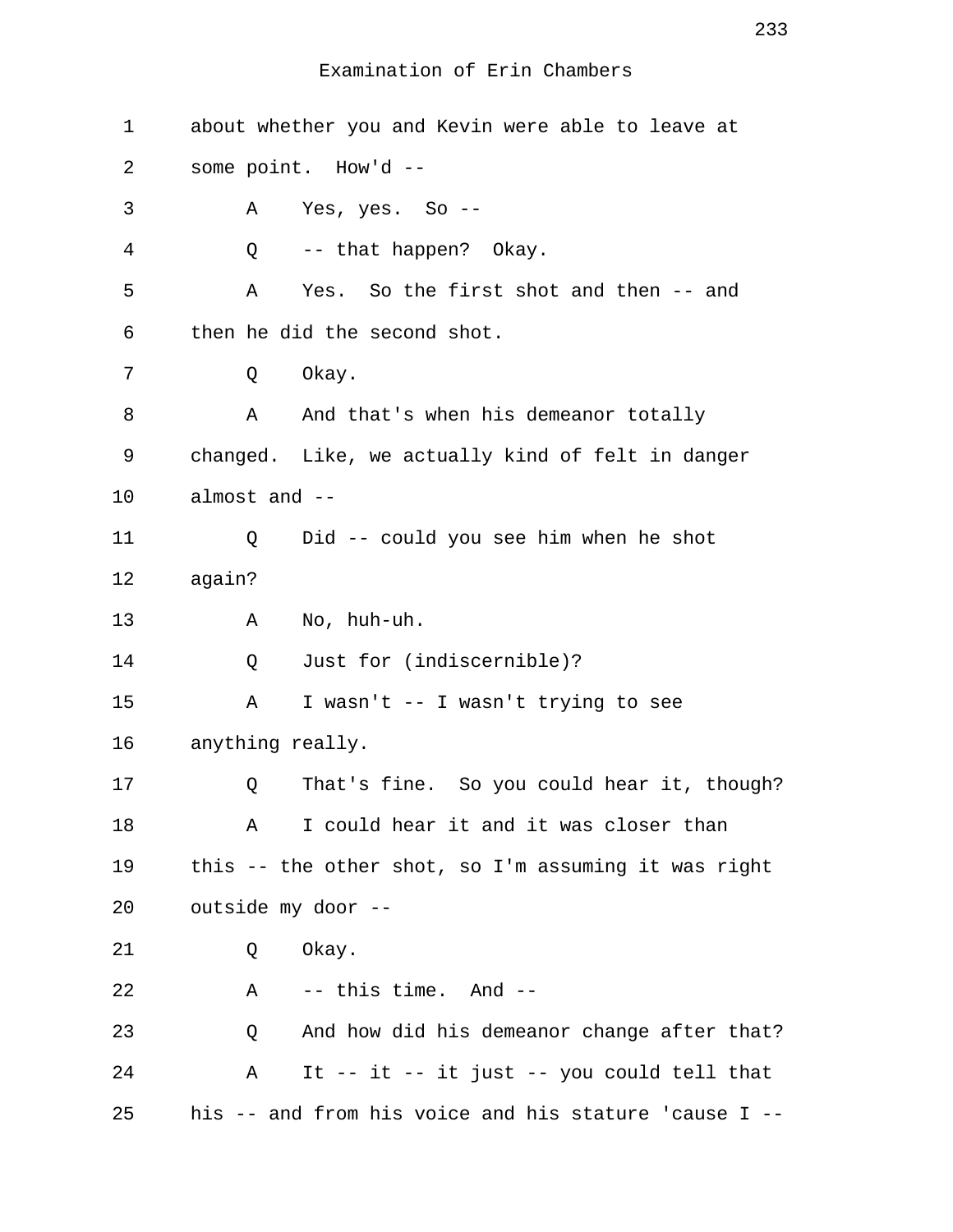Examination of Erin Chambers

1 about whether you and Kevin were able to leave at
2 some point. How'd --
3 A Yes, yes. So --
4 Q -- that happen? Okay.
5 A Yes. So the first shot and then -- and
6 then he did the second shot.
7 Q Okay.
8 A And that's when his demeanor totally
9 changed. Like, we actually kind of felt in danger
10 almost and --
11 Q Did -- could you see him when he shot
12 again?
13 A No, huh-uh.
14 Q Just for (indiscernible)?
15 A I wasn't -- I wasn't trying to see
16 anything really.
17 Q That's fine. So you could hear it, though?
18 A I could hear it and it was closer than
19 this -- the other shot, so I'm assuming it was right
20 outside my door --
21 Q Okay.
22 A -- this time. And --
23 Q And how did his demeanor change after that?
24 A It -- it -- it just -- you could tell that
25 his -- and from his voice and his stature 'cause I --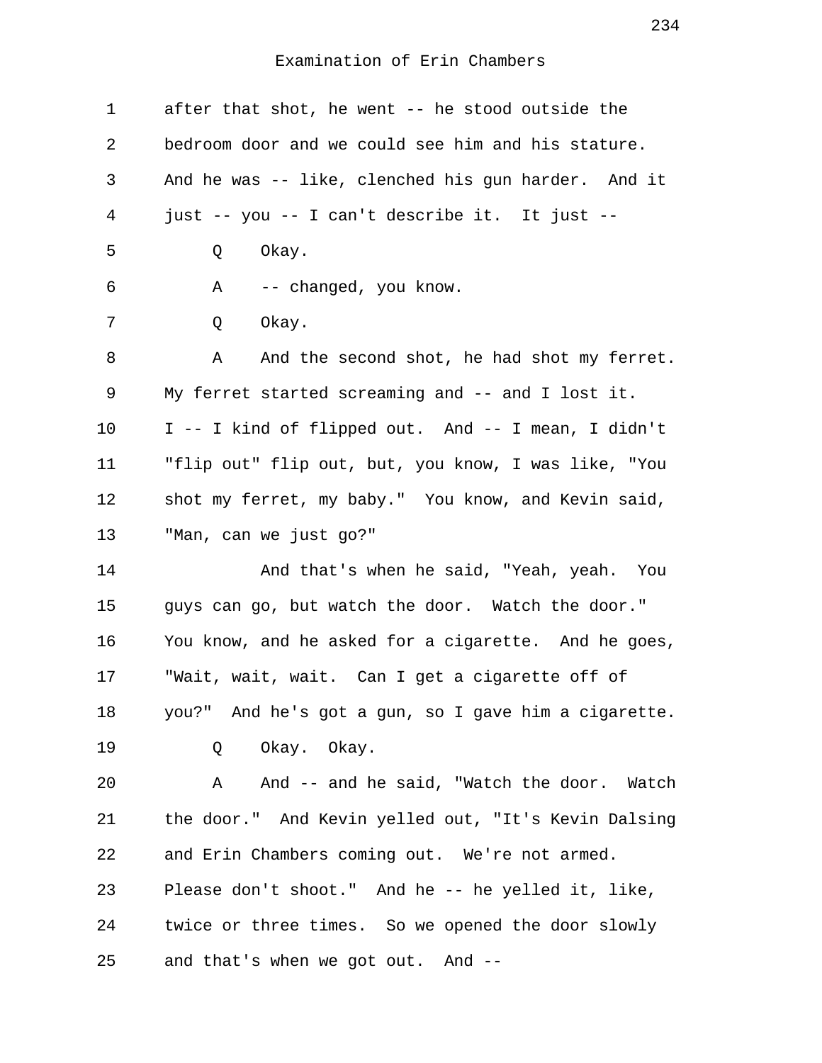Examination of Erin Chambers

1 after that shot, he went -- he stood outside the
2 bedroom door and we could see him and his stature.
3 And he was -- like, clenched his gun harder. And it
4 just -- you -- I can't describe it. It just --
5 Q Okay.
6 A -- changed, you know.
7 Q Okay.
8 A And the second shot, he had shot my ferret.
9 My ferret started screaming and -- and I lost it.
10 I -- I kind of flipped out. And -- I mean, I didn't
11 "flip out" flip out, but, you know, I was like, "You
12 shot my ferret, my baby." You know, and Kevin said,
13 "Man, can we just go?"
14 And that's when he said, "Yeah, yeah. You
15 guys can go, but watch the door. Watch the door."
16 You know, and he asked for a cigarette. And he goes,
17 "Wait, wait, wait. Can I get a cigarette off of
18 you?" And he's got a gun, so I gave him a cigarette.
19 Q Okay. Okay.
20 A And -- and he said, "Watch the door. Watch
21 the door." And Kevin yelled out, "It's Kevin Dalsing
22 and Erin Chambers coming out. We're not armed.
23 Please don't shoot." And he -- he yelled it, like,
24 twice or three times. So we opened the door slowly
25 and that's when we got out. And --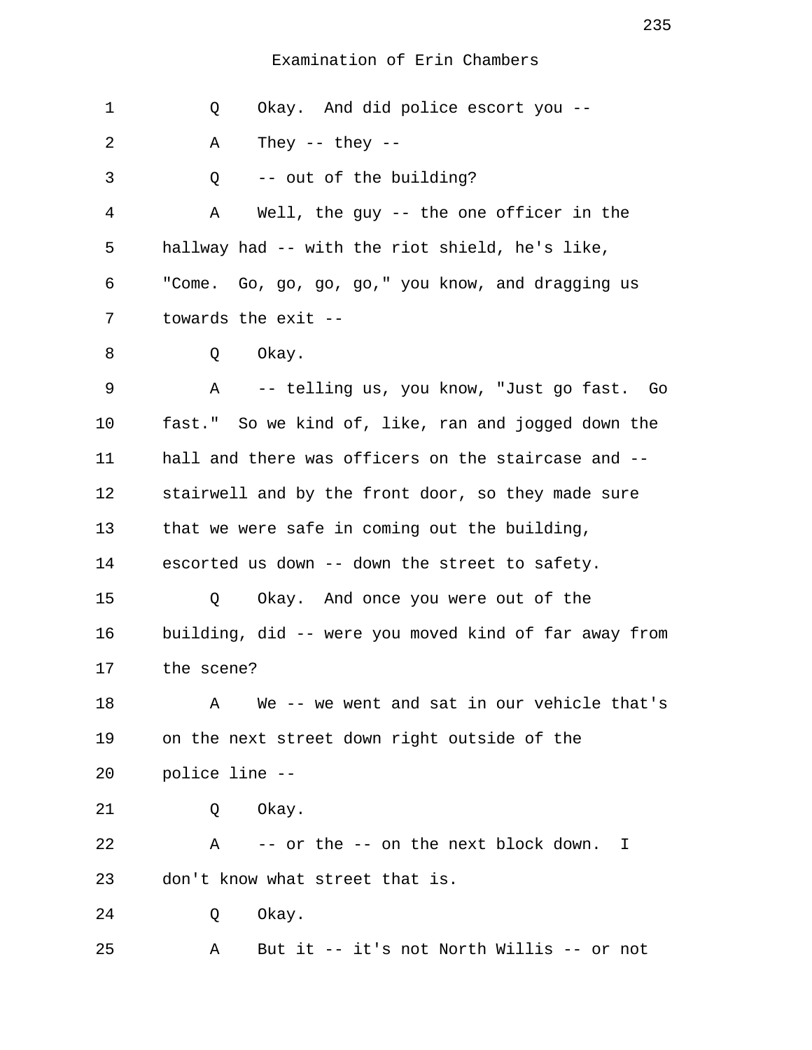Examination of Erin Chambers

1 Q Okay. And did police escort you --

2 A They -- they --

3 Q -- out of the building?

4 A Well, the guy -- the one officer in the

5 hallway had -- with the riot shield, he's like,

6 "Come. Go, go, go, go," you know, and dragging us

7 towards the exit --

8 Q Okay.

9 A -- telling us, you know, "Just go fast. Go

10 fast." So we kind of, like, ran and jogged down the

11 hall and there was officers on the staircase and --

12 stairwell and by the front door, so they made sure

13 that we were safe in coming out the building,

14 escorted us down -- down the street to safety.

15 Q Okay. And once you were out of the

16 building, did -- were you moved kind of far away from

17 the scene?

18 A We -- we went and sat in our vehicle that's

19 on the next street down right outside of the

20 police line --

21 Q Okay.

22 A -- or the -- on the next block down. I

23 don't know what street that is.

24 Q Okay.

25 A But it -- it's not North Willis -- or not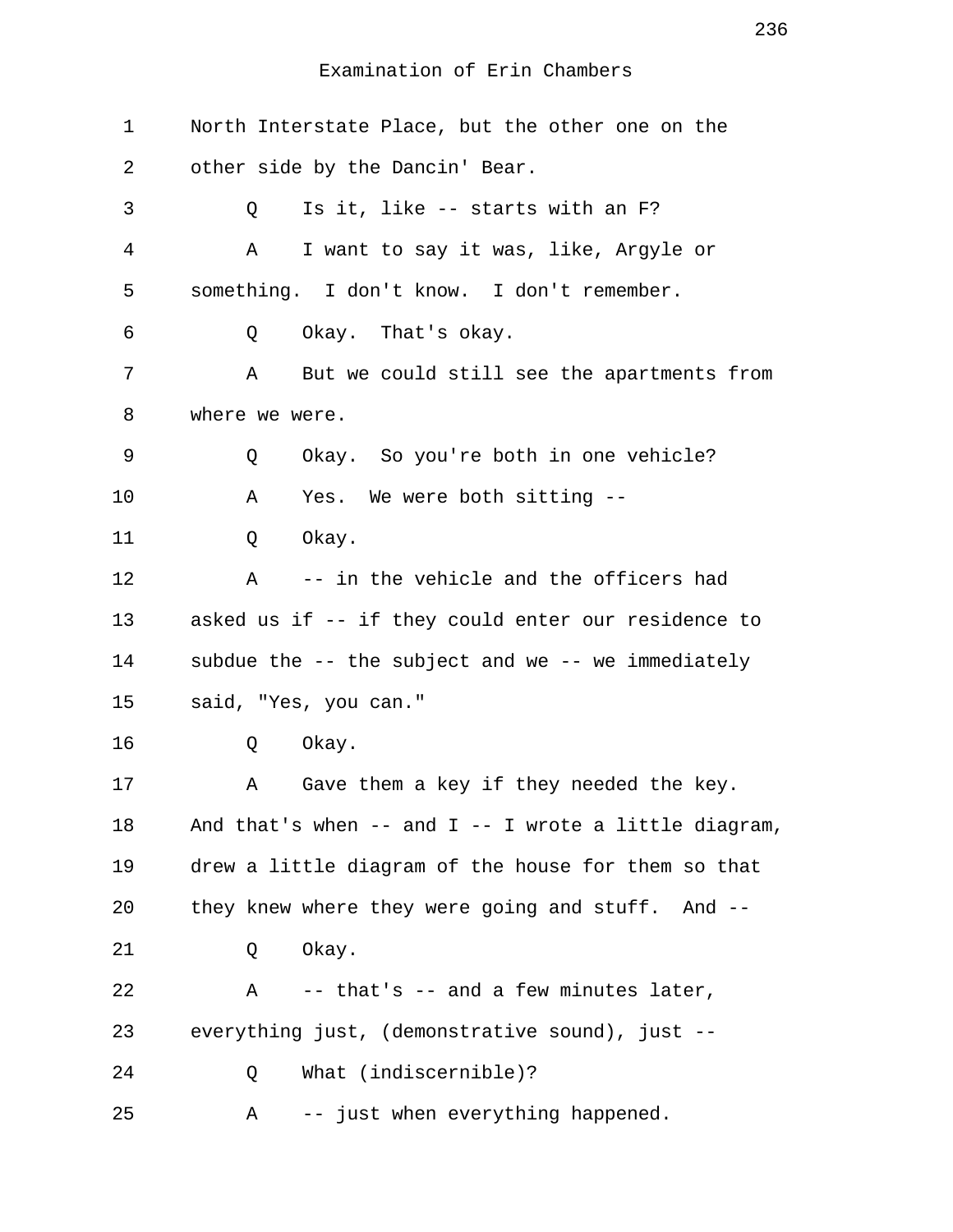Examination of Erin Chambers

1 North Interstate Place, but the other one on the
2 other side by the Dancin' Bear.
3 Q Is it, like -- starts with an F?
4 A I want to say it was, like, Argyle or
5 something. I don't know. I don't remember.
6 Q Okay. That's okay.
7 A But we could still see the apartments from
8 where we were.
9 Q Okay. So you're both in one vehicle?
10 A Yes. We were both sitting --
11 Q Okay.
12 A -- in the vehicle and the officers had
13 asked us if -- if they could enter our residence to
14 subdue the -- the subject and we -- we immediately
15 said, "Yes, you can."
16 Q Okay.
17 A Gave them a key if they needed the key.
18 And that's when -- and I -- I wrote a little diagram,
19 drew a little diagram of the house for them so that
20 they knew where they were going and stuff. And --
21 Q Okay.
22 A -- that's -- and a few minutes later,
23 everything just, (demonstrative sound), just --
24 Q What (indiscernible)?
25 A -- just when everything happened.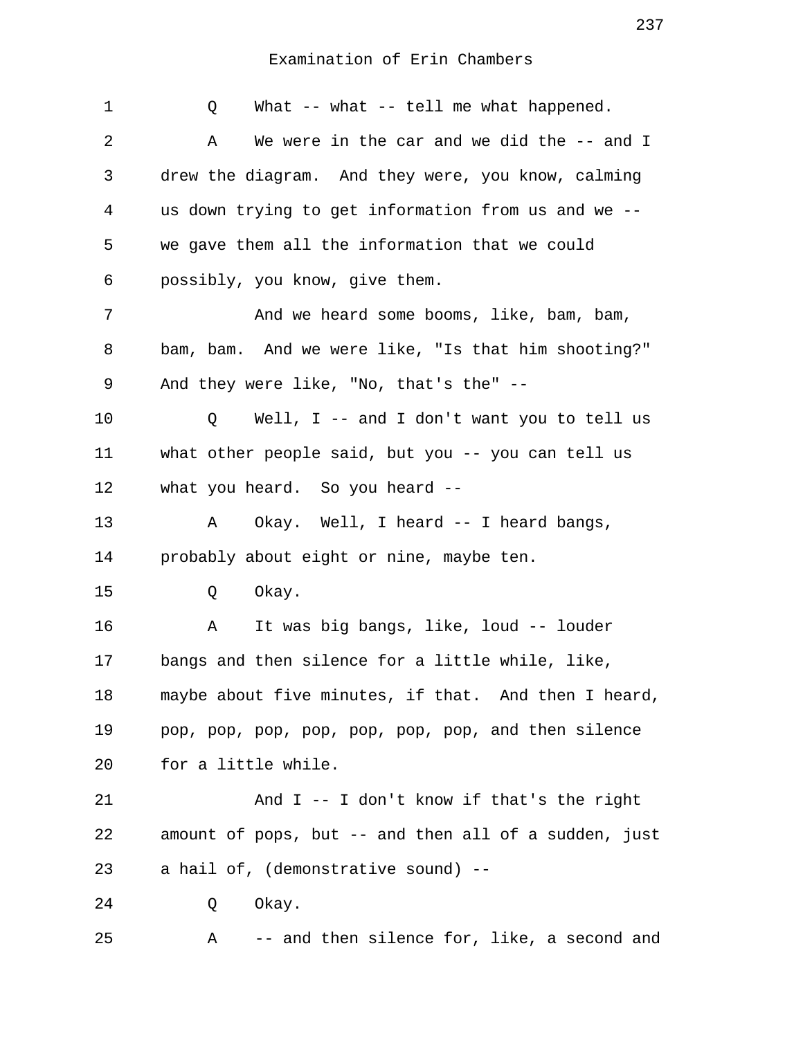Examination of Erin Chambers

1 Q What -- what -- tell me what happened.

2 A We were in the car and we did the -- and I
3 drew the diagram. And they were, you know, calming
4 us down trying to get information from us and we --
5 we gave them all the information that we could
6 possibly, you know, give them.

7 And we heard some booms, like, bam, bam,
8 bam, bam. And we were like, "Is that him shooting?"
9 And they were like, "No, that's the" --

10 Q Well, I -- and I don't want you to tell us
11 what other people said, but you -- you can tell us
12 what you heard. So you heard --

13 A Okay. Well, I heard -- I heard bangs,
14 probably about eight or nine, maybe ten.

15 Q Okay.

16 A It was big bangs, like, loud -- louder
17 bangs and then silence for a little while, like,
18 maybe about five minutes, if that. And then I heard,
19 pop, pop, pop, pop, pop, pop, pop, and then silence
20 for a little while.

21 And I -- I don't know if that's the right
22 amount of pops, but -- and then all of a sudden, just
23 a hail of, (demonstrative sound) --

24 Q Okay.

25 A -- and then silence for, like, a second and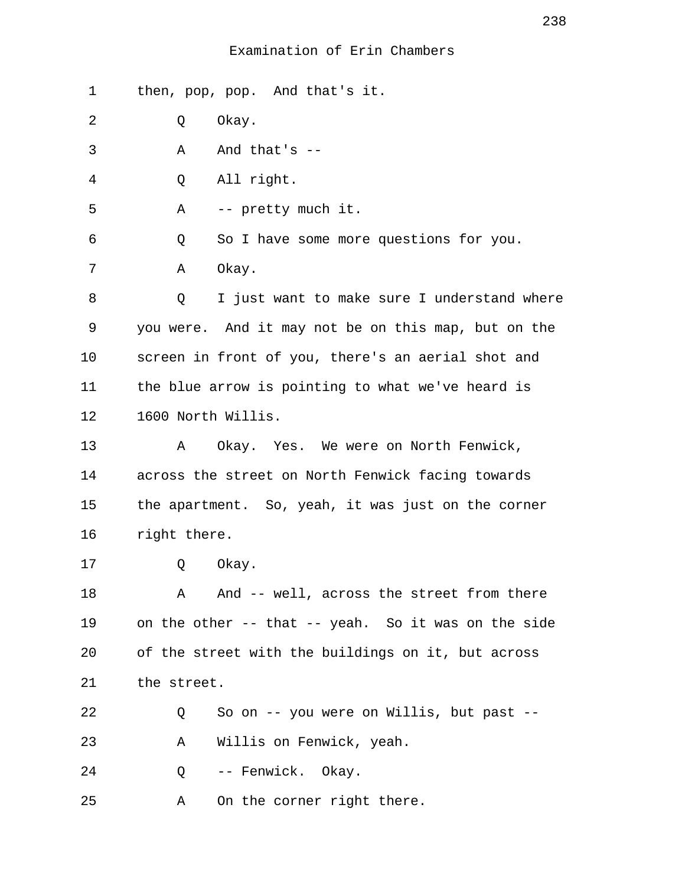Examination of Erin Chambers

1 then, pop, pop. And that's it.

2 Q Okay.

3 A And that's --

4 Q All right.

5 A -- pretty much it.

6 Q So I have some more questions for you.

7 A Okay.

8 Q I just want to make sure I understand where

9 you were. And it may not be on this map, but on the

10 screen in front of you, there's an aerial shot and

11 the blue arrow is pointing to what we've heard is

12 1600 North Willis.

13 A Okay. Yes. We were on North Fenwick,

14 across the street on North Fenwick facing towards

15 the apartment. So, yeah, it was just on the corner

16 right there.

17 Q Okay.

18 A And -- well, across the street from there

19 on the other -- that -- yeah. So it was on the side

20 of the street with the buildings on it, but across

21 the street.

22 Q So on -- you were on Willis, but past --

23 A Willis on Fenwick, yeah.

24 Q -- Fenwick. Okay.

25 A On the corner right there.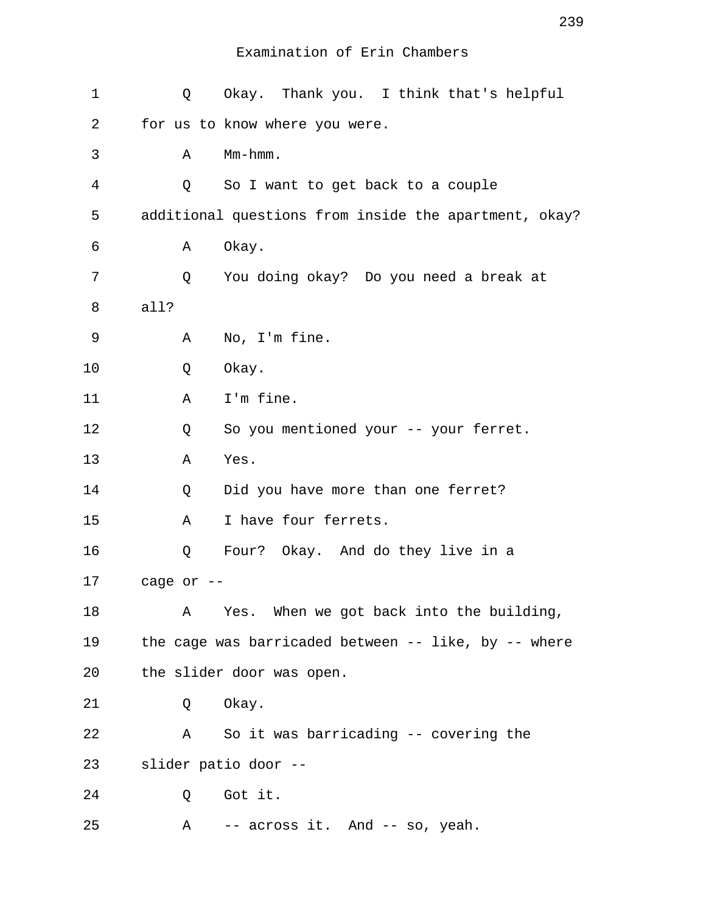Examination of Erin Chambers

1 Q Okay. Thank you. I think that's helpful
2 for us to know where you were.
3 A Mm-hmm.
4 Q So I want to get back to a couple
5 additional questions from inside the apartment, okay?
6 A Okay.
7 Q You doing okay? Do you need a break at
8 all?
9 A No, I'm fine.
10 Q Okay.
11 A I'm fine.
12 Q So you mentioned your -- your ferret.
13 A Yes.
14 Q Did you have more than one ferret?
15 A I have four ferrets.
16 Q Four? Okay. And do they live in a
17 cage or --
18 A Yes. When we got back into the building,
19 the cage was barricaded between -- like, by -- where
20 the slider door was open.
21 Q Okay.
22 A So it was barricading -- covering the
23 slider patio door --
24 Q Got it.
25 A -- across it. And -- so, yeah.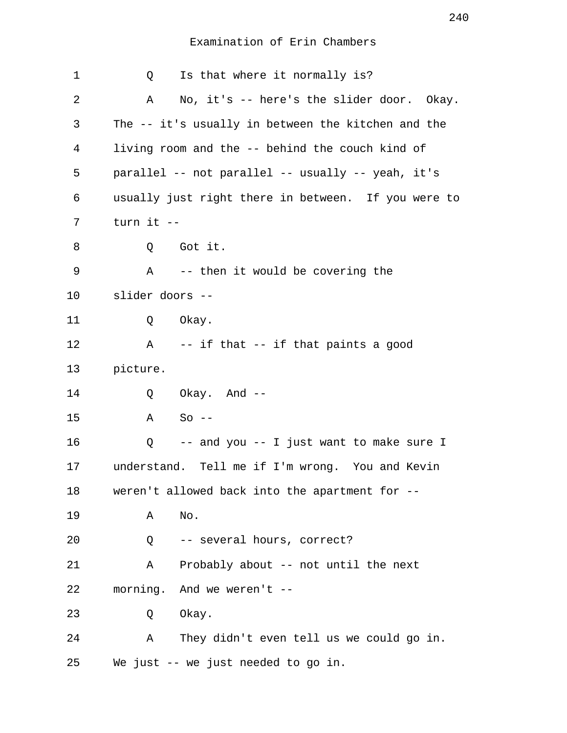Examination of Erin Chambers

1 Q Is that where it normally is?

2 A No, it's -- here's the slider door. Okay.
3 The -- it's usually in between the kitchen and the
4 living room and the -- behind the couch kind of
5 parallel -- not parallel -- usually -- yeah, it's
6 usually just right there in between. If you were to
7 turn it --

8 Q Got it.

9 A -- then it would be covering the
10 slider doors --

11 Q Okay.

12 A -- if that -- if that paints a good
13 picture.

14 Q Okay. And --

15 A So --

16 Q -- and you -- I just want to make sure I
17 understand. Tell me if I'm wrong. You and Kevin
18 weren't allowed back into the apartment for --

19 A No.

20 Q -- several hours, correct?

21 A Probably about -- not until the next
22 morning. And we weren't --

23 Q Okay.

24 A They didn't even tell us we could go in.
25 We just -- we just needed to go in.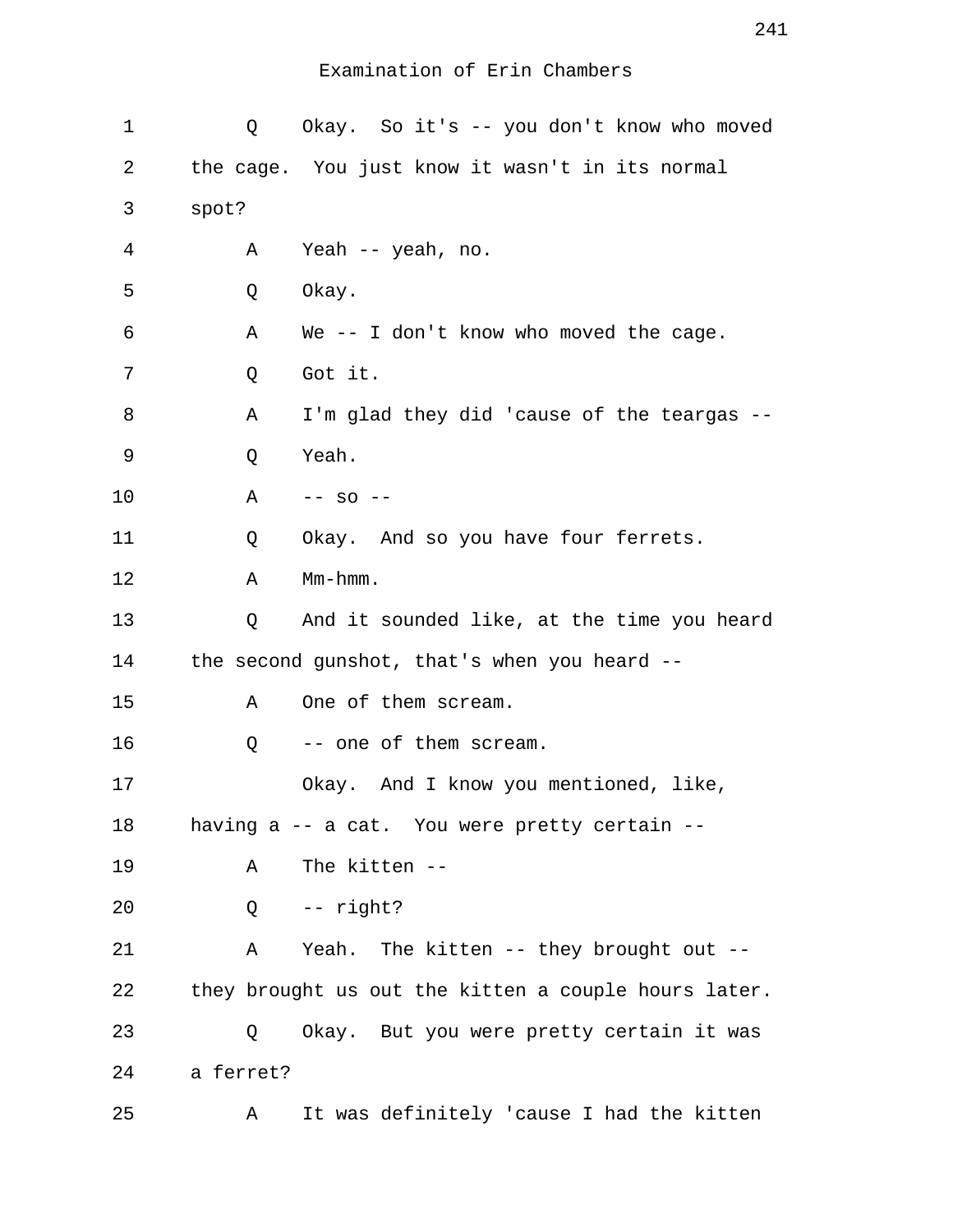Examination of Erin Chambers

1 Q Okay. So it's -- you don't know who moved
2 the cage. You just know it wasn't in its normal
3 spot?
4 A Yeah -- yeah, no.
5 Q Okay.
6 A We -- I don't know who moved the cage.
7 Q Got it.
8 A I'm glad they did 'cause of the teargas --
9 Q Yeah.
10 A -- so --
11 Q Okay. And so you have four ferrets.
12 A Mm-hmm.
13 Q And it sounded like, at the time you heard
14 the second gunshot, that's when you heard --
15 A One of them scream.
16 Q -- one of them scream.
17 Okay. And I know you mentioned, like,
18 having a -- a cat. You were pretty certain --
19 A The kitten --
20 Q -- right?
21 A Yeah. The kitten -- they brought out --
22 they brought us out the kitten a couple hours later.
23 Q Okay. But you were pretty certain it was
24 a ferret?
25 A It was definitely 'cause I had the kitten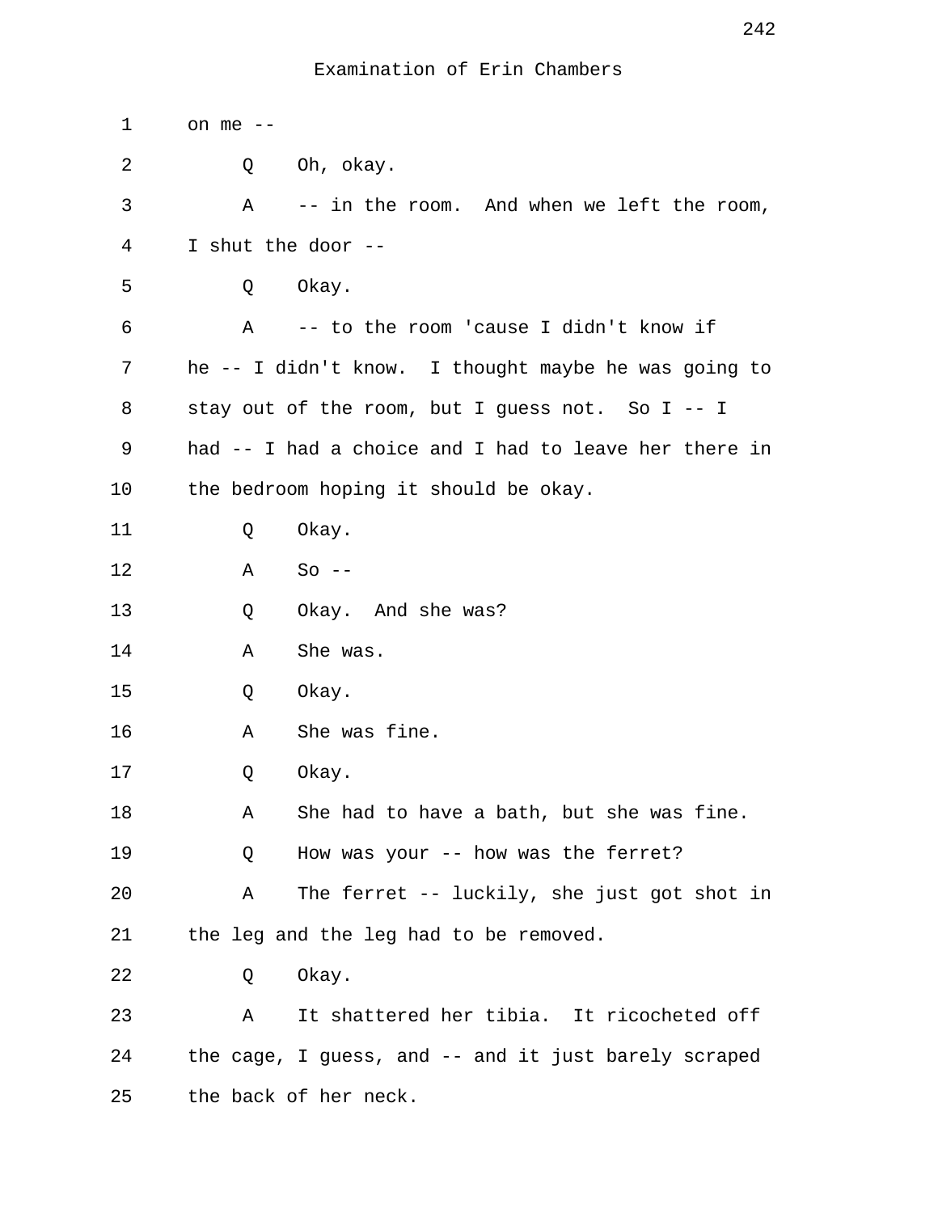Examination of Erin Chambers

1 on me --

2 Q Oh, okay.

3 A -- in the room. And when we left the room,

4 I shut the door --

5 Q Okay.

6 A -- to the room 'cause I didn't know if

7 he -- I didn't know. I thought maybe he was going to

8 stay out of the room, but I guess not. So I -- I

9 had -- I had a choice and I had to leave her there in

10 the bedroom hoping it should be okay.

11 Q Okay.

12 A So --

13 Q Okay. And she was?

14 A She was.

15 Q Okay.

16 A She was fine.

17 Q Okay.

18 A She had to have a bath, but she was fine.

19 Q How was your -- how was the ferret?

20 A The ferret -- luckily, she just got shot in

21 the leg and the leg had to be removed.

22 Q Okay.

23 A It shattered her tibia. It ricocheted off

24 the cage, I guess, and -- and it just barely scraped

25 the back of her neck.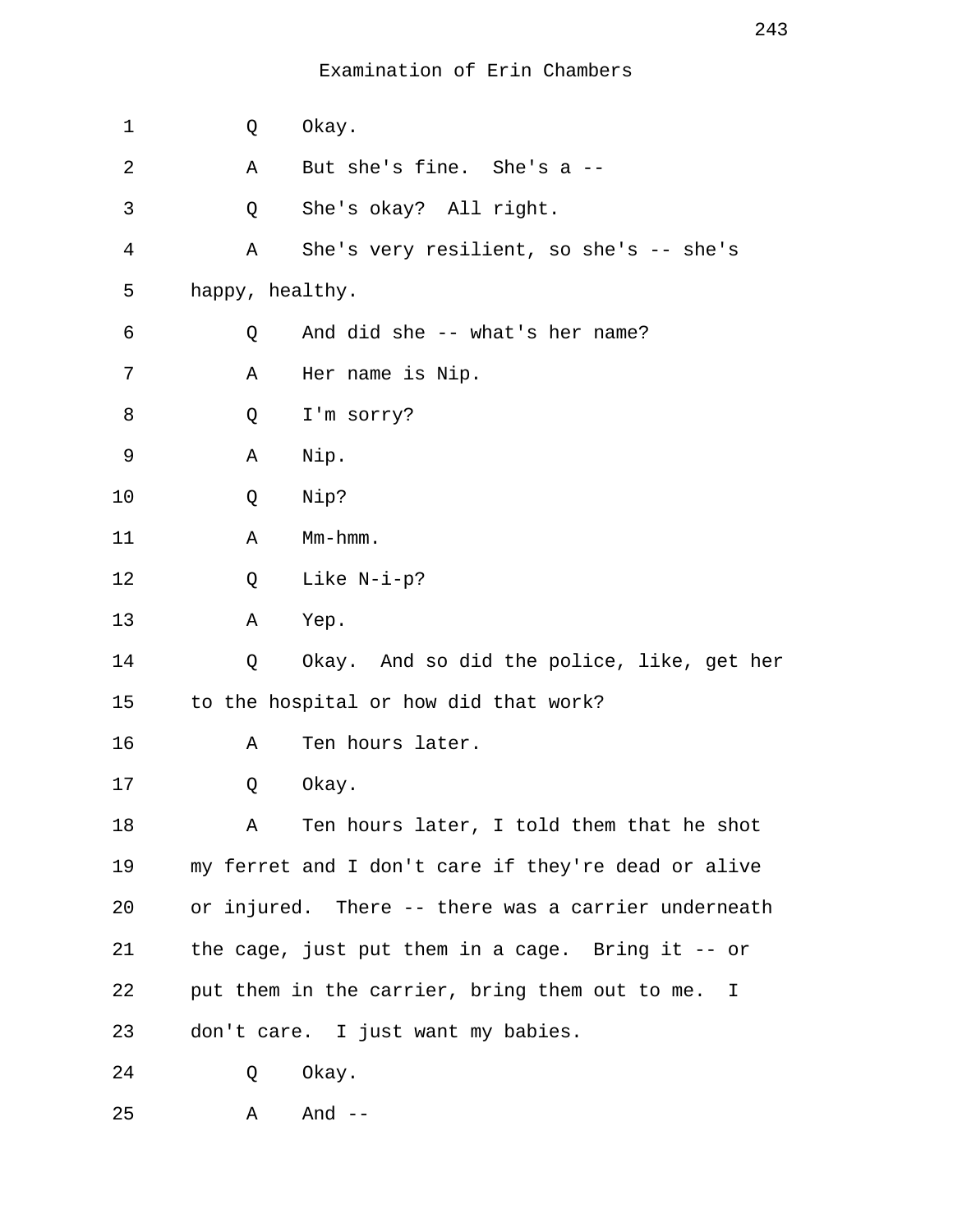Examination of Erin Chambers

1 Q Okay.

2 A But she's fine. She's a --

3 Q She's okay? All right.

4 A She's very resilient, so she's -- she's

5 happy, healthy.

6 Q And did she -- what's her name?

7 A Her name is Nip.

8 Q I'm sorry?

9 A Nip.

10 Q Nip?

11 A Mm-hmm.

12 Q Like N-i-p?

13 A Yep.

14 Q Okay. And so did the police, like, get her

15 to the hospital or how did that work?

16 A Ten hours later.

17 Q Okay.

18 A Ten hours later, I told them that he shot

19 my ferret and I don't care if they're dead or alive

20 or injured. There -- there was a carrier underneath

21 the cage, just put them in a cage. Bring it -- or

22 put them in the carrier, bring them out to me. I

23 don't care. I just want my babies.

24 Q Okay.

25 A And --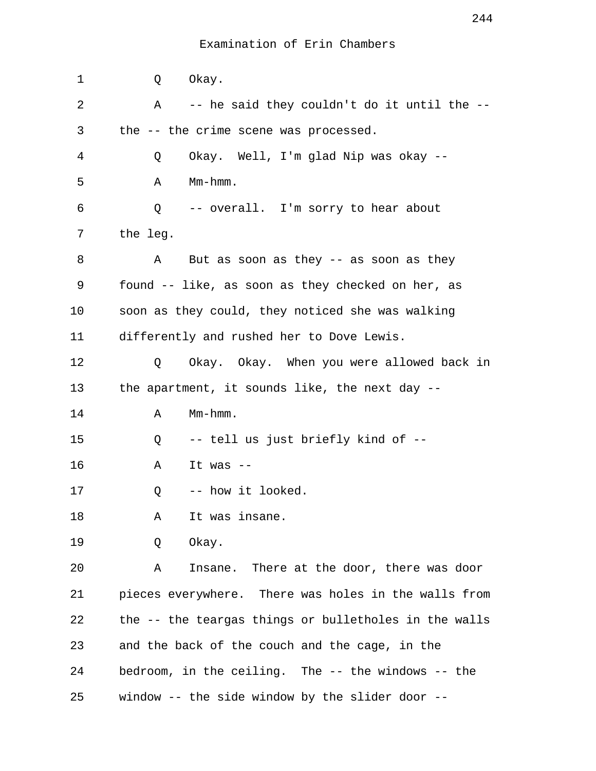Examination of Erin Chambers

1 Q Okay.

2 A -- he said they couldn't do it until the --

3 the -- the crime scene was processed.

4 Q Okay. Well, I'm glad Nip was okay --

5 A Mm-hmm.

6 Q -- overall. I'm sorry to hear about

7 the leg.

8 A But as soon as they -- as soon as they

9 found -- like, as soon as they checked on her, as

10 soon as they could, they noticed she was walking

11 differently and rushed her to Dove Lewis.

12 Q Okay. Okay. When you were allowed back in

13 the apartment, it sounds like, the next day --

14 A Mm-hmm.

15 Q -- tell us just briefly kind of --

16 A It was --

17 Q -- how it looked.

18 A It was insane.

19 Q Okay.

20 A Insane. There at the door, there was door

21 pieces everywhere. There was holes in the walls from

22 the -- the teargas things or bulletholes in the walls

23 and the back of the couch and the cage, in the

24 bedroom, in the ceiling. The -- the windows -- the

25 window -- the side window by the slider door --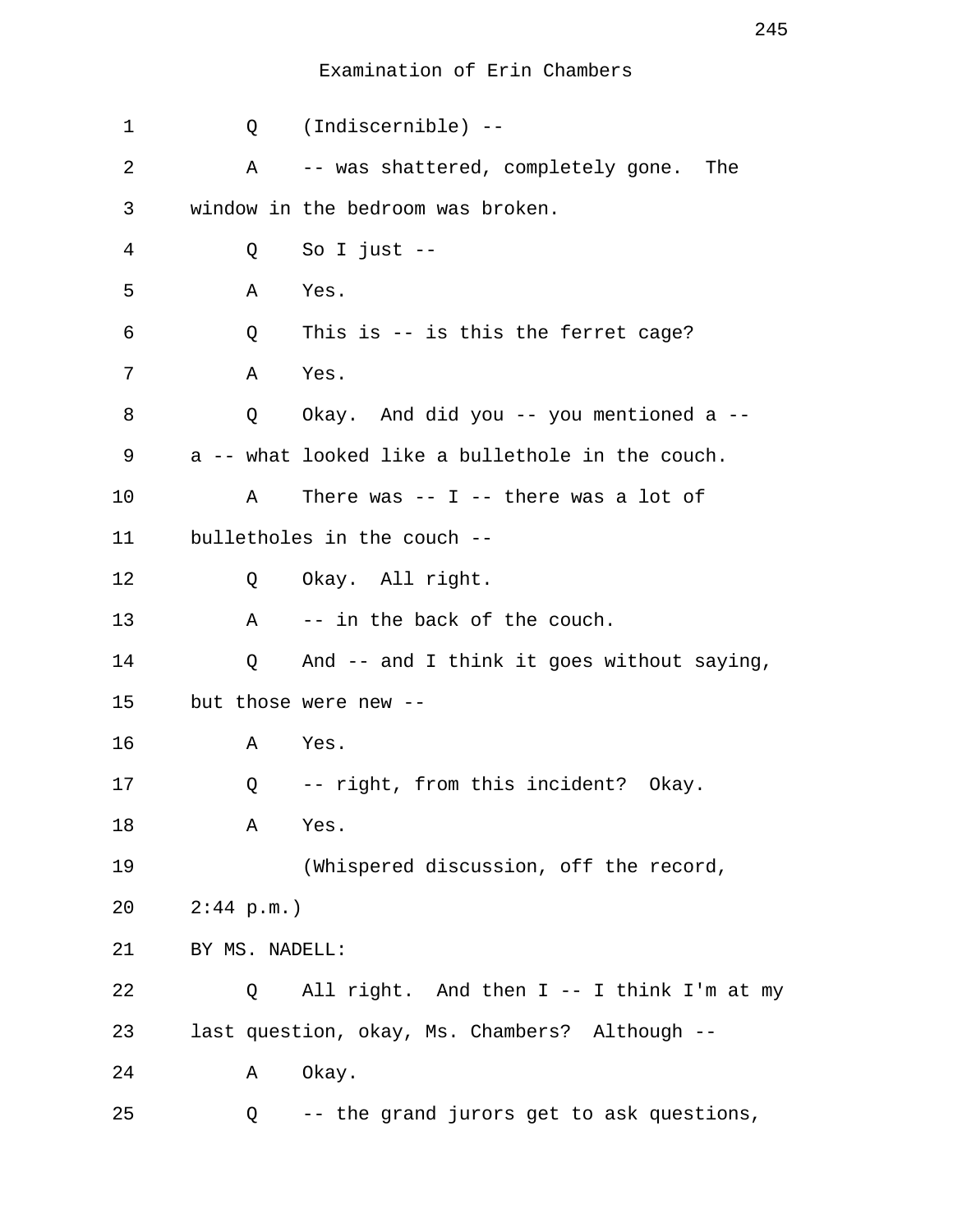Examination of Erin Chambers

1 Q (Indiscernible) --

2 A -- was shattered, completely gone. The

3 window in the bedroom was broken.

4 Q So I just --

5 A Yes.

6 Q This is -- is this the ferret cage?

7 A Yes.

8 Q Okay. And did you -- you mentioned a --

9 a -- what looked like a bullethole in the couch.

10 A There was -- I -- there was a lot of

11 bulletholes in the couch --

12 Q Okay. All right.

13 A -- in the back of the couch.

14 Q And -- and I think it goes without saying,

15 but those were new --

16 A Yes.

17 Q -- right, from this incident? Okay.

18 A Yes.

19 (Whispered discussion, off the record,

20 2:44 p.m.)

21 BY MS. NADELL:

22 Q All right. And then I -- I think I'm at my

23 last question, okay, Ms. Chambers? Although --

24 A Okay.

25 Q -- the grand jurors get to ask questions,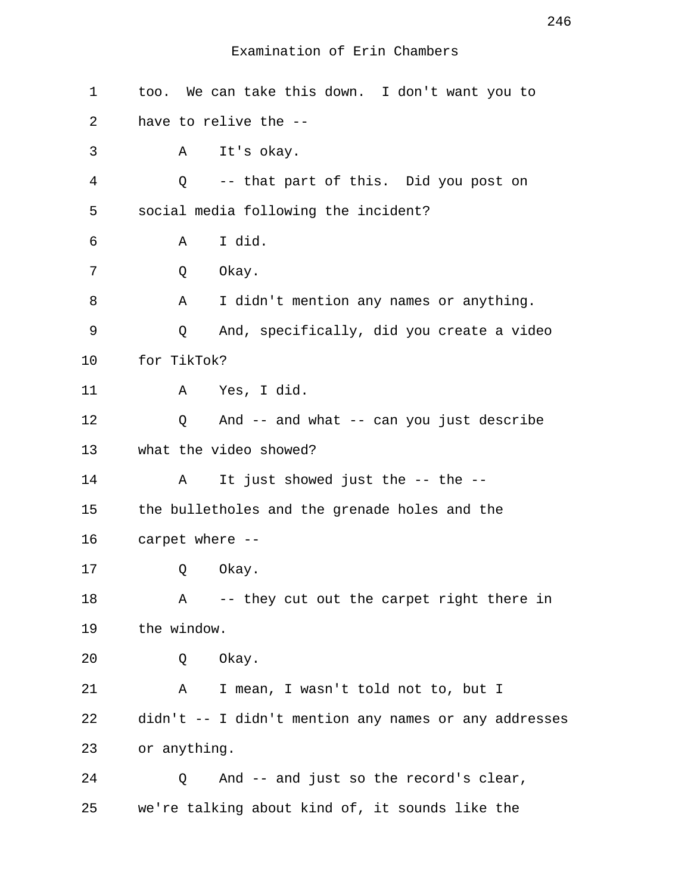Examination of Erin Chambers

1 too. We can take this down. I don't want you to
2 have to relive the --
3 A It's okay.
4 Q -- that part of this. Did you post on
5 social media following the incident?
6 A I did.
7 Q Okay.
8 A I didn't mention any names or anything.
9 Q And, specifically, did you create a video
10 for TikTok?
11 A Yes, I did.
12 Q And -- and what -- can you just describe
13 what the video showed?
14 A It just showed just the -- the --
15 the bulletholes and the grenade holes and the
16 carpet where --
17 Q Okay.
18 A -- they cut out the carpet right there in
19 the window.
20 Q Okay.
21 A I mean, I wasn't told not to, but I
22 didn't -- I didn't mention any names or any addresses
23 or anything.
24 Q And -- and just so the record's clear,
25 we're talking about kind of, it sounds like the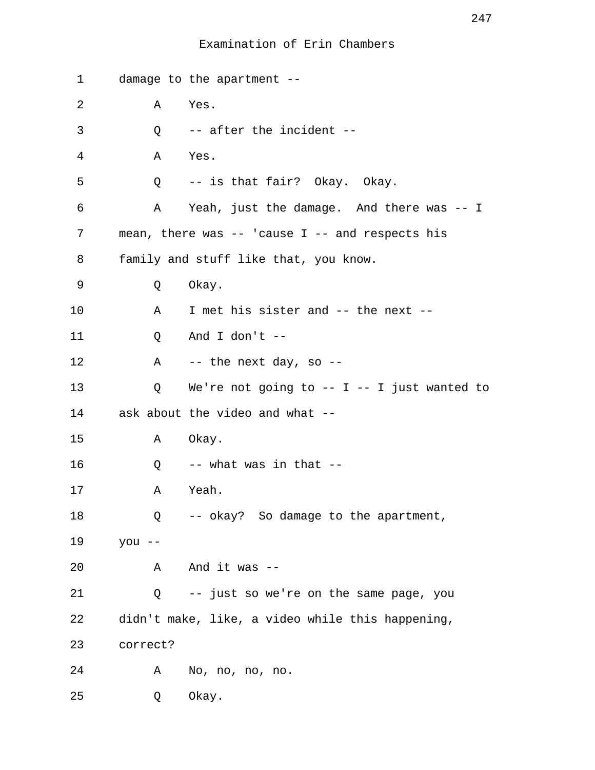Examination of Erin Chambers

1 damage to the apartment --

2 A Yes.

3 Q -- after the incident --

4 A Yes.

5 Q -- is that fair? Okay. Okay.

6 A Yeah, just the damage. And there was -- I

7 mean, there was -- 'cause I -- and respects his

8 family and stuff like that, you know.

9 Q Okay.

10 A I met his sister and -- the next --

11 Q And I don't --

12 A -- the next day, so --

13 Q We're not going to -- I -- I just wanted to

14 ask about the video and what --

15 A Okay.

16 Q -- what was in that --

17 A Yeah.

18 Q -- okay? So damage to the apartment,

19 you --

20 A And it was --

21 Q -- just so we're on the same page, you

22 didn't make, like, a video while this happening,

23 correct?

24 A No, no, no, no.

25 Q Okay.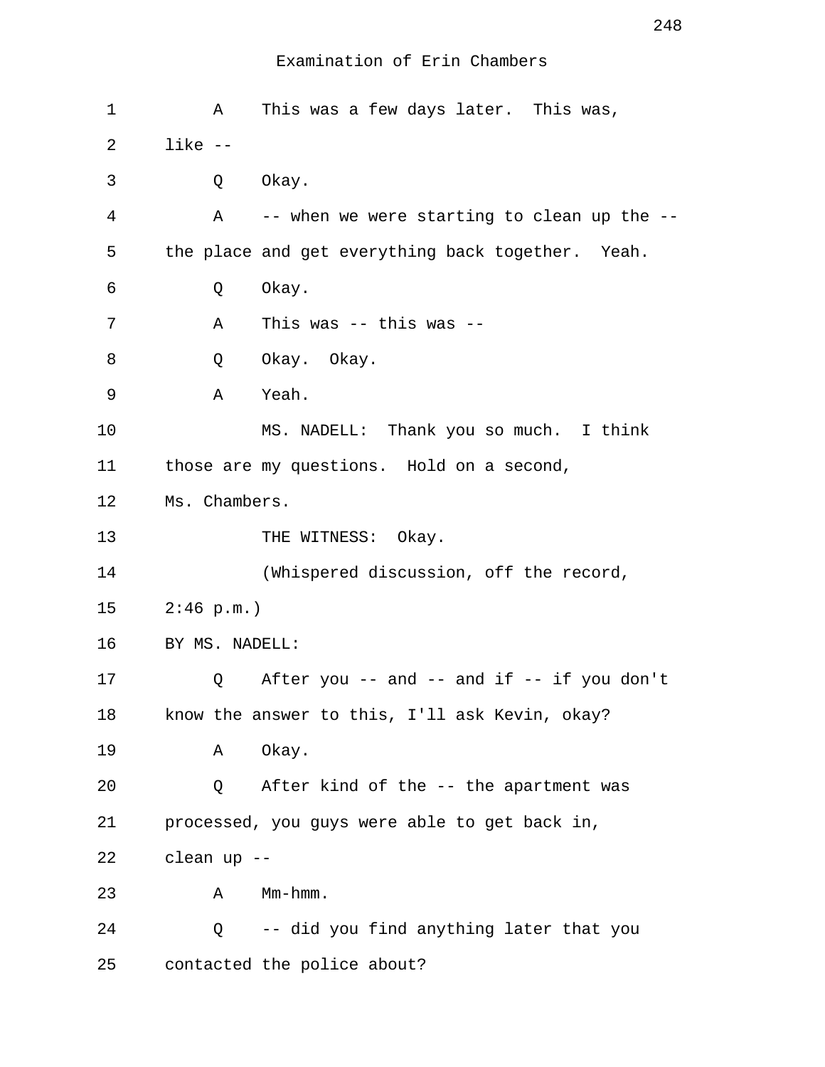Examination of Erin Chambers

1 A This was a few days later. This was,
2 like --
3 Q Okay.
4 A -- when we were starting to clean up the --
5 the place and get everything back together. Yeah.
6 Q Okay.
7 A This was -- this was --
8 Q Okay. Okay.
9 A Yeah.
10 MS. NADELL: Thank you so much. I think
11 those are my questions. Hold on a second,
12 Ms. Chambers.
13 THE WITNESS: Okay.
14 (Whispered discussion, off the record,
15 2:46 p.m.)
16 BY MS. NADELL:
17 Q After you -- and -- and if -- if you don't
18 know the answer to this, I'll ask Kevin, okay?
19 A Okay.
20 Q After kind of the -- the apartment was
21 processed, you guys were able to get back in,
22 clean up --
23 A Mm-hmm.
24 Q -- did you find anything later that you
25 contacted the police about?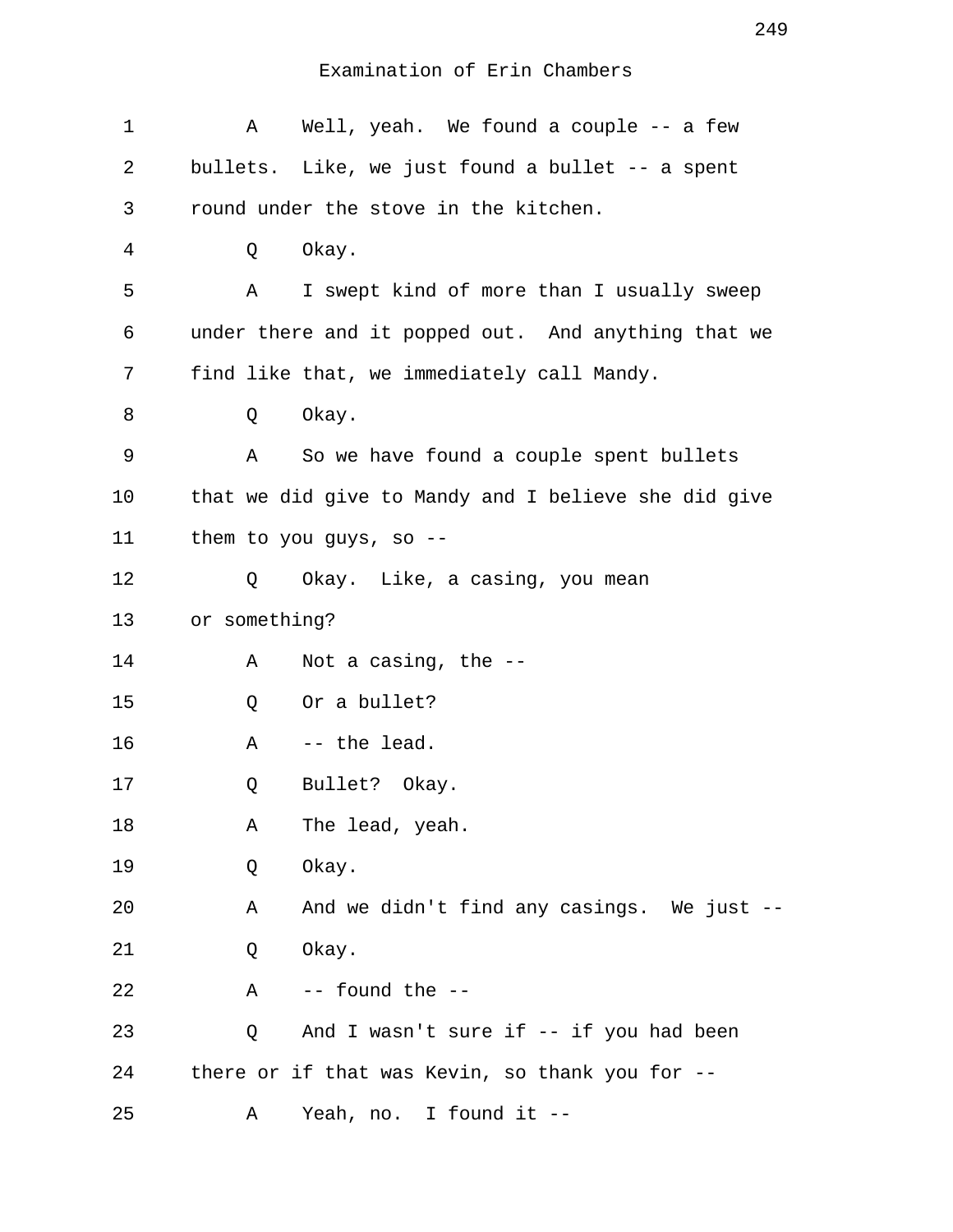Examination of Erin Chambers

1 A Well, yeah. We found a couple -- a few
2 bullets. Like, we just found a bullet -- a spent
3 round under the stove in the kitchen.
4 Q Okay.
5 A I swept kind of more than I usually sweep
6 under there and it popped out. And anything that we
7 find like that, we immediately call Mandy.
8 Q Okay.
9 A So we have found a couple spent bullets
10 that we did give to Mandy and I believe she did give
11 them to you guys, so --
12 Q Okay. Like, a casing, you mean
13 or something?
14 A Not a casing, the --
15 Q Or a bullet?
16 A -- the lead.
17 Q Bullet? Okay.
18 A The lead, yeah.
19 Q Okay.
20 A And we didn't find any casings. We just --
21 Q Okay.
22 A -- found the --
23 Q And I wasn't sure if -- if you had been
24 there or if that was Kevin, so thank you for --
25 A Yeah, no. I found it --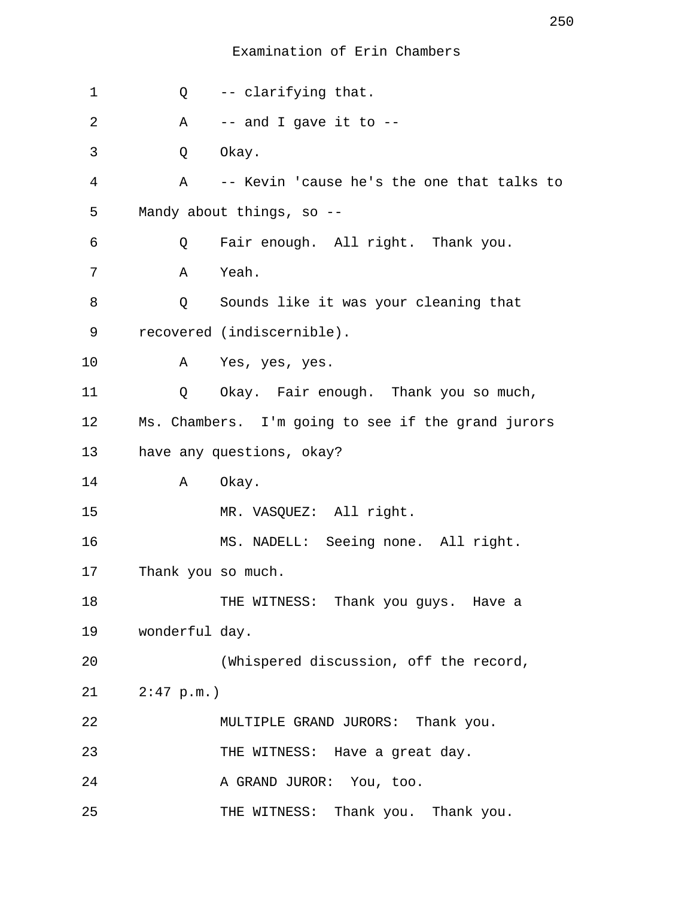Examination of Erin Chambers

1 Q -- clarifying that.

2 A -- and I gave it to --

3 Q Okay.

4 A -- Kevin 'cause he's the one that talks to

5 Mandy about things, so --

6 Q Fair enough. All right. Thank you.

7 A Yeah.

8 Q Sounds like it was your cleaning that

9 recovered (indiscernible).

10 A Yes, yes, yes.

11 Q Okay. Fair enough. Thank you so much,

12 Ms. Chambers. I'm going to see if the grand jurors

13 have any questions, okay?

14 A Okay.

15 MR. VASQUEZ: All right.

16 MS. NADELL: Seeing none. All right.

17 Thank you so much.

18 THE WITNESS: Thank you guys. Have a

19 wonderful day.

20 (Whispered discussion, off the record,

21 2:47 p.m.)

22 MULTIPLE GRAND JURORS: Thank you.

23 THE WITNESS: Have a great day.

24 A GRAND JUROR: You, too.

25 THE WITNESS: Thank you. Thank you.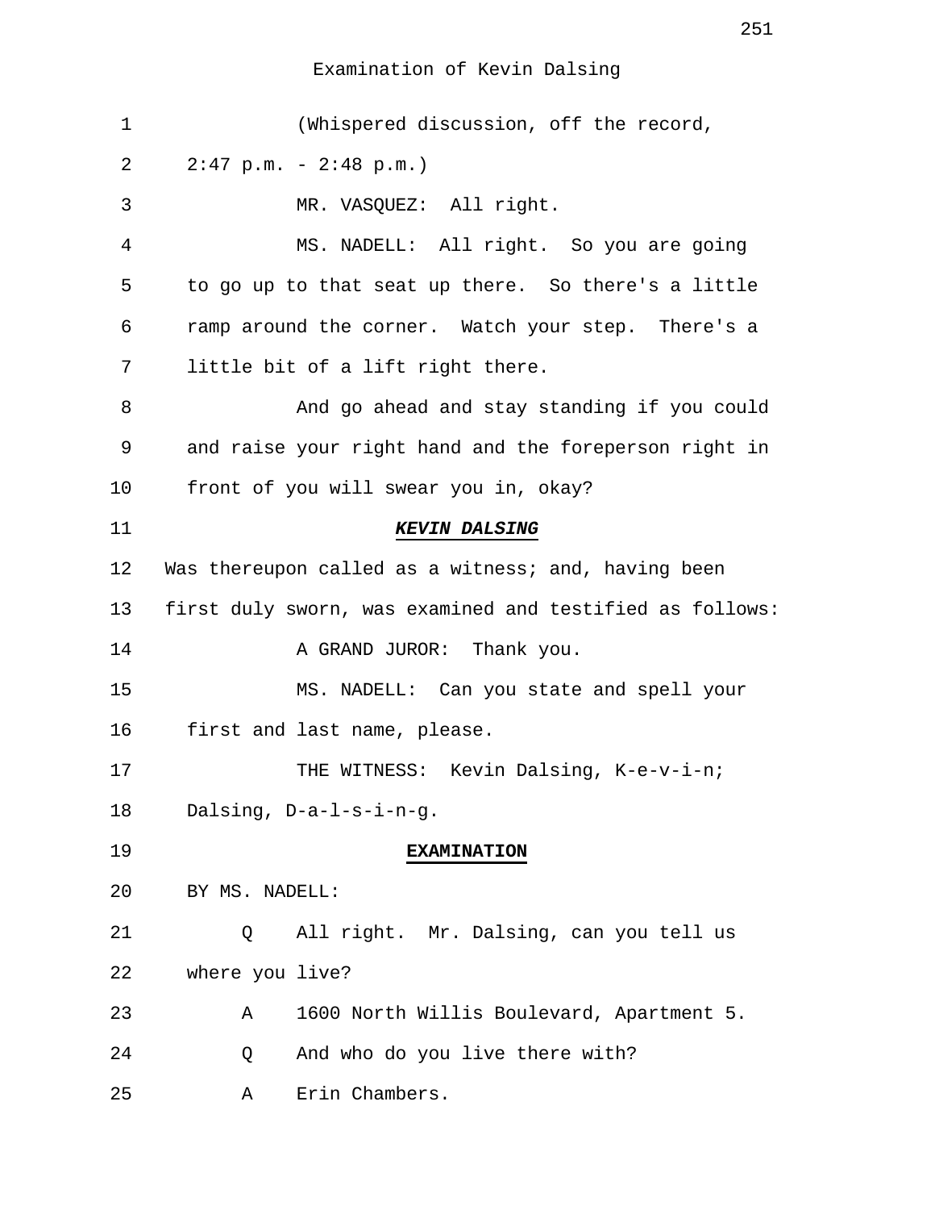Examination of Kevin Dalsing

1 (Whispered discussion, off the record,
2 2:47 p.m. - 2:48 p.m.)
3 MR. VASQUEZ: All right.
4 MS. NADELL: All right. So you are going
5 to go up to that seat up there. So there's a little
6 ramp around the corner. Watch your step. There's a
7 little bit of a lift right there.
8 And go ahead and stay standing if you could
9 and raise your right hand and the foreperson right in
10 front of you will swear you in, okay?

11 ***KEVIN DALSING***

12 Was thereupon called as a witness; and, having been
13 first duly sworn, was examined and testified as follows:
14 A GRAND JUROR: Thank you.
15 MS. NADELL: Can you state and spell your
16 first and last name, please.
17 THE WITNESS: Kevin Dalsing, K-e-v-i-n;
18 Dalsing, D-a-l-s-i-n-g.

19 **EXAMINATION**

20 BY MS. NADELL:
21 Q All right. Mr. Dalsing, can you tell us
22 where you live?
23 A 1600 North Willis Boulevard, Apartment 5.
24 Q And who do you live there with?
25 A Erin Chambers.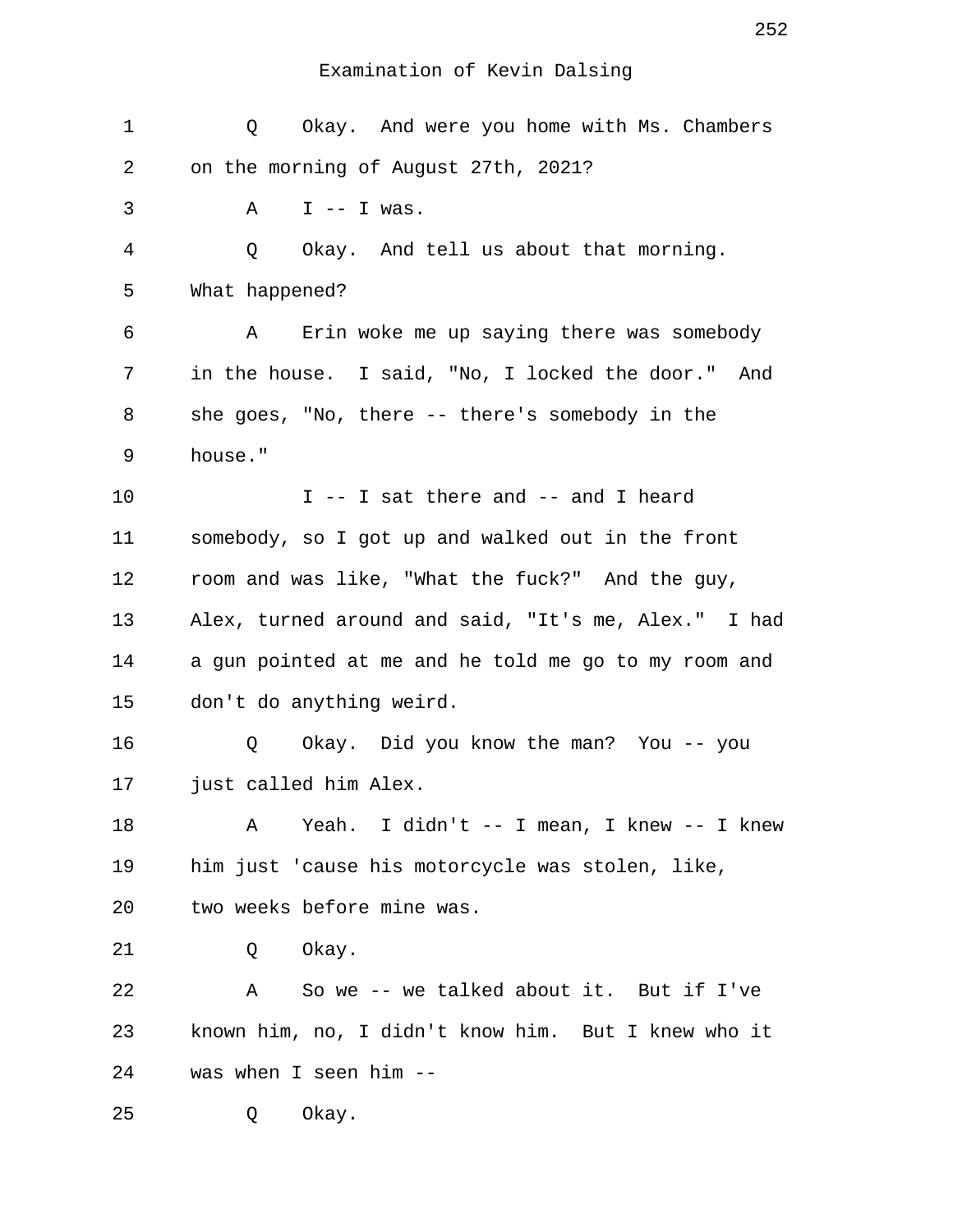Examination of Kevin Dalsing

1 Q Okay. And were you home with Ms. Chambers
2 on the morning of August 27th, 2021?
3 A I -- I was.
4 Q Okay. And tell us about that morning.
5 What happened?
6 A Erin woke me up saying there was somebody
7 in the house. I said, "No, I locked the door." And
8 she goes, "No, there -- there's somebody in the
9 house."
10 I -- I sat there and -- and I heard
11 somebody, so I got up and walked out in the front
12 room and was like, "What the fuck?" And the guy,
13 Alex, turned around and said, "It's me, Alex." I had
14 a gun pointed at me and he told me go to my room and
15 don't do anything weird.
16 Q Okay. Did you know the man? You -- you
17 just called him Alex.
18 A Yeah. I didn't -- I mean, I knew -- I knew
19 him just 'cause his motorcycle was stolen, like,
20 two weeks before mine was.
21 Q Okay.
22 A So we -- we talked about it. But if I've
23 known him, no, I didn't know him. But I knew who it
24 was when I seen him --
25 Q Okay.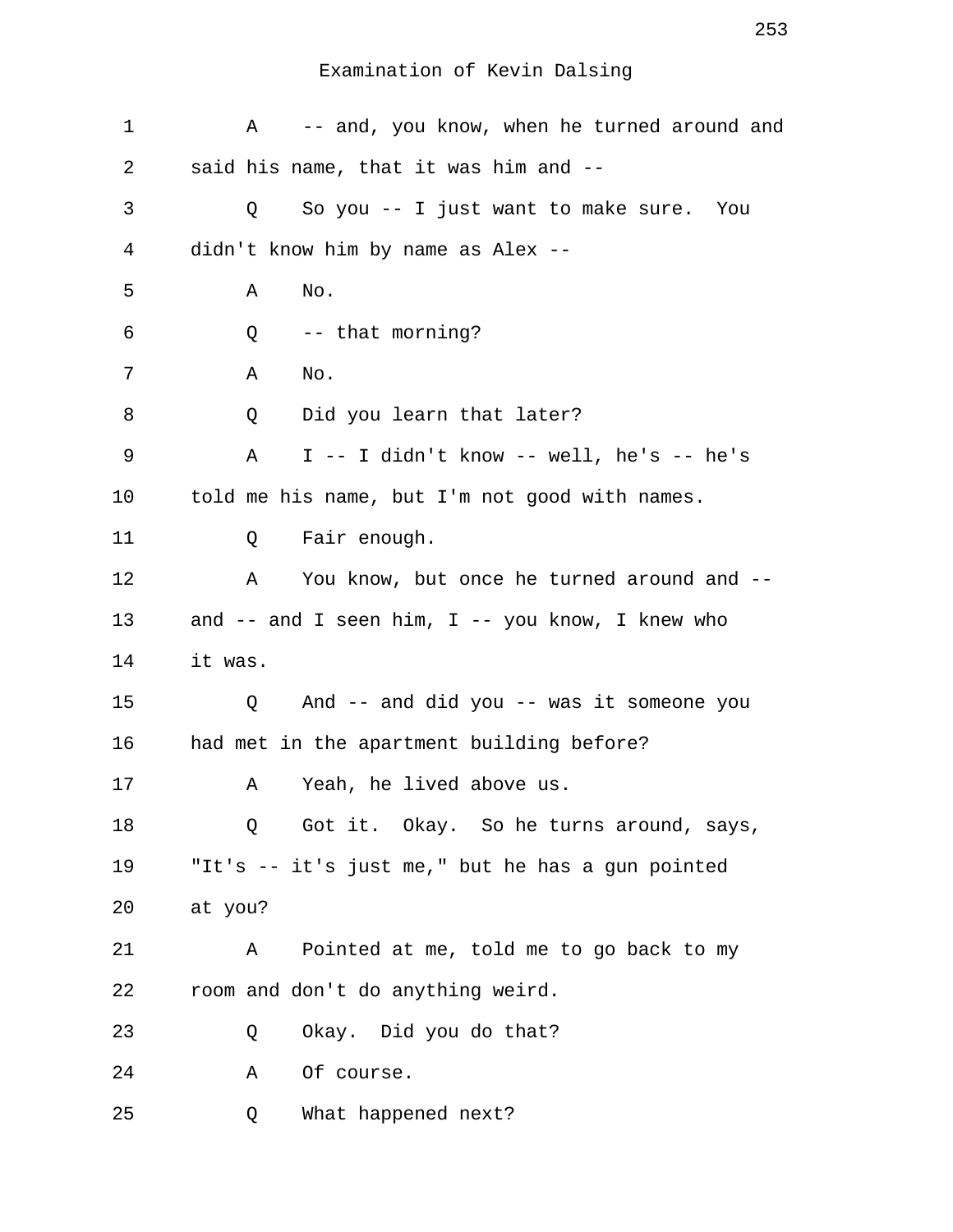Examination of Kevin Dalsing

1 A -- and, you know, when he turned around and
2 said his name, that it was him and --
3 Q So you -- I just want to make sure. You
4 didn't know him by name as Alex --
5 A No.
6 Q -- that morning?
7 A No.
8 Q Did you learn that later?
9 A I -- I didn't know -- well, he's -- he's
10 told me his name, but I'm not good with names.
11 Q Fair enough.
12 A You know, but once he turned around and --
13 and -- and I seen him, I -- you know, I knew who
14 it was.
15 Q And -- and did you -- was it someone you
16 had met in the apartment building before?
17 A Yeah, he lived above us.
18 Q Got it. Okay. So he turns around, says,
19 "It's -- it's just me," but he has a gun pointed
20 at you?
21 A Pointed at me, told me to go back to my
22 room and don't do anything weird.
23 Q Okay. Did you do that?
24 A Of course.
25 Q What happened next?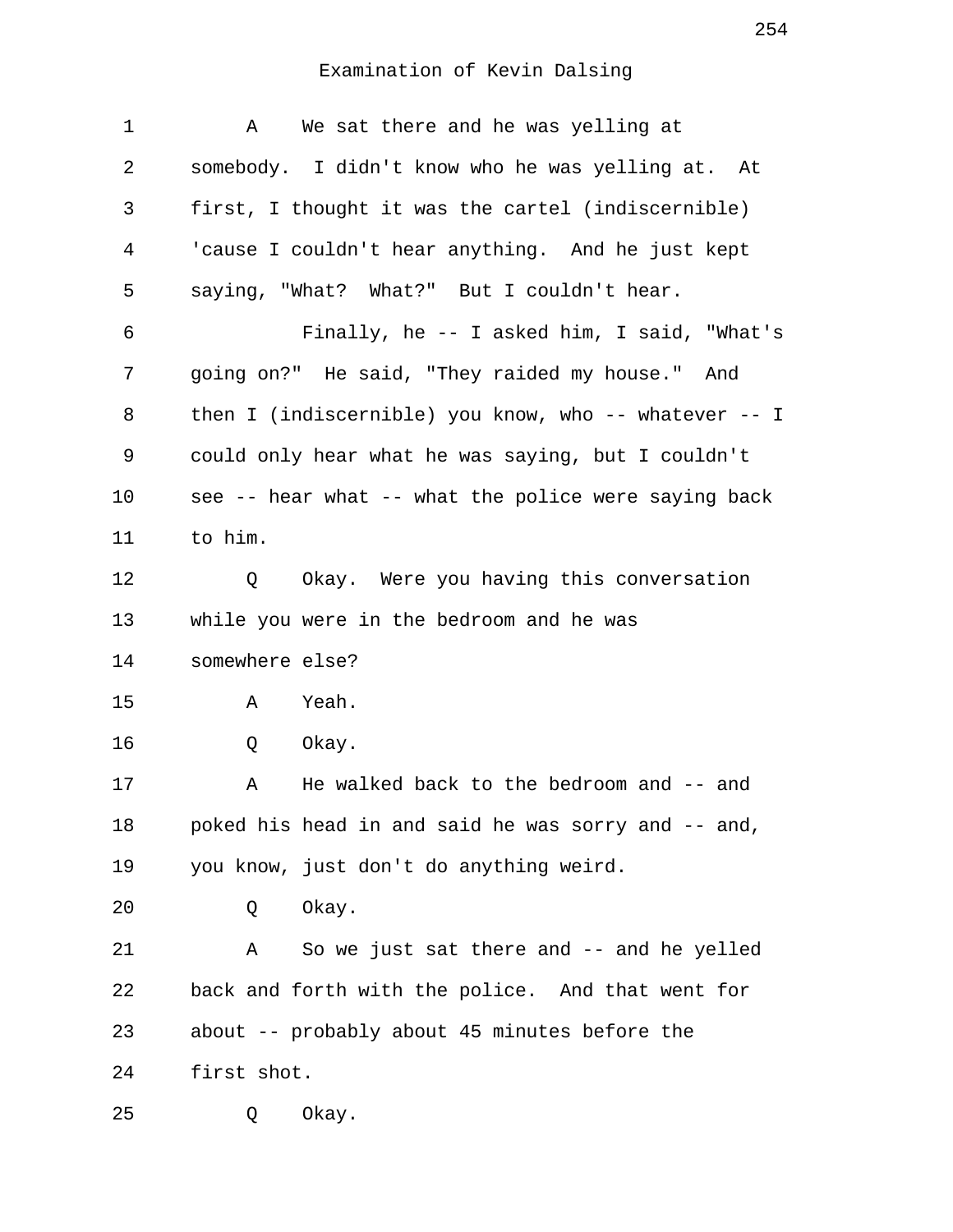Examination of Kevin Dalsing

1 A We sat there and he was yelling at
2 somebody. I didn't know who he was yelling at. At
3 first, I thought it was the cartel (indiscernible)
4 'cause I couldn't hear anything. And he just kept
5 saying, "What? What?" But I couldn't hear.
6 Finally, he -- I asked him, I said, "What's
7 going on?" He said, "They raided my house." And
8 then I (indiscernible) you know, who -- whatever -- I
9 could only hear what he was saying, but I couldn't
10 see -- hear what -- what the police were saying back
11 to him.
12 Q Okay. Were you having this conversation
13 while you were in the bedroom and he was
14 somewhere else?
15 A Yeah.
16 Q Okay.
17 A He walked back to the bedroom and -- and
18 poked his head in and said he was sorry and -- and,
19 you know, just don't do anything weird.
20 Q Okay.
21 A So we just sat there and -- and he yelled
22 back and forth with the police. And that went for
23 about -- probably about 45 minutes before the
24 first shot.
25 Q Okay.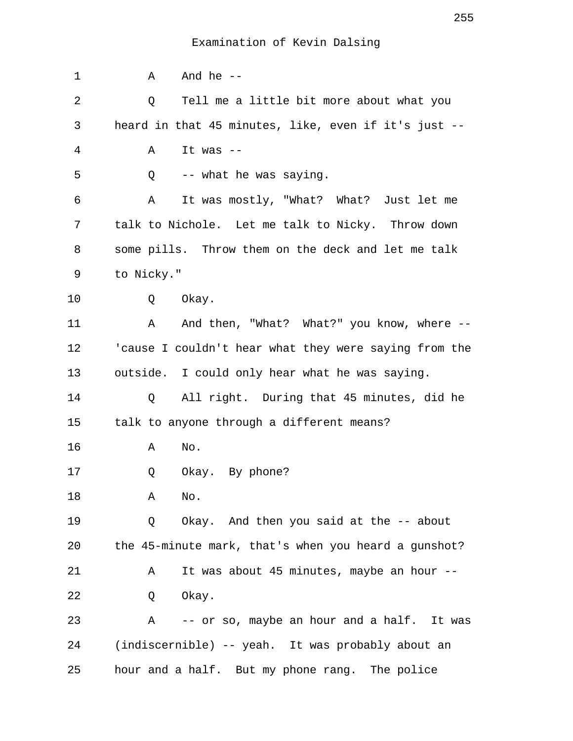Examination of Kevin Dalsing

1 A And he --

2 Q Tell me a little bit more about what you
3 heard in that 45 minutes, like, even if it's just --

4 A It was --

5 Q -- what he was saying.

6 A It was mostly, "What? What? Just let me
7 talk to Nichole. Let me talk to Nicky. Throw down
8 some pills. Throw them on the deck and let me talk
9 to Nicky."

10 Q Okay.

11 A And then, "What? What?" you know, where --
12 'cause I couldn't hear what they were saying from the
13 outside. I could only hear what he was saying.

14 Q All right. During that 45 minutes, did he
15 talk to anyone through a different means?

16 A No.

17 Q Okay. By phone?

18 A No.

19 Q Okay. And then you said at the -- about
20 the 45-minute mark, that's when you heard a gunshot?

21 A It was about 45 minutes, maybe an hour --

22 Q Okay.

23 A -- or so, maybe an hour and a half. It was
24 (indiscernible) -- yeah. It was probably about an
25 hour and a half. But my phone rang. The police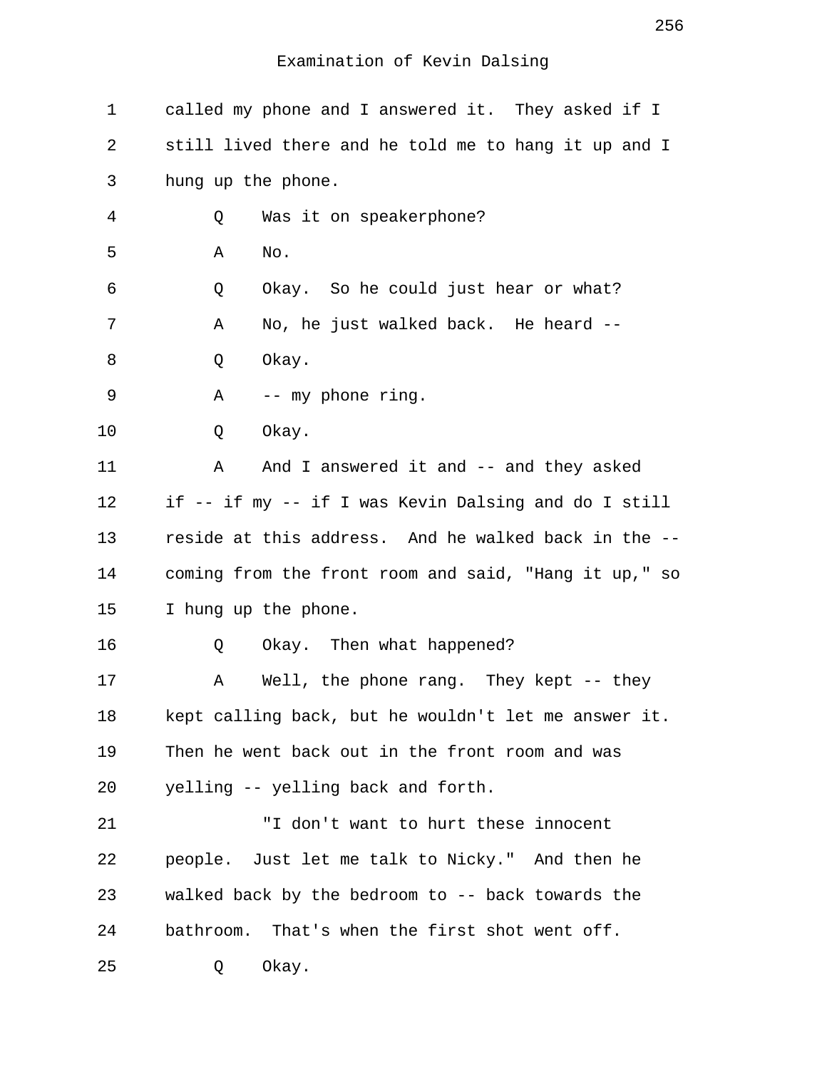Examination of Kevin Dalsing

called my phone and I answered it. They asked if I still lived there and he told me to hang it up and I hung up the phone.

Q Was it on speakerphone?

A No.

Q Okay. So he could just hear or what?

A No, he just walked back. He heard --

Q Okay.

A -- my phone ring.

Q Okay.

A And I answered it and -- and they asked if -- if my -- if I was Kevin Dalsing and do I still reside at this address. And he walked back in the -- coming from the front room and said, "Hang it up," so I hung up the phone.

Q Okay. Then what happened?

A Well, the phone rang. They kept -- they kept calling back, but he wouldn't let me answer it. Then he went back out in the front room and was yelling -- yelling back and forth.

"I don't want to hurt these innocent people. Just let me talk to Nicky." And then he walked back by the bedroom to -- back towards the bathroom. That's when the first shot went off.

Q Okay.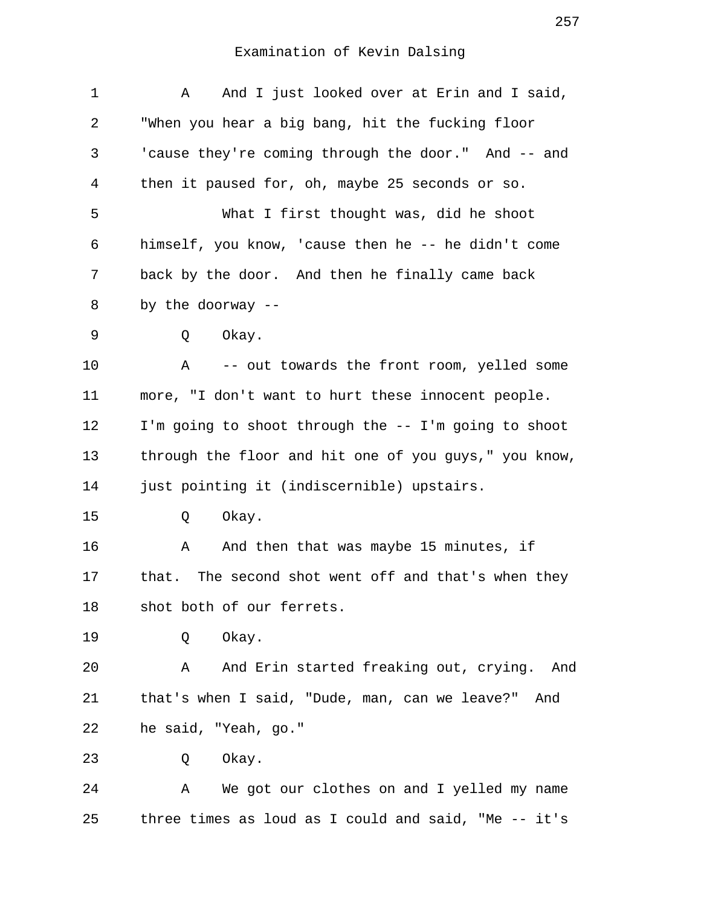Examination of Kevin Dalsing

1 A And I just looked over at Erin and I said,
2 "When you hear a big bang, hit the fucking floor
3 'cause they're coming through the door." And -- and
4 then it paused for, oh, maybe 25 seconds or so.
5 What I first thought was, did he shoot
6 himself, you know, 'cause then he -- he didn't come
7 back by the door. And then he finally came back
8 by the doorway --
9 Q Okay.
10 A -- out towards the front room, yelled some
11 more, "I don't want to hurt these innocent people.
12 I'm going to shoot through the -- I'm going to shoot
13 through the floor and hit one of you guys," you know,
14 just pointing it (indiscernible) upstairs.
15 Q Okay.
16 A And then that was maybe 15 minutes, if
17 that. The second shot went off and that's when they
18 shot both of our ferrets.
19 Q Okay.
20 A And Erin started freaking out, crying. And
21 that's when I said, "Dude, man, can we leave?" And
22 he said, "Yeah, go."
23 Q Okay.
24 A We got our clothes on and I yelled my name
25 three times as loud as I could and said, "Me -- it's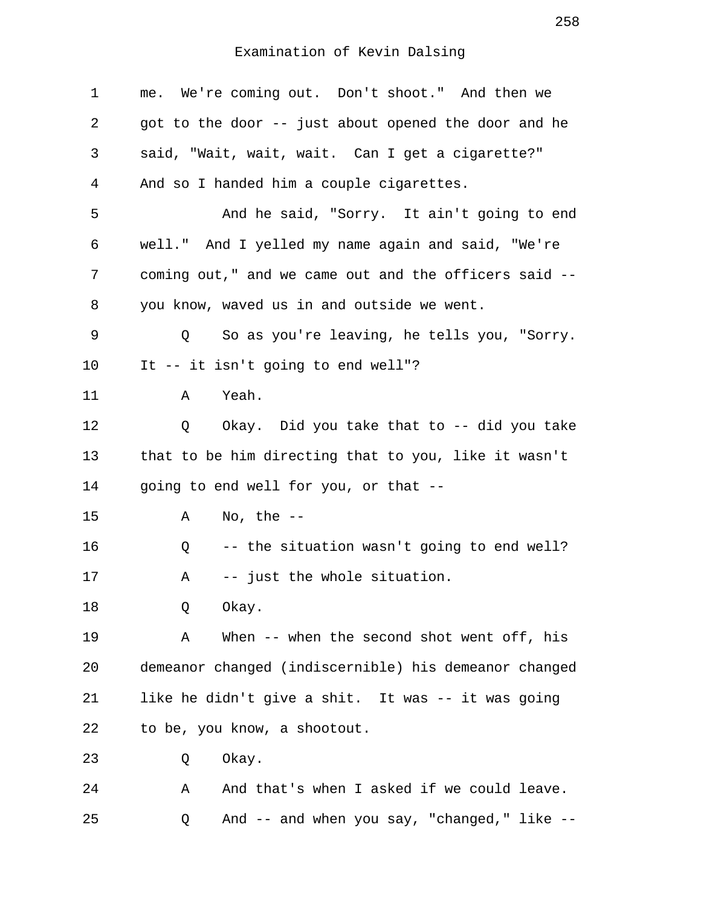Examination of Kevin Dalsing

1 me. We're coming out. Don't shoot." And then we
2 got to the door -- just about opened the door and he
3 said, "Wait, wait, wait. Can I get a cigarette?"
4 And so I handed him a couple cigarettes.
5 And he said, "Sorry. It ain't going to end
6 well." And I yelled my name again and said, "We're
7 coming out," and we came out and the officers said --
8 you know, waved us in and outside we went.
9 Q So as you're leaving, he tells you, "Sorry.
10 It -- it isn't going to end well"?
11 A Yeah.
12 Q Okay. Did you take that to -- did you take
13 that to be him directing that to you, like it wasn't
14 going to end well for you, or that --
15 A No, the --
16 Q -- the situation wasn't going to end well?
17 A -- just the whole situation.
18 Q Okay.
19 A When -- when the second shot went off, his
20 demeanor changed (indiscernible) his demeanor changed
21 like he didn't give a shit. It was -- it was going
22 to be, you know, a shootout.
23 Q Okay.
24 A And that's when I asked if we could leave.
25 Q And -- and when you say, "changed," like --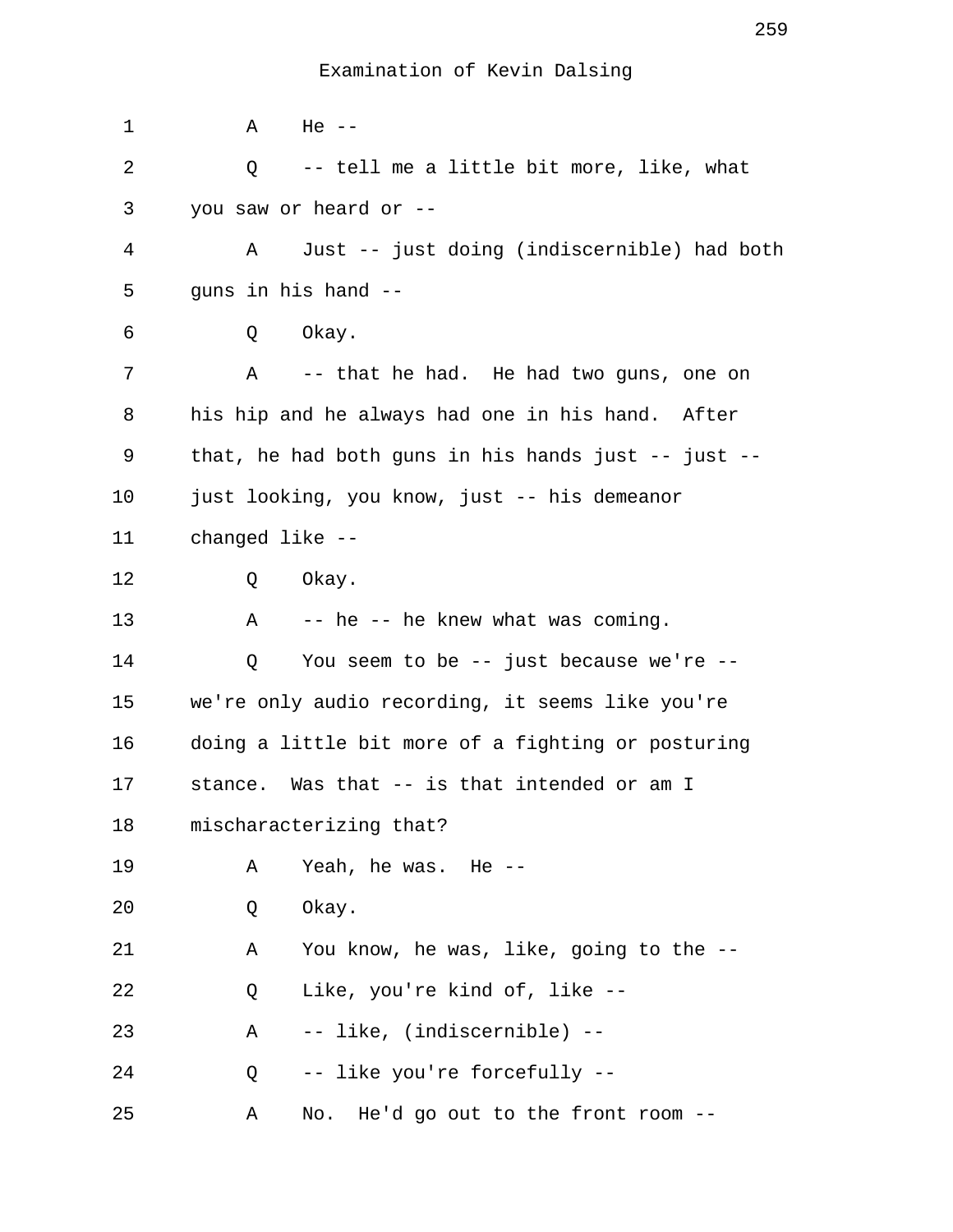Examination of Kevin Dalsing

1 A He --

2 Q -- tell me a little bit more, like, what

3 you saw or heard or --

4 A Just -- just doing (indiscernible) had both

5 guns in his hand --

6 Q Okay.

7 A -- that he had. He had two guns, one on

8 his hip and he always had one in his hand. After

9 that, he had both guns in his hands just -- just --

10 just looking, you know, just -- his demeanor

11 changed like --

12 Q Okay.

13 A -- he -- he knew what was coming.

14 Q You seem to be -- just because we're --

15 we're only audio recording, it seems like you're

16 doing a little bit more of a fighting or posturing

17 stance. Was that -- is that intended or am I

18 mischaracterizing that?

19 A Yeah, he was. He --

20 Q Okay.

21 A You know, he was, like, going to the --

22 Q Like, you're kind of, like --

23 A -- like, (indiscernible) --

24 Q -- like you're forcefully --

25 A No. He'd go out to the front room --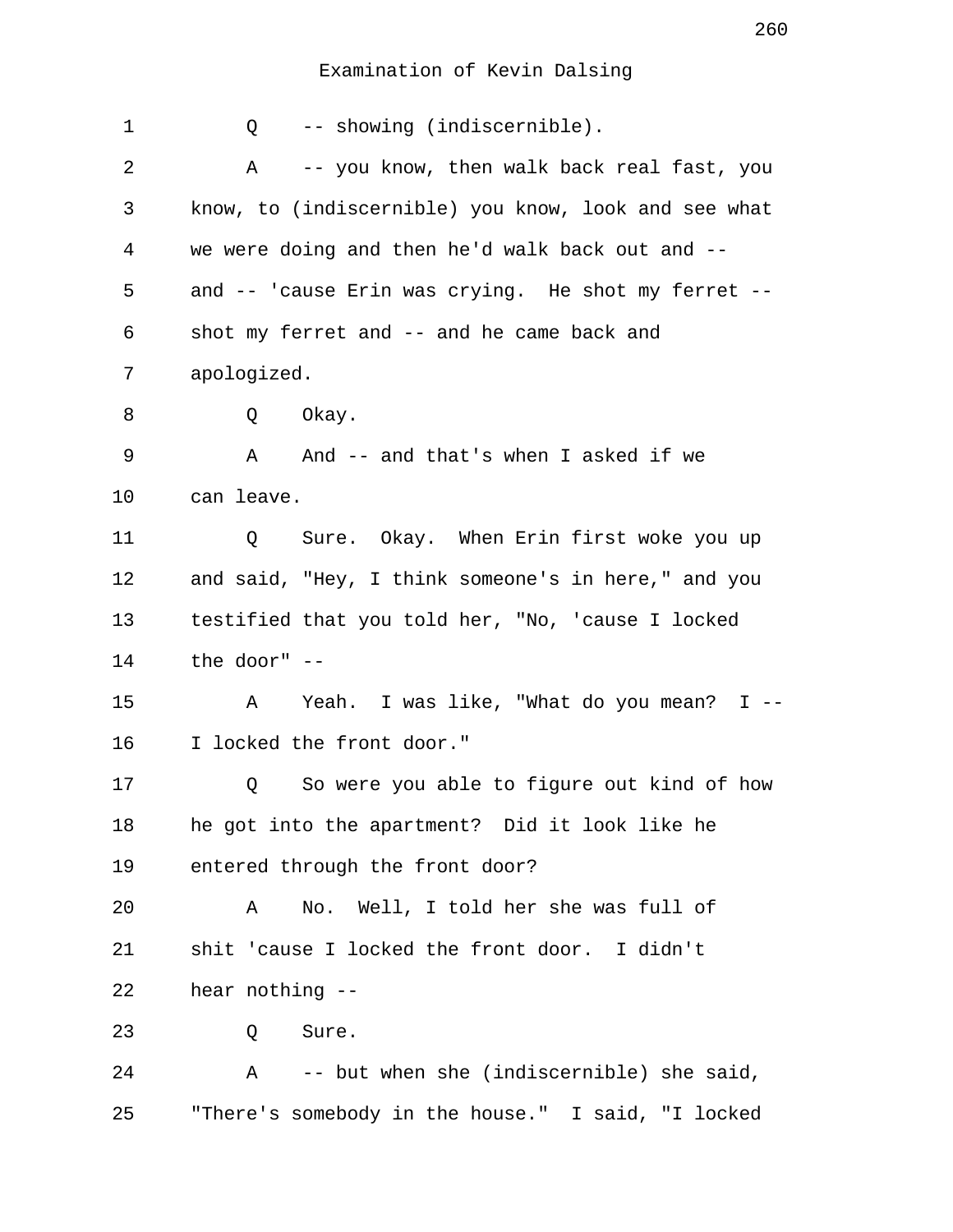Examination of Kevin Dalsing

1 Q -- showing (indiscernible).

2 A -- you know, then walk back real fast, you
3 know, to (indiscernible) you know, look and see what
4 we were doing and then he'd walk back out and --
5 and -- 'cause Erin was crying. He shot my ferret --
6 shot my ferret and -- and he came back and
7 apologized.

8 Q Okay.

9 A And -- and that's when I asked if we
10 can leave.

11 Q Sure. Okay. When Erin first woke you up
12 and said, "Hey, I think someone's in here," and you
13 testified that you told her, "No, 'cause I locked
14 the door" --

15 A Yeah. I was like, "What do you mean? I --
16 I locked the front door."

17 Q So were you able to figure out kind of how
18 he got into the apartment? Did it look like he
19 entered through the front door?

20 A No. Well, I told her she was full of
21 shit 'cause I locked the front door. I didn't
22 hear nothing --

23 Q Sure.

24 A -- but when she (indiscernible) she said,
25 "There's somebody in the house." I said, "I locked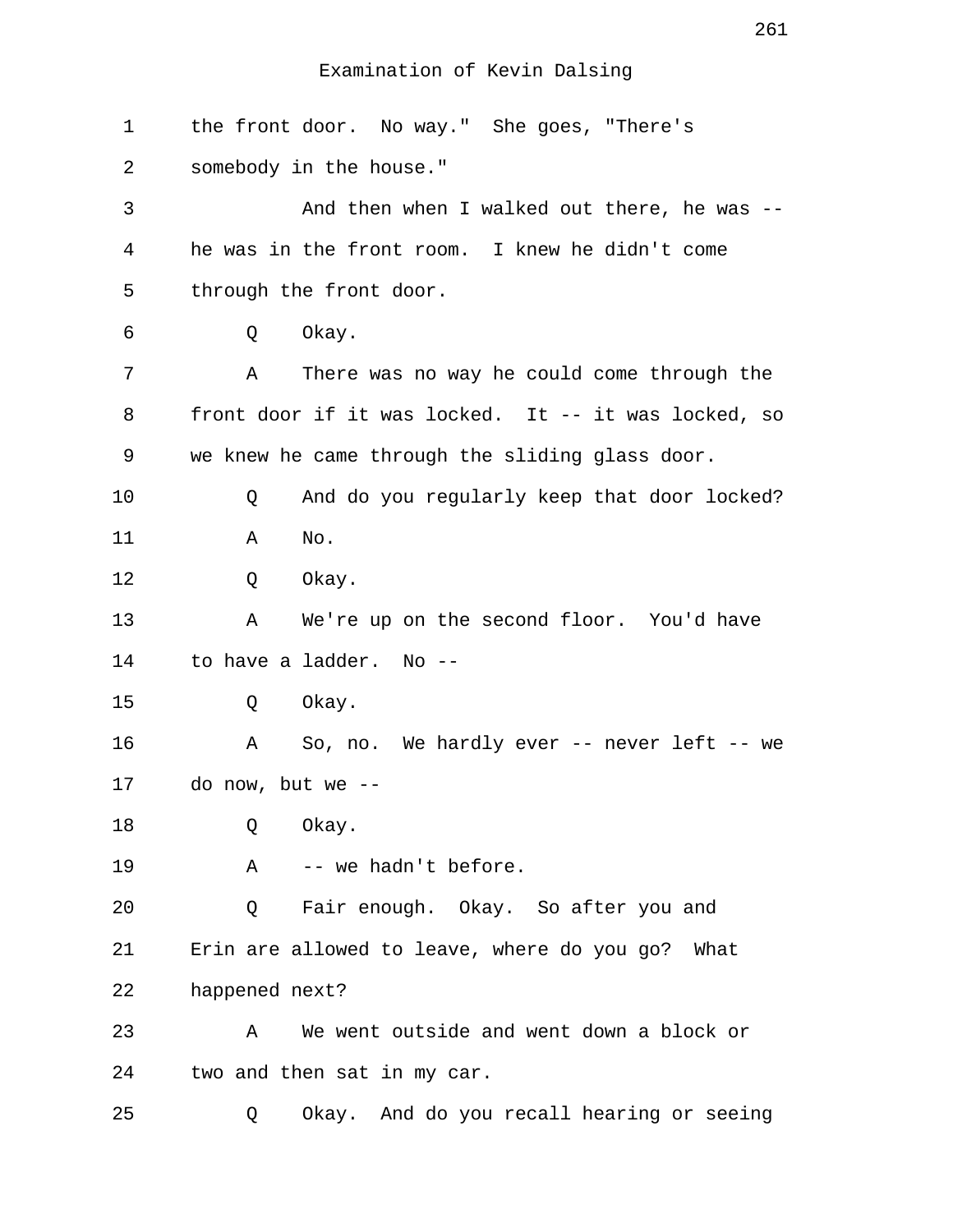Examination of Kevin Dalsing

1 the front door. No way." She goes, "There's
2 somebody in the house."
3 And then when I walked out there, he was --
4 he was in the front room. I knew he didn't come
5 through the front door.
6 Q Okay.
7 A There was no way he could come through the
8 front door if it was locked. It -- it was locked, so
9 we knew he came through the sliding glass door.
10 Q And do you regularly keep that door locked?
11 A No.
12 Q Okay.
13 A We're up on the second floor. You'd have
14 to have a ladder. No --
15 Q Okay.
16 A So, no. We hardly ever -- never left -- we
17 do now, but we --
18 Q Okay.
19 A -- we hadn't before.
20 Q Fair enough. Okay. So after you and
21 Erin are allowed to leave, where do you go? What
22 happened next?
23 A We went outside and went down a block or
24 two and then sat in my car.
25 Q Okay. And do you recall hearing or seeing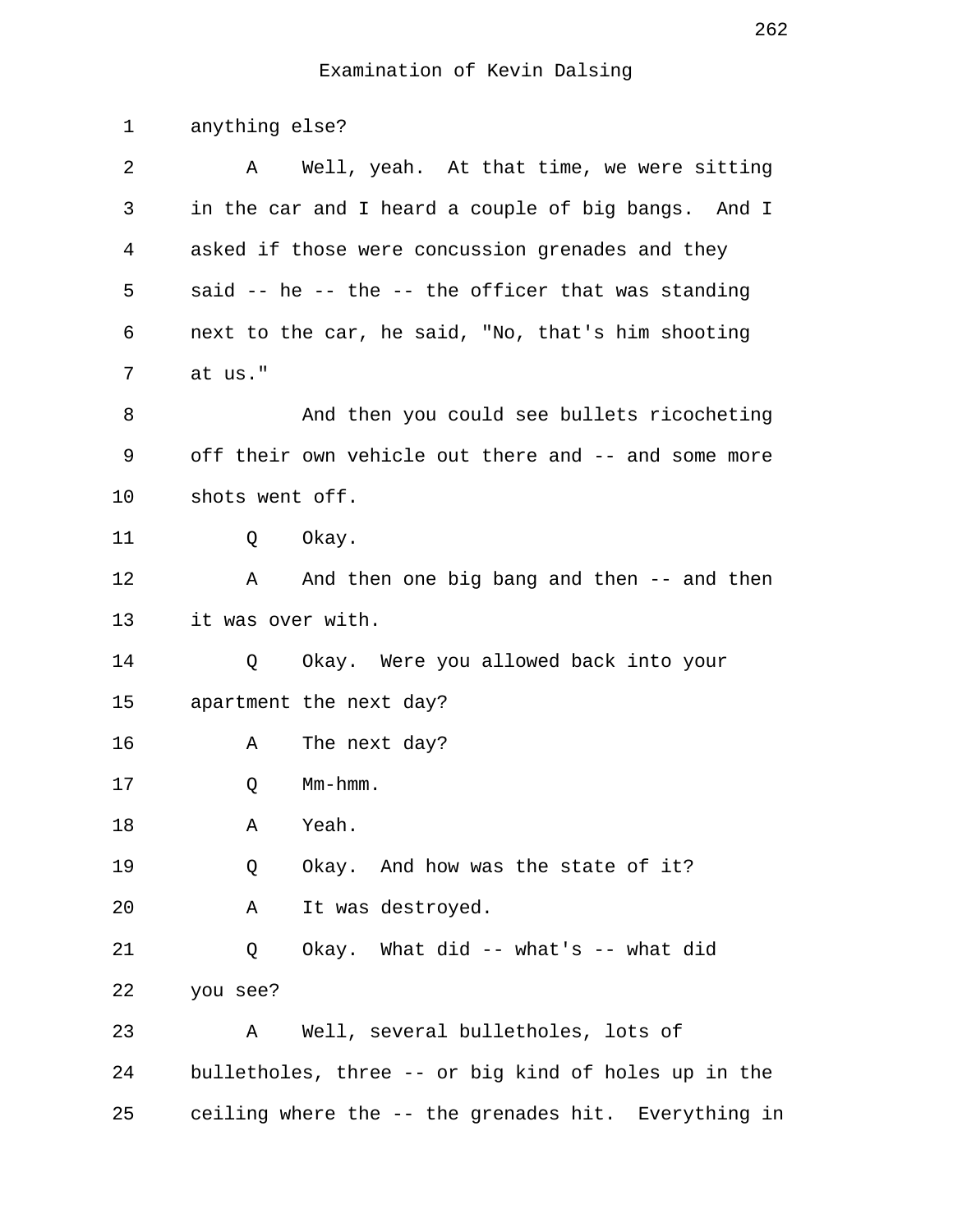Examination of Kevin Dalsing

anything else?

A Well, yeah. At that time, we were sitting in the car and I heard a couple of big bangs. And I asked if those were concussion grenades and they said -- he -- the -- the officer that was standing next to the car, he said, "No, that's him shooting at us."

And then you could see bullets ricocheting off their own vehicle out there and -- and some more shots went off.

Q Okay.

A And then one big bang and then -- and then it was over with.

Q Okay. Were you allowed back into your apartment the next day?

A The next day?

Q Mm-hmm.

A Yeah.

Q Okay. And how was the state of it?

A It was destroyed.

Q Okay. What did -- what's -- what did you see?

A Well, several bulletholes, lots of bulletholes, three -- or big kind of holes up in the ceiling where the -- the grenades hit. Everything in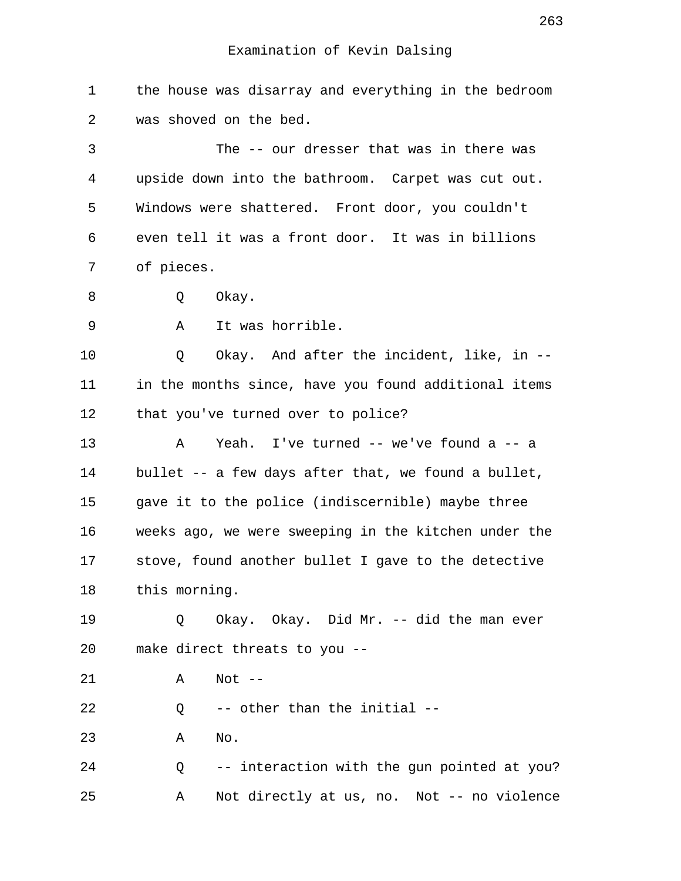Examination of Kevin Dalsing

1 the house was disarray and everything in the bedroom
2 was shoved on the bed.
3 The -- our dresser that was in there was
4 upside down into the bathroom. Carpet was cut out.
5 Windows were shattered. Front door, you couldn't
6 even tell it was a front door. It was in billions
7 of pieces.
8 Q Okay.
9 A It was horrible.
10 Q Okay. And after the incident, like, in --
11 in the months since, have you found additional items
12 that you've turned over to police?
13 A Yeah. I've turned -- we've found a -- a
14 bullet -- a few days after that, we found a bullet,
15 gave it to the police (indiscernible) maybe three
16 weeks ago, we were sweeping in the kitchen under the
17 stove, found another bullet I gave to the detective
18 this morning.
19 Q Okay. Okay. Did Mr. -- did the man ever
20 make direct threats to you --
21 A Not --
22 Q -- other than the initial --
23 A No.
24 Q -- interaction with the gun pointed at you?
25 A Not directly at us, no. Not -- no violence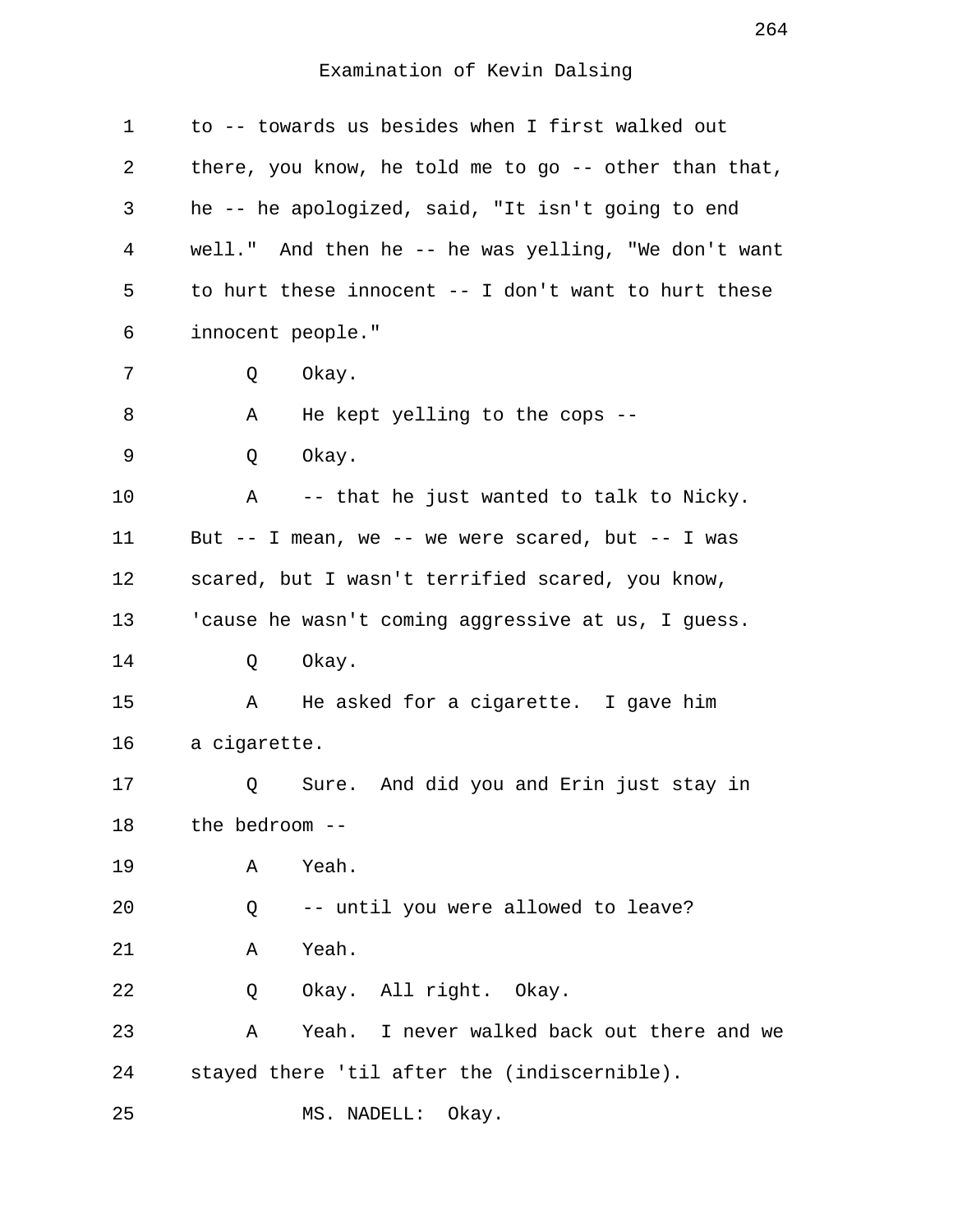to -- towards us besides when I first walked out there, you know, he told me to go -- other than that, he -- he apologized, said, "It isn't going to end well." And then he -- he was yelling, "We don't want to hurt these innocent -- I don't want to hurt these innocent people."

Q Okay.

A He kept yelling to the cops --

Q Okay.

A -- that he just wanted to talk to Nicky. But -- I mean, we -- we were scared, but -- I was scared, but I wasn't terrified scared, you know, 'cause he wasn't coming aggressive at us, I guess.

Q Okay.

A He asked for a cigarette. I gave him a cigarette.

Q Sure. And did you and Erin just stay in the bedroom --

A Yeah.

Q -- until you were allowed to leave?

A Yeah.

Q Okay. All right. Okay.

A Yeah. I never walked back out there and we stayed there 'til after the (indiscernible).

MS. NADELL: Okay.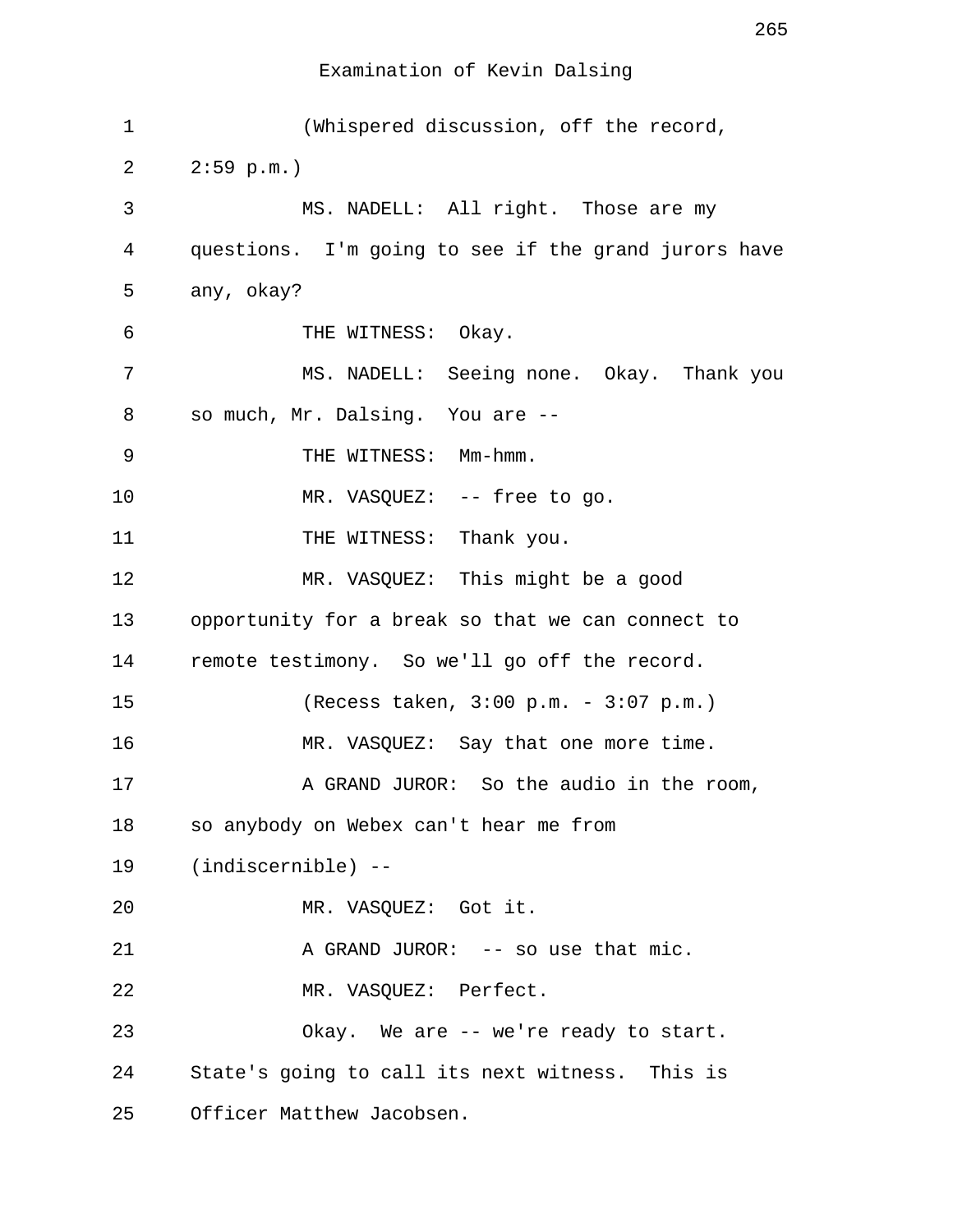Examination of Kevin Dalsing

1 (Whispered discussion, off the record,
2 2:59 p.m.)
3 MS. NADELL: All right. Those are my
4 questions. I'm going to see if the grand jurors have
5 any, okay?
6 THE WITNESS: Okay.
7 MS. NADELL: Seeing none. Okay. Thank you
8 so much, Mr. Dalsing. You are --
9 THE WITNESS: Mm-hmm.
10 MR. VASQUEZ: -- free to go.
11 THE WITNESS: Thank you.
12 MR. VASQUEZ: This might be a good
13 opportunity for a break so that we can connect to
14 remote testimony. So we'll go off the record.
15 (Recess taken, 3:00 p.m. - 3:07 p.m.)
16 MR. VASQUEZ: Say that one more time.
17 A GRAND JUROR: So the audio in the room,
18 so anybody on Webex can't hear me from
19 (indiscernible) --
20 MR. VASQUEZ: Got it.
21 A GRAND JUROR: -- so use that mic.
22 MR. VASQUEZ: Perfect.
23 Okay. We are -- we're ready to start.
24 State's going to call its next witness. This is
25 Officer Matthew Jacobsen.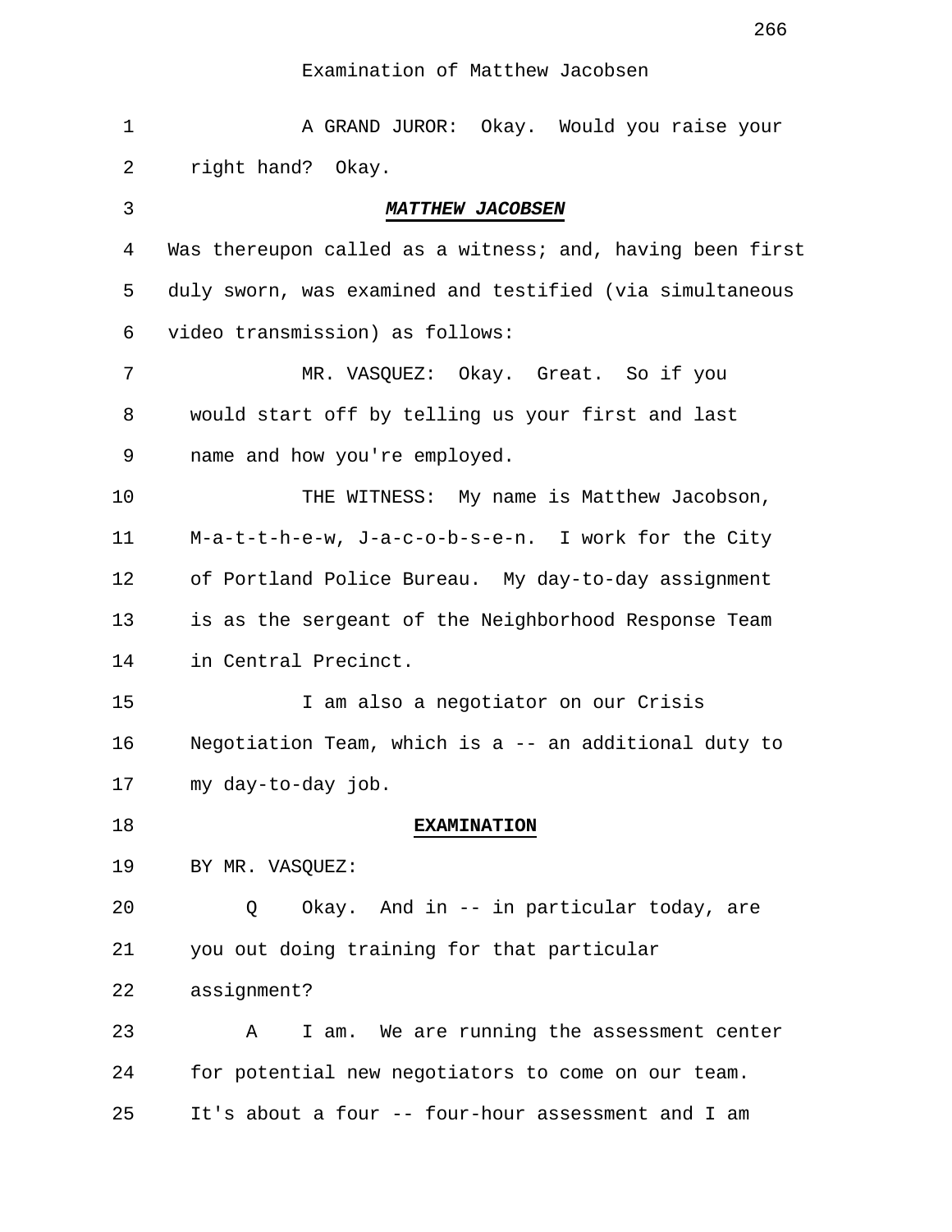Examination of Matthew Jacobsen

1 A GRAND JUROR: Okay. Would you raise your
2 right hand? Okay.

3 ***MATTHEW JACOBSEN***

4 Was thereupon called as a witness; and, having been first
5 duly sworn, was examined and testified (via simultaneous
6 video transmission) as follows:

7 MR. VASQUEZ: Okay. Great. So if you
8 would start off by telling us your first and last
9 name and how you're employed.

10 THE WITNESS: My name is Matthew Jacobson,
11 M-a-t-t-h-e-w, J-a-c-o-b-s-e-n. I work for the City
12 of Portland Police Bureau. My day-to-day assignment
13 is as the sergeant of the Neighborhood Response Team
14 in Central Precinct.

15 I am also a negotiator on our Crisis
16 Negotiation Team, which is a -- an additional duty to
17 my day-to-day job.

18 **EXAMINATION**

19 BY MR. VASQUEZ:

20 Q Okay. And in -- in particular today, are
21 you out doing training for that particular
22 assignment?

23 A I am. We are running the assessment center
24 for potential new negotiators to come on our team.
25 It's about a four -- four-hour assessment and I am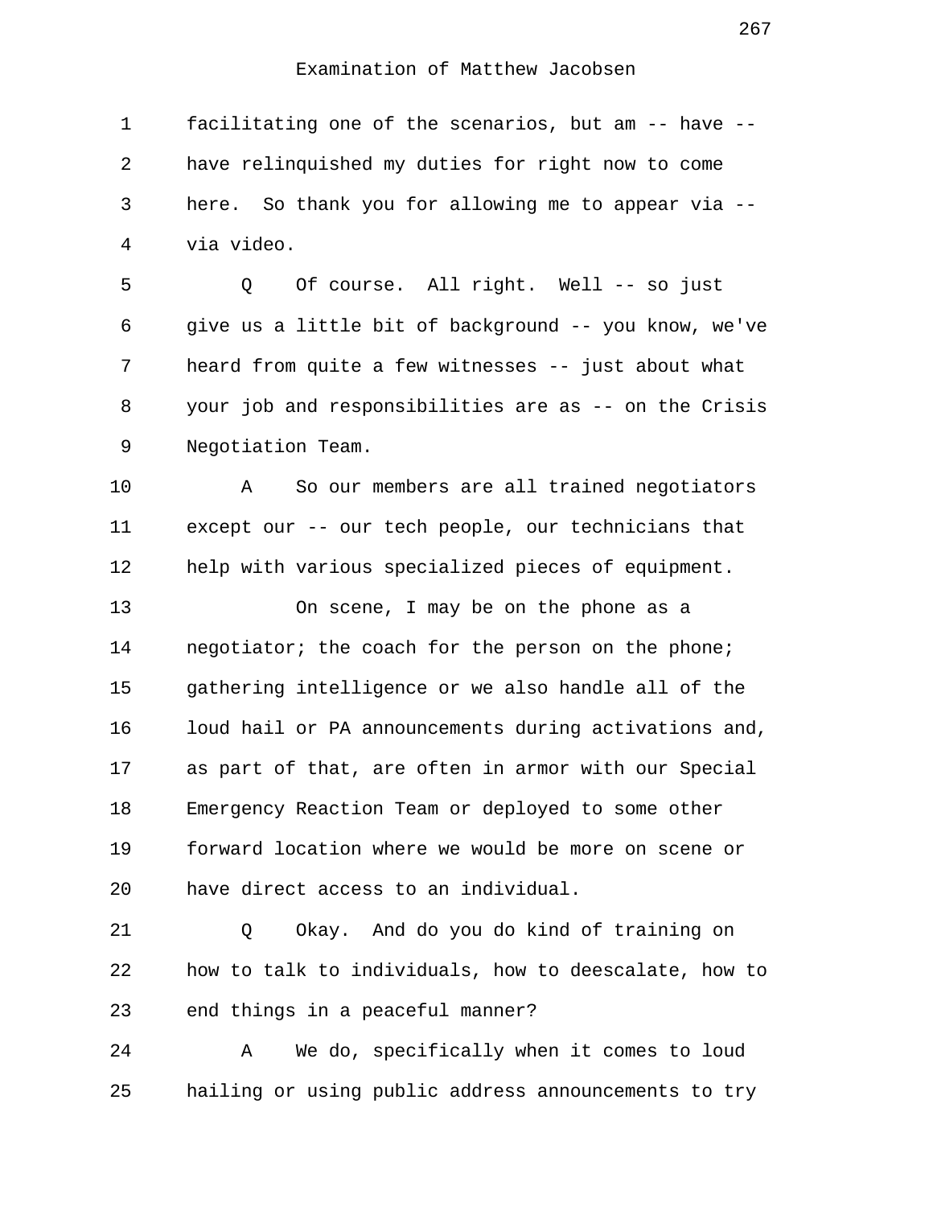Examination of Matthew Jacobsen

facilitating one of the scenarios, but am -- have -- have relinquished my duties for right now to come here. So thank you for allowing me to appear via -- via video.

Q Of course. All right. Well -- so just give us a little bit of background -- you know, we've heard from quite a few witnesses -- just about what your job and responsibilities are as -- on the Crisis Negotiation Team.

A So our members are all trained negotiators except our -- our tech people, our technicians that help with various specialized pieces of equipment.

On scene, I may be on the phone as a negotiator; the coach for the person on the phone; gathering intelligence or we also handle all of the loud hail or PA announcements during activations and, as part of that, are often in armor with our Special Emergency Reaction Team or deployed to some other forward location where we would be more on scene or have direct access to an individual.

Q Okay. And do you do kind of training on how to talk to individuals, how to deescalate, how to end things in a peaceful manner?

A We do, specifically when it comes to loud hailing or using public address announcements to try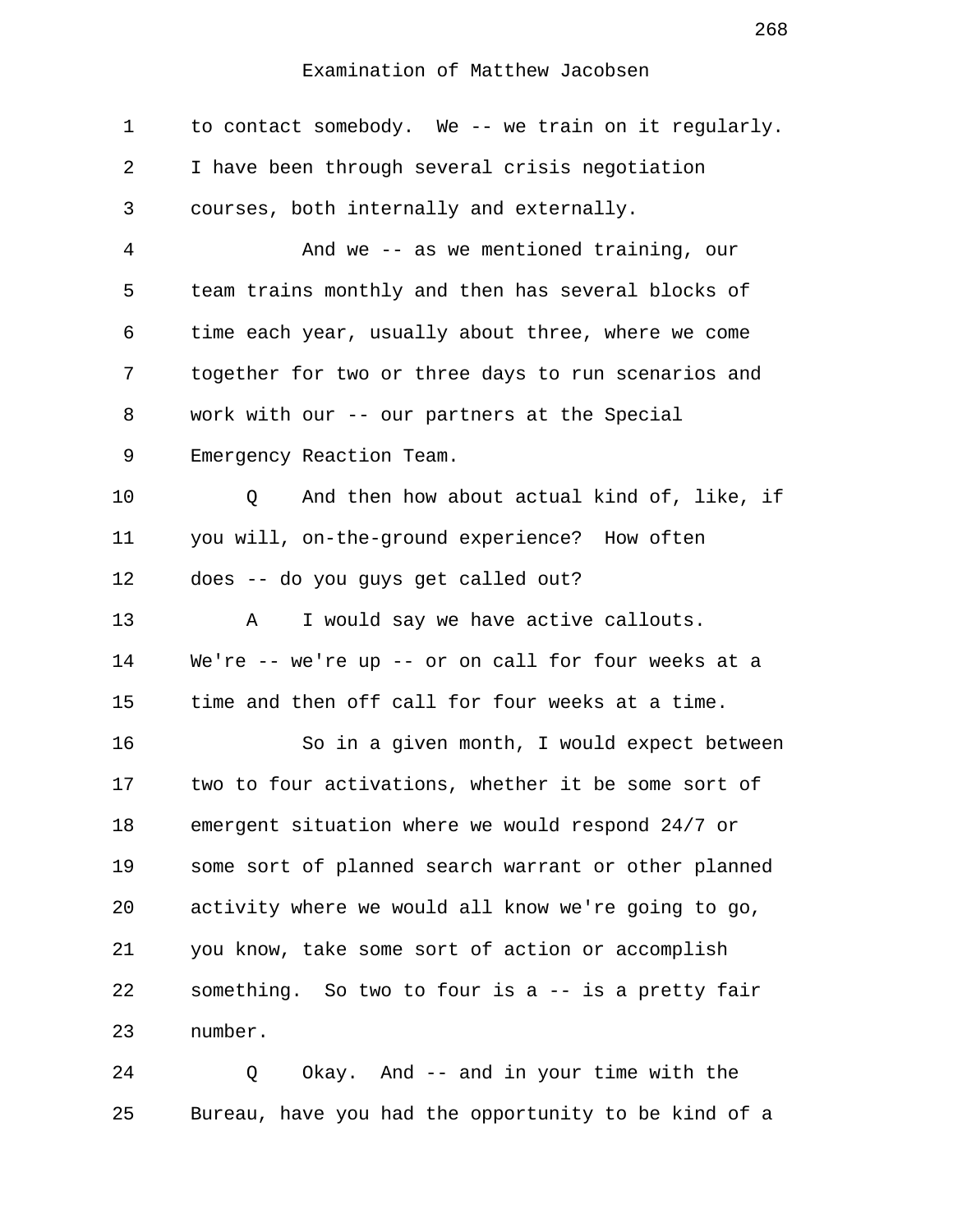Examination of Matthew Jacobsen

1 to contact somebody. We -- we train on it regularly.
2 I have been through several crisis negotiation
3 courses, both internally and externally.
4 And we -- as we mentioned training, our
5 team trains monthly and then has several blocks of
6 time each year, usually about three, where we come
7 together for two or three days to run scenarios and
8 work with our -- our partners at the Special
9 Emergency Reaction Team.
10 Q And then how about actual kind of, like, if
11 you will, on-the-ground experience? How often
12 does -- do you guys get called out?
13 A I would say we have active callouts.
14 We're -- we're up -- or on call for four weeks at a
15 time and then off call for four weeks at a time.
16 So in a given month, I would expect between
17 two to four activations, whether it be some sort of
18 emergent situation where we would respond 24/7 or
19 some sort of planned search warrant or other planned
20 activity where we would all know we're going to go,
21 you know, take some sort of action or accomplish
22 something. So two to four is a -- is a pretty fair
23 number.
24 Q Okay. And -- and in your time with the
25 Bureau, have you had the opportunity to be kind of a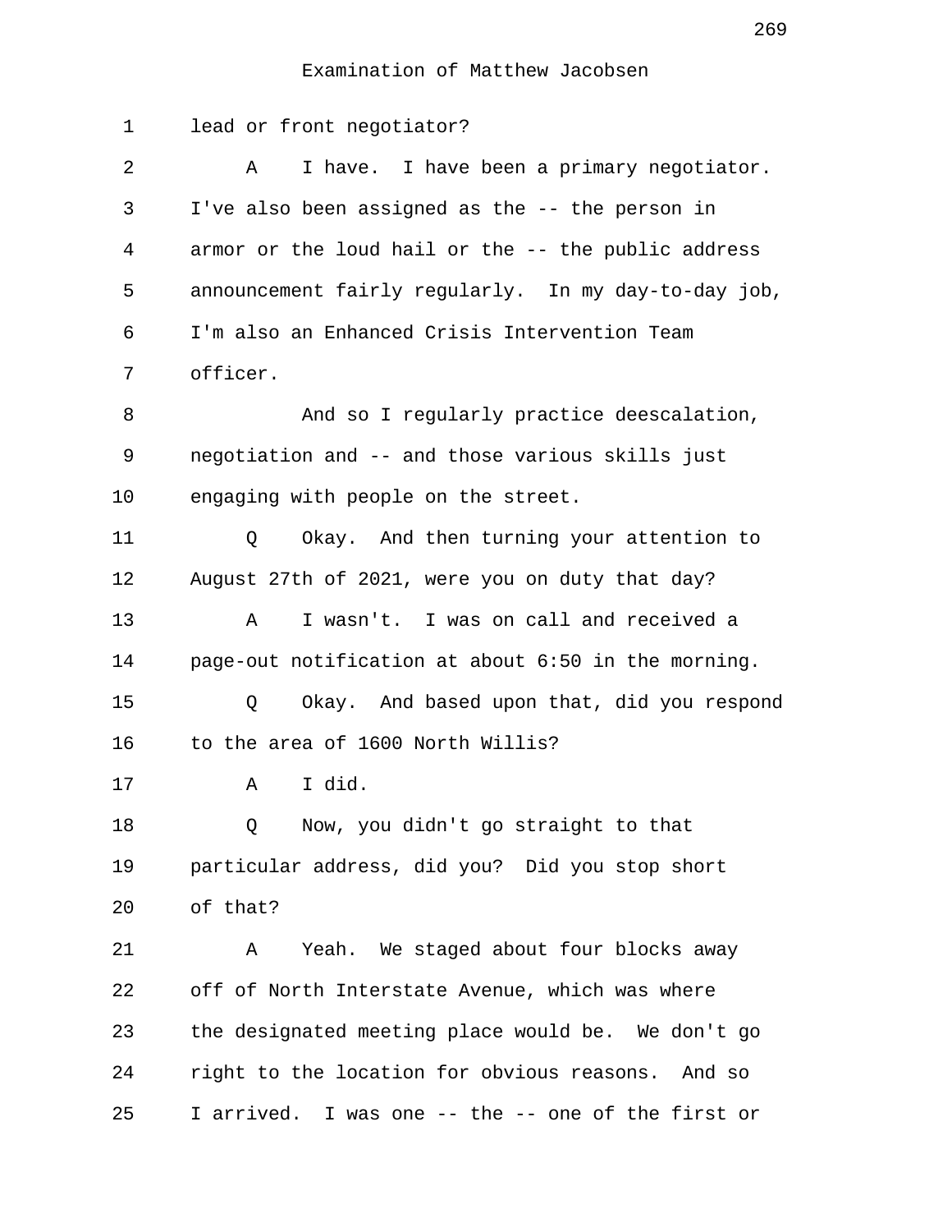lead or front negotiator?

A I have. I have been a primary negotiator. I've also been assigned as the -- the person in armor or the loud hail or the -- the public address announcement fairly regularly. In my day-to-day job, I'm also an Enhanced Crisis Intervention Team officer.

And so I regularly practice deescalation, negotiation and -- and those various skills just engaging with people on the street.

Q Okay. And then turning your attention to August 27th of 2021, were you on duty that day?

A I wasn't. I was on call and received a page-out notification at about 6:50 in the morning.

Q Okay. And based upon that, did you respond to the area of 1600 North Willis?

A I did.

Q Now, you didn't go straight to that particular address, did you? Did you stop short of that?

A Yeah. We staged about four blocks away off of North Interstate Avenue, which was where the designated meeting place would be. We don't go right to the location for obvious reasons. And so I arrived. I was one -- the -- one of the first or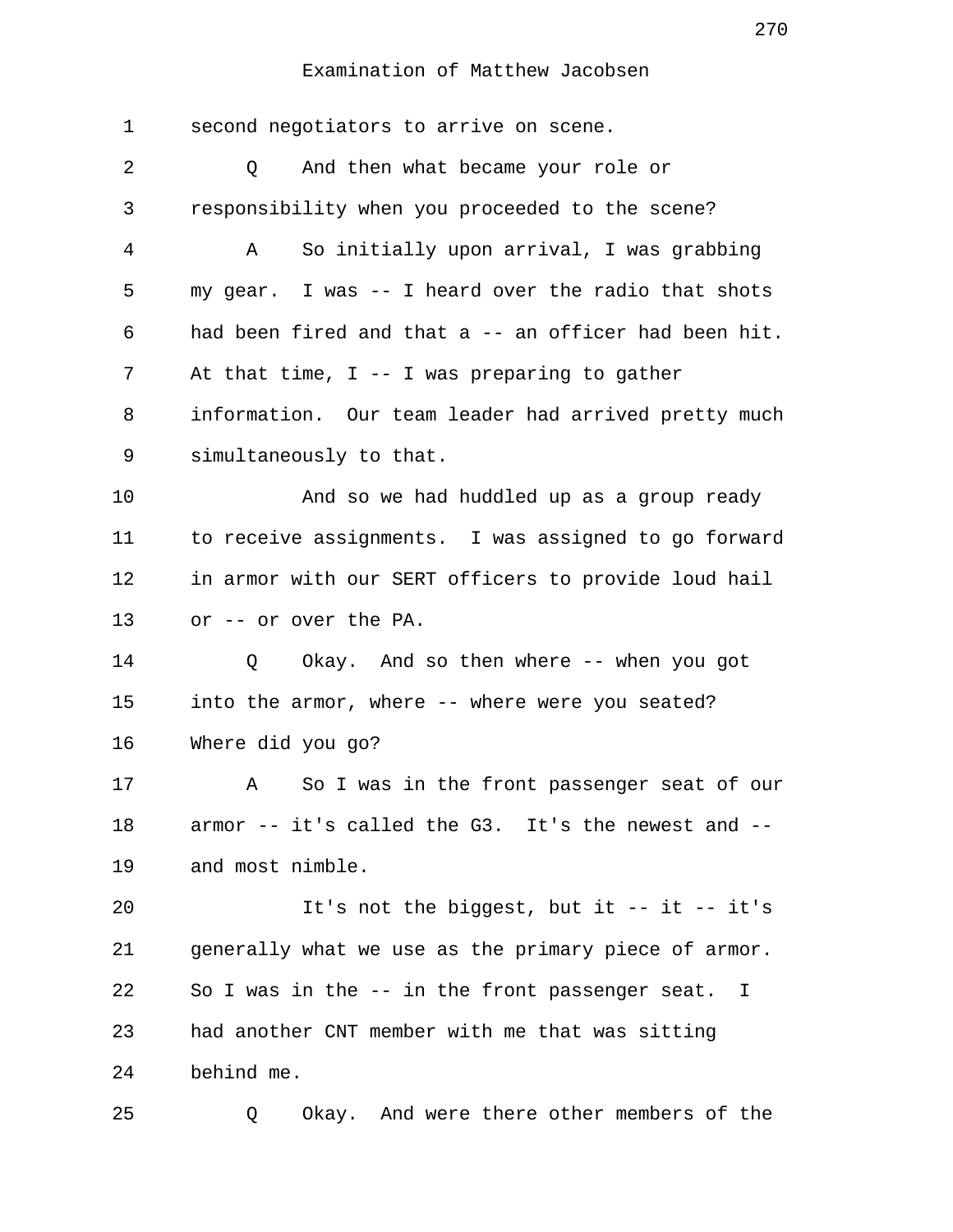Examination of Matthew Jacobsen

1 second negotiators to arrive on scene.

2 Q And then what became your role or

3 responsibility when you proceeded to the scene?

4 A So initially upon arrival, I was grabbing

5 my gear. I was -- I heard over the radio that shots

6 had been fired and that a -- an officer had been hit.

7 At that time, I -- I was preparing to gather

8 information. Our team leader had arrived pretty much

9 simultaneously to that.

10 And so we had huddled up as a group ready

11 to receive assignments. I was assigned to go forward

12 in armor with our SERT officers to provide loud hail

13 or -- or over the PA.

14 Q Okay. And so then where -- when you got

15 into the armor, where -- where were you seated?

16 Where did you go?

17 A So I was in the front passenger seat of our

18 armor -- it's called the G3. It's the newest and --

19 and most nimble.

20 It's not the biggest, but it -- it -- it's

21 generally what we use as the primary piece of armor.

22 So I was in the -- in the front passenger seat. I

23 had another CNT member with me that was sitting

24 behind me.

25 Q Okay. And were there other members of the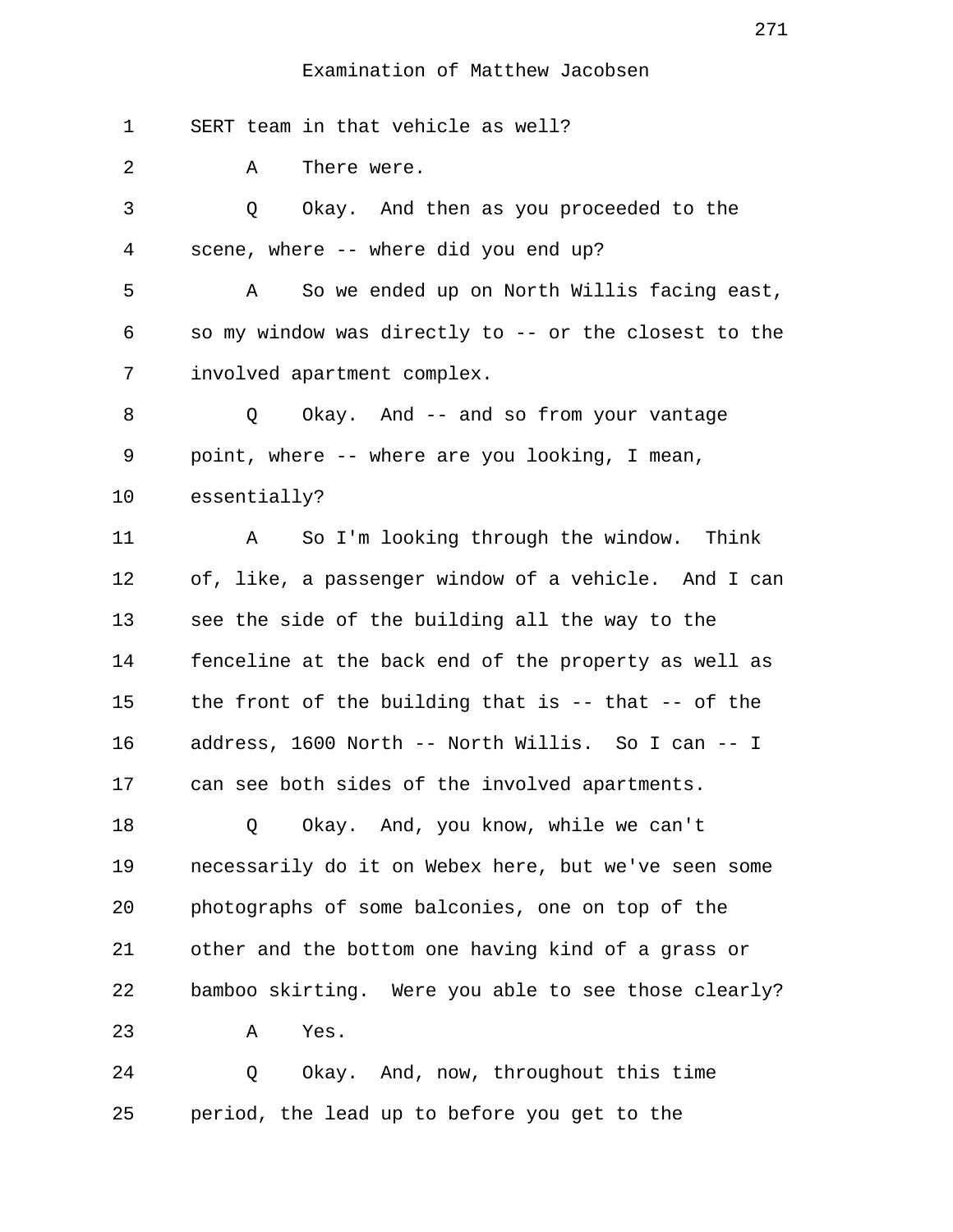Examination of Matthew Jacobsen

1 SERT team in that vehicle as well?

2 A There were.

3 Q Okay. And then as you proceeded to the

4 scene, where -- where did you end up?

5 A So we ended up on North Willis facing east,

6 so my window was directly to -- or the closest to the

7 involved apartment complex.

8 Q Okay. And -- and so from your vantage

9 point, where -- where are you looking, I mean,

10 essentially?

11 A So I'm looking through the window. Think

12 of, like, a passenger window of a vehicle. And I can

13 see the side of the building all the way to the

14 fenceline at the back end of the property as well as

15 the front of the building that is -- that -- of the

16 address, 1600 North -- North Willis. So I can -- I

17 can see both sides of the involved apartments.

18 Q Okay. And, you know, while we can't

19 necessarily do it on Webex here, but we've seen some

20 photographs of some balconies, one on top of the

21 other and the bottom one having kind of a grass or

22 bamboo skirting. Were you able to see those clearly?

23 A Yes.

24 Q Okay. And, now, throughout this time

25 period, the lead up to before you get to the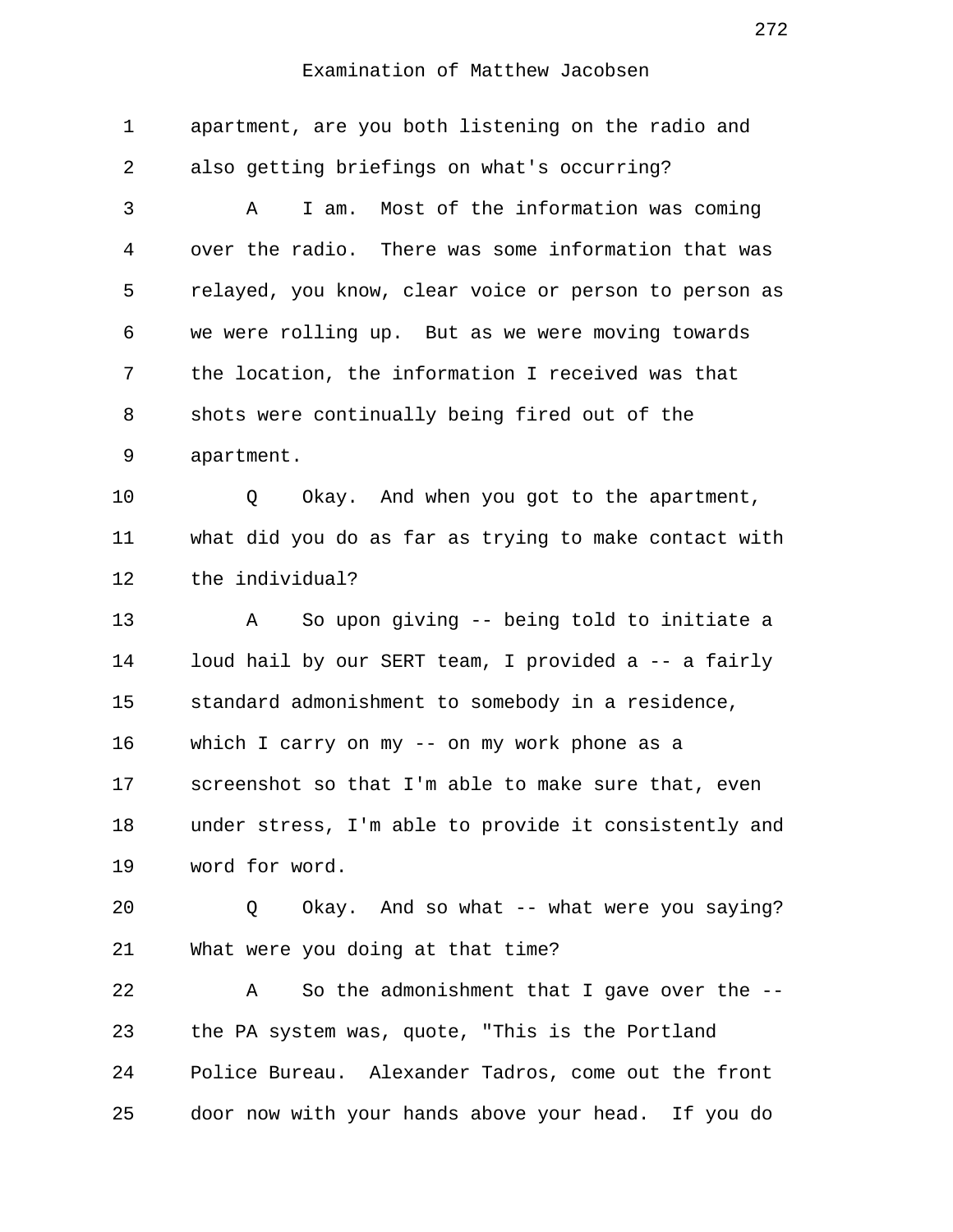## Examination of Matthew Jacobsen

1 apartment, are you both listening on the radio and
2 also getting briefings on what's occurring?
3 A I am. Most of the information was coming
4 over the radio. There was some information that was
5 relayed, you know, clear voice or person to person as
6 we were rolling up. But as we were moving towards
7 the location, the information I received was that
8 shots were continually being fired out of the
9 apartment.
10 Q Okay. And when you got to the apartment,
11 what did you do as far as trying to make contact with
12 the individual?
13 A So upon giving -- being told to initiate a
14 loud hail by our SERT team, I provided a -- a fairly
15 standard admonishment to somebody in a residence,
16 which I carry on my -- on my work phone as a
17 screenshot so that I'm able to make sure that, even
18 under stress, I'm able to provide it consistently and
19 word for word.
20 Q Okay. And so what -- what were you saying?
21 What were you doing at that time?
22 A So the admonishment that I gave over the --
23 the PA system was, quote, "This is the Portland
24 Police Bureau. Alexander Tadros, come out the front
25 door now with your hands above your head. If you do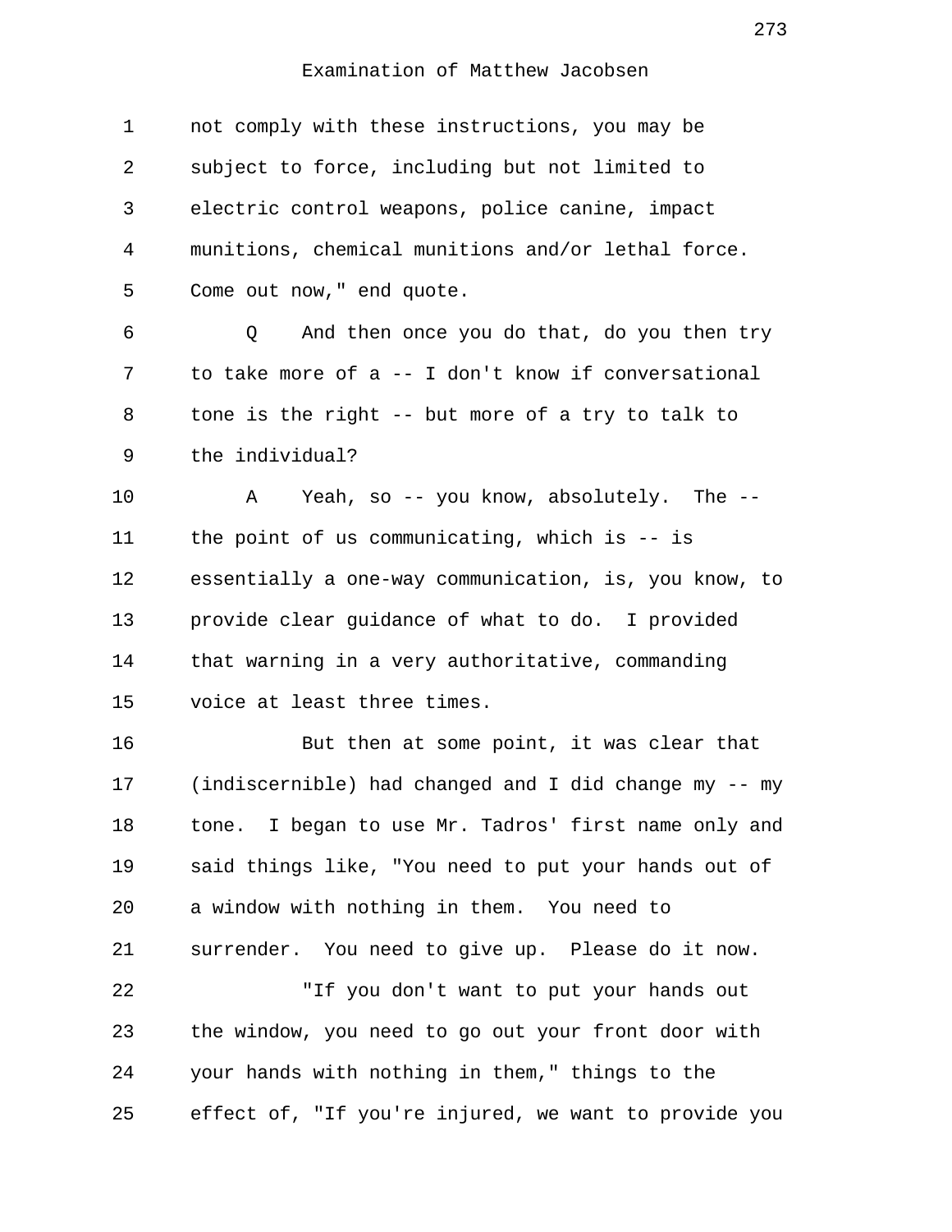not comply with these instructions, you may be subject to force, including but not limited to electric control weapons, police canine, impact munitions, chemical munitions and/or lethal force. Come out now," end quote.

Q And then once you do that, do you then try to take more of a -- I don't know if conversational tone is the right -- but more of a try to talk to the individual?

A Yeah, so -- you know, absolutely. The -- the point of us communicating, which is -- is essentially a one-way communication, is, you know, to provide clear guidance of what to do. I provided that warning in a very authoritative, commanding voice at least three times.

But then at some point, it was clear that (indiscernible) had changed and I did change my -- my tone. I began to use Mr. Tadros' first name only and said things like, "You need to put your hands out of a window with nothing in them. You need to surrender. You need to give up. Please do it now.

"If you don't want to put your hands out the window, you need to go out your front door with your hands with nothing in them," things to the effect of, "If you're injured, we want to provide you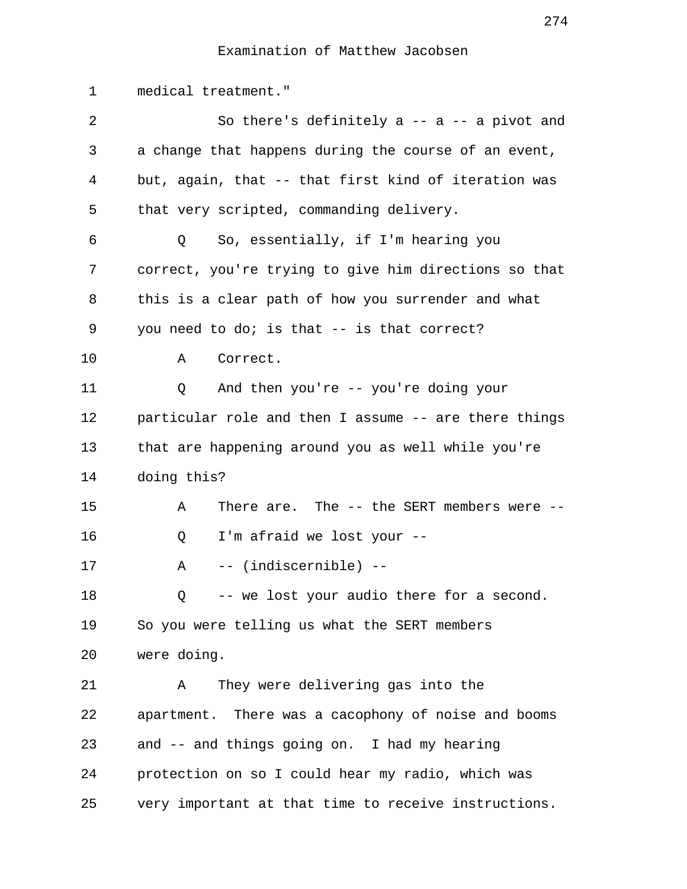1 medical treatment."

2 So there's definitely a -- a -- a pivot and
3 a change that happens during the course of an event,
4 but, again, that -- that first kind of iteration was
5 that very scripted, commanding delivery.

6 Q So, essentially, if I'm hearing you
7 correct, you're trying to give him directions so that
8 this is a clear path of how you surrender and what
9 you need to do; is that -- is that correct?

10 A Correct.

11 Q And then you're -- you're doing your
12 particular role and then I assume -- are there things
13 that are happening around you as well while you're
14 doing this?

15 A There are. The -- the SERT members were --

16 Q I'm afraid we lost your --

17 A -- (indiscernible) --

18 Q -- we lost your audio there for a second.
19 So you were telling us what the SERT members
20 were doing.

21 A They were delivering gas into the
22 apartment. There was a cacophony of noise and booms
23 and -- and things going on. I had my hearing
24 protection on so I could hear my radio, which was
25 very important at that time to receive instructions.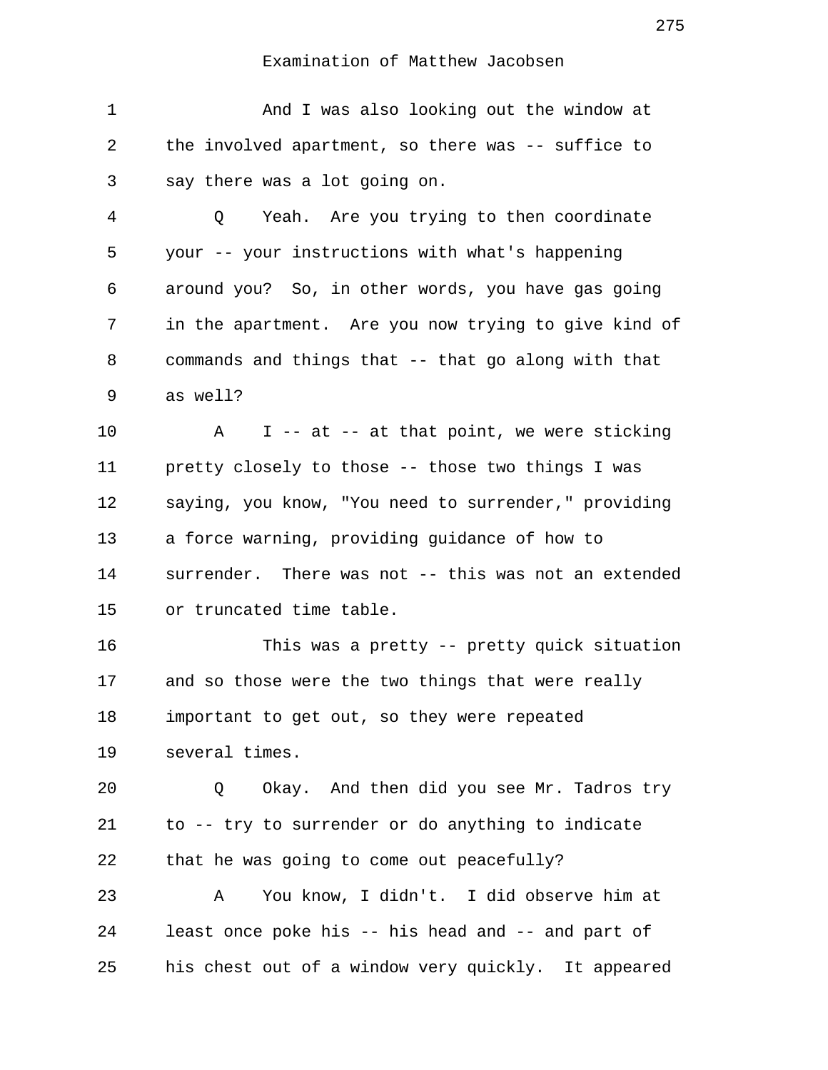Examination of Matthew Jacobsen

1 And I was also looking out the window at
2 the involved apartment, so there was -- suffice to
3 say there was a lot going on.
4 Q Yeah. Are you trying to then coordinate
5 your -- your instructions with what's happening
6 around you? So, in other words, you have gas going
7 in the apartment. Are you now trying to give kind of
8 commands and things that -- that go along with that
9 as well?
10 A I -- at -- at that point, we were sticking
11 pretty closely to those -- those two things I was
12 saying, you know, "You need to surrender," providing
13 a force warning, providing guidance of how to
14 surrender. There was not -- this was not an extended
15 or truncated time table.
16 This was a pretty -- pretty quick situation
17 and so those were the two things that were really
18 important to get out, so they were repeated
19 several times.
20 Q Okay. And then did you see Mr. Tadros try
21 to -- try to surrender or do anything to indicate
22 that he was going to come out peacefully?
23 A You know, I didn't. I did observe him at
24 least once poke his -- his head and -- and part of
25 his chest out of a window very quickly. It appeared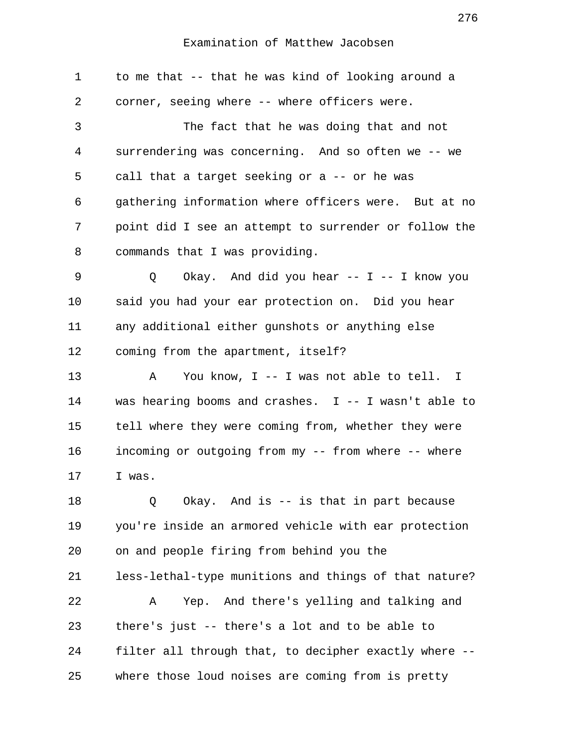Examination of Matthew Jacobsen

1 to me that -- that he was kind of looking around a
2 corner, seeing where -- where officers were.
3 The fact that he was doing that and not
4 surrendering was concerning. And so often we -- we
5 call that a target seeking or a -- or he was
6 gathering information where officers were. But at no
7 point did I see an attempt to surrender or follow the
8 commands that I was providing.
9 Q Okay. And did you hear -- I -- I know you
10 said you had your ear protection on. Did you hear
11 any additional either gunshots or anything else
12 coming from the apartment, itself?
13 A You know, I -- I was not able to tell. I
14 was hearing booms and crashes. I -- I wasn't able to
15 tell where they were coming from, whether they were
16 incoming or outgoing from my -- from where -- where
17 I was.
18 Q Okay. And is -- is that in part because
19 you're inside an armored vehicle with ear protection
20 on and people firing from behind you the
21 less-lethal-type munitions and things of that nature?
22 A Yep. And there's yelling and talking and
23 there's just -- there's a lot and to be able to
24 filter all through that, to decipher exactly where --
25 where those loud noises are coming from is pretty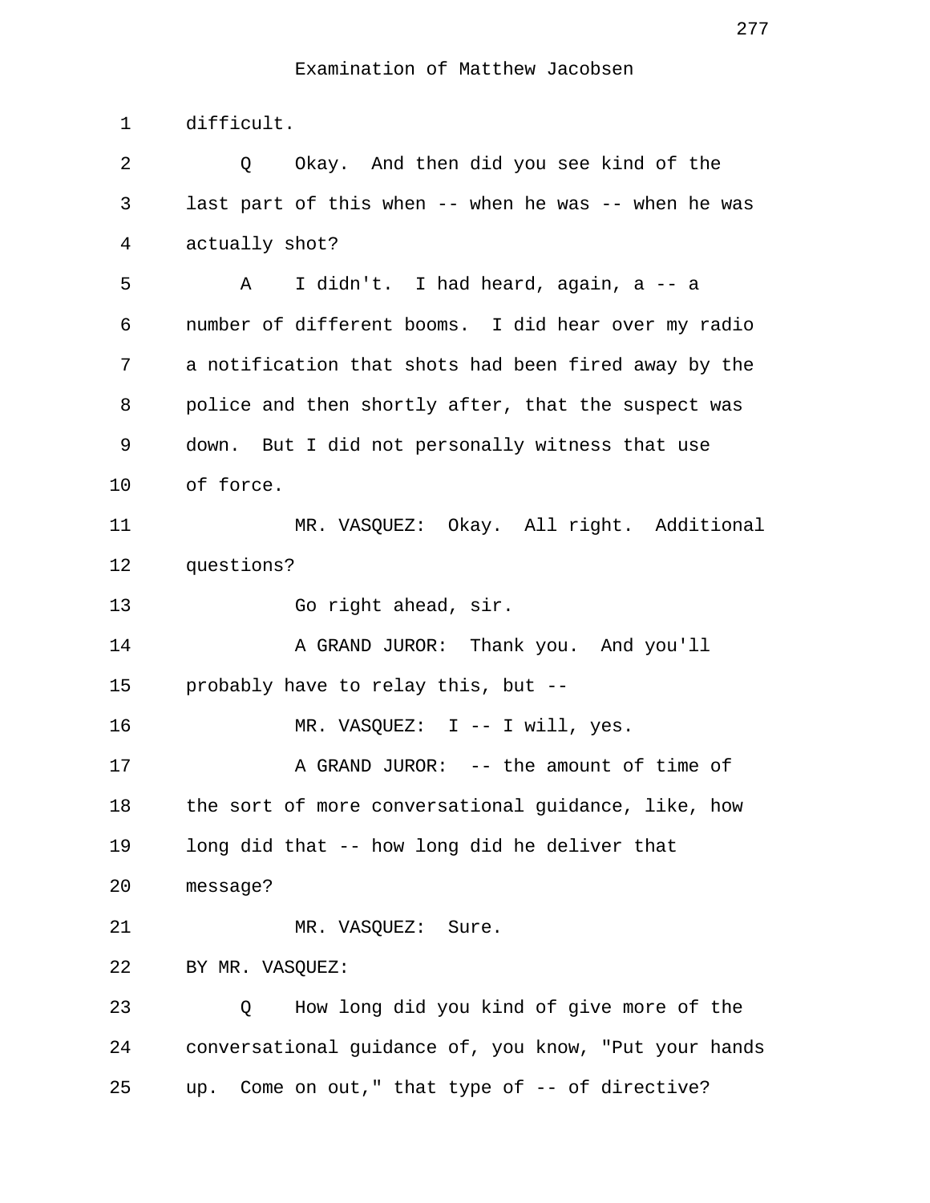Examination of Matthew Jacobsen

1 difficult.

2 Q Okay. And then did you see kind of the
3 last part of this when -- when he was -- when he was
4 actually shot?

5 A I didn't. I had heard, again, a -- a
6 number of different booms. I did hear over my radio
7 a notification that shots had been fired away by the
8 police and then shortly after, that the suspect was
9 down. But I did not personally witness that use
10 of force.

11 MR. VASQUEZ: Okay. All right. Additional
12 questions?

13 Go right ahead, sir.

14 A GRAND JUROR: Thank you. And you'll
15 probably have to relay this, but --

16 MR. VASQUEZ: I -- I will, yes.

17 A GRAND JUROR: -- the amount of time of
18 the sort of more conversational guidance, like, how
19 long did that -- how long did he deliver that
20 message?

21 MR. VASQUEZ: Sure.

22 BY MR. VASQUEZ:

23 Q How long did you kind of give more of the
24 conversational guidance of, you know, "Put your hands
25 up. Come on out," that type of -- of directive?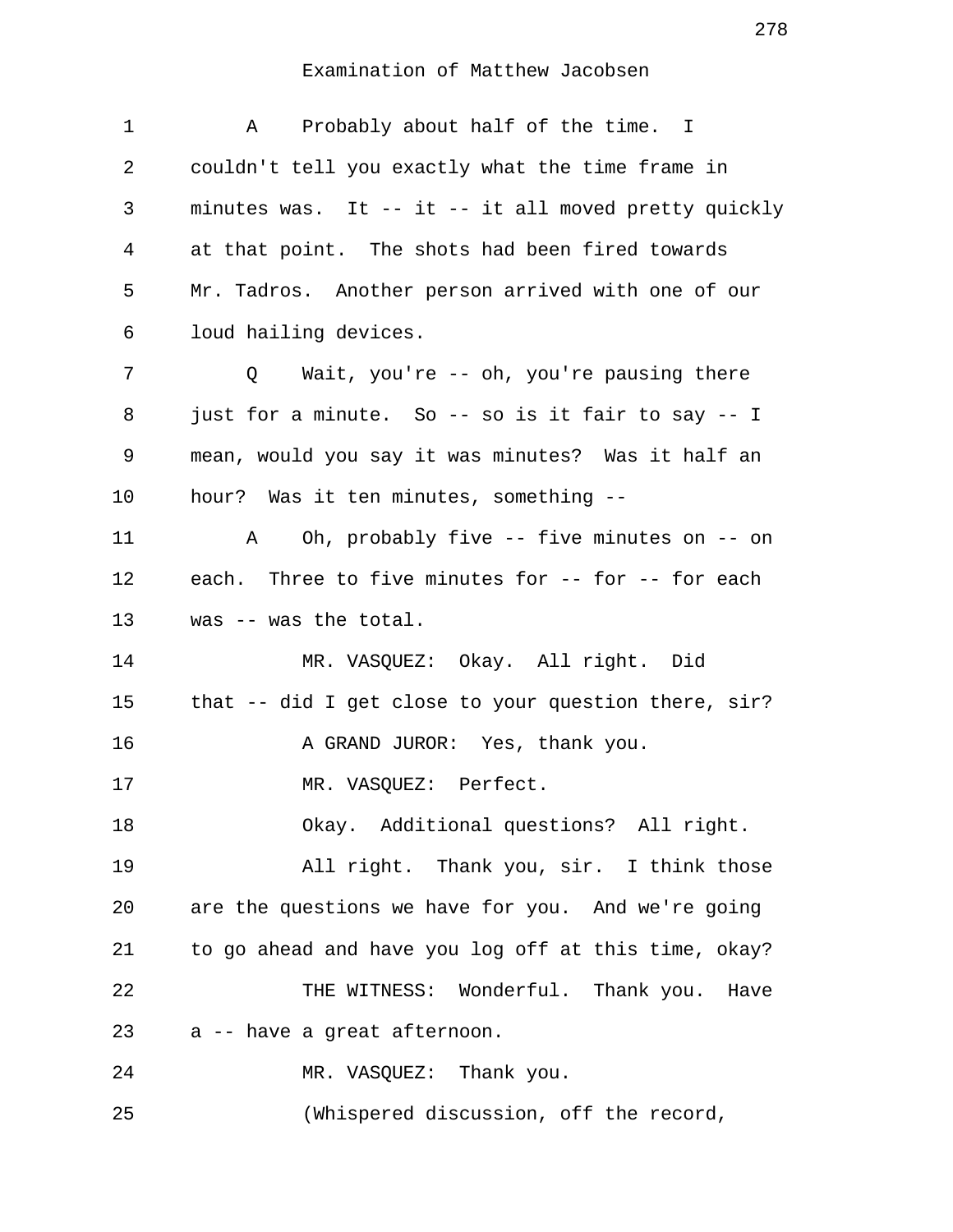Examination of Matthew Jacobsen

1 A Probably about half of the time. I
2 couldn't tell you exactly what the time frame in
3 minutes was. It -- it -- it all moved pretty quickly
4 at that point. The shots had been fired towards
5 Mr. Tadros. Another person arrived with one of our
6 loud hailing devices.
7 Q Wait, you're -- oh, you're pausing there
8 just for a minute. So -- so is it fair to say -- I
9 mean, would you say it was minutes? Was it half an
10 hour? Was it ten minutes, something --
11 A Oh, probably five -- five minutes on -- on
12 each. Three to five minutes for -- for -- for each
13 was -- was the total.
14 MR. VASQUEZ: Okay. All right. Did
15 that -- did I get close to your question there, sir?
16 A GRAND JUROR: Yes, thank you.
17 MR. VASQUEZ: Perfect.
18 Okay. Additional questions? All right.
19 All right. Thank you, sir. I think those
20 are the questions we have for you. And we're going
21 to go ahead and have you log off at this time, okay?
22 THE WITNESS: Wonderful. Thank you. Have
23 a -- have a great afternoon.
24 MR. VASQUEZ: Thank you.
25 (Whispered discussion, off the record,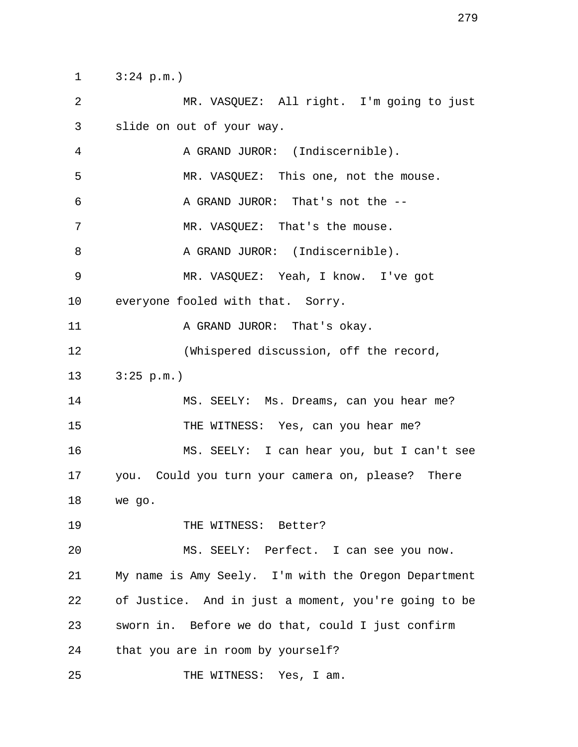1 3:24 p.m.)

2 MR. VASQUEZ: All right. I'm going to just

3 slide on out of your way.

4 A GRAND JUROR: (Indiscernible).

5 MR. VASQUEZ: This one, not the mouse.

6 A GRAND JUROR: That's not the --

7 MR. VASQUEZ: That's the mouse.

8 A GRAND JUROR: (Indiscernible).

9 MR. VASQUEZ: Yeah, I know. I've got

10 everyone fooled with that. Sorry.

11 A GRAND JUROR: That's okay.

12 (Whispered discussion, off the record,

13 3:25 p.m.)

14 MS. SEELY: Ms. Dreams, can you hear me?

15 THE WITNESS: Yes, can you hear me?

16 MS. SEELY: I can hear you, but I can't see

17 you. Could you turn your camera on, please? There

18 we go.

19 THE WITNESS: Better?

20 MS. SEELY: Perfect. I can see you now.

21 My name is Amy Seely. I'm with the Oregon Department

22 of Justice. And in just a moment, you're going to be

23 sworn in. Before we do that, could I just confirm

24 that you are in room by yourself?

25 THE WITNESS: Yes, I am.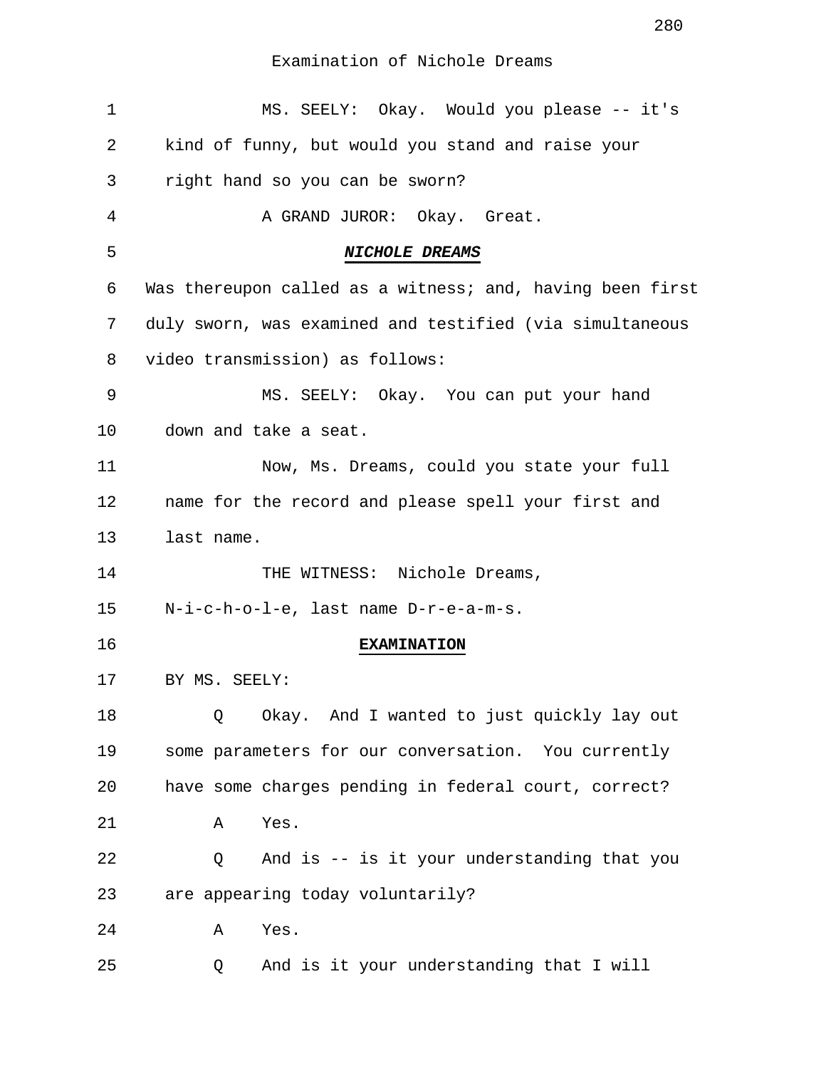Examination of Nichole Dreams

1 MS. SEELY: Okay. Would you please -- it's
2 kind of funny, but would you stand and raise your
3 right hand so you can be sworn?
4 A GRAND JUROR: Okay. Great.
5 ***NICHOLE DREAMS***
6 Was thereupon called as a witness; and, having been first
7 duly sworn, was examined and testified (via simultaneous
8 video transmission) as follows:
9 MS. SEELY: Okay. You can put your hand
10 down and take a seat.
11 Now, Ms. Dreams, could you state your full
12 name for the record and please spell your first and
13 last name.
14 THE WITNESS: Nichole Dreams,
15 N-i-c-h-o-l-e, last name D-r-e-a-m-s.
16 **EXAMINATION**
17 BY MS. SEELY:
18 Q Okay. And I wanted to just quickly lay out
19 some parameters for our conversation. You currently
20 have some charges pending in federal court, correct?
21 A Yes.
22 Q And is -- is it your understanding that you
23 are appearing today voluntarily?
24 A Yes.
25 Q And is it your understanding that I will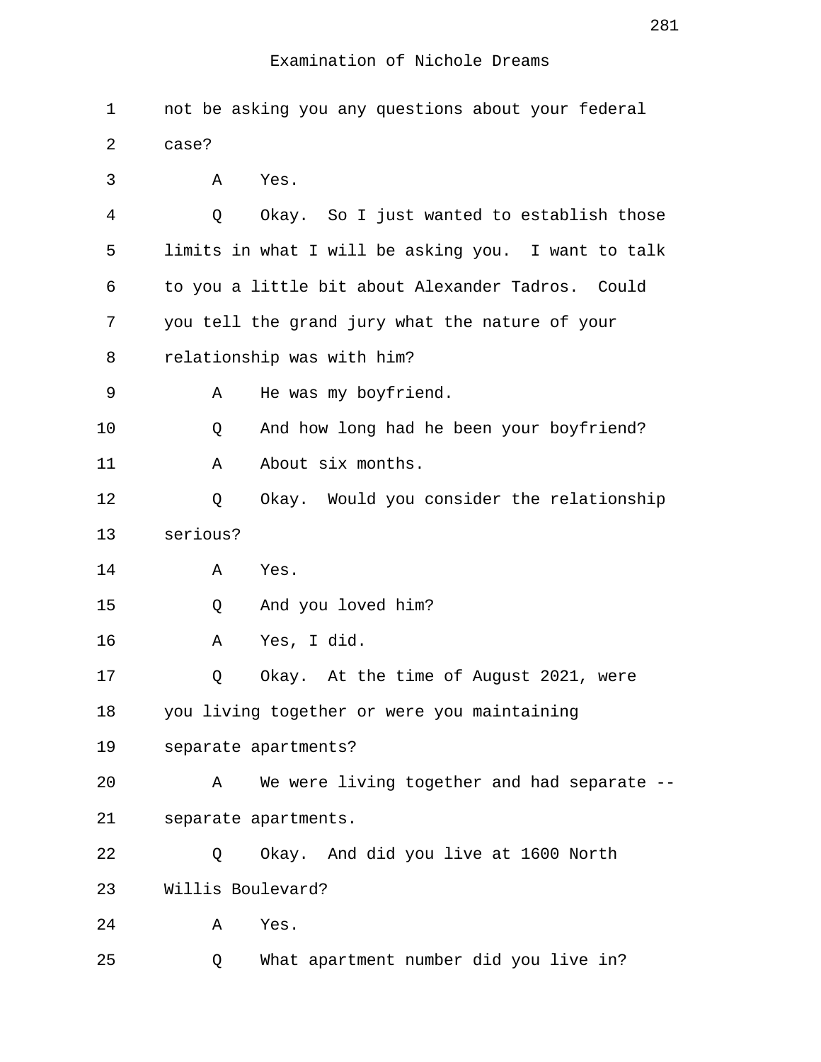Examination of Nichole Dreams

1 not be asking you any questions about your federal
2 case?
3 A Yes.
4 Q Okay. So I just wanted to establish those
5 limits in what I will be asking you. I want to talk
6 to you a little bit about Alexander Tadros. Could
7 you tell the grand jury what the nature of your
8 relationship was with him?
9 A He was my boyfriend.
10 Q And how long had he been your boyfriend?
11 A About six months.
12 Q Okay. Would you consider the relationship
13 serious?
14 A Yes.
15 Q And you loved him?
16 A Yes, I did.
17 Q Okay. At the time of August 2021, were
18 you living together or were you maintaining
19 separate apartments?
20 A We were living together and had separate --
21 separate apartments.
22 Q Okay. And did you live at 1600 North
23 Willis Boulevard?
24 A Yes.
25 Q What apartment number did you live in?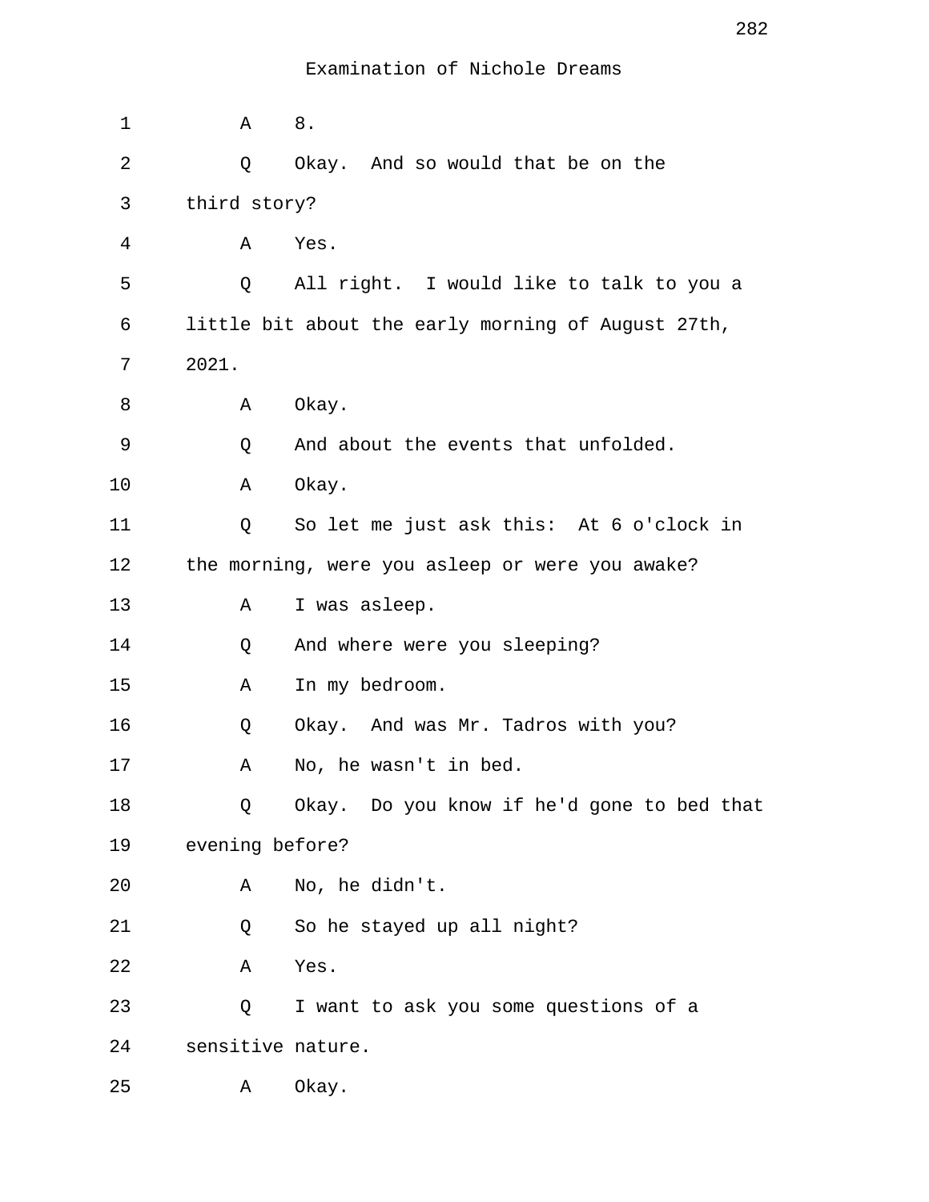Examination of Nichole Dreams

1 A 8.

2 Q Okay. And so would that be on the

3 third story?

4 A Yes.

5 Q All right. I would like to talk to you a

6 little bit about the early morning of August 27th,

7 2021.

8 A Okay.

9 Q And about the events that unfolded.

10 A Okay.

11 Q So let me just ask this: At 6 o'clock in

12 the morning, were you asleep or were you awake?

13 A I was asleep.

14 Q And where were you sleeping?

15 A In my bedroom.

16 Q Okay. And was Mr. Tadros with you?

17 A No, he wasn't in bed.

18 Q Okay. Do you know if he'd gone to bed that

19 evening before?

20 A No, he didn't.

21 Q So he stayed up all night?

22 A Yes.

23 Q I want to ask you some questions of a

24 sensitive nature.

25 A Okay.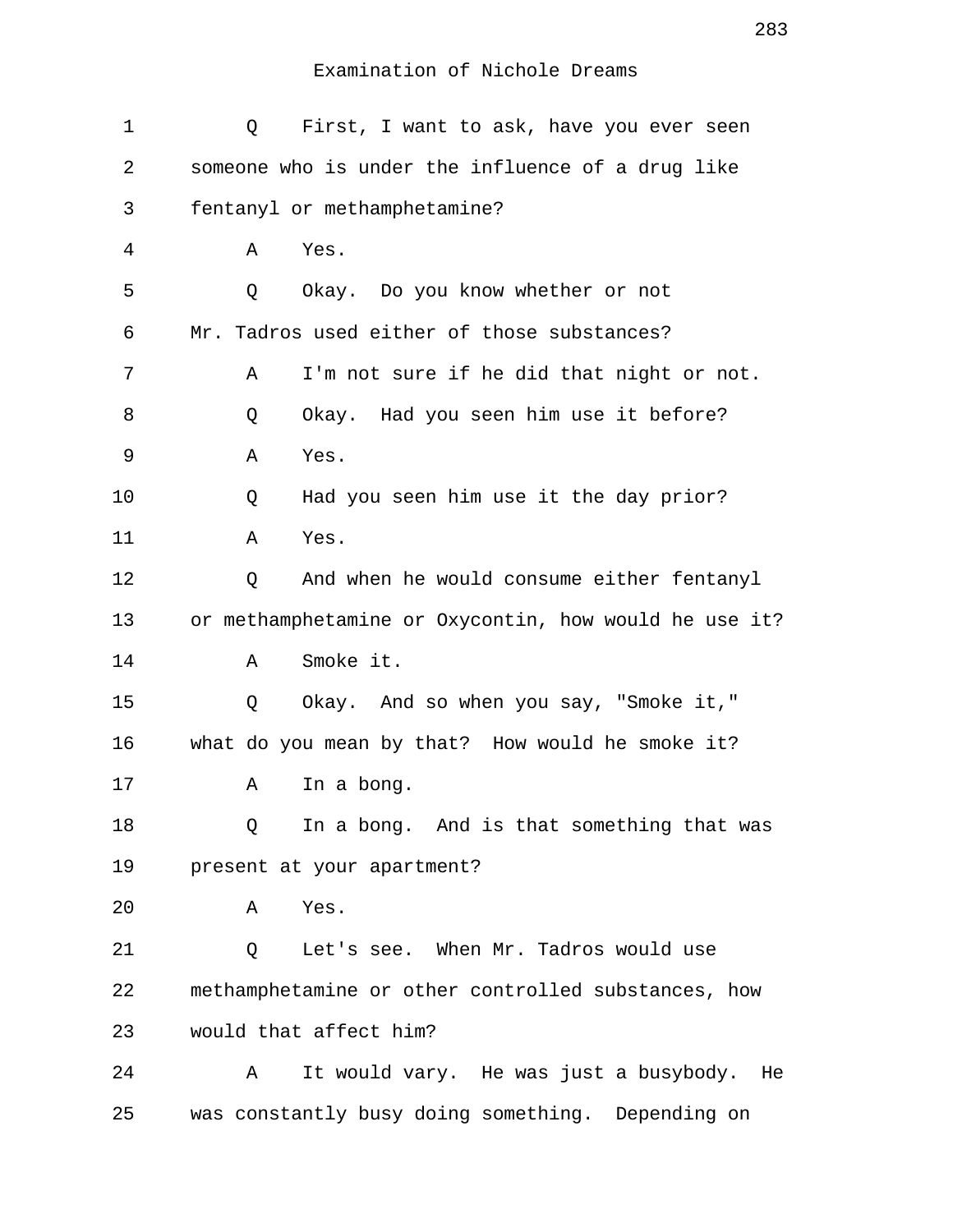Examination of Nichole Dreams

1 Q First, I want to ask, have you ever seen
2 someone who is under the influence of a drug like
3 fentanyl or methamphetamine?
4 A Yes.
5 Q Okay. Do you know whether or not
6 Mr. Tadros used either of those substances?
7 A I'm not sure if he did that night or not.
8 Q Okay. Had you seen him use it before?
9 A Yes.
10 Q Had you seen him use it the day prior?
11 A Yes.
12 Q And when he would consume either fentanyl
13 or methamphetamine or Oxycontin, how would he use it?
14 A Smoke it.
15 Q Okay. And so when you say, "Smoke it,"
16 what do you mean by that? How would he smoke it?
17 A In a bong.
18 Q In a bong. And is that something that was
19 present at your apartment?
20 A Yes.
21 Q Let's see. When Mr. Tadros would use
22 methamphetamine or other controlled substances, how
23 would that affect him?
24 A It would vary. He was just a busybody. He
25 was constantly busy doing something. Depending on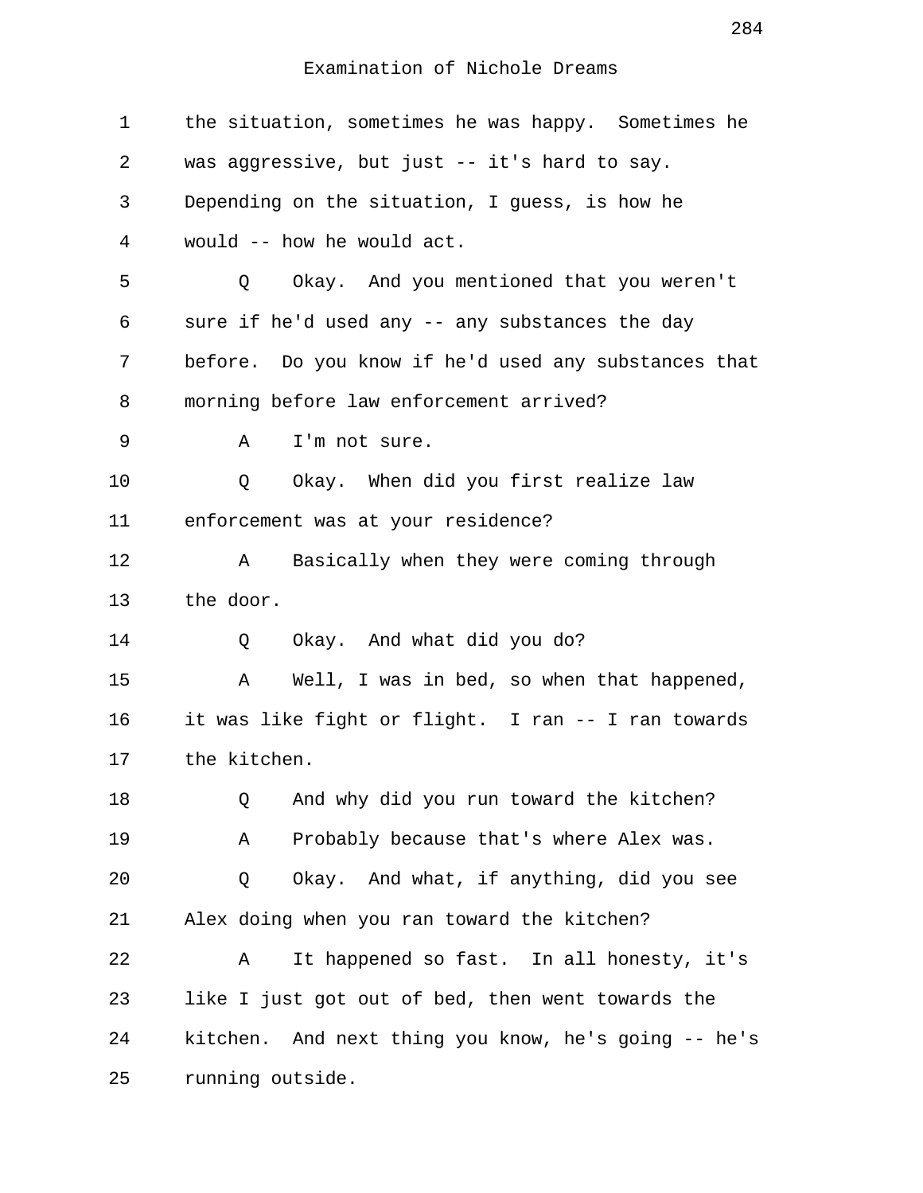Examination of Nichole Dreams

1 the situation, sometimes he was happy. Sometimes he
2 was aggressive, but just -- it's hard to say.
3 Depending on the situation, I guess, is how he
4 would -- how he would act.
5 Q Okay. And you mentioned that you weren't
6 sure if he'd used any -- any substances the day
7 before. Do you know if he'd used any substances that
8 morning before law enforcement arrived?
9 A I'm not sure.
10 Q Okay. When did you first realize law
11 enforcement was at your residence?
12 A Basically when they were coming through
13 the door.
14 Q Okay. And what did you do?
15 A Well, I was in bed, so when that happened,
16 it was like fight or flight. I ran -- I ran towards
17 the kitchen.
18 Q And why did you run toward the kitchen?
19 A Probably because that's where Alex was.
20 Q Okay. And what, if anything, did you see
21 Alex doing when you ran toward the kitchen?
22 A It happened so fast. In all honesty, it's
23 like I just got out of bed, then went towards the
24 kitchen. And next thing you know, he's going -- he's
25 running outside.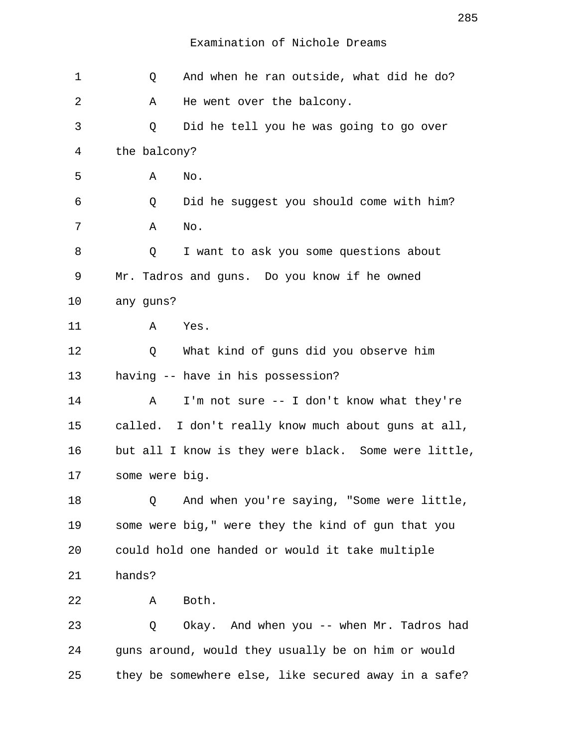Examination of Nichole Dreams

1 Q And when he ran outside, what did he do?

2 A He went over the balcony.

3 Q Did he tell you he was going to go over

4 the balcony?

5 A No.

6 Q Did he suggest you should come with him?

7 A No.

8 Q I want to ask you some questions about

9 Mr. Tadros and guns. Do you know if he owned

10 any guns?

11 A Yes.

12 Q What kind of guns did you observe him

13 having -- have in his possession?

14 A I'm not sure -- I don't know what they're

15 called. I don't really know much about guns at all,

16 but all I know is they were black. Some were little,

17 some were big.

18 Q And when you're saying, "Some were little,

19 some were big," were they the kind of gun that you

20 could hold one handed or would it take multiple

21 hands?

22 A Both.

23 Q Okay. And when you -- when Mr. Tadros had

24 guns around, would they usually be on him or would

25 they be somewhere else, like secured away in a safe?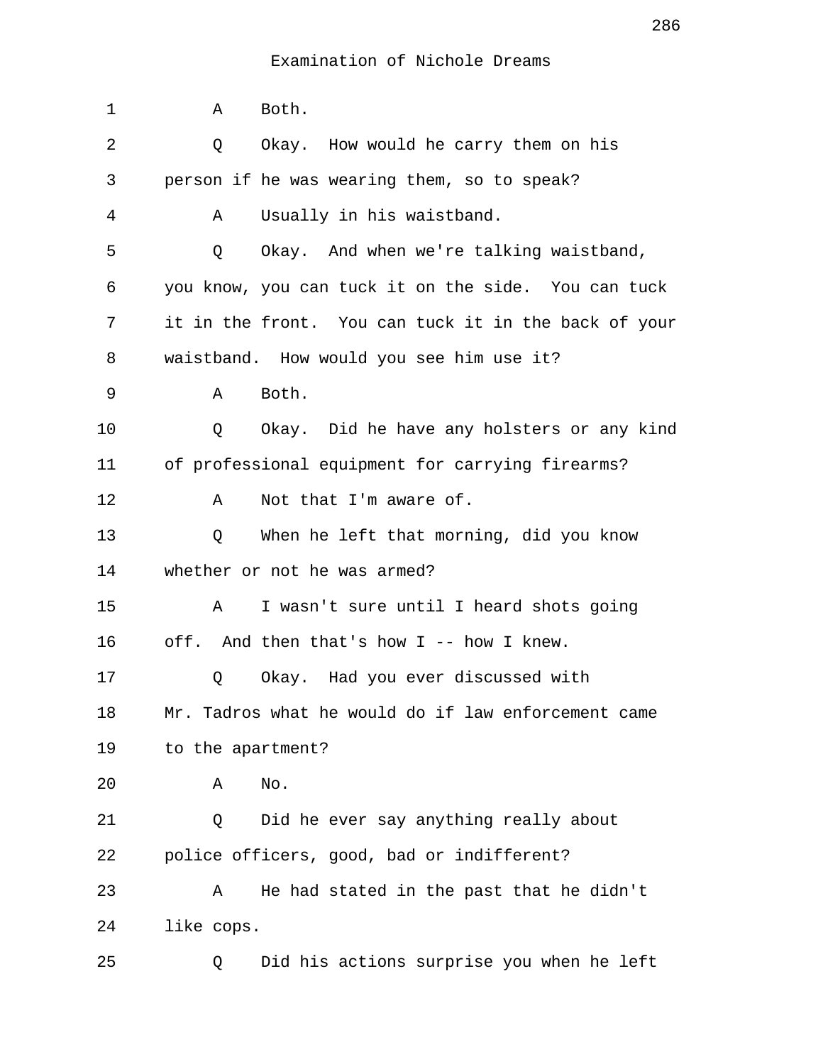Examination of Nichole Dreams

1 A Both.

2 Q Okay. How would he carry them on his

3 person if he was wearing them, so to speak?

4 A Usually in his waistband.

5 Q Okay. And when we're talking waistband,

6 you know, you can tuck it on the side. You can tuck

7 it in the front. You can tuck it in the back of your

8 waistband. How would you see him use it?

9 A Both.

10 Q Okay. Did he have any holsters or any kind

11 of professional equipment for carrying firearms?

12 A Not that I'm aware of.

13 Q When he left that morning, did you know

14 whether or not he was armed?

15 A I wasn't sure until I heard shots going

16 off. And then that's how I -- how I knew.

17 Q Okay. Had you ever discussed with

18 Mr. Tadros what he would do if law enforcement came

19 to the apartment?

20 A No.

21 Q Did he ever say anything really about

22 police officers, good, bad or indifferent?

23 A He had stated in the past that he didn't

24 like cops.

25 Q Did his actions surprise you when he left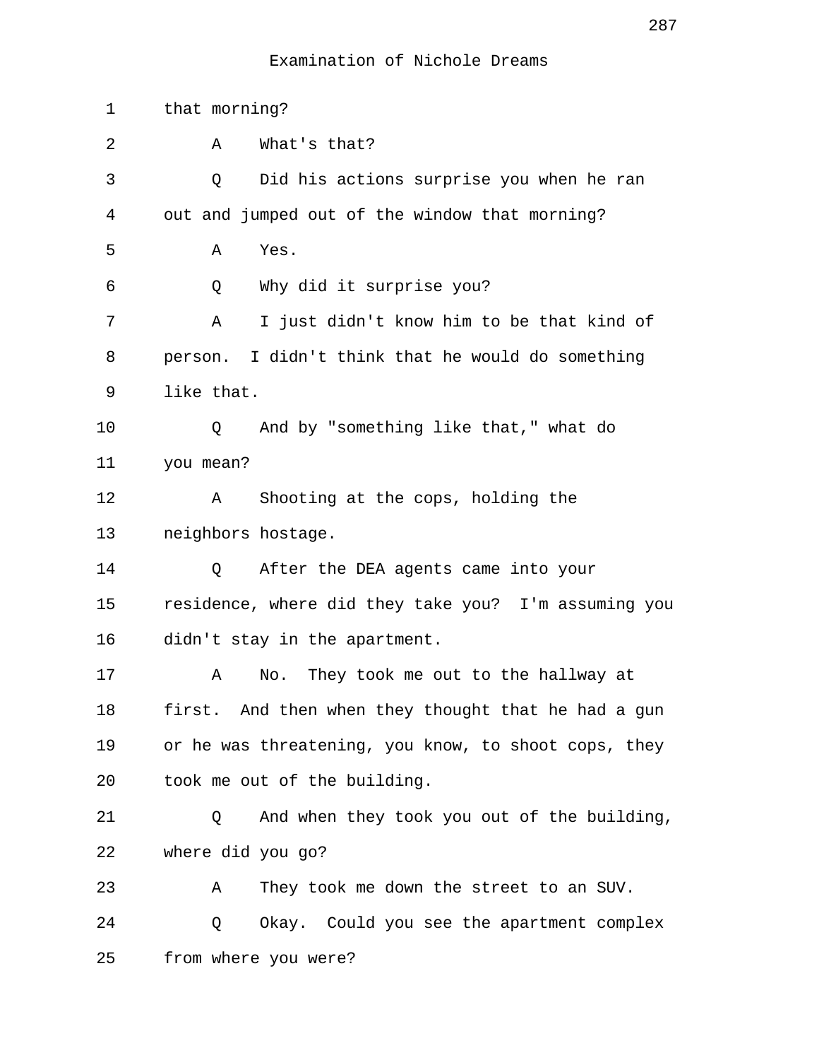Examination of Nichole Dreams

1 that morning?

2 A What's that?

3 Q Did his actions surprise you when he ran

4 out and jumped out of the window that morning?

5 A Yes.

6 Q Why did it surprise you?

7 A I just didn't know him to be that kind of

8 person. I didn't think that he would do something

9 like that.

10 Q And by "something like that," what do

11 you mean?

12 A Shooting at the cops, holding the

13 neighbors hostage.

14 Q After the DEA agents came into your

15 residence, where did they take you? I'm assuming you

16 didn't stay in the apartment.

17 A No. They took me out to the hallway at

18 first. And then when they thought that he had a gun

19 or he was threatening, you know, to shoot cops, they

20 took me out of the building.

21 Q And when they took you out of the building,

22 where did you go?

23 A They took me down the street to an SUV.

24 Q Okay. Could you see the apartment complex

25 from where you were?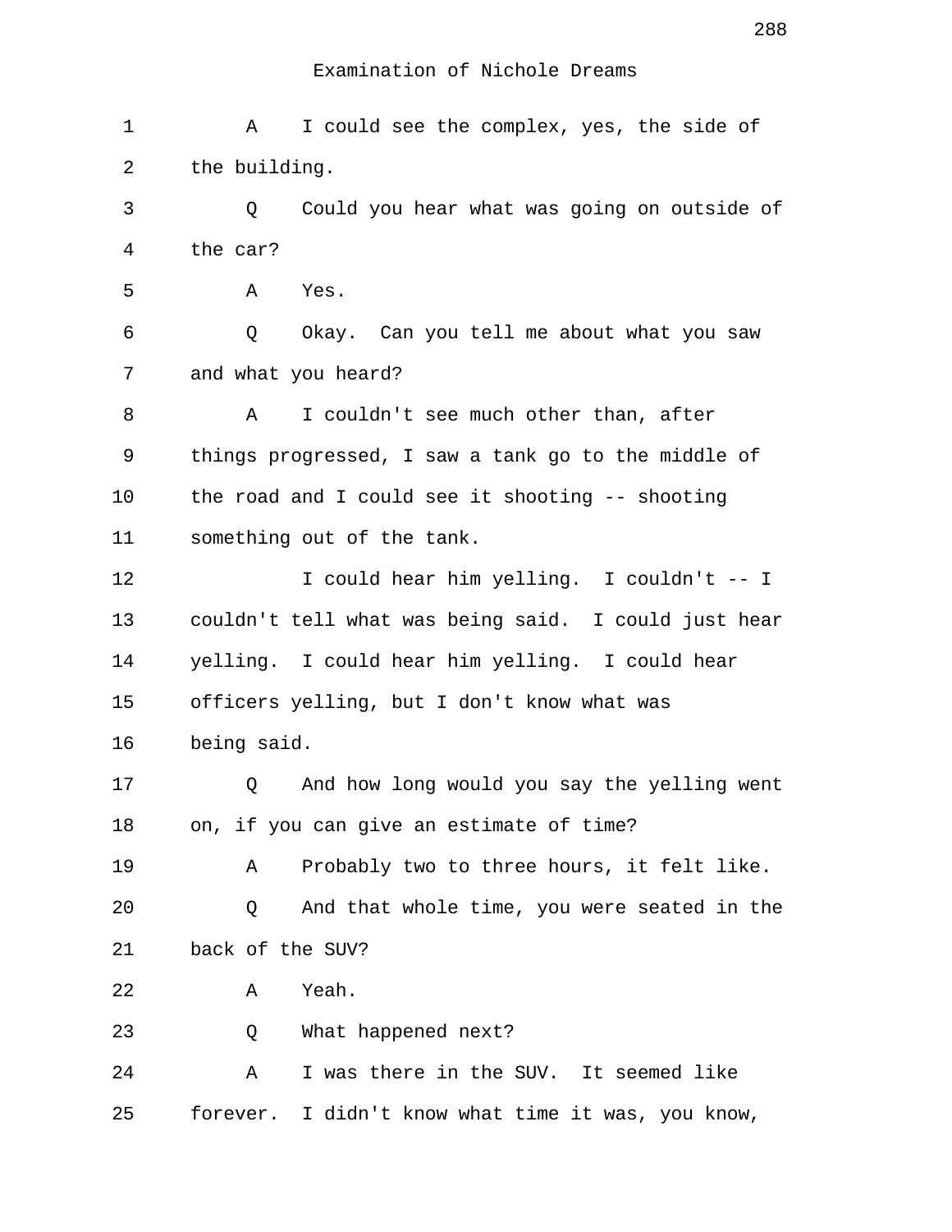Examination of Nichole Dreams

1 A I could see the complex, yes, the side of
2 the building.
3 Q Could you hear what was going on outside of
4 the car?
5 A Yes.
6 Q Okay. Can you tell me about what you saw
7 and what you heard?
8 A I couldn't see much other than, after
9 things progressed, I saw a tank go to the middle of
10 the road and I could see it shooting -- shooting
11 something out of the tank.
12 I could hear him yelling. I couldn't -- I
13 couldn't tell what was being said. I could just hear
14 yelling. I could hear him yelling. I could hear
15 officers yelling, but I don't know what was
16 being said.
17 Q And how long would you say the yelling went
18 on, if you can give an estimate of time?
19 A Probably two to three hours, it felt like.
20 Q And that whole time, you were seated in the
21 back of the SUV?
22 A Yeah.
23 Q What happened next?
24 A I was there in the SUV. It seemed like
25 forever. I didn't know what time it was, you know,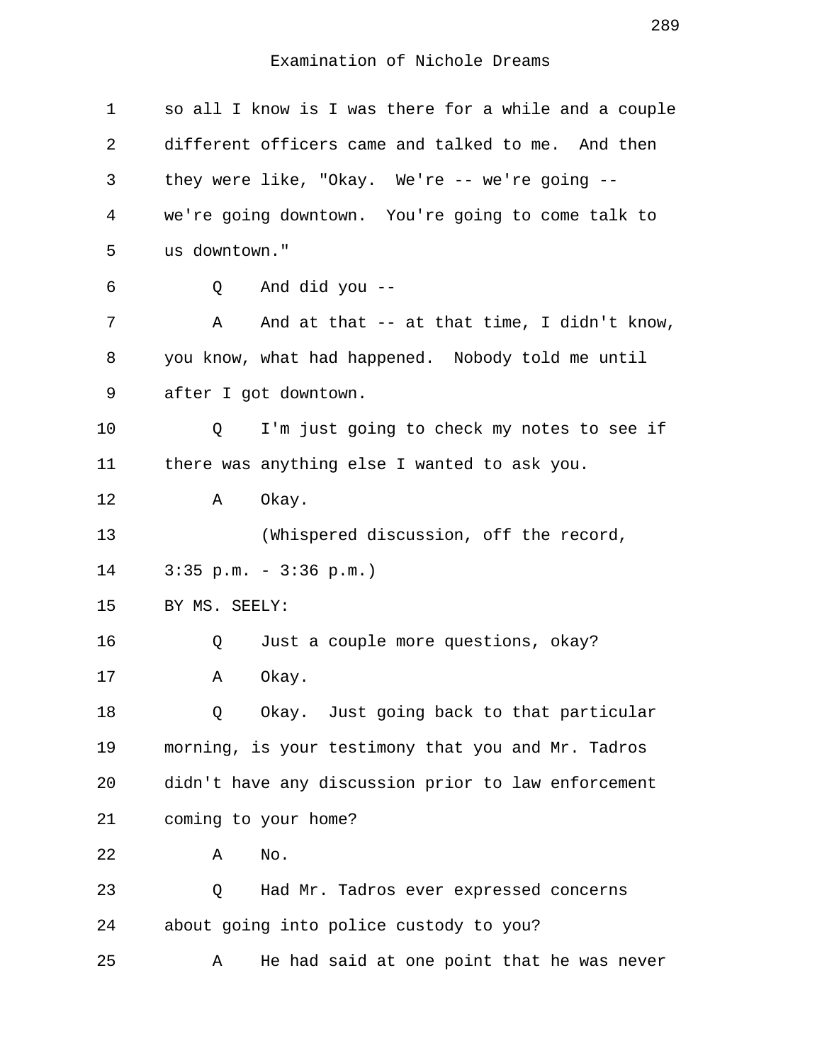Examination of Nichole Dreams

1 so all I know is I was there for a while and a couple
2 different officers came and talked to me. And then
3 they were like, "Okay. We're -- we're going --
4 we're going downtown. You're going to come talk to
5 us downtown."
6 Q And did you --
7 A And at that -- at that time, I didn't know,
8 you know, what had happened. Nobody told me until
9 after I got downtown.
10 Q I'm just going to check my notes to see if
11 there was anything else I wanted to ask you.
12 A Okay.
13 (Whispered discussion, off the record,
14 3:35 p.m. - 3:36 p.m.)
15 BY MS. SEELY:
16 Q Just a couple more questions, okay?
17 A Okay.
18 Q Okay. Just going back to that particular
19 morning, is your testimony that you and Mr. Tadros
20 didn't have any discussion prior to law enforcement
21 coming to your home?
22 A No.
23 Q Had Mr. Tadros ever expressed concerns
24 about going into police custody to you?
25 A He had said at one point that he was never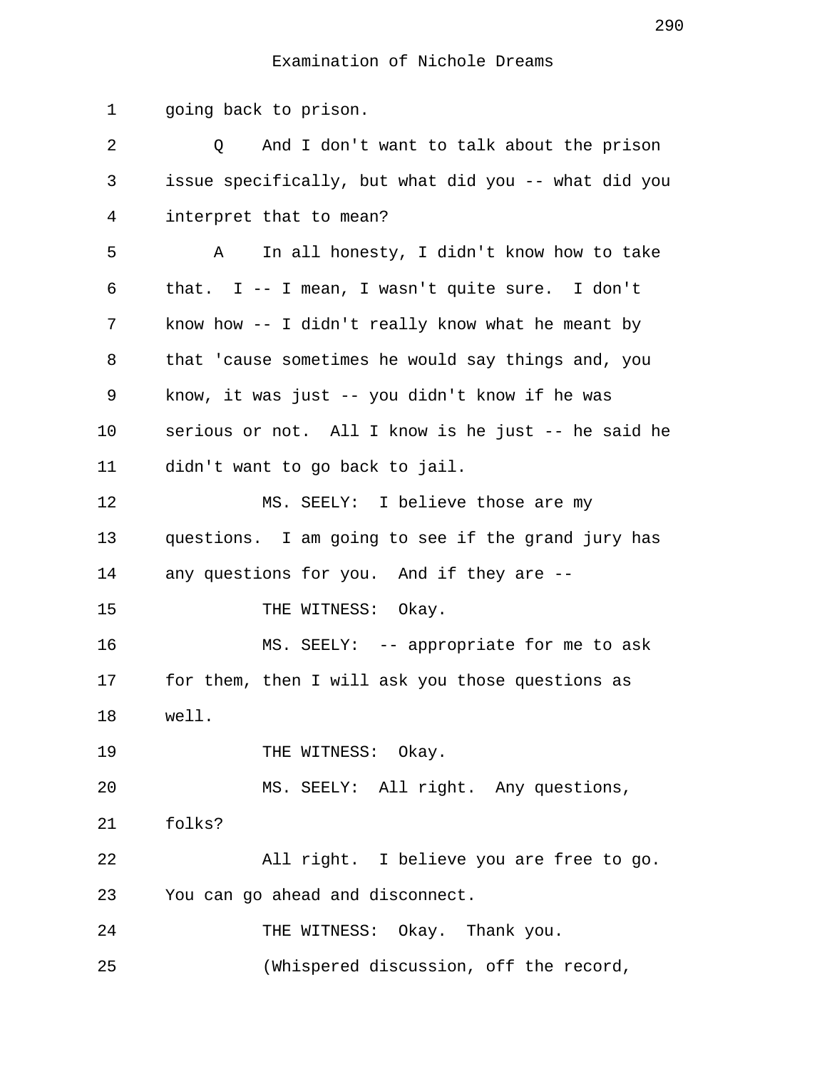Examination of Nichole Dreams

going back to prison.

Q And I don't want to talk about the prison issue specifically, but what did you -- what did you interpret that to mean?

A In all honesty, I didn't know how to take that. I -- I mean, I wasn't quite sure. I don't know how -- I didn't really know what he meant by that 'cause sometimes he would say things and, you know, it was just -- you didn't know if he was serious or not. All I know is he just -- he said he didn't want to go back to jail.

MS. SEELY: I believe those are my questions. I am going to see if the grand jury has any questions for you. And if they are --

THE WITNESS: Okay.

MS. SEELY: -- appropriate for me to ask for them, then I will ask you those questions as well.

THE WITNESS: Okay.

MS. SEELY: All right. Any questions, folks?

All right. I believe you are free to go. You can go ahead and disconnect.

THE WITNESS: Okay. Thank you.

(Whispered discussion, off the record,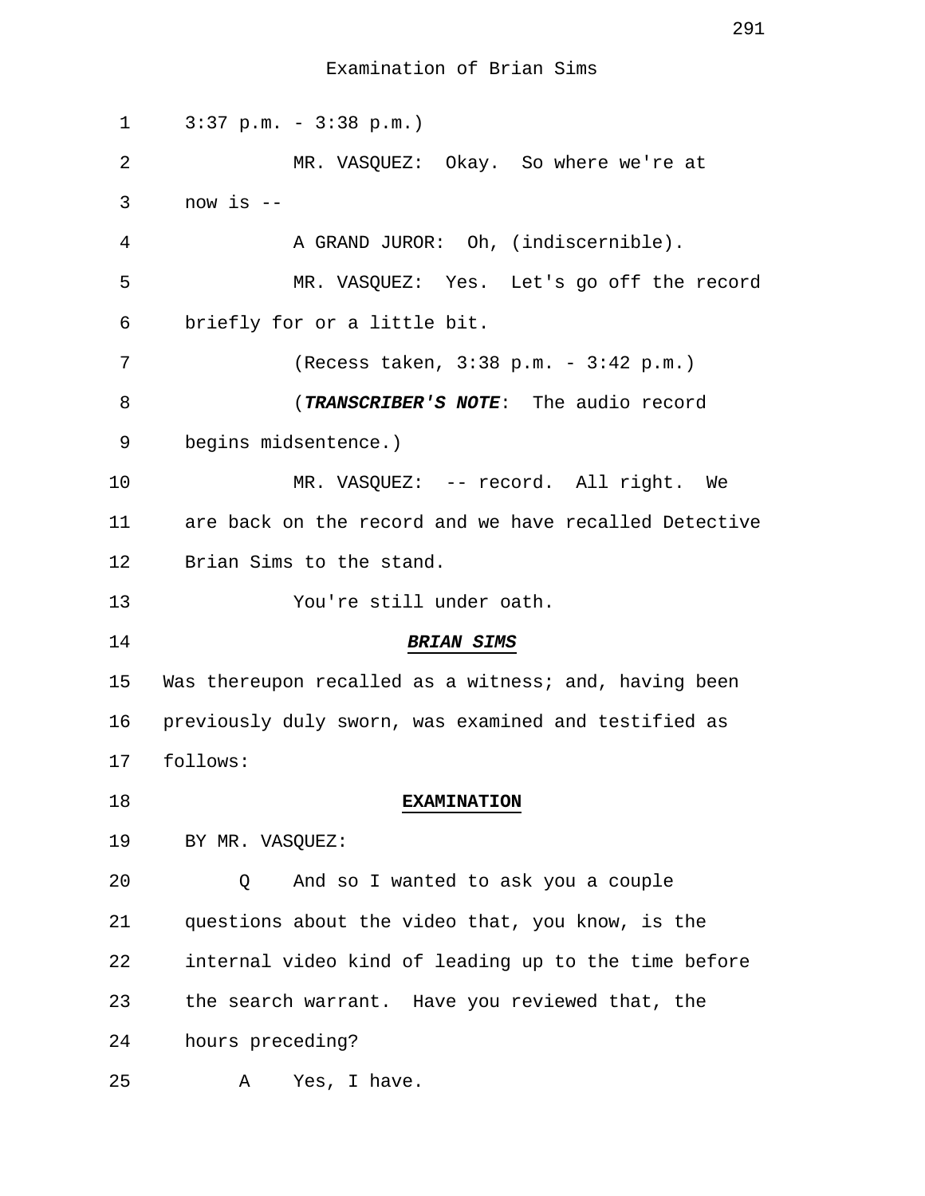3:37 p.m. - 3:38 p.m.)

MR. VASQUEZ: Okay. So where we're at now is --

A GRAND JUROR: Oh, (indiscernible).

MR. VASQUEZ: Yes. Let's go off the record briefly for or a little bit.

(Recess taken, 3:38 p.m. - 3:42 p.m.)

(***TRANSCRIBER'S NOTE***: The audio record begins midsentence.)

MR. VASQUEZ: -- record. All right. We are back on the record and we have recalled Detective Brian Sims to the stand.

You're still under oath.

***BRIAN SIMS***

Was thereupon recalled as a witness; and, having been previously duly sworn, was examined and testified as follows:

**EXAMINATION**

BY MR. VASQUEZ:

Q And so I wanted to ask you a couple questions about the video that, you know, is the internal video kind of leading up to the time before the search warrant. Have you reviewed that, the hours preceding?

A Yes, I have.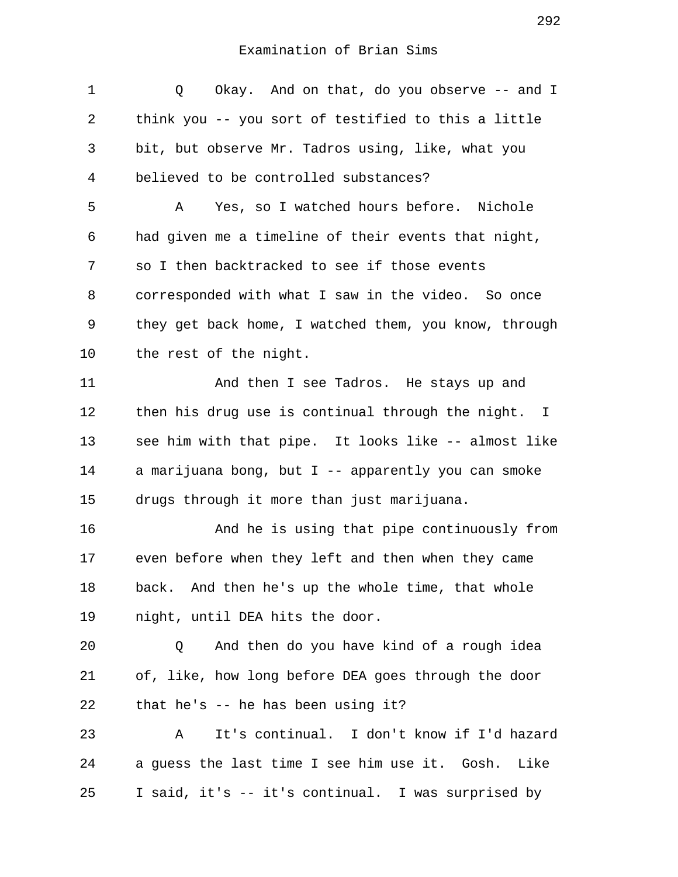Examination of Brian Sims

1 Q Okay. And on that, do you observe -- and I
2 think you -- you sort of testified to this a little
3 bit, but observe Mr. Tadros using, like, what you
4 believed to be controlled substances?
5 A Yes, so I watched hours before. Nichole
6 had given me a timeline of their events that night,
7 so I then backtracked to see if those events
8 corresponded with what I saw in the video. So once
9 they get back home, I watched them, you know, through
10 the rest of the night.
11 And then I see Tadros. He stays up and
12 then his drug use is continual through the night. I
13 see him with that pipe. It looks like -- almost like
14 a marijuana bong, but I -- apparently you can smoke
15 drugs through it more than just marijuana.
16 And he is using that pipe continuously from
17 even before when they left and then when they came
18 back. And then he's up the whole time, that whole
19 night, until DEA hits the door.
20 Q And then do you have kind of a rough idea
21 of, like, how long before DEA goes through the door
22 that he's -- he has been using it?
23 A It's continual. I don't know if I'd hazard
24 a guess the last time I see him use it. Gosh. Like
25 I said, it's -- it's continual. I was surprised by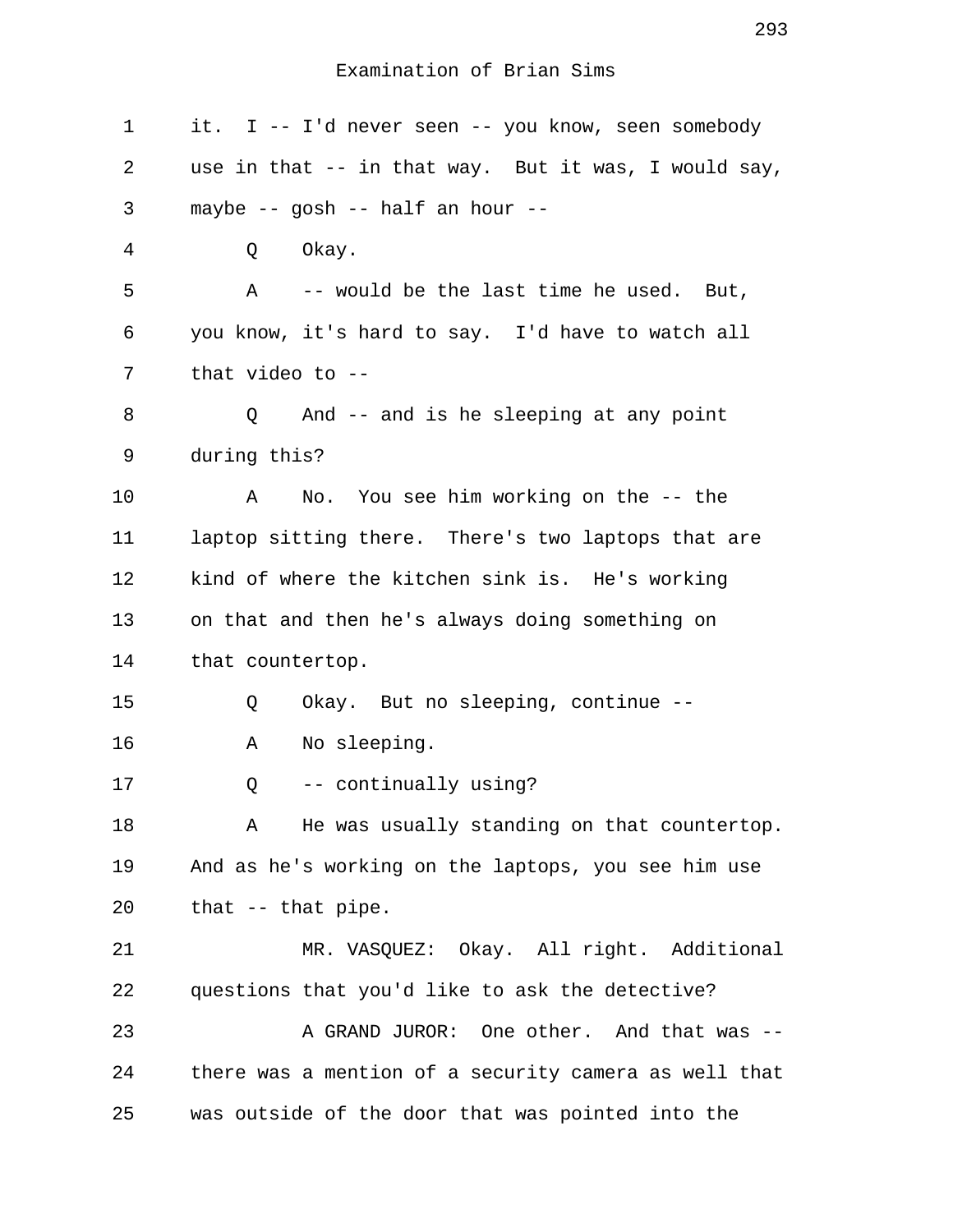Examination of Brian Sims

1 it. I -- I'd never seen -- you know, seen somebody
2 use in that -- in that way. But it was, I would say,
3 maybe -- gosh -- half an hour --
4 Q Okay.
5 A -- would be the last time he used. But,
6 you know, it's hard to say. I'd have to watch all
7 that video to --
8 Q And -- and is he sleeping at any point
9 during this?
10 A No. You see him working on the -- the
11 laptop sitting there. There's two laptops that are
12 kind of where the kitchen sink is. He's working
13 on that and then he's always doing something on
14 that countertop.
15 Q Okay. But no sleeping, continue --
16 A No sleeping.
17 Q -- continually using?
18 A He was usually standing on that countertop.
19 And as he's working on the laptops, you see him use
20 that -- that pipe.
21 MR. VASQUEZ: Okay. All right. Additional
22 questions that you'd like to ask the detective?
23 A GRAND JUROR: One other. And that was --
24 there was a mention of a security camera as well that
25 was outside of the door that was pointed into the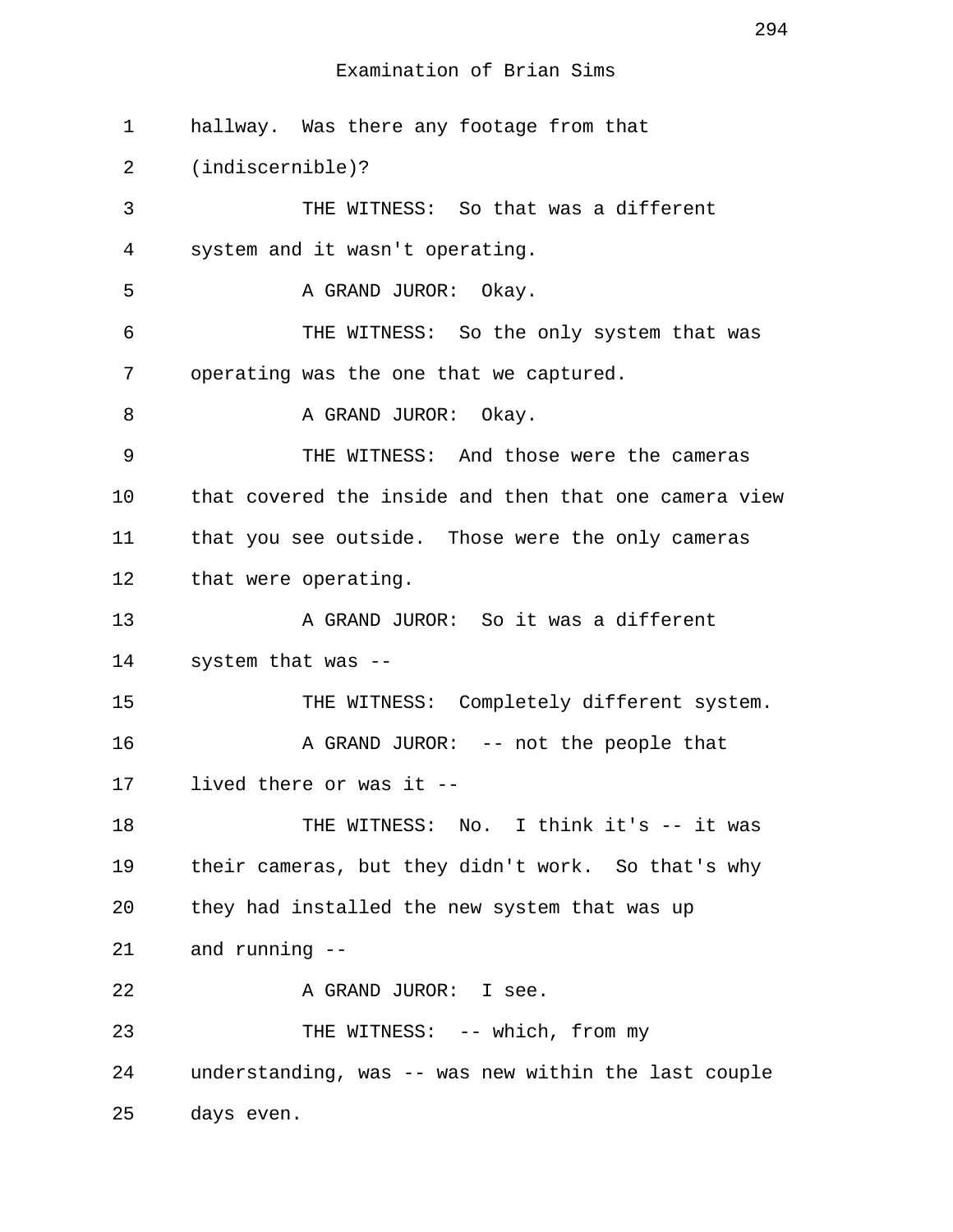Examination of Brian Sims

hallway. Was there any footage from that (indiscernible)?

THE WITNESS: So that was a different system and it wasn't operating.

A GRAND JUROR: Okay.

THE WITNESS: So the only system that was operating was the one that we captured.

A GRAND JUROR: Okay.

THE WITNESS: And those were the cameras that covered the inside and then that one camera view that you see outside. Those were the only cameras that were operating.

A GRAND JUROR: So it was a different system that was --

THE WITNESS: Completely different system.

A GRAND JUROR: -- not the people that lived there or was it --

THE WITNESS: No. I think it's -- it was their cameras, but they didn't work. So that's why they had installed the new system that was up and running --

A GRAND JUROR: I see.

THE WITNESS: -- which, from my understanding, was -- was new within the last couple days even.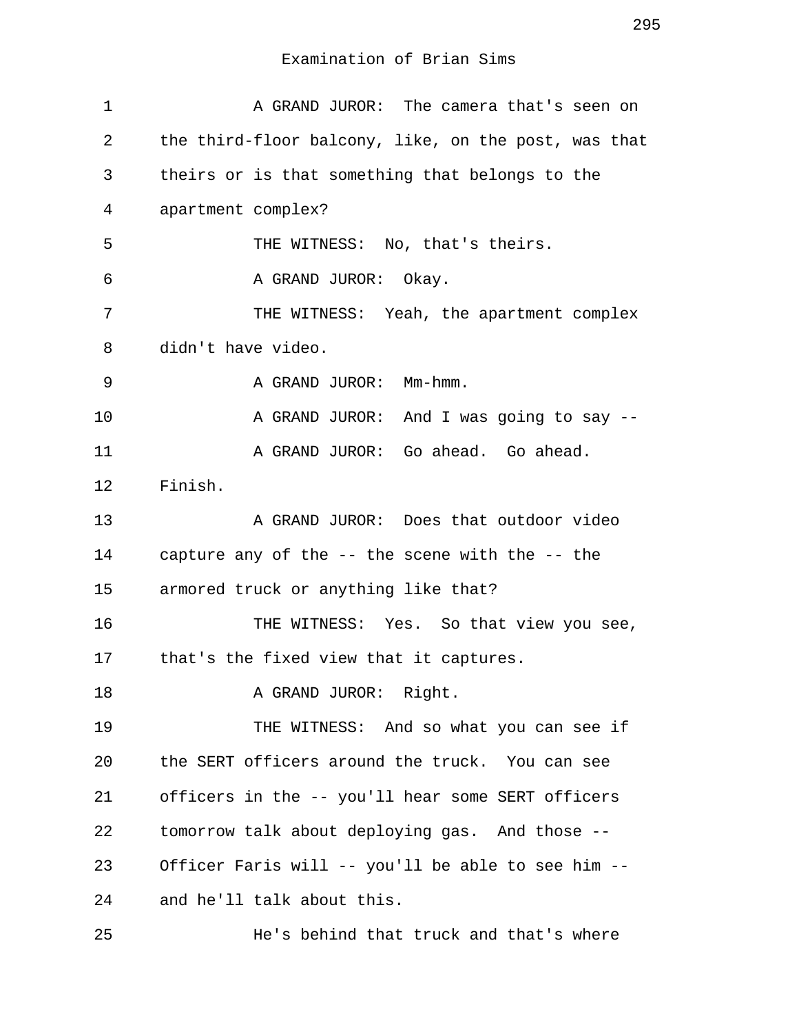Examination of Brian Sims

1 A GRAND JUROR: The camera that's seen on
2 the third-floor balcony, like, on the post, was that
3 theirs or is that something that belongs to the
4 apartment complex?
5 THE WITNESS: No, that's theirs.
6 A GRAND JUROR: Okay.
7 THE WITNESS: Yeah, the apartment complex
8 didn't have video.
9 A GRAND JUROR: Mm-hmm.
10 A GRAND JUROR: And I was going to say --
11 A GRAND JUROR: Go ahead. Go ahead.
12 Finish.
13 A GRAND JUROR: Does that outdoor video
14 capture any of the -- the scene with the -- the
15 armored truck or anything like that?
16 THE WITNESS: Yes. So that view you see,
17 that's the fixed view that it captures.
18 A GRAND JUROR: Right.
19 THE WITNESS: And so what you can see if
20 the SERT officers around the truck. You can see
21 officers in the -- you'll hear some SERT officers
22 tomorrow talk about deploying gas. And those --
23 Officer Faris will -- you'll be able to see him --
24 and he'll talk about this.
25 He's behind that truck and that's where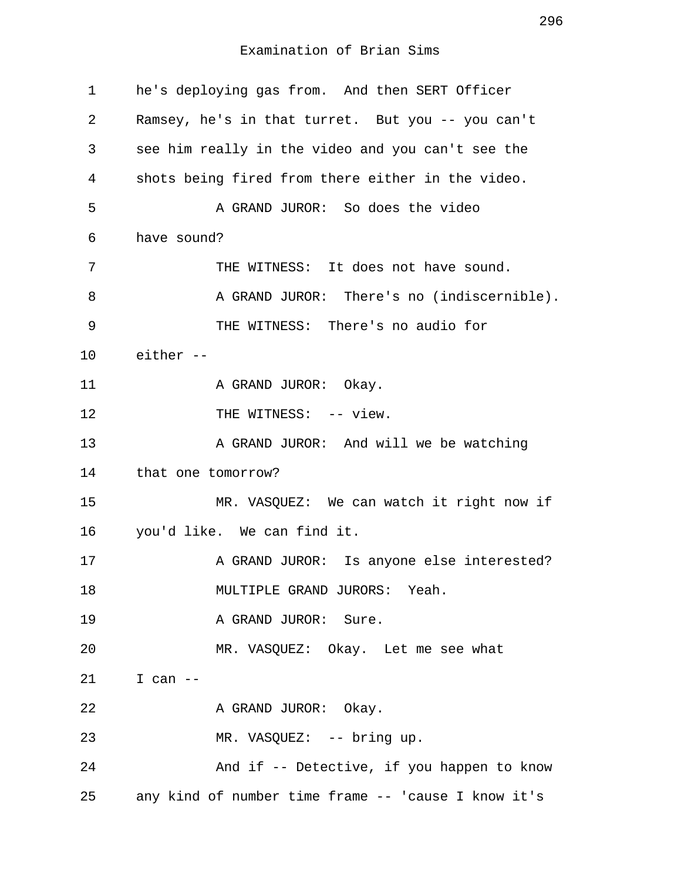Examination of Brian Sims

1 he's deploying gas from. And then SERT Officer
2 Ramsey, he's in that turret. But you -- you can't
3 see him really in the video and you can't see the
4 shots being fired from there either in the video.
5 A GRAND JUROR: So does the video
6 have sound?
7 THE WITNESS: It does not have sound.
8 A GRAND JUROR: There's no (indiscernible).
9 THE WITNESS: There's no audio for
10 either --
11 A GRAND JUROR: Okay.
12 THE WITNESS: -- view.
13 A GRAND JUROR: And will we be watching
14 that one tomorrow?
15 MR. VASQUEZ: We can watch it right now if
16 you'd like. We can find it.
17 A GRAND JUROR: Is anyone else interested?
18 MULTIPLE GRAND JURORS: Yeah.
19 A GRAND JUROR: Sure.
20 MR. VASQUEZ: Okay. Let me see what
21 I can --
22 A GRAND JUROR: Okay.
23 MR. VASQUEZ: -- bring up.
24 And if -- Detective, if you happen to know
25 any kind of number time frame -- 'cause I know it's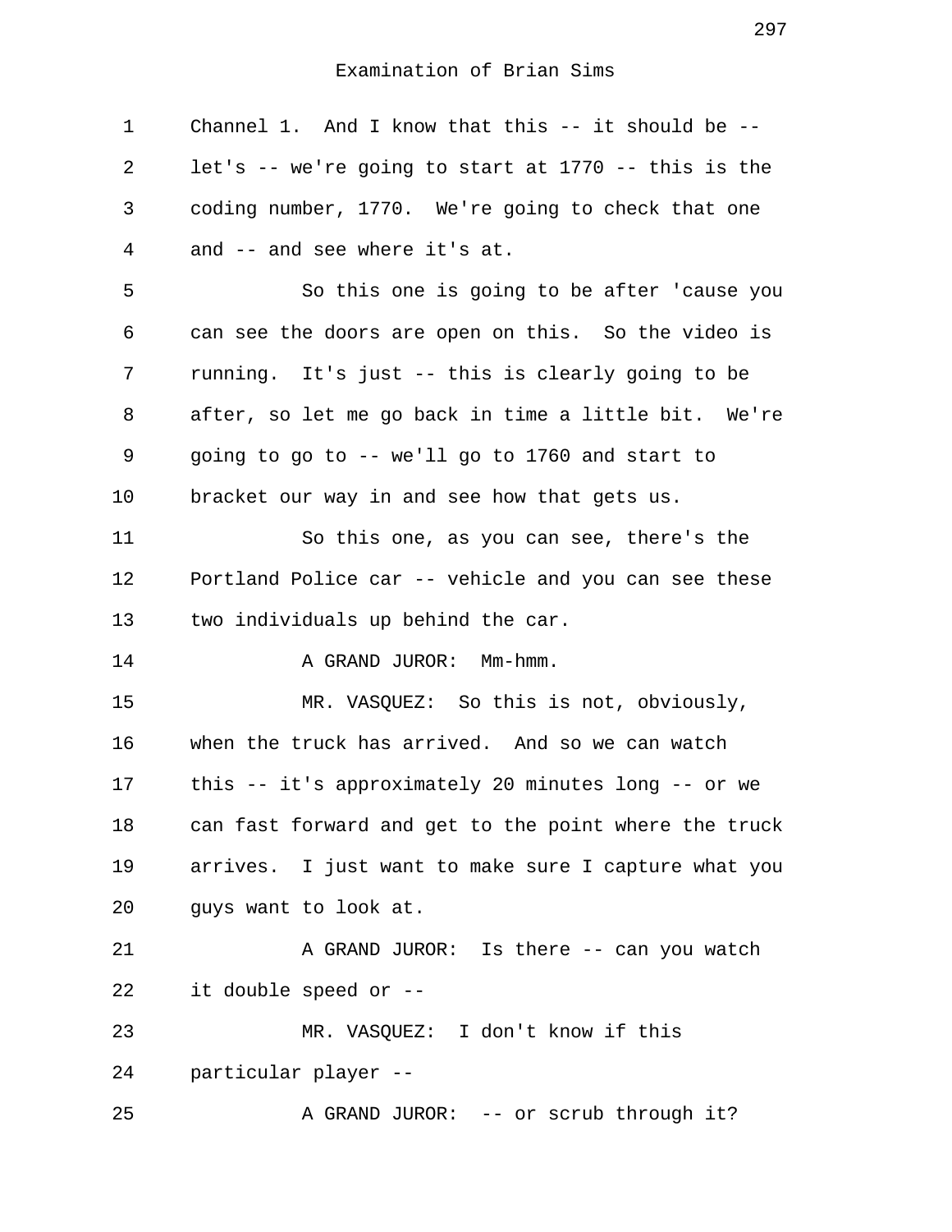Examination of Brian Sims

1 Channel 1. And I know that this -- it should be --
2 let's -- we're going to start at 1770 -- this is the
3 coding number, 1770. We're going to check that one
4 and -- and see where it's at.
5 So this one is going to be after 'cause you
6 can see the doors are open on this. So the video is
7 running. It's just -- this is clearly going to be
8 after, so let me go back in time a little bit. We're
9 going to go to -- we'll go to 1760 and start to
10 bracket our way in and see how that gets us.
11 So this one, as you can see, there's the
12 Portland Police car -- vehicle and you can see these
13 two individuals up behind the car.
14 A GRAND JUROR: Mm-hmm.
15 MR. VASQUEZ: So this is not, obviously,
16 when the truck has arrived. And so we can watch
17 this -- it's approximately 20 minutes long -- or we
18 can fast forward and get to the point where the truck
19 arrives. I just want to make sure I capture what you
20 guys want to look at.
21 A GRAND JUROR: Is there -- can you watch
22 it double speed or --
23 MR. VASQUEZ: I don't know if this
24 particular player --
25 A GRAND JUROR: -- or scrub through it?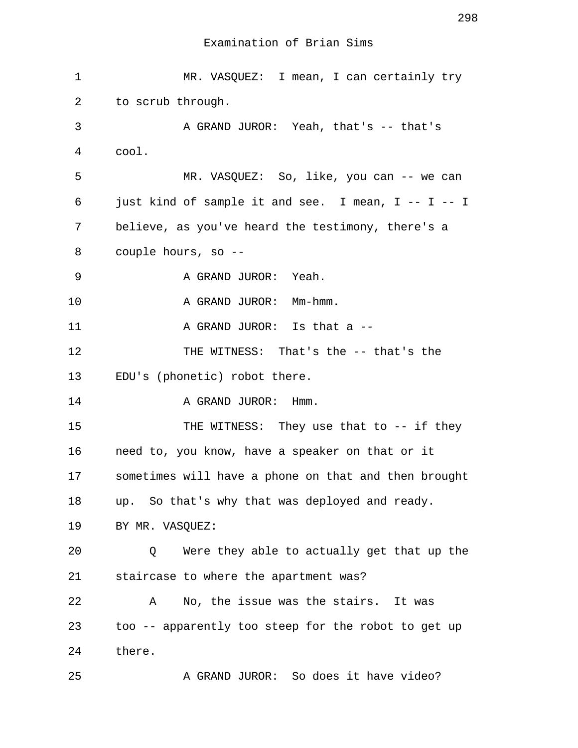Examination of Brian Sims

1 MR. VASQUEZ: I mean, I can certainly try
2 to scrub through.
3 A GRAND JUROR: Yeah, that's -- that's
4 cool.
5 MR. VASQUEZ: So, like, you can -- we can
6 just kind of sample it and see. I mean, I -- I -- I
7 believe, as you've heard the testimony, there's a
8 couple hours, so --
9 A GRAND JUROR: Yeah.
10 A GRAND JUROR: Mm-hmm.
11 A GRAND JUROR: Is that a --
12 THE WITNESS: That's the -- that's the
13 EDU's (phonetic) robot there.
14 A GRAND JUROR: Hmm.
15 THE WITNESS: They use that to -- if they
16 need to, you know, have a speaker on that or it
17 sometimes will have a phone on that and then brought
18 up. So that's why that was deployed and ready.
19 BY MR. VASQUEZ:
20 Q Were they able to actually get that up the
21 staircase to where the apartment was?
22 A No, the issue was the stairs. It was
23 too -- apparently too steep for the robot to get up
24 there.
25 A GRAND JUROR: So does it have video?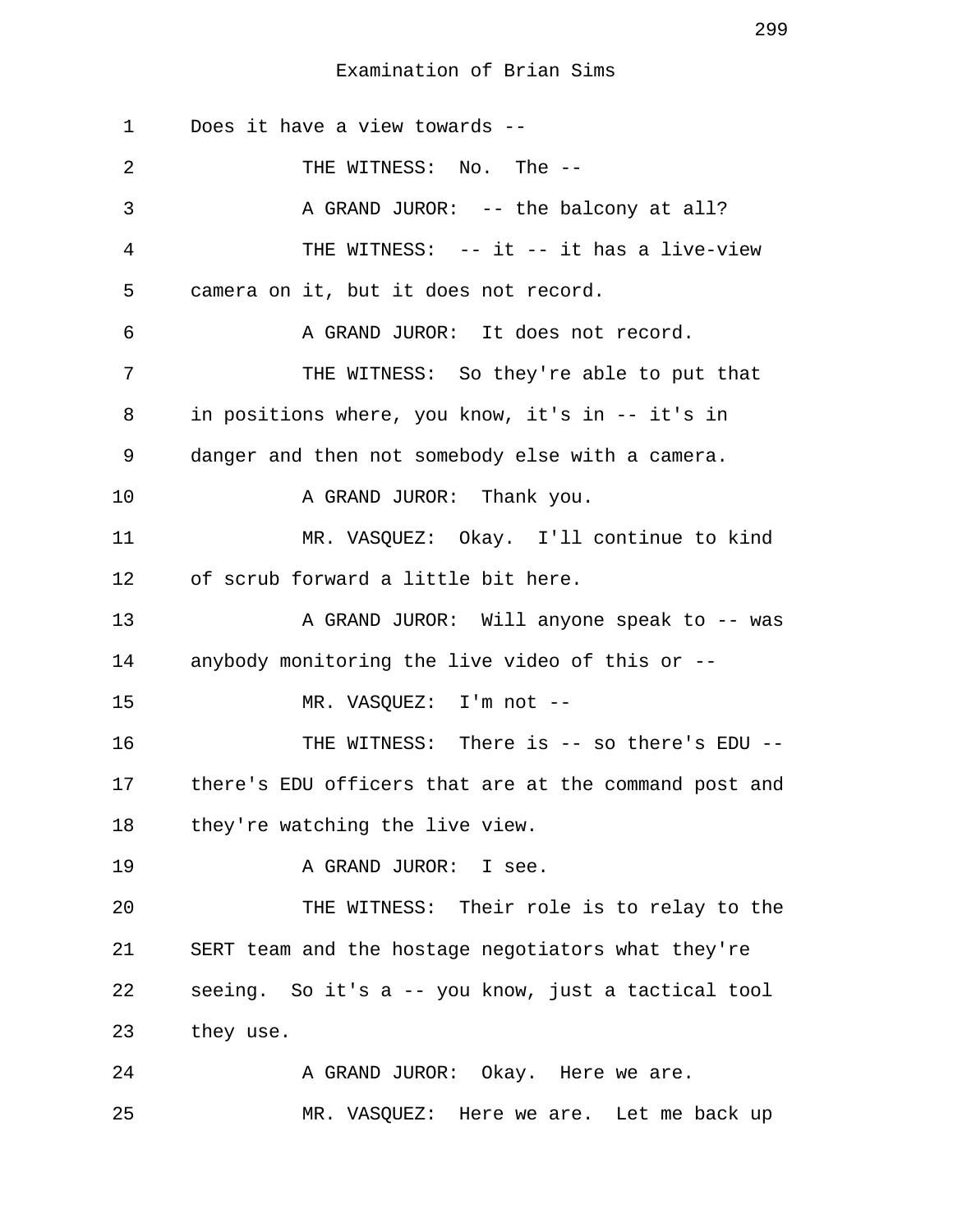Examination of Brian Sims

1 Does it have a view towards --

2 THE WITNESS: No. The --

3 A GRAND JUROR: -- the balcony at all?

4 THE WITNESS: -- it -- it has a live-view

5 camera on it, but it does not record.

6 A GRAND JUROR: It does not record.

7 THE WITNESS: So they're able to put that

8 in positions where, you know, it's in -- it's in

9 danger and then not somebody else with a camera.

10 A GRAND JUROR: Thank you.

11 MR. VASQUEZ: Okay. I'll continue to kind

12 of scrub forward a little bit here.

13 A GRAND JUROR: Will anyone speak to -- was

14 anybody monitoring the live video of this or --

15 MR. VASQUEZ: I'm not --

16 THE WITNESS: There is -- so there's EDU --

17 there's EDU officers that are at the command post and

18 they're watching the live view.

19 A GRAND JUROR: I see.

20 THE WITNESS: Their role is to relay to the

21 SERT team and the hostage negotiators what they're

22 seeing. So it's a -- you know, just a tactical tool

23 they use.

24 A GRAND JUROR: Okay. Here we are.

25 MR. VASQUEZ: Here we are. Let me back up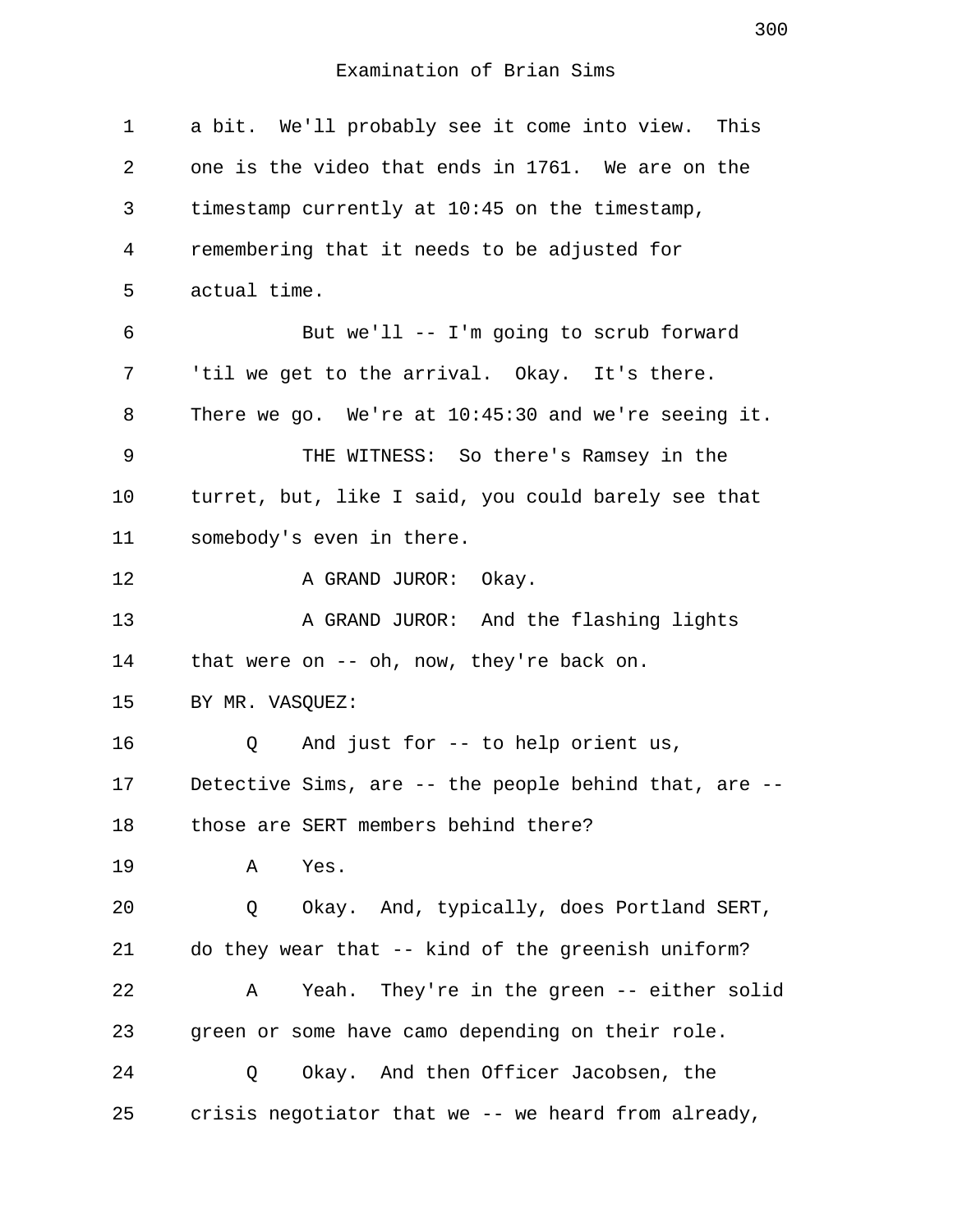Examination of Brian Sims

a bit. We'll probably see it come into view. This one is the video that ends in 1761. We are on the timestamp currently at 10:45 on the timestamp, remembering that it needs to be adjusted for actual time.

But we'll -- I'm going to scrub forward 'til we get to the arrival. Okay. It's there. There we go. We're at 10:45:30 and we're seeing it.

THE WITNESS: So there's Ramsey in the turret, but, like I said, you could barely see that somebody's even in there.

A GRAND JUROR: Okay.

A GRAND JUROR: And the flashing lights that were on -- oh, now, they're back on.

BY MR. VASQUEZ:

Q And just for -- to help orient us, Detective Sims, are -- the people behind that, are -- those are SERT members behind there?

A Yes.

Q Okay. And, typically, does Portland SERT, do they wear that -- kind of the greenish uniform?

A Yeah. They're in the green -- either solid green or some have camo depending on their role.

Q Okay. And then Officer Jacobsen, the crisis negotiator that we -- we heard from already,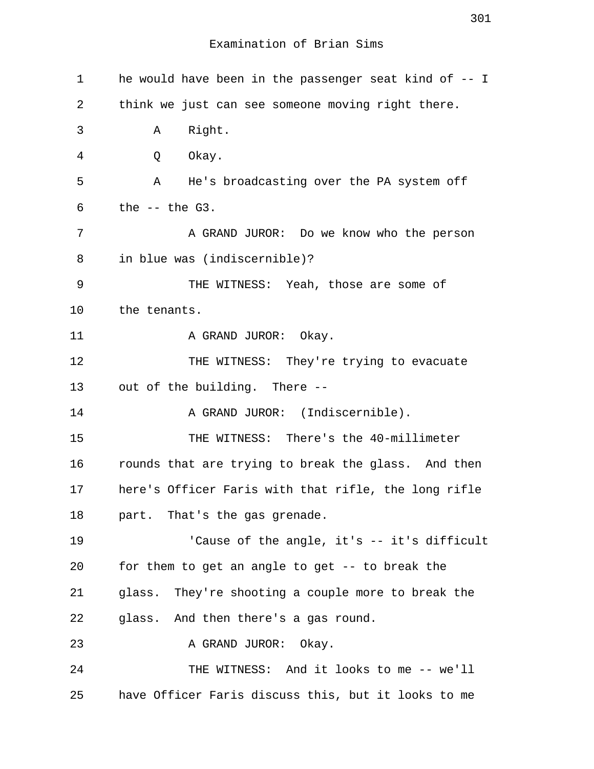Examination of Brian Sims

1 he would have been in the passenger seat kind of -- I
2 think we just can see someone moving right there.
3 A Right.
4 Q Okay.
5 A He's broadcasting over the PA system off
6 the -- the G3.
7 A GRAND JUROR: Do we know who the person
8 in blue was (indiscernible)?
9 THE WITNESS: Yeah, those are some of
10 the tenants.
11 A GRAND JUROR: Okay.
12 THE WITNESS: They're trying to evacuate
13 out of the building. There --
14 A GRAND JUROR: (Indiscernible).
15 THE WITNESS: There's the 40-millimeter
16 rounds that are trying to break the glass. And then
17 here's Officer Faris with that rifle, the long rifle
18 part. That's the gas grenade.
19 'Cause of the angle, it's -- it's difficult
20 for them to get an angle to get -- to break the
21 glass. They're shooting a couple more to break the
22 glass. And then there's a gas round.
23 A GRAND JUROR: Okay.
24 THE WITNESS: And it looks to me -- we'll
25 have Officer Faris discuss this, but it looks to me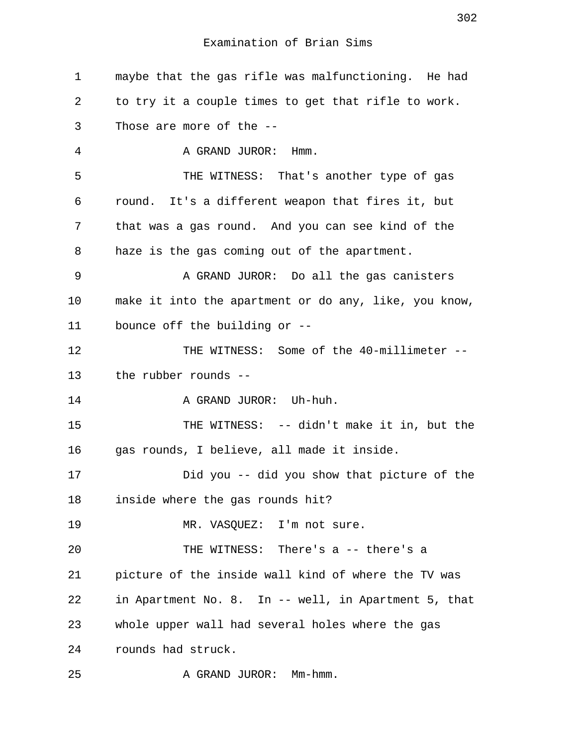maybe that the gas rifle was malfunctioning. He had to try it a couple times to get that rifle to work. Those are more of the --

A GRAND JUROR: Hmm.

THE WITNESS: That's another type of gas round. It's a different weapon that fires it, but that was a gas round. And you can see kind of the haze is the gas coming out of the apartment.

A GRAND JUROR: Do all the gas canisters make it into the apartment or do any, like, you know, bounce off the building or --

THE WITNESS: Some of the 40-millimeter -- the rubber rounds --

A GRAND JUROR: Uh-huh.

THE WITNESS: -- didn't make it in, but the gas rounds, I believe, all made it inside.

Did you -- did you show that picture of the inside where the gas rounds hit?

MR. VASQUEZ: I'm not sure.

THE WITNESS: There's a -- there's a picture of the inside wall kind of where the TV was in Apartment No. 8. In -- well, in Apartment 5, that whole upper wall had several holes where the gas rounds had struck.

A GRAND JUROR: Mm-hmm.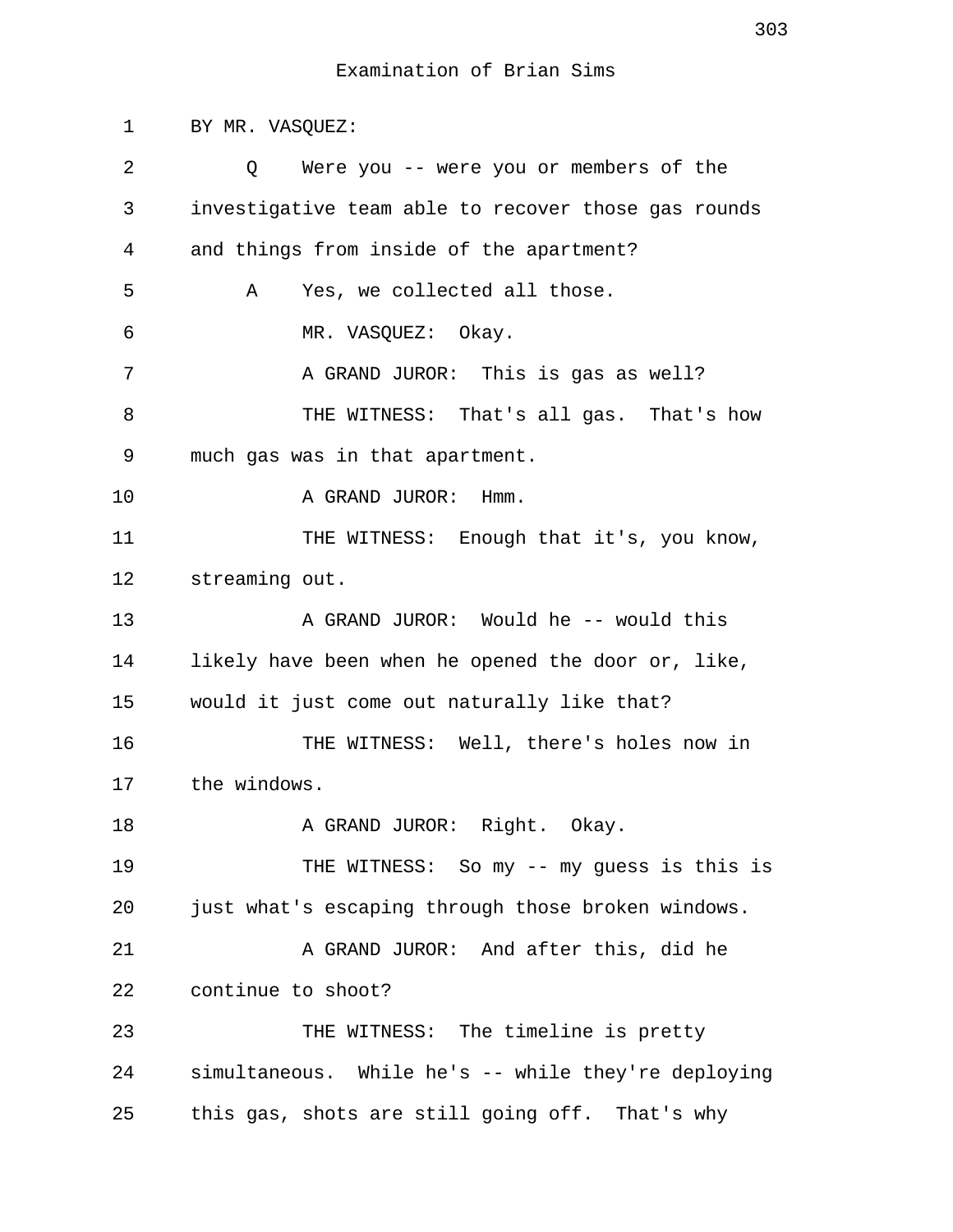Examination of Brian Sims

BY MR. VASQUEZ:

Q Were you -- were you or members of the investigative team able to recover those gas rounds and things from inside of the apartment?

A Yes, we collected all those.

MR. VASQUEZ: Okay.

A GRAND JUROR: This is gas as well?

THE WITNESS: That's all gas. That's how much gas was in that apartment.

A GRAND JUROR: Hmm.

THE WITNESS: Enough that it's, you know, streaming out.

A GRAND JUROR: Would he -- would this likely have been when he opened the door or, like, would it just come out naturally like that?

THE WITNESS: Well, there's holes now in the windows.

A GRAND JUROR: Right. Okay.

THE WITNESS: So my -- my guess is this is just what's escaping through those broken windows.

A GRAND JUROR: And after this, did he continue to shoot?

THE WITNESS: The timeline is pretty simultaneous. While he's -- while they're deploying this gas, shots are still going off. That's why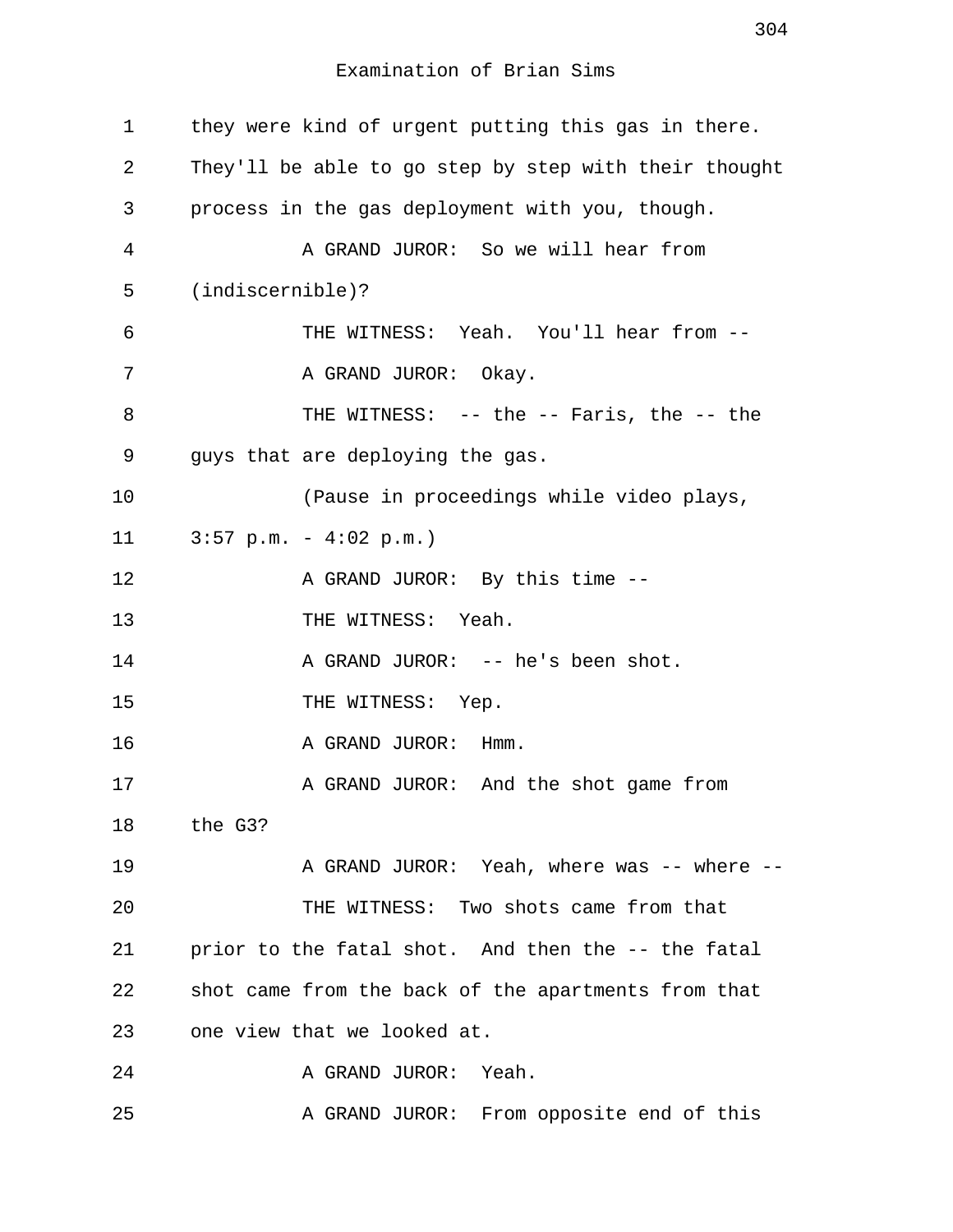Examination of Brian Sims

1 they were kind of urgent putting this gas in there.
2 They'll be able to go step by step with their thought
3 process in the gas deployment with you, though.
4 A GRAND JUROR: So we will hear from
5 (indiscernible)?
6 THE WITNESS: Yeah. You'll hear from --
7 A GRAND JUROR: Okay.
8 THE WITNESS: -- the -- Faris, the -- the
9 guys that are deploying the gas.
10 (Pause in proceedings while video plays,
11 3:57 p.m. - 4:02 p.m.)
12 A GRAND JUROR: By this time --
13 THE WITNESS: Yeah.
14 A GRAND JUROR: -- he's been shot.
15 THE WITNESS: Yep.
16 A GRAND JUROR: Hmm.
17 A GRAND JUROR: And the shot game from
18 the G3?
19 A GRAND JUROR: Yeah, where was -- where --
20 THE WITNESS: Two shots came from that
21 prior to the fatal shot. And then the -- the fatal
22 shot came from the back of the apartments from that
23 one view that we looked at.
24 A GRAND JUROR: Yeah.
25 A GRAND JUROR: From opposite end of this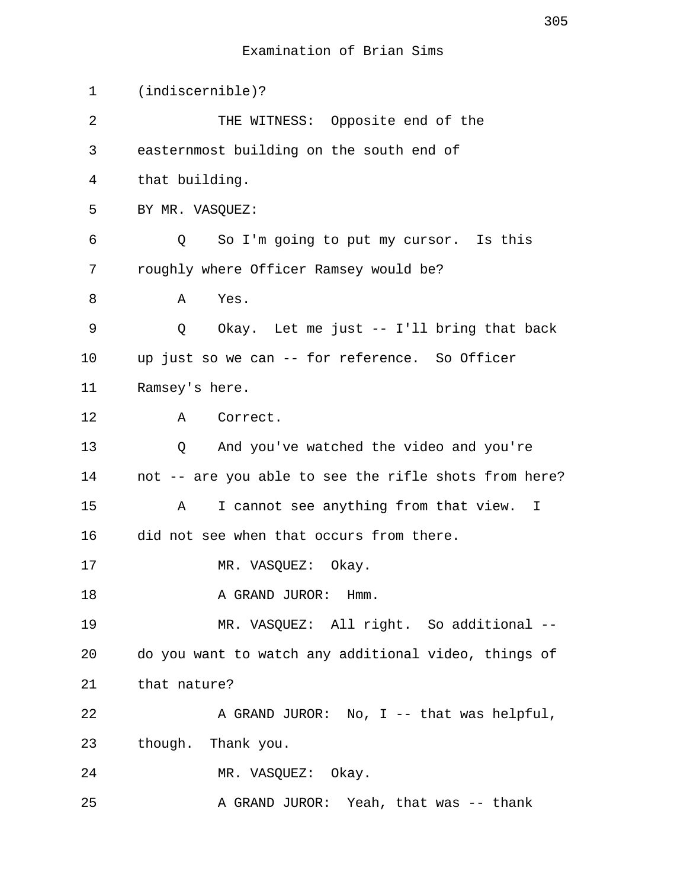Examination of Brian Sims

1 (indiscernible)?

2 THE WITNESS: Opposite end of the

3 easternmost building on the south end of

4 that building.

5 BY MR. VASQUEZ:

6 Q So I'm going to put my cursor. Is this

7 roughly where Officer Ramsey would be?

8 A Yes.

9 Q Okay. Let me just -- I'll bring that back

10 up just so we can -- for reference. So Officer

11 Ramsey's here.

12 A Correct.

13 Q And you've watched the video and you're

14 not -- are you able to see the rifle shots from here?

15 A I cannot see anything from that view. I

16 did not see when that occurs from there.

17 MR. VASQUEZ: Okay.

18 A GRAND JUROR: Hmm.

19 MR. VASQUEZ: All right. So additional --

20 do you want to watch any additional video, things of

21 that nature?

22 A GRAND JUROR: No, I -- that was helpful,

23 though. Thank you.

24 MR. VASQUEZ: Okay.

25 A GRAND JUROR: Yeah, that was -- thank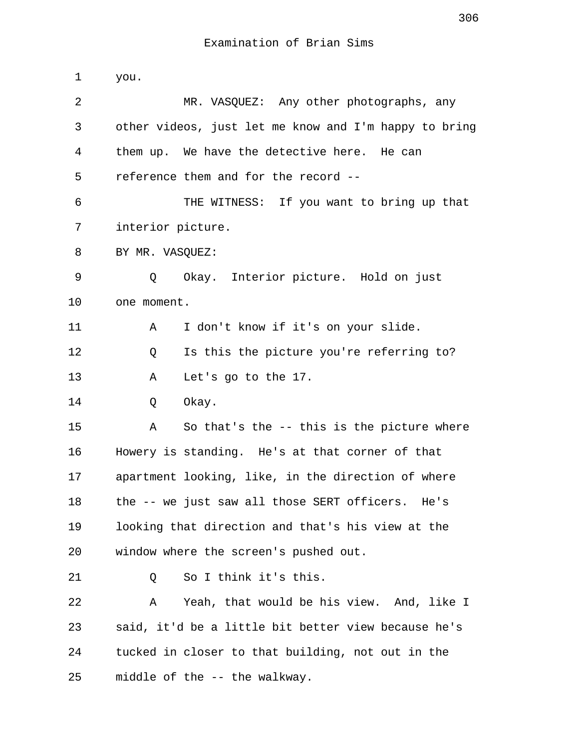Examination of Brian Sims

1 you.

2 MR. VASQUEZ: Any other photographs, any
3 other videos, just let me know and I'm happy to bring
4 them up. We have the detective here. He can
5 reference them and for the record --

6 THE WITNESS: If you want to bring up that
7 interior picture.

8 BY MR. VASQUEZ:

9 Q Okay. Interior picture. Hold on just
10 one moment.

11 A I don't know if it's on your slide.

12 Q Is this the picture you're referring to?

13 A Let's go to the 17.

14 Q Okay.

15 A So that's the -- this is the picture where
16 Howery is standing. He's at that corner of that
17 apartment looking, like, in the direction of where
18 the -- we just saw all those SERT officers. He's
19 looking that direction and that's his view at the
20 window where the screen's pushed out.

21 Q So I think it's this.

22 A Yeah, that would be his view. And, like I
23 said, it'd be a little bit better view because he's
24 tucked in closer to that building, not out in the
25 middle of the -- the walkway.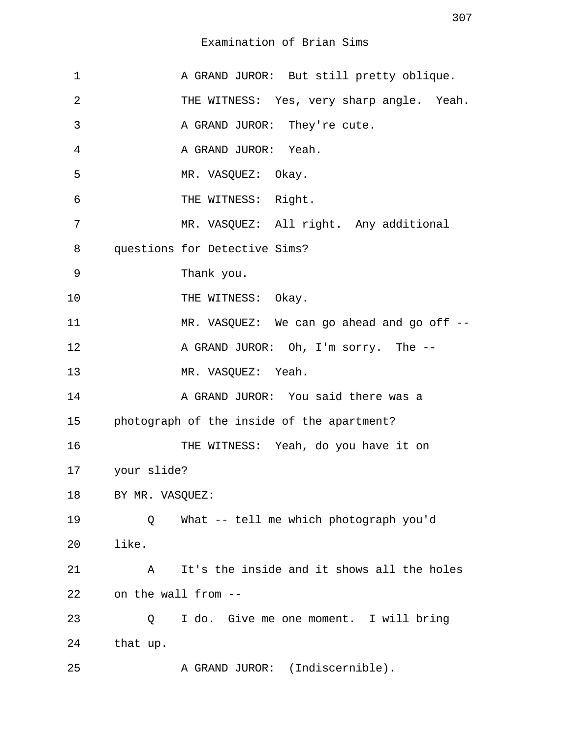Examination of Brian Sims

1 A GRAND JUROR: But still pretty oblique.

2 THE WITNESS: Yes, very sharp angle. Yeah.

3 A GRAND JUROR: They're cute.

4 A GRAND JUROR: Yeah.

5 MR. VASQUEZ: Okay.

6 THE WITNESS: Right.

7 MR. VASQUEZ: All right. Any additional

8 questions for Detective Sims?

9 Thank you.

10 THE WITNESS: Okay.

11 MR. VASQUEZ: We can go ahead and go off --

12 A GRAND JUROR: Oh, I'm sorry. The --

13 MR. VASQUEZ: Yeah.

14 A GRAND JUROR: You said there was a

15 photograph of the inside of the apartment?

16 THE WITNESS: Yeah, do you have it on

17 your slide?

18 BY MR. VASQUEZ:

19 Q What -- tell me which photograph you'd

20 like.

21 A It's the inside and it shows all the holes

22 on the wall from --

23 Q I do. Give me one moment. I will bring

24 that up.

25 A GRAND JUROR: (Indiscernible).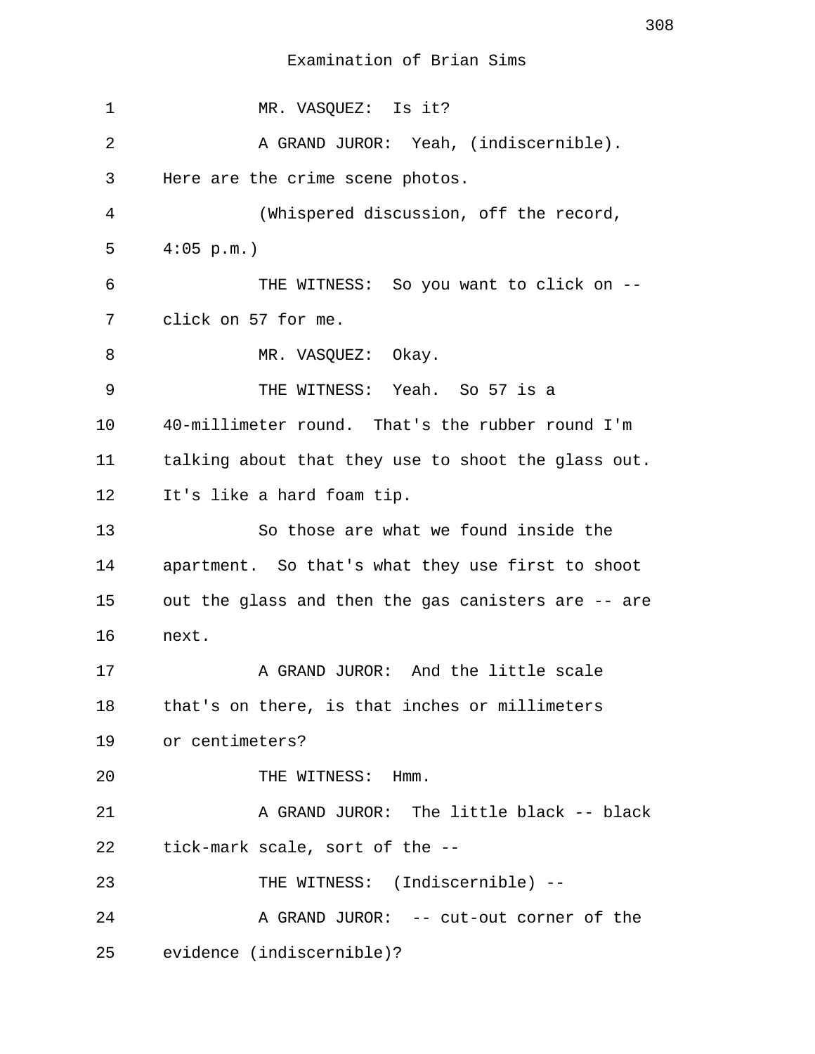Examination of Brian Sims

MR. VASQUEZ: Is it?

A GRAND JUROR: Yeah, (indiscernible). Here are the crime scene photos.

(Whispered discussion, off the record, 4:05 p.m.)

THE WITNESS: So you want to click on -- click on 57 for me.

MR. VASQUEZ: Okay.

THE WITNESS: Yeah. So 57 is a 40-millimeter round. That's the rubber round I'm talking about that they use to shoot the glass out. It's like a hard foam tip.

So those are what we found inside the apartment. So that's what they use first to shoot out the glass and then the gas canisters are -- are next.

A GRAND JUROR: And the little scale that's on there, is that inches or millimeters or centimeters?

THE WITNESS: Hmm.

A GRAND JUROR: The little black -- black tick-mark scale, sort of the --

THE WITNESS: (Indiscernible) --

A GRAND JUROR: -- cut-out corner of the evidence (indiscernible)?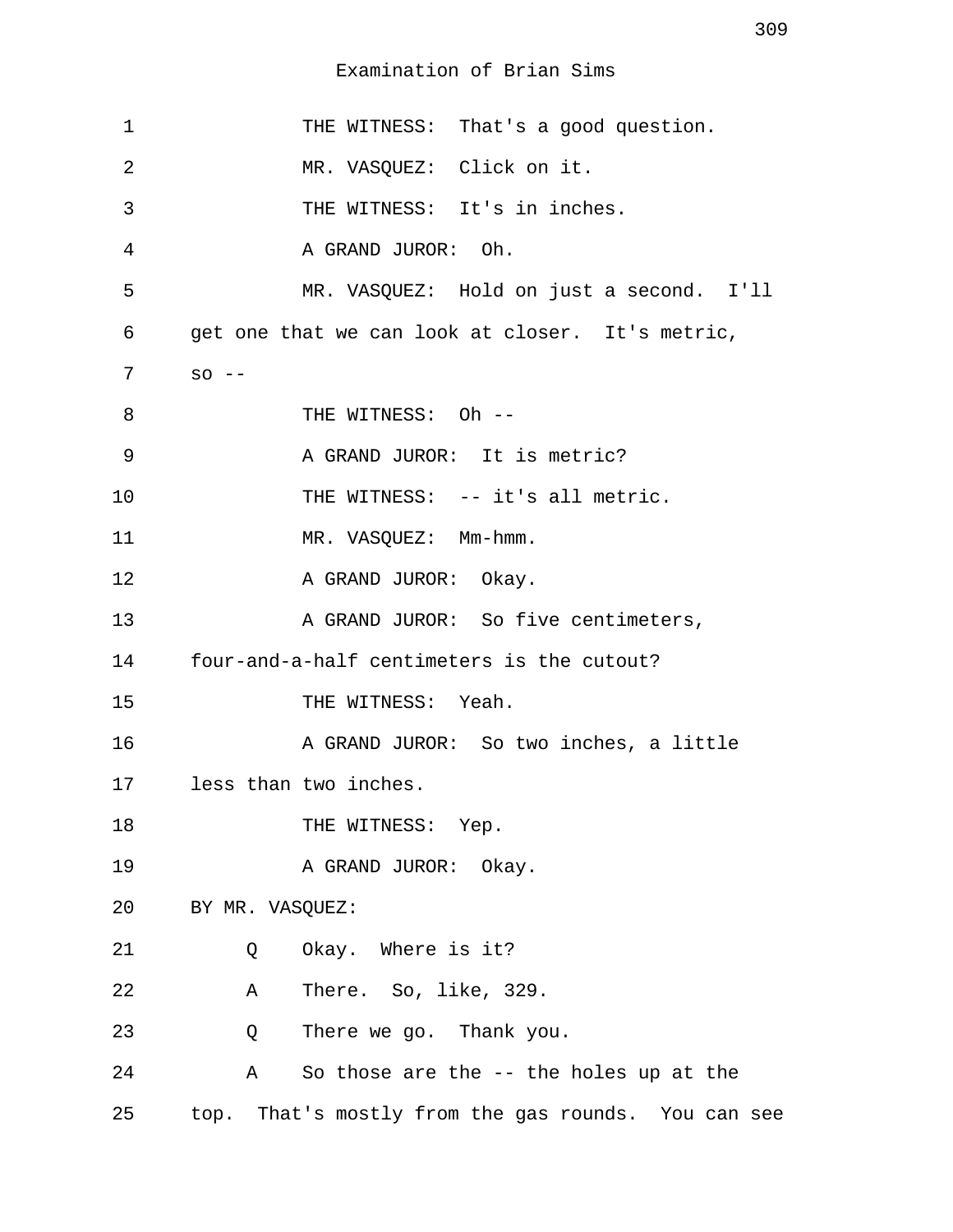Examination of Brian Sims

1 THE WITNESS: That's a good question.

2 MR. VASQUEZ: Click on it.

3 THE WITNESS: It's in inches.

4 A GRAND JUROR: Oh.

5 MR. VASQUEZ: Hold on just a second. I'll

6 get one that we can look at closer. It's metric,

7 so --

8 THE WITNESS: Oh --

9 A GRAND JUROR: It is metric?

10 THE WITNESS: -- it's all metric.

11 MR. VASQUEZ: Mm-hmm.

12 A GRAND JUROR: Okay.

13 A GRAND JUROR: So five centimeters,

14 four-and-a-half centimeters is the cutout?

15 THE WITNESS: Yeah.

16 A GRAND JUROR: So two inches, a little

17 less than two inches.

18 THE WITNESS: Yep.

19 A GRAND JUROR: Okay.

20 BY MR. VASQUEZ:

21 Q Okay. Where is it?

22 A There. So, like, 329.

23 Q There we go. Thank you.

24 A So those are the -- the holes up at the

25 top. That's mostly from the gas rounds. You can see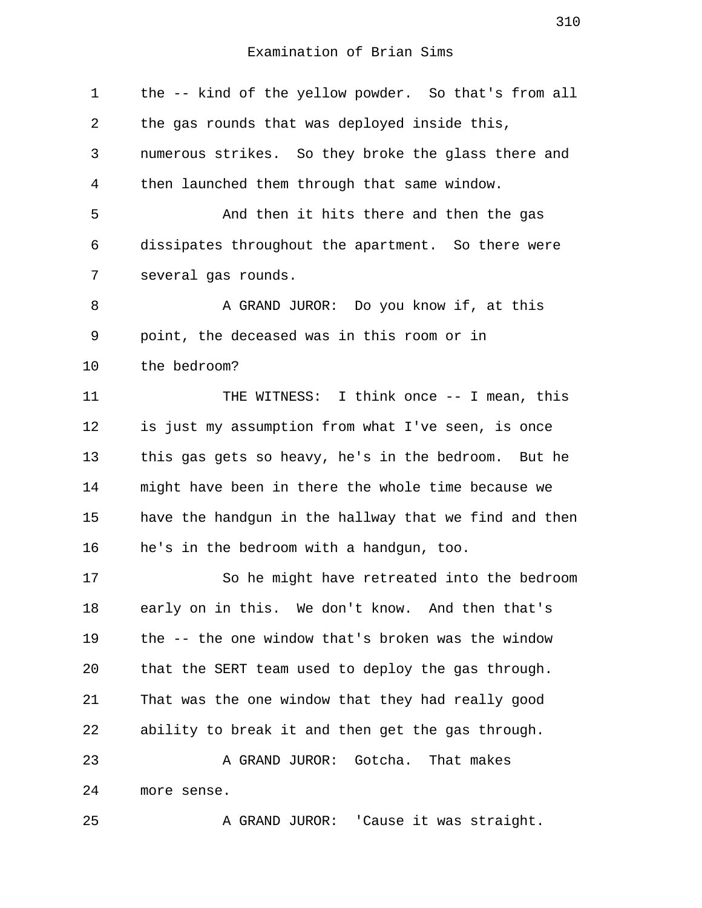Examination of Brian Sims

the -- kind of the yellow powder. So that's from all the gas rounds that was deployed inside this, numerous strikes. So they broke the glass there and then launched them through that same window.

And then it hits there and then the gas dissipates throughout the apartment. So there were several gas rounds.

A GRAND JUROR: Do you know if, at this point, the deceased was in this room or in the bedroom?

THE WITNESS: I think once -- I mean, this is just my assumption from what I've seen, is once this gas gets so heavy, he's in the bedroom. But he might have been in there the whole time because we have the handgun in the hallway that we find and then he's in the bedroom with a handgun, too.

So he might have retreated into the bedroom early on in this. We don't know. And then that's the -- the one window that's broken was the window that the SERT team used to deploy the gas through. That was the one window that they had really good ability to break it and then get the gas through.

A GRAND JUROR: Gotcha. That makes more sense.

A GRAND JUROR: 'Cause it was straight.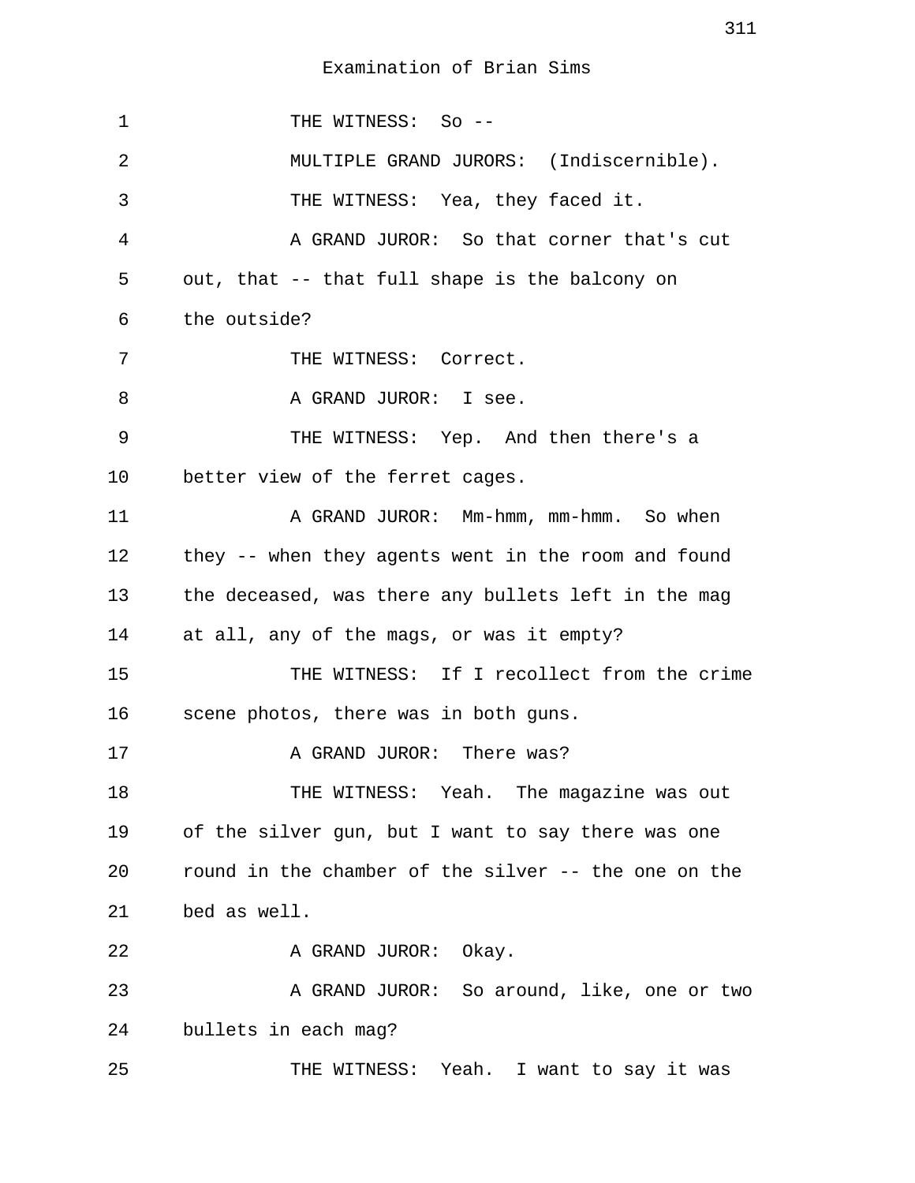Examination of Brian Sims

1 THE WITNESS: So --

2 MULTIPLE GRAND JURORS: (Indiscernible).

3 THE WITNESS: Yea, they faced it.

4 A GRAND JUROR: So that corner that's cut
5 out, that -- that full shape is the balcony on
6 the outside?

7 THE WITNESS: Correct.

8 A GRAND JUROR: I see.

9 THE WITNESS: Yep. And then there's a
10 better view of the ferret cages.

11 A GRAND JUROR: Mm-hmm, mm-hmm. So when
12 they -- when they agents went in the room and found
13 the deceased, was there any bullets left in the mag
14 at all, any of the mags, or was it empty?

15 THE WITNESS: If I recollect from the crime
16 scene photos, there was in both guns.

17 A GRAND JUROR: There was?

18 THE WITNESS: Yeah. The magazine was out
19 of the silver gun, but I want to say there was one
20 round in the chamber of the silver -- the one on the
21 bed as well.

22 A GRAND JUROR: Okay.

23 A GRAND JUROR: So around, like, one or two
24 bullets in each mag?

25 THE WITNESS: Yeah. I want to say it was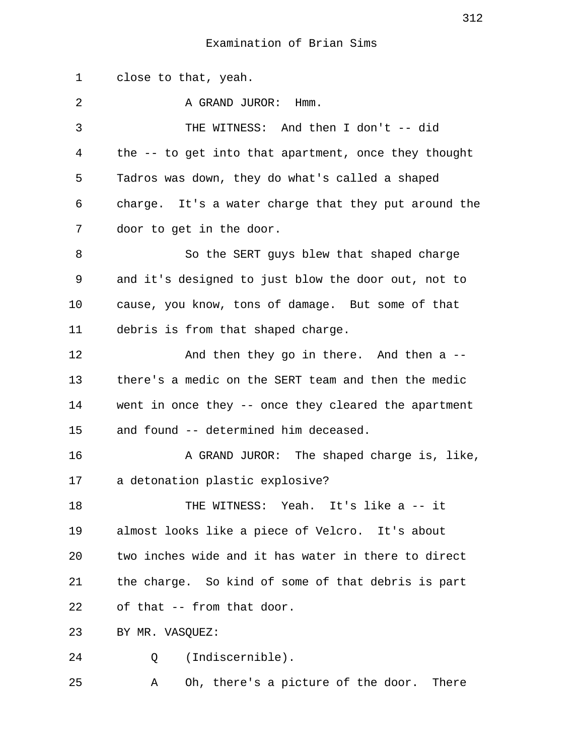Examination of Brian Sims

1 close to that, yeah.

2 A GRAND JUROR: Hmm.

3 THE WITNESS: And then I don't -- did

4 the -- to get into that apartment, once they thought

5 Tadros was down, they do what's called a shaped

6 charge. It's a water charge that they put around the

7 door to get in the door.

8 So the SERT guys blew that shaped charge

9 and it's designed to just blow the door out, not to

10 cause, you know, tons of damage. But some of that

11 debris is from that shaped charge.

12 And then they go in there. And then a --

13 there's a medic on the SERT team and then the medic

14 went in once they -- once they cleared the apartment

15 and found -- determined him deceased.

16 A GRAND JUROR: The shaped charge is, like,

17 a detonation plastic explosive?

18 THE WITNESS: Yeah. It's like a -- it

19 almost looks like a piece of Velcro. It's about

20 two inches wide and it has water in there to direct

21 the charge. So kind of some of that debris is part

22 of that -- from that door.

23 BY MR. VASQUEZ:

24 Q (Indiscernible).

25 A Oh, there's a picture of the door. There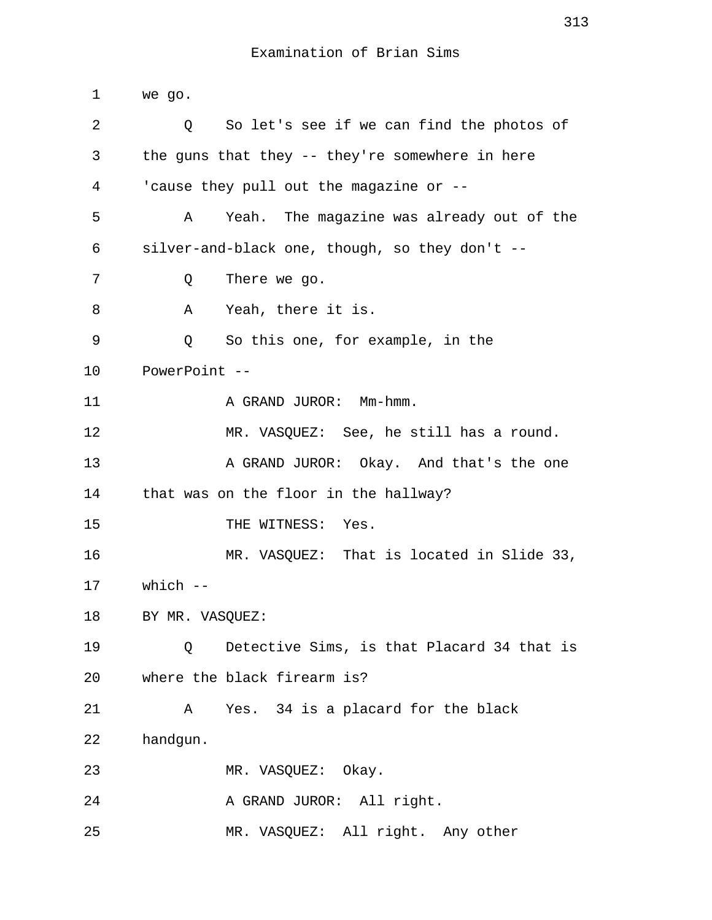Examination of Brian Sims

1 we go.

2 Q So let's see if we can find the photos of

3 the guns that they -- they're somewhere in here

4 'cause they pull out the magazine or --

5 A Yeah. The magazine was already out of the

6 silver-and-black one, though, so they don't --

7 Q There we go.

8 A Yeah, there it is.

9 Q So this one, for example, in the

10 PowerPoint --

11 A GRAND JUROR: Mm-hmm.

12 MR. VASQUEZ: See, he still has a round.

13 A GRAND JUROR: Okay. And that's the one

14 that was on the floor in the hallway?

15 THE WITNESS: Yes.

16 MR. VASQUEZ: That is located in Slide 33,

17 which --

18 BY MR. VASQUEZ:

19 Q Detective Sims, is that Placard 34 that is

20 where the black firearm is?

21 A Yes. 34 is a placard for the black

22 handgun.

23 MR. VASQUEZ: Okay.

24 A GRAND JUROR: All right.

25 MR. VASQUEZ: All right. Any other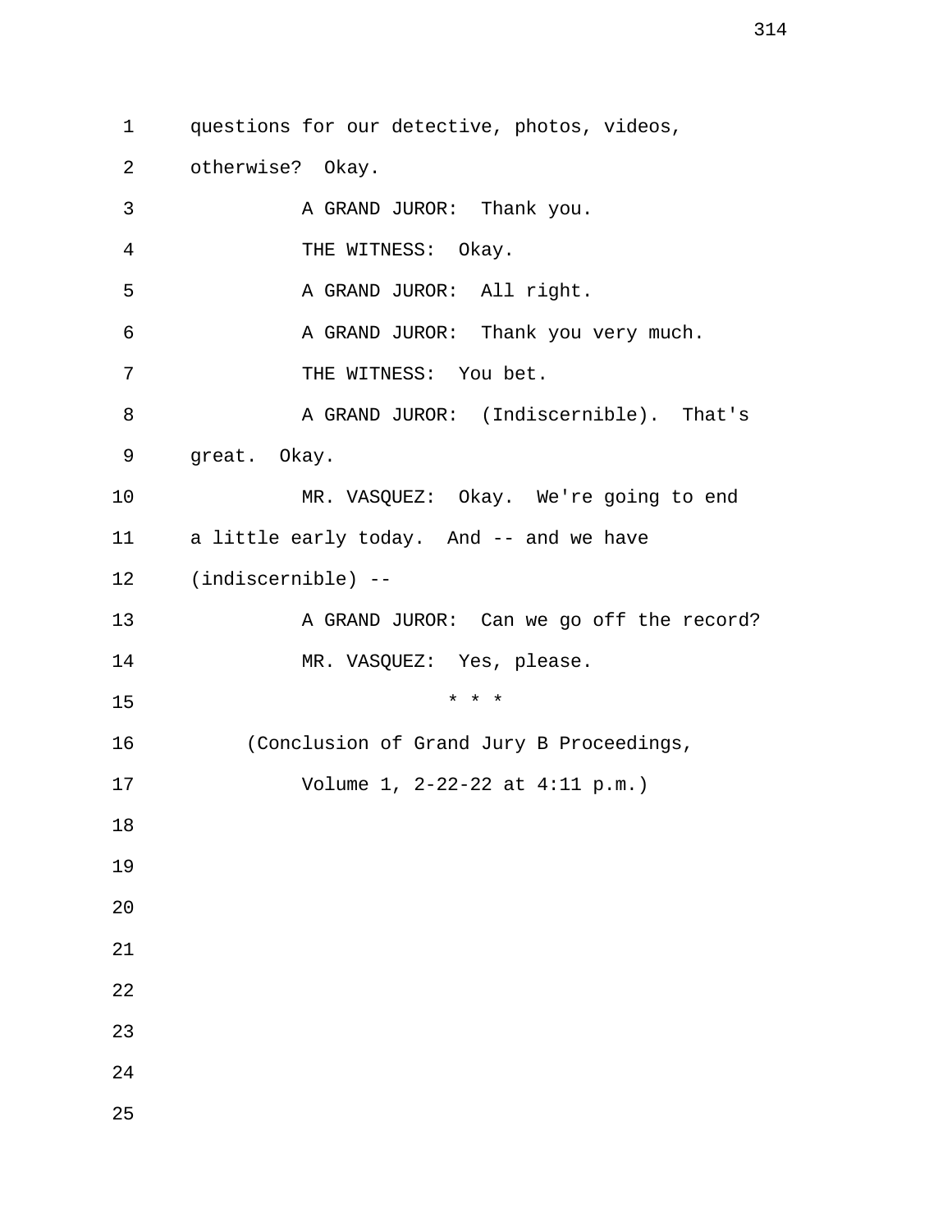questions for our detective, photos, videos, otherwise? Okay.

A GRAND JUROR: Thank you.

THE WITNESS: Okay.

A GRAND JUROR: All right.

A GRAND JUROR: Thank you very much.

THE WITNESS: You bet.

A GRAND JUROR: (Indiscernible). That's great. Okay.

MR. VASQUEZ: Okay. We're going to end a little early today. And -- and we have (indiscernible) --

A GRAND JUROR: Can we go off the record?

MR. VASQUEZ: Yes, please.

\* \* \*

(Conclusion of Grand Jury B Proceedings, Volume 1, 2-22-22 at 4:11 p.m.)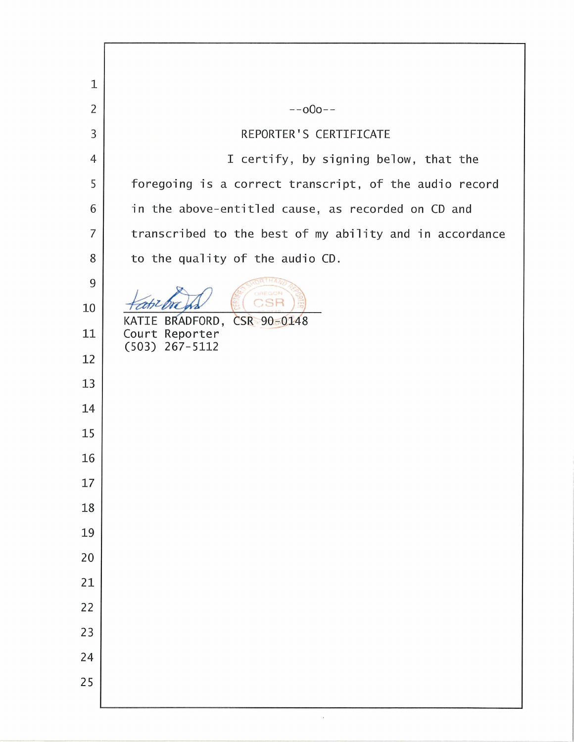--oOo--

REPORTER'S CERTIFICATE

I certify, by signing below, that the foregoing is a correct transcript, of the audio record in the above-entitled cause, as recorded on CD and transcribed to the best of my ability and in accordance to the quality of the audio CD.

KATIE BRADFORD, CSR 90-0148
Court Reporter
(503) 267-5112